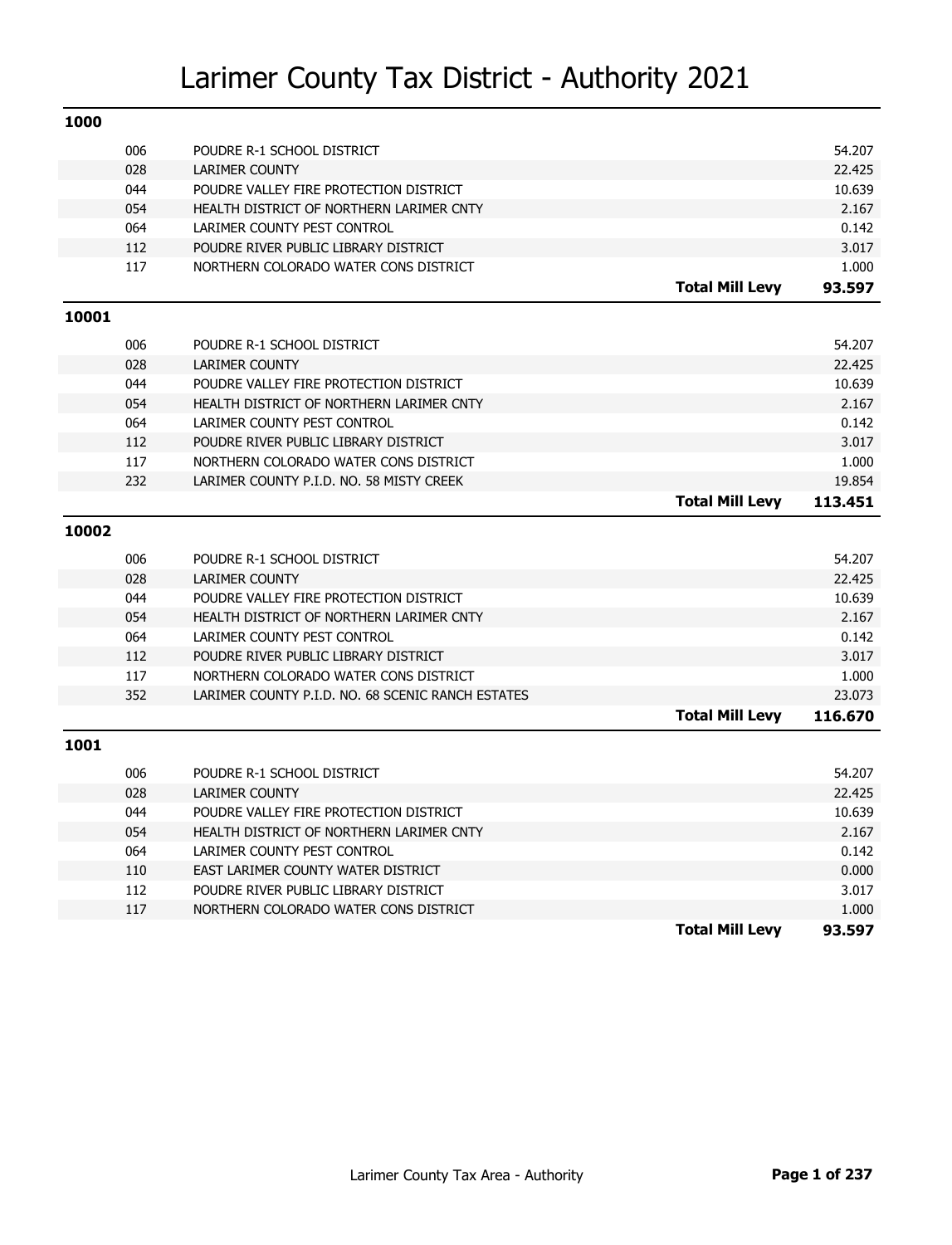# Larimer County Tax District - Authority 2021

## 1000

| Code | Authority | | Mill Levy |
|---|---|---|---|
| 006 | POUDRE R-1 SCHOOL DISTRICT | | 54.207 |
| 028 | LARIMER COUNTY | | 22.425 |
| 044 | POUDRE VALLEY FIRE PROTECTION DISTRICT | | 10.639 |
| 054 | HEALTH DISTRICT OF NORTHERN LARIMER CNTY | | 2.167 |
| 064 | LARIMER COUNTY PEST CONTROL | | 0.142 |
| 112 | POUDRE RIVER PUBLIC LIBRARY DISTRICT | | 3.017 |
| 117 | NORTHERN COLORADO WATER CONS DISTRICT | | 1.000 |
| | | **Total Mill Levy** | **93.597** |

## 10001

| Code | Authority | | Mill Levy |
|---|---|---|---|
| 006 | POUDRE R-1 SCHOOL DISTRICT | | 54.207 |
| 028 | LARIMER COUNTY | | 22.425 |
| 044 | POUDRE VALLEY FIRE PROTECTION DISTRICT | | 10.639 |
| 054 | HEALTH DISTRICT OF NORTHERN LARIMER CNTY | | 2.167 |
| 064 | LARIMER COUNTY PEST CONTROL | | 0.142 |
| 112 | POUDRE RIVER PUBLIC LIBRARY DISTRICT | | 3.017 |
| 117 | NORTHERN COLORADO WATER CONS DISTRICT | | 1.000 |
| 232 | LARIMER COUNTY P.I.D. NO. 58 MISTY CREEK | | 19.854 |
| | | **Total Mill Levy** | **113.451** |

## 10002

| Code | Authority | | Mill Levy |
|---|---|---|---|
| 006 | POUDRE R-1 SCHOOL DISTRICT | | 54.207 |
| 028 | LARIMER COUNTY | | 22.425 |
| 044 | POUDRE VALLEY FIRE PROTECTION DISTRICT | | 10.639 |
| 054 | HEALTH DISTRICT OF NORTHERN LARIMER CNTY | | 2.167 |
| 064 | LARIMER COUNTY PEST CONTROL | | 0.142 |
| 112 | POUDRE RIVER PUBLIC LIBRARY DISTRICT | | 3.017 |
| 117 | NORTHERN COLORADO WATER CONS DISTRICT | | 1.000 |
| 352 | LARIMER COUNTY P.I.D. NO. 68 SCENIC RANCH ESTATES | | 23.073 |
| | | **Total Mill Levy** | **116.670** |

## 1001

| Code | Authority | | Mill Levy |
|---|---|---|---|
| 006 | POUDRE R-1 SCHOOL DISTRICT | | 54.207 |
| 028 | LARIMER COUNTY | | 22.425 |
| 044 | POUDRE VALLEY FIRE PROTECTION DISTRICT | | 10.639 |
| 054 | HEALTH DISTRICT OF NORTHERN LARIMER CNTY | | 2.167 |
| 064 | LARIMER COUNTY PEST CONTROL | | 0.142 |
| 110 | EAST LARIMER COUNTY WATER DISTRICT | | 0.000 |
| 112 | POUDRE RIVER PUBLIC LIBRARY DISTRICT | | 3.017 |
| 117 | NORTHERN COLORADO WATER CONS DISTRICT | | 1.000 |
| | | **Total Mill Levy** | **93.597** |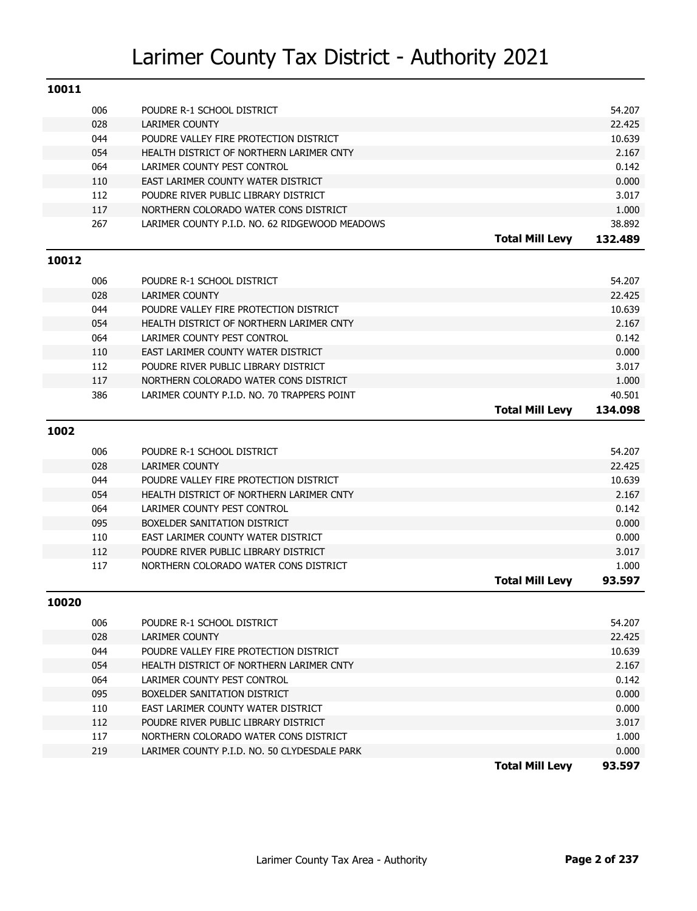# Larimer County Tax District - Authority 2021

## 10011

| Code | Authority | | Mill Levy |
|---|---|---|---|
| 006 | POUDRE R-1 SCHOOL DISTRICT | | 54.207 |
| 028 | LARIMER COUNTY | | 22.425 |
| 044 | POUDRE VALLEY FIRE PROTECTION DISTRICT | | 10.639 |
| 054 | HEALTH DISTRICT OF NORTHERN LARIMER CNTY | | 2.167 |
| 064 | LARIMER COUNTY PEST CONTROL | | 0.142 |
| 110 | EAST LARIMER COUNTY WATER DISTRICT | | 0.000 |
| 112 | POUDRE RIVER PUBLIC LIBRARY DISTRICT | | 3.017 |
| 117 | NORTHERN COLORADO WATER CONS DISTRICT | | 1.000 |
| 267 | LARIMER COUNTY P.I.D. NO. 62 RIDGEWOOD MEADOWS | | 38.892 |
| | | **Total Mill Levy** | **132.489** |

## 10012

| Code | Authority | | Mill Levy |
|---|---|---|---|
| 006 | POUDRE R-1 SCHOOL DISTRICT | | 54.207 |
| 028 | LARIMER COUNTY | | 22.425 |
| 044 | POUDRE VALLEY FIRE PROTECTION DISTRICT | | 10.639 |
| 054 | HEALTH DISTRICT OF NORTHERN LARIMER CNTY | | 2.167 |
| 064 | LARIMER COUNTY PEST CONTROL | | 0.142 |
| 110 | EAST LARIMER COUNTY WATER DISTRICT | | 0.000 |
| 112 | POUDRE RIVER PUBLIC LIBRARY DISTRICT | | 3.017 |
| 117 | NORTHERN COLORADO WATER CONS DISTRICT | | 1.000 |
| 386 | LARIMER COUNTY P.I.D. NO. 70 TRAPPERS POINT | | 40.501 |
| | | **Total Mill Levy** | **134.098** |

## 1002

| Code | Authority | | Mill Levy |
|---|---|---|---|
| 006 | POUDRE R-1 SCHOOL DISTRICT | | 54.207 |
| 028 | LARIMER COUNTY | | 22.425 |
| 044 | POUDRE VALLEY FIRE PROTECTION DISTRICT | | 10.639 |
| 054 | HEALTH DISTRICT OF NORTHERN LARIMER CNTY | | 2.167 |
| 064 | LARIMER COUNTY PEST CONTROL | | 0.142 |
| 095 | BOXELDER SANITATION DISTRICT | | 0.000 |
| 110 | EAST LARIMER COUNTY WATER DISTRICT | | 0.000 |
| 112 | POUDRE RIVER PUBLIC LIBRARY DISTRICT | | 3.017 |
| 117 | NORTHERN COLORADO WATER CONS DISTRICT | | 1.000 |
| | | **Total Mill Levy** | **93.597** |

## 10020

| Code | Authority | | Mill Levy |
|---|---|---|---|
| 006 | POUDRE R-1 SCHOOL DISTRICT | | 54.207 |
| 028 | LARIMER COUNTY | | 22.425 |
| 044 | POUDRE VALLEY FIRE PROTECTION DISTRICT | | 10.639 |
| 054 | HEALTH DISTRICT OF NORTHERN LARIMER CNTY | | 2.167 |
| 064 | LARIMER COUNTY PEST CONTROL | | 0.142 |
| 095 | BOXELDER SANITATION DISTRICT | | 0.000 |
| 110 | EAST LARIMER COUNTY WATER DISTRICT | | 0.000 |
| 112 | POUDRE RIVER PUBLIC LIBRARY DISTRICT | | 3.017 |
| 117 | NORTHERN COLORADO WATER CONS DISTRICT | | 1.000 |
| 219 | LARIMER COUNTY P.I.D. NO. 50 CLYDESDALE PARK | | 0.000 |
| | | **Total Mill Levy** | **93.597** |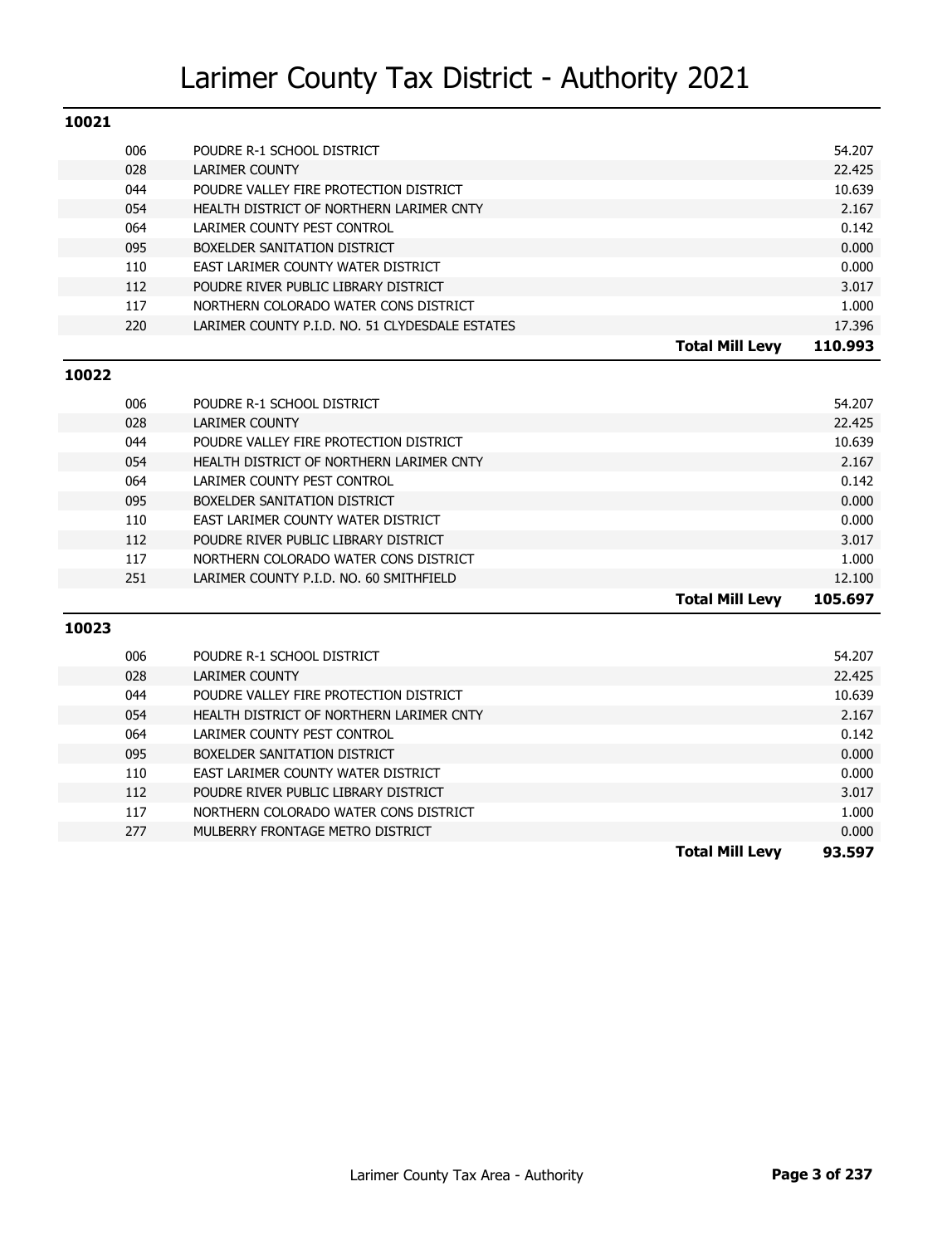# Larimer County Tax District - Authority 2021

## 10021

| Code | Authority | Mill Levy |
|---|---|---|
| 006 | POUDRE R-1 SCHOOL DISTRICT | 54.207 |
| 028 | LARIMER COUNTY | 22.425 |
| 044 | POUDRE VALLEY FIRE PROTECTION DISTRICT | 10.639 |
| 054 | HEALTH DISTRICT OF NORTHERN LARIMER CNTY | 2.167 |
| 064 | LARIMER COUNTY PEST CONTROL | 0.142 |
| 095 | BOXELDER SANITATION DISTRICT | 0.000 |
| 110 | EAST LARIMER COUNTY WATER DISTRICT | 0.000 |
| 112 | POUDRE RIVER PUBLIC LIBRARY DISTRICT | 3.017 |
| 117 | NORTHERN COLORADO WATER CONS DISTRICT | 1.000 |
| 220 | LARIMER COUNTY P.I.D. NO. 51 CLYDESDALE ESTATES | 17.396 |
| | **Total Mill Levy** | **110.993** |

## 10022

| Code | Authority | Mill Levy |
|---|---|---|
| 006 | POUDRE R-1 SCHOOL DISTRICT | 54.207 |
| 028 | LARIMER COUNTY | 22.425 |
| 044 | POUDRE VALLEY FIRE PROTECTION DISTRICT | 10.639 |
| 054 | HEALTH DISTRICT OF NORTHERN LARIMER CNTY | 2.167 |
| 064 | LARIMER COUNTY PEST CONTROL | 0.142 |
| 095 | BOXELDER SANITATION DISTRICT | 0.000 |
| 110 | EAST LARIMER COUNTY WATER DISTRICT | 0.000 |
| 112 | POUDRE RIVER PUBLIC LIBRARY DISTRICT | 3.017 |
| 117 | NORTHERN COLORADO WATER CONS DISTRICT | 1.000 |
| 251 | LARIMER COUNTY P.I.D. NO. 60 SMITHFIELD | 12.100 |
| | **Total Mill Levy** | **105.697** |

## 10023

| Code | Authority | Mill Levy |
|---|---|---|
| 006 | POUDRE R-1 SCHOOL DISTRICT | 54.207 |
| 028 | LARIMER COUNTY | 22.425 |
| 044 | POUDRE VALLEY FIRE PROTECTION DISTRICT | 10.639 |
| 054 | HEALTH DISTRICT OF NORTHERN LARIMER CNTY | 2.167 |
| 064 | LARIMER COUNTY PEST CONTROL | 0.142 |
| 095 | BOXELDER SANITATION DISTRICT | 0.000 |
| 110 | EAST LARIMER COUNTY WATER DISTRICT | 0.000 |
| 112 | POUDRE RIVER PUBLIC LIBRARY DISTRICT | 3.017 |
| 117 | NORTHERN COLORADO WATER CONS DISTRICT | 1.000 |
| 277 | MULBERRY FRONTAGE METRO DISTRICT | 0.000 |
| | **Total Mill Levy** | **93.597** |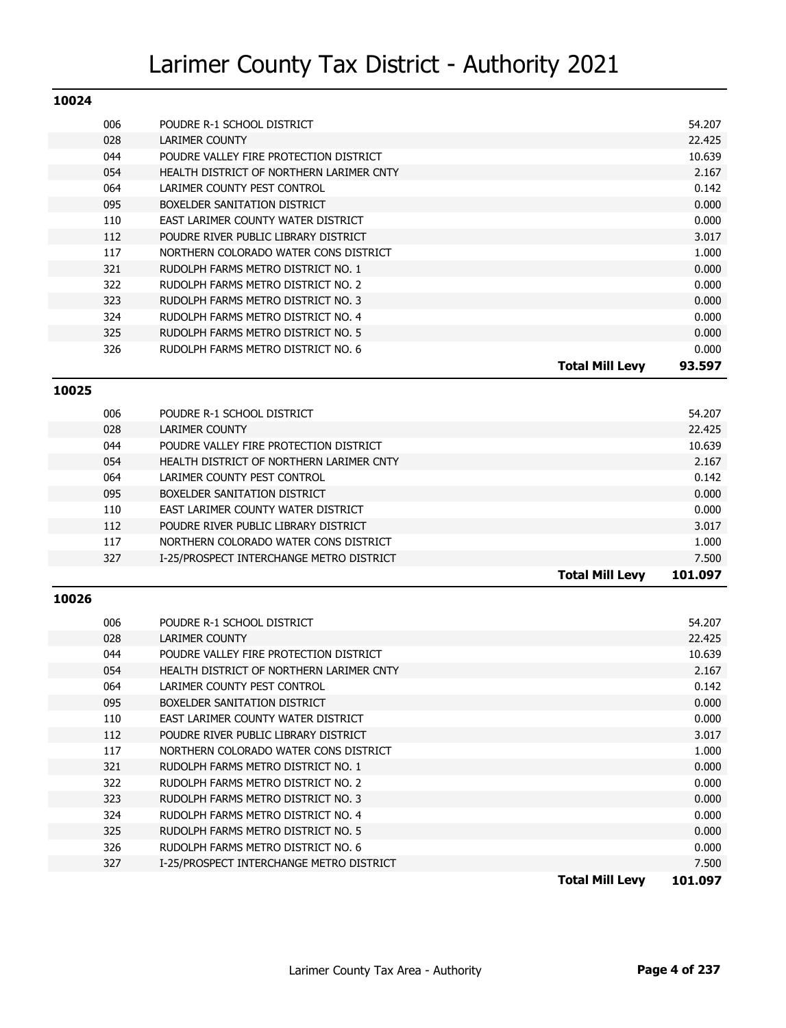# Larimer County Tax District - Authority 2021

## 10024

| Code | Authority | | Mill Levy |
|---|---|---|---|
| 006 | POUDRE R-1 SCHOOL DISTRICT | | 54.207 |
| 028 | LARIMER COUNTY | | 22.425 |
| 044 | POUDRE VALLEY FIRE PROTECTION DISTRICT | | 10.639 |
| 054 | HEALTH DISTRICT OF NORTHERN LARIMER CNTY | | 2.167 |
| 064 | LARIMER COUNTY PEST CONTROL | | 0.142 |
| 095 | BOXELDER SANITATION DISTRICT | | 0.000 |
| 110 | EAST LARIMER COUNTY WATER DISTRICT | | 0.000 |
| 112 | POUDRE RIVER PUBLIC LIBRARY DISTRICT | | 3.017 |
| 117 | NORTHERN COLORADO WATER CONS DISTRICT | | 1.000 |
| 321 | RUDOLPH FARMS METRO DISTRICT NO. 1 | | 0.000 |
| 322 | RUDOLPH FARMS METRO DISTRICT NO. 2 | | 0.000 |
| 323 | RUDOLPH FARMS METRO DISTRICT NO. 3 | | 0.000 |
| 324 | RUDOLPH FARMS METRO DISTRICT NO. 4 | | 0.000 |
| 325 | RUDOLPH FARMS METRO DISTRICT NO. 5 | | 0.000 |
| 326 | RUDOLPH FARMS METRO DISTRICT NO. 6 | | 0.000 |
| | | **Total Mill Levy** | **93.597** |

## 10025

| Code | Authority | | Mill Levy |
|---|---|---|---|
| 006 | POUDRE R-1 SCHOOL DISTRICT | | 54.207 |
| 028 | LARIMER COUNTY | | 22.425 |
| 044 | POUDRE VALLEY FIRE PROTECTION DISTRICT | | 10.639 |
| 054 | HEALTH DISTRICT OF NORTHERN LARIMER CNTY | | 2.167 |
| 064 | LARIMER COUNTY PEST CONTROL | | 0.142 |
| 095 | BOXELDER SANITATION DISTRICT | | 0.000 |
| 110 | EAST LARIMER COUNTY WATER DISTRICT | | 0.000 |
| 112 | POUDRE RIVER PUBLIC LIBRARY DISTRICT | | 3.017 |
| 117 | NORTHERN COLORADO WATER CONS DISTRICT | | 1.000 |
| 327 | I-25/PROSPECT INTERCHANGE METRO DISTRICT | | 7.500 |
| | | **Total Mill Levy** | **101.097** |

## 10026

| Code | Authority | | Mill Levy |
|---|---|---|---|
| 006 | POUDRE R-1 SCHOOL DISTRICT | | 54.207 |
| 028 | LARIMER COUNTY | | 22.425 |
| 044 | POUDRE VALLEY FIRE PROTECTION DISTRICT | | 10.639 |
| 054 | HEALTH DISTRICT OF NORTHERN LARIMER CNTY | | 2.167 |
| 064 | LARIMER COUNTY PEST CONTROL | | 0.142 |
| 095 | BOXELDER SANITATION DISTRICT | | 0.000 |
| 110 | EAST LARIMER COUNTY WATER DISTRICT | | 0.000 |
| 112 | POUDRE RIVER PUBLIC LIBRARY DISTRICT | | 3.017 |
| 117 | NORTHERN COLORADO WATER CONS DISTRICT | | 1.000 |
| 321 | RUDOLPH FARMS METRO DISTRICT NO. 1 | | 0.000 |
| 322 | RUDOLPH FARMS METRO DISTRICT NO. 2 | | 0.000 |
| 323 | RUDOLPH FARMS METRO DISTRICT NO. 3 | | 0.000 |
| 324 | RUDOLPH FARMS METRO DISTRICT NO. 4 | | 0.000 |
| 325 | RUDOLPH FARMS METRO DISTRICT NO. 5 | | 0.000 |
| 326 | RUDOLPH FARMS METRO DISTRICT NO. 6 | | 0.000 |
| 327 | I-25/PROSPECT INTERCHANGE METRO DISTRICT | | 7.500 |
| | | **Total Mill Levy** | **101.097** |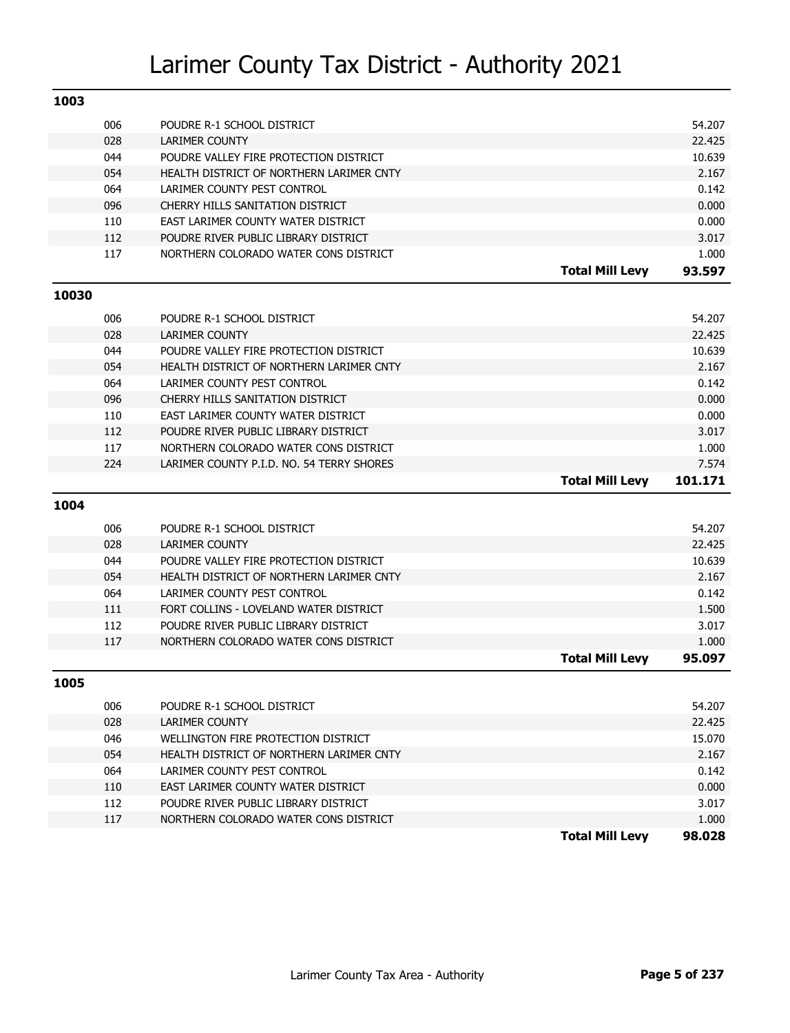# Larimer County Tax District - Authority 2021

## 1003

| Code | Authority | | Levy |
|---|---|---|---|
| 006 | POUDRE R-1 SCHOOL DISTRICT | | 54.207 |
| 028 | LARIMER COUNTY | | 22.425 |
| 044 | POUDRE VALLEY FIRE PROTECTION DISTRICT | | 10.639 |
| 054 | HEALTH DISTRICT OF NORTHERN LARIMER CNTY | | 2.167 |
| 064 | LARIMER COUNTY PEST CONTROL | | 0.142 |
| 096 | CHERRY HILLS SANITATION DISTRICT | | 0.000 |
| 110 | EAST LARIMER COUNTY WATER DISTRICT | | 0.000 |
| 112 | POUDRE RIVER PUBLIC LIBRARY DISTRICT | | 3.017 |
| 117 | NORTHERN COLORADO WATER CONS DISTRICT | | 1.000 |
| | | **Total Mill Levy** | **93.597** |

## 10030

| Code | Authority | | Levy |
|---|---|---|---|
| 006 | POUDRE R-1 SCHOOL DISTRICT | | 54.207 |
| 028 | LARIMER COUNTY | | 22.425 |
| 044 | POUDRE VALLEY FIRE PROTECTION DISTRICT | | 10.639 |
| 054 | HEALTH DISTRICT OF NORTHERN LARIMER CNTY | | 2.167 |
| 064 | LARIMER COUNTY PEST CONTROL | | 0.142 |
| 096 | CHERRY HILLS SANITATION DISTRICT | | 0.000 |
| 110 | EAST LARIMER COUNTY WATER DISTRICT | | 0.000 |
| 112 | POUDRE RIVER PUBLIC LIBRARY DISTRICT | | 3.017 |
| 117 | NORTHERN COLORADO WATER CONS DISTRICT | | 1.000 |
| 224 | LARIMER COUNTY P.I.D. NO. 54 TERRY SHORES | | 7.574 |
| | | **Total Mill Levy** | **101.171** |

## 1004

| Code | Authority | | Levy |
|---|---|---|---|
| 006 | POUDRE R-1 SCHOOL DISTRICT | | 54.207 |
| 028 | LARIMER COUNTY | | 22.425 |
| 044 | POUDRE VALLEY FIRE PROTECTION DISTRICT | | 10.639 |
| 054 | HEALTH DISTRICT OF NORTHERN LARIMER CNTY | | 2.167 |
| 064 | LARIMER COUNTY PEST CONTROL | | 0.142 |
| 111 | FORT COLLINS - LOVELAND WATER DISTRICT | | 1.500 |
| 112 | POUDRE RIVER PUBLIC LIBRARY DISTRICT | | 3.017 |
| 117 | NORTHERN COLORADO WATER CONS DISTRICT | | 1.000 |
| | | **Total Mill Levy** | **95.097** |

## 1005

| Code | Authority | | Levy |
|---|---|---|---|
| 006 | POUDRE R-1 SCHOOL DISTRICT | | 54.207 |
| 028 | LARIMER COUNTY | | 22.425 |
| 046 | WELLINGTON FIRE PROTECTION DISTRICT | | 15.070 |
| 054 | HEALTH DISTRICT OF NORTHERN LARIMER CNTY | | 2.167 |
| 064 | LARIMER COUNTY PEST CONTROL | | 0.142 |
| 110 | EAST LARIMER COUNTY WATER DISTRICT | | 0.000 |
| 112 | POUDRE RIVER PUBLIC LIBRARY DISTRICT | | 3.017 |
| 117 | NORTHERN COLORADO WATER CONS DISTRICT | | 1.000 |
| | | **Total Mill Levy** | **98.028** |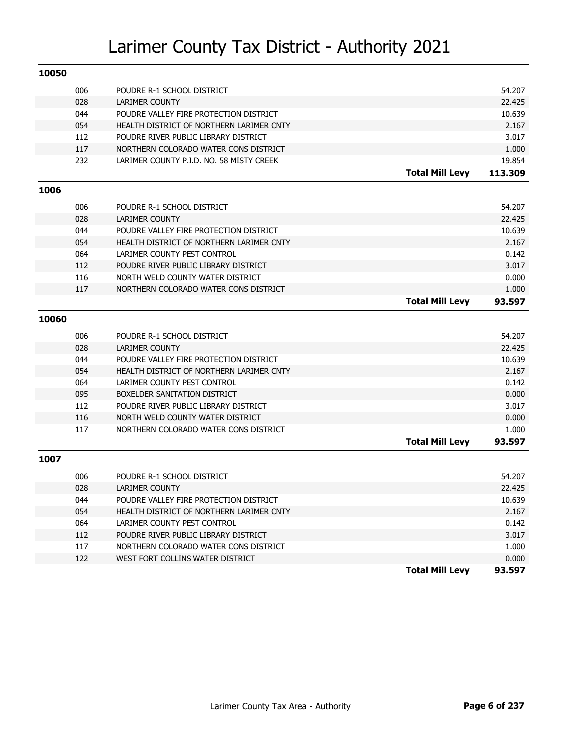# Larimer County Tax District - Authority 2021

## 10050

| Code | Authority | Levy |
|---|---|---|
| 006 | POUDRE R-1 SCHOOL DISTRICT | 54.207 |
| 028 | LARIMER COUNTY | 22.425 |
| 044 | POUDRE VALLEY FIRE PROTECTION DISTRICT | 10.639 |
| 054 | HEALTH DISTRICT OF NORTHERN LARIMER CNTY | 2.167 |
| 112 | POUDRE RIVER PUBLIC LIBRARY DISTRICT | 3.017 |
| 117 | NORTHERN COLORADO WATER CONS DISTRICT | 1.000 |
| 232 | LARIMER COUNTY P.I.D. NO. 58 MISTY CREEK | 19.854 |
| | **Total Mill Levy** | **113.309** |

## 1006

| Code | Authority | Levy |
|---|---|---|
| 006 | POUDRE R-1 SCHOOL DISTRICT | 54.207 |
| 028 | LARIMER COUNTY | 22.425 |
| 044 | POUDRE VALLEY FIRE PROTECTION DISTRICT | 10.639 |
| 054 | HEALTH DISTRICT OF NORTHERN LARIMER CNTY | 2.167 |
| 064 | LARIMER COUNTY PEST CONTROL | 0.142 |
| 112 | POUDRE RIVER PUBLIC LIBRARY DISTRICT | 3.017 |
| 116 | NORTH WELD COUNTY WATER DISTRICT | 0.000 |
| 117 | NORTHERN COLORADO WATER CONS DISTRICT | 1.000 |
| | **Total Mill Levy** | **93.597** |

## 10060

| Code | Authority | Levy |
|---|---|---|
| 006 | POUDRE R-1 SCHOOL DISTRICT | 54.207 |
| 028 | LARIMER COUNTY | 22.425 |
| 044 | POUDRE VALLEY FIRE PROTECTION DISTRICT | 10.639 |
| 054 | HEALTH DISTRICT OF NORTHERN LARIMER CNTY | 2.167 |
| 064 | LARIMER COUNTY PEST CONTROL | 0.142 |
| 095 | BOXELDER SANITATION DISTRICT | 0.000 |
| 112 | POUDRE RIVER PUBLIC LIBRARY DISTRICT | 3.017 |
| 116 | NORTH WELD COUNTY WATER DISTRICT | 0.000 |
| 117 | NORTHERN COLORADO WATER CONS DISTRICT | 1.000 |
| | **Total Mill Levy** | **93.597** |

## 1007

| Code | Authority | Levy |
|---|---|---|
| 006 | POUDRE R-1 SCHOOL DISTRICT | 54.207 |
| 028 | LARIMER COUNTY | 22.425 |
| 044 | POUDRE VALLEY FIRE PROTECTION DISTRICT | 10.639 |
| 054 | HEALTH DISTRICT OF NORTHERN LARIMER CNTY | 2.167 |
| 064 | LARIMER COUNTY PEST CONTROL | 0.142 |
| 112 | POUDRE RIVER PUBLIC LIBRARY DISTRICT | 3.017 |
| 117 | NORTHERN COLORADO WATER CONS DISTRICT | 1.000 |
| 122 | WEST FORT COLLINS WATER DISTRICT | 0.000 |
| | **Total Mill Levy** | **93.597** |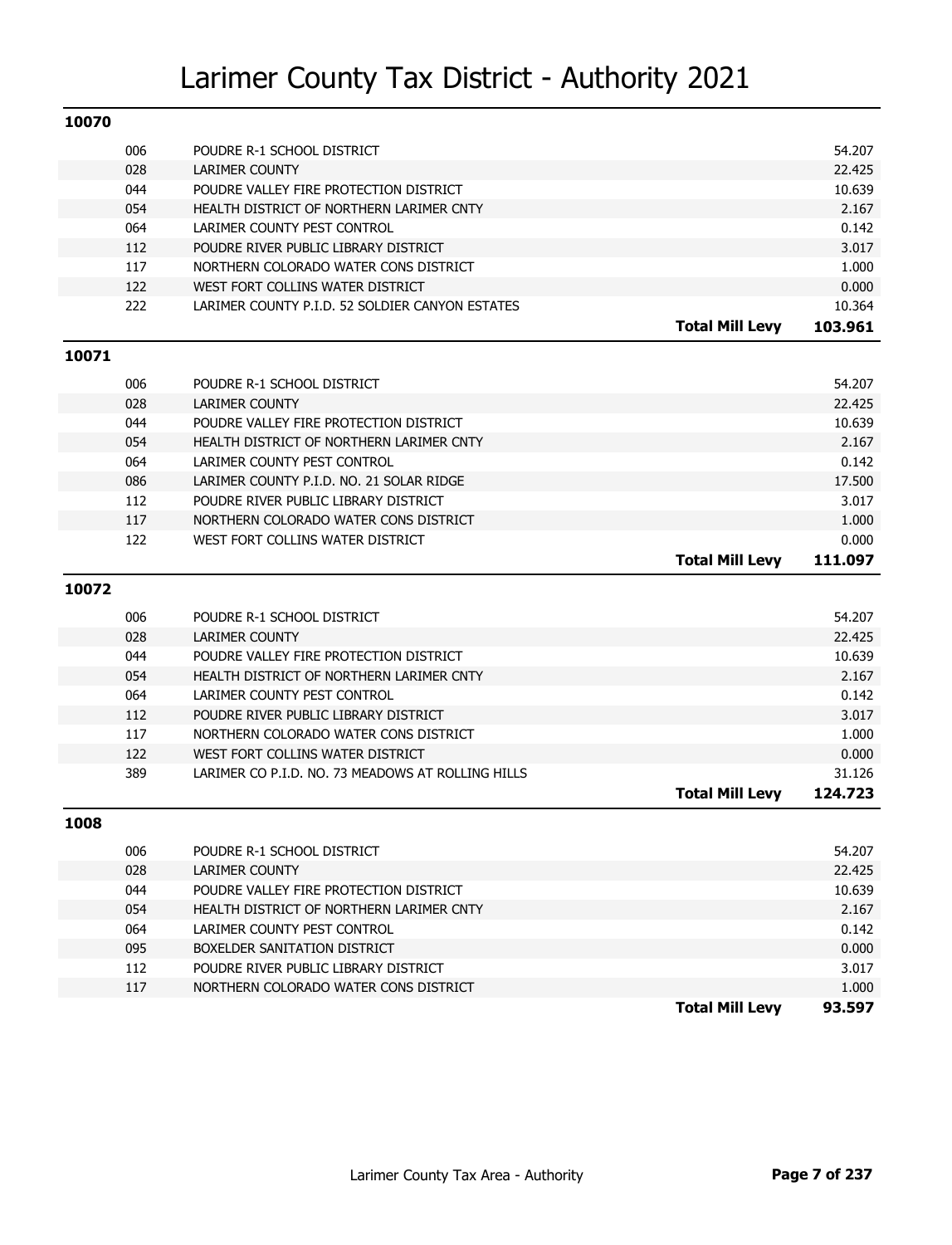# Larimer County Tax District - Authority 2021

## 10070

| Code | Authority | | Mill Levy |
|---|---|---|---|
| 006 | POUDRE R-1 SCHOOL DISTRICT | | 54.207 |
| 028 | LARIMER COUNTY | | 22.425 |
| 044 | POUDRE VALLEY FIRE PROTECTION DISTRICT | | 10.639 |
| 054 | HEALTH DISTRICT OF NORTHERN LARIMER CNTY | | 2.167 |
| 064 | LARIMER COUNTY PEST CONTROL | | 0.142 |
| 112 | POUDRE RIVER PUBLIC LIBRARY DISTRICT | | 3.017 |
| 117 | NORTHERN COLORADO WATER CONS DISTRICT | | 1.000 |
| 122 | WEST FORT COLLINS WATER DISTRICT | | 0.000 |
| 222 | LARIMER COUNTY P.I.D. 52 SOLDIER CANYON ESTATES | | 10.364 |
| | | **Total Mill Levy** | **103.961** |

## 10071

| Code | Authority | | Mill Levy |
|---|---|---|---|
| 006 | POUDRE R-1 SCHOOL DISTRICT | | 54.207 |
| 028 | LARIMER COUNTY | | 22.425 |
| 044 | POUDRE VALLEY FIRE PROTECTION DISTRICT | | 10.639 |
| 054 | HEALTH DISTRICT OF NORTHERN LARIMER CNTY | | 2.167 |
| 064 | LARIMER COUNTY PEST CONTROL | | 0.142 |
| 086 | LARIMER COUNTY P.I.D. NO. 21 SOLAR RIDGE | | 17.500 |
| 112 | POUDRE RIVER PUBLIC LIBRARY DISTRICT | | 3.017 |
| 117 | NORTHERN COLORADO WATER CONS DISTRICT | | 1.000 |
| 122 | WEST FORT COLLINS WATER DISTRICT | | 0.000 |
| | | **Total Mill Levy** | **111.097** |

## 10072

| Code | Authority | | Mill Levy |
|---|---|---|---|
| 006 | POUDRE R-1 SCHOOL DISTRICT | | 54.207 |
| 028 | LARIMER COUNTY | | 22.425 |
| 044 | POUDRE VALLEY FIRE PROTECTION DISTRICT | | 10.639 |
| 054 | HEALTH DISTRICT OF NORTHERN LARIMER CNTY | | 2.167 |
| 064 | LARIMER COUNTY PEST CONTROL | | 0.142 |
| 112 | POUDRE RIVER PUBLIC LIBRARY DISTRICT | | 3.017 |
| 117 | NORTHERN COLORADO WATER CONS DISTRICT | | 1.000 |
| 122 | WEST FORT COLLINS WATER DISTRICT | | 0.000 |
| 389 | LARIMER CO P.I.D. NO. 73 MEADOWS AT ROLLING HILLS | | 31.126 |
| | | **Total Mill Levy** | **124.723** |

## 1008

| Code | Authority | | Mill Levy |
|---|---|---|---|
| 006 | POUDRE R-1 SCHOOL DISTRICT | | 54.207 |
| 028 | LARIMER COUNTY | | 22.425 |
| 044 | POUDRE VALLEY FIRE PROTECTION DISTRICT | | 10.639 |
| 054 | HEALTH DISTRICT OF NORTHERN LARIMER CNTY | | 2.167 |
| 064 | LARIMER COUNTY PEST CONTROL | | 0.142 |
| 095 | BOXELDER SANITATION DISTRICT | | 0.000 |
| 112 | POUDRE RIVER PUBLIC LIBRARY DISTRICT | | 3.017 |
| 117 | NORTHERN COLORADO WATER CONS DISTRICT | | 1.000 |
| | | **Total Mill Levy** | **93.597** |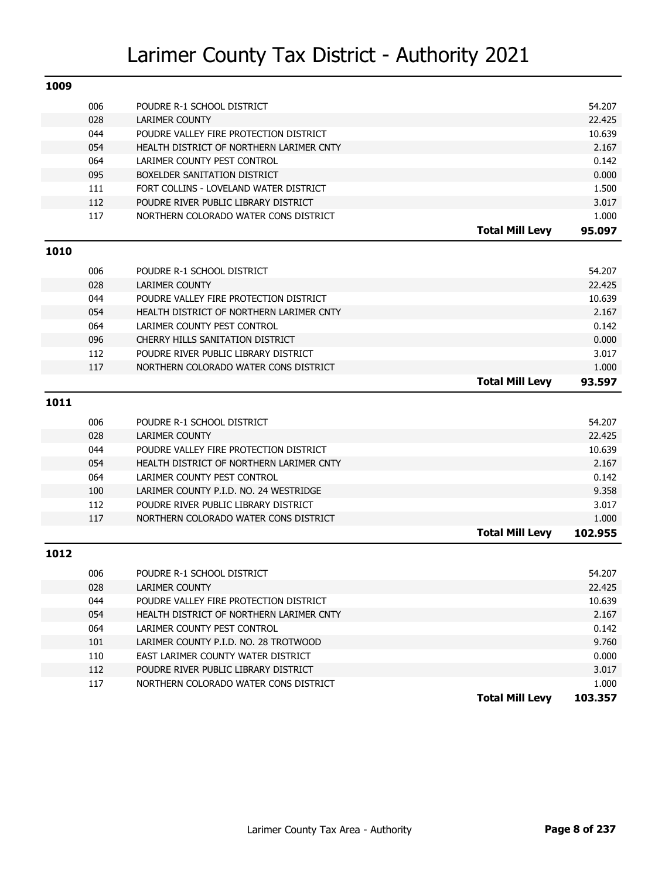# Larimer County Tax District - Authority 2021

## 1009

| Code | Authority | | Levy |
|---|---|---|---|
| 006 | POUDRE R-1 SCHOOL DISTRICT | | 54.207 |
| 028 | LARIMER COUNTY | | 22.425 |
| 044 | POUDRE VALLEY FIRE PROTECTION DISTRICT | | 10.639 |
| 054 | HEALTH DISTRICT OF NORTHERN LARIMER CNTY | | 2.167 |
| 064 | LARIMER COUNTY PEST CONTROL | | 0.142 |
| 095 | BOXELDER SANITATION DISTRICT | | 0.000 |
| 111 | FORT COLLINS - LOVELAND WATER DISTRICT | | 1.500 |
| 112 | POUDRE RIVER PUBLIC LIBRARY DISTRICT | | 3.017 |
| 117 | NORTHERN COLORADO WATER CONS DISTRICT | | 1.000 |
| | | **Total Mill Levy** | **95.097** |

## 1010

| Code | Authority | | Levy |
|---|---|---|---|
| 006 | POUDRE R-1 SCHOOL DISTRICT | | 54.207 |
| 028 | LARIMER COUNTY | | 22.425 |
| 044 | POUDRE VALLEY FIRE PROTECTION DISTRICT | | 10.639 |
| 054 | HEALTH DISTRICT OF NORTHERN LARIMER CNTY | | 2.167 |
| 064 | LARIMER COUNTY PEST CONTROL | | 0.142 |
| 096 | CHERRY HILLS SANITATION DISTRICT | | 0.000 |
| 112 | POUDRE RIVER PUBLIC LIBRARY DISTRICT | | 3.017 |
| 117 | NORTHERN COLORADO WATER CONS DISTRICT | | 1.000 |
| | | **Total Mill Levy** | **93.597** |

## 1011

| Code | Authority | | Levy |
|---|---|---|---|
| 006 | POUDRE R-1 SCHOOL DISTRICT | | 54.207 |
| 028 | LARIMER COUNTY | | 22.425 |
| 044 | POUDRE VALLEY FIRE PROTECTION DISTRICT | | 10.639 |
| 054 | HEALTH DISTRICT OF NORTHERN LARIMER CNTY | | 2.167 |
| 064 | LARIMER COUNTY PEST CONTROL | | 0.142 |
| 100 | LARIMER COUNTY P.I.D. NO. 24 WESTRIDGE | | 9.358 |
| 112 | POUDRE RIVER PUBLIC LIBRARY DISTRICT | | 3.017 |
| 117 | NORTHERN COLORADO WATER CONS DISTRICT | | 1.000 |
| | | **Total Mill Levy** | **102.955** |

## 1012

| Code | Authority | | Levy |
|---|---|---|---|
| 006 | POUDRE R-1 SCHOOL DISTRICT | | 54.207 |
| 028 | LARIMER COUNTY | | 22.425 |
| 044 | POUDRE VALLEY FIRE PROTECTION DISTRICT | | 10.639 |
| 054 | HEALTH DISTRICT OF NORTHERN LARIMER CNTY | | 2.167 |
| 064 | LARIMER COUNTY PEST CONTROL | | 0.142 |
| 101 | LARIMER COUNTY P.I.D. NO. 28 TROTWOOD | | 9.760 |
| 110 | EAST LARIMER COUNTY WATER DISTRICT | | 0.000 |
| 112 | POUDRE RIVER PUBLIC LIBRARY DISTRICT | | 3.017 |
| 117 | NORTHERN COLORADO WATER CONS DISTRICT | | 1.000 |
| | | **Total Mill Levy** | **103.357** |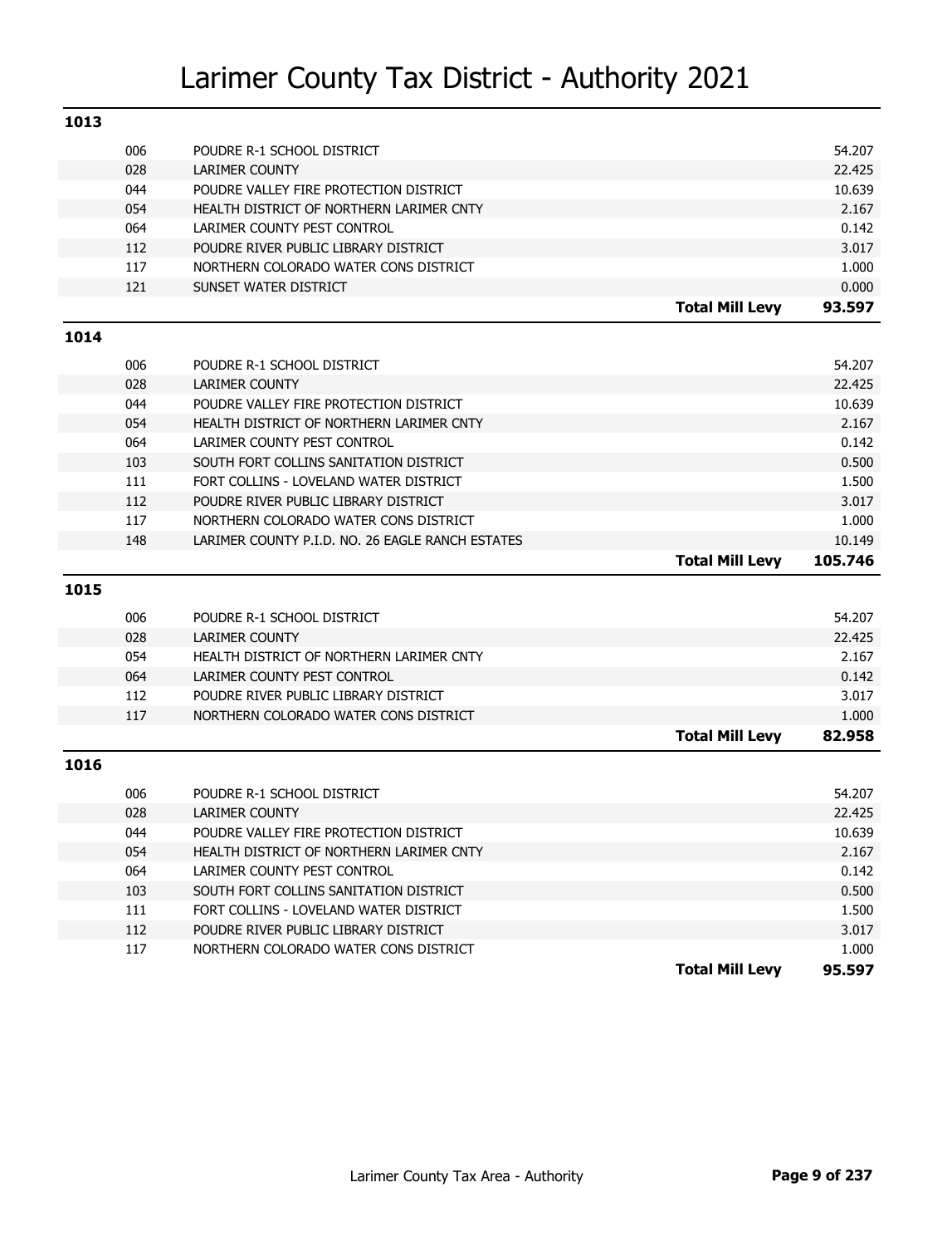# Larimer County Tax District - Authority 2021

## 1013

| Code | Authority | | Mill Levy |
|---|---|---|---|
| 006 | POUDRE R-1 SCHOOL DISTRICT | | 54.207 |
| 028 | LARIMER COUNTY | | 22.425 |
| 044 | POUDRE VALLEY FIRE PROTECTION DISTRICT | | 10.639 |
| 054 | HEALTH DISTRICT OF NORTHERN LARIMER CNTY | | 2.167 |
| 064 | LARIMER COUNTY PEST CONTROL | | 0.142 |
| 112 | POUDRE RIVER PUBLIC LIBRARY DISTRICT | | 3.017 |
| 117 | NORTHERN COLORADO WATER CONS DISTRICT | | 1.000 |
| 121 | SUNSET WATER DISTRICT | | 0.000 |
| | | **Total Mill Levy** | **93.597** |

## 1014

| Code | Authority | | Mill Levy |
|---|---|---|---|
| 006 | POUDRE R-1 SCHOOL DISTRICT | | 54.207 |
| 028 | LARIMER COUNTY | | 22.425 |
| 044 | POUDRE VALLEY FIRE PROTECTION DISTRICT | | 10.639 |
| 054 | HEALTH DISTRICT OF NORTHERN LARIMER CNTY | | 2.167 |
| 064 | LARIMER COUNTY PEST CONTROL | | 0.142 |
| 103 | SOUTH FORT COLLINS SANITATION DISTRICT | | 0.500 |
| 111 | FORT COLLINS - LOVELAND WATER DISTRICT | | 1.500 |
| 112 | POUDRE RIVER PUBLIC LIBRARY DISTRICT | | 3.017 |
| 117 | NORTHERN COLORADO WATER CONS DISTRICT | | 1.000 |
| 148 | LARIMER COUNTY P.I.D. NO. 26 EAGLE RANCH ESTATES | | 10.149 |
| | | **Total Mill Levy** | **105.746** |

## 1015

| Code | Authority | | Mill Levy |
|---|---|---|---|
| 006 | POUDRE R-1 SCHOOL DISTRICT | | 54.207 |
| 028 | LARIMER COUNTY | | 22.425 |
| 054 | HEALTH DISTRICT OF NORTHERN LARIMER CNTY | | 2.167 |
| 064 | LARIMER COUNTY PEST CONTROL | | 0.142 |
| 112 | POUDRE RIVER PUBLIC LIBRARY DISTRICT | | 3.017 |
| 117 | NORTHERN COLORADO WATER CONS DISTRICT | | 1.000 |
| | | **Total Mill Levy** | **82.958** |

## 1016

| Code | Authority | | Mill Levy |
|---|---|---|---|
| 006 | POUDRE R-1 SCHOOL DISTRICT | | 54.207 |
| 028 | LARIMER COUNTY | | 22.425 |
| 044 | POUDRE VALLEY FIRE PROTECTION DISTRICT | | 10.639 |
| 054 | HEALTH DISTRICT OF NORTHERN LARIMER CNTY | | 2.167 |
| 064 | LARIMER COUNTY PEST CONTROL | | 0.142 |
| 103 | SOUTH FORT COLLINS SANITATION DISTRICT | | 0.500 |
| 111 | FORT COLLINS - LOVELAND WATER DISTRICT | | 1.500 |
| 112 | POUDRE RIVER PUBLIC LIBRARY DISTRICT | | 3.017 |
| 117 | NORTHERN COLORADO WATER CONS DISTRICT | | 1.000 |
| | | **Total Mill Levy** | **95.597** |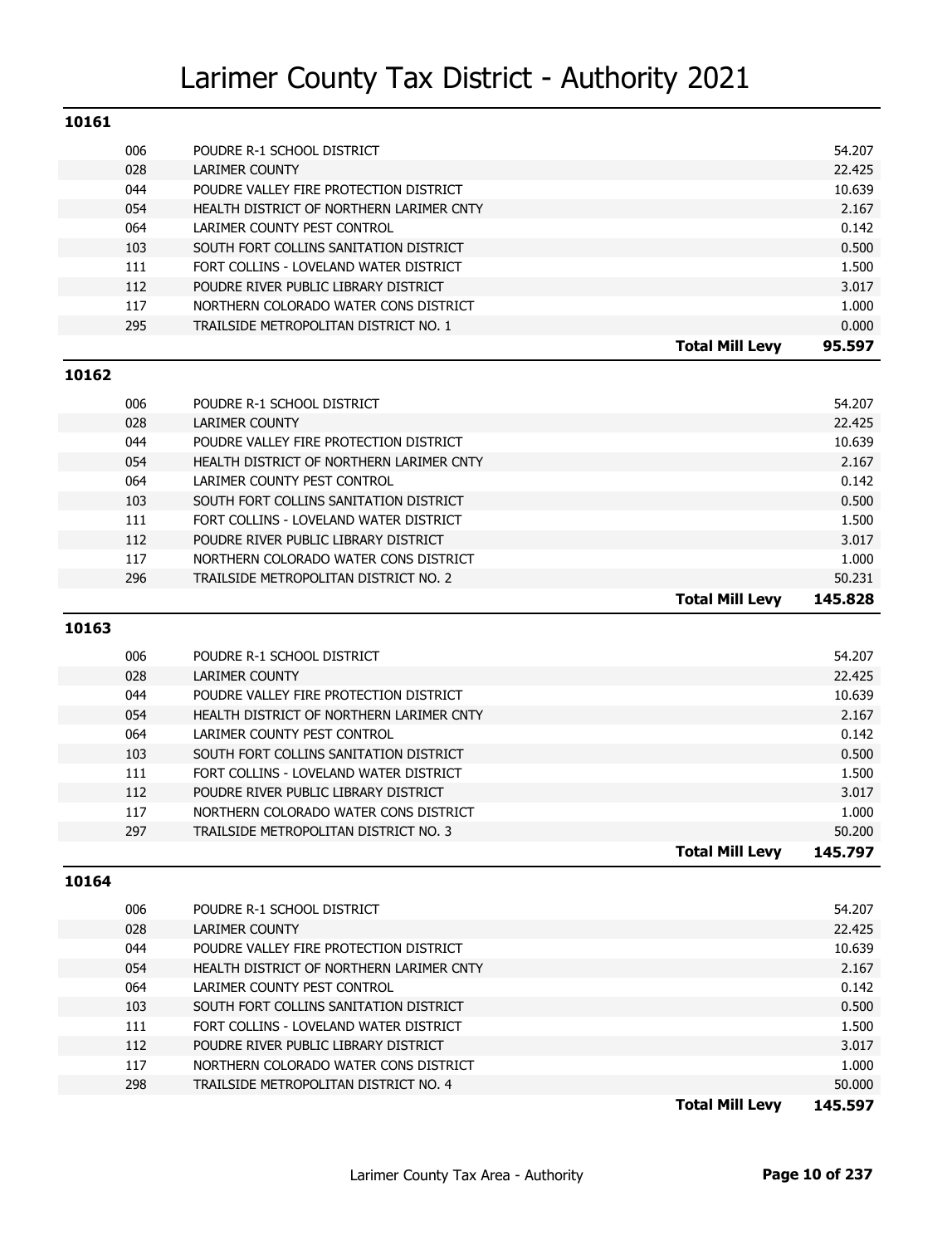# Larimer County Tax District - Authority 2021

## 10161

| Code | Authority | | Mill Levy |
|---|---|---|---|
| 006 | POUDRE R-1 SCHOOL DISTRICT | | 54.207 |
| 028 | LARIMER COUNTY | | 22.425 |
| 044 | POUDRE VALLEY FIRE PROTECTION DISTRICT | | 10.639 |
| 054 | HEALTH DISTRICT OF NORTHERN LARIMER CNTY | | 2.167 |
| 064 | LARIMER COUNTY PEST CONTROL | | 0.142 |
| 103 | SOUTH FORT COLLINS SANITATION DISTRICT | | 0.500 |
| 111 | FORT COLLINS - LOVELAND WATER DISTRICT | | 1.500 |
| 112 | POUDRE RIVER PUBLIC LIBRARY DISTRICT | | 3.017 |
| 117 | NORTHERN COLORADO WATER CONS DISTRICT | | 1.000 |
| 295 | TRAILSIDE METROPOLITAN DISTRICT NO. 1 | | 0.000 |
| | | **Total Mill Levy** | **95.597** |

## 10162

| Code | Authority | | Mill Levy |
|---|---|---|---|
| 006 | POUDRE R-1 SCHOOL DISTRICT | | 54.207 |
| 028 | LARIMER COUNTY | | 22.425 |
| 044 | POUDRE VALLEY FIRE PROTECTION DISTRICT | | 10.639 |
| 054 | HEALTH DISTRICT OF NORTHERN LARIMER CNTY | | 2.167 |
| 064 | LARIMER COUNTY PEST CONTROL | | 0.142 |
| 103 | SOUTH FORT COLLINS SANITATION DISTRICT | | 0.500 |
| 111 | FORT COLLINS - LOVELAND WATER DISTRICT | | 1.500 |
| 112 | POUDRE RIVER PUBLIC LIBRARY DISTRICT | | 3.017 |
| 117 | NORTHERN COLORADO WATER CONS DISTRICT | | 1.000 |
| 296 | TRAILSIDE METROPOLITAN DISTRICT NO. 2 | | 50.231 |
| | | **Total Mill Levy** | **145.828** |

## 10163

| Code | Authority | | Mill Levy |
|---|---|---|---|
| 006 | POUDRE R-1 SCHOOL DISTRICT | | 54.207 |
| 028 | LARIMER COUNTY | | 22.425 |
| 044 | POUDRE VALLEY FIRE PROTECTION DISTRICT | | 10.639 |
| 054 | HEALTH DISTRICT OF NORTHERN LARIMER CNTY | | 2.167 |
| 064 | LARIMER COUNTY PEST CONTROL | | 0.142 |
| 103 | SOUTH FORT COLLINS SANITATION DISTRICT | | 0.500 |
| 111 | FORT COLLINS - LOVELAND WATER DISTRICT | | 1.500 |
| 112 | POUDRE RIVER PUBLIC LIBRARY DISTRICT | | 3.017 |
| 117 | NORTHERN COLORADO WATER CONS DISTRICT | | 1.000 |
| 297 | TRAILSIDE METROPOLITAN DISTRICT NO. 3 | | 50.200 |
| | | **Total Mill Levy** | **145.797** |

## 10164

| Code | Authority | | Mill Levy |
|---|---|---|---|
| 006 | POUDRE R-1 SCHOOL DISTRICT | | 54.207 |
| 028 | LARIMER COUNTY | | 22.425 |
| 044 | POUDRE VALLEY FIRE PROTECTION DISTRICT | | 10.639 |
| 054 | HEALTH DISTRICT OF NORTHERN LARIMER CNTY | | 2.167 |
| 064 | LARIMER COUNTY PEST CONTROL | | 0.142 |
| 103 | SOUTH FORT COLLINS SANITATION DISTRICT | | 0.500 |
| 111 | FORT COLLINS - LOVELAND WATER DISTRICT | | 1.500 |
| 112 | POUDRE RIVER PUBLIC LIBRARY DISTRICT | | 3.017 |
| 117 | NORTHERN COLORADO WATER CONS DISTRICT | | 1.000 |
| 298 | TRAILSIDE METROPOLITAN DISTRICT NO. 4 | | 50.000 |
| | | **Total Mill Levy** | **145.597** |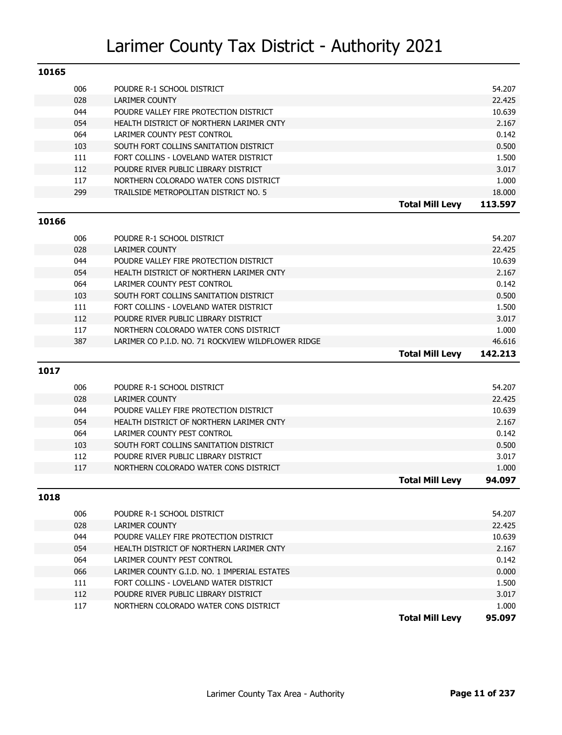# Larimer County Tax District - Authority 2021

## 10165

| Code | Authority | | Mill Levy |
|---|---|---|---|
| 006 | POUDRE R-1 SCHOOL DISTRICT | | 54.207 |
| 028 | LARIMER COUNTY | | 22.425 |
| 044 | POUDRE VALLEY FIRE PROTECTION DISTRICT | | 10.639 |
| 054 | HEALTH DISTRICT OF NORTHERN LARIMER CNTY | | 2.167 |
| 064 | LARIMER COUNTY PEST CONTROL | | 0.142 |
| 103 | SOUTH FORT COLLINS SANITATION DISTRICT | | 0.500 |
| 111 | FORT COLLINS - LOVELAND WATER DISTRICT | | 1.500 |
| 112 | POUDRE RIVER PUBLIC LIBRARY DISTRICT | | 3.017 |
| 117 | NORTHERN COLORADO WATER CONS DISTRICT | | 1.000 |
| 299 | TRAILSIDE METROPOLITAN DISTRICT NO. 5 | | 18.000 |
| | | **Total Mill Levy** | **113.597** |

## 10166

| Code | Authority | | Mill Levy |
|---|---|---|---|
| 006 | POUDRE R-1 SCHOOL DISTRICT | | 54.207 |
| 028 | LARIMER COUNTY | | 22.425 |
| 044 | POUDRE VALLEY FIRE PROTECTION DISTRICT | | 10.639 |
| 054 | HEALTH DISTRICT OF NORTHERN LARIMER CNTY | | 2.167 |
| 064 | LARIMER COUNTY PEST CONTROL | | 0.142 |
| 103 | SOUTH FORT COLLINS SANITATION DISTRICT | | 0.500 |
| 111 | FORT COLLINS - LOVELAND WATER DISTRICT | | 1.500 |
| 112 | POUDRE RIVER PUBLIC LIBRARY DISTRICT | | 3.017 |
| 117 | NORTHERN COLORADO WATER CONS DISTRICT | | 1.000 |
| 387 | LARIMER CO P.I.D. NO. 71 ROCKVIEW WILDFLOWER RIDGE | | 46.616 |
| | | **Total Mill Levy** | **142.213** |

## 1017

| Code | Authority | | Mill Levy |
|---|---|---|---|
| 006 | POUDRE R-1 SCHOOL DISTRICT | | 54.207 |
| 028 | LARIMER COUNTY | | 22.425 |
| 044 | POUDRE VALLEY FIRE PROTECTION DISTRICT | | 10.639 |
| 054 | HEALTH DISTRICT OF NORTHERN LARIMER CNTY | | 2.167 |
| 064 | LARIMER COUNTY PEST CONTROL | | 0.142 |
| 103 | SOUTH FORT COLLINS SANITATION DISTRICT | | 0.500 |
| 112 | POUDRE RIVER PUBLIC LIBRARY DISTRICT | | 3.017 |
| 117 | NORTHERN COLORADO WATER CONS DISTRICT | | 1.000 |
| | | **Total Mill Levy** | **94.097** |

## 1018

| Code | Authority | | Mill Levy |
|---|---|---|---|
| 006 | POUDRE R-1 SCHOOL DISTRICT | | 54.207 |
| 028 | LARIMER COUNTY | | 22.425 |
| 044 | POUDRE VALLEY FIRE PROTECTION DISTRICT | | 10.639 |
| 054 | HEALTH DISTRICT OF NORTHERN LARIMER CNTY | | 2.167 |
| 064 | LARIMER COUNTY PEST CONTROL | | 0.142 |
| 066 | LARIMER COUNTY G.I.D. NO. 1 IMPERIAL ESTATES | | 0.000 |
| 111 | FORT COLLINS - LOVELAND WATER DISTRICT | | 1.500 |
| 112 | POUDRE RIVER PUBLIC LIBRARY DISTRICT | | 3.017 |
| 117 | NORTHERN COLORADO WATER CONS DISTRICT | | 1.000 |
| | | **Total Mill Levy** | **95.097** |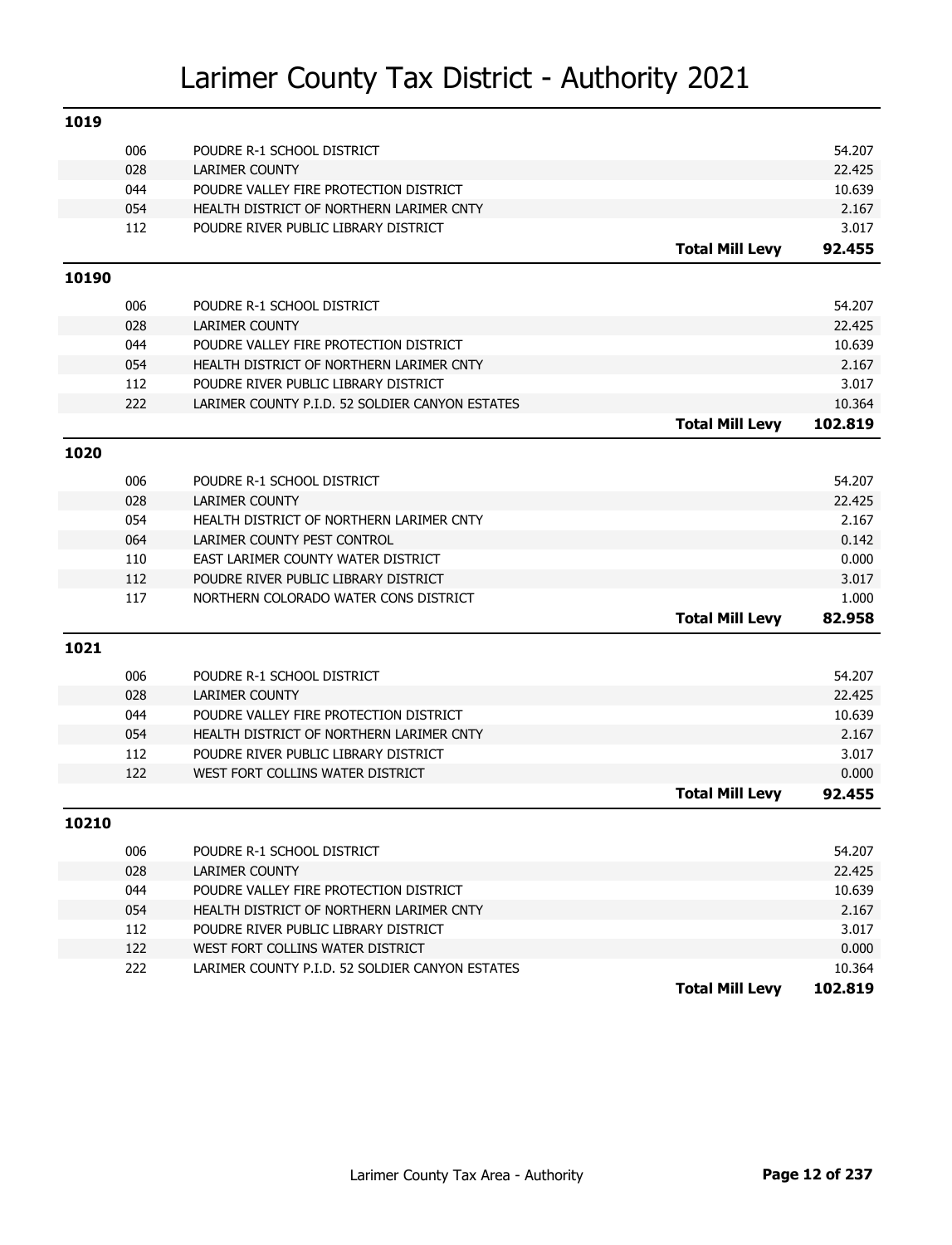# Larimer County Tax District - Authority 2021

## 1019

| Code | Authority | | Levy |
|---|---|---|---|
| 006 | POUDRE R-1 SCHOOL DISTRICT | | 54.207 |
| 028 | LARIMER COUNTY | | 22.425 |
| 044 | POUDRE VALLEY FIRE PROTECTION DISTRICT | | 10.639 |
| 054 | HEALTH DISTRICT OF NORTHERN LARIMER CNTY | | 2.167 |
| 112 | POUDRE RIVER PUBLIC LIBRARY DISTRICT | | 3.017 |
| | | **Total Mill Levy** | **92.455** |

## 10190

| Code | Authority | | Levy |
|---|---|---|---|
| 006 | POUDRE R-1 SCHOOL DISTRICT | | 54.207 |
| 028 | LARIMER COUNTY | | 22.425 |
| 044 | POUDRE VALLEY FIRE PROTECTION DISTRICT | | 10.639 |
| 054 | HEALTH DISTRICT OF NORTHERN LARIMER CNTY | | 2.167 |
| 112 | POUDRE RIVER PUBLIC LIBRARY DISTRICT | | 3.017 |
| 222 | LARIMER COUNTY P.I.D. 52 SOLDIER CANYON ESTATES | | 10.364 |
| | | **Total Mill Levy** | **102.819** |

## 1020

| Code | Authority | | Levy |
|---|---|---|---|
| 006 | POUDRE R-1 SCHOOL DISTRICT | | 54.207 |
| 028 | LARIMER COUNTY | | 22.425 |
| 054 | HEALTH DISTRICT OF NORTHERN LARIMER CNTY | | 2.167 |
| 064 | LARIMER COUNTY PEST CONTROL | | 0.142 |
| 110 | EAST LARIMER COUNTY WATER DISTRICT | | 0.000 |
| 112 | POUDRE RIVER PUBLIC LIBRARY DISTRICT | | 3.017 |
| 117 | NORTHERN COLORADO WATER CONS DISTRICT | | 1.000 |
| | | **Total Mill Levy** | **82.958** |

## 1021

| Code | Authority | | Levy |
|---|---|---|---|
| 006 | POUDRE R-1 SCHOOL DISTRICT | | 54.207 |
| 028 | LARIMER COUNTY | | 22.425 |
| 044 | POUDRE VALLEY FIRE PROTECTION DISTRICT | | 10.639 |
| 054 | HEALTH DISTRICT OF NORTHERN LARIMER CNTY | | 2.167 |
| 112 | POUDRE RIVER PUBLIC LIBRARY DISTRICT | | 3.017 |
| 122 | WEST FORT COLLINS WATER DISTRICT | | 0.000 |
| | | **Total Mill Levy** | **92.455** |

## 10210

| Code | Authority | | Levy |
|---|---|---|---|
| 006 | POUDRE R-1 SCHOOL DISTRICT | | 54.207 |
| 028 | LARIMER COUNTY | | 22.425 |
| 044 | POUDRE VALLEY FIRE PROTECTION DISTRICT | | 10.639 |
| 054 | HEALTH DISTRICT OF NORTHERN LARIMER CNTY | | 2.167 |
| 112 | POUDRE RIVER PUBLIC LIBRARY DISTRICT | | 3.017 |
| 122 | WEST FORT COLLINS WATER DISTRICT | | 0.000 |
| 222 | LARIMER COUNTY P.I.D. 52 SOLDIER CANYON ESTATES | | 10.364 |
| | | **Total Mill Levy** | **102.819** |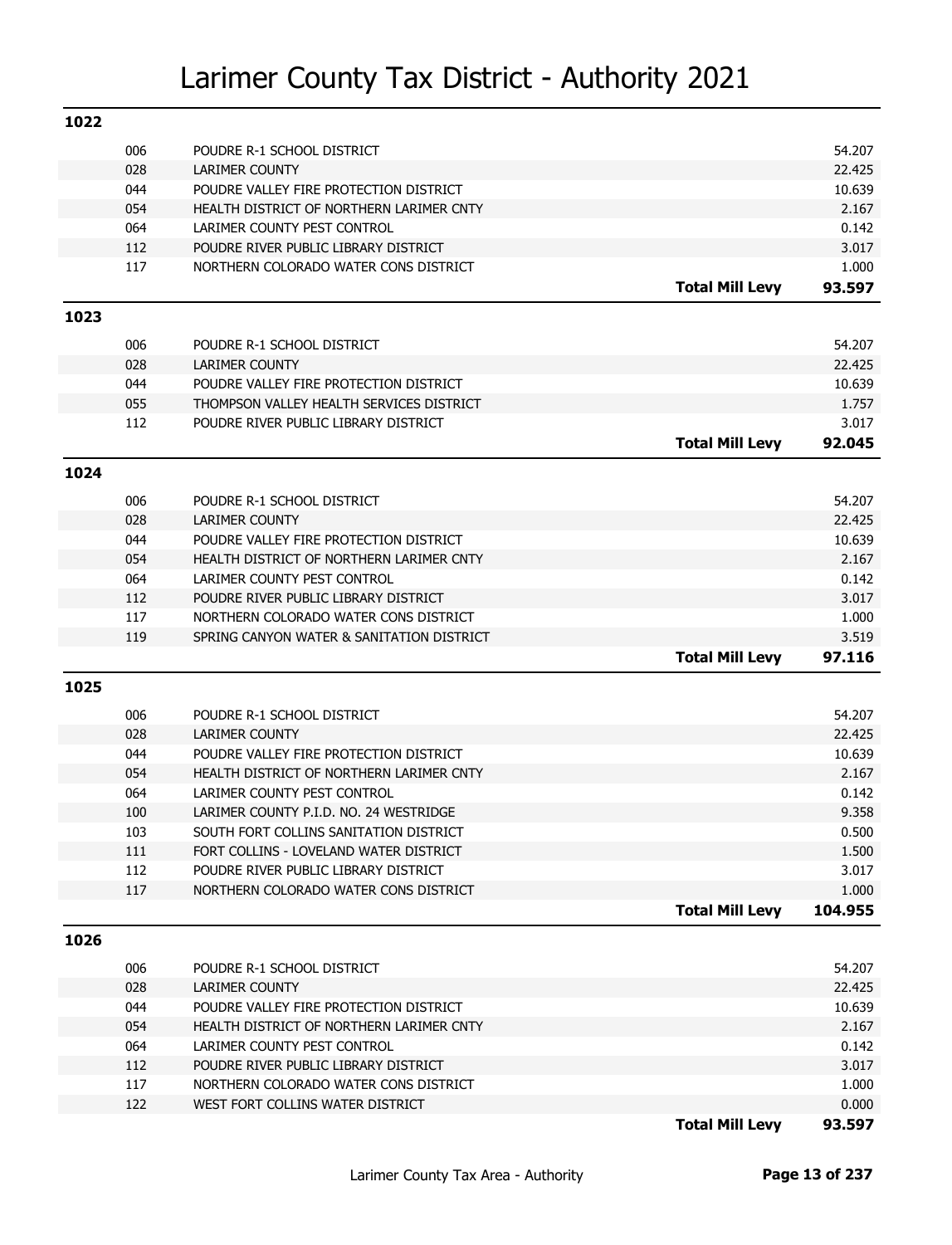# Larimer County Tax District - Authority 2021

## 1022

| Code | Authority | | Mill Levy |
|---|---|---|---|
| 006 | POUDRE R-1 SCHOOL DISTRICT | | 54.207 |
| 028 | LARIMER COUNTY | | 22.425 |
| 044 | POUDRE VALLEY FIRE PROTECTION DISTRICT | | 10.639 |
| 054 | HEALTH DISTRICT OF NORTHERN LARIMER CNTY | | 2.167 |
| 064 | LARIMER COUNTY PEST CONTROL | | 0.142 |
| 112 | POUDRE RIVER PUBLIC LIBRARY DISTRICT | | 3.017 |
| 117 | NORTHERN COLORADO WATER CONS DISTRICT | | 1.000 |
| | | **Total Mill Levy** | **93.597** |

## 1023

| Code | Authority | | Mill Levy |
|---|---|---|---|
| 006 | POUDRE R-1 SCHOOL DISTRICT | | 54.207 |
| 028 | LARIMER COUNTY | | 22.425 |
| 044 | POUDRE VALLEY FIRE PROTECTION DISTRICT | | 10.639 |
| 055 | THOMPSON VALLEY HEALTH SERVICES DISTRICT | | 1.757 |
| 112 | POUDRE RIVER PUBLIC LIBRARY DISTRICT | | 3.017 |
| | | **Total Mill Levy** | **92.045** |

## 1024

| Code | Authority | | Mill Levy |
|---|---|---|---|
| 006 | POUDRE R-1 SCHOOL DISTRICT | | 54.207 |
| 028 | LARIMER COUNTY | | 22.425 |
| 044 | POUDRE VALLEY FIRE PROTECTION DISTRICT | | 10.639 |
| 054 | HEALTH DISTRICT OF NORTHERN LARIMER CNTY | | 2.167 |
| 064 | LARIMER COUNTY PEST CONTROL | | 0.142 |
| 112 | POUDRE RIVER PUBLIC LIBRARY DISTRICT | | 3.017 |
| 117 | NORTHERN COLORADO WATER CONS DISTRICT | | 1.000 |
| 119 | SPRING CANYON WATER & SANITATION DISTRICT | | 3.519 |
| | | **Total Mill Levy** | **97.116** |

## 1025

| Code | Authority | | Mill Levy |
|---|---|---|---|
| 006 | POUDRE R-1 SCHOOL DISTRICT | | 54.207 |
| 028 | LARIMER COUNTY | | 22.425 |
| 044 | POUDRE VALLEY FIRE PROTECTION DISTRICT | | 10.639 |
| 054 | HEALTH DISTRICT OF NORTHERN LARIMER CNTY | | 2.167 |
| 064 | LARIMER COUNTY PEST CONTROL | | 0.142 |
| 100 | LARIMER COUNTY P.I.D. NO. 24 WESTRIDGE | | 9.358 |
| 103 | SOUTH FORT COLLINS SANITATION DISTRICT | | 0.500 |
| 111 | FORT COLLINS - LOVELAND WATER DISTRICT | | 1.500 |
| 112 | POUDRE RIVER PUBLIC LIBRARY DISTRICT | | 3.017 |
| 117 | NORTHERN COLORADO WATER CONS DISTRICT | | 1.000 |
| | | **Total Mill Levy** | **104.955** |

## 1026

| Code | Authority | | Mill Levy |
|---|---|---|---|
| 006 | POUDRE R-1 SCHOOL DISTRICT | | 54.207 |
| 028 | LARIMER COUNTY | | 22.425 |
| 044 | POUDRE VALLEY FIRE PROTECTION DISTRICT | | 10.639 |
| 054 | HEALTH DISTRICT OF NORTHERN LARIMER CNTY | | 2.167 |
| 064 | LARIMER COUNTY PEST CONTROL | | 0.142 |
| 112 | POUDRE RIVER PUBLIC LIBRARY DISTRICT | | 3.017 |
| 117 | NORTHERN COLORADO WATER CONS DISTRICT | | 1.000 |
| 122 | WEST FORT COLLINS WATER DISTRICT | | 0.000 |
| | | **Total Mill Levy** | **93.597** |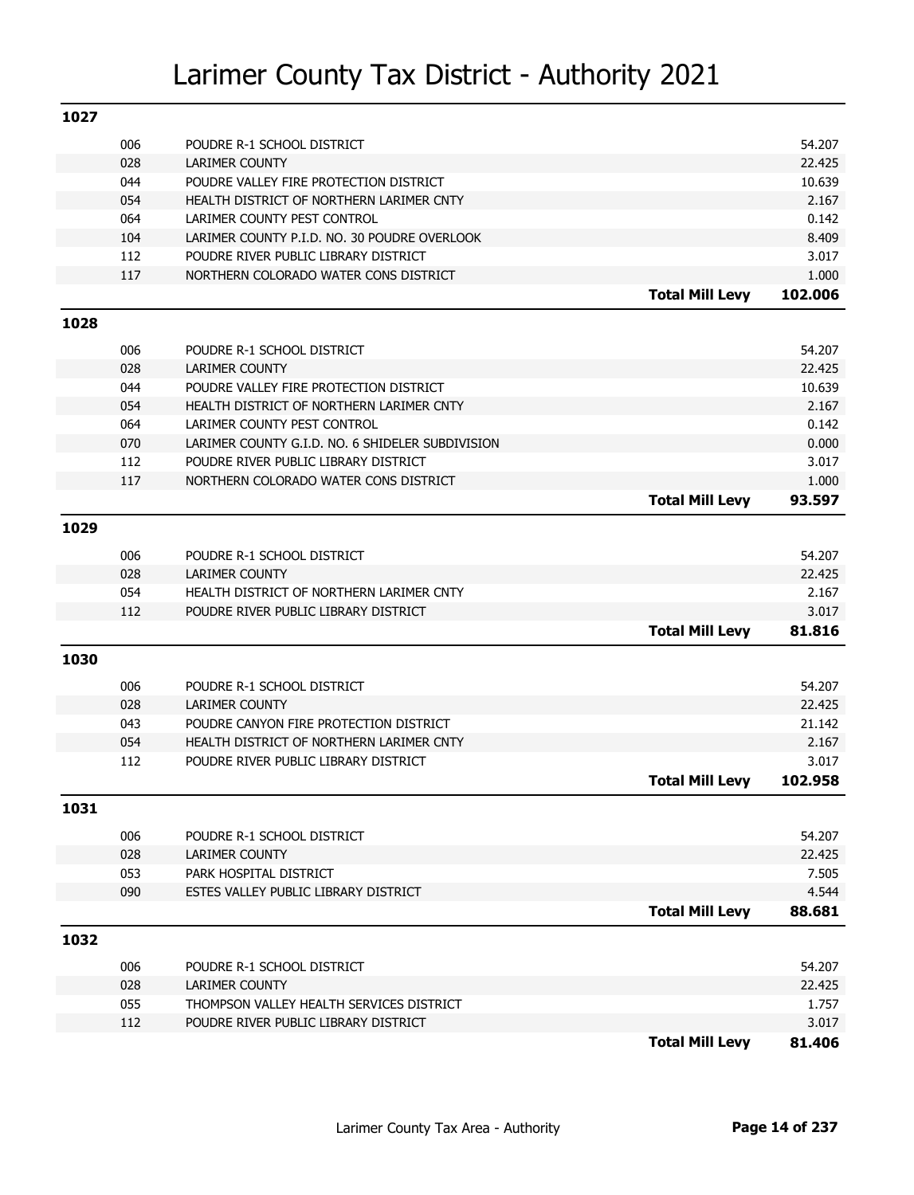# Larimer County Tax District - Authority 2021

## 1027

| Code | Authority | | Levy |
|---|---|---|---|
| 006 | POUDRE R-1 SCHOOL DISTRICT | | 54.207 |
| 028 | LARIMER COUNTY | | 22.425 |
| 044 | POUDRE VALLEY FIRE PROTECTION DISTRICT | | 10.639 |
| 054 | HEALTH DISTRICT OF NORTHERN LARIMER CNTY | | 2.167 |
| 064 | LARIMER COUNTY PEST CONTROL | | 0.142 |
| 104 | LARIMER COUNTY P.I.D. NO. 30 POUDRE OVERLOOK | | 8.409 |
| 112 | POUDRE RIVER PUBLIC LIBRARY DISTRICT | | 3.017 |
| 117 | NORTHERN COLORADO WATER CONS DISTRICT | | 1.000 |
| | | **Total Mill Levy** | **102.006** |

## 1028

| Code | Authority | | Levy |
|---|---|---|---|
| 006 | POUDRE R-1 SCHOOL DISTRICT | | 54.207 |
| 028 | LARIMER COUNTY | | 22.425 |
| 044 | POUDRE VALLEY FIRE PROTECTION DISTRICT | | 10.639 |
| 054 | HEALTH DISTRICT OF NORTHERN LARIMER CNTY | | 2.167 |
| 064 | LARIMER COUNTY PEST CONTROL | | 0.142 |
| 070 | LARIMER COUNTY G.I.D. NO. 6 SHIDELER SUBDIVISION | | 0.000 |
| 112 | POUDRE RIVER PUBLIC LIBRARY DISTRICT | | 3.017 |
| 117 | NORTHERN COLORADO WATER CONS DISTRICT | | 1.000 |
| | | **Total Mill Levy** | **93.597** |

## 1029

| Code | Authority | | Levy |
|---|---|---|---|
| 006 | POUDRE R-1 SCHOOL DISTRICT | | 54.207 |
| 028 | LARIMER COUNTY | | 22.425 |
| 054 | HEALTH DISTRICT OF NORTHERN LARIMER CNTY | | 2.167 |
| 112 | POUDRE RIVER PUBLIC LIBRARY DISTRICT | | 3.017 |
| | | **Total Mill Levy** | **81.816** |

## 1030

| Code | Authority | | Levy |
|---|---|---|---|
| 006 | POUDRE R-1 SCHOOL DISTRICT | | 54.207 |
| 028 | LARIMER COUNTY | | 22.425 |
| 043 | POUDRE CANYON FIRE PROTECTION DISTRICT | | 21.142 |
| 054 | HEALTH DISTRICT OF NORTHERN LARIMER CNTY | | 2.167 |
| 112 | POUDRE RIVER PUBLIC LIBRARY DISTRICT | | 3.017 |
| | | **Total Mill Levy** | **102.958** |

## 1031

| Code | Authority | | Levy |
|---|---|---|---|
| 006 | POUDRE R-1 SCHOOL DISTRICT | | 54.207 |
| 028 | LARIMER COUNTY | | 22.425 |
| 053 | PARK HOSPITAL DISTRICT | | 7.505 |
| 090 | ESTES VALLEY PUBLIC LIBRARY DISTRICT | | 4.544 |
| | | **Total Mill Levy** | **88.681** |

## 1032

| Code | Authority | | Levy |
|---|---|---|---|
| 006 | POUDRE R-1 SCHOOL DISTRICT | | 54.207 |
| 028 | LARIMER COUNTY | | 22.425 |
| 055 | THOMPSON VALLEY HEALTH SERVICES DISTRICT | | 1.757 |
| 112 | POUDRE RIVER PUBLIC LIBRARY DISTRICT | | 3.017 |
| | | **Total Mill Levy** | **81.406** |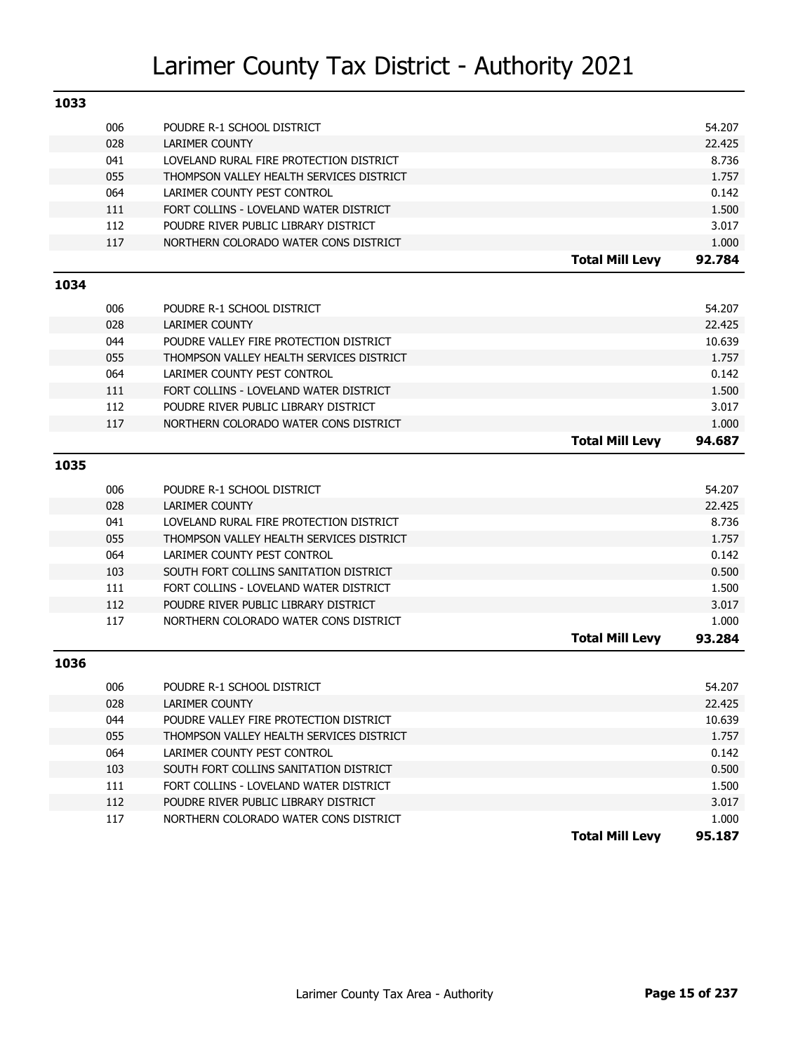# Larimer County Tax District - Authority 2021

## 1033

| Code | Authority | | Levy |
|---|---|---|---|
| 006 | POUDRE R-1 SCHOOL DISTRICT | | 54.207 |
| 028 | LARIMER COUNTY | | 22.425 |
| 041 | LOVELAND RURAL FIRE PROTECTION DISTRICT | | 8.736 |
| 055 | THOMPSON VALLEY HEALTH SERVICES DISTRICT | | 1.757 |
| 064 | LARIMER COUNTY PEST CONTROL | | 0.142 |
| 111 | FORT COLLINS - LOVELAND WATER DISTRICT | | 1.500 |
| 112 | POUDRE RIVER PUBLIC LIBRARY DISTRICT | | 3.017 |
| 117 | NORTHERN COLORADO WATER CONS DISTRICT | | 1.000 |
| | | **Total Mill Levy** | **92.784** |

## 1034

| Code | Authority | | Levy |
|---|---|---|---|
| 006 | POUDRE R-1 SCHOOL DISTRICT | | 54.207 |
| 028 | LARIMER COUNTY | | 22.425 |
| 044 | POUDRE VALLEY FIRE PROTECTION DISTRICT | | 10.639 |
| 055 | THOMPSON VALLEY HEALTH SERVICES DISTRICT | | 1.757 |
| 064 | LARIMER COUNTY PEST CONTROL | | 0.142 |
| 111 | FORT COLLINS - LOVELAND WATER DISTRICT | | 1.500 |
| 112 | POUDRE RIVER PUBLIC LIBRARY DISTRICT | | 3.017 |
| 117 | NORTHERN COLORADO WATER CONS DISTRICT | | 1.000 |
| | | **Total Mill Levy** | **94.687** |

## 1035

| Code | Authority | | Levy |
|---|---|---|---|
| 006 | POUDRE R-1 SCHOOL DISTRICT | | 54.207 |
| 028 | LARIMER COUNTY | | 22.425 |
| 041 | LOVELAND RURAL FIRE PROTECTION DISTRICT | | 8.736 |
| 055 | THOMPSON VALLEY HEALTH SERVICES DISTRICT | | 1.757 |
| 064 | LARIMER COUNTY PEST CONTROL | | 0.142 |
| 103 | SOUTH FORT COLLINS SANITATION DISTRICT | | 0.500 |
| 111 | FORT COLLINS - LOVELAND WATER DISTRICT | | 1.500 |
| 112 | POUDRE RIVER PUBLIC LIBRARY DISTRICT | | 3.017 |
| 117 | NORTHERN COLORADO WATER CONS DISTRICT | | 1.000 |
| | | **Total Mill Levy** | **93.284** |

## 1036

| Code | Authority | | Levy |
|---|---|---|---|
| 006 | POUDRE R-1 SCHOOL DISTRICT | | 54.207 |
| 028 | LARIMER COUNTY | | 22.425 |
| 044 | POUDRE VALLEY FIRE PROTECTION DISTRICT | | 10.639 |
| 055 | THOMPSON VALLEY HEALTH SERVICES DISTRICT | | 1.757 |
| 064 | LARIMER COUNTY PEST CONTROL | | 0.142 |
| 103 | SOUTH FORT COLLINS SANITATION DISTRICT | | 0.500 |
| 111 | FORT COLLINS - LOVELAND WATER DISTRICT | | 1.500 |
| 112 | POUDRE RIVER PUBLIC LIBRARY DISTRICT | | 3.017 |
| 117 | NORTHERN COLORADO WATER CONS DISTRICT | | 1.000 |
| | | **Total Mill Levy** | **95.187** |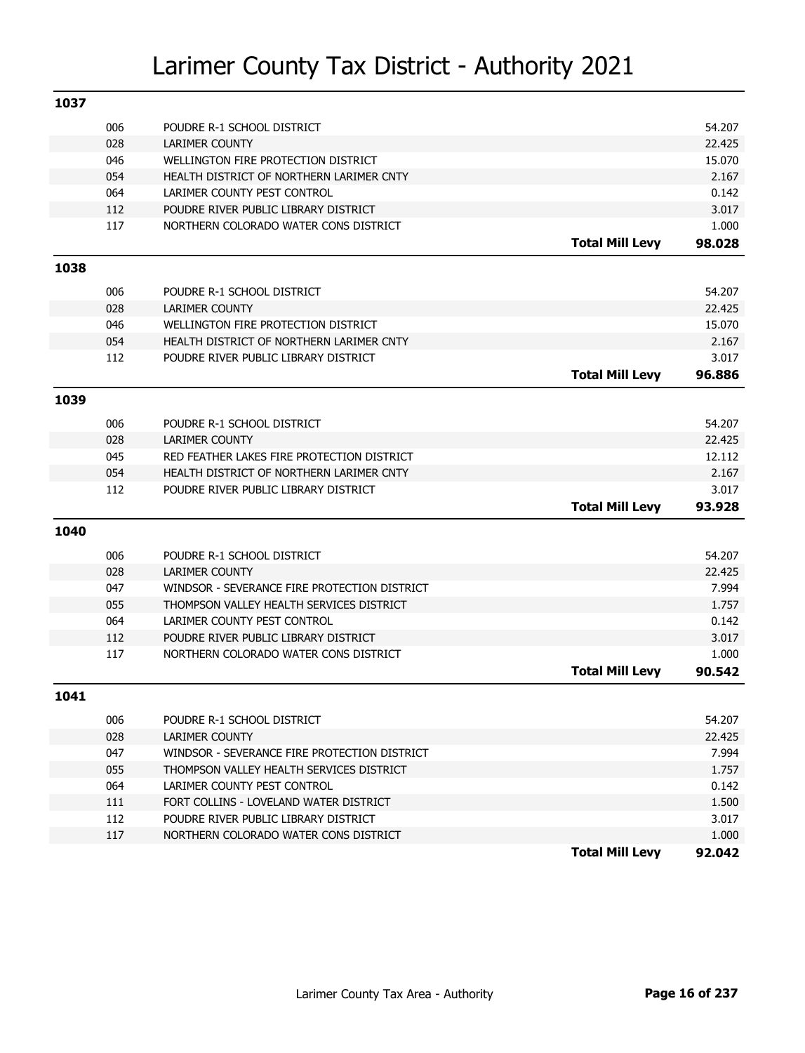# Larimer County Tax District - Authority 2021

## 1037

| Code | Authority | | Mill Levy |
|---|---|---|---|
| 006 | POUDRE R-1 SCHOOL DISTRICT | | 54.207 |
| 028 | LARIMER COUNTY | | 22.425 |
| 046 | WELLINGTON FIRE PROTECTION DISTRICT | | 15.070 |
| 054 | HEALTH DISTRICT OF NORTHERN LARIMER CNTY | | 2.167 |
| 064 | LARIMER COUNTY PEST CONTROL | | 0.142 |
| 112 | POUDRE RIVER PUBLIC LIBRARY DISTRICT | | 3.017 |
| 117 | NORTHERN COLORADO WATER CONS DISTRICT | | 1.000 |
| | | **Total Mill Levy** | **98.028** |

## 1038

| Code | Authority | | Mill Levy |
|---|---|---|---|
| 006 | POUDRE R-1 SCHOOL DISTRICT | | 54.207 |
| 028 | LARIMER COUNTY | | 22.425 |
| 046 | WELLINGTON FIRE PROTECTION DISTRICT | | 15.070 |
| 054 | HEALTH DISTRICT OF NORTHERN LARIMER CNTY | | 2.167 |
| 112 | POUDRE RIVER PUBLIC LIBRARY DISTRICT | | 3.017 |
| | | **Total Mill Levy** | **96.886** |

## 1039

| Code | Authority | | Mill Levy |
|---|---|---|---|
| 006 | POUDRE R-1 SCHOOL DISTRICT | | 54.207 |
| 028 | LARIMER COUNTY | | 22.425 |
| 045 | RED FEATHER LAKES FIRE PROTECTION DISTRICT | | 12.112 |
| 054 | HEALTH DISTRICT OF NORTHERN LARIMER CNTY | | 2.167 |
| 112 | POUDRE RIVER PUBLIC LIBRARY DISTRICT | | 3.017 |
| | | **Total Mill Levy** | **93.928** |

## 1040

| Code | Authority | | Mill Levy |
|---|---|---|---|
| 006 | POUDRE R-1 SCHOOL DISTRICT | | 54.207 |
| 028 | LARIMER COUNTY | | 22.425 |
| 047 | WINDSOR - SEVERANCE FIRE PROTECTION DISTRICT | | 7.994 |
| 055 | THOMPSON VALLEY HEALTH SERVICES DISTRICT | | 1.757 |
| 064 | LARIMER COUNTY PEST CONTROL | | 0.142 |
| 112 | POUDRE RIVER PUBLIC LIBRARY DISTRICT | | 3.017 |
| 117 | NORTHERN COLORADO WATER CONS DISTRICT | | 1.000 |
| | | **Total Mill Levy** | **90.542** |

## 1041

| Code | Authority | | Mill Levy |
|---|---|---|---|
| 006 | POUDRE R-1 SCHOOL DISTRICT | | 54.207 |
| 028 | LARIMER COUNTY | | 22.425 |
| 047 | WINDSOR - SEVERANCE FIRE PROTECTION DISTRICT | | 7.994 |
| 055 | THOMPSON VALLEY HEALTH SERVICES DISTRICT | | 1.757 |
| 064 | LARIMER COUNTY PEST CONTROL | | 0.142 |
| 111 | FORT COLLINS - LOVELAND WATER DISTRICT | | 1.500 |
| 112 | POUDRE RIVER PUBLIC LIBRARY DISTRICT | | 3.017 |
| 117 | NORTHERN COLORADO WATER CONS DISTRICT | | 1.000 |
| | | **Total Mill Levy** | **92.042** |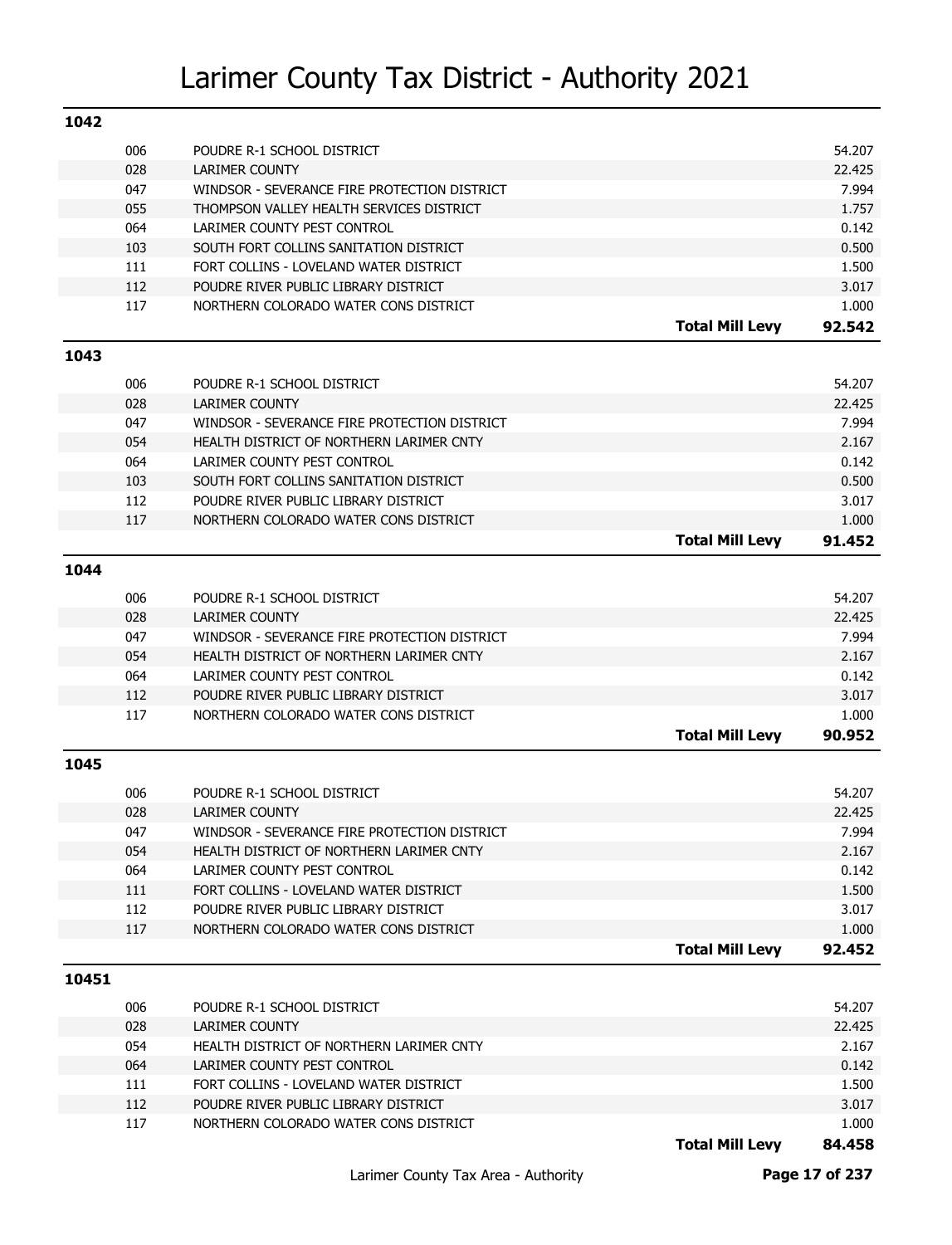# Larimer County Tax District - Authority 2021

## 1042

| Code | Authority | | Levy |
|---|---|---|---|
| 006 | POUDRE R-1 SCHOOL DISTRICT | | 54.207 |
| 028 | LARIMER COUNTY | | 22.425 |
| 047 | WINDSOR - SEVERANCE FIRE PROTECTION DISTRICT | | 7.994 |
| 055 | THOMPSON VALLEY HEALTH SERVICES DISTRICT | | 1.757 |
| 064 | LARIMER COUNTY PEST CONTROL | | 0.142 |
| 103 | SOUTH FORT COLLINS SANITATION DISTRICT | | 0.500 |
| 111 | FORT COLLINS - LOVELAND WATER DISTRICT | | 1.500 |
| 112 | POUDRE RIVER PUBLIC LIBRARY DISTRICT | | 3.017 |
| 117 | NORTHERN COLORADO WATER CONS DISTRICT | | 1.000 |
| | | **Total Mill Levy** | **92.542** |

## 1043

| Code | Authority | | Levy |
|---|---|---|---|
| 006 | POUDRE R-1 SCHOOL DISTRICT | | 54.207 |
| 028 | LARIMER COUNTY | | 22.425 |
| 047 | WINDSOR - SEVERANCE FIRE PROTECTION DISTRICT | | 7.994 |
| 054 | HEALTH DISTRICT OF NORTHERN LARIMER CNTY | | 2.167 |
| 064 | LARIMER COUNTY PEST CONTROL | | 0.142 |
| 103 | SOUTH FORT COLLINS SANITATION DISTRICT | | 0.500 |
| 112 | POUDRE RIVER PUBLIC LIBRARY DISTRICT | | 3.017 |
| 117 | NORTHERN COLORADO WATER CONS DISTRICT | | 1.000 |
| | | **Total Mill Levy** | **91.452** |

## 1044

| Code | Authority | | Levy |
|---|---|---|---|
| 006 | POUDRE R-1 SCHOOL DISTRICT | | 54.207 |
| 028 | LARIMER COUNTY | | 22.425 |
| 047 | WINDSOR - SEVERANCE FIRE PROTECTION DISTRICT | | 7.994 |
| 054 | HEALTH DISTRICT OF NORTHERN LARIMER CNTY | | 2.167 |
| 064 | LARIMER COUNTY PEST CONTROL | | 0.142 |
| 112 | POUDRE RIVER PUBLIC LIBRARY DISTRICT | | 3.017 |
| 117 | NORTHERN COLORADO WATER CONS DISTRICT | | 1.000 |
| | | **Total Mill Levy** | **90.952** |

## 1045

| Code | Authority | | Levy |
|---|---|---|---|
| 006 | POUDRE R-1 SCHOOL DISTRICT | | 54.207 |
| 028 | LARIMER COUNTY | | 22.425 |
| 047 | WINDSOR - SEVERANCE FIRE PROTECTION DISTRICT | | 7.994 |
| 054 | HEALTH DISTRICT OF NORTHERN LARIMER CNTY | | 2.167 |
| 064 | LARIMER COUNTY PEST CONTROL | | 0.142 |
| 111 | FORT COLLINS - LOVELAND WATER DISTRICT | | 1.500 |
| 112 | POUDRE RIVER PUBLIC LIBRARY DISTRICT | | 3.017 |
| 117 | NORTHERN COLORADO WATER CONS DISTRICT | | 1.000 |
| | | **Total Mill Levy** | **92.452** |

## 10451

| Code | Authority | | Levy |
|---|---|---|---|
| 006 | POUDRE R-1 SCHOOL DISTRICT | | 54.207 |
| 028 | LARIMER COUNTY | | 22.425 |
| 054 | HEALTH DISTRICT OF NORTHERN LARIMER CNTY | | 2.167 |
| 064 | LARIMER COUNTY PEST CONTROL | | 0.142 |
| 111 | FORT COLLINS - LOVELAND WATER DISTRICT | | 1.500 |
| 112 | POUDRE RIVER PUBLIC LIBRARY DISTRICT | | 3.017 |
| 117 | NORTHERN COLORADO WATER CONS DISTRICT | | 1.000 |
| | | **Total Mill Levy** | **84.458** |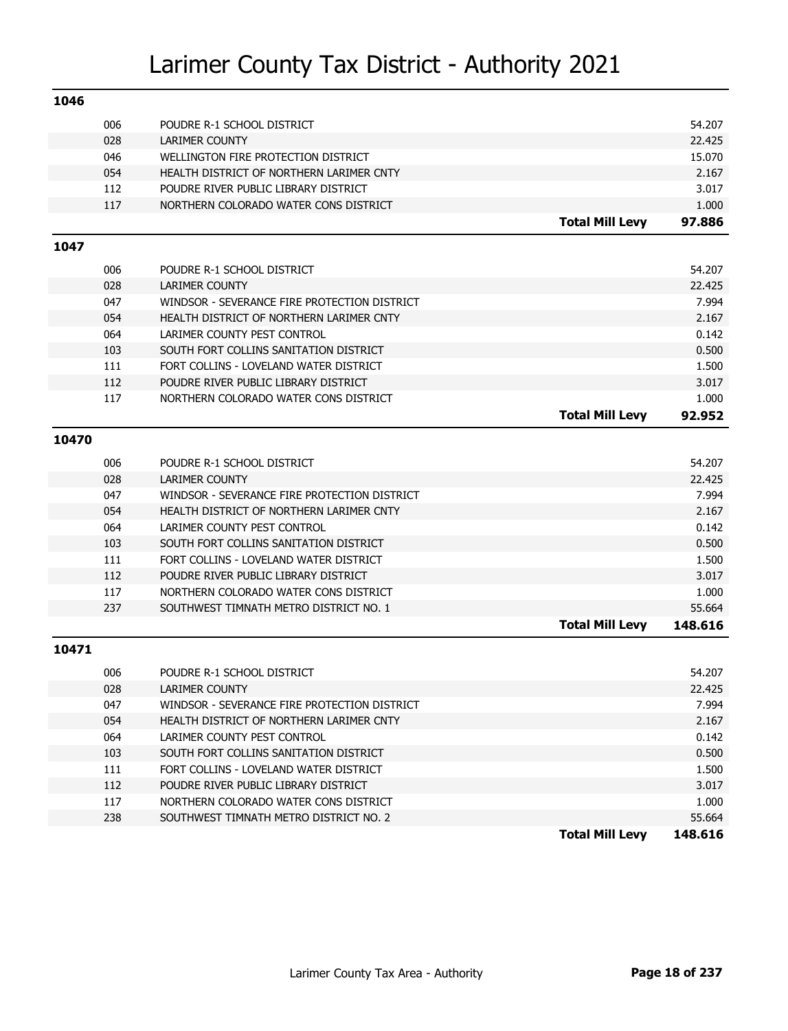# Larimer County Tax District - Authority 2021

## 1046

| Code | Authority | | Levy |
|---|---|---|---|
| 006 | POUDRE R-1 SCHOOL DISTRICT | | 54.207 |
| 028 | LARIMER COUNTY | | 22.425 |
| 046 | WELLINGTON FIRE PROTECTION DISTRICT | | 15.070 |
| 054 | HEALTH DISTRICT OF NORTHERN LARIMER CNTY | | 2.167 |
| 112 | POUDRE RIVER PUBLIC LIBRARY DISTRICT | | 3.017 |
| 117 | NORTHERN COLORADO WATER CONS DISTRICT | | 1.000 |
| | | **Total Mill Levy** | **97.886** |

## 1047

| Code | Authority | | Levy |
|---|---|---|---|
| 006 | POUDRE R-1 SCHOOL DISTRICT | | 54.207 |
| 028 | LARIMER COUNTY | | 22.425 |
| 047 | WINDSOR - SEVERANCE FIRE PROTECTION DISTRICT | | 7.994 |
| 054 | HEALTH DISTRICT OF NORTHERN LARIMER CNTY | | 2.167 |
| 064 | LARIMER COUNTY PEST CONTROL | | 0.142 |
| 103 | SOUTH FORT COLLINS SANITATION DISTRICT | | 0.500 |
| 111 | FORT COLLINS - LOVELAND WATER DISTRICT | | 1.500 |
| 112 | POUDRE RIVER PUBLIC LIBRARY DISTRICT | | 3.017 |
| 117 | NORTHERN COLORADO WATER CONS DISTRICT | | 1.000 |
| | | **Total Mill Levy** | **92.952** |

## 10470

| Code | Authority | | Levy |
|---|---|---|---|
| 006 | POUDRE R-1 SCHOOL DISTRICT | | 54.207 |
| 028 | LARIMER COUNTY | | 22.425 |
| 047 | WINDSOR - SEVERANCE FIRE PROTECTION DISTRICT | | 7.994 |
| 054 | HEALTH DISTRICT OF NORTHERN LARIMER CNTY | | 2.167 |
| 064 | LARIMER COUNTY PEST CONTROL | | 0.142 |
| 103 | SOUTH FORT COLLINS SANITATION DISTRICT | | 0.500 |
| 111 | FORT COLLINS - LOVELAND WATER DISTRICT | | 1.500 |
| 112 | POUDRE RIVER PUBLIC LIBRARY DISTRICT | | 3.017 |
| 117 | NORTHERN COLORADO WATER CONS DISTRICT | | 1.000 |
| 237 | SOUTHWEST TIMNATH METRO DISTRICT NO. 1 | | 55.664 |
| | | **Total Mill Levy** | **148.616** |

## 10471

| Code | Authority | | Levy |
|---|---|---|---|
| 006 | POUDRE R-1 SCHOOL DISTRICT | | 54.207 |
| 028 | LARIMER COUNTY | | 22.425 |
| 047 | WINDSOR - SEVERANCE FIRE PROTECTION DISTRICT | | 7.994 |
| 054 | HEALTH DISTRICT OF NORTHERN LARIMER CNTY | | 2.167 |
| 064 | LARIMER COUNTY PEST CONTROL | | 0.142 |
| 103 | SOUTH FORT COLLINS SANITATION DISTRICT | | 0.500 |
| 111 | FORT COLLINS - LOVELAND WATER DISTRICT | | 1.500 |
| 112 | POUDRE RIVER PUBLIC LIBRARY DISTRICT | | 3.017 |
| 117 | NORTHERN COLORADO WATER CONS DISTRICT | | 1.000 |
| 238 | SOUTHWEST TIMNATH METRO DISTRICT NO. 2 | | 55.664 |
| | | **Total Mill Levy** | **148.616** |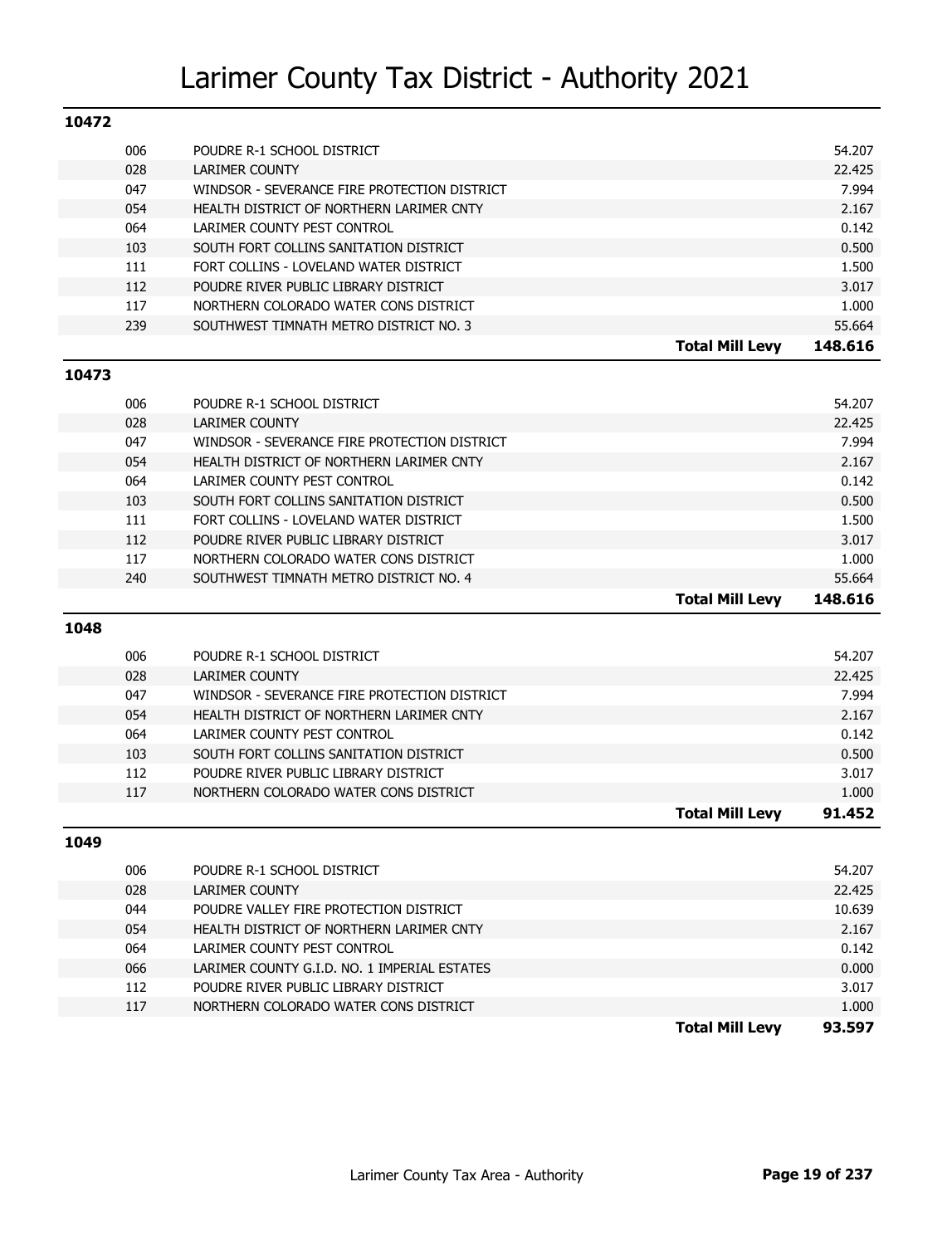# Larimer County Tax District - Authority 2021

## 10472

| Code | Authority | Mill Levy |
|---|---|---|
| 006 | POUDRE R-1 SCHOOL DISTRICT | 54.207 |
| 028 | LARIMER COUNTY | 22.425 |
| 047 | WINDSOR - SEVERANCE FIRE PROTECTION DISTRICT | 7.994 |
| 054 | HEALTH DISTRICT OF NORTHERN LARIMER CNTY | 2.167 |
| 064 | LARIMER COUNTY PEST CONTROL | 0.142 |
| 103 | SOUTH FORT COLLINS SANITATION DISTRICT | 0.500 |
| 111 | FORT COLLINS - LOVELAND WATER DISTRICT | 1.500 |
| 112 | POUDRE RIVER PUBLIC LIBRARY DISTRICT | 3.017 |
| 117 | NORTHERN COLORADO WATER CONS DISTRICT | 1.000 |
| 239 | SOUTHWEST TIMNATH METRO DISTRICT NO. 3 | 55.664 |
| | **Total Mill Levy** | **148.616** |

## 10473

| Code | Authority | Mill Levy |
|---|---|---|
| 006 | POUDRE R-1 SCHOOL DISTRICT | 54.207 |
| 028 | LARIMER COUNTY | 22.425 |
| 047 | WINDSOR - SEVERANCE FIRE PROTECTION DISTRICT | 7.994 |
| 054 | HEALTH DISTRICT OF NORTHERN LARIMER CNTY | 2.167 |
| 064 | LARIMER COUNTY PEST CONTROL | 0.142 |
| 103 | SOUTH FORT COLLINS SANITATION DISTRICT | 0.500 |
| 111 | FORT COLLINS - LOVELAND WATER DISTRICT | 1.500 |
| 112 | POUDRE RIVER PUBLIC LIBRARY DISTRICT | 3.017 |
| 117 | NORTHERN COLORADO WATER CONS DISTRICT | 1.000 |
| 240 | SOUTHWEST TIMNATH METRO DISTRICT NO. 4 | 55.664 |
| | **Total Mill Levy** | **148.616** |

## 1048

| Code | Authority | Mill Levy |
|---|---|---|
| 006 | POUDRE R-1 SCHOOL DISTRICT | 54.207 |
| 028 | LARIMER COUNTY | 22.425 |
| 047 | WINDSOR - SEVERANCE FIRE PROTECTION DISTRICT | 7.994 |
| 054 | HEALTH DISTRICT OF NORTHERN LARIMER CNTY | 2.167 |
| 064 | LARIMER COUNTY PEST CONTROL | 0.142 |
| 103 | SOUTH FORT COLLINS SANITATION DISTRICT | 0.500 |
| 112 | POUDRE RIVER PUBLIC LIBRARY DISTRICT | 3.017 |
| 117 | NORTHERN COLORADO WATER CONS DISTRICT | 1.000 |
| | **Total Mill Levy** | **91.452** |

## 1049

| Code | Authority | Mill Levy |
|---|---|---|
| 006 | POUDRE R-1 SCHOOL DISTRICT | 54.207 |
| 028 | LARIMER COUNTY | 22.425 |
| 044 | POUDRE VALLEY FIRE PROTECTION DISTRICT | 10.639 |
| 054 | HEALTH DISTRICT OF NORTHERN LARIMER CNTY | 2.167 |
| 064 | LARIMER COUNTY PEST CONTROL | 0.142 |
| 066 | LARIMER COUNTY G.I.D. NO. 1 IMPERIAL ESTATES | 0.000 |
| 112 | POUDRE RIVER PUBLIC LIBRARY DISTRICT | 3.017 |
| 117 | NORTHERN COLORADO WATER CONS DISTRICT | 1.000 |
| | **Total Mill Levy** | **93.597** |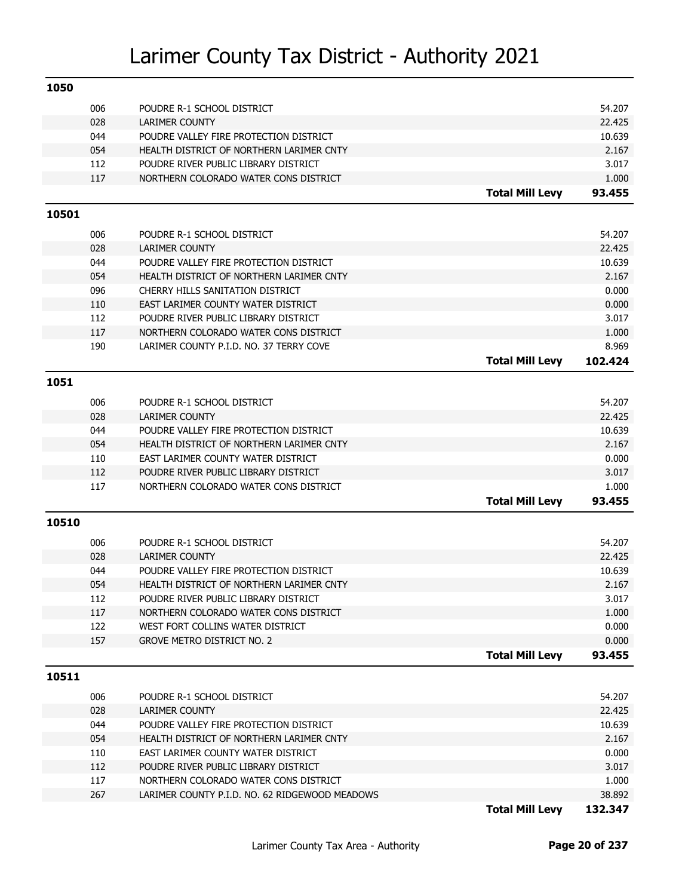# Larimer County Tax District - Authority 2021

## 1050

| Code | Authority | | Levy |
|---|---|---|---|
| 006 | POUDRE R-1 SCHOOL DISTRICT | | 54.207 |
| 028 | LARIMER COUNTY | | 22.425 |
| 044 | POUDRE VALLEY FIRE PROTECTION DISTRICT | | 10.639 |
| 054 | HEALTH DISTRICT OF NORTHERN LARIMER CNTY | | 2.167 |
| 112 | POUDRE RIVER PUBLIC LIBRARY DISTRICT | | 3.017 |
| 117 | NORTHERN COLORADO WATER CONS DISTRICT | | 1.000 |
| | | **Total Mill Levy** | **93.455** |

## 10501

| Code | Authority | | Levy |
|---|---|---|---|
| 006 | POUDRE R-1 SCHOOL DISTRICT | | 54.207 |
| 028 | LARIMER COUNTY | | 22.425 |
| 044 | POUDRE VALLEY FIRE PROTECTION DISTRICT | | 10.639 |
| 054 | HEALTH DISTRICT OF NORTHERN LARIMER CNTY | | 2.167 |
| 096 | CHERRY HILLS SANITATION DISTRICT | | 0.000 |
| 110 | EAST LARIMER COUNTY WATER DISTRICT | | 0.000 |
| 112 | POUDRE RIVER PUBLIC LIBRARY DISTRICT | | 3.017 |
| 117 | NORTHERN COLORADO WATER CONS DISTRICT | | 1.000 |
| 190 | LARIMER COUNTY P.I.D. NO. 37 TERRY COVE | | 8.969 |
| | | **Total Mill Levy** | **102.424** |

## 1051

| Code | Authority | | Levy |
|---|---|---|---|
| 006 | POUDRE R-1 SCHOOL DISTRICT | | 54.207 |
| 028 | LARIMER COUNTY | | 22.425 |
| 044 | POUDRE VALLEY FIRE PROTECTION DISTRICT | | 10.639 |
| 054 | HEALTH DISTRICT OF NORTHERN LARIMER CNTY | | 2.167 |
| 110 | EAST LARIMER COUNTY WATER DISTRICT | | 0.000 |
| 112 | POUDRE RIVER PUBLIC LIBRARY DISTRICT | | 3.017 |
| 117 | NORTHERN COLORADO WATER CONS DISTRICT | | 1.000 |
| | | **Total Mill Levy** | **93.455** |

## 10510

| Code | Authority | | Levy |
|---|---|---|---|
| 006 | POUDRE R-1 SCHOOL DISTRICT | | 54.207 |
| 028 | LARIMER COUNTY | | 22.425 |
| 044 | POUDRE VALLEY FIRE PROTECTION DISTRICT | | 10.639 |
| 054 | HEALTH DISTRICT OF NORTHERN LARIMER CNTY | | 2.167 |
| 112 | POUDRE RIVER PUBLIC LIBRARY DISTRICT | | 3.017 |
| 117 | NORTHERN COLORADO WATER CONS DISTRICT | | 1.000 |
| 122 | WEST FORT COLLINS WATER DISTRICT | | 0.000 |
| 157 | GROVE METRO DISTRICT NO. 2 | | 0.000 |
| | | **Total Mill Levy** | **93.455** |

## 10511

| Code | Authority | | Levy |
|---|---|---|---|
| 006 | POUDRE R-1 SCHOOL DISTRICT | | 54.207 |
| 028 | LARIMER COUNTY | | 22.425 |
| 044 | POUDRE VALLEY FIRE PROTECTION DISTRICT | | 10.639 |
| 054 | HEALTH DISTRICT OF NORTHERN LARIMER CNTY | | 2.167 |
| 110 | EAST LARIMER COUNTY WATER DISTRICT | | 0.000 |
| 112 | POUDRE RIVER PUBLIC LIBRARY DISTRICT | | 3.017 |
| 117 | NORTHERN COLORADO WATER CONS DISTRICT | | 1.000 |
| 267 | LARIMER COUNTY P.I.D. NO. 62 RIDGEWOOD MEADOWS | | 38.892 |
| | | **Total Mill Levy** | **132.347** |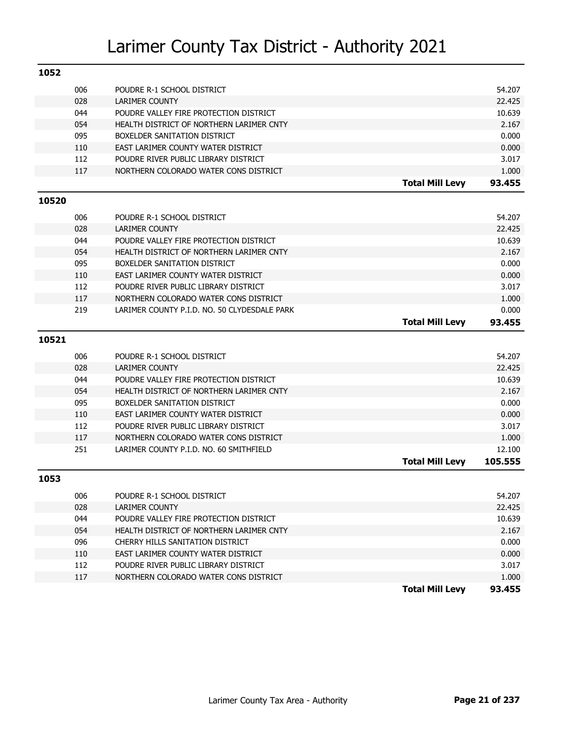# Larimer County Tax District - Authority 2021

## 1052

| Code | Authority | | Mill Levy |
|---|---|---|---|
| 006 | POUDRE R-1 SCHOOL DISTRICT | | 54.207 |
| 028 | LARIMER COUNTY | | 22.425 |
| 044 | POUDRE VALLEY FIRE PROTECTION DISTRICT | | 10.639 |
| 054 | HEALTH DISTRICT OF NORTHERN LARIMER CNTY | | 2.167 |
| 095 | BOXELDER SANITATION DISTRICT | | 0.000 |
| 110 | EAST LARIMER COUNTY WATER DISTRICT | | 0.000 |
| 112 | POUDRE RIVER PUBLIC LIBRARY DISTRICT | | 3.017 |
| 117 | NORTHERN COLORADO WATER CONS DISTRICT | | 1.000 |
| | | **Total Mill Levy** | **93.455** |

## 10520

| Code | Authority | | Mill Levy |
|---|---|---|---|
| 006 | POUDRE R-1 SCHOOL DISTRICT | | 54.207 |
| 028 | LARIMER COUNTY | | 22.425 |
| 044 | POUDRE VALLEY FIRE PROTECTION DISTRICT | | 10.639 |
| 054 | HEALTH DISTRICT OF NORTHERN LARIMER CNTY | | 2.167 |
| 095 | BOXELDER SANITATION DISTRICT | | 0.000 |
| 110 | EAST LARIMER COUNTY WATER DISTRICT | | 0.000 |
| 112 | POUDRE RIVER PUBLIC LIBRARY DISTRICT | | 3.017 |
| 117 | NORTHERN COLORADO WATER CONS DISTRICT | | 1.000 |
| 219 | LARIMER COUNTY P.I.D. NO. 50 CLYDESDALE PARK | | 0.000 |
| | | **Total Mill Levy** | **93.455** |

## 10521

| Code | Authority | | Mill Levy |
|---|---|---|---|
| 006 | POUDRE R-1 SCHOOL DISTRICT | | 54.207 |
| 028 | LARIMER COUNTY | | 22.425 |
| 044 | POUDRE VALLEY FIRE PROTECTION DISTRICT | | 10.639 |
| 054 | HEALTH DISTRICT OF NORTHERN LARIMER CNTY | | 2.167 |
| 095 | BOXELDER SANITATION DISTRICT | | 0.000 |
| 110 | EAST LARIMER COUNTY WATER DISTRICT | | 0.000 |
| 112 | POUDRE RIVER PUBLIC LIBRARY DISTRICT | | 3.017 |
| 117 | NORTHERN COLORADO WATER CONS DISTRICT | | 1.000 |
| 251 | LARIMER COUNTY P.I.D. NO. 60 SMITHFIELD | | 12.100 |
| | | **Total Mill Levy** | **105.555** |

## 1053

| Code | Authority | | Mill Levy |
|---|---|---|---|
| 006 | POUDRE R-1 SCHOOL DISTRICT | | 54.207 |
| 028 | LARIMER COUNTY | | 22.425 |
| 044 | POUDRE VALLEY FIRE PROTECTION DISTRICT | | 10.639 |
| 054 | HEALTH DISTRICT OF NORTHERN LARIMER CNTY | | 2.167 |
| 096 | CHERRY HILLS SANITATION DISTRICT | | 0.000 |
| 110 | EAST LARIMER COUNTY WATER DISTRICT | | 0.000 |
| 112 | POUDRE RIVER PUBLIC LIBRARY DISTRICT | | 3.017 |
| 117 | NORTHERN COLORADO WATER CONS DISTRICT | | 1.000 |
| | | **Total Mill Levy** | **93.455** |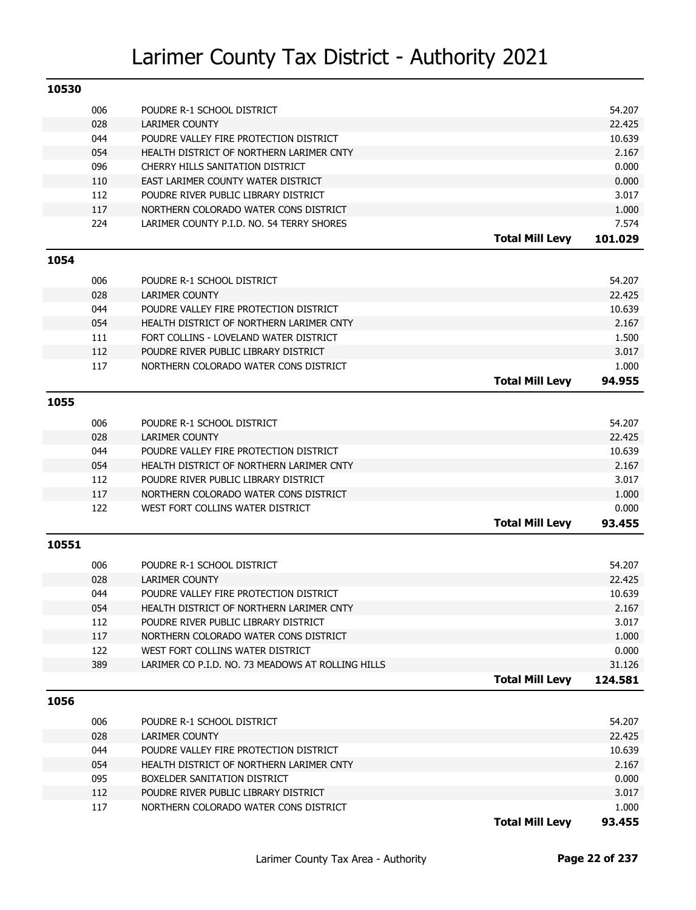# Larimer County Tax District - Authority 2021

## 10530

| Code | Authority | | Mill Levy |
|---|---|---|---|
| 006 | POUDRE R-1 SCHOOL DISTRICT | | 54.207 |
| 028 | LARIMER COUNTY | | 22.425 |
| 044 | POUDRE VALLEY FIRE PROTECTION DISTRICT | | 10.639 |
| 054 | HEALTH DISTRICT OF NORTHERN LARIMER CNTY | | 2.167 |
| 096 | CHERRY HILLS SANITATION DISTRICT | | 0.000 |
| 110 | EAST LARIMER COUNTY WATER DISTRICT | | 0.000 |
| 112 | POUDRE RIVER PUBLIC LIBRARY DISTRICT | | 3.017 |
| 117 | NORTHERN COLORADO WATER CONS DISTRICT | | 1.000 |
| 224 | LARIMER COUNTY P.I.D. NO. 54 TERRY SHORES | | 7.574 |
| | | **Total Mill Levy** | **101.029** |

## 1054

| Code | Authority | | Mill Levy |
|---|---|---|---|
| 006 | POUDRE R-1 SCHOOL DISTRICT | | 54.207 |
| 028 | LARIMER COUNTY | | 22.425 |
| 044 | POUDRE VALLEY FIRE PROTECTION DISTRICT | | 10.639 |
| 054 | HEALTH DISTRICT OF NORTHERN LARIMER CNTY | | 2.167 |
| 111 | FORT COLLINS - LOVELAND WATER DISTRICT | | 1.500 |
| 112 | POUDRE RIVER PUBLIC LIBRARY DISTRICT | | 3.017 |
| 117 | NORTHERN COLORADO WATER CONS DISTRICT | | 1.000 |
| | | **Total Mill Levy** | **94.955** |

## 1055

| Code | Authority | | Mill Levy |
|---|---|---|---|
| 006 | POUDRE R-1 SCHOOL DISTRICT | | 54.207 |
| 028 | LARIMER COUNTY | | 22.425 |
| 044 | POUDRE VALLEY FIRE PROTECTION DISTRICT | | 10.639 |
| 054 | HEALTH DISTRICT OF NORTHERN LARIMER CNTY | | 2.167 |
| 112 | POUDRE RIVER PUBLIC LIBRARY DISTRICT | | 3.017 |
| 117 | NORTHERN COLORADO WATER CONS DISTRICT | | 1.000 |
| 122 | WEST FORT COLLINS WATER DISTRICT | | 0.000 |
| | | **Total Mill Levy** | **93.455** |

## 10551

| Code | Authority | | Mill Levy |
|---|---|---|---|
| 006 | POUDRE R-1 SCHOOL DISTRICT | | 54.207 |
| 028 | LARIMER COUNTY | | 22.425 |
| 044 | POUDRE VALLEY FIRE PROTECTION DISTRICT | | 10.639 |
| 054 | HEALTH DISTRICT OF NORTHERN LARIMER CNTY | | 2.167 |
| 112 | POUDRE RIVER PUBLIC LIBRARY DISTRICT | | 3.017 |
| 117 | NORTHERN COLORADO WATER CONS DISTRICT | | 1.000 |
| 122 | WEST FORT COLLINS WATER DISTRICT | | 0.000 |
| 389 | LARIMER CO P.I.D. NO. 73 MEADOWS AT ROLLING HILLS | | 31.126 |
| | | **Total Mill Levy** | **124.581** |

## 1056

| Code | Authority | | Mill Levy |
|---|---|---|---|
| 006 | POUDRE R-1 SCHOOL DISTRICT | | 54.207 |
| 028 | LARIMER COUNTY | | 22.425 |
| 044 | POUDRE VALLEY FIRE PROTECTION DISTRICT | | 10.639 |
| 054 | HEALTH DISTRICT OF NORTHERN LARIMER CNTY | | 2.167 |
| 095 | BOXELDER SANITATION DISTRICT | | 0.000 |
| 112 | POUDRE RIVER PUBLIC LIBRARY DISTRICT | | 3.017 |
| 117 | NORTHERN COLORADO WATER CONS DISTRICT | | 1.000 |
| | | **Total Mill Levy** | **93.455** |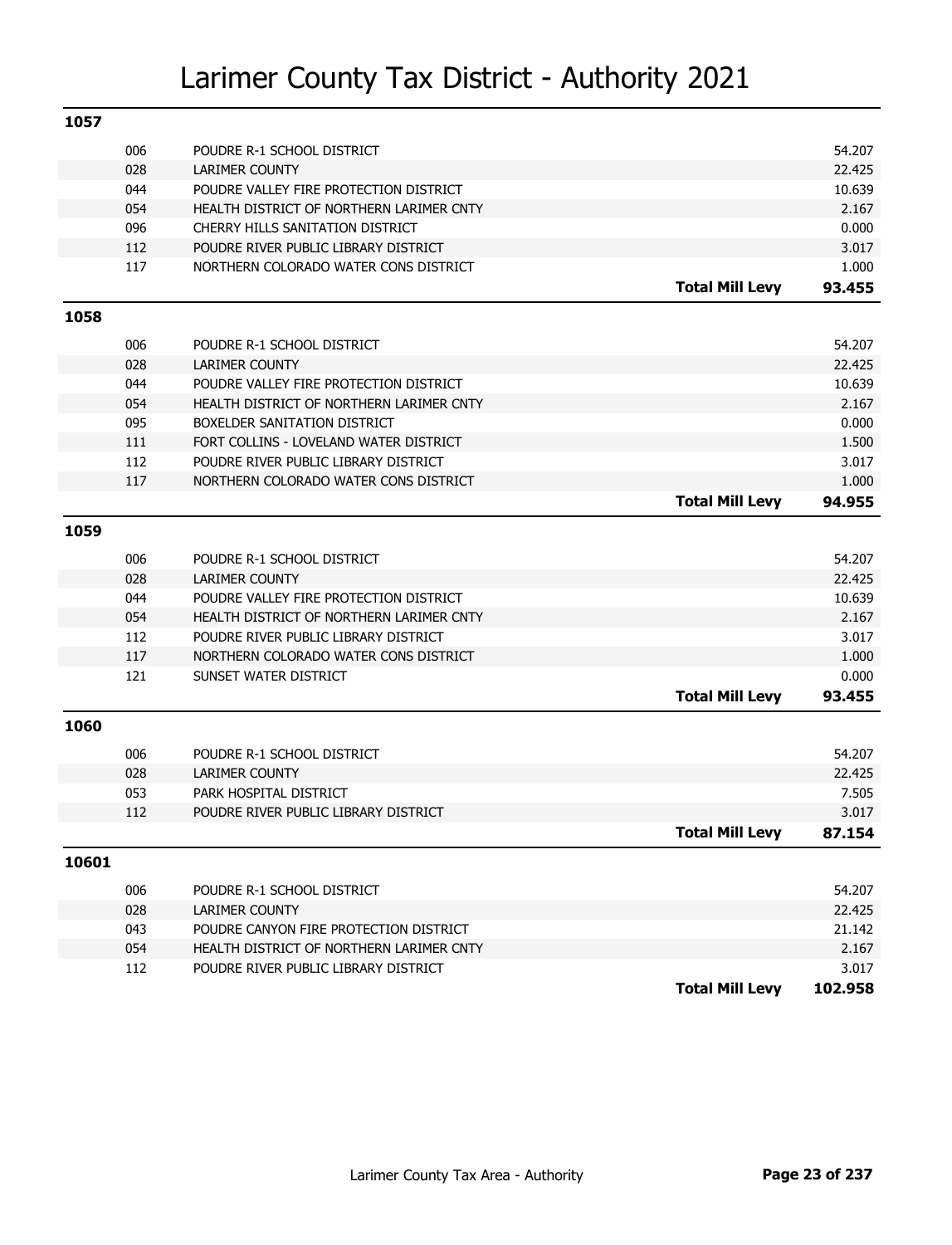# Larimer County Tax District - Authority 2021

## 1057

| Code | Authority | | Mill Levy |
|---|---|---|---|
| 006 | POUDRE R-1 SCHOOL DISTRICT | | 54.207 |
| 028 | LARIMER COUNTY | | 22.425 |
| 044 | POUDRE VALLEY FIRE PROTECTION DISTRICT | | 10.639 |
| 054 | HEALTH DISTRICT OF NORTHERN LARIMER CNTY | | 2.167 |
| 096 | CHERRY HILLS SANITATION DISTRICT | | 0.000 |
| 112 | POUDRE RIVER PUBLIC LIBRARY DISTRICT | | 3.017 |
| 117 | NORTHERN COLORADO WATER CONS DISTRICT | | 1.000 |
| | | **Total Mill Levy** | **93.455** |

## 1058

| Code | Authority | | Mill Levy |
|---|---|---|---|
| 006 | POUDRE R-1 SCHOOL DISTRICT | | 54.207 |
| 028 | LARIMER COUNTY | | 22.425 |
| 044 | POUDRE VALLEY FIRE PROTECTION DISTRICT | | 10.639 |
| 054 | HEALTH DISTRICT OF NORTHERN LARIMER CNTY | | 2.167 |
| 095 | BOXELDER SANITATION DISTRICT | | 0.000 |
| 111 | FORT COLLINS - LOVELAND WATER DISTRICT | | 1.500 |
| 112 | POUDRE RIVER PUBLIC LIBRARY DISTRICT | | 3.017 |
| 117 | NORTHERN COLORADO WATER CONS DISTRICT | | 1.000 |
| | | **Total Mill Levy** | **94.955** |

## 1059

| Code | Authority | | Mill Levy |
|---|---|---|---|
| 006 | POUDRE R-1 SCHOOL DISTRICT | | 54.207 |
| 028 | LARIMER COUNTY | | 22.425 |
| 044 | POUDRE VALLEY FIRE PROTECTION DISTRICT | | 10.639 |
| 054 | HEALTH DISTRICT OF NORTHERN LARIMER CNTY | | 2.167 |
| 112 | POUDRE RIVER PUBLIC LIBRARY DISTRICT | | 3.017 |
| 117 | NORTHERN COLORADO WATER CONS DISTRICT | | 1.000 |
| 121 | SUNSET WATER DISTRICT | | 0.000 |
| | | **Total Mill Levy** | **93.455** |

## 1060

| Code | Authority | | Mill Levy |
|---|---|---|---|
| 006 | POUDRE R-1 SCHOOL DISTRICT | | 54.207 |
| 028 | LARIMER COUNTY | | 22.425 |
| 053 | PARK HOSPITAL DISTRICT | | 7.505 |
| 112 | POUDRE RIVER PUBLIC LIBRARY DISTRICT | | 3.017 |
| | | **Total Mill Levy** | **87.154** |

## 10601

| Code | Authority | | Mill Levy |
|---|---|---|---|
| 006 | POUDRE R-1 SCHOOL DISTRICT | | 54.207 |
| 028 | LARIMER COUNTY | | 22.425 |
| 043 | POUDRE CANYON FIRE PROTECTION DISTRICT | | 21.142 |
| 054 | HEALTH DISTRICT OF NORTHERN LARIMER CNTY | | 2.167 |
| 112 | POUDRE RIVER PUBLIC LIBRARY DISTRICT | | 3.017 |
| | | **Total Mill Levy** | **102.958** |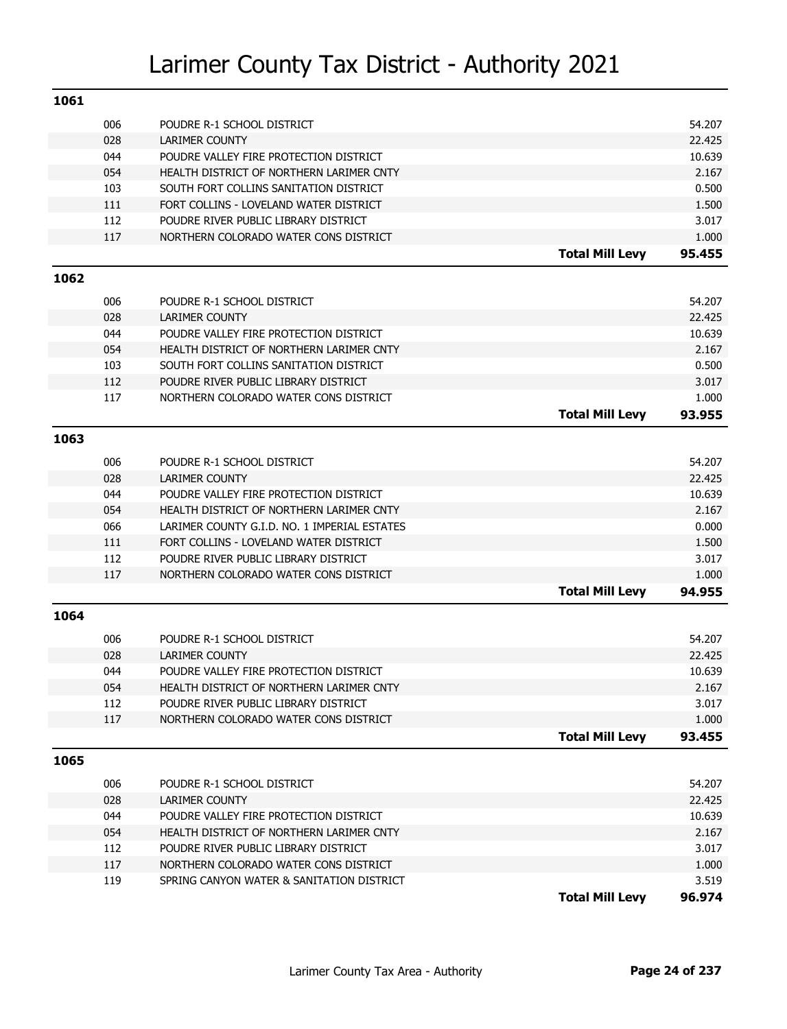# Larimer County Tax District - Authority 2021

## 1061

| Code | Authority | | Levy |
|---|---|---|---|
| 006 | POUDRE R-1 SCHOOL DISTRICT | | 54.207 |
| 028 | LARIMER COUNTY | | 22.425 |
| 044 | POUDRE VALLEY FIRE PROTECTION DISTRICT | | 10.639 |
| 054 | HEALTH DISTRICT OF NORTHERN LARIMER CNTY | | 2.167 |
| 103 | SOUTH FORT COLLINS SANITATION DISTRICT | | 0.500 |
| 111 | FORT COLLINS - LOVELAND WATER DISTRICT | | 1.500 |
| 112 | POUDRE RIVER PUBLIC LIBRARY DISTRICT | | 3.017 |
| 117 | NORTHERN COLORADO WATER CONS DISTRICT | | 1.000 |
| | | **Total Mill Levy** | **95.455** |

## 1062

| Code | Authority | | Levy |
|---|---|---|---|
| 006 | POUDRE R-1 SCHOOL DISTRICT | | 54.207 |
| 028 | LARIMER COUNTY | | 22.425 |
| 044 | POUDRE VALLEY FIRE PROTECTION DISTRICT | | 10.639 |
| 054 | HEALTH DISTRICT OF NORTHERN LARIMER CNTY | | 2.167 |
| 103 | SOUTH FORT COLLINS SANITATION DISTRICT | | 0.500 |
| 112 | POUDRE RIVER PUBLIC LIBRARY DISTRICT | | 3.017 |
| 117 | NORTHERN COLORADO WATER CONS DISTRICT | | 1.000 |
| | | **Total Mill Levy** | **93.955** |

## 1063

| Code | Authority | | Levy |
|---|---|---|---|
| 006 | POUDRE R-1 SCHOOL DISTRICT | | 54.207 |
| 028 | LARIMER COUNTY | | 22.425 |
| 044 | POUDRE VALLEY FIRE PROTECTION DISTRICT | | 10.639 |
| 054 | HEALTH DISTRICT OF NORTHERN LARIMER CNTY | | 2.167 |
| 066 | LARIMER COUNTY G.I.D. NO. 1 IMPERIAL ESTATES | | 0.000 |
| 111 | FORT COLLINS - LOVELAND WATER DISTRICT | | 1.500 |
| 112 | POUDRE RIVER PUBLIC LIBRARY DISTRICT | | 3.017 |
| 117 | NORTHERN COLORADO WATER CONS DISTRICT | | 1.000 |
| | | **Total Mill Levy** | **94.955** |

## 1064

| Code | Authority | | Levy |
|---|---|---|---|
| 006 | POUDRE R-1 SCHOOL DISTRICT | | 54.207 |
| 028 | LARIMER COUNTY | | 22.425 |
| 044 | POUDRE VALLEY FIRE PROTECTION DISTRICT | | 10.639 |
| 054 | HEALTH DISTRICT OF NORTHERN LARIMER CNTY | | 2.167 |
| 112 | POUDRE RIVER PUBLIC LIBRARY DISTRICT | | 3.017 |
| 117 | NORTHERN COLORADO WATER CONS DISTRICT | | 1.000 |
| | | **Total Mill Levy** | **93.455** |

## 1065

| Code | Authority | | Levy |
|---|---|---|---|
| 006 | POUDRE R-1 SCHOOL DISTRICT | | 54.207 |
| 028 | LARIMER COUNTY | | 22.425 |
| 044 | POUDRE VALLEY FIRE PROTECTION DISTRICT | | 10.639 |
| 054 | HEALTH DISTRICT OF NORTHERN LARIMER CNTY | | 2.167 |
| 112 | POUDRE RIVER PUBLIC LIBRARY DISTRICT | | 3.017 |
| 117 | NORTHERN COLORADO WATER CONS DISTRICT | | 1.000 |
| 119 | SPRING CANYON WATER & SANITATION DISTRICT | | 3.519 |
| | | **Total Mill Levy** | **96.974** |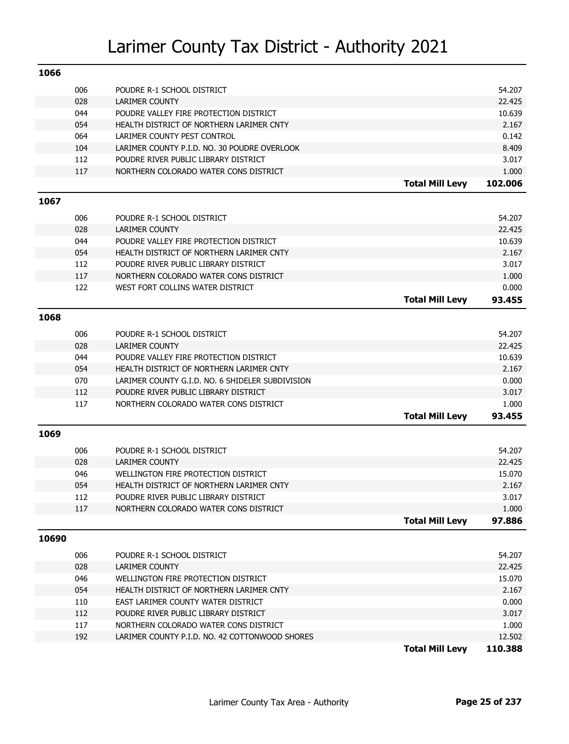#  Larimer County Tax District - Authority 2021

## 1066

| Code | Authority | | Levy |
|---|---|---|---|
| 006 | POUDRE R-1 SCHOOL DISTRICT | | 54.207 |
| 028 | LARIMER COUNTY | | 22.425 |
| 044 | POUDRE VALLEY FIRE PROTECTION DISTRICT | | 10.639 |
| 054 | HEALTH DISTRICT OF NORTHERN LARIMER CNTY | | 2.167 |
| 064 | LARIMER COUNTY PEST CONTROL | | 0.142 |
| 104 | LARIMER COUNTY P.I.D. NO. 30 POUDRE OVERLOOK | | 8.409 |
| 112 | POUDRE RIVER PUBLIC LIBRARY DISTRICT | | 3.017 |
| 117 | NORTHERN COLORADO WATER CONS DISTRICT | | 1.000 |
| | | **Total Mill Levy** | **102.006** |

## 1067

| Code | Authority | | Levy |
|---|---|---|---|
| 006 | POUDRE R-1 SCHOOL DISTRICT | | 54.207 |
| 028 | LARIMER COUNTY | | 22.425 |
| 044 | POUDRE VALLEY FIRE PROTECTION DISTRICT | | 10.639 |
| 054 | HEALTH DISTRICT OF NORTHERN LARIMER CNTY | | 2.167 |
| 112 | POUDRE RIVER PUBLIC LIBRARY DISTRICT | | 3.017 |
| 117 | NORTHERN COLORADO WATER CONS DISTRICT | | 1.000 |
| 122 | WEST FORT COLLINS WATER DISTRICT | | 0.000 |
| | | **Total Mill Levy** | **93.455** |

## 1068

| Code | Authority | | Levy |
|---|---|---|---|
| 006 | POUDRE R-1 SCHOOL DISTRICT | | 54.207 |
| 028 | LARIMER COUNTY | | 22.425 |
| 044 | POUDRE VALLEY FIRE PROTECTION DISTRICT | | 10.639 |
| 054 | HEALTH DISTRICT OF NORTHERN LARIMER CNTY | | 2.167 |
| 070 | LARIMER COUNTY G.I.D. NO. 6 SHIDELER SUBDIVISION | | 0.000 |
| 112 | POUDRE RIVER PUBLIC LIBRARY DISTRICT | | 3.017 |
| 117 | NORTHERN COLORADO WATER CONS DISTRICT | | 1.000 |
| | | **Total Mill Levy** | **93.455** |

## 1069

| Code | Authority | | Levy |
|---|---|---|---|
| 006 | POUDRE R-1 SCHOOL DISTRICT | | 54.207 |
| 028 | LARIMER COUNTY | | 22.425 |
| 046 | WELLINGTON FIRE PROTECTION DISTRICT | | 15.070 |
| 054 | HEALTH DISTRICT OF NORTHERN LARIMER CNTY | | 2.167 |
| 112 | POUDRE RIVER PUBLIC LIBRARY DISTRICT | | 3.017 |
| 117 | NORTHERN COLORADO WATER CONS DISTRICT | | 1.000 |
| | | **Total Mill Levy** | **97.886** |

## 10690

| Code | Authority | | Levy |
|---|---|---|---|
| 006 | POUDRE R-1 SCHOOL DISTRICT | | 54.207 |
| 028 | LARIMER COUNTY | | 22.425 |
| 046 | WELLINGTON FIRE PROTECTION DISTRICT | | 15.070 |
| 054 | HEALTH DISTRICT OF NORTHERN LARIMER CNTY | | 2.167 |
| 110 | EAST LARIMER COUNTY WATER DISTRICT | | 0.000 |
| 112 | POUDRE RIVER PUBLIC LIBRARY DISTRICT | | 3.017 |
| 117 | NORTHERN COLORADO WATER CONS DISTRICT | | 1.000 |
| 192 | LARIMER COUNTY P.I.D. NO. 42 COTTONWOOD SHORES | | 12.502 |
| | | **Total Mill Levy** | **110.388** |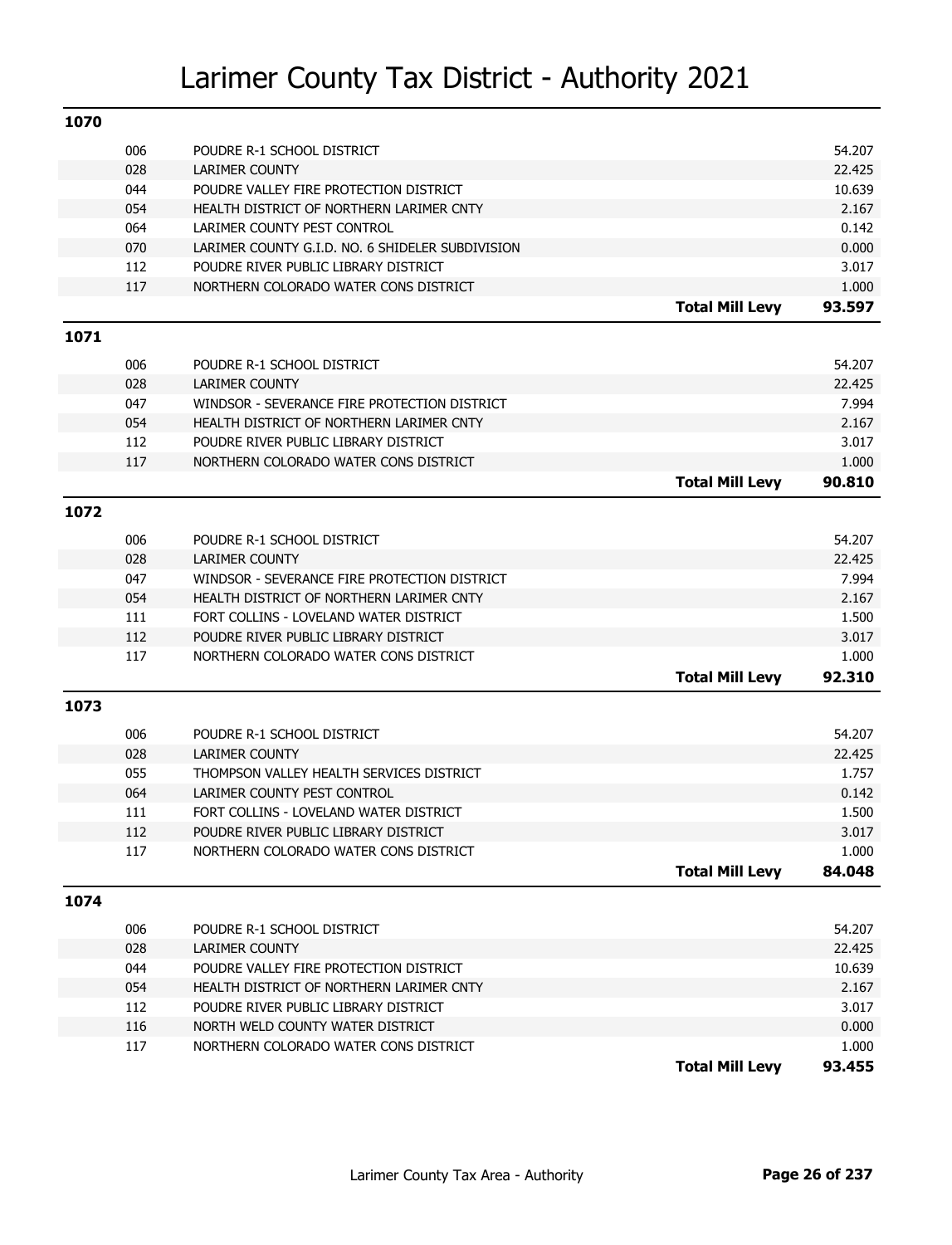# Larimer County Tax District - Authority 2021

## 1070

| Code | Authority | | Mill Levy |
|---|---|---|---|
| 006 | POUDRE R-1 SCHOOL DISTRICT | | 54.207 |
| 028 | LARIMER COUNTY | | 22.425 |
| 044 | POUDRE VALLEY FIRE PROTECTION DISTRICT | | 10.639 |
| 054 | HEALTH DISTRICT OF NORTHERN LARIMER CNTY | | 2.167 |
| 064 | LARIMER COUNTY PEST CONTROL | | 0.142 |
| 070 | LARIMER COUNTY G.I.D. NO. 6 SHIDELER SUBDIVISION | | 0.000 |
| 112 | POUDRE RIVER PUBLIC LIBRARY DISTRICT | | 3.017 |
| 117 | NORTHERN COLORADO WATER CONS DISTRICT | | 1.000 |
| | | **Total Mill Levy** | **93.597** |

## 1071

| Code | Authority | | Mill Levy |
|---|---|---|---|
| 006 | POUDRE R-1 SCHOOL DISTRICT | | 54.207 |
| 028 | LARIMER COUNTY | | 22.425 |
| 047 | WINDSOR - SEVERANCE FIRE PROTECTION DISTRICT | | 7.994 |
| 054 | HEALTH DISTRICT OF NORTHERN LARIMER CNTY | | 2.167 |
| 112 | POUDRE RIVER PUBLIC LIBRARY DISTRICT | | 3.017 |
| 117 | NORTHERN COLORADO WATER CONS DISTRICT | | 1.000 |
| | | **Total Mill Levy** | **90.810** |

## 1072

| Code | Authority | | Mill Levy |
|---|---|---|---|
| 006 | POUDRE R-1 SCHOOL DISTRICT | | 54.207 |
| 028 | LARIMER COUNTY | | 22.425 |
| 047 | WINDSOR - SEVERANCE FIRE PROTECTION DISTRICT | | 7.994 |
| 054 | HEALTH DISTRICT OF NORTHERN LARIMER CNTY | | 2.167 |
| 111 | FORT COLLINS - LOVELAND WATER DISTRICT | | 1.500 |
| 112 | POUDRE RIVER PUBLIC LIBRARY DISTRICT | | 3.017 |
| 117 | NORTHERN COLORADO WATER CONS DISTRICT | | 1.000 |
| | | **Total Mill Levy** | **92.310** |

## 1073

| Code | Authority | | Mill Levy |
|---|---|---|---|
| 006 | POUDRE R-1 SCHOOL DISTRICT | | 54.207 |
| 028 | LARIMER COUNTY | | 22.425 |
| 055 | THOMPSON VALLEY HEALTH SERVICES DISTRICT | | 1.757 |
| 064 | LARIMER COUNTY PEST CONTROL | | 0.142 |
| 111 | FORT COLLINS - LOVELAND WATER DISTRICT | | 1.500 |
| 112 | POUDRE RIVER PUBLIC LIBRARY DISTRICT | | 3.017 |
| 117 | NORTHERN COLORADO WATER CONS DISTRICT | | 1.000 |
| | | **Total Mill Levy** | **84.048** |

## 1074

| Code | Authority | | Mill Levy |
|---|---|---|---|
| 006 | POUDRE R-1 SCHOOL DISTRICT | | 54.207 |
| 028 | LARIMER COUNTY | | 22.425 |
| 044 | POUDRE VALLEY FIRE PROTECTION DISTRICT | | 10.639 |
| 054 | HEALTH DISTRICT OF NORTHERN LARIMER CNTY | | 2.167 |
| 112 | POUDRE RIVER PUBLIC LIBRARY DISTRICT | | 3.017 |
| 116 | NORTH WELD COUNTY WATER DISTRICT | | 0.000 |
| 117 | NORTHERN COLORADO WATER CONS DISTRICT | | 1.000 |
| | | **Total Mill Levy** | **93.455** |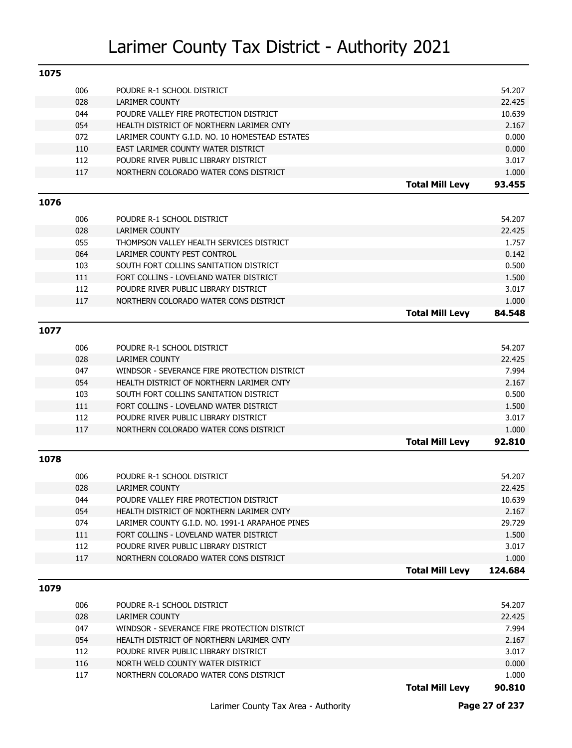# Larimer County Tax District - Authority 2021

## 1075

| Code | Authority | | Mill Levy |
|---|---|---|---|
| 006 | POUDRE R-1 SCHOOL DISTRICT | | 54.207 |
| 028 | LARIMER COUNTY | | 22.425 |
| 044 | POUDRE VALLEY FIRE PROTECTION DISTRICT | | 10.639 |
| 054 | HEALTH DISTRICT OF NORTHERN LARIMER CNTY | | 2.167 |
| 072 | LARIMER COUNTY G.I.D. NO. 10 HOMESTEAD ESTATES | | 0.000 |
| 110 | EAST LARIMER COUNTY WATER DISTRICT | | 0.000 |
| 112 | POUDRE RIVER PUBLIC LIBRARY DISTRICT | | 3.017 |
| 117 | NORTHERN COLORADO WATER CONS DISTRICT | | 1.000 |
| | | **Total Mill Levy** | **93.455** |

## 1076

| Code | Authority | | Mill Levy |
|---|---|---|---|
| 006 | POUDRE R-1 SCHOOL DISTRICT | | 54.207 |
| 028 | LARIMER COUNTY | | 22.425 |
| 055 | THOMPSON VALLEY HEALTH SERVICES DISTRICT | | 1.757 |
| 064 | LARIMER COUNTY PEST CONTROL | | 0.142 |
| 103 | SOUTH FORT COLLINS SANITATION DISTRICT | | 0.500 |
| 111 | FORT COLLINS - LOVELAND WATER DISTRICT | | 1.500 |
| 112 | POUDRE RIVER PUBLIC LIBRARY DISTRICT | | 3.017 |
| 117 | NORTHERN COLORADO WATER CONS DISTRICT | | 1.000 |
| | | **Total Mill Levy** | **84.548** |

## 1077

| Code | Authority | | Mill Levy |
|---|---|---|---|
| 006 | POUDRE R-1 SCHOOL DISTRICT | | 54.207 |
| 028 | LARIMER COUNTY | | 22.425 |
| 047 | WINDSOR - SEVERANCE FIRE PROTECTION DISTRICT | | 7.994 |
| 054 | HEALTH DISTRICT OF NORTHERN LARIMER CNTY | | 2.167 |
| 103 | SOUTH FORT COLLINS SANITATION DISTRICT | | 0.500 |
| 111 | FORT COLLINS - LOVELAND WATER DISTRICT | | 1.500 |
| 112 | POUDRE RIVER PUBLIC LIBRARY DISTRICT | | 3.017 |
| 117 | NORTHERN COLORADO WATER CONS DISTRICT | | 1.000 |
| | | **Total Mill Levy** | **92.810** |

## 1078

| Code | Authority | | Mill Levy |
|---|---|---|---|
| 006 | POUDRE R-1 SCHOOL DISTRICT | | 54.207 |
| 028 | LARIMER COUNTY | | 22.425 |
| 044 | POUDRE VALLEY FIRE PROTECTION DISTRICT | | 10.639 |
| 054 | HEALTH DISTRICT OF NORTHERN LARIMER CNTY | | 2.167 |
| 074 | LARIMER COUNTY G.I.D. NO. 1991-1 ARAPAHOE PINES | | 29.729 |
| 111 | FORT COLLINS - LOVELAND WATER DISTRICT | | 1.500 |
| 112 | POUDRE RIVER PUBLIC LIBRARY DISTRICT | | 3.017 |
| 117 | NORTHERN COLORADO WATER CONS DISTRICT | | 1.000 |
| | | **Total Mill Levy** | **124.684** |

## 1079

| Code | Authority | | Mill Levy |
|---|---|---|---|
| 006 | POUDRE R-1 SCHOOL DISTRICT | | 54.207 |
| 028 | LARIMER COUNTY | | 22.425 |
| 047 | WINDSOR - SEVERANCE FIRE PROTECTION DISTRICT | | 7.994 |
| 054 | HEALTH DISTRICT OF NORTHERN LARIMER CNTY | | 2.167 |
| 112 | POUDRE RIVER PUBLIC LIBRARY DISTRICT | | 3.017 |
| 116 | NORTH WELD COUNTY WATER DISTRICT | | 0.000 |
| 117 | NORTHERN COLORADO WATER CONS DISTRICT | | 1.000 |
| | | **Total Mill Levy** | **90.810** |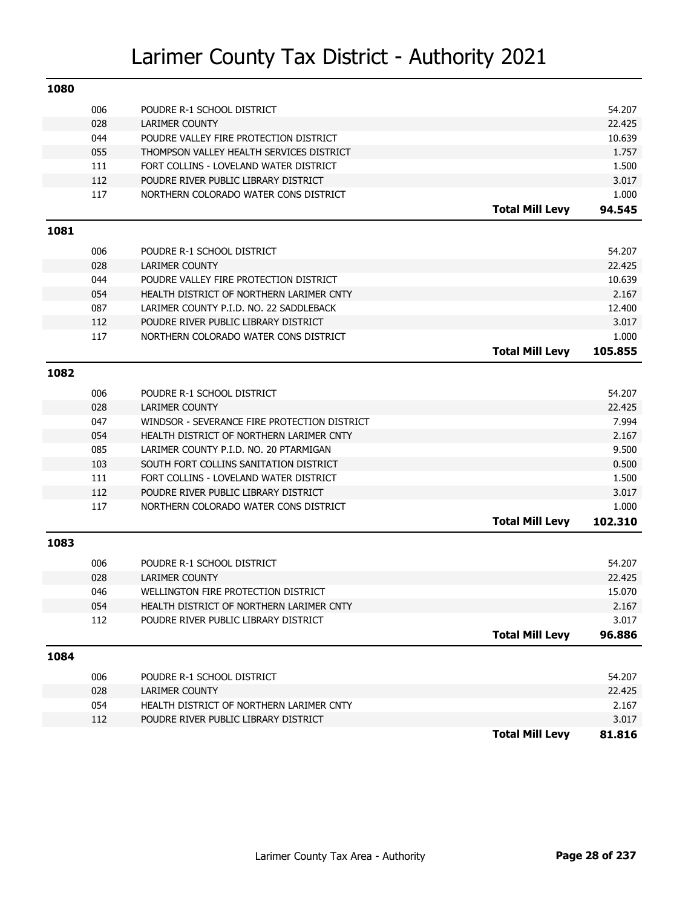# Larimer County Tax District - Authority 2021

## 1080

| Code | Authority | | Levy |
|---|---|---|---|
| 006 | POUDRE R-1 SCHOOL DISTRICT | | 54.207 |
| 028 | LARIMER COUNTY | | 22.425 |
| 044 | POUDRE VALLEY FIRE PROTECTION DISTRICT | | 10.639 |
| 055 | THOMPSON VALLEY HEALTH SERVICES DISTRICT | | 1.757 |
| 111 | FORT COLLINS - LOVELAND WATER DISTRICT | | 1.500 |
| 112 | POUDRE RIVER PUBLIC LIBRARY DISTRICT | | 3.017 |
| 117 | NORTHERN COLORADO WATER CONS DISTRICT | | 1.000 |
| | | **Total Mill Levy** | **94.545** |

## 1081

| Code | Authority | | Levy |
|---|---|---|---|
| 006 | POUDRE R-1 SCHOOL DISTRICT | | 54.207 |
| 028 | LARIMER COUNTY | | 22.425 |
| 044 | POUDRE VALLEY FIRE PROTECTION DISTRICT | | 10.639 |
| 054 | HEALTH DISTRICT OF NORTHERN LARIMER CNTY | | 2.167 |
| 087 | LARIMER COUNTY P.I.D. NO. 22 SADDLEBACK | | 12.400 |
| 112 | POUDRE RIVER PUBLIC LIBRARY DISTRICT | | 3.017 |
| 117 | NORTHERN COLORADO WATER CONS DISTRICT | | 1.000 |
| | | **Total Mill Levy** | **105.855** |

## 1082

| Code | Authority | | Levy |
|---|---|---|---|
| 006 | POUDRE R-1 SCHOOL DISTRICT | | 54.207 |
| 028 | LARIMER COUNTY | | 22.425 |
| 047 | WINDSOR - SEVERANCE FIRE PROTECTION DISTRICT | | 7.994 |
| 054 | HEALTH DISTRICT OF NORTHERN LARIMER CNTY | | 2.167 |
| 085 | LARIMER COUNTY P.I.D. NO. 20 PTARMIGAN | | 9.500 |
| 103 | SOUTH FORT COLLINS SANITATION DISTRICT | | 0.500 |
| 111 | FORT COLLINS - LOVELAND WATER DISTRICT | | 1.500 |
| 112 | POUDRE RIVER PUBLIC LIBRARY DISTRICT | | 3.017 |
| 117 | NORTHERN COLORADO WATER CONS DISTRICT | | 1.000 |
| | | **Total Mill Levy** | **102.310** |

## 1083

| Code | Authority | | Levy |
|---|---|---|---|
| 006 | POUDRE R-1 SCHOOL DISTRICT | | 54.207 |
| 028 | LARIMER COUNTY | | 22.425 |
| 046 | WELLINGTON FIRE PROTECTION DISTRICT | | 15.070 |
| 054 | HEALTH DISTRICT OF NORTHERN LARIMER CNTY | | 2.167 |
| 112 | POUDRE RIVER PUBLIC LIBRARY DISTRICT | | 3.017 |
| | | **Total Mill Levy** | **96.886** |

## 1084

| Code | Authority | | Levy |
|---|---|---|---|
| 006 | POUDRE R-1 SCHOOL DISTRICT | | 54.207 |
| 028 | LARIMER COUNTY | | 22.425 |
| 054 | HEALTH DISTRICT OF NORTHERN LARIMER CNTY | | 2.167 |
| 112 | POUDRE RIVER PUBLIC LIBRARY DISTRICT | | 3.017 |
| | | **Total Mill Levy** | **81.816** |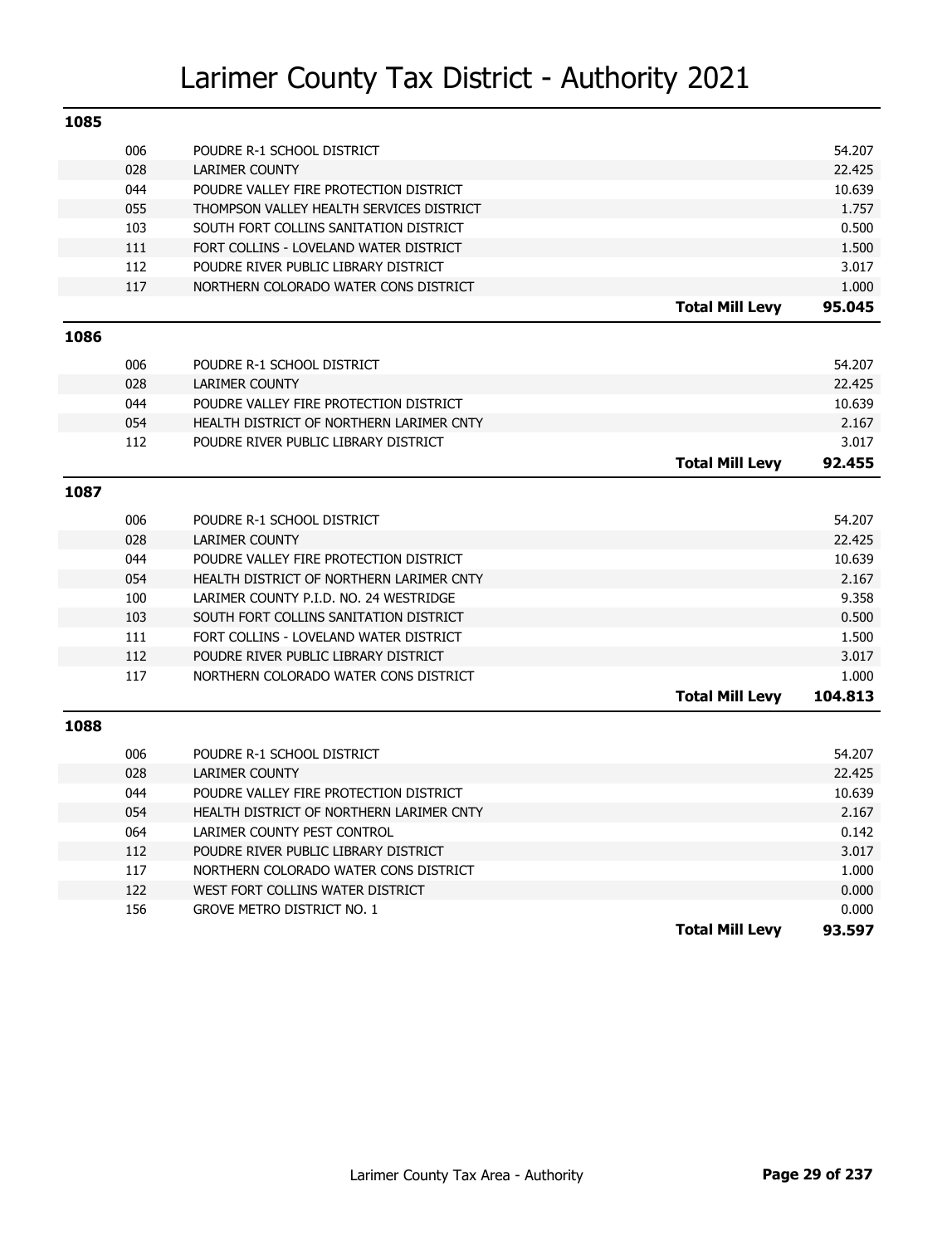# Larimer County Tax District - Authority 2021

## 1085

| Code | Authority | | Mill Levy |
|---|---|---|---|
| 006 | POUDRE R-1 SCHOOL DISTRICT | | 54.207 |
| 028 | LARIMER COUNTY | | 22.425 |
| 044 | POUDRE VALLEY FIRE PROTECTION DISTRICT | | 10.639 |
| 055 | THOMPSON VALLEY HEALTH SERVICES DISTRICT | | 1.757 |
| 103 | SOUTH FORT COLLINS SANITATION DISTRICT | | 0.500 |
| 111 | FORT COLLINS - LOVELAND WATER DISTRICT | | 1.500 |
| 112 | POUDRE RIVER PUBLIC LIBRARY DISTRICT | | 3.017 |
| 117 | NORTHERN COLORADO WATER CONS DISTRICT | | 1.000 |
| | | **Total Mill Levy** | **95.045** |

## 1086

| Code | Authority | | Mill Levy |
|---|---|---|---|
| 006 | POUDRE R-1 SCHOOL DISTRICT | | 54.207 |
| 028 | LARIMER COUNTY | | 22.425 |
| 044 | POUDRE VALLEY FIRE PROTECTION DISTRICT | | 10.639 |
| 054 | HEALTH DISTRICT OF NORTHERN LARIMER CNTY | | 2.167 |
| 112 | POUDRE RIVER PUBLIC LIBRARY DISTRICT | | 3.017 |
| | | **Total Mill Levy** | **92.455** |

## 1087

| Code | Authority | | Mill Levy |
|---|---|---|---|
| 006 | POUDRE R-1 SCHOOL DISTRICT | | 54.207 |
| 028 | LARIMER COUNTY | | 22.425 |
| 044 | POUDRE VALLEY FIRE PROTECTION DISTRICT | | 10.639 |
| 054 | HEALTH DISTRICT OF NORTHERN LARIMER CNTY | | 2.167 |
| 100 | LARIMER COUNTY P.I.D. NO. 24 WESTRIDGE | | 9.358 |
| 103 | SOUTH FORT COLLINS SANITATION DISTRICT | | 0.500 |
| 111 | FORT COLLINS - LOVELAND WATER DISTRICT | | 1.500 |
| 112 | POUDRE RIVER PUBLIC LIBRARY DISTRICT | | 3.017 |
| 117 | NORTHERN COLORADO WATER CONS DISTRICT | | 1.000 |
| | | **Total Mill Levy** | **104.813** |

## 1088

| Code | Authority | | Mill Levy |
|---|---|---|---|
| 006 | POUDRE R-1 SCHOOL DISTRICT | | 54.207 |
| 028 | LARIMER COUNTY | | 22.425 |
| 044 | POUDRE VALLEY FIRE PROTECTION DISTRICT | | 10.639 |
| 054 | HEALTH DISTRICT OF NORTHERN LARIMER CNTY | | 2.167 |
| 064 | LARIMER COUNTY PEST CONTROL | | 0.142 |
| 112 | POUDRE RIVER PUBLIC LIBRARY DISTRICT | | 3.017 |
| 117 | NORTHERN COLORADO WATER CONS DISTRICT | | 1.000 |
| 122 | WEST FORT COLLINS WATER DISTRICT | | 0.000 |
| 156 | GROVE METRO DISTRICT NO. 1 | | 0.000 |
| | | **Total Mill Levy** | **93.597** |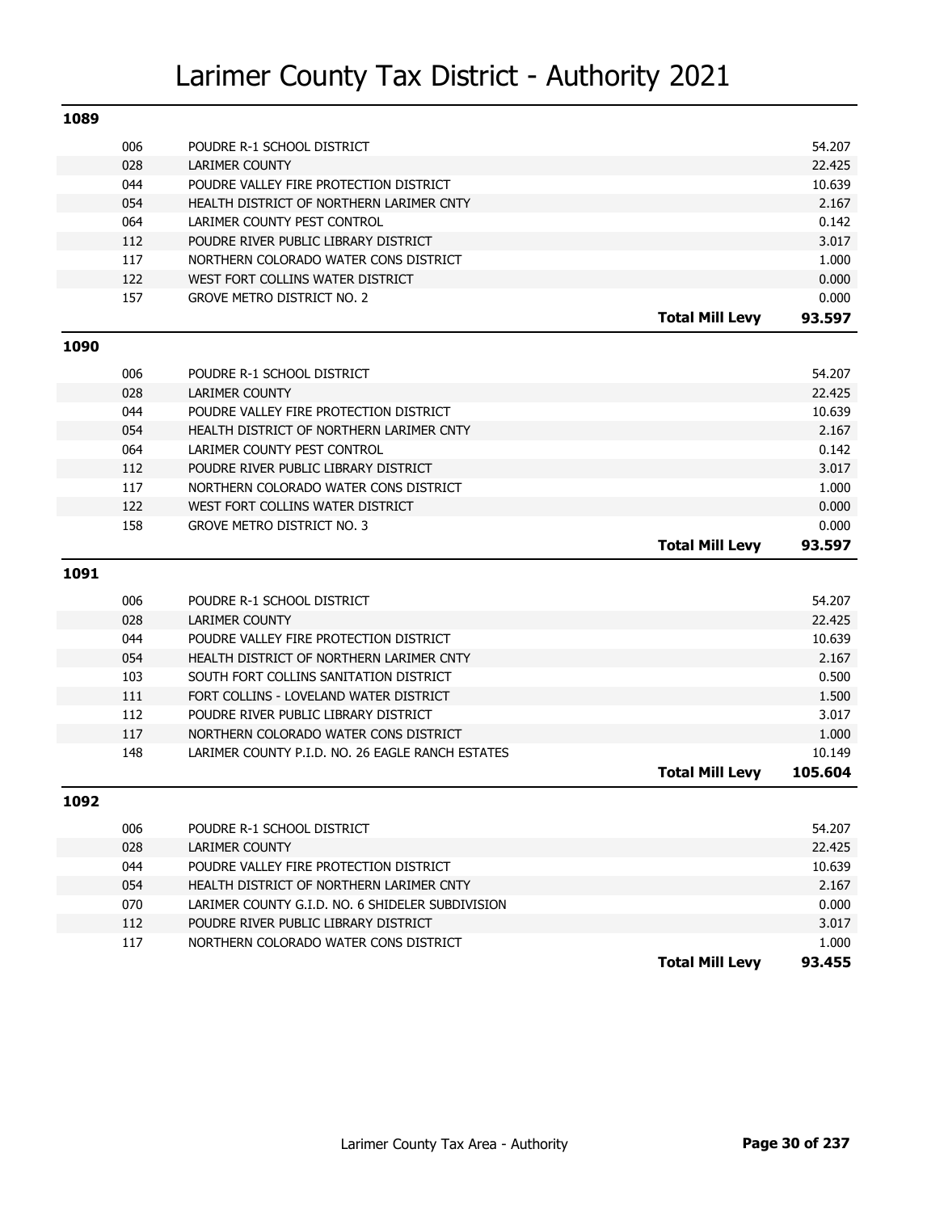# Larimer County Tax District - Authority 2021

## 1089

| Code | District | | Levy |
|---|---|---|---|
| 006 | POUDRE R-1 SCHOOL DISTRICT | | 54.207 |
| 028 | LARIMER COUNTY | | 22.425 |
| 044 | POUDRE VALLEY FIRE PROTECTION DISTRICT | | 10.639 |
| 054 | HEALTH DISTRICT OF NORTHERN LARIMER CNTY | | 2.167 |
| 064 | LARIMER COUNTY PEST CONTROL | | 0.142 |
| 112 | POUDRE RIVER PUBLIC LIBRARY DISTRICT | | 3.017 |
| 117 | NORTHERN COLORADO WATER CONS DISTRICT | | 1.000 |
| 122 | WEST FORT COLLINS WATER DISTRICT | | 0.000 |
| 157 | GROVE METRO DISTRICT NO. 2 | | 0.000 |
| | | **Total Mill Levy** | **93.597** |

## 1090

| Code | District | | Levy |
|---|---|---|---|
| 006 | POUDRE R-1 SCHOOL DISTRICT | | 54.207 |
| 028 | LARIMER COUNTY | | 22.425 |
| 044 | POUDRE VALLEY FIRE PROTECTION DISTRICT | | 10.639 |
| 054 | HEALTH DISTRICT OF NORTHERN LARIMER CNTY | | 2.167 |
| 064 | LARIMER COUNTY PEST CONTROL | | 0.142 |
| 112 | POUDRE RIVER PUBLIC LIBRARY DISTRICT | | 3.017 |
| 117 | NORTHERN COLORADO WATER CONS DISTRICT | | 1.000 |
| 122 | WEST FORT COLLINS WATER DISTRICT | | 0.000 |
| 158 | GROVE METRO DISTRICT NO. 3 | | 0.000 |
| | | **Total Mill Levy** | **93.597** |

## 1091

| Code | District | | Levy |
|---|---|---|---|
| 006 | POUDRE R-1 SCHOOL DISTRICT | | 54.207 |
| 028 | LARIMER COUNTY | | 22.425 |
| 044 | POUDRE VALLEY FIRE PROTECTION DISTRICT | | 10.639 |
| 054 | HEALTH DISTRICT OF NORTHERN LARIMER CNTY | | 2.167 |
| 103 | SOUTH FORT COLLINS SANITATION DISTRICT | | 0.500 |
| 111 | FORT COLLINS - LOVELAND WATER DISTRICT | | 1.500 |
| 112 | POUDRE RIVER PUBLIC LIBRARY DISTRICT | | 3.017 |
| 117 | NORTHERN COLORADO WATER CONS DISTRICT | | 1.000 |
| 148 | LARIMER COUNTY P.I.D. NO. 26 EAGLE RANCH ESTATES | | 10.149 |
| | | **Total Mill Levy** | **105.604** |

## 1092

| Code | District | | Levy |
|---|---|---|---|
| 006 | POUDRE R-1 SCHOOL DISTRICT | | 54.207 |
| 028 | LARIMER COUNTY | | 22.425 |
| 044 | POUDRE VALLEY FIRE PROTECTION DISTRICT | | 10.639 |
| 054 | HEALTH DISTRICT OF NORTHERN LARIMER CNTY | | 2.167 |
| 070 | LARIMER COUNTY G.I.D. NO. 6 SHIDELER SUBDIVISION | | 0.000 |
| 112 | POUDRE RIVER PUBLIC LIBRARY DISTRICT | | 3.017 |
| 117 | NORTHERN COLORADO WATER CONS DISTRICT | | 1.000 |
| | | **Total Mill Levy** | **93.455** |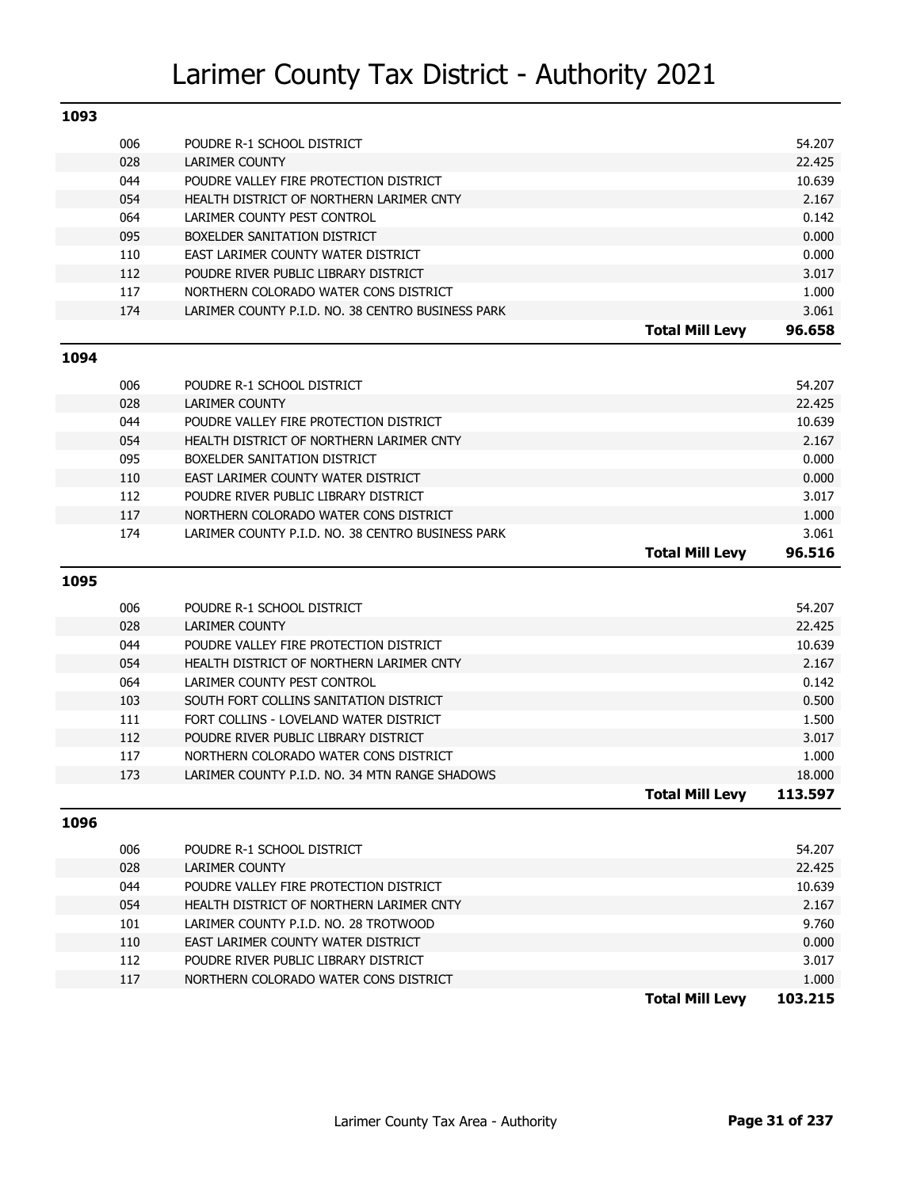# Larimer County Tax District - Authority 2021

## 1093

| Code | Authority | | Mill Levy |
|---|---|---|---|
| 006 | POUDRE R-1 SCHOOL DISTRICT | | 54.207 |
| 028 | LARIMER COUNTY | | 22.425 |
| 044 | POUDRE VALLEY FIRE PROTECTION DISTRICT | | 10.639 |
| 054 | HEALTH DISTRICT OF NORTHERN LARIMER CNTY | | 2.167 |
| 064 | LARIMER COUNTY PEST CONTROL | | 0.142 |
| 095 | BOXELDER SANITATION DISTRICT | | 0.000 |
| 110 | EAST LARIMER COUNTY WATER DISTRICT | | 0.000 |
| 112 | POUDRE RIVER PUBLIC LIBRARY DISTRICT | | 3.017 |
| 117 | NORTHERN COLORADO WATER CONS DISTRICT | | 1.000 |
| 174 | LARIMER COUNTY P.I.D. NO. 38 CENTRO BUSINESS PARK | | 3.061 |
| | | **Total Mill Levy** | **96.658** |

## 1094

| Code | Authority | | Mill Levy |
|---|---|---|---|
| 006 | POUDRE R-1 SCHOOL DISTRICT | | 54.207 |
| 028 | LARIMER COUNTY | | 22.425 |
| 044 | POUDRE VALLEY FIRE PROTECTION DISTRICT | | 10.639 |
| 054 | HEALTH DISTRICT OF NORTHERN LARIMER CNTY | | 2.167 |
| 095 | BOXELDER SANITATION DISTRICT | | 0.000 |
| 110 | EAST LARIMER COUNTY WATER DISTRICT | | 0.000 |
| 112 | POUDRE RIVER PUBLIC LIBRARY DISTRICT | | 3.017 |
| 117 | NORTHERN COLORADO WATER CONS DISTRICT | | 1.000 |
| 174 | LARIMER COUNTY P.I.D. NO. 38 CENTRO BUSINESS PARK | | 3.061 |
| | | **Total Mill Levy** | **96.516** |

## 1095

| Code | Authority | | Mill Levy |
|---|---|---|---|
| 006 | POUDRE R-1 SCHOOL DISTRICT | | 54.207 |
| 028 | LARIMER COUNTY | | 22.425 |
| 044 | POUDRE VALLEY FIRE PROTECTION DISTRICT | | 10.639 |
| 054 | HEALTH DISTRICT OF NORTHERN LARIMER CNTY | | 2.167 |
| 064 | LARIMER COUNTY PEST CONTROL | | 0.142 |
| 103 | SOUTH FORT COLLINS SANITATION DISTRICT | | 0.500 |
| 111 | FORT COLLINS - LOVELAND WATER DISTRICT | | 1.500 |
| 112 | POUDRE RIVER PUBLIC LIBRARY DISTRICT | | 3.017 |
| 117 | NORTHERN COLORADO WATER CONS DISTRICT | | 1.000 |
| 173 | LARIMER COUNTY P.I.D. NO. 34 MTN RANGE SHADOWS | | 18.000 |
| | | **Total Mill Levy** | **113.597** |

## 1096

| Code | Authority | | Mill Levy |
|---|---|---|---|
| 006 | POUDRE R-1 SCHOOL DISTRICT | | 54.207 |
| 028 | LARIMER COUNTY | | 22.425 |
| 044 | POUDRE VALLEY FIRE PROTECTION DISTRICT | | 10.639 |
| 054 | HEALTH DISTRICT OF NORTHERN LARIMER CNTY | | 2.167 |
| 101 | LARIMER COUNTY P.I.D. NO. 28 TROTWOOD | | 9.760 |
| 110 | EAST LARIMER COUNTY WATER DISTRICT | | 0.000 |
| 112 | POUDRE RIVER PUBLIC LIBRARY DISTRICT | | 3.017 |
| 117 | NORTHERN COLORADO WATER CONS DISTRICT | | 1.000 |
| | | **Total Mill Levy** | **103.215** |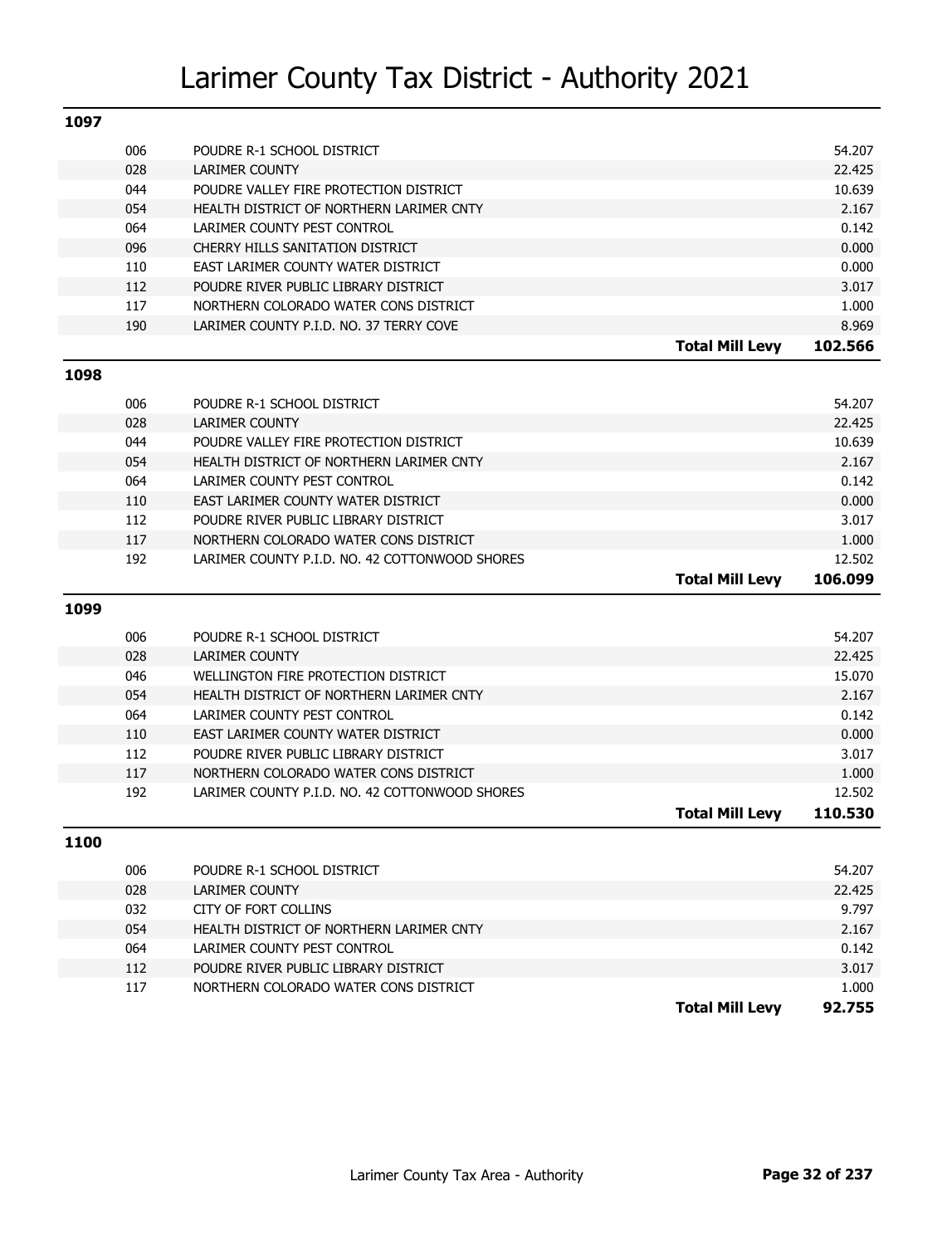# Larimer County Tax District - Authority 2021

## 1097

| Code | Authority | | Levy |
|---|---|---|---|
| 006 | POUDRE R-1 SCHOOL DISTRICT | | 54.207 |
| 028 | LARIMER COUNTY | | 22.425 |
| 044 | POUDRE VALLEY FIRE PROTECTION DISTRICT | | 10.639 |
| 054 | HEALTH DISTRICT OF NORTHERN LARIMER CNTY | | 2.167 |
| 064 | LARIMER COUNTY PEST CONTROL | | 0.142 |
| 096 | CHERRY HILLS SANITATION DISTRICT | | 0.000 |
| 110 | EAST LARIMER COUNTY WATER DISTRICT | | 0.000 |
| 112 | POUDRE RIVER PUBLIC LIBRARY DISTRICT | | 3.017 |
| 117 | NORTHERN COLORADO WATER CONS DISTRICT | | 1.000 |
| 190 | LARIMER COUNTY P.I.D. NO. 37 TERRY COVE | | 8.969 |
| | | **Total Mill Levy** | **102.566** |

## 1098

| Code | Authority | | Levy |
|---|---|---|---|
| 006 | POUDRE R-1 SCHOOL DISTRICT | | 54.207 |
| 028 | LARIMER COUNTY | | 22.425 |
| 044 | POUDRE VALLEY FIRE PROTECTION DISTRICT | | 10.639 |
| 054 | HEALTH DISTRICT OF NORTHERN LARIMER CNTY | | 2.167 |
| 064 | LARIMER COUNTY PEST CONTROL | | 0.142 |
| 110 | EAST LARIMER COUNTY WATER DISTRICT | | 0.000 |
| 112 | POUDRE RIVER PUBLIC LIBRARY DISTRICT | | 3.017 |
| 117 | NORTHERN COLORADO WATER CONS DISTRICT | | 1.000 |
| 192 | LARIMER COUNTY P.I.D. NO. 42 COTTONWOOD SHORES | | 12.502 |
| | | **Total Mill Levy** | **106.099** |

## 1099

| Code | Authority | | Levy |
|---|---|---|---|
| 006 | POUDRE R-1 SCHOOL DISTRICT | | 54.207 |
| 028 | LARIMER COUNTY | | 22.425 |
| 046 | WELLINGTON FIRE PROTECTION DISTRICT | | 15.070 |
| 054 | HEALTH DISTRICT OF NORTHERN LARIMER CNTY | | 2.167 |
| 064 | LARIMER COUNTY PEST CONTROL | | 0.142 |
| 110 | EAST LARIMER COUNTY WATER DISTRICT | | 0.000 |
| 112 | POUDRE RIVER PUBLIC LIBRARY DISTRICT | | 3.017 |
| 117 | NORTHERN COLORADO WATER CONS DISTRICT | | 1.000 |
| 192 | LARIMER COUNTY P.I.D. NO. 42 COTTONWOOD SHORES | | 12.502 |
| | | **Total Mill Levy** | **110.530** |

## 1100

| Code | Authority | | Levy |
|---|---|---|---|
| 006 | POUDRE R-1 SCHOOL DISTRICT | | 54.207 |
| 028 | LARIMER COUNTY | | 22.425 |
| 032 | CITY OF FORT COLLINS | | 9.797 |
| 054 | HEALTH DISTRICT OF NORTHERN LARIMER CNTY | | 2.167 |
| 064 | LARIMER COUNTY PEST CONTROL | | 0.142 |
| 112 | POUDRE RIVER PUBLIC LIBRARY DISTRICT | | 3.017 |
| 117 | NORTHERN COLORADO WATER CONS DISTRICT | | 1.000 |
| | | **Total Mill Levy** | **92.755** |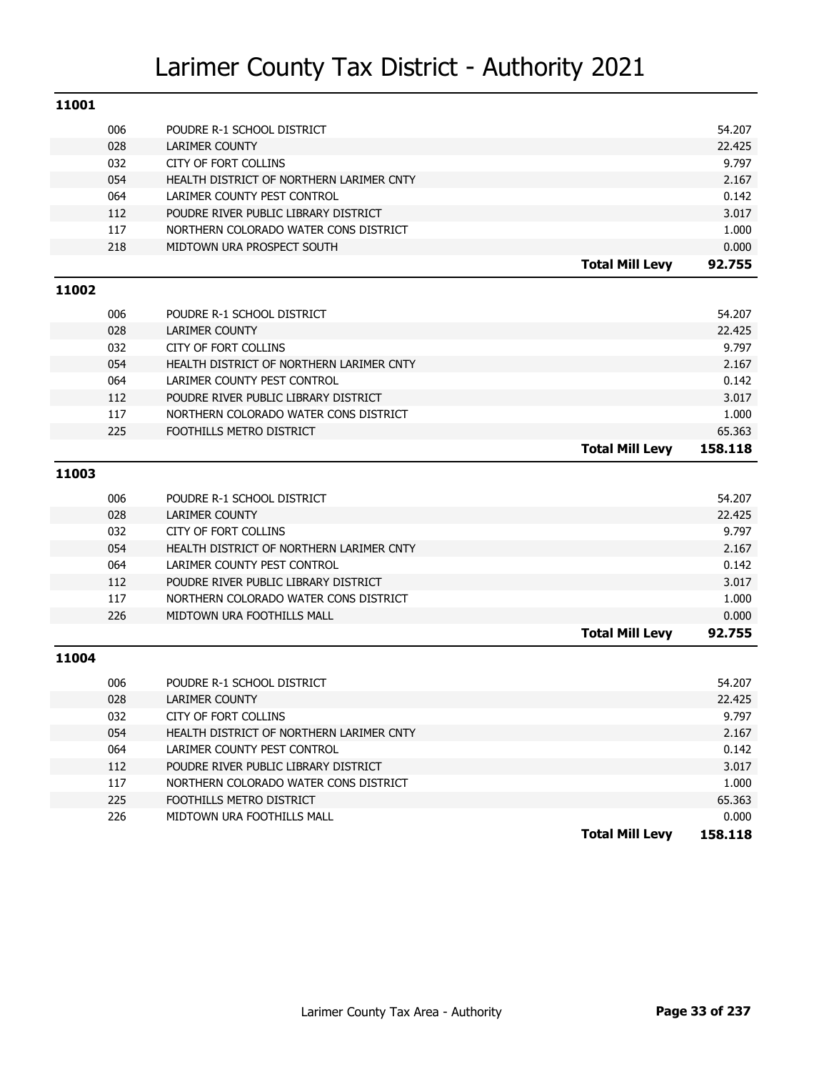# Larimer County Tax District - Authority 2021

## 11001

| Code | Authority | | Levy |
|---|---|---|---|
| 006 | POUDRE R-1 SCHOOL DISTRICT | | 54.207 |
| 028 | LARIMER COUNTY | | 22.425 |
| 032 | CITY OF FORT COLLINS | | 9.797 |
| 054 | HEALTH DISTRICT OF NORTHERN LARIMER CNTY | | 2.167 |
| 064 | LARIMER COUNTY PEST CONTROL | | 0.142 |
| 112 | POUDRE RIVER PUBLIC LIBRARY DISTRICT | | 3.017 |
| 117 | NORTHERN COLORADO WATER CONS DISTRICT | | 1.000 |
| 218 | MIDTOWN URA PROSPECT SOUTH | | 0.000 |
| | | **Total Mill Levy** | **92.755** |

## 11002

| Code | Authority | | Levy |
|---|---|---|---|
| 006 | POUDRE R-1 SCHOOL DISTRICT | | 54.207 |
| 028 | LARIMER COUNTY | | 22.425 |
| 032 | CITY OF FORT COLLINS | | 9.797 |
| 054 | HEALTH DISTRICT OF NORTHERN LARIMER CNTY | | 2.167 |
| 064 | LARIMER COUNTY PEST CONTROL | | 0.142 |
| 112 | POUDRE RIVER PUBLIC LIBRARY DISTRICT | | 3.017 |
| 117 | NORTHERN COLORADO WATER CONS DISTRICT | | 1.000 |
| 225 | FOOTHILLS METRO DISTRICT | | 65.363 |
| | | **Total Mill Levy** | **158.118** |

## 11003

| Code | Authority | | Levy |
|---|---|---|---|
| 006 | POUDRE R-1 SCHOOL DISTRICT | | 54.207 |
| 028 | LARIMER COUNTY | | 22.425 |
| 032 | CITY OF FORT COLLINS | | 9.797 |
| 054 | HEALTH DISTRICT OF NORTHERN LARIMER CNTY | | 2.167 |
| 064 | LARIMER COUNTY PEST CONTROL | | 0.142 |
| 112 | POUDRE RIVER PUBLIC LIBRARY DISTRICT | | 3.017 |
| 117 | NORTHERN COLORADO WATER CONS DISTRICT | | 1.000 |
| 226 | MIDTOWN URA FOOTHILLS MALL | | 0.000 |
| | | **Total Mill Levy** | **92.755** |

## 11004

| Code | Authority | | Levy |
|---|---|---|---|
| 006 | POUDRE R-1 SCHOOL DISTRICT | | 54.207 |
| 028 | LARIMER COUNTY | | 22.425 |
| 032 | CITY OF FORT COLLINS | | 9.797 |
| 054 | HEALTH DISTRICT OF NORTHERN LARIMER CNTY | | 2.167 |
| 064 | LARIMER COUNTY PEST CONTROL | | 0.142 |
| 112 | POUDRE RIVER PUBLIC LIBRARY DISTRICT | | 3.017 |
| 117 | NORTHERN COLORADO WATER CONS DISTRICT | | 1.000 |
| 225 | FOOTHILLS METRO DISTRICT | | 65.363 |
| 226 | MIDTOWN URA FOOTHILLS MALL | | 0.000 |
| | | **Total Mill Levy** | **158.118** |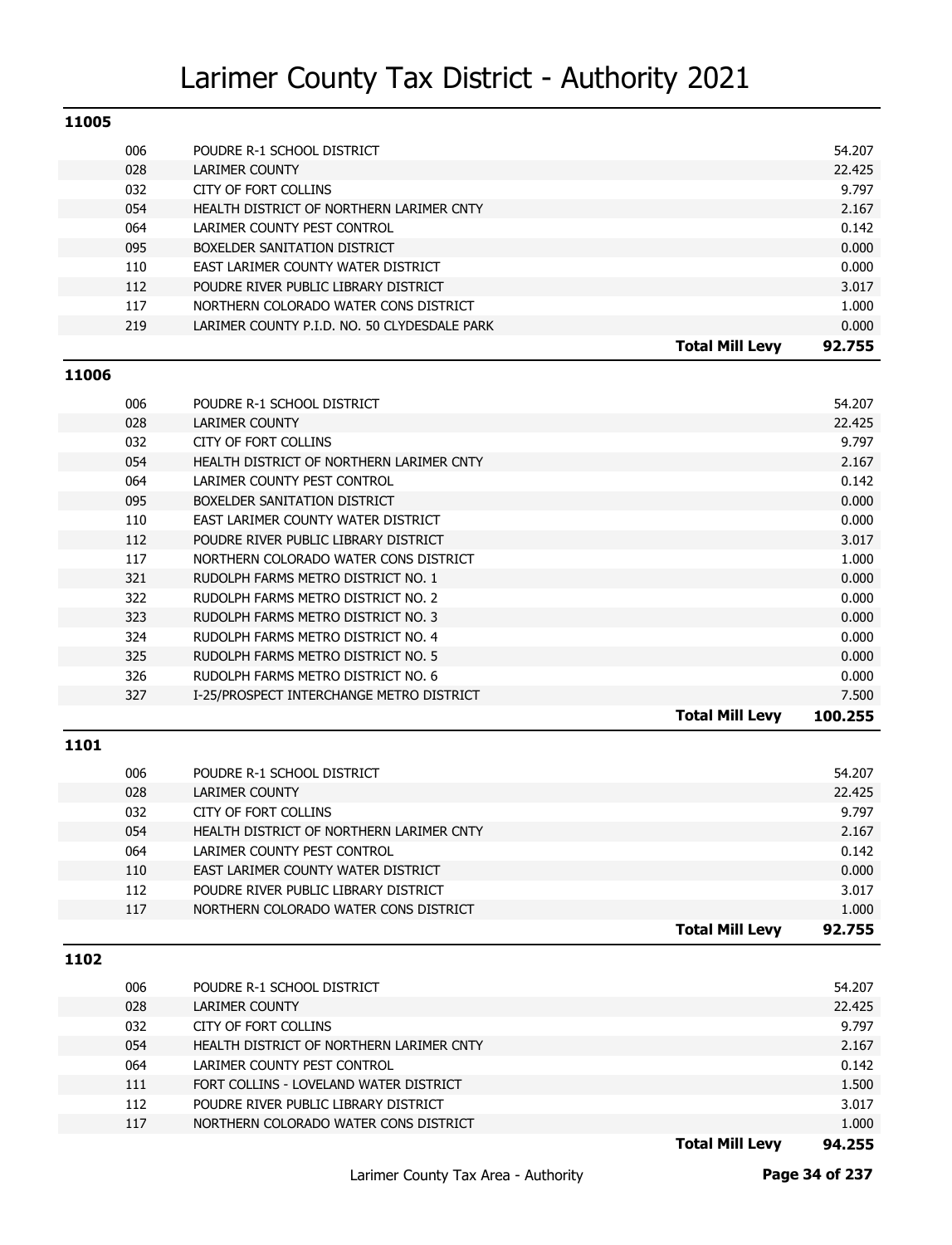# Larimer County Tax District - Authority 2021

## 11005

| Code | Authority | | Mill Levy |
|---|---|---|---|
| 006 | POUDRE R-1 SCHOOL DISTRICT | | 54.207 |
| 028 | LARIMER COUNTY | | 22.425 |
| 032 | CITY OF FORT COLLINS | | 9.797 |
| 054 | HEALTH DISTRICT OF NORTHERN LARIMER CNTY | | 2.167 |
| 064 | LARIMER COUNTY PEST CONTROL | | 0.142 |
| 095 | BOXELDER SANITATION DISTRICT | | 0.000 |
| 110 | EAST LARIMER COUNTY WATER DISTRICT | | 0.000 |
| 112 | POUDRE RIVER PUBLIC LIBRARY DISTRICT | | 3.017 |
| 117 | NORTHERN COLORADO WATER CONS DISTRICT | | 1.000 |
| 219 | LARIMER COUNTY P.I.D. NO. 50 CLYDESDALE PARK | | 0.000 |
| | | **Total Mill Levy** | **92.755** |

## 11006

| Code | Authority | | Mill Levy |
|---|---|---|---|
| 006 | POUDRE R-1 SCHOOL DISTRICT | | 54.207 |
| 028 | LARIMER COUNTY | | 22.425 |
| 032 | CITY OF FORT COLLINS | | 9.797 |
| 054 | HEALTH DISTRICT OF NORTHERN LARIMER CNTY | | 2.167 |
| 064 | LARIMER COUNTY PEST CONTROL | | 0.142 |
| 095 | BOXELDER SANITATION DISTRICT | | 0.000 |
| 110 | EAST LARIMER COUNTY WATER DISTRICT | | 0.000 |
| 112 | POUDRE RIVER PUBLIC LIBRARY DISTRICT | | 3.017 |
| 117 | NORTHERN COLORADO WATER CONS DISTRICT | | 1.000 |
| 321 | RUDOLPH FARMS METRO DISTRICT NO. 1 | | 0.000 |
| 322 | RUDOLPH FARMS METRO DISTRICT NO. 2 | | 0.000 |
| 323 | RUDOLPH FARMS METRO DISTRICT NO. 3 | | 0.000 |
| 324 | RUDOLPH FARMS METRO DISTRICT NO. 4 | | 0.000 |
| 325 | RUDOLPH FARMS METRO DISTRICT NO. 5 | | 0.000 |
| 326 | RUDOLPH FARMS METRO DISTRICT NO. 6 | | 0.000 |
| 327 | I-25/PROSPECT INTERCHANGE METRO DISTRICT | | 7.500 |
| | | **Total Mill Levy** | **100.255** |

## 1101

| Code | Authority | | Mill Levy |
|---|---|---|---|
| 006 | POUDRE R-1 SCHOOL DISTRICT | | 54.207 |
| 028 | LARIMER COUNTY | | 22.425 |
| 032 | CITY OF FORT COLLINS | | 9.797 |
| 054 | HEALTH DISTRICT OF NORTHERN LARIMER CNTY | | 2.167 |
| 064 | LARIMER COUNTY PEST CONTROL | | 0.142 |
| 110 | EAST LARIMER COUNTY WATER DISTRICT | | 0.000 |
| 112 | POUDRE RIVER PUBLIC LIBRARY DISTRICT | | 3.017 |
| 117 | NORTHERN COLORADO WATER CONS DISTRICT | | 1.000 |
| | | **Total Mill Levy** | **92.755** |

## 1102

| Code | Authority | | Mill Levy |
|---|---|---|---|
| 006 | POUDRE R-1 SCHOOL DISTRICT | | 54.207 |
| 028 | LARIMER COUNTY | | 22.425 |
| 032 | CITY OF FORT COLLINS | | 9.797 |
| 054 | HEALTH DISTRICT OF NORTHERN LARIMER CNTY | | 2.167 |
| 064 | LARIMER COUNTY PEST CONTROL | | 0.142 |
| 111 | FORT COLLINS - LOVELAND WATER DISTRICT | | 1.500 |
| 112 | POUDRE RIVER PUBLIC LIBRARY DISTRICT | | 3.017 |
| 117 | NORTHERN COLORADO WATER CONS DISTRICT | | 1.000 |
| | | **Total Mill Levy** | **94.255** |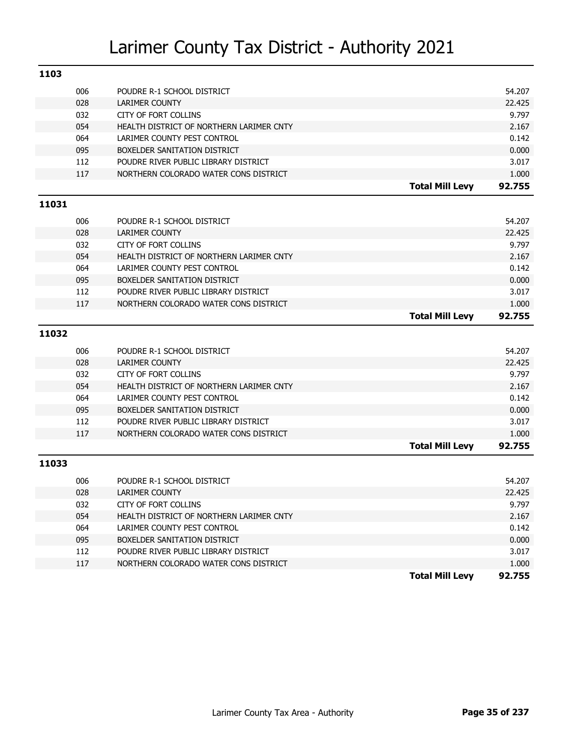# Larimer County Tax District - Authority 2021

## 1103

| Code | Authority | | Levy |
|---|---|---|---|
| 006 | POUDRE R-1 SCHOOL DISTRICT | | 54.207 |
| 028 | LARIMER COUNTY | | 22.425 |
| 032 | CITY OF FORT COLLINS | | 9.797 |
| 054 | HEALTH DISTRICT OF NORTHERN LARIMER CNTY | | 2.167 |
| 064 | LARIMER COUNTY PEST CONTROL | | 0.142 |
| 095 | BOXELDER SANITATION DISTRICT | | 0.000 |
| 112 | POUDRE RIVER PUBLIC LIBRARY DISTRICT | | 3.017 |
| 117 | NORTHERN COLORADO WATER CONS DISTRICT | | 1.000 |
| | | **Total Mill Levy** | **92.755** |

## 11031

| Code | Authority | | Levy |
|---|---|---|---|
| 006 | POUDRE R-1 SCHOOL DISTRICT | | 54.207 |
| 028 | LARIMER COUNTY | | 22.425 |
| 032 | CITY OF FORT COLLINS | | 9.797 |
| 054 | HEALTH DISTRICT OF NORTHERN LARIMER CNTY | | 2.167 |
| 064 | LARIMER COUNTY PEST CONTROL | | 0.142 |
| 095 | BOXELDER SANITATION DISTRICT | | 0.000 |
| 112 | POUDRE RIVER PUBLIC LIBRARY DISTRICT | | 3.017 |
| 117 | NORTHERN COLORADO WATER CONS DISTRICT | | 1.000 |
| | | **Total Mill Levy** | **92.755** |

## 11032

| Code | Authority | | Levy |
|---|---|---|---|
| 006 | POUDRE R-1 SCHOOL DISTRICT | | 54.207 |
| 028 | LARIMER COUNTY | | 22.425 |
| 032 | CITY OF FORT COLLINS | | 9.797 |
| 054 | HEALTH DISTRICT OF NORTHERN LARIMER CNTY | | 2.167 |
| 064 | LARIMER COUNTY PEST CONTROL | | 0.142 |
| 095 | BOXELDER SANITATION DISTRICT | | 0.000 |
| 112 | POUDRE RIVER PUBLIC LIBRARY DISTRICT | | 3.017 |
| 117 | NORTHERN COLORADO WATER CONS DISTRICT | | 1.000 |
| | | **Total Mill Levy** | **92.755** |

## 11033

| Code | Authority | | Levy |
|---|---|---|---|
| 006 | POUDRE R-1 SCHOOL DISTRICT | | 54.207 |
| 028 | LARIMER COUNTY | | 22.425 |
| 032 | CITY OF FORT COLLINS | | 9.797 |
| 054 | HEALTH DISTRICT OF NORTHERN LARIMER CNTY | | 2.167 |
| 064 | LARIMER COUNTY PEST CONTROL | | 0.142 |
| 095 | BOXELDER SANITATION DISTRICT | | 0.000 |
| 112 | POUDRE RIVER PUBLIC LIBRARY DISTRICT | | 3.017 |
| 117 | NORTHERN COLORADO WATER CONS DISTRICT | | 1.000 |
| | | **Total Mill Levy** | **92.755** |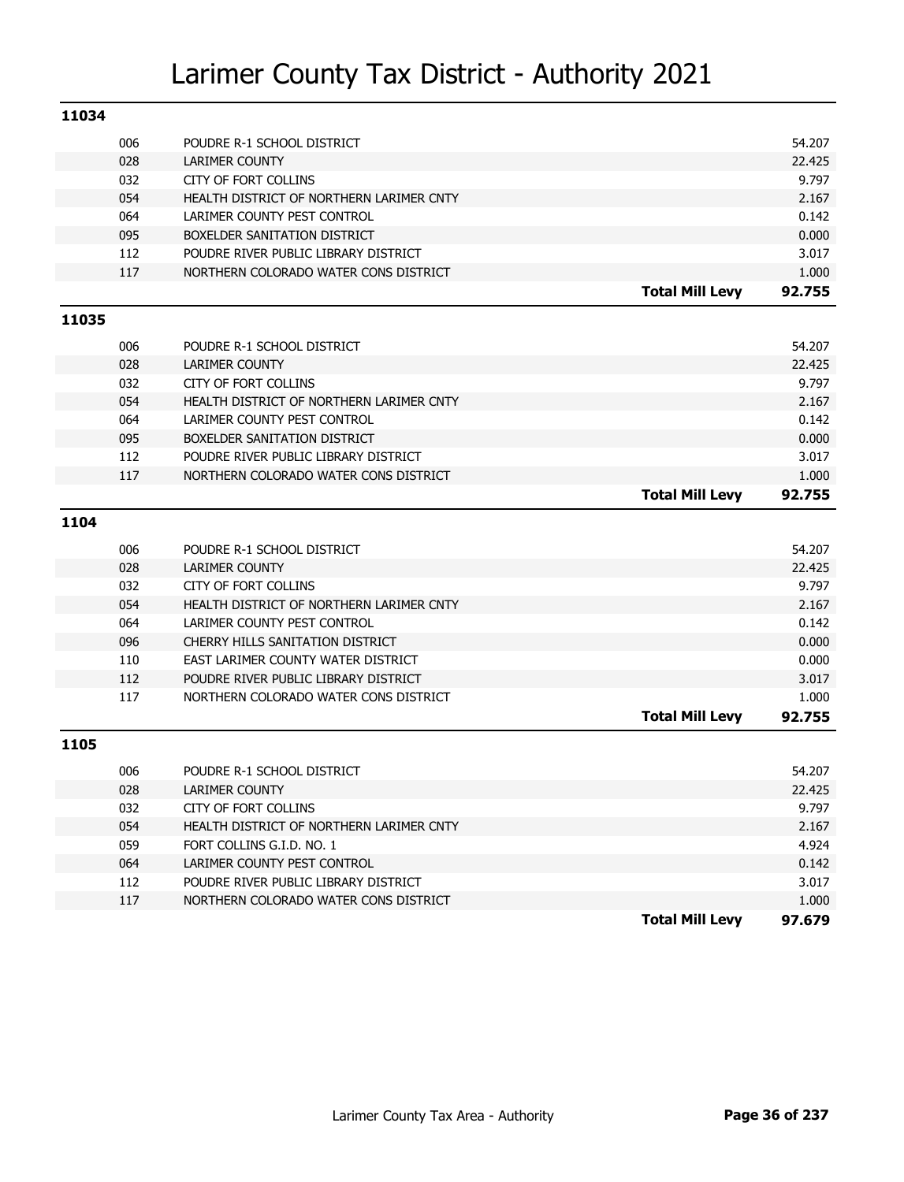# Larimer County Tax District - Authority 2021

## 11034

| Code | Authority | Mill Levy |
|---|---|---|
| 006 | POUDRE R-1 SCHOOL DISTRICT | 54.207 |
| 028 | LARIMER COUNTY | 22.425 |
| 032 | CITY OF FORT COLLINS | 9.797 |
| 054 | HEALTH DISTRICT OF NORTHERN LARIMER CNTY | 2.167 |
| 064 | LARIMER COUNTY PEST CONTROL | 0.142 |
| 095 | BOXELDER SANITATION DISTRICT | 0.000 |
| 112 | POUDRE RIVER PUBLIC LIBRARY DISTRICT | 3.017 |
| 117 | NORTHERN COLORADO WATER CONS DISTRICT | 1.000 |
| | **Total Mill Levy** | **92.755** |

## 11035

| Code | Authority | Mill Levy |
|---|---|---|
| 006 | POUDRE R-1 SCHOOL DISTRICT | 54.207 |
| 028 | LARIMER COUNTY | 22.425 |
| 032 | CITY OF FORT COLLINS | 9.797 |
| 054 | HEALTH DISTRICT OF NORTHERN LARIMER CNTY | 2.167 |
| 064 | LARIMER COUNTY PEST CONTROL | 0.142 |
| 095 | BOXELDER SANITATION DISTRICT | 0.000 |
| 112 | POUDRE RIVER PUBLIC LIBRARY DISTRICT | 3.017 |
| 117 | NORTHERN COLORADO WATER CONS DISTRICT | 1.000 |
| | **Total Mill Levy** | **92.755** |

## 1104

| Code | Authority | Mill Levy |
|---|---|---|
| 006 | POUDRE R-1 SCHOOL DISTRICT | 54.207 |
| 028 | LARIMER COUNTY | 22.425 |
| 032 | CITY OF FORT COLLINS | 9.797 |
| 054 | HEALTH DISTRICT OF NORTHERN LARIMER CNTY | 2.167 |
| 064 | LARIMER COUNTY PEST CONTROL | 0.142 |
| 096 | CHERRY HILLS SANITATION DISTRICT | 0.000 |
| 110 | EAST LARIMER COUNTY WATER DISTRICT | 0.000 |
| 112 | POUDRE RIVER PUBLIC LIBRARY DISTRICT | 3.017 |
| 117 | NORTHERN COLORADO WATER CONS DISTRICT | 1.000 |
| | **Total Mill Levy** | **92.755** |

## 1105

| Code | Authority | Mill Levy |
|---|---|---|
| 006 | POUDRE R-1 SCHOOL DISTRICT | 54.207 |
| 028 | LARIMER COUNTY | 22.425 |
| 032 | CITY OF FORT COLLINS | 9.797 |
| 054 | HEALTH DISTRICT OF NORTHERN LARIMER CNTY | 2.167 |
| 059 | FORT COLLINS G.I.D. NO. 1 | 4.924 |
| 064 | LARIMER COUNTY PEST CONTROL | 0.142 |
| 112 | POUDRE RIVER PUBLIC LIBRARY DISTRICT | 3.017 |
| 117 | NORTHERN COLORADO WATER CONS DISTRICT | 1.000 |
| | **Total Mill Levy** | **97.679** |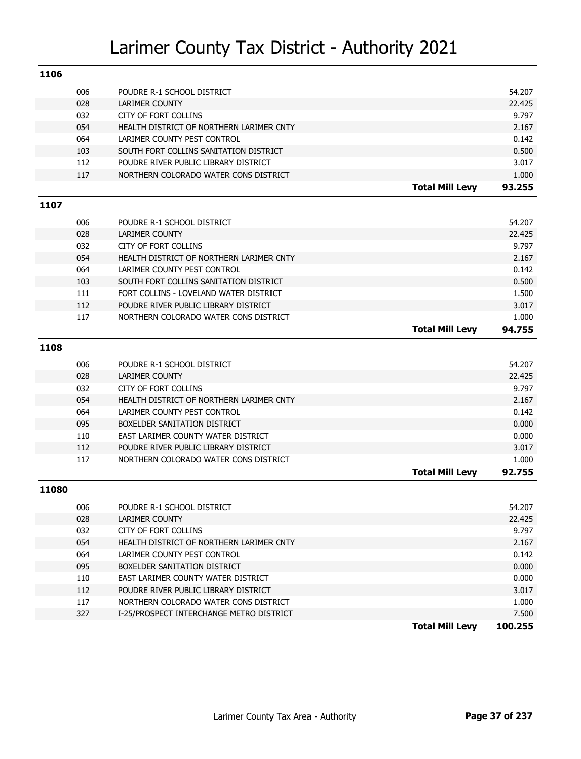# Larimer County Tax District - Authority 2021

## 1106

| Code | Authority | | Mill Levy |
|---|---|---|---|
| 006 | POUDRE R-1 SCHOOL DISTRICT | | 54.207 |
| 028 | LARIMER COUNTY | | 22.425 |
| 032 | CITY OF FORT COLLINS | | 9.797 |
| 054 | HEALTH DISTRICT OF NORTHERN LARIMER CNTY | | 2.167 |
| 064 | LARIMER COUNTY PEST CONTROL | | 0.142 |
| 103 | SOUTH FORT COLLINS SANITATION DISTRICT | | 0.500 |
| 112 | POUDRE RIVER PUBLIC LIBRARY DISTRICT | | 3.017 |
| 117 | NORTHERN COLORADO WATER CONS DISTRICT | | 1.000 |
| | | **Total Mill Levy** | **93.255** |

## 1107

| Code | Authority | | Mill Levy |
|---|---|---|---|
| 006 | POUDRE R-1 SCHOOL DISTRICT | | 54.207 |
| 028 | LARIMER COUNTY | | 22.425 |
| 032 | CITY OF FORT COLLINS | | 9.797 |
| 054 | HEALTH DISTRICT OF NORTHERN LARIMER CNTY | | 2.167 |
| 064 | LARIMER COUNTY PEST CONTROL | | 0.142 |
| 103 | SOUTH FORT COLLINS SANITATION DISTRICT | | 0.500 |
| 111 | FORT COLLINS - LOVELAND WATER DISTRICT | | 1.500 |
| 112 | POUDRE RIVER PUBLIC LIBRARY DISTRICT | | 3.017 |
| 117 | NORTHERN COLORADO WATER CONS DISTRICT | | 1.000 |
| | | **Total Mill Levy** | **94.755** |

## 1108

| Code | Authority | | Mill Levy |
|---|---|---|---|
| 006 | POUDRE R-1 SCHOOL DISTRICT | | 54.207 |
| 028 | LARIMER COUNTY | | 22.425 |
| 032 | CITY OF FORT COLLINS | | 9.797 |
| 054 | HEALTH DISTRICT OF NORTHERN LARIMER CNTY | | 2.167 |
| 064 | LARIMER COUNTY PEST CONTROL | | 0.142 |
| 095 | BOXELDER SANITATION DISTRICT | | 0.000 |
| 110 | EAST LARIMER COUNTY WATER DISTRICT | | 0.000 |
| 112 | POUDRE RIVER PUBLIC LIBRARY DISTRICT | | 3.017 |
| 117 | NORTHERN COLORADO WATER CONS DISTRICT | | 1.000 |
| | | **Total Mill Levy** | **92.755** |

## 11080

| Code | Authority | | Mill Levy |
|---|---|---|---|
| 006 | POUDRE R-1 SCHOOL DISTRICT | | 54.207 |
| 028 | LARIMER COUNTY | | 22.425 |
| 032 | CITY OF FORT COLLINS | | 9.797 |
| 054 | HEALTH DISTRICT OF NORTHERN LARIMER CNTY | | 2.167 |
| 064 | LARIMER COUNTY PEST CONTROL | | 0.142 |
| 095 | BOXELDER SANITATION DISTRICT | | 0.000 |
| 110 | EAST LARIMER COUNTY WATER DISTRICT | | 0.000 |
| 112 | POUDRE RIVER PUBLIC LIBRARY DISTRICT | | 3.017 |
| 117 | NORTHERN COLORADO WATER CONS DISTRICT | | 1.000 |
| 327 | I-25/PROSPECT INTERCHANGE METRO DISTRICT | | 7.500 |
| | | **Total Mill Levy** | **100.255** |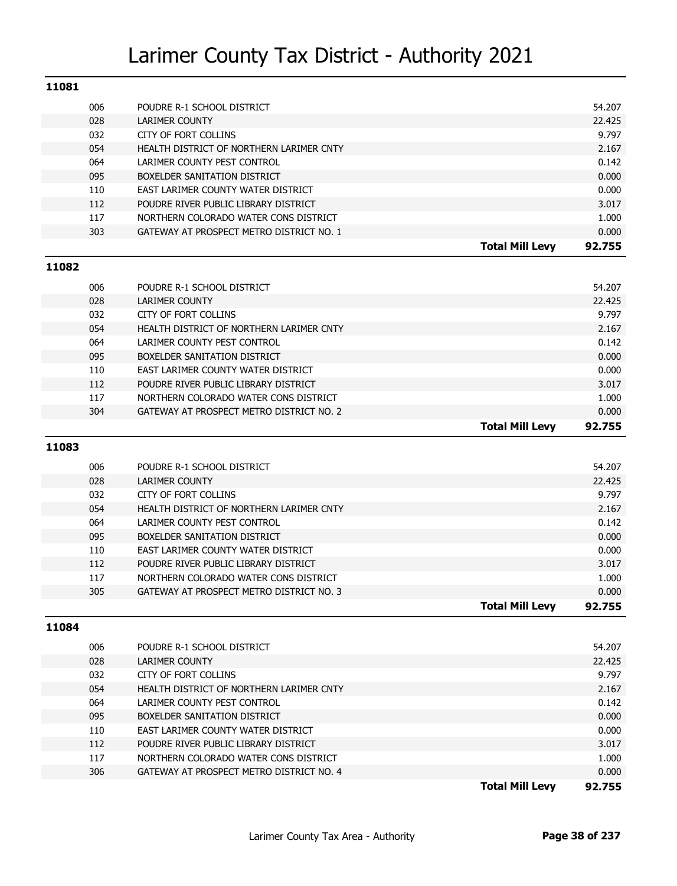# Larimer County Tax District - Authority 2021

## 11081

| Code | Authority | | Levy |
|---|---|---|---|
| 006 | POUDRE R-1 SCHOOL DISTRICT | | 54.207 |
| 028 | LARIMER COUNTY | | 22.425 |
| 032 | CITY OF FORT COLLINS | | 9.797 |
| 054 | HEALTH DISTRICT OF NORTHERN LARIMER CNTY | | 2.167 |
| 064 | LARIMER COUNTY PEST CONTROL | | 0.142 |
| 095 | BOXELDER SANITATION DISTRICT | | 0.000 |
| 110 | EAST LARIMER COUNTY WATER DISTRICT | | 0.000 |
| 112 | POUDRE RIVER PUBLIC LIBRARY DISTRICT | | 3.017 |
| 117 | NORTHERN COLORADO WATER CONS DISTRICT | | 1.000 |
| 303 | GATEWAY AT PROSPECT METRO DISTRICT NO. 1 | | 0.000 |
| | | **Total Mill Levy** | **92.755** |

## 11082

| Code | Authority | | Levy |
|---|---|---|---|
| 006 | POUDRE R-1 SCHOOL DISTRICT | | 54.207 |
| 028 | LARIMER COUNTY | | 22.425 |
| 032 | CITY OF FORT COLLINS | | 9.797 |
| 054 | HEALTH DISTRICT OF NORTHERN LARIMER CNTY | | 2.167 |
| 064 | LARIMER COUNTY PEST CONTROL | | 0.142 |
| 095 | BOXELDER SANITATION DISTRICT | | 0.000 |
| 110 | EAST LARIMER COUNTY WATER DISTRICT | | 0.000 |
| 112 | POUDRE RIVER PUBLIC LIBRARY DISTRICT | | 3.017 |
| 117 | NORTHERN COLORADO WATER CONS DISTRICT | | 1.000 |
| 304 | GATEWAY AT PROSPECT METRO DISTRICT NO. 2 | | 0.000 |
| | | **Total Mill Levy** | **92.755** |

## 11083

| Code | Authority | | Levy |
|---|---|---|---|
| 006 | POUDRE R-1 SCHOOL DISTRICT | | 54.207 |
| 028 | LARIMER COUNTY | | 22.425 |
| 032 | CITY OF FORT COLLINS | | 9.797 |
| 054 | HEALTH DISTRICT OF NORTHERN LARIMER CNTY | | 2.167 |
| 064 | LARIMER COUNTY PEST CONTROL | | 0.142 |
| 095 | BOXELDER SANITATION DISTRICT | | 0.000 |
| 110 | EAST LARIMER COUNTY WATER DISTRICT | | 0.000 |
| 112 | POUDRE RIVER PUBLIC LIBRARY DISTRICT | | 3.017 |
| 117 | NORTHERN COLORADO WATER CONS DISTRICT | | 1.000 |
| 305 | GATEWAY AT PROSPECT METRO DISTRICT NO. 3 | | 0.000 |
| | | **Total Mill Levy** | **92.755** |

## 11084

| Code | Authority | | Levy |
|---|---|---|---|
| 006 | POUDRE R-1 SCHOOL DISTRICT | | 54.207 |
| 028 | LARIMER COUNTY | | 22.425 |
| 032 | CITY OF FORT COLLINS | | 9.797 |
| 054 | HEALTH DISTRICT OF NORTHERN LARIMER CNTY | | 2.167 |
| 064 | LARIMER COUNTY PEST CONTROL | | 0.142 |
| 095 | BOXELDER SANITATION DISTRICT | | 0.000 |
| 110 | EAST LARIMER COUNTY WATER DISTRICT | | 0.000 |
| 112 | POUDRE RIVER PUBLIC LIBRARY DISTRICT | | 3.017 |
| 117 | NORTHERN COLORADO WATER CONS DISTRICT | | 1.000 |
| 306 | GATEWAY AT PROSPECT METRO DISTRICT NO. 4 | | 0.000 |
| | | **Total Mill Levy** | **92.755** |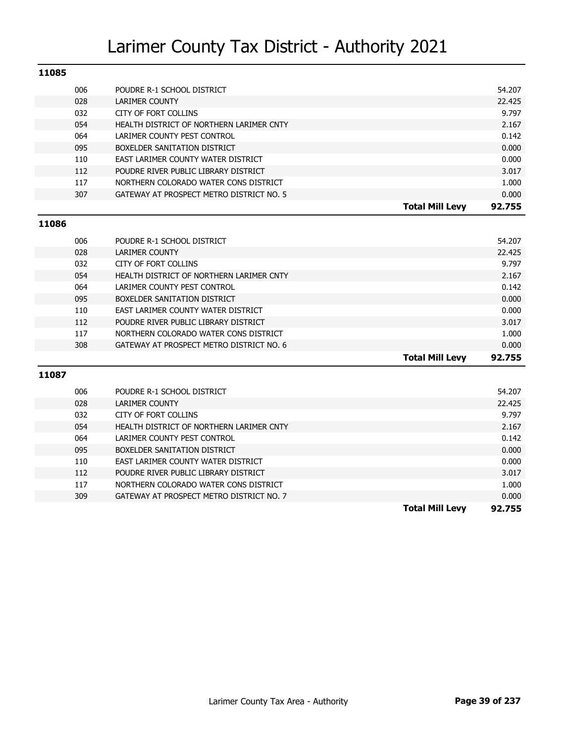# Larimer County Tax District - Authority 2021

## 11085

| | | |
|---|---|---|
| 006 | POUDRE R-1 SCHOOL DISTRICT | 54.207 |
| 028 | LARIMER COUNTY | 22.425 |
| 032 | CITY OF FORT COLLINS | 9.797 |
| 054 | HEALTH DISTRICT OF NORTHERN LARIMER CNTY | 2.167 |
| 064 | LARIMER COUNTY PEST CONTROL | 0.142 |
| 095 | BOXELDER SANITATION DISTRICT | 0.000 |
| 110 | EAST LARIMER COUNTY WATER DISTRICT | 0.000 |
| 112 | POUDRE RIVER PUBLIC LIBRARY DISTRICT | 3.017 |
| 117 | NORTHERN COLORADO WATER CONS DISTRICT | 1.000 |
| 307 | GATEWAY AT PROSPECT METRO DISTRICT NO. 5 | 0.000 |
| | **Total Mill Levy** | **92.755** |

## 11086

| | | |
|---|---|---|
| 006 | POUDRE R-1 SCHOOL DISTRICT | 54.207 |
| 028 | LARIMER COUNTY | 22.425 |
| 032 | CITY OF FORT COLLINS | 9.797 |
| 054 | HEALTH DISTRICT OF NORTHERN LARIMER CNTY | 2.167 |
| 064 | LARIMER COUNTY PEST CONTROL | 0.142 |
| 095 | BOXELDER SANITATION DISTRICT | 0.000 |
| 110 | EAST LARIMER COUNTY WATER DISTRICT | 0.000 |
| 112 | POUDRE RIVER PUBLIC LIBRARY DISTRICT | 3.017 |
| 117 | NORTHERN COLORADO WATER CONS DISTRICT | 1.000 |
| 308 | GATEWAY AT PROSPECT METRO DISTRICT NO. 6 | 0.000 |
| | **Total Mill Levy** | **92.755** |

## 11087

| | | |
|---|---|---|
| 006 | POUDRE R-1 SCHOOL DISTRICT | 54.207 |
| 028 | LARIMER COUNTY | 22.425 |
| 032 | CITY OF FORT COLLINS | 9.797 |
| 054 | HEALTH DISTRICT OF NORTHERN LARIMER CNTY | 2.167 |
| 064 | LARIMER COUNTY PEST CONTROL | 0.142 |
| 095 | BOXELDER SANITATION DISTRICT | 0.000 |
| 110 | EAST LARIMER COUNTY WATER DISTRICT | 0.000 |
| 112 | POUDRE RIVER PUBLIC LIBRARY DISTRICT | 3.017 |
| 117 | NORTHERN COLORADO WATER CONS DISTRICT | 1.000 |
| 309 | GATEWAY AT PROSPECT METRO DISTRICT NO. 7 | 0.000 |
| | **Total Mill Levy** | **92.755** |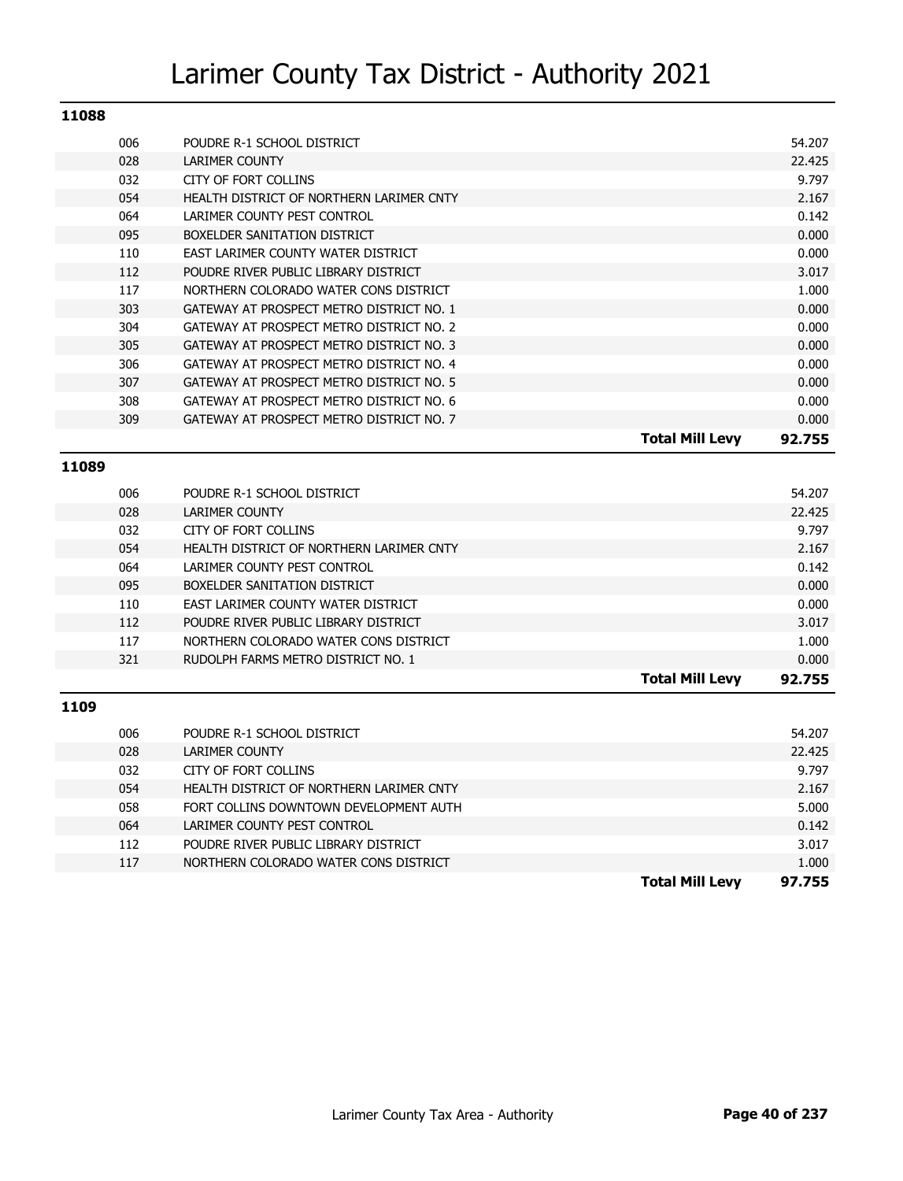# Larimer County Tax District - Authority 2021

## 11088

| Code | Authority | | Levy |
|---|---|---|---|
| 006 | POUDRE R-1 SCHOOL DISTRICT | | 54.207 |
| 028 | LARIMER COUNTY | | 22.425 |
| 032 | CITY OF FORT COLLINS | | 9.797 |
| 054 | HEALTH DISTRICT OF NORTHERN LARIMER CNTY | | 2.167 |
| 064 | LARIMER COUNTY PEST CONTROL | | 0.142 |
| 095 | BOXELDER SANITATION DISTRICT | | 0.000 |
| 110 | EAST LARIMER COUNTY WATER DISTRICT | | 0.000 |
| 112 | POUDRE RIVER PUBLIC LIBRARY DISTRICT | | 3.017 |
| 117 | NORTHERN COLORADO WATER CONS DISTRICT | | 1.000 |
| 303 | GATEWAY AT PROSPECT METRO DISTRICT NO. 1 | | 0.000 |
| 304 | GATEWAY AT PROSPECT METRO DISTRICT NO. 2 | | 0.000 |
| 305 | GATEWAY AT PROSPECT METRO DISTRICT NO. 3 | | 0.000 |
| 306 | GATEWAY AT PROSPECT METRO DISTRICT NO. 4 | | 0.000 |
| 307 | GATEWAY AT PROSPECT METRO DISTRICT NO. 5 | | 0.000 |
| 308 | GATEWAY AT PROSPECT METRO DISTRICT NO. 6 | | 0.000 |
| 309 | GATEWAY AT PROSPECT METRO DISTRICT NO. 7 | | 0.000 |
| | | **Total Mill Levy** | **92.755** |

## 11089

| Code | Authority | | Levy |
|---|---|---|---|
| 006 | POUDRE R-1 SCHOOL DISTRICT | | 54.207 |
| 028 | LARIMER COUNTY | | 22.425 |
| 032 | CITY OF FORT COLLINS | | 9.797 |
| 054 | HEALTH DISTRICT OF NORTHERN LARIMER CNTY | | 2.167 |
| 064 | LARIMER COUNTY PEST CONTROL | | 0.142 |
| 095 | BOXELDER SANITATION DISTRICT | | 0.000 |
| 110 | EAST LARIMER COUNTY WATER DISTRICT | | 0.000 |
| 112 | POUDRE RIVER PUBLIC LIBRARY DISTRICT | | 3.017 |
| 117 | NORTHERN COLORADO WATER CONS DISTRICT | | 1.000 |
| 321 | RUDOLPH FARMS METRO DISTRICT NO. 1 | | 0.000 |
| | | **Total Mill Levy** | **92.755** |

## 1109

| Code | Authority | | Levy |
|---|---|---|---|
| 006 | POUDRE R-1 SCHOOL DISTRICT | | 54.207 |
| 028 | LARIMER COUNTY | | 22.425 |
| 032 | CITY OF FORT COLLINS | | 9.797 |
| 054 | HEALTH DISTRICT OF NORTHERN LARIMER CNTY | | 2.167 |
| 058 | FORT COLLINS DOWNTOWN DEVELOPMENT AUTH | | 5.000 |
| 064 | LARIMER COUNTY PEST CONTROL | | 0.142 |
| 112 | POUDRE RIVER PUBLIC LIBRARY DISTRICT | | 3.017 |
| 117 | NORTHERN COLORADO WATER CONS DISTRICT | | 1.000 |
| | | **Total Mill Levy** | **97.755** |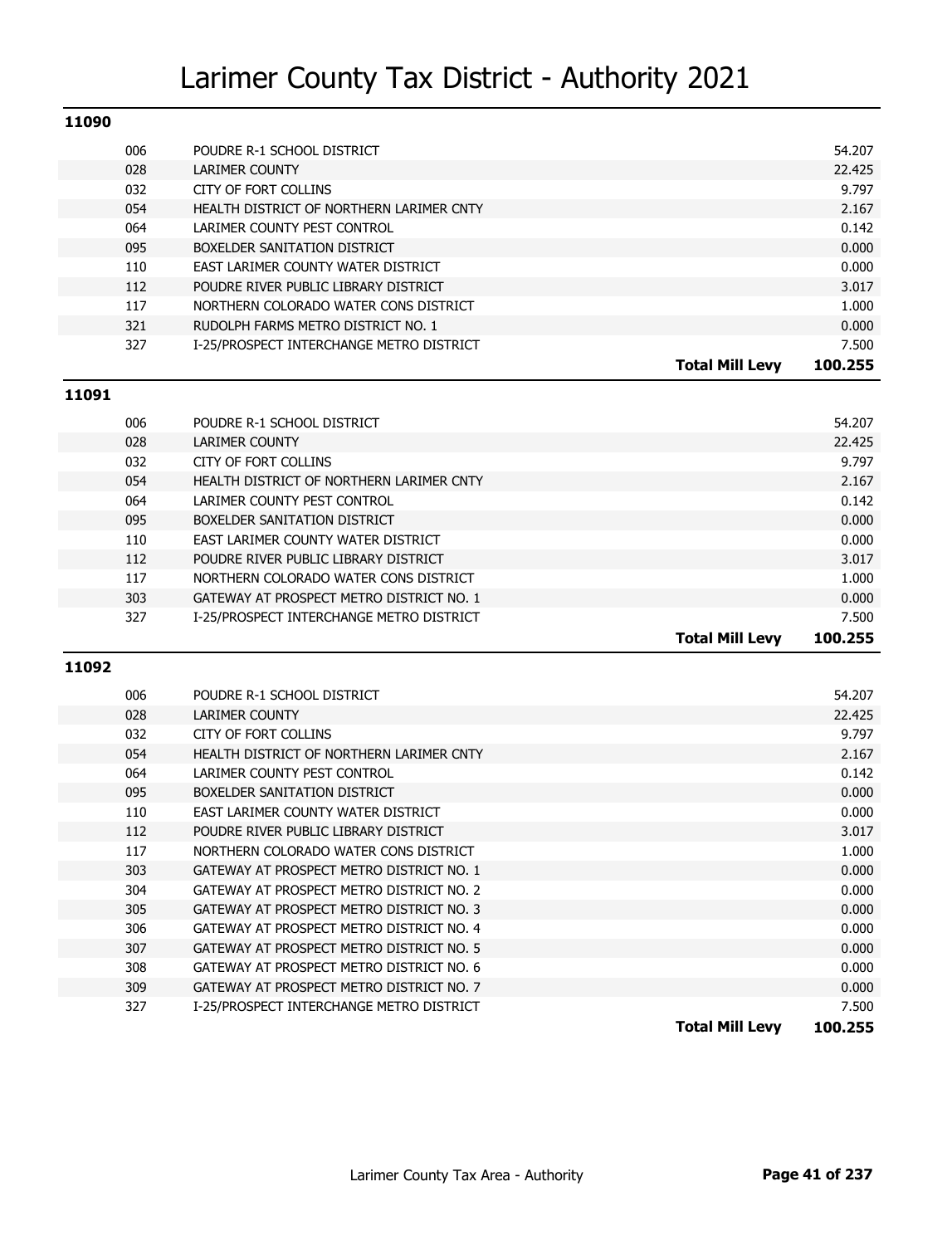# Larimer County Tax District - Authority 2021

## 11090

| Code | Authority | | Levy |
|---|---|---|---|
| 006 | POUDRE R-1 SCHOOL DISTRICT | | 54.207 |
| 028 | LARIMER COUNTY | | 22.425 |
| 032 | CITY OF FORT COLLINS | | 9.797 |
| 054 | HEALTH DISTRICT OF NORTHERN LARIMER CNTY | | 2.167 |
| 064 | LARIMER COUNTY PEST CONTROL | | 0.142 |
| 095 | BOXELDER SANITATION DISTRICT | | 0.000 |
| 110 | EAST LARIMER COUNTY WATER DISTRICT | | 0.000 |
| 112 | POUDRE RIVER PUBLIC LIBRARY DISTRICT | | 3.017 |
| 117 | NORTHERN COLORADO WATER CONS DISTRICT | | 1.000 |
| 321 | RUDOLPH FARMS METRO DISTRICT NO. 1 | | 0.000 |
| 327 | I-25/PROSPECT INTERCHANGE METRO DISTRICT | | 7.500 |
| | | **Total Mill Levy** | **100.255** |

## 11091

| Code | Authority | | Levy |
|---|---|---|---|
| 006 | POUDRE R-1 SCHOOL DISTRICT | | 54.207 |
| 028 | LARIMER COUNTY | | 22.425 |
| 032 | CITY OF FORT COLLINS | | 9.797 |
| 054 | HEALTH DISTRICT OF NORTHERN LARIMER CNTY | | 2.167 |
| 064 | LARIMER COUNTY PEST CONTROL | | 0.142 |
| 095 | BOXELDER SANITATION DISTRICT | | 0.000 |
| 110 | EAST LARIMER COUNTY WATER DISTRICT | | 0.000 |
| 112 | POUDRE RIVER PUBLIC LIBRARY DISTRICT | | 3.017 |
| 117 | NORTHERN COLORADO WATER CONS DISTRICT | | 1.000 |
| 303 | GATEWAY AT PROSPECT METRO DISTRICT NO. 1 | | 0.000 |
| 327 | I-25/PROSPECT INTERCHANGE METRO DISTRICT | | 7.500 |
| | | **Total Mill Levy** | **100.255** |

## 11092

| Code | Authority | | Levy |
|---|---|---|---|
| 006 | POUDRE R-1 SCHOOL DISTRICT | | 54.207 |
| 028 | LARIMER COUNTY | | 22.425 |
| 032 | CITY OF FORT COLLINS | | 9.797 |
| 054 | HEALTH DISTRICT OF NORTHERN LARIMER CNTY | | 2.167 |
| 064 | LARIMER COUNTY PEST CONTROL | | 0.142 |
| 095 | BOXELDER SANITATION DISTRICT | | 0.000 |
| 110 | EAST LARIMER COUNTY WATER DISTRICT | | 0.000 |
| 112 | POUDRE RIVER PUBLIC LIBRARY DISTRICT | | 3.017 |
| 117 | NORTHERN COLORADO WATER CONS DISTRICT | | 1.000 |
| 303 | GATEWAY AT PROSPECT METRO DISTRICT NO. 1 | | 0.000 |
| 304 | GATEWAY AT PROSPECT METRO DISTRICT NO. 2 | | 0.000 |
| 305 | GATEWAY AT PROSPECT METRO DISTRICT NO. 3 | | 0.000 |
| 306 | GATEWAY AT PROSPECT METRO DISTRICT NO. 4 | | 0.000 |
| 307 | GATEWAY AT PROSPECT METRO DISTRICT NO. 5 | | 0.000 |
| 308 | GATEWAY AT PROSPECT METRO DISTRICT NO. 6 | | 0.000 |
| 309 | GATEWAY AT PROSPECT METRO DISTRICT NO. 7 | | 0.000 |
| 327 | I-25/PROSPECT INTERCHANGE METRO DISTRICT | | 7.500 |
| | | **Total Mill Levy** | **100.255** |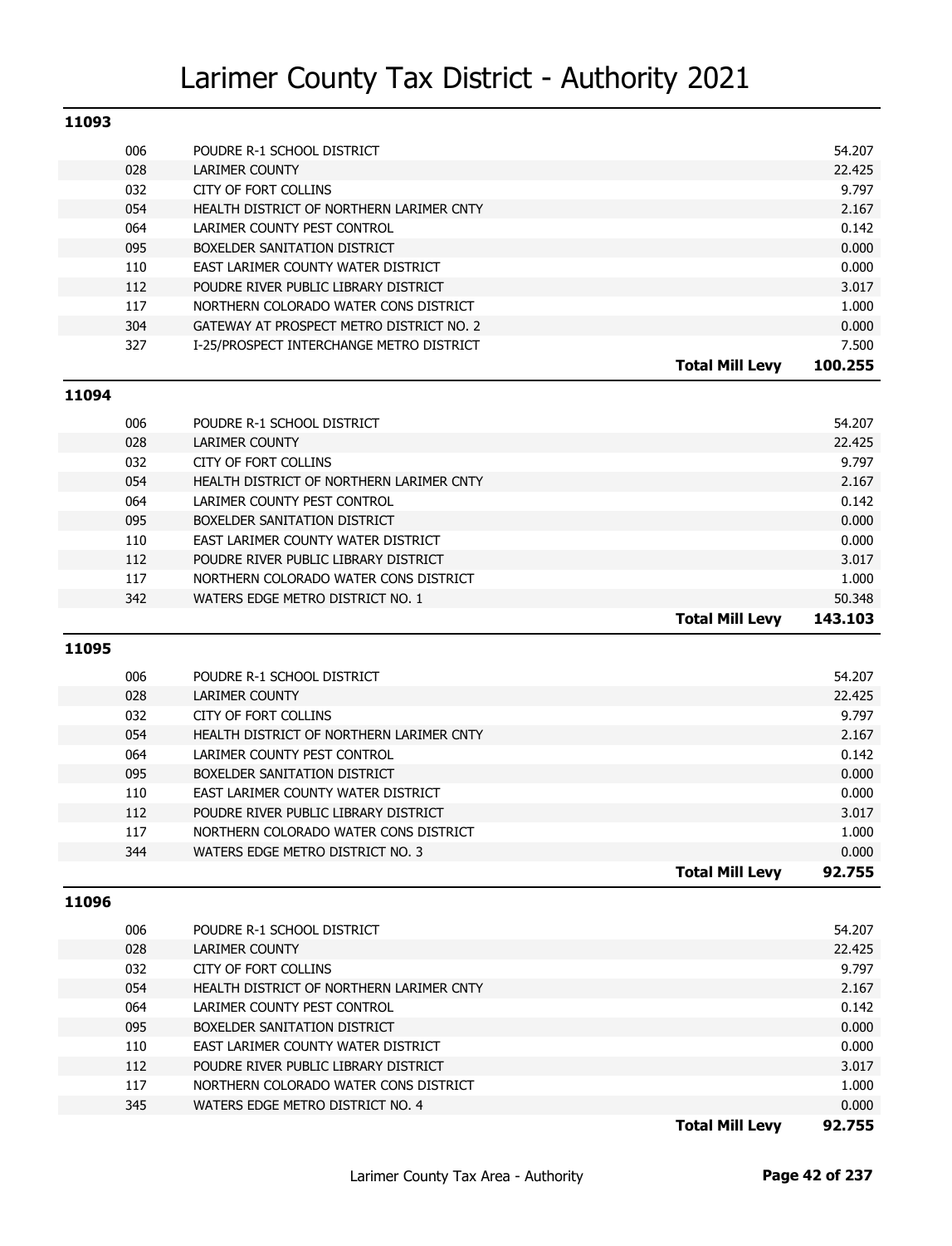# Larimer County Tax District - Authority 2021

## 11093

| Code | Authority | Mill Levy |
|---|---|---|
| 006 | POUDRE R-1 SCHOOL DISTRICT | 54.207 |
| 028 | LARIMER COUNTY | 22.425 |
| 032 | CITY OF FORT COLLINS | 9.797 |
| 054 | HEALTH DISTRICT OF NORTHERN LARIMER CNTY | 2.167 |
| 064 | LARIMER COUNTY PEST CONTROL | 0.142 |
| 095 | BOXELDER SANITATION DISTRICT | 0.000 |
| 110 | EAST LARIMER COUNTY WATER DISTRICT | 0.000 |
| 112 | POUDRE RIVER PUBLIC LIBRARY DISTRICT | 3.017 |
| 117 | NORTHERN COLORADO WATER CONS DISTRICT | 1.000 |
| 304 | GATEWAY AT PROSPECT METRO DISTRICT NO. 2 | 0.000 |
| 327 | I-25/PROSPECT INTERCHANGE METRO DISTRICT | 7.500 |
| | **Total Mill Levy** | **100.255** |

## 11094

| Code | Authority | Mill Levy |
|---|---|---|
| 006 | POUDRE R-1 SCHOOL DISTRICT | 54.207 |
| 028 | LARIMER COUNTY | 22.425 |
| 032 | CITY OF FORT COLLINS | 9.797 |
| 054 | HEALTH DISTRICT OF NORTHERN LARIMER CNTY | 2.167 |
| 064 | LARIMER COUNTY PEST CONTROL | 0.142 |
| 095 | BOXELDER SANITATION DISTRICT | 0.000 |
| 110 | EAST LARIMER COUNTY WATER DISTRICT | 0.000 |
| 112 | POUDRE RIVER PUBLIC LIBRARY DISTRICT | 3.017 |
| 117 | NORTHERN COLORADO WATER CONS DISTRICT | 1.000 |
| 342 | WATERS EDGE METRO DISTRICT NO. 1 | 50.348 |
| | **Total Mill Levy** | **143.103** |

## 11095

| Code | Authority | Mill Levy |
|---|---|---|
| 006 | POUDRE R-1 SCHOOL DISTRICT | 54.207 |
| 028 | LARIMER COUNTY | 22.425 |
| 032 | CITY OF FORT COLLINS | 9.797 |
| 054 | HEALTH DISTRICT OF NORTHERN LARIMER CNTY | 2.167 |
| 064 | LARIMER COUNTY PEST CONTROL | 0.142 |
| 095 | BOXELDER SANITATION DISTRICT | 0.000 |
| 110 | EAST LARIMER COUNTY WATER DISTRICT | 0.000 |
| 112 | POUDRE RIVER PUBLIC LIBRARY DISTRICT | 3.017 |
| 117 | NORTHERN COLORADO WATER CONS DISTRICT | 1.000 |
| 344 | WATERS EDGE METRO DISTRICT NO. 3 | 0.000 |
| | **Total Mill Levy** | **92.755** |

## 11096

| Code | Authority | Mill Levy |
|---|---|---|
| 006 | POUDRE R-1 SCHOOL DISTRICT | 54.207 |
| 028 | LARIMER COUNTY | 22.425 |
| 032 | CITY OF FORT COLLINS | 9.797 |
| 054 | HEALTH DISTRICT OF NORTHERN LARIMER CNTY | 2.167 |
| 064 | LARIMER COUNTY PEST CONTROL | 0.142 |
| 095 | BOXELDER SANITATION DISTRICT | 0.000 |
| 110 | EAST LARIMER COUNTY WATER DISTRICT | 0.000 |
| 112 | POUDRE RIVER PUBLIC LIBRARY DISTRICT | 3.017 |
| 117 | NORTHERN COLORADO WATER CONS DISTRICT | 1.000 |
| 345 | WATERS EDGE METRO DISTRICT NO. 4 | 0.000 |
| | **Total Mill Levy** | **92.755** |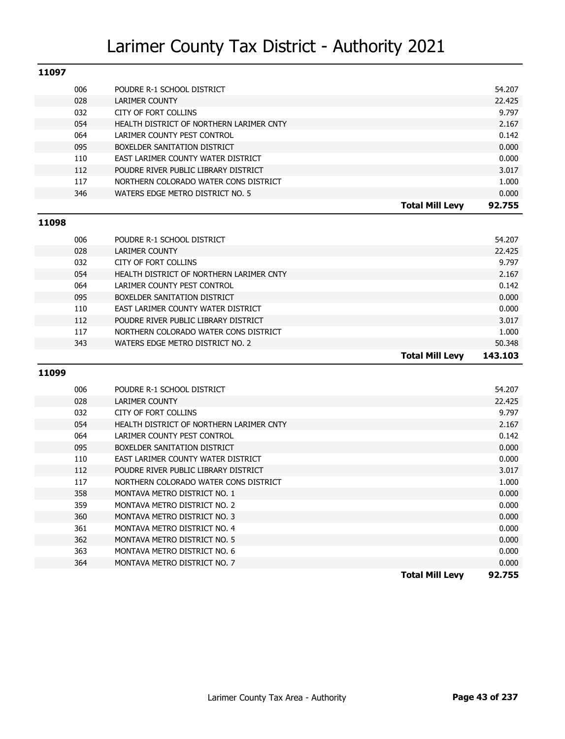# Larimer County Tax District - Authority 2021

## 11097

| Code | Authority | | Levy |
|---|---|---|---|
| 006 | POUDRE R-1 SCHOOL DISTRICT | | 54.207 |
| 028 | LARIMER COUNTY | | 22.425 |
| 032 | CITY OF FORT COLLINS | | 9.797 |
| 054 | HEALTH DISTRICT OF NORTHERN LARIMER CNTY | | 2.167 |
| 064 | LARIMER COUNTY PEST CONTROL | | 0.142 |
| 095 | BOXELDER SANITATION DISTRICT | | 0.000 |
| 110 | EAST LARIMER COUNTY WATER DISTRICT | | 0.000 |
| 112 | POUDRE RIVER PUBLIC LIBRARY DISTRICT | | 3.017 |
| 117 | NORTHERN COLORADO WATER CONS DISTRICT | | 1.000 |
| 346 | WATERS EDGE METRO DISTRICT NO. 5 | | 0.000 |
| | | **Total Mill Levy** | **92.755** |

## 11098

| Code | Authority | | Levy |
|---|---|---|---|
| 006 | POUDRE R-1 SCHOOL DISTRICT | | 54.207 |
| 028 | LARIMER COUNTY | | 22.425 |
| 032 | CITY OF FORT COLLINS | | 9.797 |
| 054 | HEALTH DISTRICT OF NORTHERN LARIMER CNTY | | 2.167 |
| 064 | LARIMER COUNTY PEST CONTROL | | 0.142 |
| 095 | BOXELDER SANITATION DISTRICT | | 0.000 |
| 110 | EAST LARIMER COUNTY WATER DISTRICT | | 0.000 |
| 112 | POUDRE RIVER PUBLIC LIBRARY DISTRICT | | 3.017 |
| 117 | NORTHERN COLORADO WATER CONS DISTRICT | | 1.000 |
| 343 | WATERS EDGE METRO DISTRICT NO. 2 | | 50.348 |
| | | **Total Mill Levy** | **143.103** |

## 11099

| Code | Authority | | Levy |
|---|---|---|---|
| 006 | POUDRE R-1 SCHOOL DISTRICT | | 54.207 |
| 028 | LARIMER COUNTY | | 22.425 |
| 032 | CITY OF FORT COLLINS | | 9.797 |
| 054 | HEALTH DISTRICT OF NORTHERN LARIMER CNTY | | 2.167 |
| 064 | LARIMER COUNTY PEST CONTROL | | 0.142 |
| 095 | BOXELDER SANITATION DISTRICT | | 0.000 |
| 110 | EAST LARIMER COUNTY WATER DISTRICT | | 0.000 |
| 112 | POUDRE RIVER PUBLIC LIBRARY DISTRICT | | 3.017 |
| 117 | NORTHERN COLORADO WATER CONS DISTRICT | | 1.000 |
| 358 | MONTAVA METRO DISTRICT NO. 1 | | 0.000 |
| 359 | MONTAVA METRO DISTRICT NO. 2 | | 0.000 |
| 360 | MONTAVA METRO DISTRICT NO. 3 | | 0.000 |
| 361 | MONTAVA METRO DISTRICT NO. 4 | | 0.000 |
| 362 | MONTAVA METRO DISTRICT NO. 5 | | 0.000 |
| 363 | MONTAVA METRO DISTRICT NO. 6 | | 0.000 |
| 364 | MONTAVA METRO DISTRICT NO. 7 | | 0.000 |
| | | **Total Mill Levy** | **92.755** |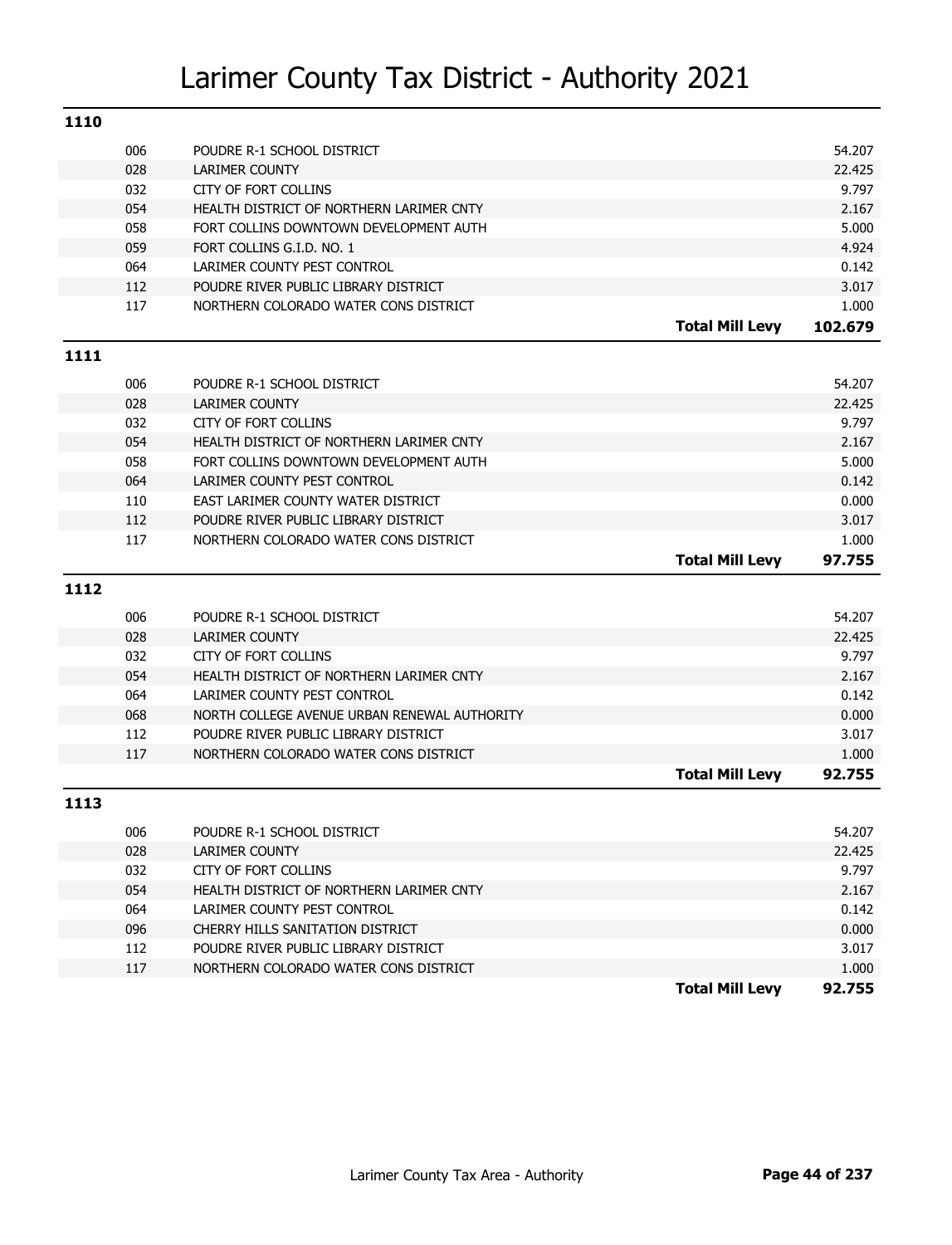# Larimer County Tax District - Authority 2021

## 1110

| Code | Authority | | Levy |
|---|---|---|---|
| 006 | POUDRE R-1 SCHOOL DISTRICT | | 54.207 |
| 028 | LARIMER COUNTY | | 22.425 |
| 032 | CITY OF FORT COLLINS | | 9.797 |
| 054 | HEALTH DISTRICT OF NORTHERN LARIMER CNTY | | 2.167 |
| 058 | FORT COLLINS DOWNTOWN DEVELOPMENT AUTH | | 5.000 |
| 059 | FORT COLLINS G.I.D. NO. 1 | | 4.924 |
| 064 | LARIMER COUNTY PEST CONTROL | | 0.142 |
| 112 | POUDRE RIVER PUBLIC LIBRARY DISTRICT | | 3.017 |
| 117 | NORTHERN COLORADO WATER CONS DISTRICT | | 1.000 |
| | | **Total Mill Levy** | **102.679** |

## 1111

| Code | Authority | | Levy |
|---|---|---|---|
| 006 | POUDRE R-1 SCHOOL DISTRICT | | 54.207 |
| 028 | LARIMER COUNTY | | 22.425 |
| 032 | CITY OF FORT COLLINS | | 9.797 |
| 054 | HEALTH DISTRICT OF NORTHERN LARIMER CNTY | | 2.167 |
| 058 | FORT COLLINS DOWNTOWN DEVELOPMENT AUTH | | 5.000 |
| 064 | LARIMER COUNTY PEST CONTROL | | 0.142 |
| 110 | EAST LARIMER COUNTY WATER DISTRICT | | 0.000 |
| 112 | POUDRE RIVER PUBLIC LIBRARY DISTRICT | | 3.017 |
| 117 | NORTHERN COLORADO WATER CONS DISTRICT | | 1.000 |
| | | **Total Mill Levy** | **97.755** |

## 1112

| Code | Authority | | Levy |
|---|---|---|---|
| 006 | POUDRE R-1 SCHOOL DISTRICT | | 54.207 |
| 028 | LARIMER COUNTY | | 22.425 |
| 032 | CITY OF FORT COLLINS | | 9.797 |
| 054 | HEALTH DISTRICT OF NORTHERN LARIMER CNTY | | 2.167 |
| 064 | LARIMER COUNTY PEST CONTROL | | 0.142 |
| 068 | NORTH COLLEGE AVENUE URBAN RENEWAL AUTHORITY | | 0.000 |
| 112 | POUDRE RIVER PUBLIC LIBRARY DISTRICT | | 3.017 |
| 117 | NORTHERN COLORADO WATER CONS DISTRICT | | 1.000 |
| | | **Total Mill Levy** | **92.755** |

## 1113

| Code | Authority | | Levy |
|---|---|---|---|
| 006 | POUDRE R-1 SCHOOL DISTRICT | | 54.207 |
| 028 | LARIMER COUNTY | | 22.425 |
| 032 | CITY OF FORT COLLINS | | 9.797 |
| 054 | HEALTH DISTRICT OF NORTHERN LARIMER CNTY | | 2.167 |
| 064 | LARIMER COUNTY PEST CONTROL | | 0.142 |
| 096 | CHERRY HILLS SANITATION DISTRICT | | 0.000 |
| 112 | POUDRE RIVER PUBLIC LIBRARY DISTRICT | | 3.017 |
| 117 | NORTHERN COLORADO WATER CONS DISTRICT | | 1.000 |
| | | **Total Mill Levy** | **92.755** |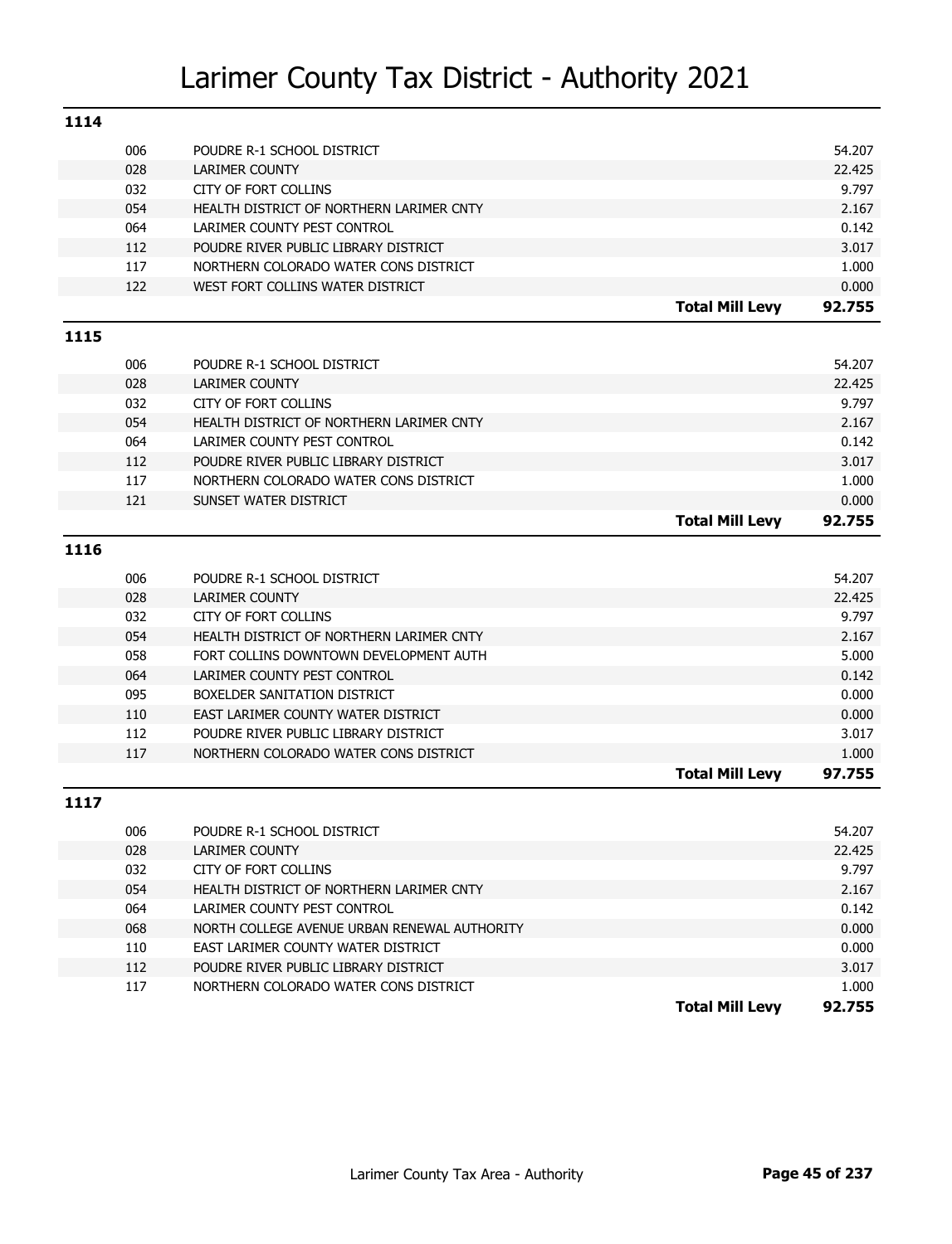# Larimer County Tax District - Authority 2021

## 1114

| Code | Authority | | Levy |
|---|---|---|---|
| 006 | POUDRE R-1 SCHOOL DISTRICT | | 54.207 |
| 028 | LARIMER COUNTY | | 22.425 |
| 032 | CITY OF FORT COLLINS | | 9.797 |
| 054 | HEALTH DISTRICT OF NORTHERN LARIMER CNTY | | 2.167 |
| 064 | LARIMER COUNTY PEST CONTROL | | 0.142 |
| 112 | POUDRE RIVER PUBLIC LIBRARY DISTRICT | | 3.017 |
| 117 | NORTHERN COLORADO WATER CONS DISTRICT | | 1.000 |
| 122 | WEST FORT COLLINS WATER DISTRICT | | 0.000 |
| | | **Total Mill Levy** | **92.755** |

## 1115

| Code | Authority | | Levy |
|---|---|---|---|
| 006 | POUDRE R-1 SCHOOL DISTRICT | | 54.207 |
| 028 | LARIMER COUNTY | | 22.425 |
| 032 | CITY OF FORT COLLINS | | 9.797 |
| 054 | HEALTH DISTRICT OF NORTHERN LARIMER CNTY | | 2.167 |
| 064 | LARIMER COUNTY PEST CONTROL | | 0.142 |
| 112 | POUDRE RIVER PUBLIC LIBRARY DISTRICT | | 3.017 |
| 117 | NORTHERN COLORADO WATER CONS DISTRICT | | 1.000 |
| 121 | SUNSET WATER DISTRICT | | 0.000 |
| | | **Total Mill Levy** | **92.755** |

## 1116

| Code | Authority | | Levy |
|---|---|---|---|
| 006 | POUDRE R-1 SCHOOL DISTRICT | | 54.207 |
| 028 | LARIMER COUNTY | | 22.425 |
| 032 | CITY OF FORT COLLINS | | 9.797 |
| 054 | HEALTH DISTRICT OF NORTHERN LARIMER CNTY | | 2.167 |
| 058 | FORT COLLINS DOWNTOWN DEVELOPMENT AUTH | | 5.000 |
| 064 | LARIMER COUNTY PEST CONTROL | | 0.142 |
| 095 | BOXELDER SANITATION DISTRICT | | 0.000 |
| 110 | EAST LARIMER COUNTY WATER DISTRICT | | 0.000 |
| 112 | POUDRE RIVER PUBLIC LIBRARY DISTRICT | | 3.017 |
| 117 | NORTHERN COLORADO WATER CONS DISTRICT | | 1.000 |
| | | **Total Mill Levy** | **97.755** |

## 1117

| Code | Authority | | Levy |
|---|---|---|---|
| 006 | POUDRE R-1 SCHOOL DISTRICT | | 54.207 |
| 028 | LARIMER COUNTY | | 22.425 |
| 032 | CITY OF FORT COLLINS | | 9.797 |
| 054 | HEALTH DISTRICT OF NORTHERN LARIMER CNTY | | 2.167 |
| 064 | LARIMER COUNTY PEST CONTROL | | 0.142 |
| 068 | NORTH COLLEGE AVENUE URBAN RENEWAL AUTHORITY | | 0.000 |
| 110 | EAST LARIMER COUNTY WATER DISTRICT | | 0.000 |
| 112 | POUDRE RIVER PUBLIC LIBRARY DISTRICT | | 3.017 |
| 117 | NORTHERN COLORADO WATER CONS DISTRICT | | 1.000 |
| | | **Total Mill Levy** | **92.755** |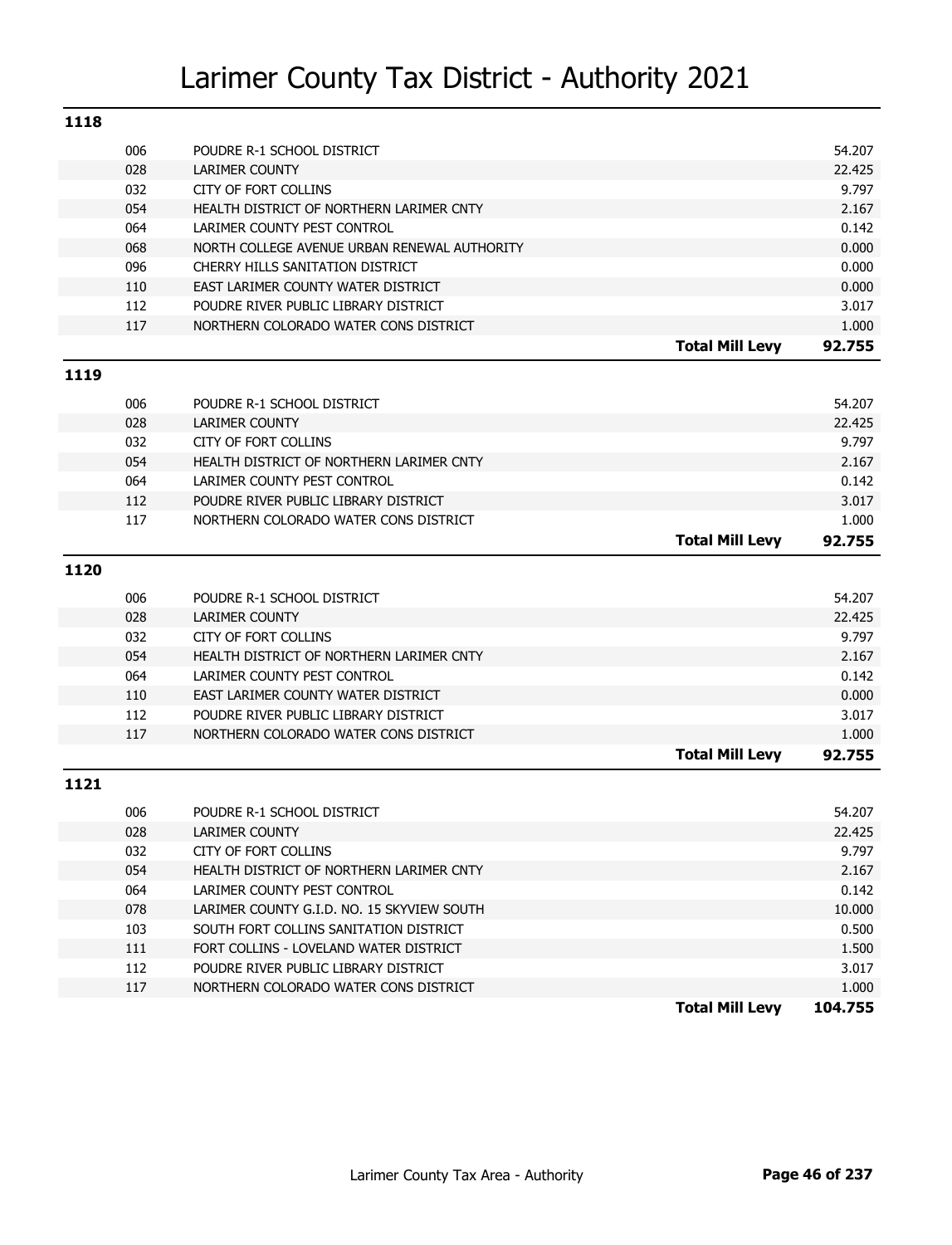# Larimer County Tax District - Authority 2021

## 1118

| Code | Authority | | Mill Levy |
|---|---|---|---|
| 006 | POUDRE R-1 SCHOOL DISTRICT | | 54.207 |
| 028 | LARIMER COUNTY | | 22.425 |
| 032 | CITY OF FORT COLLINS | | 9.797 |
| 054 | HEALTH DISTRICT OF NORTHERN LARIMER CNTY | | 2.167 |
| 064 | LARIMER COUNTY PEST CONTROL | | 0.142 |
| 068 | NORTH COLLEGE AVENUE URBAN RENEWAL AUTHORITY | | 0.000 |
| 096 | CHERRY HILLS SANITATION DISTRICT | | 0.000 |
| 110 | EAST LARIMER COUNTY WATER DISTRICT | | 0.000 |
| 112 | POUDRE RIVER PUBLIC LIBRARY DISTRICT | | 3.017 |
| 117 | NORTHERN COLORADO WATER CONS DISTRICT | | 1.000 |
| | | **Total Mill Levy** | **92.755** |

## 1119

| Code | Authority | | Mill Levy |
|---|---|---|---|
| 006 | POUDRE R-1 SCHOOL DISTRICT | | 54.207 |
| 028 | LARIMER COUNTY | | 22.425 |
| 032 | CITY OF FORT COLLINS | | 9.797 |
| 054 | HEALTH DISTRICT OF NORTHERN LARIMER CNTY | | 2.167 |
| 064 | LARIMER COUNTY PEST CONTROL | | 0.142 |
| 112 | POUDRE RIVER PUBLIC LIBRARY DISTRICT | | 3.017 |
| 117 | NORTHERN COLORADO WATER CONS DISTRICT | | 1.000 |
| | | **Total Mill Levy** | **92.755** |

## 1120

| Code | Authority | | Mill Levy |
|---|---|---|---|
| 006 | POUDRE R-1 SCHOOL DISTRICT | | 54.207 |
| 028 | LARIMER COUNTY | | 22.425 |
| 032 | CITY OF FORT COLLINS | | 9.797 |
| 054 | HEALTH DISTRICT OF NORTHERN LARIMER CNTY | | 2.167 |
| 064 | LARIMER COUNTY PEST CONTROL | | 0.142 |
| 110 | EAST LARIMER COUNTY WATER DISTRICT | | 0.000 |
| 112 | POUDRE RIVER PUBLIC LIBRARY DISTRICT | | 3.017 |
| 117 | NORTHERN COLORADO WATER CONS DISTRICT | | 1.000 |
| | | **Total Mill Levy** | **92.755** |

## 1121

| Code | Authority | | Mill Levy |
|---|---|---|---|
| 006 | POUDRE R-1 SCHOOL DISTRICT | | 54.207 |
| 028 | LARIMER COUNTY | | 22.425 |
| 032 | CITY OF FORT COLLINS | | 9.797 |
| 054 | HEALTH DISTRICT OF NORTHERN LARIMER CNTY | | 2.167 |
| 064 | LARIMER COUNTY PEST CONTROL | | 0.142 |
| 078 | LARIMER COUNTY G.I.D. NO. 15 SKYVIEW SOUTH | | 10.000 |
| 103 | SOUTH FORT COLLINS SANITATION DISTRICT | | 0.500 |
| 111 | FORT COLLINS - LOVELAND WATER DISTRICT | | 1.500 |
| 112 | POUDRE RIVER PUBLIC LIBRARY DISTRICT | | 3.017 |
| 117 | NORTHERN COLORADO WATER CONS DISTRICT | | 1.000 |
| | | **Total Mill Levy** | **104.755** |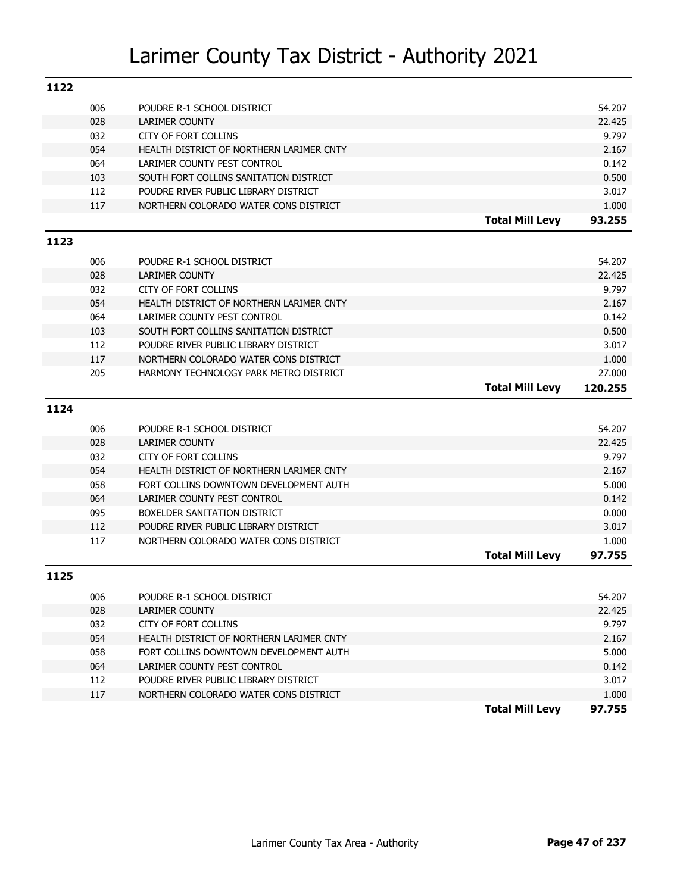# Larimer County Tax District - Authority 2021

## 1122

| Code | Authority | | Levy |
|---|---|---|---|
| 006 | POUDRE R-1 SCHOOL DISTRICT | | 54.207 |
| 028 | LARIMER COUNTY | | 22.425 |
| 032 | CITY OF FORT COLLINS | | 9.797 |
| 054 | HEALTH DISTRICT OF NORTHERN LARIMER CNTY | | 2.167 |
| 064 | LARIMER COUNTY PEST CONTROL | | 0.142 |
| 103 | SOUTH FORT COLLINS SANITATION DISTRICT | | 0.500 |
| 112 | POUDRE RIVER PUBLIC LIBRARY DISTRICT | | 3.017 |
| 117 | NORTHERN COLORADO WATER CONS DISTRICT | | 1.000 |
| | | **Total Mill Levy** | **93.255** |

## 1123

| Code | Authority | | Levy |
|---|---|---|---|
| 006 | POUDRE R-1 SCHOOL DISTRICT | | 54.207 |
| 028 | LARIMER COUNTY | | 22.425 |
| 032 | CITY OF FORT COLLINS | | 9.797 |
| 054 | HEALTH DISTRICT OF NORTHERN LARIMER CNTY | | 2.167 |
| 064 | LARIMER COUNTY PEST CONTROL | | 0.142 |
| 103 | SOUTH FORT COLLINS SANITATION DISTRICT | | 0.500 |
| 112 | POUDRE RIVER PUBLIC LIBRARY DISTRICT | | 3.017 |
| 117 | NORTHERN COLORADO WATER CONS DISTRICT | | 1.000 |
| 205 | HARMONY TECHNOLOGY PARK METRO DISTRICT | | 27.000 |
| | | **Total Mill Levy** | **120.255** |

## 1124

| Code | Authority | | Levy |
|---|---|---|---|
| 006 | POUDRE R-1 SCHOOL DISTRICT | | 54.207 |
| 028 | LARIMER COUNTY | | 22.425 |
| 032 | CITY OF FORT COLLINS | | 9.797 |
| 054 | HEALTH DISTRICT OF NORTHERN LARIMER CNTY | | 2.167 |
| 058 | FORT COLLINS DOWNTOWN DEVELOPMENT AUTH | | 5.000 |
| 064 | LARIMER COUNTY PEST CONTROL | | 0.142 |
| 095 | BOXELDER SANITATION DISTRICT | | 0.000 |
| 112 | POUDRE RIVER PUBLIC LIBRARY DISTRICT | | 3.017 |
| 117 | NORTHERN COLORADO WATER CONS DISTRICT | | 1.000 |
| | | **Total Mill Levy** | **97.755** |

## 1125

| Code | Authority | | Levy |
|---|---|---|---|
| 006 | POUDRE R-1 SCHOOL DISTRICT | | 54.207 |
| 028 | LARIMER COUNTY | | 22.425 |
| 032 | CITY OF FORT COLLINS | | 9.797 |
| 054 | HEALTH DISTRICT OF NORTHERN LARIMER CNTY | | 2.167 |
| 058 | FORT COLLINS DOWNTOWN DEVELOPMENT AUTH | | 5.000 |
| 064 | LARIMER COUNTY PEST CONTROL | | 0.142 |
| 112 | POUDRE RIVER PUBLIC LIBRARY DISTRICT | | 3.017 |
| 117 | NORTHERN COLORADO WATER CONS DISTRICT | | 1.000 |
| | | **Total Mill Levy** | **97.755** |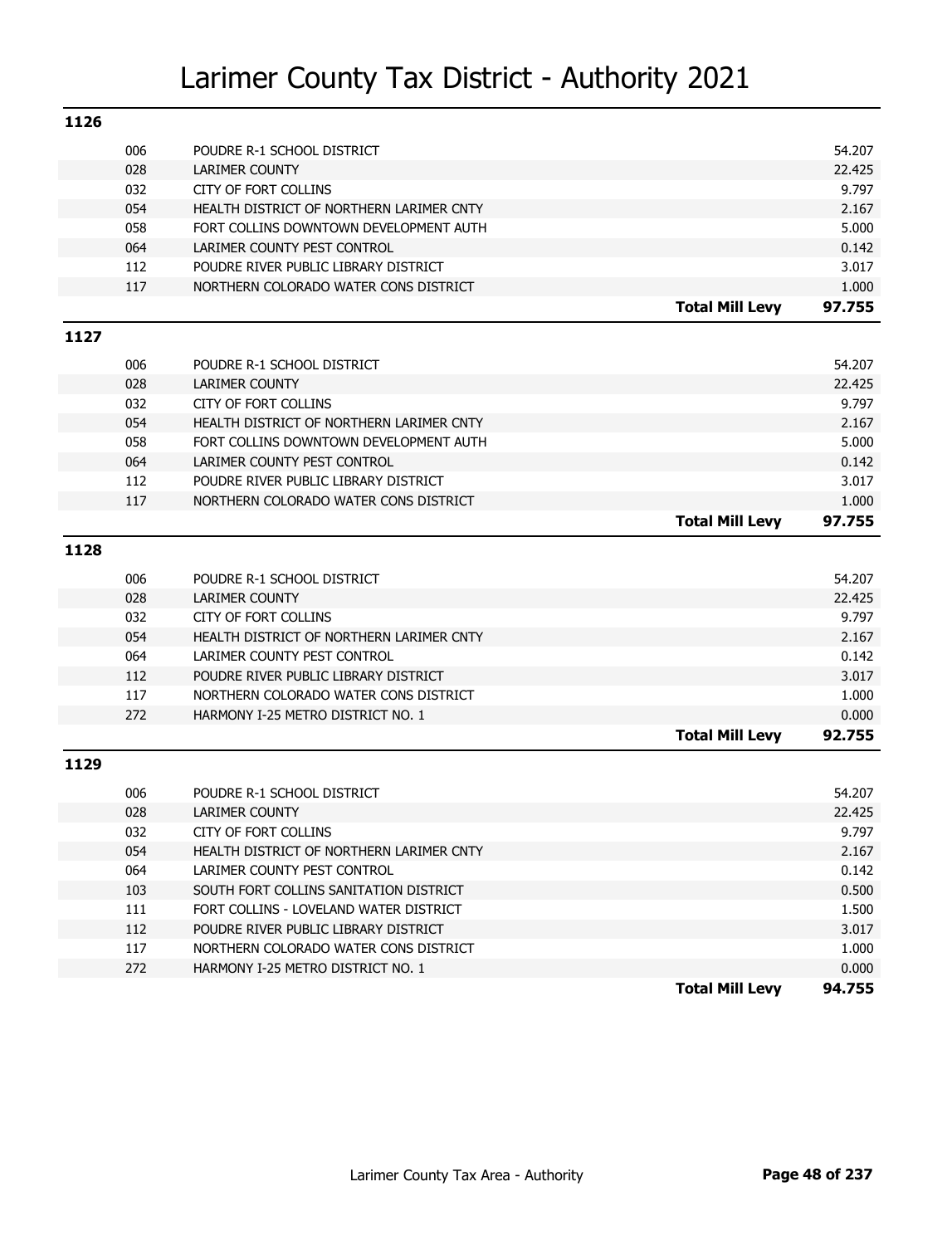# Larimer County Tax District - Authority 2021

## 1126

| Code | Authority | | Mill Levy |
|---|---|---|---|
| 006 | POUDRE R-1 SCHOOL DISTRICT | | 54.207 |
| 028 | LARIMER COUNTY | | 22.425 |
| 032 | CITY OF FORT COLLINS | | 9.797 |
| 054 | HEALTH DISTRICT OF NORTHERN LARIMER CNTY | | 2.167 |
| 058 | FORT COLLINS DOWNTOWN DEVELOPMENT AUTH | | 5.000 |
| 064 | LARIMER COUNTY PEST CONTROL | | 0.142 |
| 112 | POUDRE RIVER PUBLIC LIBRARY DISTRICT | | 3.017 |
| 117 | NORTHERN COLORADO WATER CONS DISTRICT | | 1.000 |
| | | **Total Mill Levy** | **97.755** |

## 1127

| Code | Authority | | Mill Levy |
|---|---|---|---|
| 006 | POUDRE R-1 SCHOOL DISTRICT | | 54.207 |
| 028 | LARIMER COUNTY | | 22.425 |
| 032 | CITY OF FORT COLLINS | | 9.797 |
| 054 | HEALTH DISTRICT OF NORTHERN LARIMER CNTY | | 2.167 |
| 058 | FORT COLLINS DOWNTOWN DEVELOPMENT AUTH | | 5.000 |
| 064 | LARIMER COUNTY PEST CONTROL | | 0.142 |
| 112 | POUDRE RIVER PUBLIC LIBRARY DISTRICT | | 3.017 |
| 117 | NORTHERN COLORADO WATER CONS DISTRICT | | 1.000 |
| | | **Total Mill Levy** | **97.755** |

## 1128

| Code | Authority | | Mill Levy |
|---|---|---|---|
| 006 | POUDRE R-1 SCHOOL DISTRICT | | 54.207 |
| 028 | LARIMER COUNTY | | 22.425 |
| 032 | CITY OF FORT COLLINS | | 9.797 |
| 054 | HEALTH DISTRICT OF NORTHERN LARIMER CNTY | | 2.167 |
| 064 | LARIMER COUNTY PEST CONTROL | | 0.142 |
| 112 | POUDRE RIVER PUBLIC LIBRARY DISTRICT | | 3.017 |
| 117 | NORTHERN COLORADO WATER CONS DISTRICT | | 1.000 |
| 272 | HARMONY I-25 METRO DISTRICT NO. 1 | | 0.000 |
| | | **Total Mill Levy** | **92.755** |

## 1129

| Code | Authority | | Mill Levy |
|---|---|---|---|
| 006 | POUDRE R-1 SCHOOL DISTRICT | | 54.207 |
| 028 | LARIMER COUNTY | | 22.425 |
| 032 | CITY OF FORT COLLINS | | 9.797 |
| 054 | HEALTH DISTRICT OF NORTHERN LARIMER CNTY | | 2.167 |
| 064 | LARIMER COUNTY PEST CONTROL | | 0.142 |
| 103 | SOUTH FORT COLLINS SANITATION DISTRICT | | 0.500 |
| 111 | FORT COLLINS - LOVELAND WATER DISTRICT | | 1.500 |
| 112 | POUDRE RIVER PUBLIC LIBRARY DISTRICT | | 3.017 |
| 117 | NORTHERN COLORADO WATER CONS DISTRICT | | 1.000 |
| 272 | HARMONY I-25 METRO DISTRICT NO. 1 | | 0.000 |
| | | **Total Mill Levy** | **94.755** |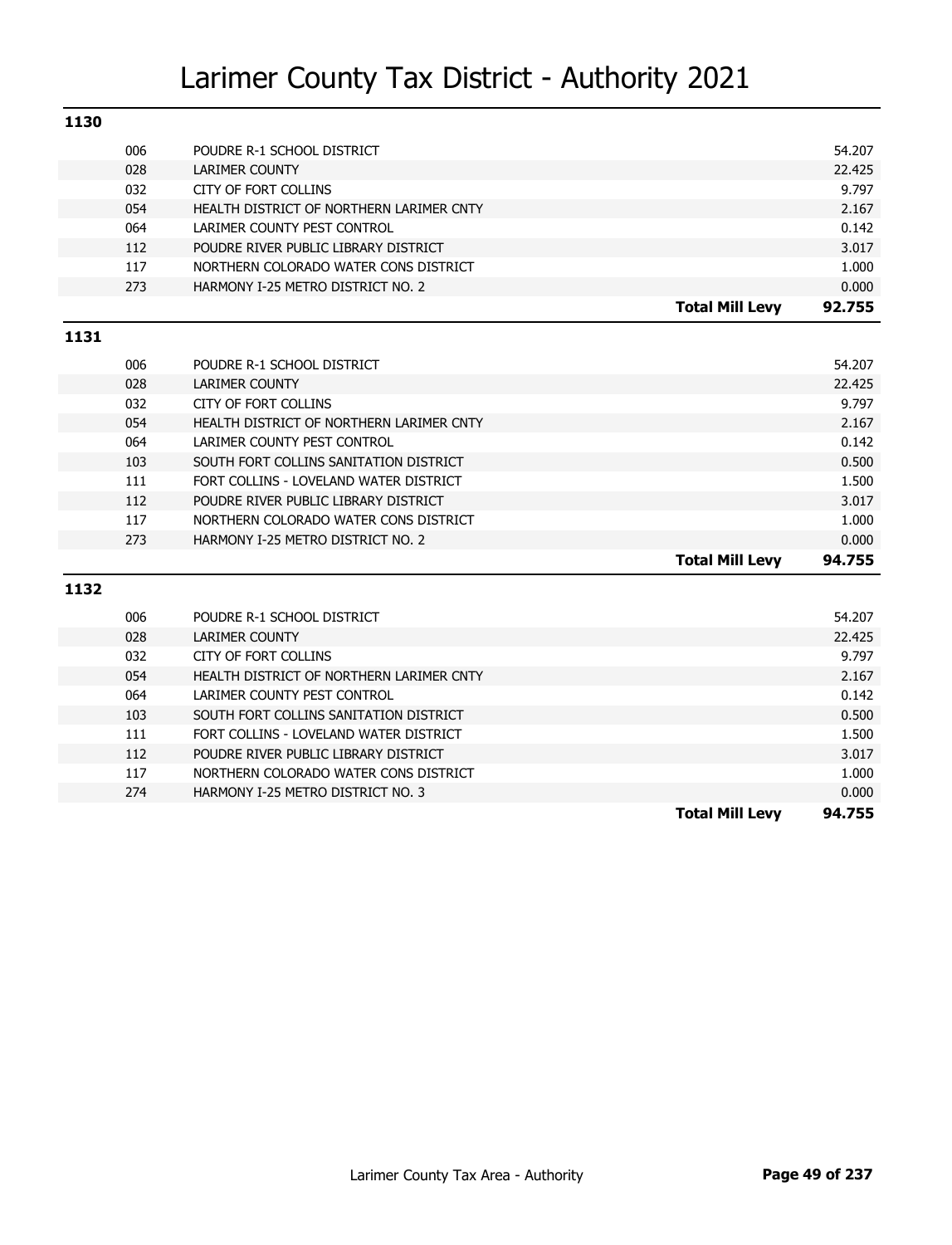# Larimer County Tax District - Authority 2021

## 1130

| Code | Authority | | Levy |
|---|---|---|---|
| 006 | POUDRE R-1 SCHOOL DISTRICT | | 54.207 |
| 028 | LARIMER COUNTY | | 22.425 |
| 032 | CITY OF FORT COLLINS | | 9.797 |
| 054 | HEALTH DISTRICT OF NORTHERN LARIMER CNTY | | 2.167 |
| 064 | LARIMER COUNTY PEST CONTROL | | 0.142 |
| 112 | POUDRE RIVER PUBLIC LIBRARY DISTRICT | | 3.017 |
| 117 | NORTHERN COLORADO WATER CONS DISTRICT | | 1.000 |
| 273 | HARMONY I-25 METRO DISTRICT NO. 2 | | 0.000 |
| | | **Total Mill Levy** | **92.755** |

## 1131

| Code | Authority | | Levy |
|---|---|---|---|
| 006 | POUDRE R-1 SCHOOL DISTRICT | | 54.207 |
| 028 | LARIMER COUNTY | | 22.425 |
| 032 | CITY OF FORT COLLINS | | 9.797 |
| 054 | HEALTH DISTRICT OF NORTHERN LARIMER CNTY | | 2.167 |
| 064 | LARIMER COUNTY PEST CONTROL | | 0.142 |
| 103 | SOUTH FORT COLLINS SANITATION DISTRICT | | 0.500 |
| 111 | FORT COLLINS - LOVELAND WATER DISTRICT | | 1.500 |
| 112 | POUDRE RIVER PUBLIC LIBRARY DISTRICT | | 3.017 |
| 117 | NORTHERN COLORADO WATER CONS DISTRICT | | 1.000 |
| 273 | HARMONY I-25 METRO DISTRICT NO. 2 | | 0.000 |
| | | **Total Mill Levy** | **94.755** |

## 1132

| Code | Authority | | Levy |
|---|---|---|---|
| 006 | POUDRE R-1 SCHOOL DISTRICT | | 54.207 |
| 028 | LARIMER COUNTY | | 22.425 |
| 032 | CITY OF FORT COLLINS | | 9.797 |
| 054 | HEALTH DISTRICT OF NORTHERN LARIMER CNTY | | 2.167 |
| 064 | LARIMER COUNTY PEST CONTROL | | 0.142 |
| 103 | SOUTH FORT COLLINS SANITATION DISTRICT | | 0.500 |
| 111 | FORT COLLINS - LOVELAND WATER DISTRICT | | 1.500 |
| 112 | POUDRE RIVER PUBLIC LIBRARY DISTRICT | | 3.017 |
| 117 | NORTHERN COLORADO WATER CONS DISTRICT | | 1.000 |
| 274 | HARMONY I-25 METRO DISTRICT NO. 3 | | 0.000 |
| | | **Total Mill Levy** | **94.755** |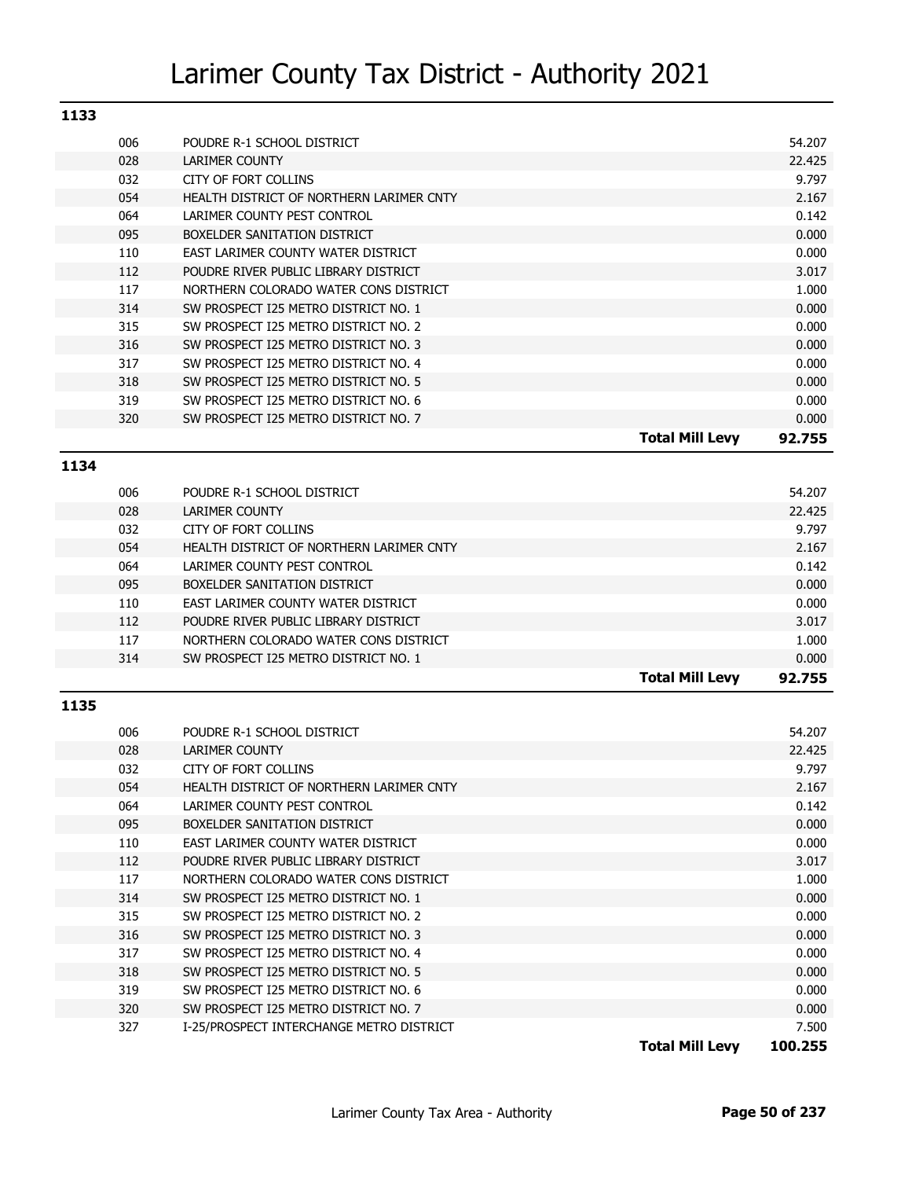# Larimer County Tax District - Authority 2021

## 1133

| Code | Authority | Levy |
|---|---|---|
| 006 | POUDRE R-1 SCHOOL DISTRICT | 54.207 |
| 028 | LARIMER COUNTY | 22.425 |
| 032 | CITY OF FORT COLLINS | 9.797 |
| 054 | HEALTH DISTRICT OF NORTHERN LARIMER CNTY | 2.167 |
| 064 | LARIMER COUNTY PEST CONTROL | 0.142 |
| 095 | BOXELDER SANITATION DISTRICT | 0.000 |
| 110 | EAST LARIMER COUNTY WATER DISTRICT | 0.000 |
| 112 | POUDRE RIVER PUBLIC LIBRARY DISTRICT | 3.017 |
| 117 | NORTHERN COLORADO WATER CONS DISTRICT | 1.000 |
| 314 | SW PROSPECT I25 METRO DISTRICT NO. 1 | 0.000 |
| 315 | SW PROSPECT I25 METRO DISTRICT NO. 2 | 0.000 |
| 316 | SW PROSPECT I25 METRO DISTRICT NO. 3 | 0.000 |
| 317 | SW PROSPECT I25 METRO DISTRICT NO. 4 | 0.000 |
| 318 | SW PROSPECT I25 METRO DISTRICT NO. 5 | 0.000 |
| 319 | SW PROSPECT I25 METRO DISTRICT NO. 6 | 0.000 |
| 320 | SW PROSPECT I25 METRO DISTRICT NO. 7 | 0.000 |
| | **Total Mill Levy** | **92.755** |

## 1134

| Code | Authority | Levy |
|---|---|---|
| 006 | POUDRE R-1 SCHOOL DISTRICT | 54.207 |
| 028 | LARIMER COUNTY | 22.425 |
| 032 | CITY OF FORT COLLINS | 9.797 |
| 054 | HEALTH DISTRICT OF NORTHERN LARIMER CNTY | 2.167 |
| 064 | LARIMER COUNTY PEST CONTROL | 0.142 |
| 095 | BOXELDER SANITATION DISTRICT | 0.000 |
| 110 | EAST LARIMER COUNTY WATER DISTRICT | 0.000 |
| 112 | POUDRE RIVER PUBLIC LIBRARY DISTRICT | 3.017 |
| 117 | NORTHERN COLORADO WATER CONS DISTRICT | 1.000 |
| 314 | SW PROSPECT I25 METRO DISTRICT NO. 1 | 0.000 |
| | **Total Mill Levy** | **92.755** |

## 1135

| Code | Authority | Levy |
|---|---|---|
| 006 | POUDRE R-1 SCHOOL DISTRICT | 54.207 |
| 028 | LARIMER COUNTY | 22.425 |
| 032 | CITY OF FORT COLLINS | 9.797 |
| 054 | HEALTH DISTRICT OF NORTHERN LARIMER CNTY | 2.167 |
| 064 | LARIMER COUNTY PEST CONTROL | 0.142 |
| 095 | BOXELDER SANITATION DISTRICT | 0.000 |
| 110 | EAST LARIMER COUNTY WATER DISTRICT | 0.000 |
| 112 | POUDRE RIVER PUBLIC LIBRARY DISTRICT | 3.017 |
| 117 | NORTHERN COLORADO WATER CONS DISTRICT | 1.000 |
| 314 | SW PROSPECT I25 METRO DISTRICT NO. 1 | 0.000 |
| 315 | SW PROSPECT I25 METRO DISTRICT NO. 2 | 0.000 |
| 316 | SW PROSPECT I25 METRO DISTRICT NO. 3 | 0.000 |
| 317 | SW PROSPECT I25 METRO DISTRICT NO. 4 | 0.000 |
| 318 | SW PROSPECT I25 METRO DISTRICT NO. 5 | 0.000 |
| 319 | SW PROSPECT I25 METRO DISTRICT NO. 6 | 0.000 |
| 320 | SW PROSPECT I25 METRO DISTRICT NO. 7 | 0.000 |
| 327 | I-25/PROSPECT INTERCHANGE METRO DISTRICT | 7.500 |
| | **Total Mill Levy** | **100.255** |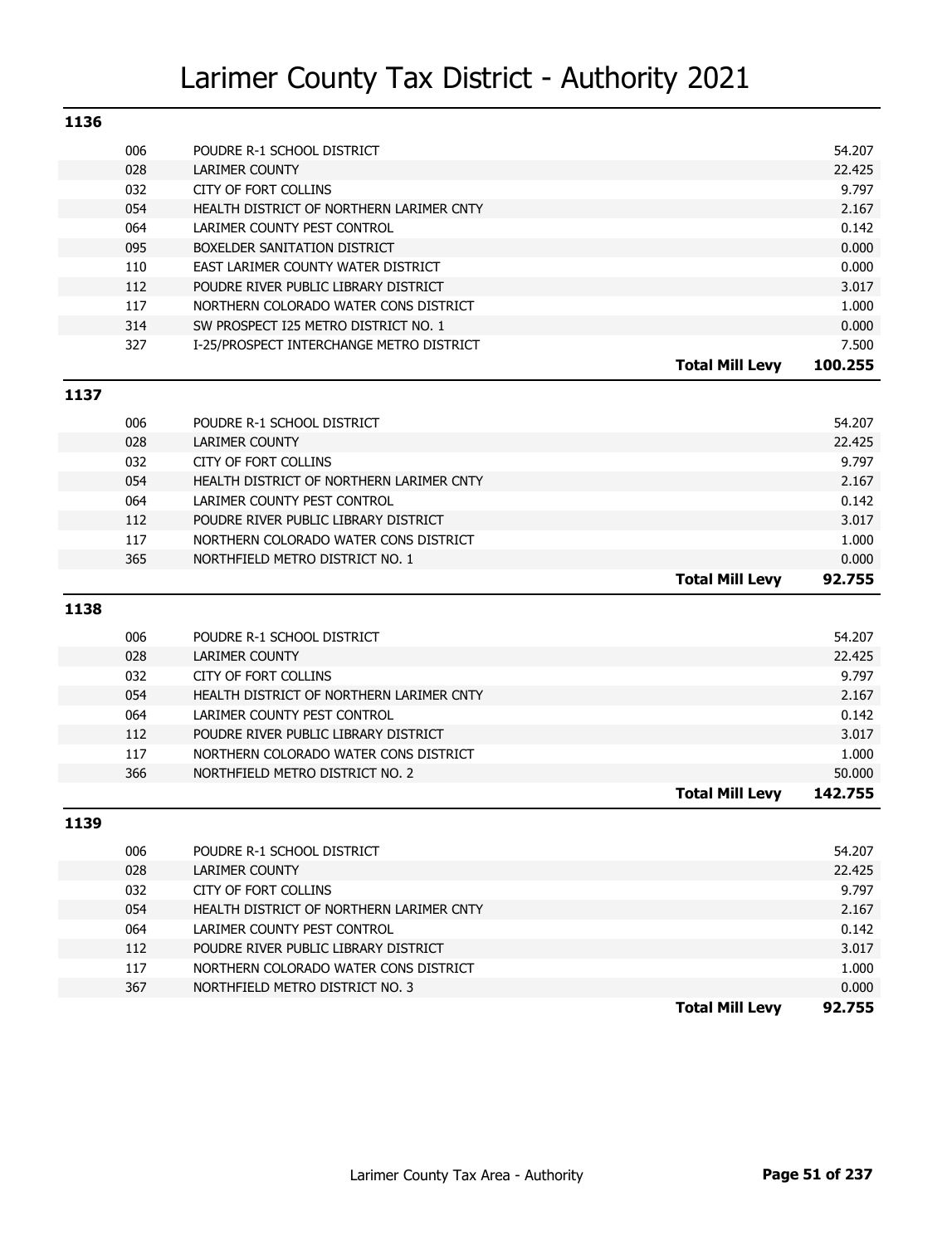# Larimer County Tax District - Authority 2021

## 1136

| Code | Authority | | Mill Levy |
|---|---|---|---|
| 006 | POUDRE R-1 SCHOOL DISTRICT | | 54.207 |
| 028 | LARIMER COUNTY | | 22.425 |
| 032 | CITY OF FORT COLLINS | | 9.797 |
| 054 | HEALTH DISTRICT OF NORTHERN LARIMER CNTY | | 2.167 |
| 064 | LARIMER COUNTY PEST CONTROL | | 0.142 |
| 095 | BOXELDER SANITATION DISTRICT | | 0.000 |
| 110 | EAST LARIMER COUNTY WATER DISTRICT | | 0.000 |
| 112 | POUDRE RIVER PUBLIC LIBRARY DISTRICT | | 3.017 |
| 117 | NORTHERN COLORADO WATER CONS DISTRICT | | 1.000 |
| 314 | SW PROSPECT I25 METRO DISTRICT NO. 1 | | 0.000 |
| 327 | I-25/PROSPECT INTERCHANGE METRO DISTRICT | | 7.500 |
| | | **Total Mill Levy** | **100.255** |

## 1137

| Code | Authority | | Mill Levy |
|---|---|---|---|
| 006 | POUDRE R-1 SCHOOL DISTRICT | | 54.207 |
| 028 | LARIMER COUNTY | | 22.425 |
| 032 | CITY OF FORT COLLINS | | 9.797 |
| 054 | HEALTH DISTRICT OF NORTHERN LARIMER CNTY | | 2.167 |
| 064 | LARIMER COUNTY PEST CONTROL | | 0.142 |
| 112 | POUDRE RIVER PUBLIC LIBRARY DISTRICT | | 3.017 |
| 117 | NORTHERN COLORADO WATER CONS DISTRICT | | 1.000 |
| 365 | NORTHFIELD METRO DISTRICT NO. 1 | | 0.000 |
| | | **Total Mill Levy** | **92.755** |

## 1138

| Code | Authority | | Mill Levy |
|---|---|---|---|
| 006 | POUDRE R-1 SCHOOL DISTRICT | | 54.207 |
| 028 | LARIMER COUNTY | | 22.425 |
| 032 | CITY OF FORT COLLINS | | 9.797 |
| 054 | HEALTH DISTRICT OF NORTHERN LARIMER CNTY | | 2.167 |
| 064 | LARIMER COUNTY PEST CONTROL | | 0.142 |
| 112 | POUDRE RIVER PUBLIC LIBRARY DISTRICT | | 3.017 |
| 117 | NORTHERN COLORADO WATER CONS DISTRICT | | 1.000 |
| 366 | NORTHFIELD METRO DISTRICT NO. 2 | | 50.000 |
| | | **Total Mill Levy** | **142.755** |

## 1139

| Code | Authority | | Mill Levy |
|---|---|---|---|
| 006 | POUDRE R-1 SCHOOL DISTRICT | | 54.207 |
| 028 | LARIMER COUNTY | | 22.425 |
| 032 | CITY OF FORT COLLINS | | 9.797 |
| 054 | HEALTH DISTRICT OF NORTHERN LARIMER CNTY | | 2.167 |
| 064 | LARIMER COUNTY PEST CONTROL | | 0.142 |
| 112 | POUDRE RIVER PUBLIC LIBRARY DISTRICT | | 3.017 |
| 117 | NORTHERN COLORADO WATER CONS DISTRICT | | 1.000 |
| 367 | NORTHFIELD METRO DISTRICT NO. 3 | | 0.000 |
| | | **Total Mill Levy** | **92.755** |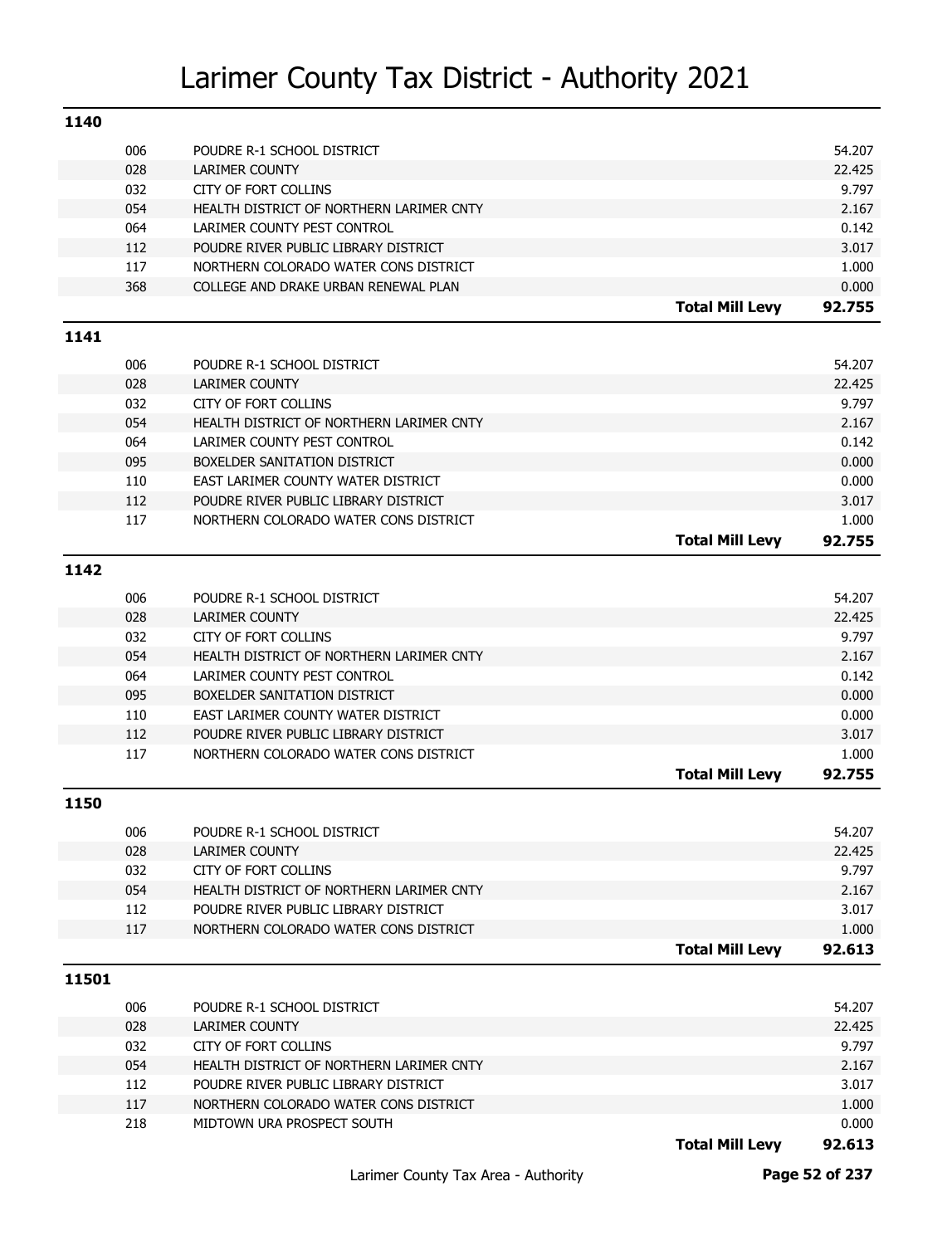# Larimer County Tax District - Authority 2021

**1140**

| Code | Authority | | Levy |
|---|---|---|---|
| 006 | POUDRE R-1 SCHOOL DISTRICT | | 54.207 |
| 028 | LARIMER COUNTY | | 22.425 |
| 032 | CITY OF FORT COLLINS | | 9.797 |
| 054 | HEALTH DISTRICT OF NORTHERN LARIMER CNTY | | 2.167 |
| 064 | LARIMER COUNTY PEST CONTROL | | 0.142 |
| 112 | POUDRE RIVER PUBLIC LIBRARY DISTRICT | | 3.017 |
| 117 | NORTHERN COLORADO WATER CONS DISTRICT | | 1.000 |
| 368 | COLLEGE AND DRAKE URBAN RENEWAL PLAN | | 0.000 |
| | | **Total Mill Levy** | **92.755** |

**1141**

| Code | Authority | | Levy |
|---|---|---|---|
| 006 | POUDRE R-1 SCHOOL DISTRICT | | 54.207 |
| 028 | LARIMER COUNTY | | 22.425 |
| 032 | CITY OF FORT COLLINS | | 9.797 |
| 054 | HEALTH DISTRICT OF NORTHERN LARIMER CNTY | | 2.167 |
| 064 | LARIMER COUNTY PEST CONTROL | | 0.142 |
| 095 | BOXELDER SANITATION DISTRICT | | 0.000 |
| 110 | EAST LARIMER COUNTY WATER DISTRICT | | 0.000 |
| 112 | POUDRE RIVER PUBLIC LIBRARY DISTRICT | | 3.017 |
| 117 | NORTHERN COLORADO WATER CONS DISTRICT | | 1.000 |
| | | **Total Mill Levy** | **92.755** |

**1142**

| Code | Authority | | Levy |
|---|---|---|---|
| 006 | POUDRE R-1 SCHOOL DISTRICT | | 54.207 |
| 028 | LARIMER COUNTY | | 22.425 |
| 032 | CITY OF FORT COLLINS | | 9.797 |
| 054 | HEALTH DISTRICT OF NORTHERN LARIMER CNTY | | 2.167 |
| 064 | LARIMER COUNTY PEST CONTROL | | 0.142 |
| 095 | BOXELDER SANITATION DISTRICT | | 0.000 |
| 110 | EAST LARIMER COUNTY WATER DISTRICT | | 0.000 |
| 112 | POUDRE RIVER PUBLIC LIBRARY DISTRICT | | 3.017 |
| 117 | NORTHERN COLORADO WATER CONS DISTRICT | | 1.000 |
| | | **Total Mill Levy** | **92.755** |

**1150**

| Code | Authority | | Levy |
|---|---|---|---|
| 006 | POUDRE R-1 SCHOOL DISTRICT | | 54.207 |
| 028 | LARIMER COUNTY | | 22.425 |
| 032 | CITY OF FORT COLLINS | | 9.797 |
| 054 | HEALTH DISTRICT OF NORTHERN LARIMER CNTY | | 2.167 |
| 112 | POUDRE RIVER PUBLIC LIBRARY DISTRICT | | 3.017 |
| 117 | NORTHERN COLORADO WATER CONS DISTRICT | | 1.000 |
| | | **Total Mill Levy** | **92.613** |

**11501**

| Code | Authority | | Levy |
|---|---|---|---|
| 006 | POUDRE R-1 SCHOOL DISTRICT | | 54.207 |
| 028 | LARIMER COUNTY | | 22.425 |
| 032 | CITY OF FORT COLLINS | | 9.797 |
| 054 | HEALTH DISTRICT OF NORTHERN LARIMER CNTY | | 2.167 |
| 112 | POUDRE RIVER PUBLIC LIBRARY DISTRICT | | 3.017 |
| 117 | NORTHERN COLORADO WATER CONS DISTRICT | | 1.000 |
| 218 | MIDTOWN URA PROSPECT SOUTH | | 0.000 |
| | | **Total Mill Levy** | **92.613** |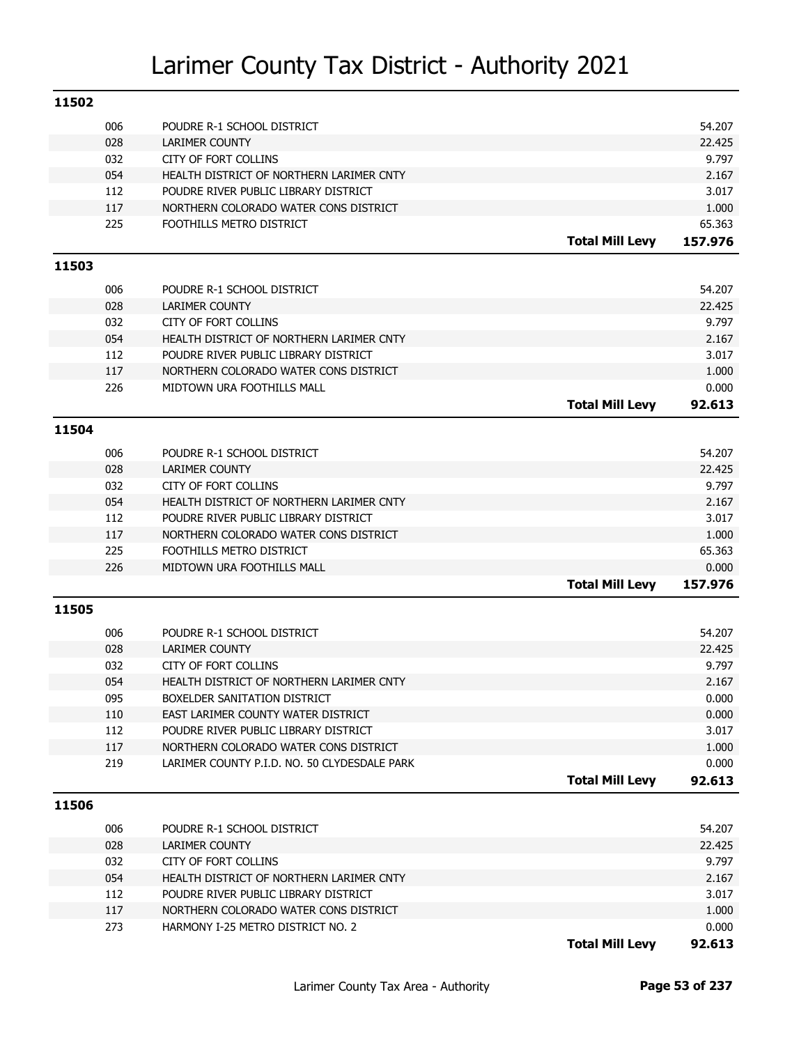// Larimer County Tax District - Authority 2021

# Larimer County Tax District - Authority 2021

## 11502

| Code | Authority | Levy |
|---|---|---|
| 006 | POUDRE R-1 SCHOOL DISTRICT | 54.207 |
| 028 | LARIMER COUNTY | 22.425 |
| 032 | CITY OF FORT COLLINS | 9.797 |
| 054 | HEALTH DISTRICT OF NORTHERN LARIMER CNTY | 2.167 |
| 112 | POUDRE RIVER PUBLIC LIBRARY DISTRICT | 3.017 |
| 117 | NORTHERN COLORADO WATER CONS DISTRICT | 1.000 |
| 225 | FOOTHILLS METRO DISTRICT | 65.363 |
| | **Total Mill Levy** | **157.976** |

## 11503

| Code | Authority | Levy |
|---|---|---|
| 006 | POUDRE R-1 SCHOOL DISTRICT | 54.207 |
| 028 | LARIMER COUNTY | 22.425 |
| 032 | CITY OF FORT COLLINS | 9.797 |
| 054 | HEALTH DISTRICT OF NORTHERN LARIMER CNTY | 2.167 |
| 112 | POUDRE RIVER PUBLIC LIBRARY DISTRICT | 3.017 |
| 117 | NORTHERN COLORADO WATER CONS DISTRICT | 1.000 |
| 226 | MIDTOWN URA FOOTHILLS MALL | 0.000 |
| | **Total Mill Levy** | **92.613** |

## 11504

| Code | Authority | Levy |
|---|---|---|
| 006 | POUDRE R-1 SCHOOL DISTRICT | 54.207 |
| 028 | LARIMER COUNTY | 22.425 |
| 032 | CITY OF FORT COLLINS | 9.797 |
| 054 | HEALTH DISTRICT OF NORTHERN LARIMER CNTY | 2.167 |
| 112 | POUDRE RIVER PUBLIC LIBRARY DISTRICT | 3.017 |
| 117 | NORTHERN COLORADO WATER CONS DISTRICT | 1.000 |
| 225 | FOOTHILLS METRO DISTRICT | 65.363 |
| 226 | MIDTOWN URA FOOTHILLS MALL | 0.000 |
| | **Total Mill Levy** | **157.976** |

## 11505

| Code | Authority | Levy |
|---|---|---|
| 006 | POUDRE R-1 SCHOOL DISTRICT | 54.207 |
| 028 | LARIMER COUNTY | 22.425 |
| 032 | CITY OF FORT COLLINS | 9.797 |
| 054 | HEALTH DISTRICT OF NORTHERN LARIMER CNTY | 2.167 |
| 095 | BOXELDER SANITATION DISTRICT | 0.000 |
| 110 | EAST LARIMER COUNTY WATER DISTRICT | 0.000 |
| 112 | POUDRE RIVER PUBLIC LIBRARY DISTRICT | 3.017 |
| 117 | NORTHERN COLORADO WATER CONS DISTRICT | 1.000 |
| 219 | LARIMER COUNTY P.I.D. NO. 50 CLYDESDALE PARK | 0.000 |
| | **Total Mill Levy** | **92.613** |

## 11506

| Code | Authority | Levy |
|---|---|---|
| 006 | POUDRE R-1 SCHOOL DISTRICT | 54.207 |
| 028 | LARIMER COUNTY | 22.425 |
| 032 | CITY OF FORT COLLINS | 9.797 |
| 054 | HEALTH DISTRICT OF NORTHERN LARIMER CNTY | 2.167 |
| 112 | POUDRE RIVER PUBLIC LIBRARY DISTRICT | 3.017 |
| 117 | NORTHERN COLORADO WATER CONS DISTRICT | 1.000 |
| 273 | HARMONY I-25 METRO DISTRICT NO. 2 | 0.000 |
| | **Total Mill Levy** | **92.613** |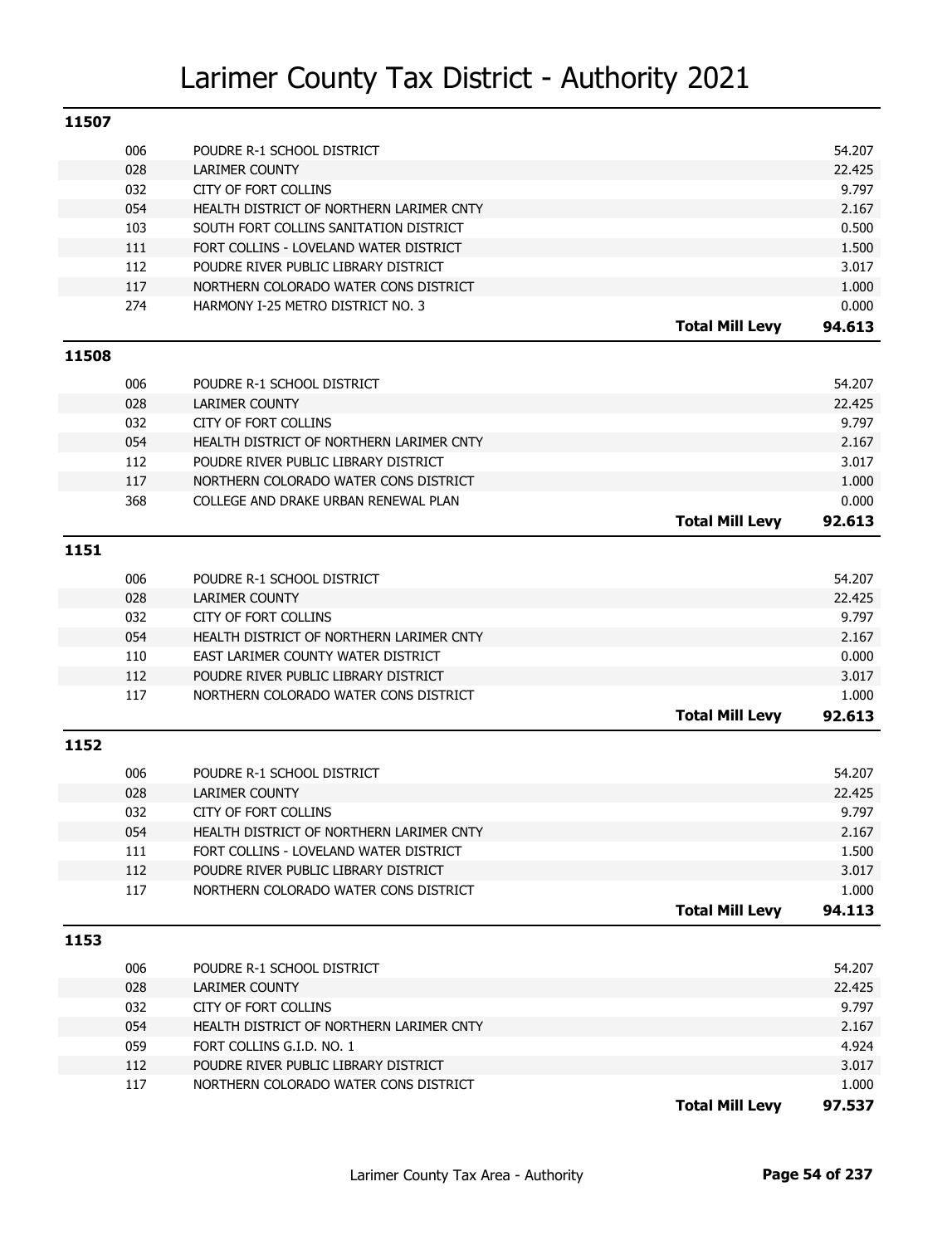# Larimer County Tax District - Authority 2021

## 11507

| Code | Authority | | Levy |
|---|---|---|---|
| 006 | POUDRE R-1 SCHOOL DISTRICT | | 54.207 |
| 028 | LARIMER COUNTY | | 22.425 |
| 032 | CITY OF FORT COLLINS | | 9.797 |
| 054 | HEALTH DISTRICT OF NORTHERN LARIMER CNTY | | 2.167 |
| 103 | SOUTH FORT COLLINS SANITATION DISTRICT | | 0.500 |
| 111 | FORT COLLINS - LOVELAND WATER DISTRICT | | 1.500 |
| 112 | POUDRE RIVER PUBLIC LIBRARY DISTRICT | | 3.017 |
| 117 | NORTHERN COLORADO WATER CONS DISTRICT | | 1.000 |
| 274 | HARMONY I-25 METRO DISTRICT NO. 3 | | 0.000 |
| | | **Total Mill Levy** | **94.613** |

## 11508

| Code | Authority | | Levy |
|---|---|---|---|
| 006 | POUDRE R-1 SCHOOL DISTRICT | | 54.207 |
| 028 | LARIMER COUNTY | | 22.425 |
| 032 | CITY OF FORT COLLINS | | 9.797 |
| 054 | HEALTH DISTRICT OF NORTHERN LARIMER CNTY | | 2.167 |
| 112 | POUDRE RIVER PUBLIC LIBRARY DISTRICT | | 3.017 |
| 117 | NORTHERN COLORADO WATER CONS DISTRICT | | 1.000 |
| 368 | COLLEGE AND DRAKE URBAN RENEWAL PLAN | | 0.000 |
| | | **Total Mill Levy** | **92.613** |

## 1151

| Code | Authority | | Levy |
|---|---|---|---|
| 006 | POUDRE R-1 SCHOOL DISTRICT | | 54.207 |
| 028 | LARIMER COUNTY | | 22.425 |
| 032 | CITY OF FORT COLLINS | | 9.797 |
| 054 | HEALTH DISTRICT OF NORTHERN LARIMER CNTY | | 2.167 |
| 110 | EAST LARIMER COUNTY WATER DISTRICT | | 0.000 |
| 112 | POUDRE RIVER PUBLIC LIBRARY DISTRICT | | 3.017 |
| 117 | NORTHERN COLORADO WATER CONS DISTRICT | | 1.000 |
| | | **Total Mill Levy** | **92.613** |

## 1152

| Code | Authority | | Levy |
|---|---|---|---|
| 006 | POUDRE R-1 SCHOOL DISTRICT | | 54.207 |
| 028 | LARIMER COUNTY | | 22.425 |
| 032 | CITY OF FORT COLLINS | | 9.797 |
| 054 | HEALTH DISTRICT OF NORTHERN LARIMER CNTY | | 2.167 |
| 111 | FORT COLLINS - LOVELAND WATER DISTRICT | | 1.500 |
| 112 | POUDRE RIVER PUBLIC LIBRARY DISTRICT | | 3.017 |
| 117 | NORTHERN COLORADO WATER CONS DISTRICT | | 1.000 |
| | | **Total Mill Levy** | **94.113** |

## 1153

| Code | Authority | | Levy |
|---|---|---|---|
| 006 | POUDRE R-1 SCHOOL DISTRICT | | 54.207 |
| 028 | LARIMER COUNTY | | 22.425 |
| 032 | CITY OF FORT COLLINS | | 9.797 |
| 054 | HEALTH DISTRICT OF NORTHERN LARIMER CNTY | | 2.167 |
| 059 | FORT COLLINS G.I.D. NO. 1 | | 4.924 |
| 112 | POUDRE RIVER PUBLIC LIBRARY DISTRICT | | 3.017 |
| 117 | NORTHERN COLORADO WATER CONS DISTRICT | | 1.000 |
| | | **Total Mill Levy** | **97.537** |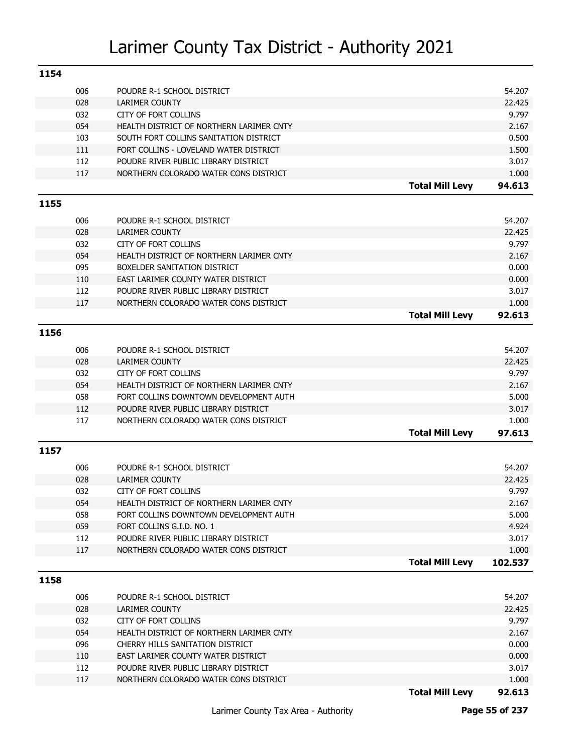# Larimer County Tax District - Authority 2021

## 1154

| Code | Authority | | Levy |
|---|---|---|---|
| 006 | POUDRE R-1 SCHOOL DISTRICT | | 54.207 |
| 028 | LARIMER COUNTY | | 22.425 |
| 032 | CITY OF FORT COLLINS | | 9.797 |
| 054 | HEALTH DISTRICT OF NORTHERN LARIMER CNTY | | 2.167 |
| 103 | SOUTH FORT COLLINS SANITATION DISTRICT | | 0.500 |
| 111 | FORT COLLINS - LOVELAND WATER DISTRICT | | 1.500 |
| 112 | POUDRE RIVER PUBLIC LIBRARY DISTRICT | | 3.017 |
| 117 | NORTHERN COLORADO WATER CONS DISTRICT | | 1.000 |
| | | **Total Mill Levy** | **94.613** |

## 1155

| Code | Authority | | Levy |
|---|---|---|---|
| 006 | POUDRE R-1 SCHOOL DISTRICT | | 54.207 |
| 028 | LARIMER COUNTY | | 22.425 |
| 032 | CITY OF FORT COLLINS | | 9.797 |
| 054 | HEALTH DISTRICT OF NORTHERN LARIMER CNTY | | 2.167 |
| 095 | BOXELDER SANITATION DISTRICT | | 0.000 |
| 110 | EAST LARIMER COUNTY WATER DISTRICT | | 0.000 |
| 112 | POUDRE RIVER PUBLIC LIBRARY DISTRICT | | 3.017 |
| 117 | NORTHERN COLORADO WATER CONS DISTRICT | | 1.000 |
| | | **Total Mill Levy** | **92.613** |

## 1156

| Code | Authority | | Levy |
|---|---|---|---|
| 006 | POUDRE R-1 SCHOOL DISTRICT | | 54.207 |
| 028 | LARIMER COUNTY | | 22.425 |
| 032 | CITY OF FORT COLLINS | | 9.797 |
| 054 | HEALTH DISTRICT OF NORTHERN LARIMER CNTY | | 2.167 |
| 058 | FORT COLLINS DOWNTOWN DEVELOPMENT AUTH | | 5.000 |
| 112 | POUDRE RIVER PUBLIC LIBRARY DISTRICT | | 3.017 |
| 117 | NORTHERN COLORADO WATER CONS DISTRICT | | 1.000 |
| | | **Total Mill Levy** | **97.613** |

## 1157

| Code | Authority | | Levy |
|---|---|---|---|
| 006 | POUDRE R-1 SCHOOL DISTRICT | | 54.207 |
| 028 | LARIMER COUNTY | | 22.425 |
| 032 | CITY OF FORT COLLINS | | 9.797 |
| 054 | HEALTH DISTRICT OF NORTHERN LARIMER CNTY | | 2.167 |
| 058 | FORT COLLINS DOWNTOWN DEVELOPMENT AUTH | | 5.000 |
| 059 | FORT COLLINS G.I.D. NO. 1 | | 4.924 |
| 112 | POUDRE RIVER PUBLIC LIBRARY DISTRICT | | 3.017 |
| 117 | NORTHERN COLORADO WATER CONS DISTRICT | | 1.000 |
| | | **Total Mill Levy** | **102.537** |

## 1158

| Code | Authority | | Levy |
|---|---|---|---|
| 006 | POUDRE R-1 SCHOOL DISTRICT | | 54.207 |
| 028 | LARIMER COUNTY | | 22.425 |
| 032 | CITY OF FORT COLLINS | | 9.797 |
| 054 | HEALTH DISTRICT OF NORTHERN LARIMER CNTY | | 2.167 |
| 096 | CHERRY HILLS SANITATION DISTRICT | | 0.000 |
| 110 | EAST LARIMER COUNTY WATER DISTRICT | | 0.000 |
| 112 | POUDRE RIVER PUBLIC LIBRARY DISTRICT | | 3.017 |
| 117 | NORTHERN COLORADO WATER CONS DISTRICT | | 1.000 |
| | | **Total Mill Levy** | **92.613** |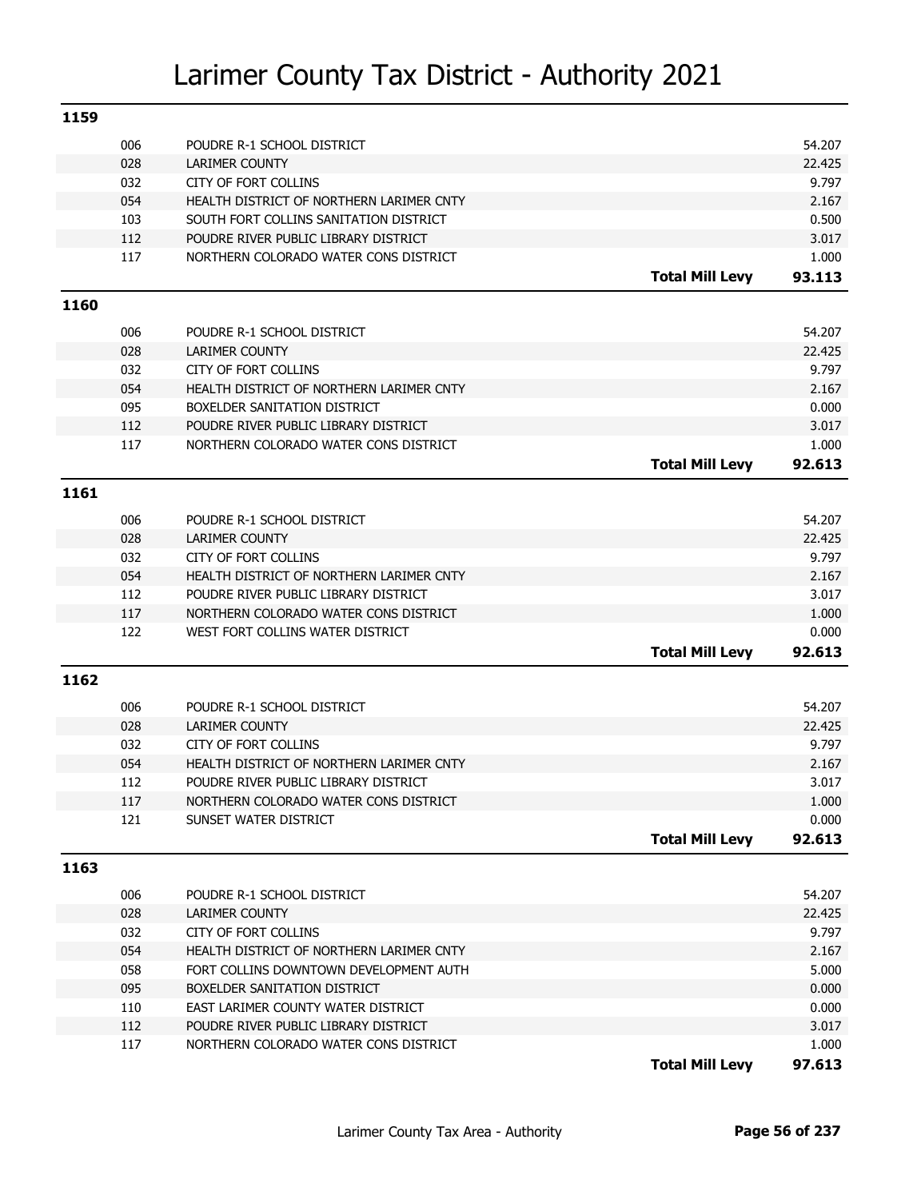# Larimer County Tax District - Authority 2021

## 1159

| Code | Authority | | Mill Levy |
|---|---|---|---|
| 006 | POUDRE R-1 SCHOOL DISTRICT | | 54.207 |
| 028 | LARIMER COUNTY | | 22.425 |
| 032 | CITY OF FORT COLLINS | | 9.797 |
| 054 | HEALTH DISTRICT OF NORTHERN LARIMER CNTY | | 2.167 |
| 103 | SOUTH FORT COLLINS SANITATION DISTRICT | | 0.500 |
| 112 | POUDRE RIVER PUBLIC LIBRARY DISTRICT | | 3.017 |
| 117 | NORTHERN COLORADO WATER CONS DISTRICT | | 1.000 |
| | | **Total Mill Levy** | **93.113** |

## 1160

| Code | Authority | | Mill Levy |
|---|---|---|---|
| 006 | POUDRE R-1 SCHOOL DISTRICT | | 54.207 |
| 028 | LARIMER COUNTY | | 22.425 |
| 032 | CITY OF FORT COLLINS | | 9.797 |
| 054 | HEALTH DISTRICT OF NORTHERN LARIMER CNTY | | 2.167 |
| 095 | BOXELDER SANITATION DISTRICT | | 0.000 |
| 112 | POUDRE RIVER PUBLIC LIBRARY DISTRICT | | 3.017 |
| 117 | NORTHERN COLORADO WATER CONS DISTRICT | | 1.000 |
| | | **Total Mill Levy** | **92.613** |

## 1161

| Code | Authority | | Mill Levy |
|---|---|---|---|
| 006 | POUDRE R-1 SCHOOL DISTRICT | | 54.207 |
| 028 | LARIMER COUNTY | | 22.425 |
| 032 | CITY OF FORT COLLINS | | 9.797 |
| 054 | HEALTH DISTRICT OF NORTHERN LARIMER CNTY | | 2.167 |
| 112 | POUDRE RIVER PUBLIC LIBRARY DISTRICT | | 3.017 |
| 117 | NORTHERN COLORADO WATER CONS DISTRICT | | 1.000 |
| 122 | WEST FORT COLLINS WATER DISTRICT | | 0.000 |
| | | **Total Mill Levy** | **92.613** |

## 1162

| Code | Authority | | Mill Levy |
|---|---|---|---|
| 006 | POUDRE R-1 SCHOOL DISTRICT | | 54.207 |
| 028 | LARIMER COUNTY | | 22.425 |
| 032 | CITY OF FORT COLLINS | | 9.797 |
| 054 | HEALTH DISTRICT OF NORTHERN LARIMER CNTY | | 2.167 |
| 112 | POUDRE RIVER PUBLIC LIBRARY DISTRICT | | 3.017 |
| 117 | NORTHERN COLORADO WATER CONS DISTRICT | | 1.000 |
| 121 | SUNSET WATER DISTRICT | | 0.000 |
| | | **Total Mill Levy** | **92.613** |

## 1163

| Code | Authority | | Mill Levy |
|---|---|---|---|
| 006 | POUDRE R-1 SCHOOL DISTRICT | | 54.207 |
| 028 | LARIMER COUNTY | | 22.425 |
| 032 | CITY OF FORT COLLINS | | 9.797 |
| 054 | HEALTH DISTRICT OF NORTHERN LARIMER CNTY | | 2.167 |
| 058 | FORT COLLINS DOWNTOWN DEVELOPMENT AUTH | | 5.000 |
| 095 | BOXELDER SANITATION DISTRICT | | 0.000 |
| 110 | EAST LARIMER COUNTY WATER DISTRICT | | 0.000 |
| 112 | POUDRE RIVER PUBLIC LIBRARY DISTRICT | | 3.017 |
| 117 | NORTHERN COLORADO WATER CONS DISTRICT | | 1.000 |
| | | **Total Mill Levy** | **97.613** |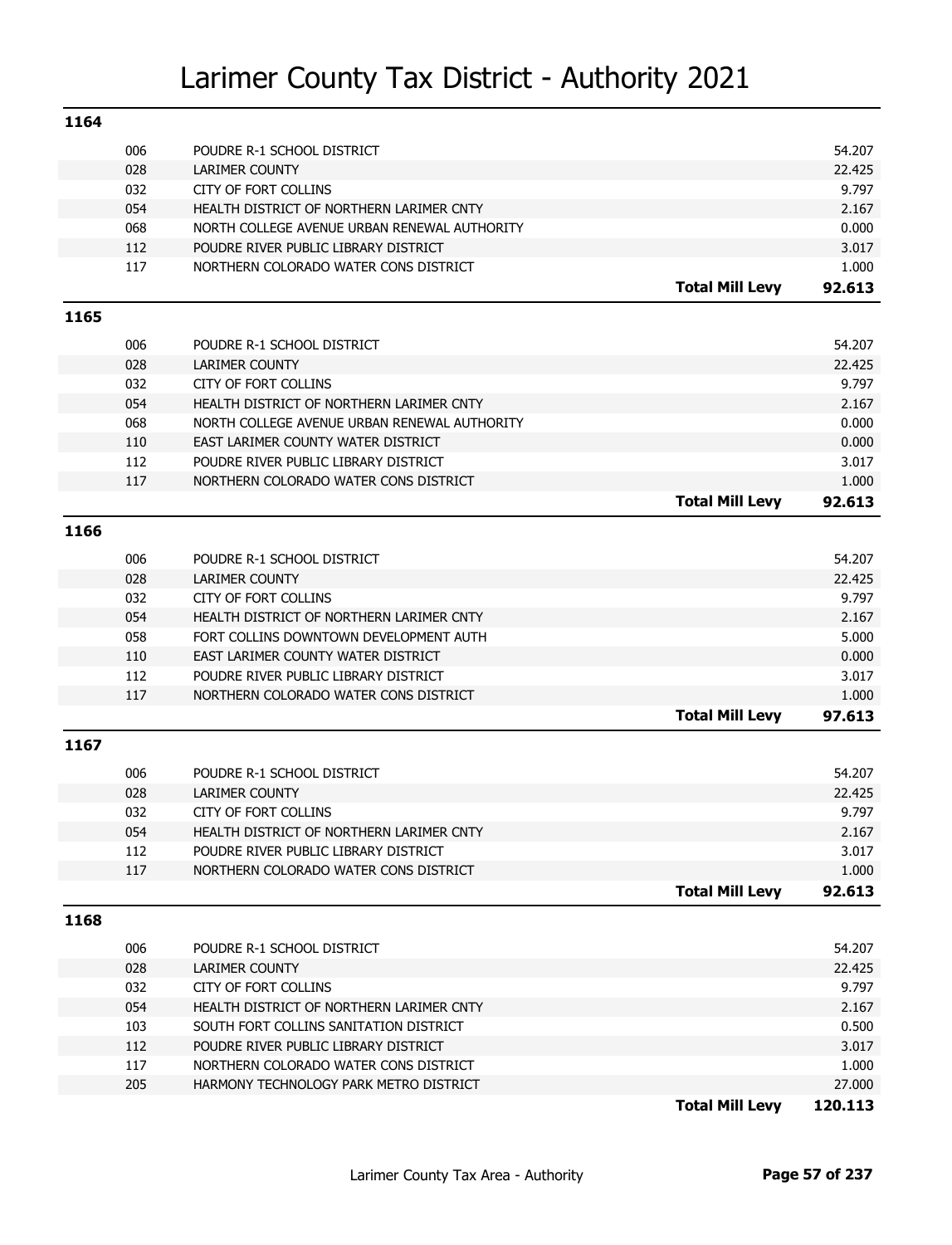# Larimer County Tax District - Authority 2021

## 1164

| Code | Authority | Mill Levy |
|---|---|---|
| 006 | POUDRE R-1 SCHOOL DISTRICT | 54.207 |
| 028 | LARIMER COUNTY | 22.425 |
| 032 | CITY OF FORT COLLINS | 9.797 |
| 054 | HEALTH DISTRICT OF NORTHERN LARIMER CNTY | 2.167 |
| 068 | NORTH COLLEGE AVENUE URBAN RENEWAL AUTHORITY | 0.000 |
| 112 | POUDRE RIVER PUBLIC LIBRARY DISTRICT | 3.017 |
| 117 | NORTHERN COLORADO WATER CONS DISTRICT | 1.000 |
| | **Total Mill Levy** | **92.613** |

## 1165

| Code | Authority | Mill Levy |
|---|---|---|
| 006 | POUDRE R-1 SCHOOL DISTRICT | 54.207 |
| 028 | LARIMER COUNTY | 22.425 |
| 032 | CITY OF FORT COLLINS | 9.797 |
| 054 | HEALTH DISTRICT OF NORTHERN LARIMER CNTY | 2.167 |
| 068 | NORTH COLLEGE AVENUE URBAN RENEWAL AUTHORITY | 0.000 |
| 110 | EAST LARIMER COUNTY WATER DISTRICT | 0.000 |
| 112 | POUDRE RIVER PUBLIC LIBRARY DISTRICT | 3.017 |
| 117 | NORTHERN COLORADO WATER CONS DISTRICT | 1.000 |
| | **Total Mill Levy** | **92.613** |

## 1166

| Code | Authority | Mill Levy |
|---|---|---|
| 006 | POUDRE R-1 SCHOOL DISTRICT | 54.207 |
| 028 | LARIMER COUNTY | 22.425 |
| 032 | CITY OF FORT COLLINS | 9.797 |
| 054 | HEALTH DISTRICT OF NORTHERN LARIMER CNTY | 2.167 |
| 058 | FORT COLLINS DOWNTOWN DEVELOPMENT AUTH | 5.000 |
| 110 | EAST LARIMER COUNTY WATER DISTRICT | 0.000 |
| 112 | POUDRE RIVER PUBLIC LIBRARY DISTRICT | 3.017 |
| 117 | NORTHERN COLORADO WATER CONS DISTRICT | 1.000 |
| | **Total Mill Levy** | **97.613** |

## 1167

| Code | Authority | Mill Levy |
|---|---|---|
| 006 | POUDRE R-1 SCHOOL DISTRICT | 54.207 |
| 028 | LARIMER COUNTY | 22.425 |
| 032 | CITY OF FORT COLLINS | 9.797 |
| 054 | HEALTH DISTRICT OF NORTHERN LARIMER CNTY | 2.167 |
| 112 | POUDRE RIVER PUBLIC LIBRARY DISTRICT | 3.017 |
| 117 | NORTHERN COLORADO WATER CONS DISTRICT | 1.000 |
| | **Total Mill Levy** | **92.613** |

## 1168

| Code | Authority | Mill Levy |
|---|---|---|
| 006 | POUDRE R-1 SCHOOL DISTRICT | 54.207 |
| 028 | LARIMER COUNTY | 22.425 |
| 032 | CITY OF FORT COLLINS | 9.797 |
| 054 | HEALTH DISTRICT OF NORTHERN LARIMER CNTY | 2.167 |
| 103 | SOUTH FORT COLLINS SANITATION DISTRICT | 0.500 |
| 112 | POUDRE RIVER PUBLIC LIBRARY DISTRICT | 3.017 |
| 117 | NORTHERN COLORADO WATER CONS DISTRICT | 1.000 |
| 205 | HARMONY TECHNOLOGY PARK METRO DISTRICT | 27.000 |
| | **Total Mill Levy** | **120.113** |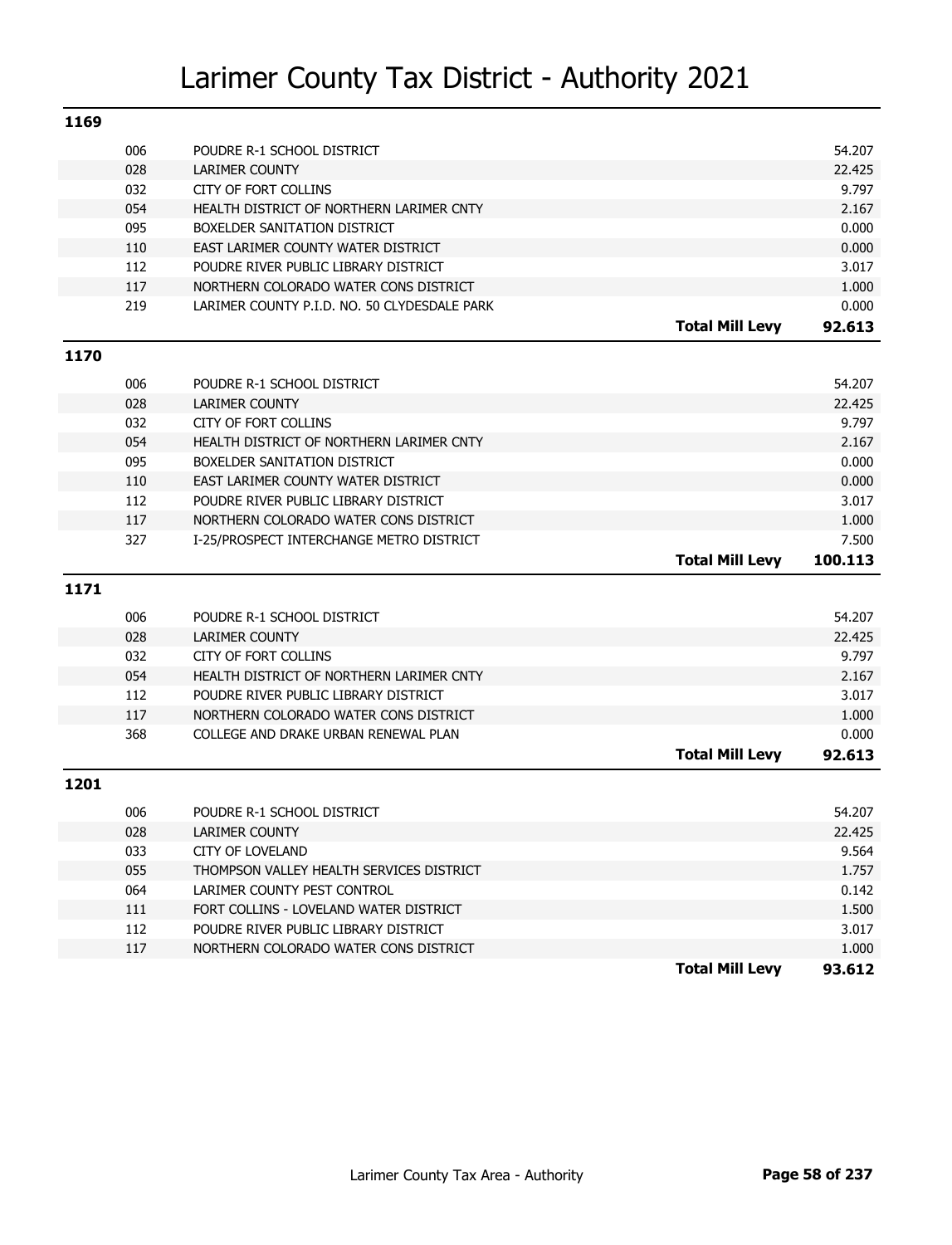# Larimer County Tax District - Authority 2021

## 1169

| Code | Authority | Mill Levy |
|---|---|---|
| 006 | POUDRE R-1 SCHOOL DISTRICT | 54.207 |
| 028 | LARIMER COUNTY | 22.425 |
| 032 | CITY OF FORT COLLINS | 9.797 |
| 054 | HEALTH DISTRICT OF NORTHERN LARIMER CNTY | 2.167 |
| 095 | BOXELDER SANITATION DISTRICT | 0.000 |
| 110 | EAST LARIMER COUNTY WATER DISTRICT | 0.000 |
| 112 | POUDRE RIVER PUBLIC LIBRARY DISTRICT | 3.017 |
| 117 | NORTHERN COLORADO WATER CONS DISTRICT | 1.000 |
| 219 | LARIMER COUNTY P.I.D. NO. 50 CLYDESDALE PARK | 0.000 |
| | **Total Mill Levy** | **92.613** |

## 1170

| Code | Authority | Mill Levy |
|---|---|---|
| 006 | POUDRE R-1 SCHOOL DISTRICT | 54.207 |
| 028 | LARIMER COUNTY | 22.425 |
| 032 | CITY OF FORT COLLINS | 9.797 |
| 054 | HEALTH DISTRICT OF NORTHERN LARIMER CNTY | 2.167 |
| 095 | BOXELDER SANITATION DISTRICT | 0.000 |
| 110 | EAST LARIMER COUNTY WATER DISTRICT | 0.000 |
| 112 | POUDRE RIVER PUBLIC LIBRARY DISTRICT | 3.017 |
| 117 | NORTHERN COLORADO WATER CONS DISTRICT | 1.000 |
| 327 | I-25/PROSPECT INTERCHANGE METRO DISTRICT | 7.500 |
| | **Total Mill Levy** | **100.113** |

## 1171

| Code | Authority | Mill Levy |
|---|---|---|
| 006 | POUDRE R-1 SCHOOL DISTRICT | 54.207 |
| 028 | LARIMER COUNTY | 22.425 |
| 032 | CITY OF FORT COLLINS | 9.797 |
| 054 | HEALTH DISTRICT OF NORTHERN LARIMER CNTY | 2.167 |
| 112 | POUDRE RIVER PUBLIC LIBRARY DISTRICT | 3.017 |
| 117 | NORTHERN COLORADO WATER CONS DISTRICT | 1.000 |
| 368 | COLLEGE AND DRAKE URBAN RENEWAL PLAN | 0.000 |
| | **Total Mill Levy** | **92.613** |

## 1201

| Code | Authority | Mill Levy |
|---|---|---|
| 006 | POUDRE R-1 SCHOOL DISTRICT | 54.207 |
| 028 | LARIMER COUNTY | 22.425 |
| 033 | CITY OF LOVELAND | 9.564 |
| 055 | THOMPSON VALLEY HEALTH SERVICES DISTRICT | 1.757 |
| 064 | LARIMER COUNTY PEST CONTROL | 0.142 |
| 111 | FORT COLLINS - LOVELAND WATER DISTRICT | 1.500 |
| 112 | POUDRE RIVER PUBLIC LIBRARY DISTRICT | 3.017 |
| 117 | NORTHERN COLORADO WATER CONS DISTRICT | 1.000 |
| | **Total Mill Levy** | **93.612** |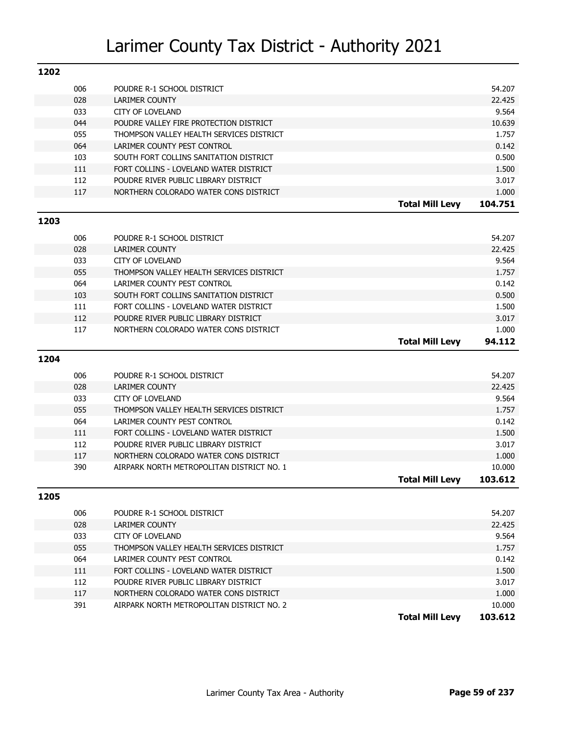# Larimer County Tax District - Authority 2021

## 1202

| Code | Authority | Mill Levy |
|---|---|---|
| 006 | POUDRE R-1 SCHOOL DISTRICT | 54.207 |
| 028 | LARIMER COUNTY | 22.425 |
| 033 | CITY OF LOVELAND | 9.564 |
| 044 | POUDRE VALLEY FIRE PROTECTION DISTRICT | 10.639 |
| 055 | THOMPSON VALLEY HEALTH SERVICES DISTRICT | 1.757 |
| 064 | LARIMER COUNTY PEST CONTROL | 0.142 |
| 103 | SOUTH FORT COLLINS SANITATION DISTRICT | 0.500 |
| 111 | FORT COLLINS - LOVELAND WATER DISTRICT | 1.500 |
| 112 | POUDRE RIVER PUBLIC LIBRARY DISTRICT | 3.017 |
| 117 | NORTHERN COLORADO WATER CONS DISTRICT | 1.000 |
| | **Total Mill Levy** | **104.751** |

## 1203

| Code | Authority | Mill Levy |
|---|---|---|
| 006 | POUDRE R-1 SCHOOL DISTRICT | 54.207 |
| 028 | LARIMER COUNTY | 22.425 |
| 033 | CITY OF LOVELAND | 9.564 |
| 055 | THOMPSON VALLEY HEALTH SERVICES DISTRICT | 1.757 |
| 064 | LARIMER COUNTY PEST CONTROL | 0.142 |
| 103 | SOUTH FORT COLLINS SANITATION DISTRICT | 0.500 |
| 111 | FORT COLLINS - LOVELAND WATER DISTRICT | 1.500 |
| 112 | POUDRE RIVER PUBLIC LIBRARY DISTRICT | 3.017 |
| 117 | NORTHERN COLORADO WATER CONS DISTRICT | 1.000 |
| | **Total Mill Levy** | **94.112** |

## 1204

| Code | Authority | Mill Levy |
|---|---|---|
| 006 | POUDRE R-1 SCHOOL DISTRICT | 54.207 |
| 028 | LARIMER COUNTY | 22.425 |
| 033 | CITY OF LOVELAND | 9.564 |
| 055 | THOMPSON VALLEY HEALTH SERVICES DISTRICT | 1.757 |
| 064 | LARIMER COUNTY PEST CONTROL | 0.142 |
| 111 | FORT COLLINS - LOVELAND WATER DISTRICT | 1.500 |
| 112 | POUDRE RIVER PUBLIC LIBRARY DISTRICT | 3.017 |
| 117 | NORTHERN COLORADO WATER CONS DISTRICT | 1.000 |
| 390 | AIRPARK NORTH METROPOLITAN DISTRICT NO. 1 | 10.000 |
| | **Total Mill Levy** | **103.612** |

## 1205

| Code | Authority | Mill Levy |
|---|---|---|
| 006 | POUDRE R-1 SCHOOL DISTRICT | 54.207 |
| 028 | LARIMER COUNTY | 22.425 |
| 033 | CITY OF LOVELAND | 9.564 |
| 055 | THOMPSON VALLEY HEALTH SERVICES DISTRICT | 1.757 |
| 064 | LARIMER COUNTY PEST CONTROL | 0.142 |
| 111 | FORT COLLINS - LOVELAND WATER DISTRICT | 1.500 |
| 112 | POUDRE RIVER PUBLIC LIBRARY DISTRICT | 3.017 |
| 117 | NORTHERN COLORADO WATER CONS DISTRICT | 1.000 |
| 391 | AIRPARK NORTH METROPOLITAN DISTRICT NO. 2 | 10.000 |
| | **Total Mill Levy** | **103.612** |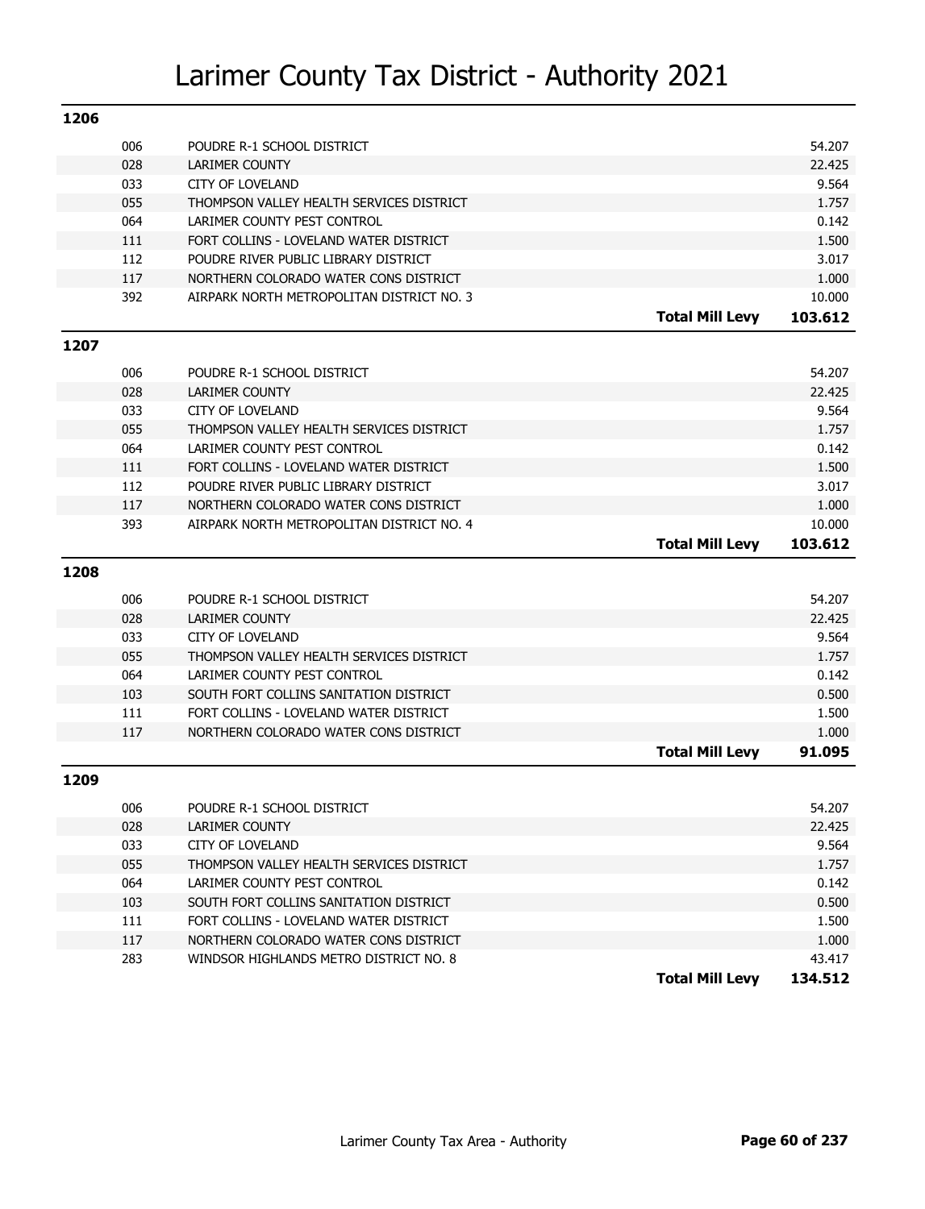# Larimer County Tax District - Authority 2021

## 1206

| Code | Authority | Mill Levy |
|---|---|---|
| 006 | POUDRE R-1 SCHOOL DISTRICT | 54.207 |
| 028 | LARIMER COUNTY | 22.425 |
| 033 | CITY OF LOVELAND | 9.564 |
| 055 | THOMPSON VALLEY HEALTH SERVICES DISTRICT | 1.757 |
| 064 | LARIMER COUNTY PEST CONTROL | 0.142 |
| 111 | FORT COLLINS - LOVELAND WATER DISTRICT | 1.500 |
| 112 | POUDRE RIVER PUBLIC LIBRARY DISTRICT | 3.017 |
| 117 | NORTHERN COLORADO WATER CONS DISTRICT | 1.000 |
| 392 | AIRPARK NORTH METROPOLITAN DISTRICT NO. 3 | 10.000 |
| | **Total Mill Levy** | **103.612** |

## 1207

| Code | Authority | Mill Levy |
|---|---|---|
| 006 | POUDRE R-1 SCHOOL DISTRICT | 54.207 |
| 028 | LARIMER COUNTY | 22.425 |
| 033 | CITY OF LOVELAND | 9.564 |
| 055 | THOMPSON VALLEY HEALTH SERVICES DISTRICT | 1.757 |
| 064 | LARIMER COUNTY PEST CONTROL | 0.142 |
| 111 | FORT COLLINS - LOVELAND WATER DISTRICT | 1.500 |
| 112 | POUDRE RIVER PUBLIC LIBRARY DISTRICT | 3.017 |
| 117 | NORTHERN COLORADO WATER CONS DISTRICT | 1.000 |
| 393 | AIRPARK NORTH METROPOLITAN DISTRICT NO. 4 | 10.000 |
| | **Total Mill Levy** | **103.612** |

## 1208

| Code | Authority | Mill Levy |
|---|---|---|
| 006 | POUDRE R-1 SCHOOL DISTRICT | 54.207 |
| 028 | LARIMER COUNTY | 22.425 |
| 033 | CITY OF LOVELAND | 9.564 |
| 055 | THOMPSON VALLEY HEALTH SERVICES DISTRICT | 1.757 |
| 064 | LARIMER COUNTY PEST CONTROL | 0.142 |
| 103 | SOUTH FORT COLLINS SANITATION DISTRICT | 0.500 |
| 111 | FORT COLLINS - LOVELAND WATER DISTRICT | 1.500 |
| 117 | NORTHERN COLORADO WATER CONS DISTRICT | 1.000 |
| | **Total Mill Levy** | **91.095** |

## 1209

| Code | Authority | Mill Levy |
|---|---|---|
| 006 | POUDRE R-1 SCHOOL DISTRICT | 54.207 |
| 028 | LARIMER COUNTY | 22.425 |
| 033 | CITY OF LOVELAND | 9.564 |
| 055 | THOMPSON VALLEY HEALTH SERVICES DISTRICT | 1.757 |
| 064 | LARIMER COUNTY PEST CONTROL | 0.142 |
| 103 | SOUTH FORT COLLINS SANITATION DISTRICT | 0.500 |
| 111 | FORT COLLINS - LOVELAND WATER DISTRICT | 1.500 |
| 117 | NORTHERN COLORADO WATER CONS DISTRICT | 1.000 |
| 283 | WINDSOR HIGHLANDS METRO DISTRICT NO. 8 | 43.417 |
| | **Total Mill Levy** | **134.512** |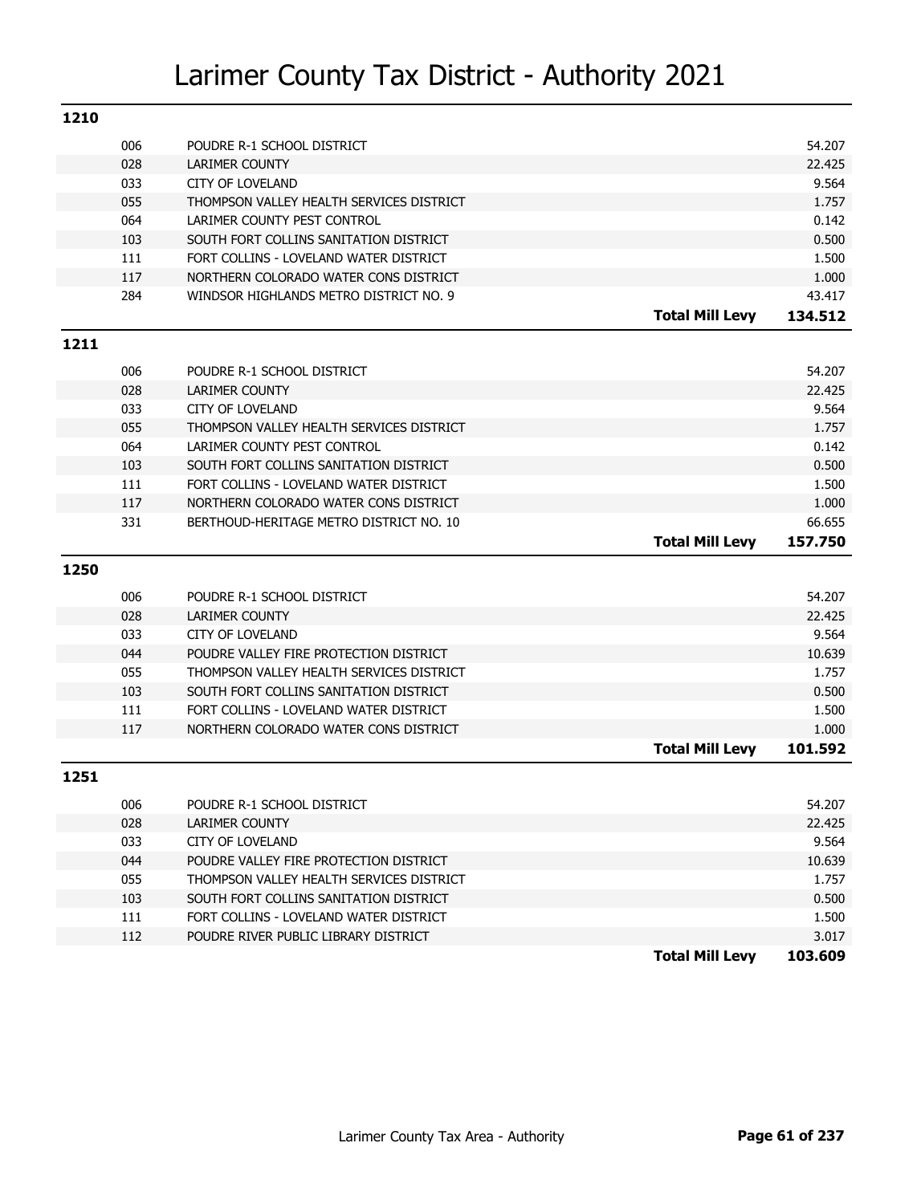# Larimer County Tax District - Authority 2021

## 1210

| Code | Authority | | Levy |
|---|---|---|---|
| 006 | POUDRE R-1 SCHOOL DISTRICT | | 54.207 |
| 028 | LARIMER COUNTY | | 22.425 |
| 033 | CITY OF LOVELAND | | 9.564 |
| 055 | THOMPSON VALLEY HEALTH SERVICES DISTRICT | | 1.757 |
| 064 | LARIMER COUNTY PEST CONTROL | | 0.142 |
| 103 | SOUTH FORT COLLINS SANITATION DISTRICT | | 0.500 |
| 111 | FORT COLLINS - LOVELAND WATER DISTRICT | | 1.500 |
| 117 | NORTHERN COLORADO WATER CONS DISTRICT | | 1.000 |
| 284 | WINDSOR HIGHLANDS METRO DISTRICT NO. 9 | | 43.417 |
| | | **Total Mill Levy** | **134.512** |

## 1211

| Code | Authority | | Levy |
|---|---|---|---|
| 006 | POUDRE R-1 SCHOOL DISTRICT | | 54.207 |
| 028 | LARIMER COUNTY | | 22.425 |
| 033 | CITY OF LOVELAND | | 9.564 |
| 055 | THOMPSON VALLEY HEALTH SERVICES DISTRICT | | 1.757 |
| 064 | LARIMER COUNTY PEST CONTROL | | 0.142 |
| 103 | SOUTH FORT COLLINS SANITATION DISTRICT | | 0.500 |
| 111 | FORT COLLINS - LOVELAND WATER DISTRICT | | 1.500 |
| 117 | NORTHERN COLORADO WATER CONS DISTRICT | | 1.000 |
| 331 | BERTHOUD-HERITAGE METRO DISTRICT NO. 10 | | 66.655 |
| | | **Total Mill Levy** | **157.750** |

## 1250

| Code | Authority | | Levy |
|---|---|---|---|
| 006 | POUDRE R-1 SCHOOL DISTRICT | | 54.207 |
| 028 | LARIMER COUNTY | | 22.425 |
| 033 | CITY OF LOVELAND | | 9.564 |
| 044 | POUDRE VALLEY FIRE PROTECTION DISTRICT | | 10.639 |
| 055 | THOMPSON VALLEY HEALTH SERVICES DISTRICT | | 1.757 |
| 103 | SOUTH FORT COLLINS SANITATION DISTRICT | | 0.500 |
| 111 | FORT COLLINS - LOVELAND WATER DISTRICT | | 1.500 |
| 117 | NORTHERN COLORADO WATER CONS DISTRICT | | 1.000 |
| | | **Total Mill Levy** | **101.592** |

## 1251

| Code | Authority | | Levy |
|---|---|---|---|
| 006 | POUDRE R-1 SCHOOL DISTRICT | | 54.207 |
| 028 | LARIMER COUNTY | | 22.425 |
| 033 | CITY OF LOVELAND | | 9.564 |
| 044 | POUDRE VALLEY FIRE PROTECTION DISTRICT | | 10.639 |
| 055 | THOMPSON VALLEY HEALTH SERVICES DISTRICT | | 1.757 |
| 103 | SOUTH FORT COLLINS SANITATION DISTRICT | | 0.500 |
| 111 | FORT COLLINS - LOVELAND WATER DISTRICT | | 1.500 |
| 112 | POUDRE RIVER PUBLIC LIBRARY DISTRICT | | 3.017 |
| | | **Total Mill Levy** | **103.609** |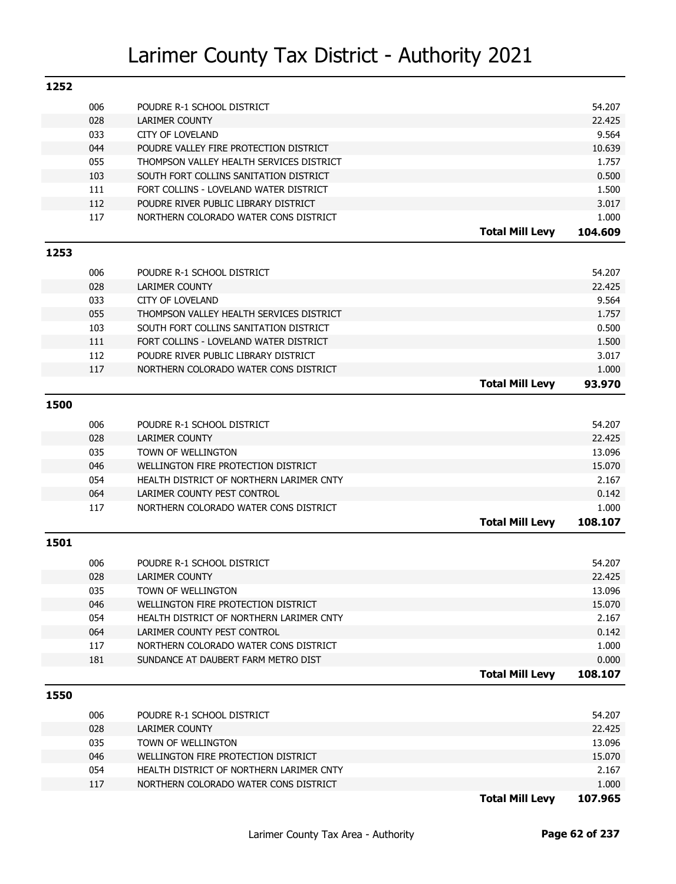# Larimer County Tax District - Authority 2021

## 1252

| Code | Authority | | Mill Levy |
|---|---|---|---|
| 006 | POUDRE R-1 SCHOOL DISTRICT | | 54.207 |
| 028 | LARIMER COUNTY | | 22.425 |
| 033 | CITY OF LOVELAND | | 9.564 |
| 044 | POUDRE VALLEY FIRE PROTECTION DISTRICT | | 10.639 |
| 055 | THOMPSON VALLEY HEALTH SERVICES DISTRICT | | 1.757 |
| 103 | SOUTH FORT COLLINS SANITATION DISTRICT | | 0.500 |
| 111 | FORT COLLINS - LOVELAND WATER DISTRICT | | 1.500 |
| 112 | POUDRE RIVER PUBLIC LIBRARY DISTRICT | | 3.017 |
| 117 | NORTHERN COLORADO WATER CONS DISTRICT | | 1.000 |
| | | **Total Mill Levy** | **104.609** |

## 1253

| Code | Authority | | Mill Levy |
|---|---|---|---|
| 006 | POUDRE R-1 SCHOOL DISTRICT | | 54.207 |
| 028 | LARIMER COUNTY | | 22.425 |
| 033 | CITY OF LOVELAND | | 9.564 |
| 055 | THOMPSON VALLEY HEALTH SERVICES DISTRICT | | 1.757 |
| 103 | SOUTH FORT COLLINS SANITATION DISTRICT | | 0.500 |
| 111 | FORT COLLINS - LOVELAND WATER DISTRICT | | 1.500 |
| 112 | POUDRE RIVER PUBLIC LIBRARY DISTRICT | | 3.017 |
| 117 | NORTHERN COLORADO WATER CONS DISTRICT | | 1.000 |
| | | **Total Mill Levy** | **93.970** |

## 1500

| Code | Authority | | Mill Levy |
|---|---|---|---|
| 006 | POUDRE R-1 SCHOOL DISTRICT | | 54.207 |
| 028 | LARIMER COUNTY | | 22.425 |
| 035 | TOWN OF WELLINGTON | | 13.096 |
| 046 | WELLINGTON FIRE PROTECTION DISTRICT | | 15.070 |
| 054 | HEALTH DISTRICT OF NORTHERN LARIMER CNTY | | 2.167 |
| 064 | LARIMER COUNTY PEST CONTROL | | 0.142 |
| 117 | NORTHERN COLORADO WATER CONS DISTRICT | | 1.000 |
| | | **Total Mill Levy** | **108.107** |

## 1501

| Code | Authority | | Mill Levy |
|---|---|---|---|
| 006 | POUDRE R-1 SCHOOL DISTRICT | | 54.207 |
| 028 | LARIMER COUNTY | | 22.425 |
| 035 | TOWN OF WELLINGTON | | 13.096 |
| 046 | WELLINGTON FIRE PROTECTION DISTRICT | | 15.070 |
| 054 | HEALTH DISTRICT OF NORTHERN LARIMER CNTY | | 2.167 |
| 064 | LARIMER COUNTY PEST CONTROL | | 0.142 |
| 117 | NORTHERN COLORADO WATER CONS DISTRICT | | 1.000 |
| 181 | SUNDANCE AT DAUBERT FARM METRO DIST | | 0.000 |
| | | **Total Mill Levy** | **108.107** |

## 1550

| Code | Authority | | Mill Levy |
|---|---|---|---|
| 006 | POUDRE R-1 SCHOOL DISTRICT | | 54.207 |
| 028 | LARIMER COUNTY | | 22.425 |
| 035 | TOWN OF WELLINGTON | | 13.096 |
| 046 | WELLINGTON FIRE PROTECTION DISTRICT | | 15.070 |
| 054 | HEALTH DISTRICT OF NORTHERN LARIMER CNTY | | 2.167 |
| 117 | NORTHERN COLORADO WATER CONS DISTRICT | | 1.000 |
| | | **Total Mill Levy** | **107.965** |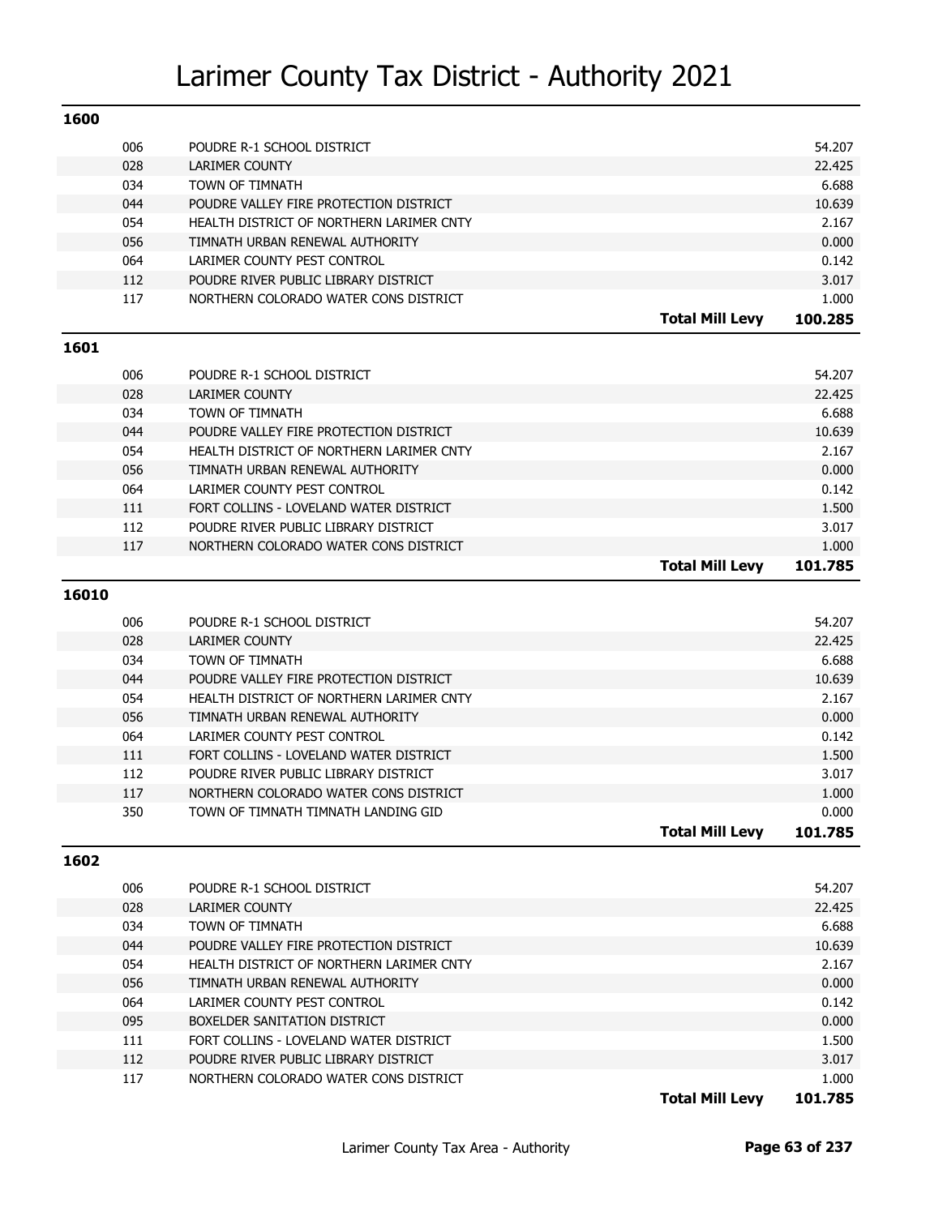# Larimer County Tax District - Authority 2021

## 1600

| Code | Authority | Mill Levy |
|---|---|---|
| 006 | POUDRE R-1 SCHOOL DISTRICT | 54.207 |
| 028 | LARIMER COUNTY | 22.425 |
| 034 | TOWN OF TIMNATH | 6.688 |
| 044 | POUDRE VALLEY FIRE PROTECTION DISTRICT | 10.639 |
| 054 | HEALTH DISTRICT OF NORTHERN LARIMER CNTY | 2.167 |
| 056 | TIMNATH URBAN RENEWAL AUTHORITY | 0.000 |
| 064 | LARIMER COUNTY PEST CONTROL | 0.142 |
| 112 | POUDRE RIVER PUBLIC LIBRARY DISTRICT | 3.017 |
| 117 | NORTHERN COLORADO WATER CONS DISTRICT | 1.000 |
| | **Total Mill Levy** | **100.285** |

## 1601

| Code | Authority | Mill Levy |
|---|---|---|
| 006 | POUDRE R-1 SCHOOL DISTRICT | 54.207 |
| 028 | LARIMER COUNTY | 22.425 |
| 034 | TOWN OF TIMNATH | 6.688 |
| 044 | POUDRE VALLEY FIRE PROTECTION DISTRICT | 10.639 |
| 054 | HEALTH DISTRICT OF NORTHERN LARIMER CNTY | 2.167 |
| 056 | TIMNATH URBAN RENEWAL AUTHORITY | 0.000 |
| 064 | LARIMER COUNTY PEST CONTROL | 0.142 |
| 111 | FORT COLLINS - LOVELAND WATER DISTRICT | 1.500 |
| 112 | POUDRE RIVER PUBLIC LIBRARY DISTRICT | 3.017 |
| 117 | NORTHERN COLORADO WATER CONS DISTRICT | 1.000 |
| | **Total Mill Levy** | **101.785** |

## 16010

| Code | Authority | Mill Levy |
|---|---|---|
| 006 | POUDRE R-1 SCHOOL DISTRICT | 54.207 |
| 028 | LARIMER COUNTY | 22.425 |
| 034 | TOWN OF TIMNATH | 6.688 |
| 044 | POUDRE VALLEY FIRE PROTECTION DISTRICT | 10.639 |
| 054 | HEALTH DISTRICT OF NORTHERN LARIMER CNTY | 2.167 |
| 056 | TIMNATH URBAN RENEWAL AUTHORITY | 0.000 |
| 064 | LARIMER COUNTY PEST CONTROL | 0.142 |
| 111 | FORT COLLINS - LOVELAND WATER DISTRICT | 1.500 |
| 112 | POUDRE RIVER PUBLIC LIBRARY DISTRICT | 3.017 |
| 117 | NORTHERN COLORADO WATER CONS DISTRICT | 1.000 |
| 350 | TOWN OF TIMNATH TIMNATH LANDING GID | 0.000 |
| | **Total Mill Levy** | **101.785** |

## 1602

| Code | Authority | Mill Levy |
|---|---|---|
| 006 | POUDRE R-1 SCHOOL DISTRICT | 54.207 |
| 028 | LARIMER COUNTY | 22.425 |
| 034 | TOWN OF TIMNATH | 6.688 |
| 044 | POUDRE VALLEY FIRE PROTECTION DISTRICT | 10.639 |
| 054 | HEALTH DISTRICT OF NORTHERN LARIMER CNTY | 2.167 |
| 056 | TIMNATH URBAN RENEWAL AUTHORITY | 0.000 |
| 064 | LARIMER COUNTY PEST CONTROL | 0.142 |
| 095 | BOXELDER SANITATION DISTRICT | 0.000 |
| 111 | FORT COLLINS - LOVELAND WATER DISTRICT | 1.500 |
| 112 | POUDRE RIVER PUBLIC LIBRARY DISTRICT | 3.017 |
| 117 | NORTHERN COLORADO WATER CONS DISTRICT | 1.000 |
| | **Total Mill Levy** | **101.785** |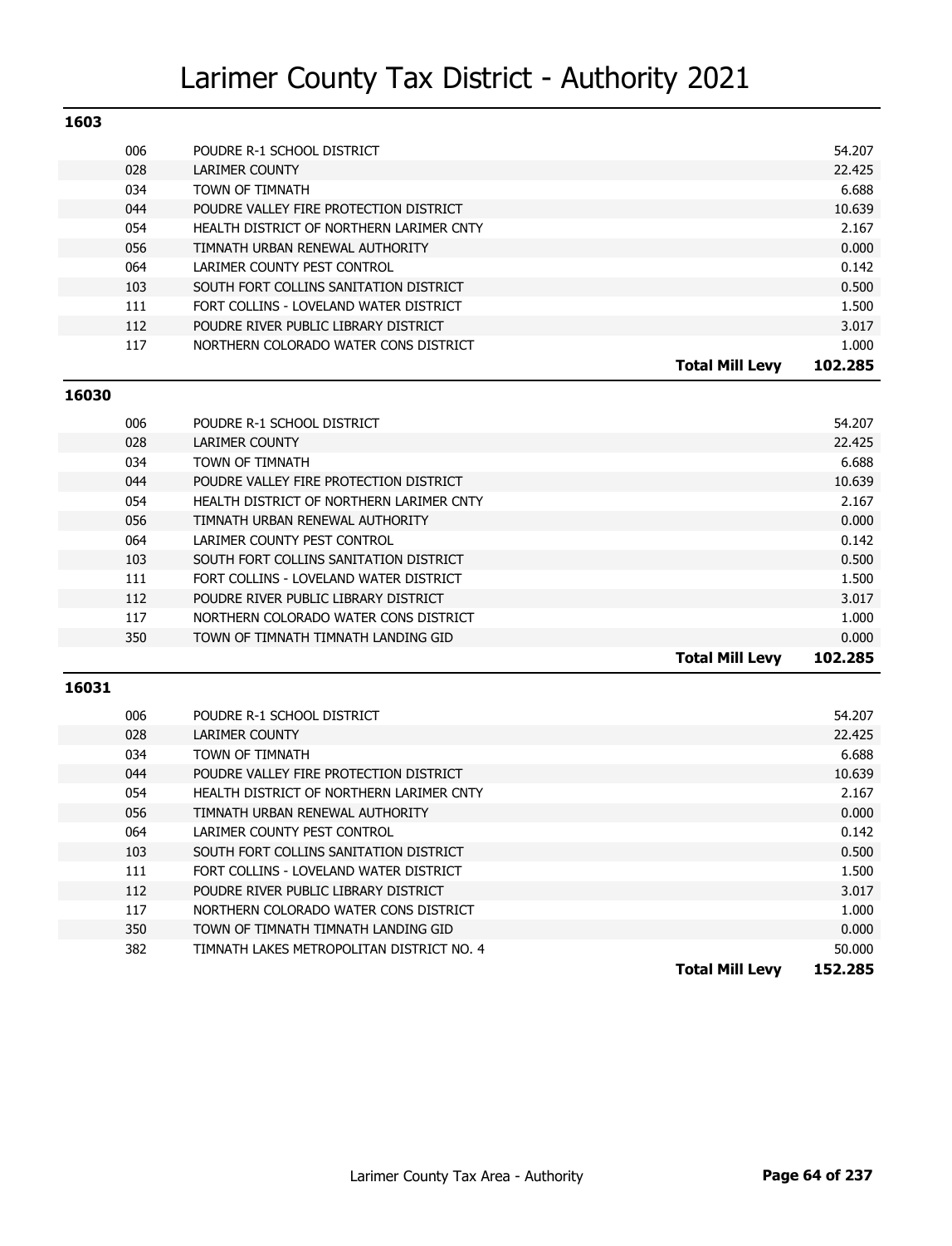# Larimer County Tax District - Authority 2021

## 1603

| Code | Authority | | Levy |
|---|---|---|---|
| 006 | POUDRE R-1 SCHOOL DISTRICT | | 54.207 |
| 028 | LARIMER COUNTY | | 22.425 |
| 034 | TOWN OF TIMNATH | | 6.688 |
| 044 | POUDRE VALLEY FIRE PROTECTION DISTRICT | | 10.639 |
| 054 | HEALTH DISTRICT OF NORTHERN LARIMER CNTY | | 2.167 |
| 056 | TIMNATH URBAN RENEWAL AUTHORITY | | 0.000 |
| 064 | LARIMER COUNTY PEST CONTROL | | 0.142 |
| 103 | SOUTH FORT COLLINS SANITATION DISTRICT | | 0.500 |
| 111 | FORT COLLINS - LOVELAND WATER DISTRICT | | 1.500 |
| 112 | POUDRE RIVER PUBLIC LIBRARY DISTRICT | | 3.017 |
| 117 | NORTHERN COLORADO WATER CONS DISTRICT | | 1.000 |
| | | **Total Mill Levy** | **102.285** |

## 16030

| Code | Authority | | Levy |
|---|---|---|---|
| 006 | POUDRE R-1 SCHOOL DISTRICT | | 54.207 |
| 028 | LARIMER COUNTY | | 22.425 |
| 034 | TOWN OF TIMNATH | | 6.688 |
| 044 | POUDRE VALLEY FIRE PROTECTION DISTRICT | | 10.639 |
| 054 | HEALTH DISTRICT OF NORTHERN LARIMER CNTY | | 2.167 |
| 056 | TIMNATH URBAN RENEWAL AUTHORITY | | 0.000 |
| 064 | LARIMER COUNTY PEST CONTROL | | 0.142 |
| 103 | SOUTH FORT COLLINS SANITATION DISTRICT | | 0.500 |
| 111 | FORT COLLINS - LOVELAND WATER DISTRICT | | 1.500 |
| 112 | POUDRE RIVER PUBLIC LIBRARY DISTRICT | | 3.017 |
| 117 | NORTHERN COLORADO WATER CONS DISTRICT | | 1.000 |
| 350 | TOWN OF TIMNATH TIMNATH LANDING GID | | 0.000 |
| | | **Total Mill Levy** | **102.285** |

## 16031

| Code | Authority | | Levy |
|---|---|---|---|
| 006 | POUDRE R-1 SCHOOL DISTRICT | | 54.207 |
| 028 | LARIMER COUNTY | | 22.425 |
| 034 | TOWN OF TIMNATH | | 6.688 |
| 044 | POUDRE VALLEY FIRE PROTECTION DISTRICT | | 10.639 |
| 054 | HEALTH DISTRICT OF NORTHERN LARIMER CNTY | | 2.167 |
| 056 | TIMNATH URBAN RENEWAL AUTHORITY | | 0.000 |
| 064 | LARIMER COUNTY PEST CONTROL | | 0.142 |
| 103 | SOUTH FORT COLLINS SANITATION DISTRICT | | 0.500 |
| 111 | FORT COLLINS - LOVELAND WATER DISTRICT | | 1.500 |
| 112 | POUDRE RIVER PUBLIC LIBRARY DISTRICT | | 3.017 |
| 117 | NORTHERN COLORADO WATER CONS DISTRICT | | 1.000 |
| 350 | TOWN OF TIMNATH TIMNATH LANDING GID | | 0.000 |
| 382 | TIMNATH LAKES METROPOLITAN DISTRICT NO. 4 | | 50.000 |
| | | **Total Mill Levy** | **152.285** |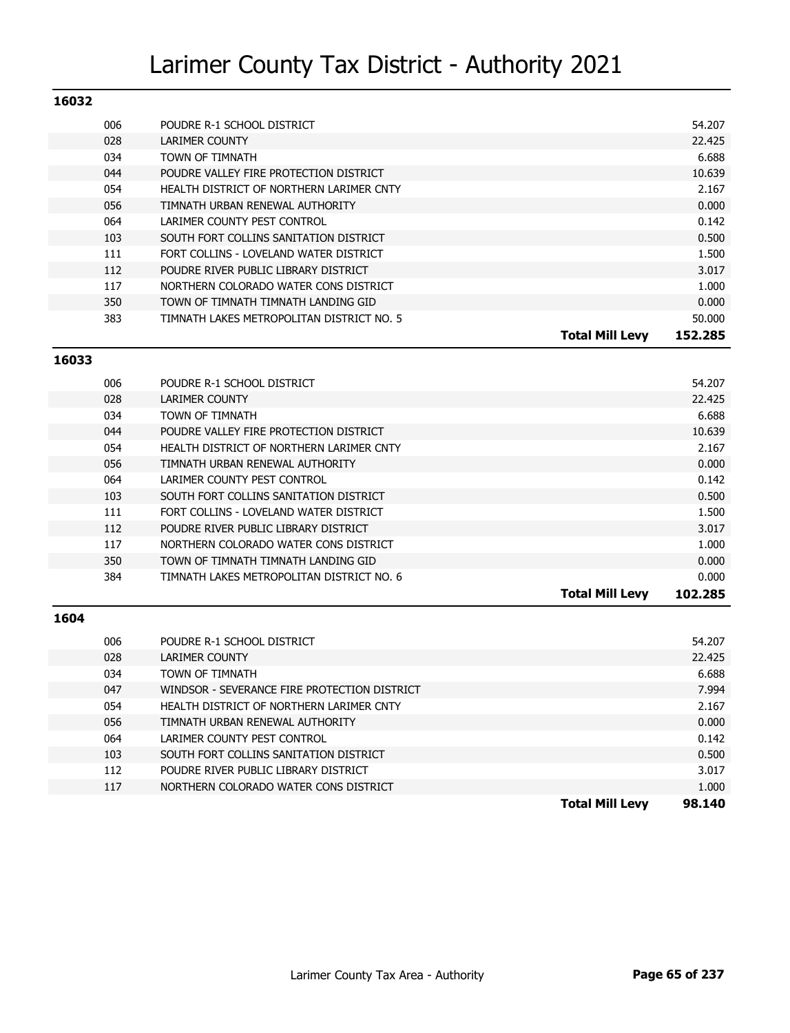# Larimer County Tax District - Authority 2021

## 16032

| Code | Authority | | Mill Levy |
|---|---|---|---|
| 006 | POUDRE R-1 SCHOOL DISTRICT | | 54.207 |
| 028 | LARIMER COUNTY | | 22.425 |
| 034 | TOWN OF TIMNATH | | 6.688 |
| 044 | POUDRE VALLEY FIRE PROTECTION DISTRICT | | 10.639 |
| 054 | HEALTH DISTRICT OF NORTHERN LARIMER CNTY | | 2.167 |
| 056 | TIMNATH URBAN RENEWAL AUTHORITY | | 0.000 |
| 064 | LARIMER COUNTY PEST CONTROL | | 0.142 |
| 103 | SOUTH FORT COLLINS SANITATION DISTRICT | | 0.500 |
| 111 | FORT COLLINS - LOVELAND WATER DISTRICT | | 1.500 |
| 112 | POUDRE RIVER PUBLIC LIBRARY DISTRICT | | 3.017 |
| 117 | NORTHERN COLORADO WATER CONS DISTRICT | | 1.000 |
| 350 | TOWN OF TIMNATH TIMNATH LANDING GID | | 0.000 |
| 383 | TIMNATH LAKES METROPOLITAN DISTRICT NO. 5 | | 50.000 |
| | | **Total Mill Levy** | **152.285** |

## 16033

| Code | Authority | | Mill Levy |
|---|---|---|---|
| 006 | POUDRE R-1 SCHOOL DISTRICT | | 54.207 |
| 028 | LARIMER COUNTY | | 22.425 |
| 034 | TOWN OF TIMNATH | | 6.688 |
| 044 | POUDRE VALLEY FIRE PROTECTION DISTRICT | | 10.639 |
| 054 | HEALTH DISTRICT OF NORTHERN LARIMER CNTY | | 2.167 |
| 056 | TIMNATH URBAN RENEWAL AUTHORITY | | 0.000 |
| 064 | LARIMER COUNTY PEST CONTROL | | 0.142 |
| 103 | SOUTH FORT COLLINS SANITATION DISTRICT | | 0.500 |
| 111 | FORT COLLINS - LOVELAND WATER DISTRICT | | 1.500 |
| 112 | POUDRE RIVER PUBLIC LIBRARY DISTRICT | | 3.017 |
| 117 | NORTHERN COLORADO WATER CONS DISTRICT | | 1.000 |
| 350 | TOWN OF TIMNATH TIMNATH LANDING GID | | 0.000 |
| 384 | TIMNATH LAKES METROPOLITAN DISTRICT NO. 6 | | 0.000 |
| | | **Total Mill Levy** | **102.285** |

## 1604

| Code | Authority | | Mill Levy |
|---|---|---|---|
| 006 | POUDRE R-1 SCHOOL DISTRICT | | 54.207 |
| 028 | LARIMER COUNTY | | 22.425 |
| 034 | TOWN OF TIMNATH | | 6.688 |
| 047 | WINDSOR - SEVERANCE FIRE PROTECTION DISTRICT | | 7.994 |
| 054 | HEALTH DISTRICT OF NORTHERN LARIMER CNTY | | 2.167 |
| 056 | TIMNATH URBAN RENEWAL AUTHORITY | | 0.000 |
| 064 | LARIMER COUNTY PEST CONTROL | | 0.142 |
| 103 | SOUTH FORT COLLINS SANITATION DISTRICT | | 0.500 |
| 112 | POUDRE RIVER PUBLIC LIBRARY DISTRICT | | 3.017 |
| 117 | NORTHERN COLORADO WATER CONS DISTRICT | | 1.000 |
| | | **Total Mill Levy** | **98.140** |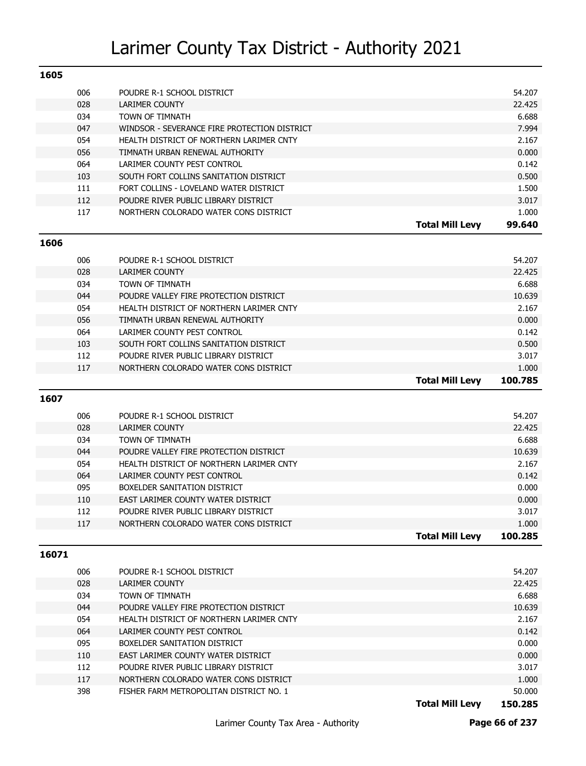# Larimer County Tax District - Authority 2021

## 1605

| Code | Authority | Levy |
|---|---|---|
| 006 | POUDRE R-1 SCHOOL DISTRICT | 54.207 |
| 028 | LARIMER COUNTY | 22.425 |
| 034 | TOWN OF TIMNATH | 6.688 |
| 047 | WINDSOR - SEVERANCE FIRE PROTECTION DISTRICT | 7.994 |
| 054 | HEALTH DISTRICT OF NORTHERN LARIMER CNTY | 2.167 |
| 056 | TIMNATH URBAN RENEWAL AUTHORITY | 0.000 |
| 064 | LARIMER COUNTY PEST CONTROL | 0.142 |
| 103 | SOUTH FORT COLLINS SANITATION DISTRICT | 0.500 |
| 111 | FORT COLLINS - LOVELAND WATER DISTRICT | 1.500 |
| 112 | POUDRE RIVER PUBLIC LIBRARY DISTRICT | 3.017 |
| 117 | NORTHERN COLORADO WATER CONS DISTRICT | 1.000 |
| | **Total Mill Levy** | **99.640** |

## 1606

| Code | Authority | Levy |
|---|---|---|
| 006 | POUDRE R-1 SCHOOL DISTRICT | 54.207 |
| 028 | LARIMER COUNTY | 22.425 |
| 034 | TOWN OF TIMNATH | 6.688 |
| 044 | POUDRE VALLEY FIRE PROTECTION DISTRICT | 10.639 |
| 054 | HEALTH DISTRICT OF NORTHERN LARIMER CNTY | 2.167 |
| 056 | TIMNATH URBAN RENEWAL AUTHORITY | 0.000 |
| 064 | LARIMER COUNTY PEST CONTROL | 0.142 |
| 103 | SOUTH FORT COLLINS SANITATION DISTRICT | 0.500 |
| 112 | POUDRE RIVER PUBLIC LIBRARY DISTRICT | 3.017 |
| 117 | NORTHERN COLORADO WATER CONS DISTRICT | 1.000 |
| | **Total Mill Levy** | **100.785** |

## 1607

| Code | Authority | Levy |
|---|---|---|
| 006 | POUDRE R-1 SCHOOL DISTRICT | 54.207 |
| 028 | LARIMER COUNTY | 22.425 |
| 034 | TOWN OF TIMNATH | 6.688 |
| 044 | POUDRE VALLEY FIRE PROTECTION DISTRICT | 10.639 |
| 054 | HEALTH DISTRICT OF NORTHERN LARIMER CNTY | 2.167 |
| 064 | LARIMER COUNTY PEST CONTROL | 0.142 |
| 095 | BOXELDER SANITATION DISTRICT | 0.000 |
| 110 | EAST LARIMER COUNTY WATER DISTRICT | 0.000 |
| 112 | POUDRE RIVER PUBLIC LIBRARY DISTRICT | 3.017 |
| 117 | NORTHERN COLORADO WATER CONS DISTRICT | 1.000 |
| | **Total Mill Levy** | **100.285** |

## 16071

| Code | Authority | Levy |
|---|---|---|
| 006 | POUDRE R-1 SCHOOL DISTRICT | 54.207 |
| 028 | LARIMER COUNTY | 22.425 |
| 034 | TOWN OF TIMNATH | 6.688 |
| 044 | POUDRE VALLEY FIRE PROTECTION DISTRICT | 10.639 |
| 054 | HEALTH DISTRICT OF NORTHERN LARIMER CNTY | 2.167 |
| 064 | LARIMER COUNTY PEST CONTROL | 0.142 |
| 095 | BOXELDER SANITATION DISTRICT | 0.000 |
| 110 | EAST LARIMER COUNTY WATER DISTRICT | 0.000 |
| 112 | POUDRE RIVER PUBLIC LIBRARY DISTRICT | 3.017 |
| 117 | NORTHERN COLORADO WATER CONS DISTRICT | 1.000 |
| 398 | FISHER FARM METROPOLITAN DISTRICT NO. 1 | 50.000 |
| | **Total Mill Levy** | **150.285** |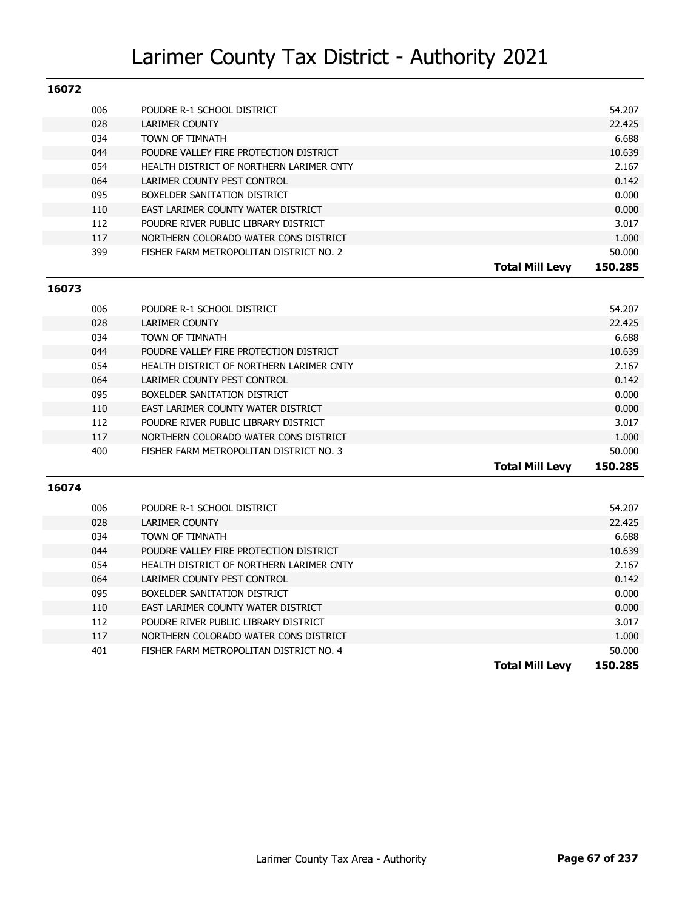# Larimer County Tax District - Authority 2021

## 16072

| Code | Authority | | Levy |
|---|---|---|---|
| 006 | POUDRE R-1 SCHOOL DISTRICT | | 54.207 |
| 028 | LARIMER COUNTY | | 22.425 |
| 034 | TOWN OF TIMNATH | | 6.688 |
| 044 | POUDRE VALLEY FIRE PROTECTION DISTRICT | | 10.639 |
| 054 | HEALTH DISTRICT OF NORTHERN LARIMER CNTY | | 2.167 |
| 064 | LARIMER COUNTY PEST CONTROL | | 0.142 |
| 095 | BOXELDER SANITATION DISTRICT | | 0.000 |
| 110 | EAST LARIMER COUNTY WATER DISTRICT | | 0.000 |
| 112 | POUDRE RIVER PUBLIC LIBRARY DISTRICT | | 3.017 |
| 117 | NORTHERN COLORADO WATER CONS DISTRICT | | 1.000 |
| 399 | FISHER FARM METROPOLITAN DISTRICT NO. 2 | | 50.000 |
| | | **Total Mill Levy** | **150.285** |

## 16073

| Code | Authority | | Levy |
|---|---|---|---|
| 006 | POUDRE R-1 SCHOOL DISTRICT | | 54.207 |
| 028 | LARIMER COUNTY | | 22.425 |
| 034 | TOWN OF TIMNATH | | 6.688 |
| 044 | POUDRE VALLEY FIRE PROTECTION DISTRICT | | 10.639 |
| 054 | HEALTH DISTRICT OF NORTHERN LARIMER CNTY | | 2.167 |
| 064 | LARIMER COUNTY PEST CONTROL | | 0.142 |
| 095 | BOXELDER SANITATION DISTRICT | | 0.000 |
| 110 | EAST LARIMER COUNTY WATER DISTRICT | | 0.000 |
| 112 | POUDRE RIVER PUBLIC LIBRARY DISTRICT | | 3.017 |
| 117 | NORTHERN COLORADO WATER CONS DISTRICT | | 1.000 |
| 400 | FISHER FARM METROPOLITAN DISTRICT NO. 3 | | 50.000 |
| | | **Total Mill Levy** | **150.285** |

## 16074

| Code | Authority | | Levy |
|---|---|---|---|
| 006 | POUDRE R-1 SCHOOL DISTRICT | | 54.207 |
| 028 | LARIMER COUNTY | | 22.425 |
| 034 | TOWN OF TIMNATH | | 6.688 |
| 044 | POUDRE VALLEY FIRE PROTECTION DISTRICT | | 10.639 |
| 054 | HEALTH DISTRICT OF NORTHERN LARIMER CNTY | | 2.167 |
| 064 | LARIMER COUNTY PEST CONTROL | | 0.142 |
| 095 | BOXELDER SANITATION DISTRICT | | 0.000 |
| 110 | EAST LARIMER COUNTY WATER DISTRICT | | 0.000 |
| 112 | POUDRE RIVER PUBLIC LIBRARY DISTRICT | | 3.017 |
| 117 | NORTHERN COLORADO WATER CONS DISTRICT | | 1.000 |
| 401 | FISHER FARM METROPOLITAN DISTRICT NO. 4 | | 50.000 |
| | | **Total Mill Levy** | **150.285** |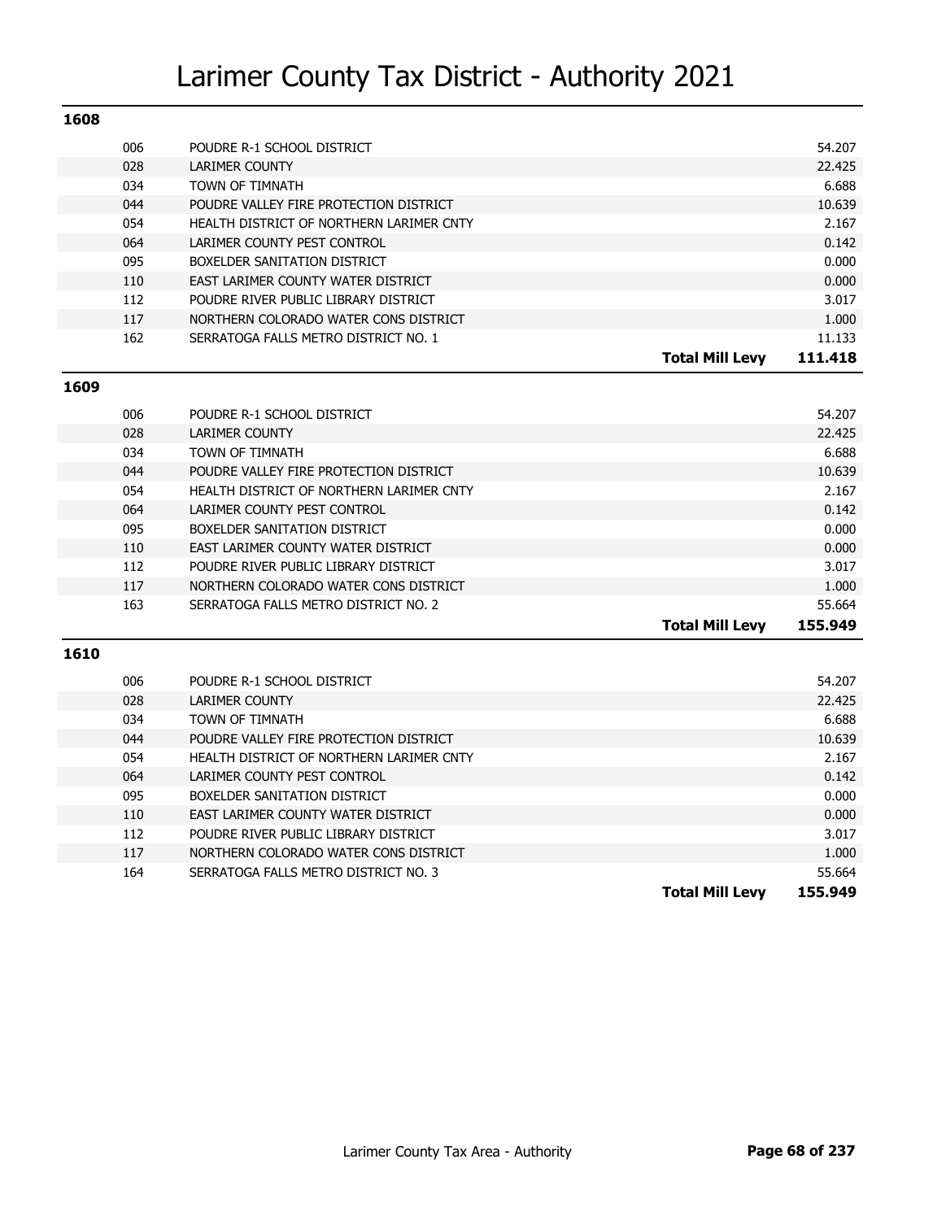# Larimer County Tax District - Authority 2021

## 1608

| Code | Authority | Levy |
|---|---|---|
| 006 | POUDRE R-1 SCHOOL DISTRICT | 54.207 |
| 028 | LARIMER COUNTY | 22.425 |
| 034 | TOWN OF TIMNATH | 6.688 |
| 044 | POUDRE VALLEY FIRE PROTECTION DISTRICT | 10.639 |
| 054 | HEALTH DISTRICT OF NORTHERN LARIMER CNTY | 2.167 |
| 064 | LARIMER COUNTY PEST CONTROL | 0.142 |
| 095 | BOXELDER SANITATION DISTRICT | 0.000 |
| 110 | EAST LARIMER COUNTY WATER DISTRICT | 0.000 |
| 112 | POUDRE RIVER PUBLIC LIBRARY DISTRICT | 3.017 |
| 117 | NORTHERN COLORADO WATER CONS DISTRICT | 1.000 |
| 162 | SERRATOGA FALLS METRO DISTRICT NO. 1 | 11.133 |
| | **Total Mill Levy** | **111.418** |

## 1609

| Code | Authority | Levy |
|---|---|---|
| 006 | POUDRE R-1 SCHOOL DISTRICT | 54.207 |
| 028 | LARIMER COUNTY | 22.425 |
| 034 | TOWN OF TIMNATH | 6.688 |
| 044 | POUDRE VALLEY FIRE PROTECTION DISTRICT | 10.639 |
| 054 | HEALTH DISTRICT OF NORTHERN LARIMER CNTY | 2.167 |
| 064 | LARIMER COUNTY PEST CONTROL | 0.142 |
| 095 | BOXELDER SANITATION DISTRICT | 0.000 |
| 110 | EAST LARIMER COUNTY WATER DISTRICT | 0.000 |
| 112 | POUDRE RIVER PUBLIC LIBRARY DISTRICT | 3.017 |
| 117 | NORTHERN COLORADO WATER CONS DISTRICT | 1.000 |
| 163 | SERRATOGA FALLS METRO DISTRICT NO. 2 | 55.664 |
| | **Total Mill Levy** | **155.949** |

## 1610

| Code | Authority | Levy |
|---|---|---|
| 006 | POUDRE R-1 SCHOOL DISTRICT | 54.207 |
| 028 | LARIMER COUNTY | 22.425 |
| 034 | TOWN OF TIMNATH | 6.688 |
| 044 | POUDRE VALLEY FIRE PROTECTION DISTRICT | 10.639 |
| 054 | HEALTH DISTRICT OF NORTHERN LARIMER CNTY | 2.167 |
| 064 | LARIMER COUNTY PEST CONTROL | 0.142 |
| 095 | BOXELDER SANITATION DISTRICT | 0.000 |
| 110 | EAST LARIMER COUNTY WATER DISTRICT | 0.000 |
| 112 | POUDRE RIVER PUBLIC LIBRARY DISTRICT | 3.017 |
| 117 | NORTHERN COLORADO WATER CONS DISTRICT | 1.000 |
| 164 | SERRATOGA FALLS METRO DISTRICT NO. 3 | 55.664 |
| | **Total Mill Levy** | **155.949** |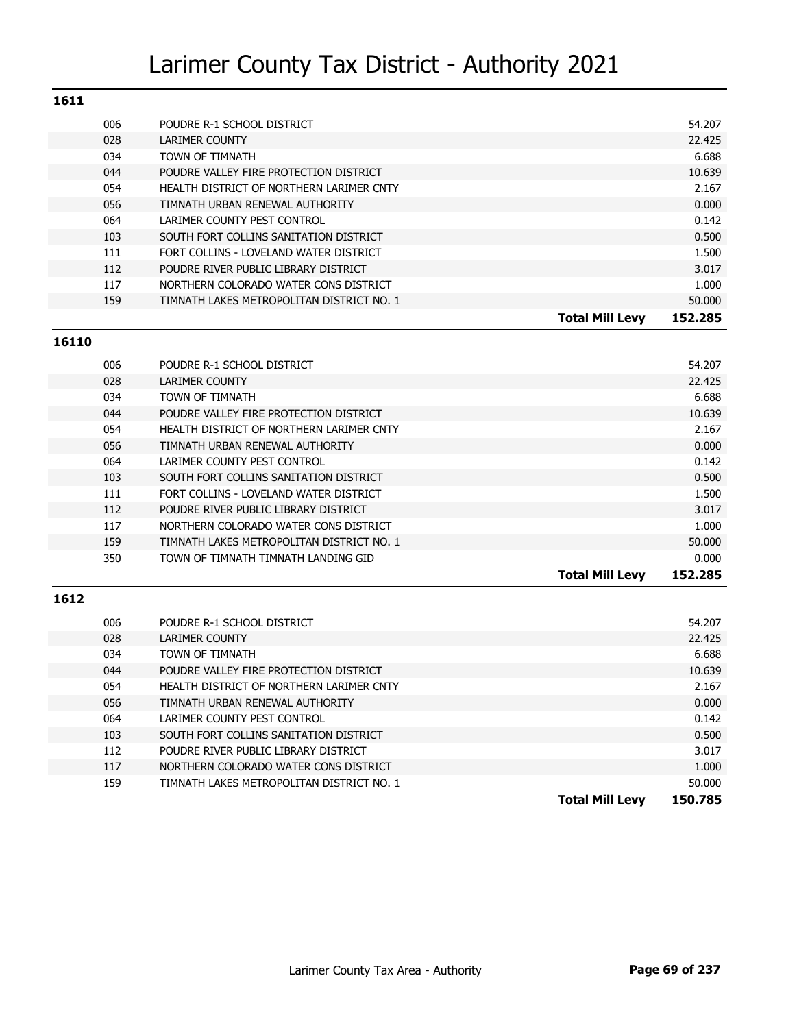# Larimer County Tax District - Authority 2021

## 1611

| Code | Authority | | Mill Levy |
|---|---|---|---|
| 006 | POUDRE R-1 SCHOOL DISTRICT | | 54.207 |
| 028 | LARIMER COUNTY | | 22.425 |
| 034 | TOWN OF TIMNATH | | 6.688 |
| 044 | POUDRE VALLEY FIRE PROTECTION DISTRICT | | 10.639 |
| 054 | HEALTH DISTRICT OF NORTHERN LARIMER CNTY | | 2.167 |
| 056 | TIMNATH URBAN RENEWAL AUTHORITY | | 0.000 |
| 064 | LARIMER COUNTY PEST CONTROL | | 0.142 |
| 103 | SOUTH FORT COLLINS SANITATION DISTRICT | | 0.500 |
| 111 | FORT COLLINS - LOVELAND WATER DISTRICT | | 1.500 |
| 112 | POUDRE RIVER PUBLIC LIBRARY DISTRICT | | 3.017 |
| 117 | NORTHERN COLORADO WATER CONS DISTRICT | | 1.000 |
| 159 | TIMNATH LAKES METROPOLITAN DISTRICT NO. 1 | | 50.000 |
| | | **Total Mill Levy** | **152.285** |

## 16110

| Code | Authority | | Mill Levy |
|---|---|---|---|
| 006 | POUDRE R-1 SCHOOL DISTRICT | | 54.207 |
| 028 | LARIMER COUNTY | | 22.425 |
| 034 | TOWN OF TIMNATH | | 6.688 |
| 044 | POUDRE VALLEY FIRE PROTECTION DISTRICT | | 10.639 |
| 054 | HEALTH DISTRICT OF NORTHERN LARIMER CNTY | | 2.167 |
| 056 | TIMNATH URBAN RENEWAL AUTHORITY | | 0.000 |
| 064 | LARIMER COUNTY PEST CONTROL | | 0.142 |
| 103 | SOUTH FORT COLLINS SANITATION DISTRICT | | 0.500 |
| 111 | FORT COLLINS - LOVELAND WATER DISTRICT | | 1.500 |
| 112 | POUDRE RIVER PUBLIC LIBRARY DISTRICT | | 3.017 |
| 117 | NORTHERN COLORADO WATER CONS DISTRICT | | 1.000 |
| 159 | TIMNATH LAKES METROPOLITAN DISTRICT NO. 1 | | 50.000 |
| 350 | TOWN OF TIMNATH TIMNATH LANDING GID | | 0.000 |
| | | **Total Mill Levy** | **152.285** |

## 1612

| Code | Authority | | Mill Levy |
|---|---|---|---|
| 006 | POUDRE R-1 SCHOOL DISTRICT | | 54.207 |
| 028 | LARIMER COUNTY | | 22.425 |
| 034 | TOWN OF TIMNATH | | 6.688 |
| 044 | POUDRE VALLEY FIRE PROTECTION DISTRICT | | 10.639 |
| 054 | HEALTH DISTRICT OF NORTHERN LARIMER CNTY | | 2.167 |
| 056 | TIMNATH URBAN RENEWAL AUTHORITY | | 0.000 |
| 064 | LARIMER COUNTY PEST CONTROL | | 0.142 |
| 103 | SOUTH FORT COLLINS SANITATION DISTRICT | | 0.500 |
| 112 | POUDRE RIVER PUBLIC LIBRARY DISTRICT | | 3.017 |
| 117 | NORTHERN COLORADO WATER CONS DISTRICT | | 1.000 |
| 159 | TIMNATH LAKES METROPOLITAN DISTRICT NO. 1 | | 50.000 |
| | | **Total Mill Levy** | **150.785** |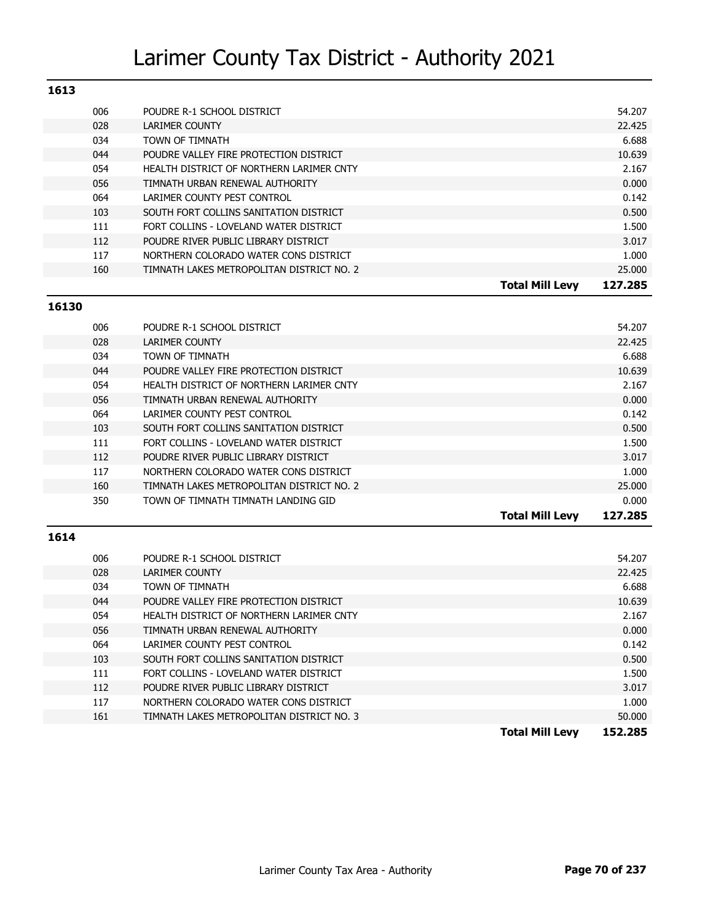# Larimer County Tax District - Authority 2021

## 1613

| Code | Authority | Levy |
|---|---|---|
| 006 | POUDRE R-1 SCHOOL DISTRICT | 54.207 |
| 028 | LARIMER COUNTY | 22.425 |
| 034 | TOWN OF TIMNATH | 6.688 |
| 044 | POUDRE VALLEY FIRE PROTECTION DISTRICT | 10.639 |
| 054 | HEALTH DISTRICT OF NORTHERN LARIMER CNTY | 2.167 |
| 056 | TIMNATH URBAN RENEWAL AUTHORITY | 0.000 |
| 064 | LARIMER COUNTY PEST CONTROL | 0.142 |
| 103 | SOUTH FORT COLLINS SANITATION DISTRICT | 0.500 |
| 111 | FORT COLLINS - LOVELAND WATER DISTRICT | 1.500 |
| 112 | POUDRE RIVER PUBLIC LIBRARY DISTRICT | 3.017 |
| 117 | NORTHERN COLORADO WATER CONS DISTRICT | 1.000 |
| 160 | TIMNATH LAKES METROPOLITAN DISTRICT NO. 2 | 25.000 |
| | **Total Mill Levy** | **127.285** |

## 16130

| Code | Authority | Levy |
|---|---|---|
| 006 | POUDRE R-1 SCHOOL DISTRICT | 54.207 |
| 028 | LARIMER COUNTY | 22.425 |
| 034 | TOWN OF TIMNATH | 6.688 |
| 044 | POUDRE VALLEY FIRE PROTECTION DISTRICT | 10.639 |
| 054 | HEALTH DISTRICT OF NORTHERN LARIMER CNTY | 2.167 |
| 056 | TIMNATH URBAN RENEWAL AUTHORITY | 0.000 |
| 064 | LARIMER COUNTY PEST CONTROL | 0.142 |
| 103 | SOUTH FORT COLLINS SANITATION DISTRICT | 0.500 |
| 111 | FORT COLLINS - LOVELAND WATER DISTRICT | 1.500 |
| 112 | POUDRE RIVER PUBLIC LIBRARY DISTRICT | 3.017 |
| 117 | NORTHERN COLORADO WATER CONS DISTRICT | 1.000 |
| 160 | TIMNATH LAKES METROPOLITAN DISTRICT NO. 2 | 25.000 |
| 350 | TOWN OF TIMNATH TIMNATH LANDING GID | 0.000 |
| | **Total Mill Levy** | **127.285** |

## 1614

| Code | Authority | Levy |
|---|---|---|
| 006 | POUDRE R-1 SCHOOL DISTRICT | 54.207 |
| 028 | LARIMER COUNTY | 22.425 |
| 034 | TOWN OF TIMNATH | 6.688 |
| 044 | POUDRE VALLEY FIRE PROTECTION DISTRICT | 10.639 |
| 054 | HEALTH DISTRICT OF NORTHERN LARIMER CNTY | 2.167 |
| 056 | TIMNATH URBAN RENEWAL AUTHORITY | 0.000 |
| 064 | LARIMER COUNTY PEST CONTROL | 0.142 |
| 103 | SOUTH FORT COLLINS SANITATION DISTRICT | 0.500 |
| 111 | FORT COLLINS - LOVELAND WATER DISTRICT | 1.500 |
| 112 | POUDRE RIVER PUBLIC LIBRARY DISTRICT | 3.017 |
| 117 | NORTHERN COLORADO WATER CONS DISTRICT | 1.000 |
| 161 | TIMNATH LAKES METROPOLITAN DISTRICT NO. 3 | 50.000 |
| | **Total Mill Levy** | **152.285** |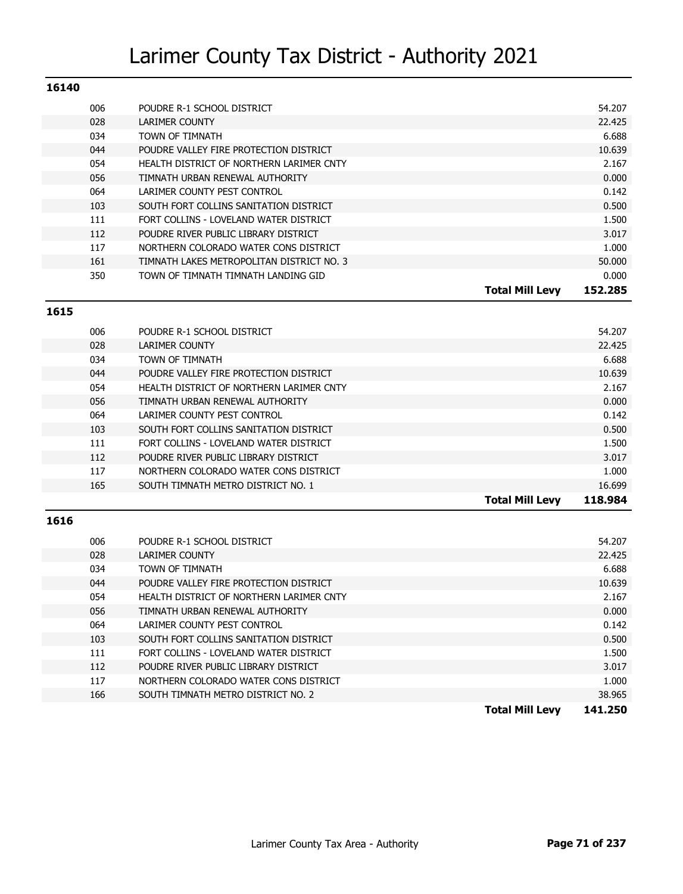# Larimer County Tax District - Authority 2021

## 16140

| Code | Authority | | Levy |
|---|---|---|---|
| 006 | POUDRE R-1 SCHOOL DISTRICT | | 54.207 |
| 028 | LARIMER COUNTY | | 22.425 |
| 034 | TOWN OF TIMNATH | | 6.688 |
| 044 | POUDRE VALLEY FIRE PROTECTION DISTRICT | | 10.639 |
| 054 | HEALTH DISTRICT OF NORTHERN LARIMER CNTY | | 2.167 |
| 056 | TIMNATH URBAN RENEWAL AUTHORITY | | 0.000 |
| 064 | LARIMER COUNTY PEST CONTROL | | 0.142 |
| 103 | SOUTH FORT COLLINS SANITATION DISTRICT | | 0.500 |
| 111 | FORT COLLINS - LOVELAND WATER DISTRICT | | 1.500 |
| 112 | POUDRE RIVER PUBLIC LIBRARY DISTRICT | | 3.017 |
| 117 | NORTHERN COLORADO WATER CONS DISTRICT | | 1.000 |
| 161 | TIMNATH LAKES METROPOLITAN DISTRICT NO. 3 | | 50.000 |
| 350 | TOWN OF TIMNATH TIMNATH LANDING GID | | 0.000 |
| | | **Total Mill Levy** | **152.285** |

## 1615

| Code | Authority | | Levy |
|---|---|---|---|
| 006 | POUDRE R-1 SCHOOL DISTRICT | | 54.207 |
| 028 | LARIMER COUNTY | | 22.425 |
| 034 | TOWN OF TIMNATH | | 6.688 |
| 044 | POUDRE VALLEY FIRE PROTECTION DISTRICT | | 10.639 |
| 054 | HEALTH DISTRICT OF NORTHERN LARIMER CNTY | | 2.167 |
| 056 | TIMNATH URBAN RENEWAL AUTHORITY | | 0.000 |
| 064 | LARIMER COUNTY PEST CONTROL | | 0.142 |
| 103 | SOUTH FORT COLLINS SANITATION DISTRICT | | 0.500 |
| 111 | FORT COLLINS - LOVELAND WATER DISTRICT | | 1.500 |
| 112 | POUDRE RIVER PUBLIC LIBRARY DISTRICT | | 3.017 |
| 117 | NORTHERN COLORADO WATER CONS DISTRICT | | 1.000 |
| 165 | SOUTH TIMNATH METRO DISTRICT NO. 1 | | 16.699 |
| | | **Total Mill Levy** | **118.984** |

## 1616

| Code | Authority | | Levy |
|---|---|---|---|
| 006 | POUDRE R-1 SCHOOL DISTRICT | | 54.207 |
| 028 | LARIMER COUNTY | | 22.425 |
| 034 | TOWN OF TIMNATH | | 6.688 |
| 044 | POUDRE VALLEY FIRE PROTECTION DISTRICT | | 10.639 |
| 054 | HEALTH DISTRICT OF NORTHERN LARIMER CNTY | | 2.167 |
| 056 | TIMNATH URBAN RENEWAL AUTHORITY | | 0.000 |
| 064 | LARIMER COUNTY PEST CONTROL | | 0.142 |
| 103 | SOUTH FORT COLLINS SANITATION DISTRICT | | 0.500 |
| 111 | FORT COLLINS - LOVELAND WATER DISTRICT | | 1.500 |
| 112 | POUDRE RIVER PUBLIC LIBRARY DISTRICT | | 3.017 |
| 117 | NORTHERN COLORADO WATER CONS DISTRICT | | 1.000 |
| 166 | SOUTH TIMNATH METRO DISTRICT NO. 2 | | 38.965 |
| | | **Total Mill Levy** | **141.250** |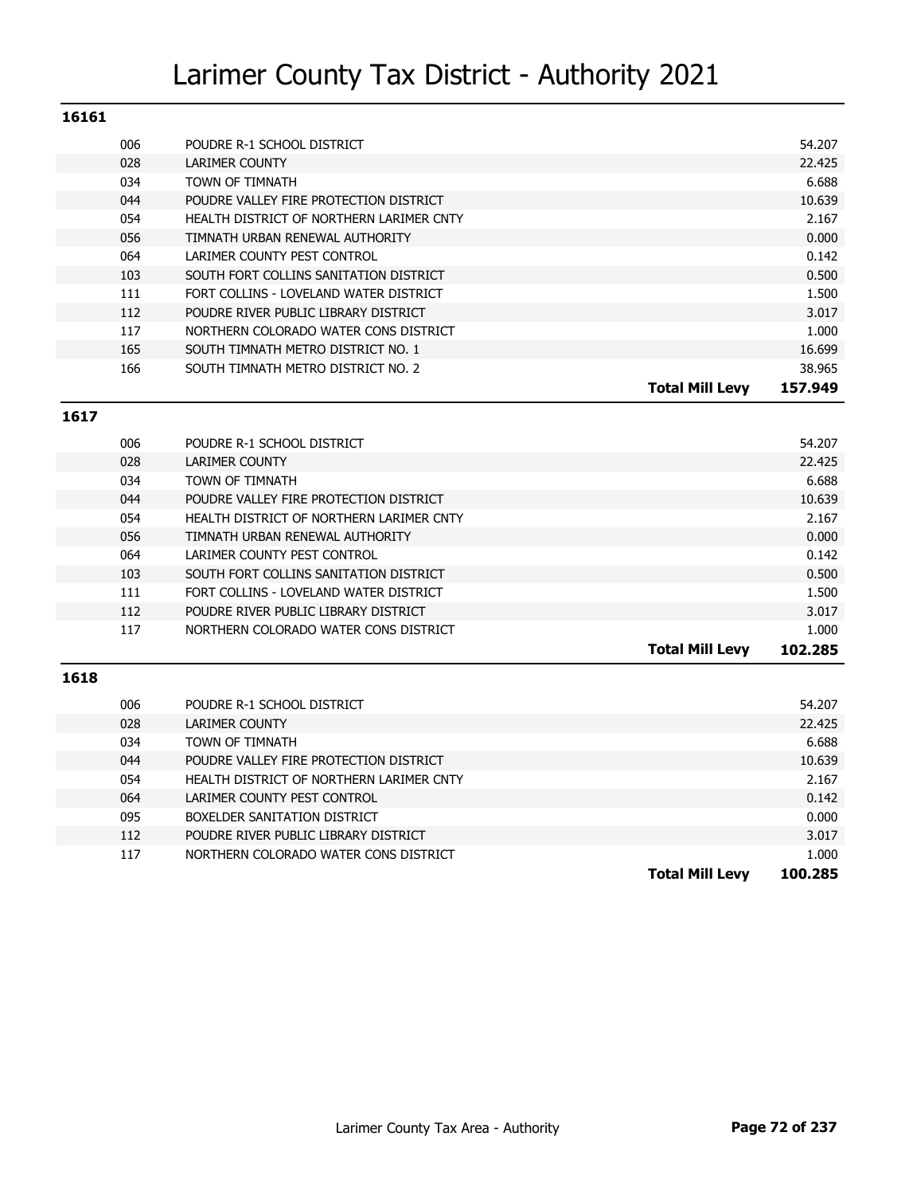# Larimer County Tax District - Authority 2021

## 16161

| Code | Authority | Mill Levy |
|---|---|---|
| 006 | POUDRE R-1 SCHOOL DISTRICT | 54.207 |
| 028 | LARIMER COUNTY | 22.425 |
| 034 | TOWN OF TIMNATH | 6.688 |
| 044 | POUDRE VALLEY FIRE PROTECTION DISTRICT | 10.639 |
| 054 | HEALTH DISTRICT OF NORTHERN LARIMER CNTY | 2.167 |
| 056 | TIMNATH URBAN RENEWAL AUTHORITY | 0.000 |
| 064 | LARIMER COUNTY PEST CONTROL | 0.142 |
| 103 | SOUTH FORT COLLINS SANITATION DISTRICT | 0.500 |
| 111 | FORT COLLINS - LOVELAND WATER DISTRICT | 1.500 |
| 112 | POUDRE RIVER PUBLIC LIBRARY DISTRICT | 3.017 |
| 117 | NORTHERN COLORADO WATER CONS DISTRICT | 1.000 |
| 165 | SOUTH TIMNATH METRO DISTRICT NO. 1 | 16.699 |
| 166 | SOUTH TIMNATH METRO DISTRICT NO. 2 | 38.965 |
| | **Total Mill Levy** | **157.949** |

## 1617

| Code | Authority | Mill Levy |
|---|---|---|
| 006 | POUDRE R-1 SCHOOL DISTRICT | 54.207 |
| 028 | LARIMER COUNTY | 22.425 |
| 034 | TOWN OF TIMNATH | 6.688 |
| 044 | POUDRE VALLEY FIRE PROTECTION DISTRICT | 10.639 |
| 054 | HEALTH DISTRICT OF NORTHERN LARIMER CNTY | 2.167 |
| 056 | TIMNATH URBAN RENEWAL AUTHORITY | 0.000 |
| 064 | LARIMER COUNTY PEST CONTROL | 0.142 |
| 103 | SOUTH FORT COLLINS SANITATION DISTRICT | 0.500 |
| 111 | FORT COLLINS - LOVELAND WATER DISTRICT | 1.500 |
| 112 | POUDRE RIVER PUBLIC LIBRARY DISTRICT | 3.017 |
| 117 | NORTHERN COLORADO WATER CONS DISTRICT | 1.000 |
| | **Total Mill Levy** | **102.285** |

## 1618

| Code | Authority | Mill Levy |
|---|---|---|
| 006 | POUDRE R-1 SCHOOL DISTRICT | 54.207 |
| 028 | LARIMER COUNTY | 22.425 |
| 034 | TOWN OF TIMNATH | 6.688 |
| 044 | POUDRE VALLEY FIRE PROTECTION DISTRICT | 10.639 |
| 054 | HEALTH DISTRICT OF NORTHERN LARIMER CNTY | 2.167 |
| 064 | LARIMER COUNTY PEST CONTROL | 0.142 |
| 095 | BOXELDER SANITATION DISTRICT | 0.000 |
| 112 | POUDRE RIVER PUBLIC LIBRARY DISTRICT | 3.017 |
| 117 | NORTHERN COLORADO WATER CONS DISTRICT | 1.000 |
| | **Total Mill Levy** | **100.285** |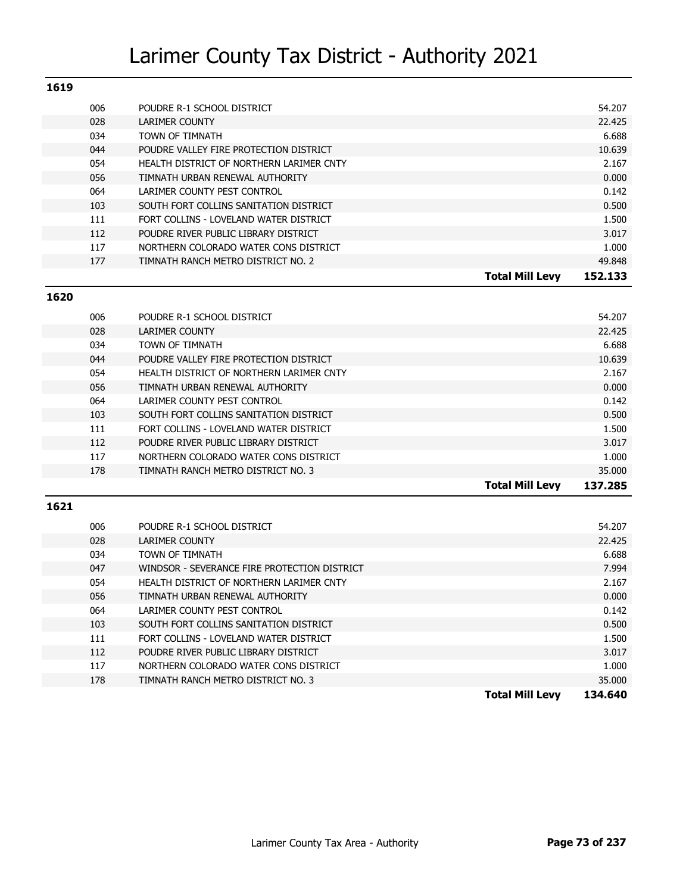# Larimer County Tax District - Authority 2021

## 1619

| Code | Authority | | Levy |
|---|---|---|---|
| 006 | POUDRE R-1 SCHOOL DISTRICT | | 54.207 |
| 028 | LARIMER COUNTY | | 22.425 |
| 034 | TOWN OF TIMNATH | | 6.688 |
| 044 | POUDRE VALLEY FIRE PROTECTION DISTRICT | | 10.639 |
| 054 | HEALTH DISTRICT OF NORTHERN LARIMER CNTY | | 2.167 |
| 056 | TIMNATH URBAN RENEWAL AUTHORITY | | 0.000 |
| 064 | LARIMER COUNTY PEST CONTROL | | 0.142 |
| 103 | SOUTH FORT COLLINS SANITATION DISTRICT | | 0.500 |
| 111 | FORT COLLINS - LOVELAND WATER DISTRICT | | 1.500 |
| 112 | POUDRE RIVER PUBLIC LIBRARY DISTRICT | | 3.017 |
| 117 | NORTHERN COLORADO WATER CONS DISTRICT | | 1.000 |
| 177 | TIMNATH RANCH METRO DISTRICT NO. 2 | | 49.848 |
| | | **Total Mill Levy** | **152.133** |

## 1620

| Code | Authority | | Levy |
|---|---|---|---|
| 006 | POUDRE R-1 SCHOOL DISTRICT | | 54.207 |
| 028 | LARIMER COUNTY | | 22.425 |
| 034 | TOWN OF TIMNATH | | 6.688 |
| 044 | POUDRE VALLEY FIRE PROTECTION DISTRICT | | 10.639 |
| 054 | HEALTH DISTRICT OF NORTHERN LARIMER CNTY | | 2.167 |
| 056 | TIMNATH URBAN RENEWAL AUTHORITY | | 0.000 |
| 064 | LARIMER COUNTY PEST CONTROL | | 0.142 |
| 103 | SOUTH FORT COLLINS SANITATION DISTRICT | | 0.500 |
| 111 | FORT COLLINS - LOVELAND WATER DISTRICT | | 1.500 |
| 112 | POUDRE RIVER PUBLIC LIBRARY DISTRICT | | 3.017 |
| 117 | NORTHERN COLORADO WATER CONS DISTRICT | | 1.000 |
| 178 | TIMNATH RANCH METRO DISTRICT NO. 3 | | 35.000 |
| | | **Total Mill Levy** | **137.285** |

## 1621

| Code | Authority | | Levy |
|---|---|---|---|
| 006 | POUDRE R-1 SCHOOL DISTRICT | | 54.207 |
| 028 | LARIMER COUNTY | | 22.425 |
| 034 | TOWN OF TIMNATH | | 6.688 |
| 047 | WINDSOR - SEVERANCE FIRE PROTECTION DISTRICT | | 7.994 |
| 054 | HEALTH DISTRICT OF NORTHERN LARIMER CNTY | | 2.167 |
| 056 | TIMNATH URBAN RENEWAL AUTHORITY | | 0.000 |
| 064 | LARIMER COUNTY PEST CONTROL | | 0.142 |
| 103 | SOUTH FORT COLLINS SANITATION DISTRICT | | 0.500 |
| 111 | FORT COLLINS - LOVELAND WATER DISTRICT | | 1.500 |
| 112 | POUDRE RIVER PUBLIC LIBRARY DISTRICT | | 3.017 |
| 117 | NORTHERN COLORADO WATER CONS DISTRICT | | 1.000 |
| 178 | TIMNATH RANCH METRO DISTRICT NO. 3 | | 35.000 |
| | | **Total Mill Levy** | **134.640** |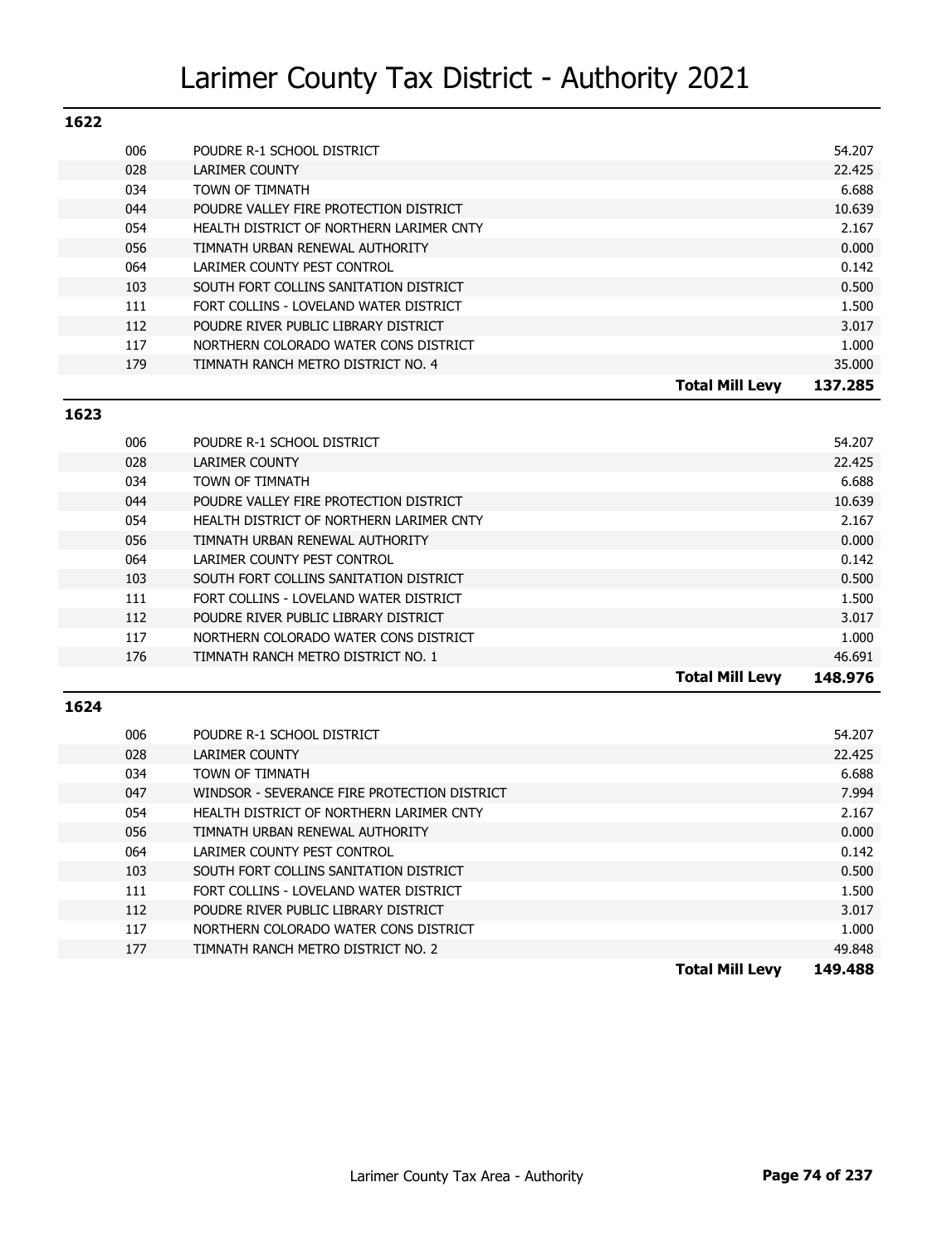# Larimer County Tax District - Authority 2021

## 1622

| Code | Authority | Mill Levy |
|---|---|---|
| 006 | POUDRE R-1 SCHOOL DISTRICT | 54.207 |
| 028 | LARIMER COUNTY | 22.425 |
| 034 | TOWN OF TIMNATH | 6.688 |
| 044 | POUDRE VALLEY FIRE PROTECTION DISTRICT | 10.639 |
| 054 | HEALTH DISTRICT OF NORTHERN LARIMER CNTY | 2.167 |
| 056 | TIMNATH URBAN RENEWAL AUTHORITY | 0.000 |
| 064 | LARIMER COUNTY PEST CONTROL | 0.142 |
| 103 | SOUTH FORT COLLINS SANITATION DISTRICT | 0.500 |
| 111 | FORT COLLINS - LOVELAND WATER DISTRICT | 1.500 |
| 112 | POUDRE RIVER PUBLIC LIBRARY DISTRICT | 3.017 |
| 117 | NORTHERN COLORADO WATER CONS DISTRICT | 1.000 |
| 179 | TIMNATH RANCH METRO DISTRICT NO. 4 | 35.000 |
| | **Total Mill Levy** | **137.285** |

## 1623

| Code | Authority | Mill Levy |
|---|---|---|
| 006 | POUDRE R-1 SCHOOL DISTRICT | 54.207 |
| 028 | LARIMER COUNTY | 22.425 |
| 034 | TOWN OF TIMNATH | 6.688 |
| 044 | POUDRE VALLEY FIRE PROTECTION DISTRICT | 10.639 |
| 054 | HEALTH DISTRICT OF NORTHERN LARIMER CNTY | 2.167 |
| 056 | TIMNATH URBAN RENEWAL AUTHORITY | 0.000 |
| 064 | LARIMER COUNTY PEST CONTROL | 0.142 |
| 103 | SOUTH FORT COLLINS SANITATION DISTRICT | 0.500 |
| 111 | FORT COLLINS - LOVELAND WATER DISTRICT | 1.500 |
| 112 | POUDRE RIVER PUBLIC LIBRARY DISTRICT | 3.017 |
| 117 | NORTHERN COLORADO WATER CONS DISTRICT | 1.000 |
| 176 | TIMNATH RANCH METRO DISTRICT NO. 1 | 46.691 |
| | **Total Mill Levy** | **148.976** |

## 1624

| Code | Authority | Mill Levy |
|---|---|---|
| 006 | POUDRE R-1 SCHOOL DISTRICT | 54.207 |
| 028 | LARIMER COUNTY | 22.425 |
| 034 | TOWN OF TIMNATH | 6.688 |
| 047 | WINDSOR - SEVERANCE FIRE PROTECTION DISTRICT | 7.994 |
| 054 | HEALTH DISTRICT OF NORTHERN LARIMER CNTY | 2.167 |
| 056 | TIMNATH URBAN RENEWAL AUTHORITY | 0.000 |
| 064 | LARIMER COUNTY PEST CONTROL | 0.142 |
| 103 | SOUTH FORT COLLINS SANITATION DISTRICT | 0.500 |
| 111 | FORT COLLINS - LOVELAND WATER DISTRICT | 1.500 |
| 112 | POUDRE RIVER PUBLIC LIBRARY DISTRICT | 3.017 |
| 117 | NORTHERN COLORADO WATER CONS DISTRICT | 1.000 |
| 177 | TIMNATH RANCH METRO DISTRICT NO. 2 | 49.848 |
| | **Total Mill Levy** | **149.488** |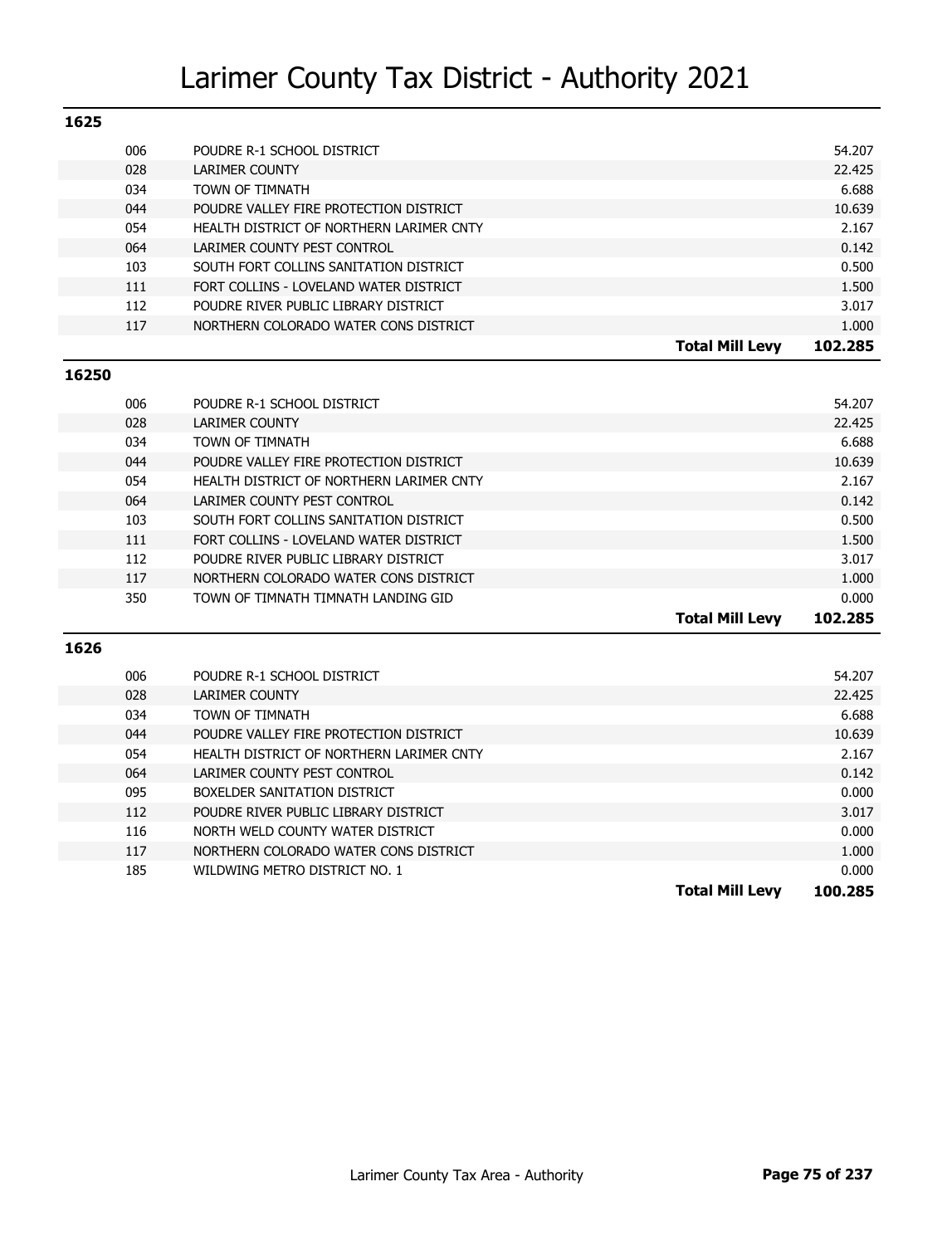# Larimer County Tax District - Authority 2021

## 1625

| Code | Authority | Mill Levy |
|---|---|---|
| 006 | POUDRE R-1 SCHOOL DISTRICT | 54.207 |
| 028 | LARIMER COUNTY | 22.425 |
| 034 | TOWN OF TIMNATH | 6.688 |
| 044 | POUDRE VALLEY FIRE PROTECTION DISTRICT | 10.639 |
| 054 | HEALTH DISTRICT OF NORTHERN LARIMER CNTY | 2.167 |
| 064 | LARIMER COUNTY PEST CONTROL | 0.142 |
| 103 | SOUTH FORT COLLINS SANITATION DISTRICT | 0.500 |
| 111 | FORT COLLINS - LOVELAND WATER DISTRICT | 1.500 |
| 112 | POUDRE RIVER PUBLIC LIBRARY DISTRICT | 3.017 |
| 117 | NORTHERN COLORADO WATER CONS DISTRICT | 1.000 |
| | **Total Mill Levy** | **102.285** |

## 16250

| Code | Authority | Mill Levy |
|---|---|---|
| 006 | POUDRE R-1 SCHOOL DISTRICT | 54.207 |
| 028 | LARIMER COUNTY | 22.425 |
| 034 | TOWN OF TIMNATH | 6.688 |
| 044 | POUDRE VALLEY FIRE PROTECTION DISTRICT | 10.639 |
| 054 | HEALTH DISTRICT OF NORTHERN LARIMER CNTY | 2.167 |
| 064 | LARIMER COUNTY PEST CONTROL | 0.142 |
| 103 | SOUTH FORT COLLINS SANITATION DISTRICT | 0.500 |
| 111 | FORT COLLINS - LOVELAND WATER DISTRICT | 1.500 |
| 112 | POUDRE RIVER PUBLIC LIBRARY DISTRICT | 3.017 |
| 117 | NORTHERN COLORADO WATER CONS DISTRICT | 1.000 |
| 350 | TOWN OF TIMNATH TIMNATH LANDING GID | 0.000 |
| | **Total Mill Levy** | **102.285** |

## 1626

| Code | Authority | Mill Levy |
|---|---|---|
| 006 | POUDRE R-1 SCHOOL DISTRICT | 54.207 |
| 028 | LARIMER COUNTY | 22.425 |
| 034 | TOWN OF TIMNATH | 6.688 |
| 044 | POUDRE VALLEY FIRE PROTECTION DISTRICT | 10.639 |
| 054 | HEALTH DISTRICT OF NORTHERN LARIMER CNTY | 2.167 |
| 064 | LARIMER COUNTY PEST CONTROL | 0.142 |
| 095 | BOXELDER SANITATION DISTRICT | 0.000 |
| 112 | POUDRE RIVER PUBLIC LIBRARY DISTRICT | 3.017 |
| 116 | NORTH WELD COUNTY WATER DISTRICT | 0.000 |
| 117 | NORTHERN COLORADO WATER CONS DISTRICT | 1.000 |
| 185 | WILDWING METRO DISTRICT NO. 1 | 0.000 |
| | **Total Mill Levy** | **100.285** |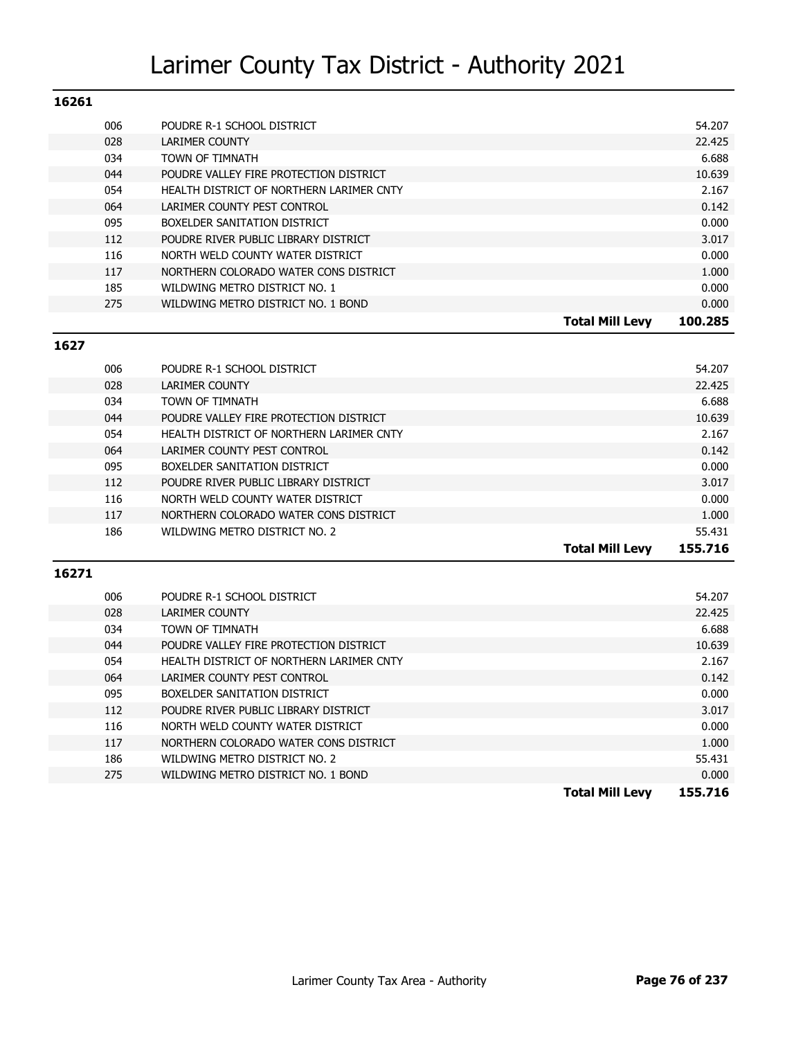# Larimer County Tax District - Authority 2021

## 16261

| Code | Authority | Mill Levy |
| --- | --- | --- |
| 006 | POUDRE R-1 SCHOOL DISTRICT | 54.207 |
| 028 | LARIMER COUNTY | 22.425 |
| 034 | TOWN OF TIMNATH | 6.688 |
| 044 | POUDRE VALLEY FIRE PROTECTION DISTRICT | 10.639 |
| 054 | HEALTH DISTRICT OF NORTHERN LARIMER CNTY | 2.167 |
| 064 | LARIMER COUNTY PEST CONTROL | 0.142 |
| 095 | BOXELDER SANITATION DISTRICT | 0.000 |
| 112 | POUDRE RIVER PUBLIC LIBRARY DISTRICT | 3.017 |
| 116 | NORTH WELD COUNTY WATER DISTRICT | 0.000 |
| 117 | NORTHERN COLORADO WATER CONS DISTRICT | 1.000 |
| 185 | WILDWING METRO DISTRICT NO. 1 | 0.000 |
| 275 | WILDWING METRO DISTRICT NO. 1 BOND | 0.000 |
| | **Total Mill Levy** | **100.285** |

## 1627

| Code | Authority | Mill Levy |
| --- | --- | --- |
| 006 | POUDRE R-1 SCHOOL DISTRICT | 54.207 |
| 028 | LARIMER COUNTY | 22.425 |
| 034 | TOWN OF TIMNATH | 6.688 |
| 044 | POUDRE VALLEY FIRE PROTECTION DISTRICT | 10.639 |
| 054 | HEALTH DISTRICT OF NORTHERN LARIMER CNTY | 2.167 |
| 064 | LARIMER COUNTY PEST CONTROL | 0.142 |
| 095 | BOXELDER SANITATION DISTRICT | 0.000 |
| 112 | POUDRE RIVER PUBLIC LIBRARY DISTRICT | 3.017 |
| 116 | NORTH WELD COUNTY WATER DISTRICT | 0.000 |
| 117 | NORTHERN COLORADO WATER CONS DISTRICT | 1.000 |
| 186 | WILDWING METRO DISTRICT NO. 2 | 55.431 |
| | **Total Mill Levy** | **155.716** |

## 16271

| Code | Authority | Mill Levy |
| --- | --- | --- |
| 006 | POUDRE R-1 SCHOOL DISTRICT | 54.207 |
| 028 | LARIMER COUNTY | 22.425 |
| 034 | TOWN OF TIMNATH | 6.688 |
| 044 | POUDRE VALLEY FIRE PROTECTION DISTRICT | 10.639 |
| 054 | HEALTH DISTRICT OF NORTHERN LARIMER CNTY | 2.167 |
| 064 | LARIMER COUNTY PEST CONTROL | 0.142 |
| 095 | BOXELDER SANITATION DISTRICT | 0.000 |
| 112 | POUDRE RIVER PUBLIC LIBRARY DISTRICT | 3.017 |
| 116 | NORTH WELD COUNTY WATER DISTRICT | 0.000 |
| 117 | NORTHERN COLORADO WATER CONS DISTRICT | 1.000 |
| 186 | WILDWING METRO DISTRICT NO. 2 | 55.431 |
| 275 | WILDWING METRO DISTRICT NO. 1 BOND | 0.000 |
| | **Total Mill Levy** | **155.716** |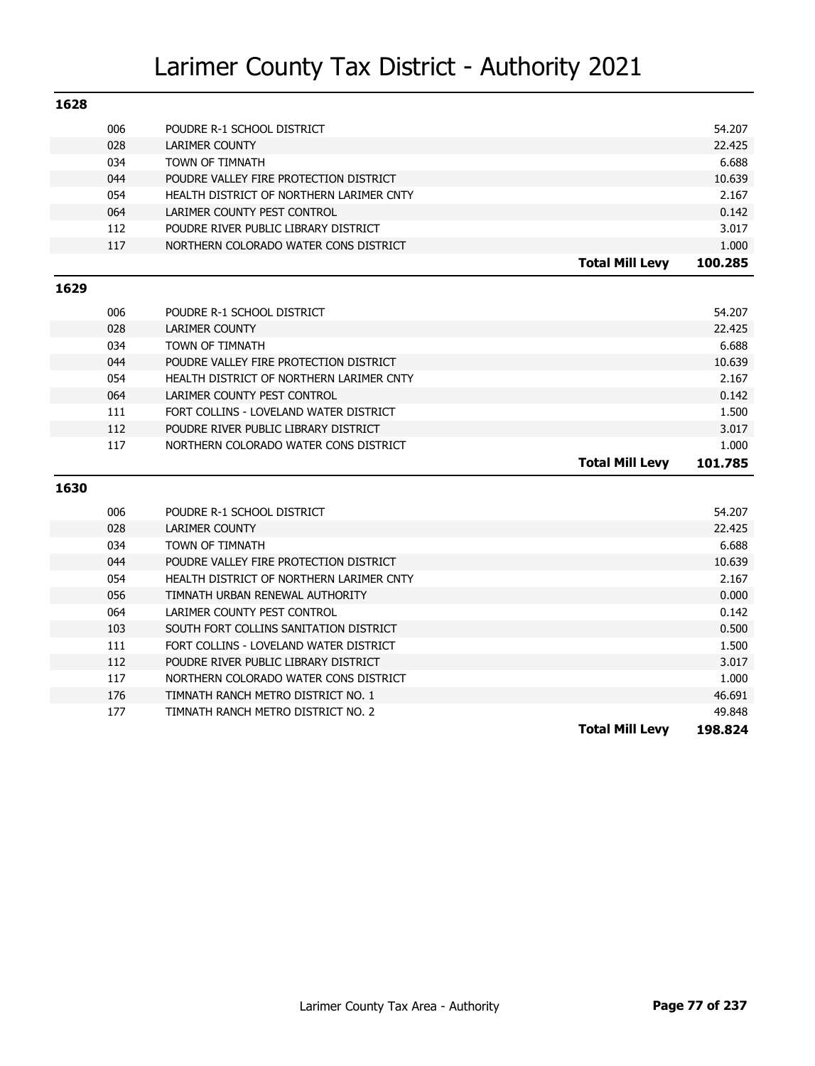# Larimer County Tax District - Authority 2021

## 1628

| Code | Authority | | Mill Levy |
|---|---|---|---|
| 006 | POUDRE R-1 SCHOOL DISTRICT | | 54.207 |
| 028 | LARIMER COUNTY | | 22.425 |
| 034 | TOWN OF TIMNATH | | 6.688 |
| 044 | POUDRE VALLEY FIRE PROTECTION DISTRICT | | 10.639 |
| 054 | HEALTH DISTRICT OF NORTHERN LARIMER CNTY | | 2.167 |
| 064 | LARIMER COUNTY PEST CONTROL | | 0.142 |
| 112 | POUDRE RIVER PUBLIC LIBRARY DISTRICT | | 3.017 |
| 117 | NORTHERN COLORADO WATER CONS DISTRICT | | 1.000 |
| | | **Total Mill Levy** | **100.285** |

## 1629

| Code | Authority | | Mill Levy |
|---|---|---|---|
| 006 | POUDRE R-1 SCHOOL DISTRICT | | 54.207 |
| 028 | LARIMER COUNTY | | 22.425 |
| 034 | TOWN OF TIMNATH | | 6.688 |
| 044 | POUDRE VALLEY FIRE PROTECTION DISTRICT | | 10.639 |
| 054 | HEALTH DISTRICT OF NORTHERN LARIMER CNTY | | 2.167 |
| 064 | LARIMER COUNTY PEST CONTROL | | 0.142 |
| 111 | FORT COLLINS - LOVELAND WATER DISTRICT | | 1.500 |
| 112 | POUDRE RIVER PUBLIC LIBRARY DISTRICT | | 3.017 |
| 117 | NORTHERN COLORADO WATER CONS DISTRICT | | 1.000 |
| | | **Total Mill Levy** | **101.785** |

## 1630

| Code | Authority | | Mill Levy |
|---|---|---|---|
| 006 | POUDRE R-1 SCHOOL DISTRICT | | 54.207 |
| 028 | LARIMER COUNTY | | 22.425 |
| 034 | TOWN OF TIMNATH | | 6.688 |
| 044 | POUDRE VALLEY FIRE PROTECTION DISTRICT | | 10.639 |
| 054 | HEALTH DISTRICT OF NORTHERN LARIMER CNTY | | 2.167 |
| 056 | TIMNATH URBAN RENEWAL AUTHORITY | | 0.000 |
| 064 | LARIMER COUNTY PEST CONTROL | | 0.142 |
| 103 | SOUTH FORT COLLINS SANITATION DISTRICT | | 0.500 |
| 111 | FORT COLLINS - LOVELAND WATER DISTRICT | | 1.500 |
| 112 | POUDRE RIVER PUBLIC LIBRARY DISTRICT | | 3.017 |
| 117 | NORTHERN COLORADO WATER CONS DISTRICT | | 1.000 |
| 176 | TIMNATH RANCH METRO DISTRICT NO. 1 | | 46.691 |
| 177 | TIMNATH RANCH METRO DISTRICT NO. 2 | | 49.848 |
| | | **Total Mill Levy** | **198.824** |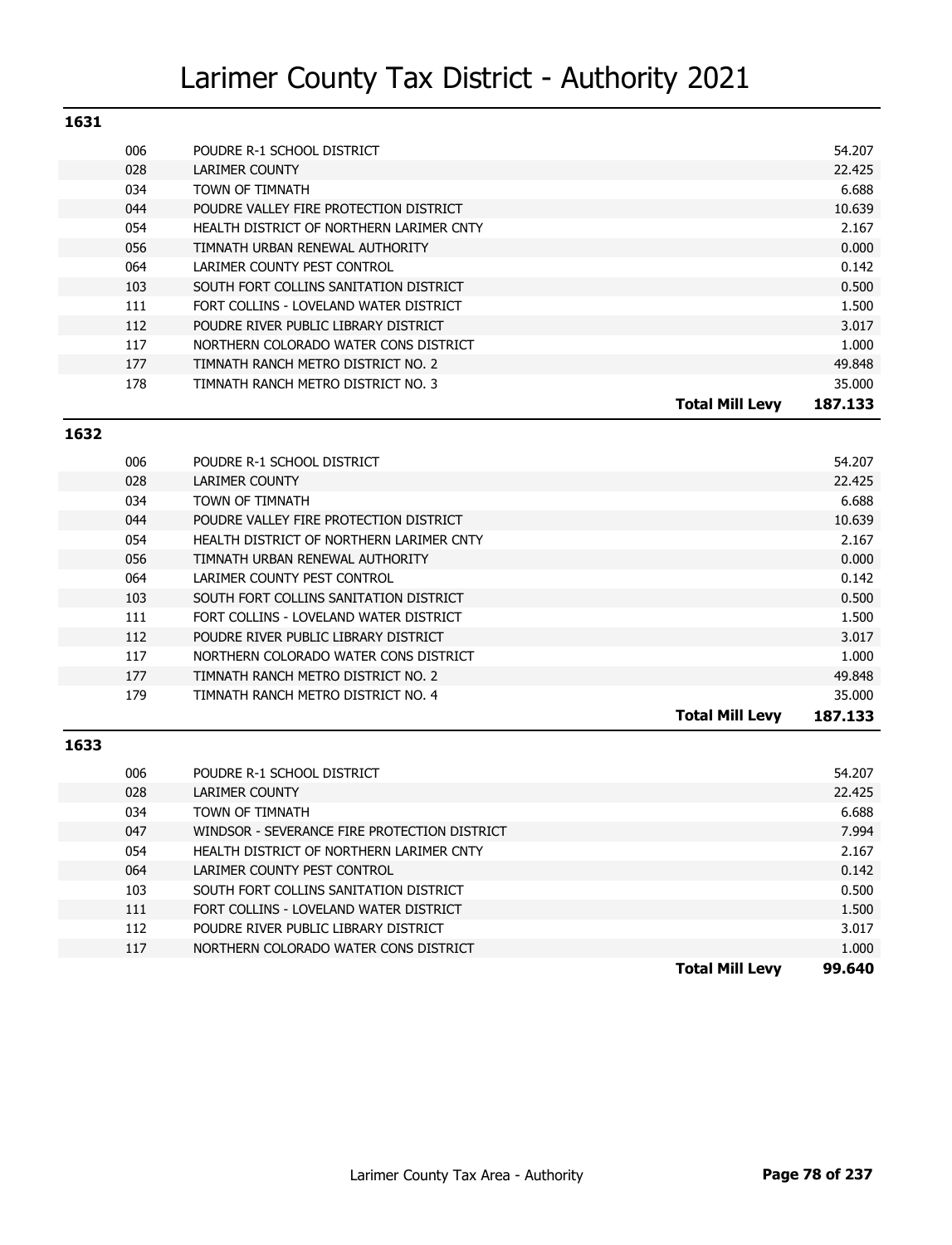# Larimer County Tax District - Authority 2021

## 1631

| Code | Authority | Mill Levy |
|---|---|---|
| 006 | POUDRE R-1 SCHOOL DISTRICT | 54.207 |
| 028 | LARIMER COUNTY | 22.425 |
| 034 | TOWN OF TIMNATH | 6.688 |
| 044 | POUDRE VALLEY FIRE PROTECTION DISTRICT | 10.639 |
| 054 | HEALTH DISTRICT OF NORTHERN LARIMER CNTY | 2.167 |
| 056 | TIMNATH URBAN RENEWAL AUTHORITY | 0.000 |
| 064 | LARIMER COUNTY PEST CONTROL | 0.142 |
| 103 | SOUTH FORT COLLINS SANITATION DISTRICT | 0.500 |
| 111 | FORT COLLINS - LOVELAND WATER DISTRICT | 1.500 |
| 112 | POUDRE RIVER PUBLIC LIBRARY DISTRICT | 3.017 |
| 117 | NORTHERN COLORADO WATER CONS DISTRICT | 1.000 |
| 177 | TIMNATH RANCH METRO DISTRICT NO. 2 | 49.848 |
| 178 | TIMNATH RANCH METRO DISTRICT NO. 3 | 35.000 |
| | **Total Mill Levy** | **187.133** |

## 1632

| Code | Authority | Mill Levy |
|---|---|---|
| 006 | POUDRE R-1 SCHOOL DISTRICT | 54.207 |
| 028 | LARIMER COUNTY | 22.425 |
| 034 | TOWN OF TIMNATH | 6.688 |
| 044 | POUDRE VALLEY FIRE PROTECTION DISTRICT | 10.639 |
| 054 | HEALTH DISTRICT OF NORTHERN LARIMER CNTY | 2.167 |
| 056 | TIMNATH URBAN RENEWAL AUTHORITY | 0.000 |
| 064 | LARIMER COUNTY PEST CONTROL | 0.142 |
| 103 | SOUTH FORT COLLINS SANITATION DISTRICT | 0.500 |
| 111 | FORT COLLINS - LOVELAND WATER DISTRICT | 1.500 |
| 112 | POUDRE RIVER PUBLIC LIBRARY DISTRICT | 3.017 |
| 117 | NORTHERN COLORADO WATER CONS DISTRICT | 1.000 |
| 177 | TIMNATH RANCH METRO DISTRICT NO. 2 | 49.848 |
| 179 | TIMNATH RANCH METRO DISTRICT NO. 4 | 35.000 |
| | **Total Mill Levy** | **187.133** |

## 1633

| Code | Authority | Mill Levy |
|---|---|---|
| 006 | POUDRE R-1 SCHOOL DISTRICT | 54.207 |
| 028 | LARIMER COUNTY | 22.425 |
| 034 | TOWN OF TIMNATH | 6.688 |
| 047 | WINDSOR - SEVERANCE FIRE PROTECTION DISTRICT | 7.994 |
| 054 | HEALTH DISTRICT OF NORTHERN LARIMER CNTY | 2.167 |
| 064 | LARIMER COUNTY PEST CONTROL | 0.142 |
| 103 | SOUTH FORT COLLINS SANITATION DISTRICT | 0.500 |
| 111 | FORT COLLINS - LOVELAND WATER DISTRICT | 1.500 |
| 112 | POUDRE RIVER PUBLIC LIBRARY DISTRICT | 3.017 |
| 117 | NORTHERN COLORADO WATER CONS DISTRICT | 1.000 |
| | **Total Mill Levy** | **99.640** |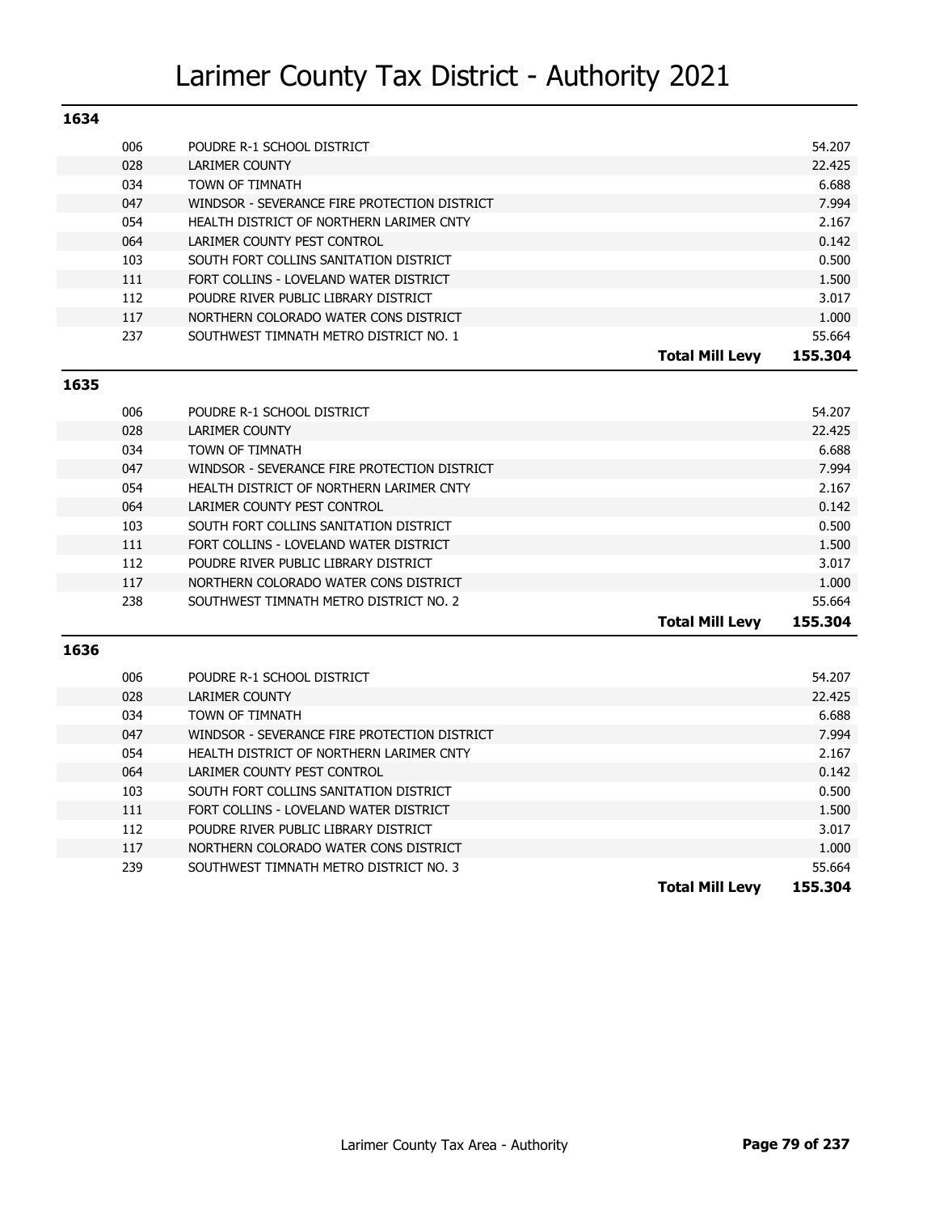# Larimer County Tax District - Authority 2021

## 1634

| Code | Authority | Levy |
|---|---|---|
| 006 | POUDRE R-1 SCHOOL DISTRICT | 54.207 |
| 028 | LARIMER COUNTY | 22.425 |
| 034 | TOWN OF TIMNATH | 6.688 |
| 047 | WINDSOR - SEVERANCE FIRE PROTECTION DISTRICT | 7.994 |
| 054 | HEALTH DISTRICT OF NORTHERN LARIMER CNTY | 2.167 |
| 064 | LARIMER COUNTY PEST CONTROL | 0.142 |
| 103 | SOUTH FORT COLLINS SANITATION DISTRICT | 0.500 |
| 111 | FORT COLLINS - LOVELAND WATER DISTRICT | 1.500 |
| 112 | POUDRE RIVER PUBLIC LIBRARY DISTRICT | 3.017 |
| 117 | NORTHERN COLORADO WATER CONS DISTRICT | 1.000 |
| 237 | SOUTHWEST TIMNATH METRO DISTRICT NO. 1 | 55.664 |
| | **Total Mill Levy** | **155.304** |

## 1635

| Code | Authority | Levy |
|---|---|---|
| 006 | POUDRE R-1 SCHOOL DISTRICT | 54.207 |
| 028 | LARIMER COUNTY | 22.425 |
| 034 | TOWN OF TIMNATH | 6.688 |
| 047 | WINDSOR - SEVERANCE FIRE PROTECTION DISTRICT | 7.994 |
| 054 | HEALTH DISTRICT OF NORTHERN LARIMER CNTY | 2.167 |
| 064 | LARIMER COUNTY PEST CONTROL | 0.142 |
| 103 | SOUTH FORT COLLINS SANITATION DISTRICT | 0.500 |
| 111 | FORT COLLINS - LOVELAND WATER DISTRICT | 1.500 |
| 112 | POUDRE RIVER PUBLIC LIBRARY DISTRICT | 3.017 |
| 117 | NORTHERN COLORADO WATER CONS DISTRICT | 1.000 |
| 238 | SOUTHWEST TIMNATH METRO DISTRICT NO. 2 | 55.664 |
| | **Total Mill Levy** | **155.304** |

## 1636

| Code | Authority | Levy |
|---|---|---|
| 006 | POUDRE R-1 SCHOOL DISTRICT | 54.207 |
| 028 | LARIMER COUNTY | 22.425 |
| 034 | TOWN OF TIMNATH | 6.688 |
| 047 | WINDSOR - SEVERANCE FIRE PROTECTION DISTRICT | 7.994 |
| 054 | HEALTH DISTRICT OF NORTHERN LARIMER CNTY | 2.167 |
| 064 | LARIMER COUNTY PEST CONTROL | 0.142 |
| 103 | SOUTH FORT COLLINS SANITATION DISTRICT | 0.500 |
| 111 | FORT COLLINS - LOVELAND WATER DISTRICT | 1.500 |
| 112 | POUDRE RIVER PUBLIC LIBRARY DISTRICT | 3.017 |
| 117 | NORTHERN COLORADO WATER CONS DISTRICT | 1.000 |
| 239 | SOUTHWEST TIMNATH METRO DISTRICT NO. 3 | 55.664 |
| | **Total Mill Levy** | **155.304** |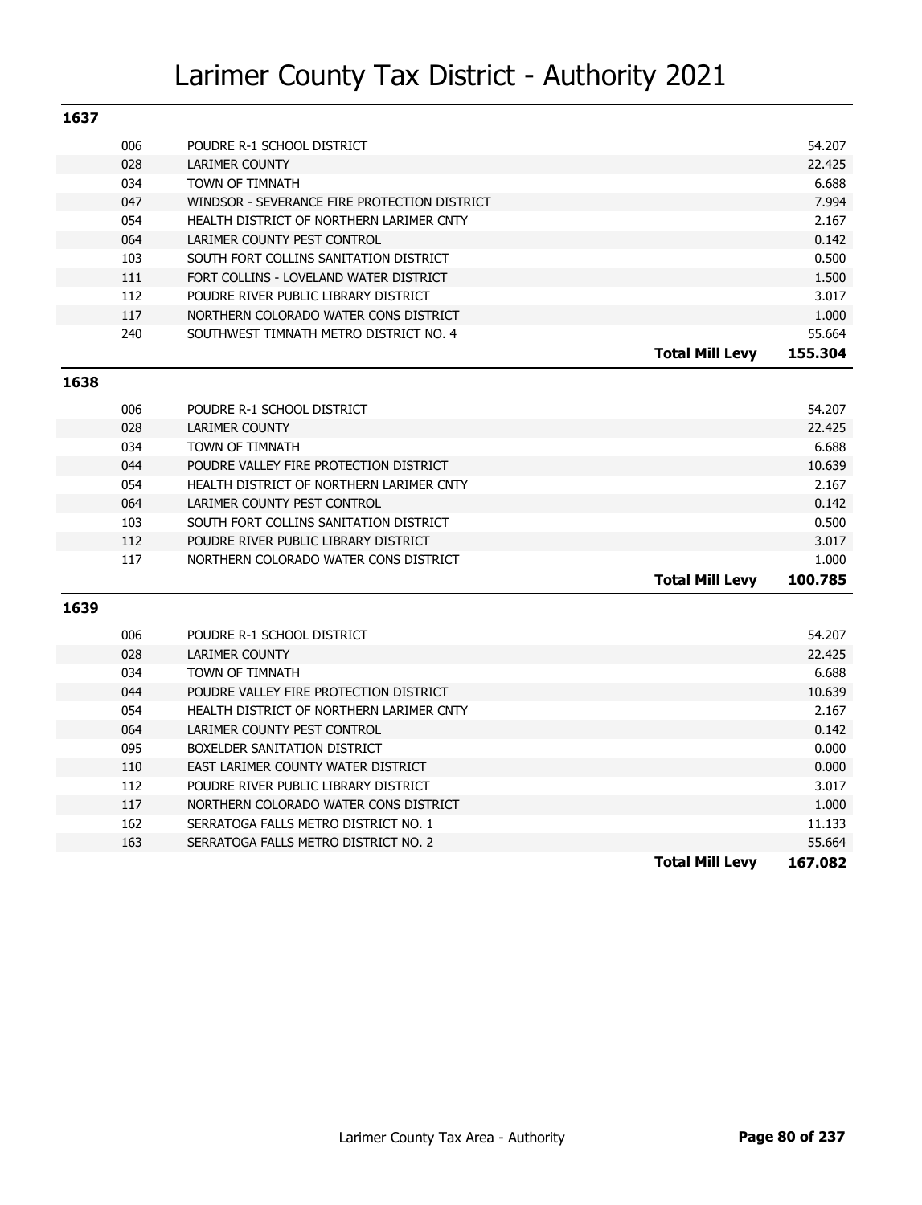# Larimer County Tax District - Authority 2021

## 1637

| Code | Authority | Levy |
|---|---|---|
| 006 | POUDRE R-1 SCHOOL DISTRICT | 54.207 |
| 028 | LARIMER COUNTY | 22.425 |
| 034 | TOWN OF TIMNATH | 6.688 |
| 047 | WINDSOR - SEVERANCE FIRE PROTECTION DISTRICT | 7.994 |
| 054 | HEALTH DISTRICT OF NORTHERN LARIMER CNTY | 2.167 |
| 064 | LARIMER COUNTY PEST CONTROL | 0.142 |
| 103 | SOUTH FORT COLLINS SANITATION DISTRICT | 0.500 |
| 111 | FORT COLLINS - LOVELAND WATER DISTRICT | 1.500 |
| 112 | POUDRE RIVER PUBLIC LIBRARY DISTRICT | 3.017 |
| 117 | NORTHERN COLORADO WATER CONS DISTRICT | 1.000 |
| 240 | SOUTHWEST TIMNATH METRO DISTRICT NO. 4 | 55.664 |
| | **Total Mill Levy** | **155.304** |

## 1638

| Code | Authority | Levy |
|---|---|---|
| 006 | POUDRE R-1 SCHOOL DISTRICT | 54.207 |
| 028 | LARIMER COUNTY | 22.425 |
| 034 | TOWN OF TIMNATH | 6.688 |
| 044 | POUDRE VALLEY FIRE PROTECTION DISTRICT | 10.639 |
| 054 | HEALTH DISTRICT OF NORTHERN LARIMER CNTY | 2.167 |
| 064 | LARIMER COUNTY PEST CONTROL | 0.142 |
| 103 | SOUTH FORT COLLINS SANITATION DISTRICT | 0.500 |
| 112 | POUDRE RIVER PUBLIC LIBRARY DISTRICT | 3.017 |
| 117 | NORTHERN COLORADO WATER CONS DISTRICT | 1.000 |
| | **Total Mill Levy** | **100.785** |

## 1639

| Code | Authority | Levy |
|---|---|---|
| 006 | POUDRE R-1 SCHOOL DISTRICT | 54.207 |
| 028 | LARIMER COUNTY | 22.425 |
| 034 | TOWN OF TIMNATH | 6.688 |
| 044 | POUDRE VALLEY FIRE PROTECTION DISTRICT | 10.639 |
| 054 | HEALTH DISTRICT OF NORTHERN LARIMER CNTY | 2.167 |
| 064 | LARIMER COUNTY PEST CONTROL | 0.142 |
| 095 | BOXELDER SANITATION DISTRICT | 0.000 |
| 110 | EAST LARIMER COUNTY WATER DISTRICT | 0.000 |
| 112 | POUDRE RIVER PUBLIC LIBRARY DISTRICT | 3.017 |
| 117 | NORTHERN COLORADO WATER CONS DISTRICT | 1.000 |
| 162 | SERRATOGA FALLS METRO DISTRICT NO. 1 | 11.133 |
| 163 | SERRATOGA FALLS METRO DISTRICT NO. 2 | 55.664 |
| | **Total Mill Levy** | **167.082** |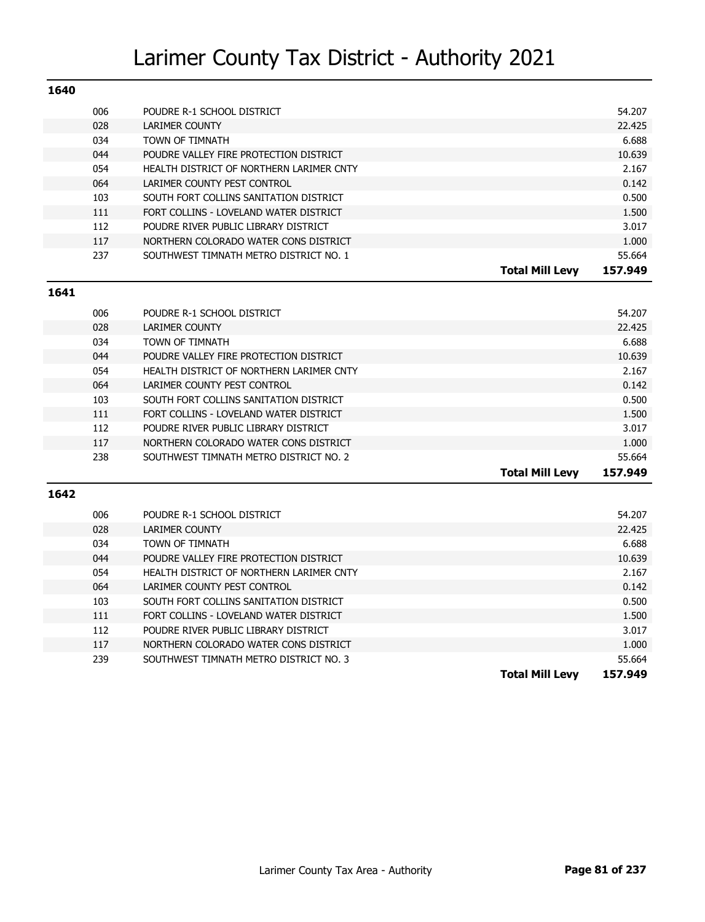# Larimer County Tax District - Authority 2021

**1640**

| Code | Authority | | Levy |
|---|---|---|---|
| 006 | POUDRE R-1 SCHOOL DISTRICT | | 54.207 |
| 028 | LARIMER COUNTY | | 22.425 |
| 034 | TOWN OF TIMNATH | | 6.688 |
| 044 | POUDRE VALLEY FIRE PROTECTION DISTRICT | | 10.639 |
| 054 | HEALTH DISTRICT OF NORTHERN LARIMER CNTY | | 2.167 |
| 064 | LARIMER COUNTY PEST CONTROL | | 0.142 |
| 103 | SOUTH FORT COLLINS SANITATION DISTRICT | | 0.500 |
| 111 | FORT COLLINS - LOVELAND WATER DISTRICT | | 1.500 |
| 112 | POUDRE RIVER PUBLIC LIBRARY DISTRICT | | 3.017 |
| 117 | NORTHERN COLORADO WATER CONS DISTRICT | | 1.000 |
| 237 | SOUTHWEST TIMNATH METRO DISTRICT NO. 1 | | 55.664 |
| | | **Total Mill Levy** | **157.949** |

**1641**

| Code | Authority | | Levy |
|---|---|---|---|
| 006 | POUDRE R-1 SCHOOL DISTRICT | | 54.207 |
| 028 | LARIMER COUNTY | | 22.425 |
| 034 | TOWN OF TIMNATH | | 6.688 |
| 044 | POUDRE VALLEY FIRE PROTECTION DISTRICT | | 10.639 |
| 054 | HEALTH DISTRICT OF NORTHERN LARIMER CNTY | | 2.167 |
| 064 | LARIMER COUNTY PEST CONTROL | | 0.142 |
| 103 | SOUTH FORT COLLINS SANITATION DISTRICT | | 0.500 |
| 111 | FORT COLLINS - LOVELAND WATER DISTRICT | | 1.500 |
| 112 | POUDRE RIVER PUBLIC LIBRARY DISTRICT | | 3.017 |
| 117 | NORTHERN COLORADO WATER CONS DISTRICT | | 1.000 |
| 238 | SOUTHWEST TIMNATH METRO DISTRICT NO. 2 | | 55.664 |
| | | **Total Mill Levy** | **157.949** |

**1642**

| Code | Authority | | Levy |
|---|---|---|---|
| 006 | POUDRE R-1 SCHOOL DISTRICT | | 54.207 |
| 028 | LARIMER COUNTY | | 22.425 |
| 034 | TOWN OF TIMNATH | | 6.688 |
| 044 | POUDRE VALLEY FIRE PROTECTION DISTRICT | | 10.639 |
| 054 | HEALTH DISTRICT OF NORTHERN LARIMER CNTY | | 2.167 |
| 064 | LARIMER COUNTY PEST CONTROL | | 0.142 |
| 103 | SOUTH FORT COLLINS SANITATION DISTRICT | | 0.500 |
| 111 | FORT COLLINS - LOVELAND WATER DISTRICT | | 1.500 |
| 112 | POUDRE RIVER PUBLIC LIBRARY DISTRICT | | 3.017 |
| 117 | NORTHERN COLORADO WATER CONS DISTRICT | | 1.000 |
| 239 | SOUTHWEST TIMNATH METRO DISTRICT NO. 3 | | 55.664 |
| | | **Total Mill Levy** | **157.949** |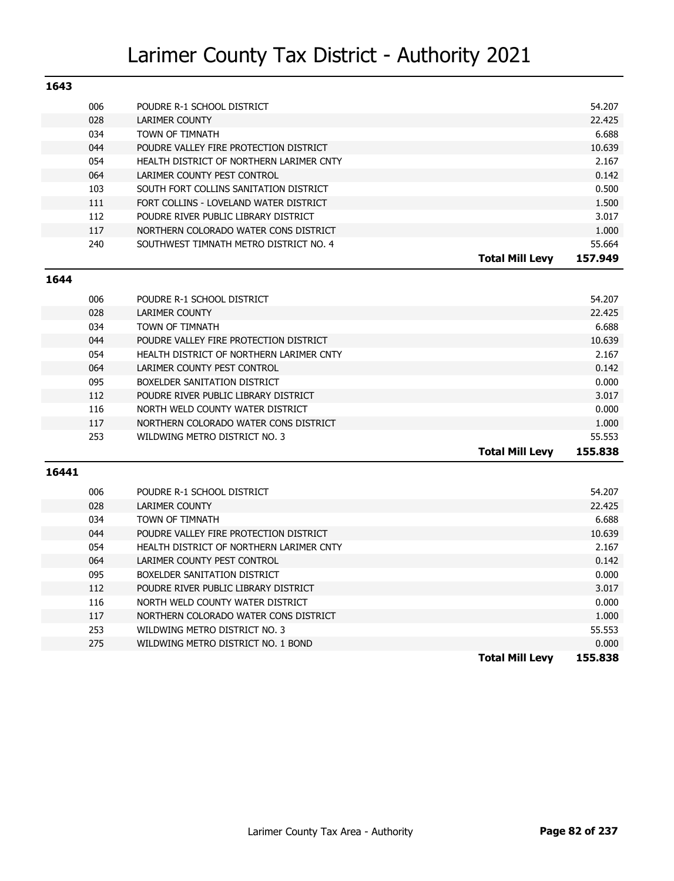# Larimer County Tax District - Authority 2021

## 1643

| Code | Authority | | Levy |
|---|---|---|---|
| 006 | POUDRE R-1 SCHOOL DISTRICT | | 54.207 |
| 028 | LARIMER COUNTY | | 22.425 |
| 034 | TOWN OF TIMNATH | | 6.688 |
| 044 | POUDRE VALLEY FIRE PROTECTION DISTRICT | | 10.639 |
| 054 | HEALTH DISTRICT OF NORTHERN LARIMER CNTY | | 2.167 |
| 064 | LARIMER COUNTY PEST CONTROL | | 0.142 |
| 103 | SOUTH FORT COLLINS SANITATION DISTRICT | | 0.500 |
| 111 | FORT COLLINS - LOVELAND WATER DISTRICT | | 1.500 |
| 112 | POUDRE RIVER PUBLIC LIBRARY DISTRICT | | 3.017 |
| 117 | NORTHERN COLORADO WATER CONS DISTRICT | | 1.000 |
| 240 | SOUTHWEST TIMNATH METRO DISTRICT NO. 4 | | 55.664 |
| | | **Total Mill Levy** | **157.949** |

## 1644

| Code | Authority | | Levy |
|---|---|---|---|
| 006 | POUDRE R-1 SCHOOL DISTRICT | | 54.207 |
| 028 | LARIMER COUNTY | | 22.425 |
| 034 | TOWN OF TIMNATH | | 6.688 |
| 044 | POUDRE VALLEY FIRE PROTECTION DISTRICT | | 10.639 |
| 054 | HEALTH DISTRICT OF NORTHERN LARIMER CNTY | | 2.167 |
| 064 | LARIMER COUNTY PEST CONTROL | | 0.142 |
| 095 | BOXELDER SANITATION DISTRICT | | 0.000 |
| 112 | POUDRE RIVER PUBLIC LIBRARY DISTRICT | | 3.017 |
| 116 | NORTH WELD COUNTY WATER DISTRICT | | 0.000 |
| 117 | NORTHERN COLORADO WATER CONS DISTRICT | | 1.000 |
| 253 | WILDWING METRO DISTRICT NO. 3 | | 55.553 |
| | | **Total Mill Levy** | **155.838** |

## 16441

| Code | Authority | | Levy |
|---|---|---|---|
| 006 | POUDRE R-1 SCHOOL DISTRICT | | 54.207 |
| 028 | LARIMER COUNTY | | 22.425 |
| 034 | TOWN OF TIMNATH | | 6.688 |
| 044 | POUDRE VALLEY FIRE PROTECTION DISTRICT | | 10.639 |
| 054 | HEALTH DISTRICT OF NORTHERN LARIMER CNTY | | 2.167 |
| 064 | LARIMER COUNTY PEST CONTROL | | 0.142 |
| 095 | BOXELDER SANITATION DISTRICT | | 0.000 |
| 112 | POUDRE RIVER PUBLIC LIBRARY DISTRICT | | 3.017 |
| 116 | NORTH WELD COUNTY WATER DISTRICT | | 0.000 |
| 117 | NORTHERN COLORADO WATER CONS DISTRICT | | 1.000 |
| 253 | WILDWING METRO DISTRICT NO. 3 | | 55.553 |
| 275 | WILDWING METRO DISTRICT NO. 1 BOND | | 0.000 |
| | | **Total Mill Levy** | **155.838** |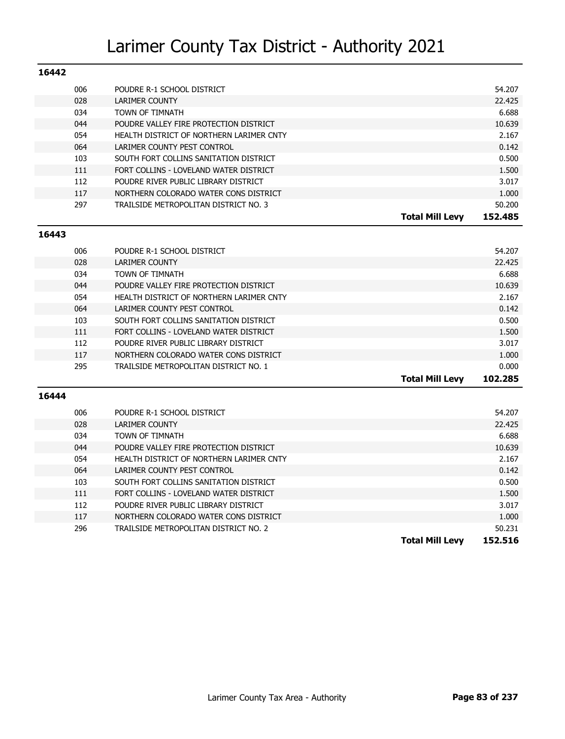# Larimer County Tax District - Authority 2021

## 16442

| Code | Authority | | Levy |
|---|---|---|---|
| 006 | POUDRE R-1 SCHOOL DISTRICT | | 54.207 |
| 028 | LARIMER COUNTY | | 22.425 |
| 034 | TOWN OF TIMNATH | | 6.688 |
| 044 | POUDRE VALLEY FIRE PROTECTION DISTRICT | | 10.639 |
| 054 | HEALTH DISTRICT OF NORTHERN LARIMER CNTY | | 2.167 |
| 064 | LARIMER COUNTY PEST CONTROL | | 0.142 |
| 103 | SOUTH FORT COLLINS SANITATION DISTRICT | | 0.500 |
| 111 | FORT COLLINS - LOVELAND WATER DISTRICT | | 1.500 |
| 112 | POUDRE RIVER PUBLIC LIBRARY DISTRICT | | 3.017 |
| 117 | NORTHERN COLORADO WATER CONS DISTRICT | | 1.000 |
| 297 | TRAILSIDE METROPOLITAN DISTRICT NO. 3 | | 50.200 |
| | | **Total Mill Levy** | **152.485** |

## 16443

| Code | Authority | | Levy |
|---|---|---|---|
| 006 | POUDRE R-1 SCHOOL DISTRICT | | 54.207 |
| 028 | LARIMER COUNTY | | 22.425 |
| 034 | TOWN OF TIMNATH | | 6.688 |
| 044 | POUDRE VALLEY FIRE PROTECTION DISTRICT | | 10.639 |
| 054 | HEALTH DISTRICT OF NORTHERN LARIMER CNTY | | 2.167 |
| 064 | LARIMER COUNTY PEST CONTROL | | 0.142 |
| 103 | SOUTH FORT COLLINS SANITATION DISTRICT | | 0.500 |
| 111 | FORT COLLINS - LOVELAND WATER DISTRICT | | 1.500 |
| 112 | POUDRE RIVER PUBLIC LIBRARY DISTRICT | | 3.017 |
| 117 | NORTHERN COLORADO WATER CONS DISTRICT | | 1.000 |
| 295 | TRAILSIDE METROPOLITAN DISTRICT NO. 1 | | 0.000 |
| | | **Total Mill Levy** | **102.285** |

## 16444

| Code | Authority | | Levy |
|---|---|---|---|
| 006 | POUDRE R-1 SCHOOL DISTRICT | | 54.207 |
| 028 | LARIMER COUNTY | | 22.425 |
| 034 | TOWN OF TIMNATH | | 6.688 |
| 044 | POUDRE VALLEY FIRE PROTECTION DISTRICT | | 10.639 |
| 054 | HEALTH DISTRICT OF NORTHERN LARIMER CNTY | | 2.167 |
| 064 | LARIMER COUNTY PEST CONTROL | | 0.142 |
| 103 | SOUTH FORT COLLINS SANITATION DISTRICT | | 0.500 |
| 111 | FORT COLLINS - LOVELAND WATER DISTRICT | | 1.500 |
| 112 | POUDRE RIVER PUBLIC LIBRARY DISTRICT | | 3.017 |
| 117 | NORTHERN COLORADO WATER CONS DISTRICT | | 1.000 |
| 296 | TRAILSIDE METROPOLITAN DISTRICT NO. 2 | | 50.231 |
| | | **Total Mill Levy** | **152.516** |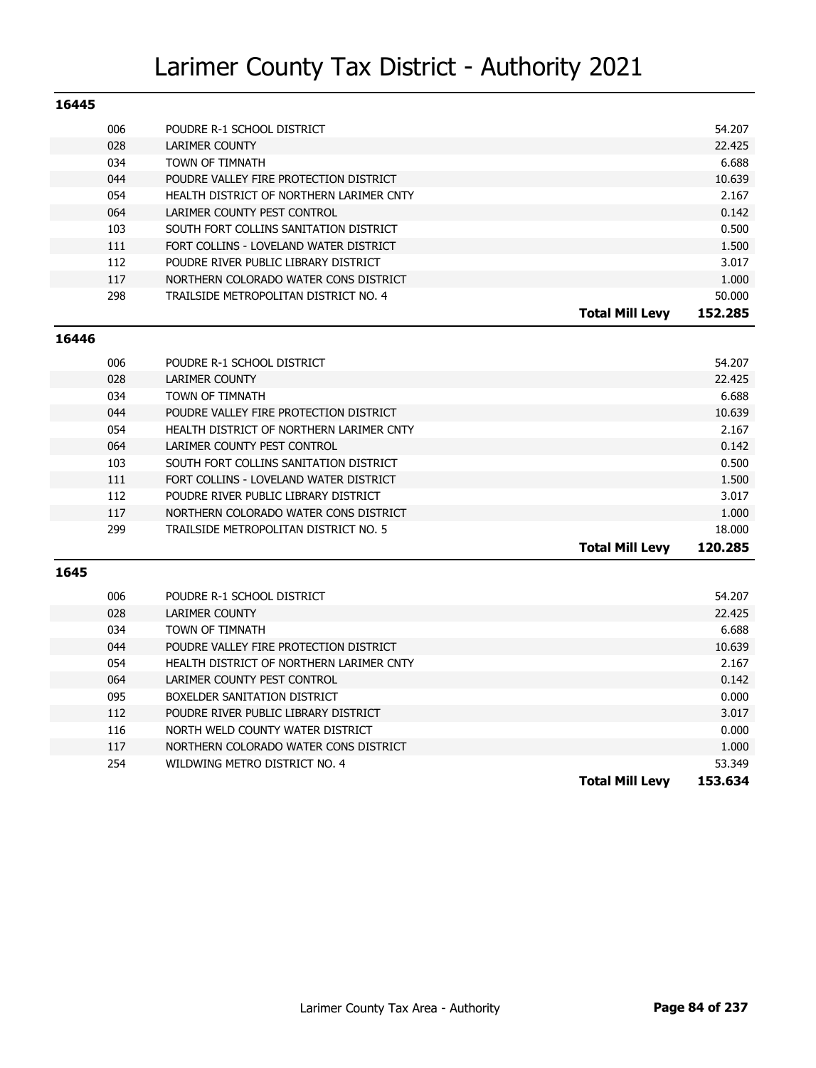# Larimer County Tax District - Authority 2021

## 16445

| Code | Authority | | Levy |
|---|---|---|---|
| 006 | POUDRE R-1 SCHOOL DISTRICT | | 54.207 |
| 028 | LARIMER COUNTY | | 22.425 |
| 034 | TOWN OF TIMNATH | | 6.688 |
| 044 | POUDRE VALLEY FIRE PROTECTION DISTRICT | | 10.639 |
| 054 | HEALTH DISTRICT OF NORTHERN LARIMER CNTY | | 2.167 |
| 064 | LARIMER COUNTY PEST CONTROL | | 0.142 |
| 103 | SOUTH FORT COLLINS SANITATION DISTRICT | | 0.500 |
| 111 | FORT COLLINS - LOVELAND WATER DISTRICT | | 1.500 |
| 112 | POUDRE RIVER PUBLIC LIBRARY DISTRICT | | 3.017 |
| 117 | NORTHERN COLORADO WATER CONS DISTRICT | | 1.000 |
| 298 | TRAILSIDE METROPOLITAN DISTRICT NO. 4 | | 50.000 |
| | | **Total Mill Levy** | **152.285** |

## 16446

| Code | Authority | | Levy |
|---|---|---|---|
| 006 | POUDRE R-1 SCHOOL DISTRICT | | 54.207 |
| 028 | LARIMER COUNTY | | 22.425 |
| 034 | TOWN OF TIMNATH | | 6.688 |
| 044 | POUDRE VALLEY FIRE PROTECTION DISTRICT | | 10.639 |
| 054 | HEALTH DISTRICT OF NORTHERN LARIMER CNTY | | 2.167 |
| 064 | LARIMER COUNTY PEST CONTROL | | 0.142 |
| 103 | SOUTH FORT COLLINS SANITATION DISTRICT | | 0.500 |
| 111 | FORT COLLINS - LOVELAND WATER DISTRICT | | 1.500 |
| 112 | POUDRE RIVER PUBLIC LIBRARY DISTRICT | | 3.017 |
| 117 | NORTHERN COLORADO WATER CONS DISTRICT | | 1.000 |
| 299 | TRAILSIDE METROPOLITAN DISTRICT NO. 5 | | 18.000 |
| | | **Total Mill Levy** | **120.285** |

## 1645

| Code | Authority | | Levy |
|---|---|---|---|
| 006 | POUDRE R-1 SCHOOL DISTRICT | | 54.207 |
| 028 | LARIMER COUNTY | | 22.425 |
| 034 | TOWN OF TIMNATH | | 6.688 |
| 044 | POUDRE VALLEY FIRE PROTECTION DISTRICT | | 10.639 |
| 054 | HEALTH DISTRICT OF NORTHERN LARIMER CNTY | | 2.167 |
| 064 | LARIMER COUNTY PEST CONTROL | | 0.142 |
| 095 | BOXELDER SANITATION DISTRICT | | 0.000 |
| 112 | POUDRE RIVER PUBLIC LIBRARY DISTRICT | | 3.017 |
| 116 | NORTH WELD COUNTY WATER DISTRICT | | 0.000 |
| 117 | NORTHERN COLORADO WATER CONS DISTRICT | | 1.000 |
| 254 | WILDWING METRO DISTRICT NO. 4 | | 53.349 |
| | | **Total Mill Levy** | **153.634** |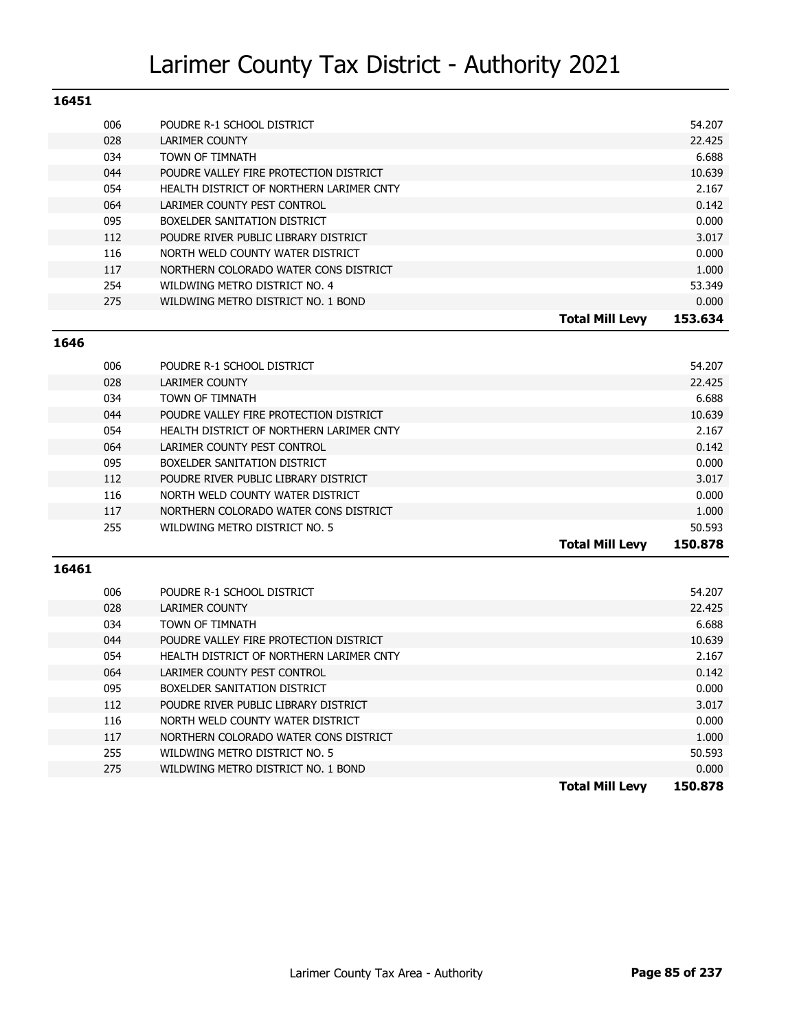# Larimer County Tax District - Authority 2021

## 16451

| Code | Authority | | Levy |
|---|---|---|---|
| 006 | POUDRE R-1 SCHOOL DISTRICT | | 54.207 |
| 028 | LARIMER COUNTY | | 22.425 |
| 034 | TOWN OF TIMNATH | | 6.688 |
| 044 | POUDRE VALLEY FIRE PROTECTION DISTRICT | | 10.639 |
| 054 | HEALTH DISTRICT OF NORTHERN LARIMER CNTY | | 2.167 |
| 064 | LARIMER COUNTY PEST CONTROL | | 0.142 |
| 095 | BOXELDER SANITATION DISTRICT | | 0.000 |
| 112 | POUDRE RIVER PUBLIC LIBRARY DISTRICT | | 3.017 |
| 116 | NORTH WELD COUNTY WATER DISTRICT | | 0.000 |
| 117 | NORTHERN COLORADO WATER CONS DISTRICT | | 1.000 |
| 254 | WILDWING METRO DISTRICT NO. 4 | | 53.349 |
| 275 | WILDWING METRO DISTRICT NO. 1 BOND | | 0.000 |
| | | **Total Mill Levy** | **153.634** |

## 1646

| Code | Authority | | Levy |
|---|---|---|---|
| 006 | POUDRE R-1 SCHOOL DISTRICT | | 54.207 |
| 028 | LARIMER COUNTY | | 22.425 |
| 034 | TOWN OF TIMNATH | | 6.688 |
| 044 | POUDRE VALLEY FIRE PROTECTION DISTRICT | | 10.639 |
| 054 | HEALTH DISTRICT OF NORTHERN LARIMER CNTY | | 2.167 |
| 064 | LARIMER COUNTY PEST CONTROL | | 0.142 |
| 095 | BOXELDER SANITATION DISTRICT | | 0.000 |
| 112 | POUDRE RIVER PUBLIC LIBRARY DISTRICT | | 3.017 |
| 116 | NORTH WELD COUNTY WATER DISTRICT | | 0.000 |
| 117 | NORTHERN COLORADO WATER CONS DISTRICT | | 1.000 |
| 255 | WILDWING METRO DISTRICT NO. 5 | | 50.593 |
| | | **Total Mill Levy** | **150.878** |

## 16461

| Code | Authority | | Levy |
|---|---|---|---|
| 006 | POUDRE R-1 SCHOOL DISTRICT | | 54.207 |
| 028 | LARIMER COUNTY | | 22.425 |
| 034 | TOWN OF TIMNATH | | 6.688 |
| 044 | POUDRE VALLEY FIRE PROTECTION DISTRICT | | 10.639 |
| 054 | HEALTH DISTRICT OF NORTHERN LARIMER CNTY | | 2.167 |
| 064 | LARIMER COUNTY PEST CONTROL | | 0.142 |
| 095 | BOXELDER SANITATION DISTRICT | | 0.000 |
| 112 | POUDRE RIVER PUBLIC LIBRARY DISTRICT | | 3.017 |
| 116 | NORTH WELD COUNTY WATER DISTRICT | | 0.000 |
| 117 | NORTHERN COLORADO WATER CONS DISTRICT | | 1.000 |
| 255 | WILDWING METRO DISTRICT NO. 5 | | 50.593 |
| 275 | WILDWING METRO DISTRICT NO. 1 BOND | | 0.000 |
| | | **Total Mill Levy** | **150.878** |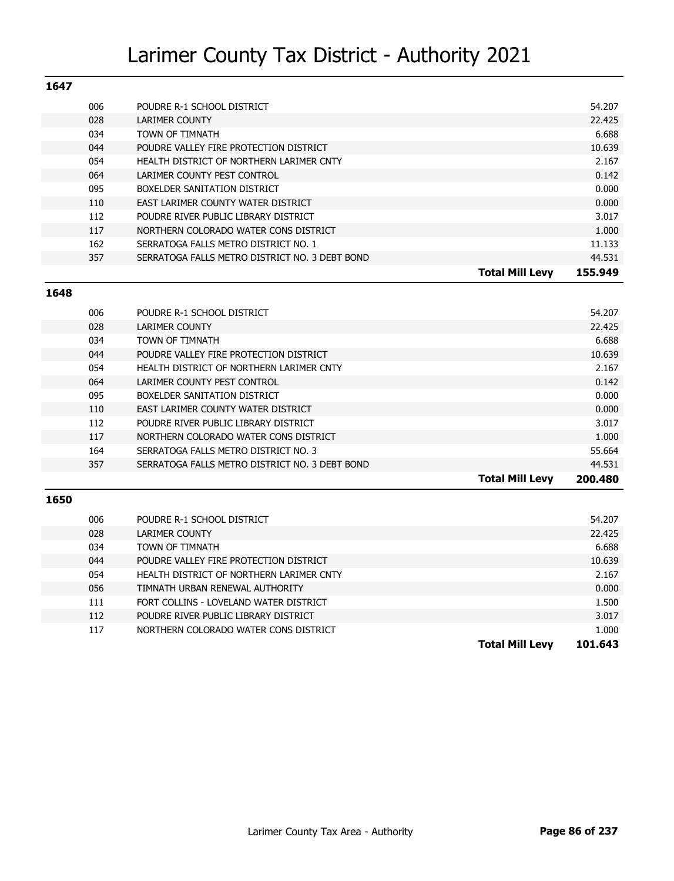# Larimer County Tax District - Authority 2021

## 1647

| Code | Authority | Mill Levy |
|---|---|---|
| 006 | POUDRE R-1 SCHOOL DISTRICT | 54.207 |
| 028 | LARIMER COUNTY | 22.425 |
| 034 | TOWN OF TIMNATH | 6.688 |
| 044 | POUDRE VALLEY FIRE PROTECTION DISTRICT | 10.639 |
| 054 | HEALTH DISTRICT OF NORTHERN LARIMER CNTY | 2.167 |
| 064 | LARIMER COUNTY PEST CONTROL | 0.142 |
| 095 | BOXELDER SANITATION DISTRICT | 0.000 |
| 110 | EAST LARIMER COUNTY WATER DISTRICT | 0.000 |
| 112 | POUDRE RIVER PUBLIC LIBRARY DISTRICT | 3.017 |
| 117 | NORTHERN COLORADO WATER CONS DISTRICT | 1.000 |
| 162 | SERRATOGA FALLS METRO DISTRICT NO. 1 | 11.133 |
| 357 | SERRATOGA FALLS METRO DISTRICT NO. 3 DEBT BOND | 44.531 |
| | **Total Mill Levy** | **155.949** |

## 1648

| Code | Authority | Mill Levy |
|---|---|---|
| 006 | POUDRE R-1 SCHOOL DISTRICT | 54.207 |
| 028 | LARIMER COUNTY | 22.425 |
| 034 | TOWN OF TIMNATH | 6.688 |
| 044 | POUDRE VALLEY FIRE PROTECTION DISTRICT | 10.639 |
| 054 | HEALTH DISTRICT OF NORTHERN LARIMER CNTY | 2.167 |
| 064 | LARIMER COUNTY PEST CONTROL | 0.142 |
| 095 | BOXELDER SANITATION DISTRICT | 0.000 |
| 110 | EAST LARIMER COUNTY WATER DISTRICT | 0.000 |
| 112 | POUDRE RIVER PUBLIC LIBRARY DISTRICT | 3.017 |
| 117 | NORTHERN COLORADO WATER CONS DISTRICT | 1.000 |
| 164 | SERRATOGA FALLS METRO DISTRICT NO. 3 | 55.664 |
| 357 | SERRATOGA FALLS METRO DISTRICT NO. 3 DEBT BOND | 44.531 |
| | **Total Mill Levy** | **200.480** |

## 1650

| Code | Authority | Mill Levy |
|---|---|---|
| 006 | POUDRE R-1 SCHOOL DISTRICT | 54.207 |
| 028 | LARIMER COUNTY | 22.425 |
| 034 | TOWN OF TIMNATH | 6.688 |
| 044 | POUDRE VALLEY FIRE PROTECTION DISTRICT | 10.639 |
| 054 | HEALTH DISTRICT OF NORTHERN LARIMER CNTY | 2.167 |
| 056 | TIMNATH URBAN RENEWAL AUTHORITY | 0.000 |
| 111 | FORT COLLINS - LOVELAND WATER DISTRICT | 1.500 |
| 112 | POUDRE RIVER PUBLIC LIBRARY DISTRICT | 3.017 |
| 117 | NORTHERN COLORADO WATER CONS DISTRICT | 1.000 |
| | **Total Mill Levy** | **101.643** |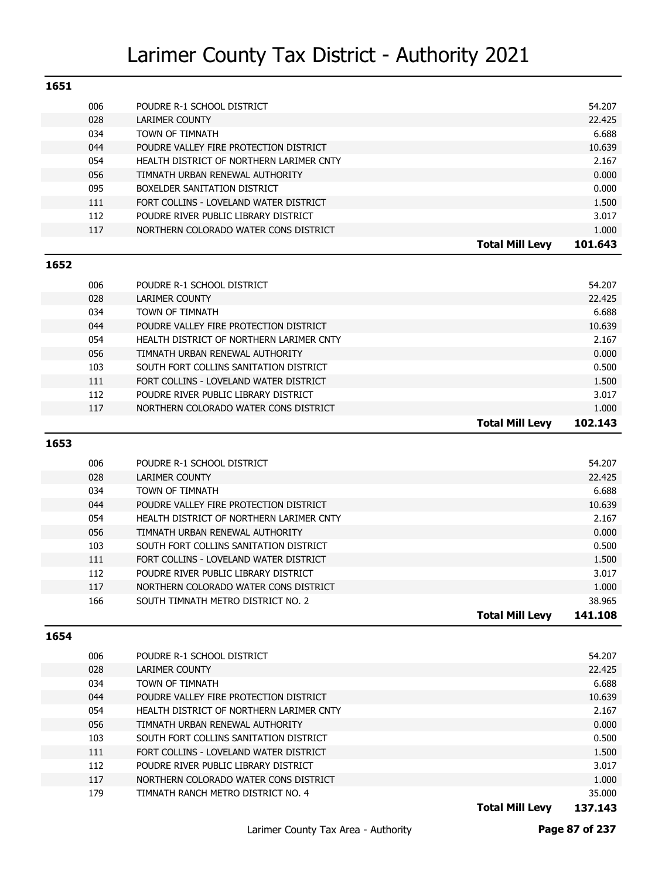# Larimer County Tax District - Authority 2021

## 1651

| | | |
|---|---|---|
| 006 | POUDRE R-1 SCHOOL DISTRICT | 54.207 |
| 028 | LARIMER COUNTY | 22.425 |
| 034 | TOWN OF TIMNATH | 6.688 |
| 044 | POUDRE VALLEY FIRE PROTECTION DISTRICT | 10.639 |
| 054 | HEALTH DISTRICT OF NORTHERN LARIMER CNTY | 2.167 |
| 056 | TIMNATH URBAN RENEWAL AUTHORITY | 0.000 |
| 095 | BOXELDER SANITATION DISTRICT | 0.000 |
| 111 | FORT COLLINS - LOVELAND WATER DISTRICT | 1.500 |
| 112 | POUDRE RIVER PUBLIC LIBRARY DISTRICT | 3.017 |
| 117 | NORTHERN COLORADO WATER CONS DISTRICT | 1.000 |
| | **Total Mill Levy** | **101.643** |

## 1652

| | | |
|---|---|---|
| 006 | POUDRE R-1 SCHOOL DISTRICT | 54.207 |
| 028 | LARIMER COUNTY | 22.425 |
| 034 | TOWN OF TIMNATH | 6.688 |
| 044 | POUDRE VALLEY FIRE PROTECTION DISTRICT | 10.639 |
| 054 | HEALTH DISTRICT OF NORTHERN LARIMER CNTY | 2.167 |
| 056 | TIMNATH URBAN RENEWAL AUTHORITY | 0.000 |
| 103 | SOUTH FORT COLLINS SANITATION DISTRICT | 0.500 |
| 111 | FORT COLLINS - LOVELAND WATER DISTRICT | 1.500 |
| 112 | POUDRE RIVER PUBLIC LIBRARY DISTRICT | 3.017 |
| 117 | NORTHERN COLORADO WATER CONS DISTRICT | 1.000 |
| | **Total Mill Levy** | **102.143** |

## 1653

| | | |
|---|---|---|
| 006 | POUDRE R-1 SCHOOL DISTRICT | 54.207 |
| 028 | LARIMER COUNTY | 22.425 |
| 034 | TOWN OF TIMNATH | 6.688 |
| 044 | POUDRE VALLEY FIRE PROTECTION DISTRICT | 10.639 |
| 054 | HEALTH DISTRICT OF NORTHERN LARIMER CNTY | 2.167 |
| 056 | TIMNATH URBAN RENEWAL AUTHORITY | 0.000 |
| 103 | SOUTH FORT COLLINS SANITATION DISTRICT | 0.500 |
| 111 | FORT COLLINS - LOVELAND WATER DISTRICT | 1.500 |
| 112 | POUDRE RIVER PUBLIC LIBRARY DISTRICT | 3.017 |
| 117 | NORTHERN COLORADO WATER CONS DISTRICT | 1.000 |
| 166 | SOUTH TIMNATH METRO DISTRICT NO. 2 | 38.965 |
| | **Total Mill Levy** | **141.108** |

## 1654

| | | |
|---|---|---|
| 006 | POUDRE R-1 SCHOOL DISTRICT | 54.207 |
| 028 | LARIMER COUNTY | 22.425 |
| 034 | TOWN OF TIMNATH | 6.688 |
| 044 | POUDRE VALLEY FIRE PROTECTION DISTRICT | 10.639 |
| 054 | HEALTH DISTRICT OF NORTHERN LARIMER CNTY | 2.167 |
| 056 | TIMNATH URBAN RENEWAL AUTHORITY | 0.000 |
| 103 | SOUTH FORT COLLINS SANITATION DISTRICT | 0.500 |
| 111 | FORT COLLINS - LOVELAND WATER DISTRICT | 1.500 |
| 112 | POUDRE RIVER PUBLIC LIBRARY DISTRICT | 3.017 |
| 117 | NORTHERN COLORADO WATER CONS DISTRICT | 1.000 |
| 179 | TIMNATH RANCH METRO DISTRICT NO. 4 | 35.000 |
| | **Total Mill Levy** | **137.143** |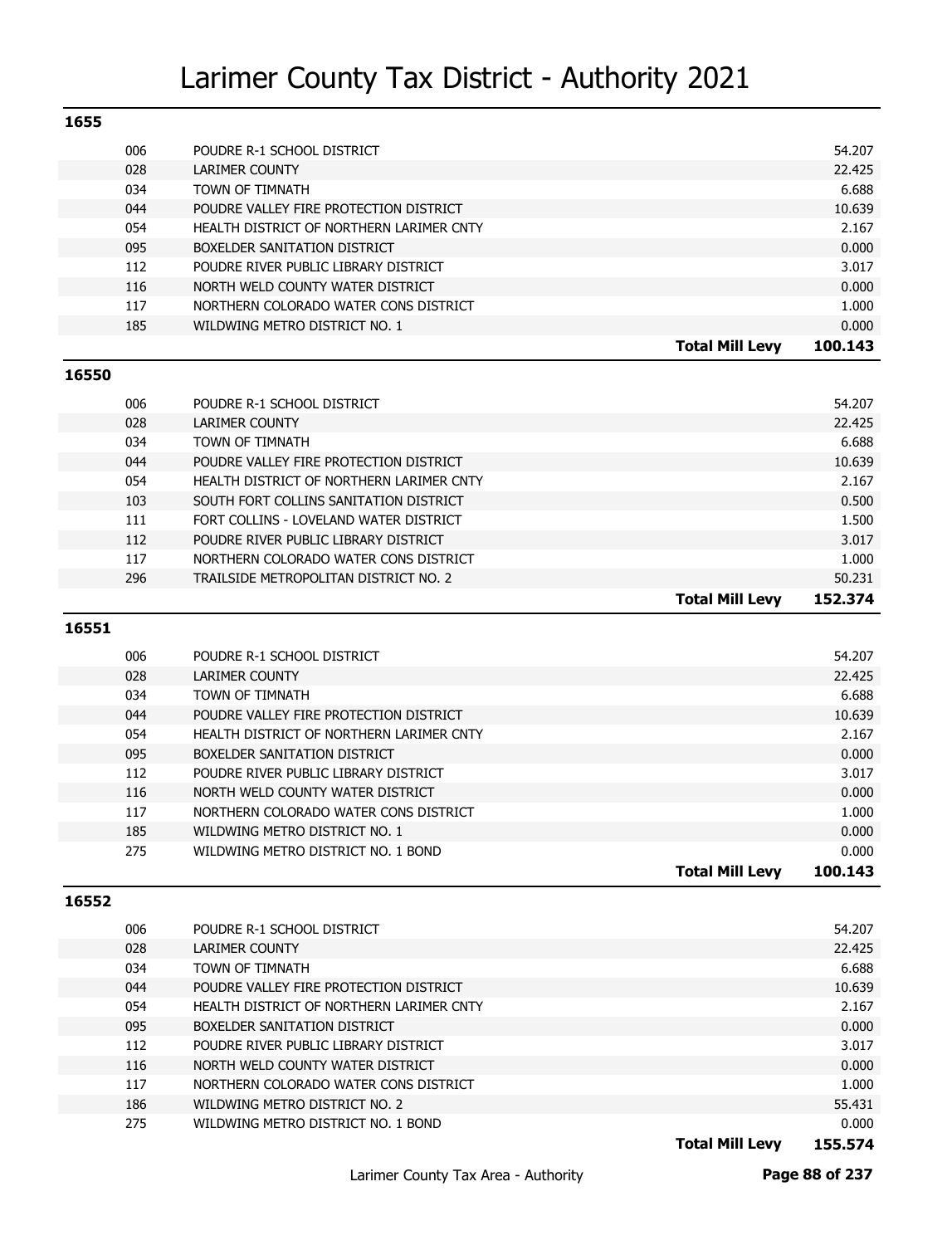# Larimer County Tax District - Authority 2021

## 1655

| Code | Authority | Mill Levy |
|---|---|---|
| 006 | POUDRE R-1 SCHOOL DISTRICT | 54.207 |
| 028 | LARIMER COUNTY | 22.425 |
| 034 | TOWN OF TIMNATH | 6.688 |
| 044 | POUDRE VALLEY FIRE PROTECTION DISTRICT | 10.639 |
| 054 | HEALTH DISTRICT OF NORTHERN LARIMER CNTY | 2.167 |
| 095 | BOXELDER SANITATION DISTRICT | 0.000 |
| 112 | POUDRE RIVER PUBLIC LIBRARY DISTRICT | 3.017 |
| 116 | NORTH WELD COUNTY WATER DISTRICT | 0.000 |
| 117 | NORTHERN COLORADO WATER CONS DISTRICT | 1.000 |
| 185 | WILDWING METRO DISTRICT NO. 1 | 0.000 |
| | **Total Mill Levy** | **100.143** |

## 16550

| Code | Authority | Mill Levy |
|---|---|---|
| 006 | POUDRE R-1 SCHOOL DISTRICT | 54.207 |
| 028 | LARIMER COUNTY | 22.425 |
| 034 | TOWN OF TIMNATH | 6.688 |
| 044 | POUDRE VALLEY FIRE PROTECTION DISTRICT | 10.639 |
| 054 | HEALTH DISTRICT OF NORTHERN LARIMER CNTY | 2.167 |
| 103 | SOUTH FORT COLLINS SANITATION DISTRICT | 0.500 |
| 111 | FORT COLLINS - LOVELAND WATER DISTRICT | 1.500 |
| 112 | POUDRE RIVER PUBLIC LIBRARY DISTRICT | 3.017 |
| 117 | NORTHERN COLORADO WATER CONS DISTRICT | 1.000 |
| 296 | TRAILSIDE METROPOLITAN DISTRICT NO. 2 | 50.231 |
| | **Total Mill Levy** | **152.374** |

## 16551

| Code | Authority | Mill Levy |
|---|---|---|
| 006 | POUDRE R-1 SCHOOL DISTRICT | 54.207 |
| 028 | LARIMER COUNTY | 22.425 |
| 034 | TOWN OF TIMNATH | 6.688 |
| 044 | POUDRE VALLEY FIRE PROTECTION DISTRICT | 10.639 |
| 054 | HEALTH DISTRICT OF NORTHERN LARIMER CNTY | 2.167 |
| 095 | BOXELDER SANITATION DISTRICT | 0.000 |
| 112 | POUDRE RIVER PUBLIC LIBRARY DISTRICT | 3.017 |
| 116 | NORTH WELD COUNTY WATER DISTRICT | 0.000 |
| 117 | NORTHERN COLORADO WATER CONS DISTRICT | 1.000 |
| 185 | WILDWING METRO DISTRICT NO. 1 | 0.000 |
| 275 | WILDWING METRO DISTRICT NO. 1 BOND | 0.000 |
| | **Total Mill Levy** | **100.143** |

## 16552

| Code | Authority | Mill Levy |
|---|---|---|
| 006 | POUDRE R-1 SCHOOL DISTRICT | 54.207 |
| 028 | LARIMER COUNTY | 22.425 |
| 034 | TOWN OF TIMNATH | 6.688 |
| 044 | POUDRE VALLEY FIRE PROTECTION DISTRICT | 10.639 |
| 054 | HEALTH DISTRICT OF NORTHERN LARIMER CNTY | 2.167 |
| 095 | BOXELDER SANITATION DISTRICT | 0.000 |
| 112 | POUDRE RIVER PUBLIC LIBRARY DISTRICT | 3.017 |
| 116 | NORTH WELD COUNTY WATER DISTRICT | 0.000 |
| 117 | NORTHERN COLORADO WATER CONS DISTRICT | 1.000 |
| 186 | WILDWING METRO DISTRICT NO. 2 | 55.431 |
| 275 | WILDWING METRO DISTRICT NO. 1 BOND | 0.000 |
| | **Total Mill Levy** | **155.574** |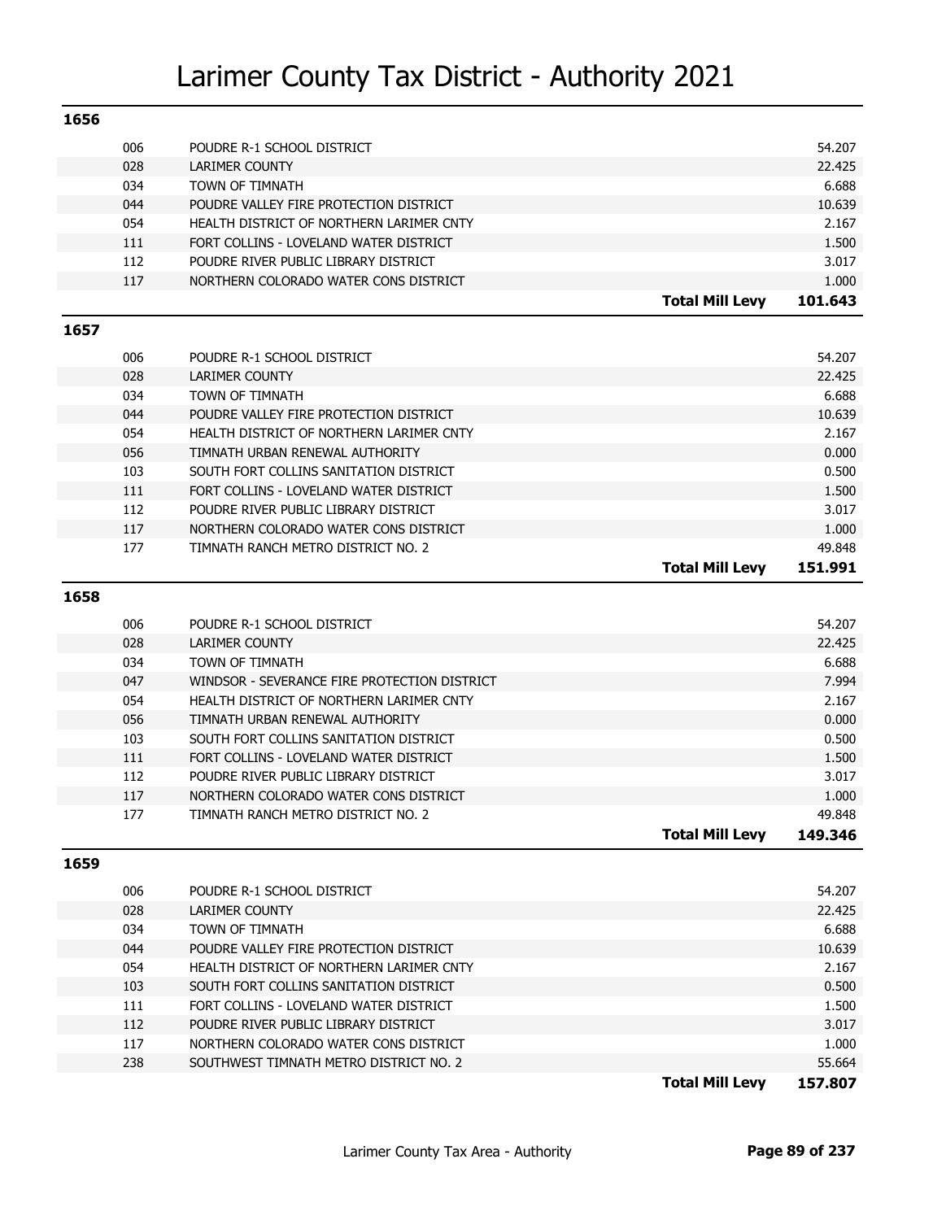# Larimer County Tax District - Authority 2021

## 1656

| Code | Authority | | Levy |
|---|---|---|---|
| 006 | POUDRE R-1 SCHOOL DISTRICT | | 54.207 |
| 028 | LARIMER COUNTY | | 22.425 |
| 034 | TOWN OF TIMNATH | | 6.688 |
| 044 | POUDRE VALLEY FIRE PROTECTION DISTRICT | | 10.639 |
| 054 | HEALTH DISTRICT OF NORTHERN LARIMER CNTY | | 2.167 |
| 111 | FORT COLLINS - LOVELAND WATER DISTRICT | | 1.500 |
| 112 | POUDRE RIVER PUBLIC LIBRARY DISTRICT | | 3.017 |
| 117 | NORTHERN COLORADO WATER CONS DISTRICT | | 1.000 |
| | | **Total Mill Levy** | **101.643** |

## 1657

| Code | Authority | | Levy |
|---|---|---|---|
| 006 | POUDRE R-1 SCHOOL DISTRICT | | 54.207 |
| 028 | LARIMER COUNTY | | 22.425 |
| 034 | TOWN OF TIMNATH | | 6.688 |
| 044 | POUDRE VALLEY FIRE PROTECTION DISTRICT | | 10.639 |
| 054 | HEALTH DISTRICT OF NORTHERN LARIMER CNTY | | 2.167 |
| 056 | TIMNATH URBAN RENEWAL AUTHORITY | | 0.000 |
| 103 | SOUTH FORT COLLINS SANITATION DISTRICT | | 0.500 |
| 111 | FORT COLLINS - LOVELAND WATER DISTRICT | | 1.500 |
| 112 | POUDRE RIVER PUBLIC LIBRARY DISTRICT | | 3.017 |
| 117 | NORTHERN COLORADO WATER CONS DISTRICT | | 1.000 |
| 177 | TIMNATH RANCH METRO DISTRICT NO. 2 | | 49.848 |
| | | **Total Mill Levy** | **151.991** |

## 1658

| Code | Authority | | Levy |
|---|---|---|---|
| 006 | POUDRE R-1 SCHOOL DISTRICT | | 54.207 |
| 028 | LARIMER COUNTY | | 22.425 |
| 034 | TOWN OF TIMNATH | | 6.688 |
| 047 | WINDSOR - SEVERANCE FIRE PROTECTION DISTRICT | | 7.994 |
| 054 | HEALTH DISTRICT OF NORTHERN LARIMER CNTY | | 2.167 |
| 056 | TIMNATH URBAN RENEWAL AUTHORITY | | 0.000 |
| 103 | SOUTH FORT COLLINS SANITATION DISTRICT | | 0.500 |
| 111 | FORT COLLINS - LOVELAND WATER DISTRICT | | 1.500 |
| 112 | POUDRE RIVER PUBLIC LIBRARY DISTRICT | | 3.017 |
| 117 | NORTHERN COLORADO WATER CONS DISTRICT | | 1.000 |
| 177 | TIMNATH RANCH METRO DISTRICT NO. 2 | | 49.848 |
| | | **Total Mill Levy** | **149.346** |

## 1659

| Code | Authority | | Levy |
|---|---|---|---|
| 006 | POUDRE R-1 SCHOOL DISTRICT | | 54.207 |
| 028 | LARIMER COUNTY | | 22.425 |
| 034 | TOWN OF TIMNATH | | 6.688 |
| 044 | POUDRE VALLEY FIRE PROTECTION DISTRICT | | 10.639 |
| 054 | HEALTH DISTRICT OF NORTHERN LARIMER CNTY | | 2.167 |
| 103 | SOUTH FORT COLLINS SANITATION DISTRICT | | 0.500 |
| 111 | FORT COLLINS - LOVELAND WATER DISTRICT | | 1.500 |
| 112 | POUDRE RIVER PUBLIC LIBRARY DISTRICT | | 3.017 |
| 117 | NORTHERN COLORADO WATER CONS DISTRICT | | 1.000 |
| 238 | SOUTHWEST TIMNATH METRO DISTRICT NO. 2 | | 55.664 |
| | | **Total Mill Levy** | **157.807** |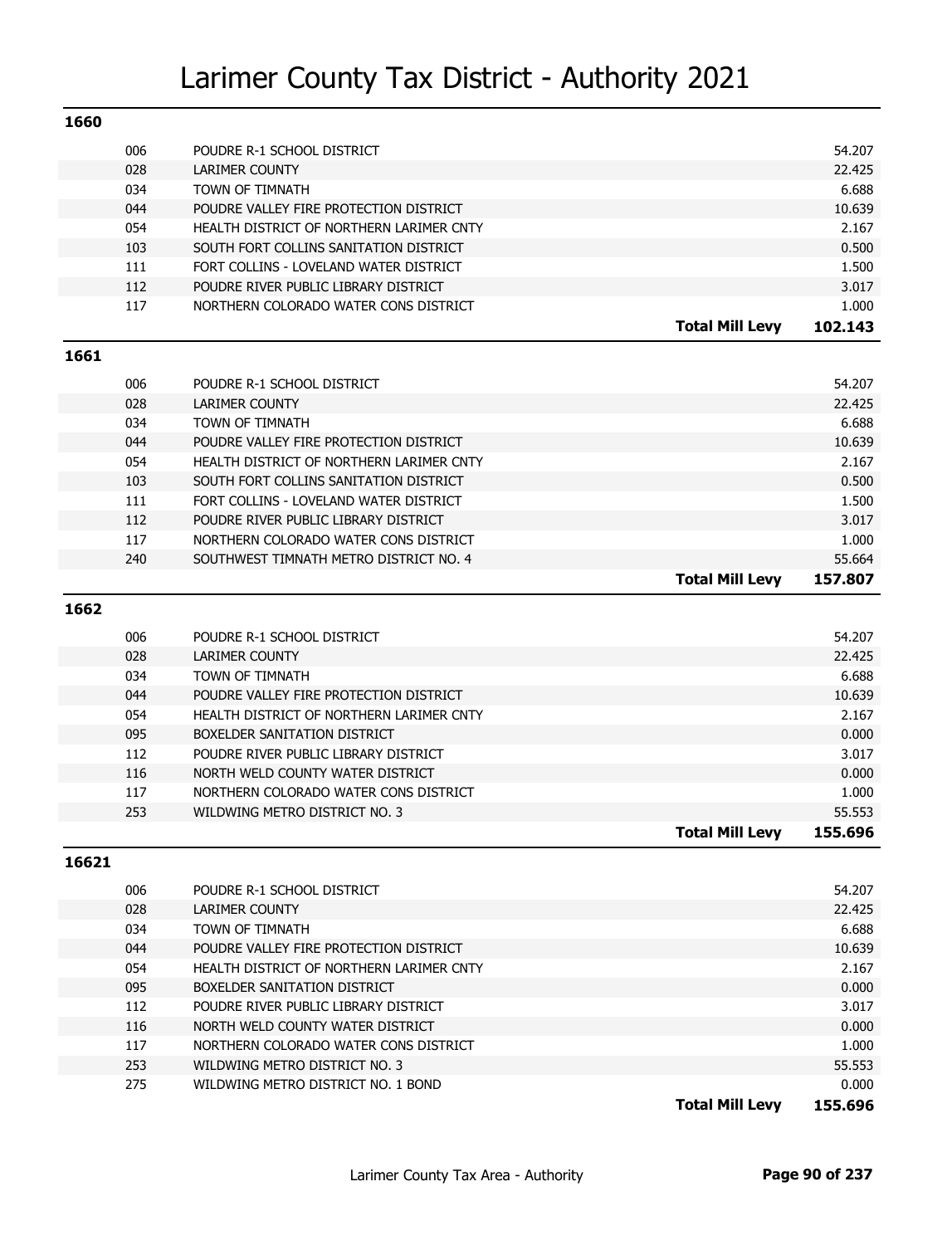# Larimer County Tax District - Authority 2021

## 1660

| Code | Authority | | Mill Levy |
|---|---|---|---|
| 006 | POUDRE R-1 SCHOOL DISTRICT | | 54.207 |
| 028 | LARIMER COUNTY | | 22.425 |
| 034 | TOWN OF TIMNATH | | 6.688 |
| 044 | POUDRE VALLEY FIRE PROTECTION DISTRICT | | 10.639 |
| 054 | HEALTH DISTRICT OF NORTHERN LARIMER CNTY | | 2.167 |
| 103 | SOUTH FORT COLLINS SANITATION DISTRICT | | 0.500 |
| 111 | FORT COLLINS - LOVELAND WATER DISTRICT | | 1.500 |
| 112 | POUDRE RIVER PUBLIC LIBRARY DISTRICT | | 3.017 |
| 117 | NORTHERN COLORADO WATER CONS DISTRICT | | 1.000 |
| | | **Total Mill Levy** | **102.143** |

## 1661

| Code | Authority | | Mill Levy |
|---|---|---|---|
| 006 | POUDRE R-1 SCHOOL DISTRICT | | 54.207 |
| 028 | LARIMER COUNTY | | 22.425 |
| 034 | TOWN OF TIMNATH | | 6.688 |
| 044 | POUDRE VALLEY FIRE PROTECTION DISTRICT | | 10.639 |
| 054 | HEALTH DISTRICT OF NORTHERN LARIMER CNTY | | 2.167 |
| 103 | SOUTH FORT COLLINS SANITATION DISTRICT | | 0.500 |
| 111 | FORT COLLINS - LOVELAND WATER DISTRICT | | 1.500 |
| 112 | POUDRE RIVER PUBLIC LIBRARY DISTRICT | | 3.017 |
| 117 | NORTHERN COLORADO WATER CONS DISTRICT | | 1.000 |
| 240 | SOUTHWEST TIMNATH METRO DISTRICT NO. 4 | | 55.664 |
| | | **Total Mill Levy** | **157.807** |

## 1662

| Code | Authority | | Mill Levy |
|---|---|---|---|
| 006 | POUDRE R-1 SCHOOL DISTRICT | | 54.207 |
| 028 | LARIMER COUNTY | | 22.425 |
| 034 | TOWN OF TIMNATH | | 6.688 |
| 044 | POUDRE VALLEY FIRE PROTECTION DISTRICT | | 10.639 |
| 054 | HEALTH DISTRICT OF NORTHERN LARIMER CNTY | | 2.167 |
| 095 | BOXELDER SANITATION DISTRICT | | 0.000 |
| 112 | POUDRE RIVER PUBLIC LIBRARY DISTRICT | | 3.017 |
| 116 | NORTH WELD COUNTY WATER DISTRICT | | 0.000 |
| 117 | NORTHERN COLORADO WATER CONS DISTRICT | | 1.000 |
| 253 | WILDWING METRO DISTRICT NO. 3 | | 55.553 |
| | | **Total Mill Levy** | **155.696** |

## 16621

| Code | Authority | | Mill Levy |
|---|---|---|---|
| 006 | POUDRE R-1 SCHOOL DISTRICT | | 54.207 |
| 028 | LARIMER COUNTY | | 22.425 |
| 034 | TOWN OF TIMNATH | | 6.688 |
| 044 | POUDRE VALLEY FIRE PROTECTION DISTRICT | | 10.639 |
| 054 | HEALTH DISTRICT OF NORTHERN LARIMER CNTY | | 2.167 |
| 095 | BOXELDER SANITATION DISTRICT | | 0.000 |
| 112 | POUDRE RIVER PUBLIC LIBRARY DISTRICT | | 3.017 |
| 116 | NORTH WELD COUNTY WATER DISTRICT | | 0.000 |
| 117 | NORTHERN COLORADO WATER CONS DISTRICT | | 1.000 |
| 253 | WILDWING METRO DISTRICT NO. 3 | | 55.553 |
| 275 | WILDWING METRO DISTRICT NO. 1 BOND | | 0.000 |
| | | **Total Mill Levy** | **155.696** |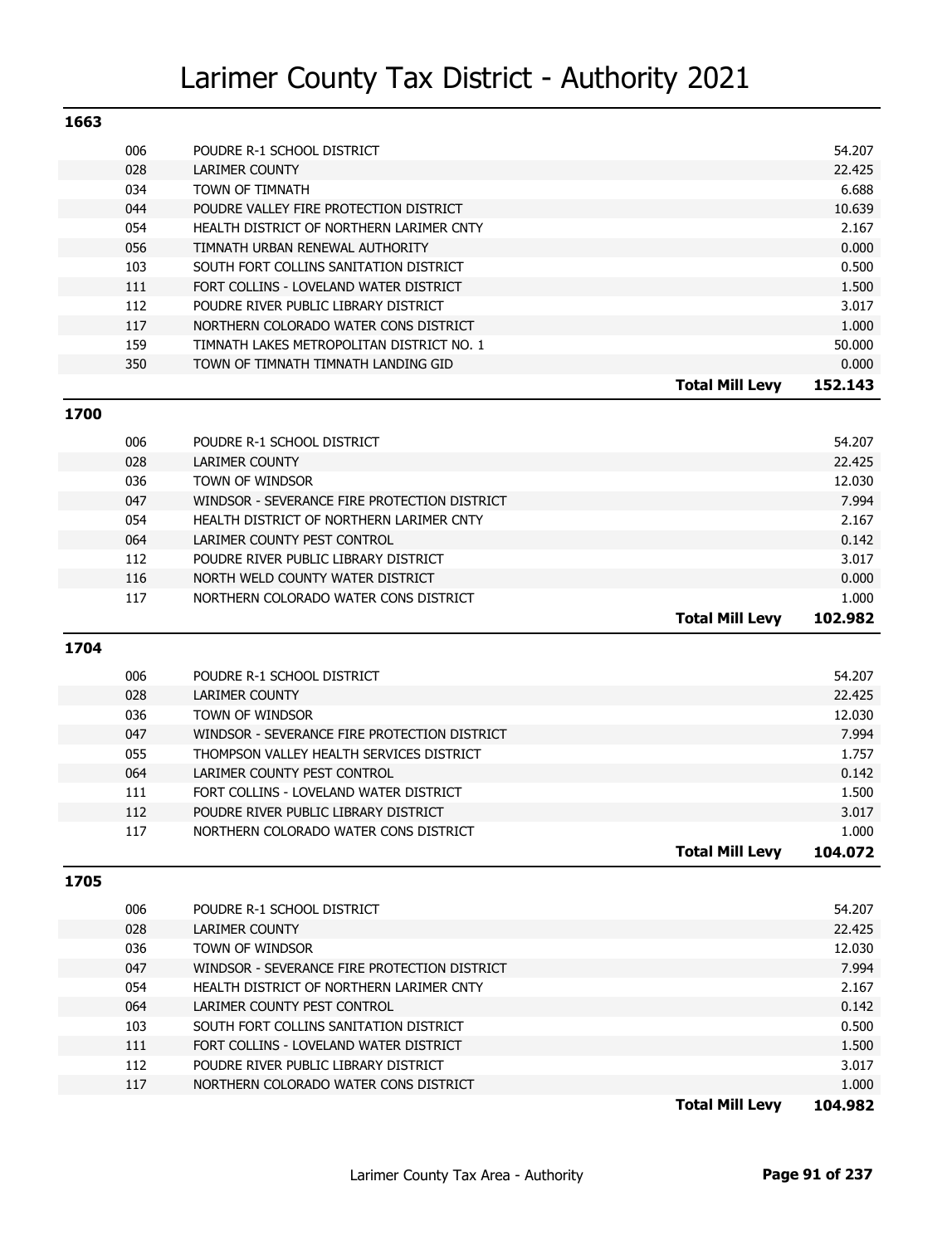# Larimer County Tax District - Authority 2021

## 1663

| Code | Authority | Mill Levy |
|---|---|---|
| 006 | POUDRE R-1 SCHOOL DISTRICT | 54.207 |
| 028 | LARIMER COUNTY | 22.425 |
| 034 | TOWN OF TIMNATH | 6.688 |
| 044 | POUDRE VALLEY FIRE PROTECTION DISTRICT | 10.639 |
| 054 | HEALTH DISTRICT OF NORTHERN LARIMER CNTY | 2.167 |
| 056 | TIMNATH URBAN RENEWAL AUTHORITY | 0.000 |
| 103 | SOUTH FORT COLLINS SANITATION DISTRICT | 0.500 |
| 111 | FORT COLLINS - LOVELAND WATER DISTRICT | 1.500 |
| 112 | POUDRE RIVER PUBLIC LIBRARY DISTRICT | 3.017 |
| 117 | NORTHERN COLORADO WATER CONS DISTRICT | 1.000 |
| 159 | TIMNATH LAKES METROPOLITAN DISTRICT NO. 1 | 50.000 |
| 350 | TOWN OF TIMNATH TIMNATH LANDING GID | 0.000 |
| | **Total Mill Levy** | **152.143** |

## 1700

| Code | Authority | Mill Levy |
|---|---|---|
| 006 | POUDRE R-1 SCHOOL DISTRICT | 54.207 |
| 028 | LARIMER COUNTY | 22.425 |
| 036 | TOWN OF WINDSOR | 12.030 |
| 047 | WINDSOR - SEVERANCE FIRE PROTECTION DISTRICT | 7.994 |
| 054 | HEALTH DISTRICT OF NORTHERN LARIMER CNTY | 2.167 |
| 064 | LARIMER COUNTY PEST CONTROL | 0.142 |
| 112 | POUDRE RIVER PUBLIC LIBRARY DISTRICT | 3.017 |
| 116 | NORTH WELD COUNTY WATER DISTRICT | 0.000 |
| 117 | NORTHERN COLORADO WATER CONS DISTRICT | 1.000 |
| | **Total Mill Levy** | **102.982** |

## 1704

| Code | Authority | Mill Levy |
|---|---|---|
| 006 | POUDRE R-1 SCHOOL DISTRICT | 54.207 |
| 028 | LARIMER COUNTY | 22.425 |
| 036 | TOWN OF WINDSOR | 12.030 |
| 047 | WINDSOR - SEVERANCE FIRE PROTECTION DISTRICT | 7.994 |
| 055 | THOMPSON VALLEY HEALTH SERVICES DISTRICT | 1.757 |
| 064 | LARIMER COUNTY PEST CONTROL | 0.142 |
| 111 | FORT COLLINS - LOVELAND WATER DISTRICT | 1.500 |
| 112 | POUDRE RIVER PUBLIC LIBRARY DISTRICT | 3.017 |
| 117 | NORTHERN COLORADO WATER CONS DISTRICT | 1.000 |
| | **Total Mill Levy** | **104.072** |

## 1705

| Code | Authority | Mill Levy |
|---|---|---|
| 006 | POUDRE R-1 SCHOOL DISTRICT | 54.207 |
| 028 | LARIMER COUNTY | 22.425 |
| 036 | TOWN OF WINDSOR | 12.030 |
| 047 | WINDSOR - SEVERANCE FIRE PROTECTION DISTRICT | 7.994 |
| 054 | HEALTH DISTRICT OF NORTHERN LARIMER CNTY | 2.167 |
| 064 | LARIMER COUNTY PEST CONTROL | 0.142 |
| 103 | SOUTH FORT COLLINS SANITATION DISTRICT | 0.500 |
| 111 | FORT COLLINS - LOVELAND WATER DISTRICT | 1.500 |
| 112 | POUDRE RIVER PUBLIC LIBRARY DISTRICT | 3.017 |
| 117 | NORTHERN COLORADO WATER CONS DISTRICT | 1.000 |
| | **Total Mill Levy** | **104.982** |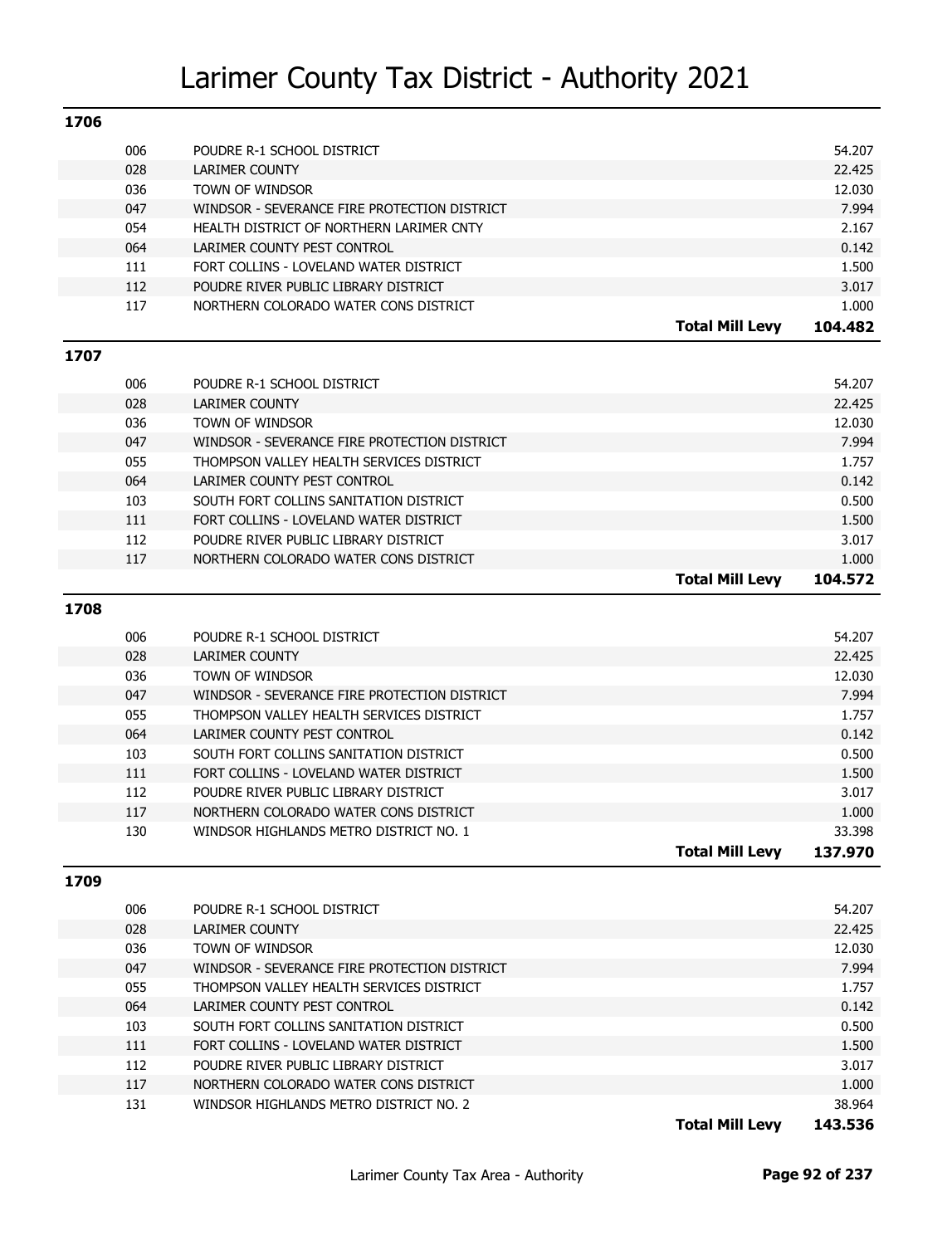# Larimer County Tax District - Authority 2021

## 1706

| Code | Authority | | Mill Levy |
|---|---|---|---|
| 006 | POUDRE R-1 SCHOOL DISTRICT | | 54.207 |
| 028 | LARIMER COUNTY | | 22.425 |
| 036 | TOWN OF WINDSOR | | 12.030 |
| 047 | WINDSOR - SEVERANCE FIRE PROTECTION DISTRICT | | 7.994 |
| 054 | HEALTH DISTRICT OF NORTHERN LARIMER CNTY | | 2.167 |
| 064 | LARIMER COUNTY PEST CONTROL | | 0.142 |
| 111 | FORT COLLINS - LOVELAND WATER DISTRICT | | 1.500 |
| 112 | POUDRE RIVER PUBLIC LIBRARY DISTRICT | | 3.017 |
| 117 | NORTHERN COLORADO WATER CONS DISTRICT | | 1.000 |
| | | **Total Mill Levy** | **104.482** |

## 1707

| Code | Authority | | Mill Levy |
|---|---|---|---|
| 006 | POUDRE R-1 SCHOOL DISTRICT | | 54.207 |
| 028 | LARIMER COUNTY | | 22.425 |
| 036 | TOWN OF WINDSOR | | 12.030 |
| 047 | WINDSOR - SEVERANCE FIRE PROTECTION DISTRICT | | 7.994 |
| 055 | THOMPSON VALLEY HEALTH SERVICES DISTRICT | | 1.757 |
| 064 | LARIMER COUNTY PEST CONTROL | | 0.142 |
| 103 | SOUTH FORT COLLINS SANITATION DISTRICT | | 0.500 |
| 111 | FORT COLLINS - LOVELAND WATER DISTRICT | | 1.500 |
| 112 | POUDRE RIVER PUBLIC LIBRARY DISTRICT | | 3.017 |
| 117 | NORTHERN COLORADO WATER CONS DISTRICT | | 1.000 |
| | | **Total Mill Levy** | **104.572** |

## 1708

| Code | Authority | | Mill Levy |
|---|---|---|---|
| 006 | POUDRE R-1 SCHOOL DISTRICT | | 54.207 |
| 028 | LARIMER COUNTY | | 22.425 |
| 036 | TOWN OF WINDSOR | | 12.030 |
| 047 | WINDSOR - SEVERANCE FIRE PROTECTION DISTRICT | | 7.994 |
| 055 | THOMPSON VALLEY HEALTH SERVICES DISTRICT | | 1.757 |
| 064 | LARIMER COUNTY PEST CONTROL | | 0.142 |
| 103 | SOUTH FORT COLLINS SANITATION DISTRICT | | 0.500 |
| 111 | FORT COLLINS - LOVELAND WATER DISTRICT | | 1.500 |
| 112 | POUDRE RIVER PUBLIC LIBRARY DISTRICT | | 3.017 |
| 117 | NORTHERN COLORADO WATER CONS DISTRICT | | 1.000 |
| 130 | WINDSOR HIGHLANDS METRO DISTRICT NO. 1 | | 33.398 |
| | | **Total Mill Levy** | **137.970** |

## 1709

| Code | Authority | | Mill Levy |
|---|---|---|---|
| 006 | POUDRE R-1 SCHOOL DISTRICT | | 54.207 |
| 028 | LARIMER COUNTY | | 22.425 |
| 036 | TOWN OF WINDSOR | | 12.030 |
| 047 | WINDSOR - SEVERANCE FIRE PROTECTION DISTRICT | | 7.994 |
| 055 | THOMPSON VALLEY HEALTH SERVICES DISTRICT | | 1.757 |
| 064 | LARIMER COUNTY PEST CONTROL | | 0.142 |
| 103 | SOUTH FORT COLLINS SANITATION DISTRICT | | 0.500 |
| 111 | FORT COLLINS - LOVELAND WATER DISTRICT | | 1.500 |
| 112 | POUDRE RIVER PUBLIC LIBRARY DISTRICT | | 3.017 |
| 117 | NORTHERN COLORADO WATER CONS DISTRICT | | 1.000 |
| 131 | WINDSOR HIGHLANDS METRO DISTRICT NO. 2 | | 38.964 |
| | | **Total Mill Levy** | **143.536** |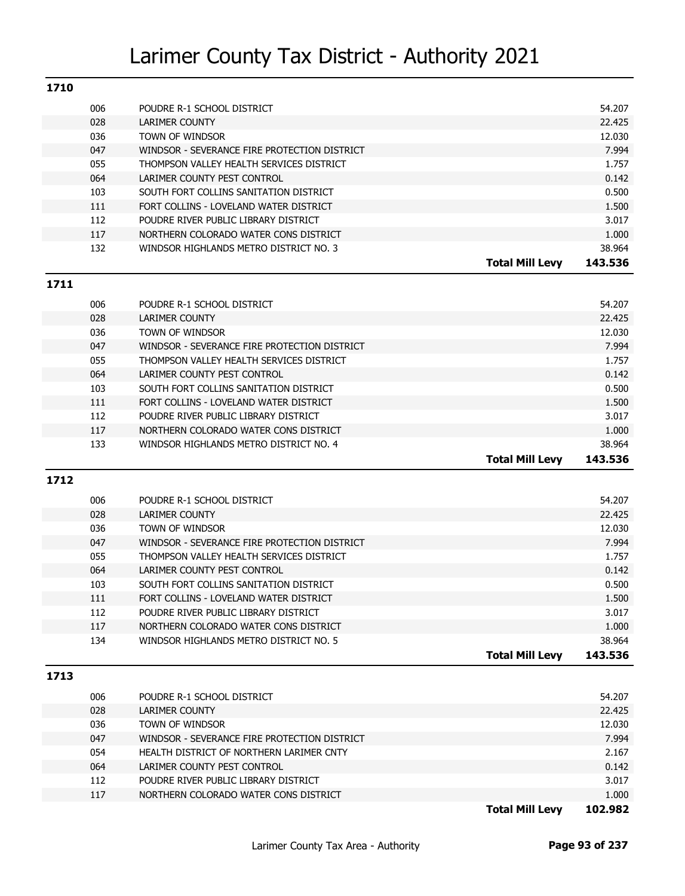# Larimer County Tax District - Authority 2021

## 1710

| Code | Authority | | Levy |
|---|---|---|---|
| 006 | POUDRE R-1 SCHOOL DISTRICT | | 54.207 |
| 028 | LARIMER COUNTY | | 22.425 |
| 036 | TOWN OF WINDSOR | | 12.030 |
| 047 | WINDSOR - SEVERANCE FIRE PROTECTION DISTRICT | | 7.994 |
| 055 | THOMPSON VALLEY HEALTH SERVICES DISTRICT | | 1.757 |
| 064 | LARIMER COUNTY PEST CONTROL | | 0.142 |
| 103 | SOUTH FORT COLLINS SANITATION DISTRICT | | 0.500 |
| 111 | FORT COLLINS - LOVELAND WATER DISTRICT | | 1.500 |
| 112 | POUDRE RIVER PUBLIC LIBRARY DISTRICT | | 3.017 |
| 117 | NORTHERN COLORADO WATER CONS DISTRICT | | 1.000 |
| 132 | WINDSOR HIGHLANDS METRO DISTRICT NO. 3 | | 38.964 |
| | | **Total Mill Levy** | **143.536** |

## 1711

| Code | Authority | | Levy |
|---|---|---|---|
| 006 | POUDRE R-1 SCHOOL DISTRICT | | 54.207 |
| 028 | LARIMER COUNTY | | 22.425 |
| 036 | TOWN OF WINDSOR | | 12.030 |
| 047 | WINDSOR - SEVERANCE FIRE PROTECTION DISTRICT | | 7.994 |
| 055 | THOMPSON VALLEY HEALTH SERVICES DISTRICT | | 1.757 |
| 064 | LARIMER COUNTY PEST CONTROL | | 0.142 |
| 103 | SOUTH FORT COLLINS SANITATION DISTRICT | | 0.500 |
| 111 | FORT COLLINS - LOVELAND WATER DISTRICT | | 1.500 |
| 112 | POUDRE RIVER PUBLIC LIBRARY DISTRICT | | 3.017 |
| 117 | NORTHERN COLORADO WATER CONS DISTRICT | | 1.000 |
| 133 | WINDSOR HIGHLANDS METRO DISTRICT NO. 4 | | 38.964 |
| | | **Total Mill Levy** | **143.536** |

## 1712

| Code | Authority | | Levy |
|---|---|---|---|
| 006 | POUDRE R-1 SCHOOL DISTRICT | | 54.207 |
| 028 | LARIMER COUNTY | | 22.425 |
| 036 | TOWN OF WINDSOR | | 12.030 |
| 047 | WINDSOR - SEVERANCE FIRE PROTECTION DISTRICT | | 7.994 |
| 055 | THOMPSON VALLEY HEALTH SERVICES DISTRICT | | 1.757 |
| 064 | LARIMER COUNTY PEST CONTROL | | 0.142 |
| 103 | SOUTH FORT COLLINS SANITATION DISTRICT | | 0.500 |
| 111 | FORT COLLINS - LOVELAND WATER DISTRICT | | 1.500 |
| 112 | POUDRE RIVER PUBLIC LIBRARY DISTRICT | | 3.017 |
| 117 | NORTHERN COLORADO WATER CONS DISTRICT | | 1.000 |
| 134 | WINDSOR HIGHLANDS METRO DISTRICT NO. 5 | | 38.964 |
| | | **Total Mill Levy** | **143.536** |

## 1713

| Code | Authority | | Levy |
|---|---|---|---|
| 006 | POUDRE R-1 SCHOOL DISTRICT | | 54.207 |
| 028 | LARIMER COUNTY | | 22.425 |
| 036 | TOWN OF WINDSOR | | 12.030 |
| 047 | WINDSOR - SEVERANCE FIRE PROTECTION DISTRICT | | 7.994 |
| 054 | HEALTH DISTRICT OF NORTHERN LARIMER CNTY | | 2.167 |
| 064 | LARIMER COUNTY PEST CONTROL | | 0.142 |
| 112 | POUDRE RIVER PUBLIC LIBRARY DISTRICT | | 3.017 |
| 117 | NORTHERN COLORADO WATER CONS DISTRICT | | 1.000 |
| | | **Total Mill Levy** | **102.982** |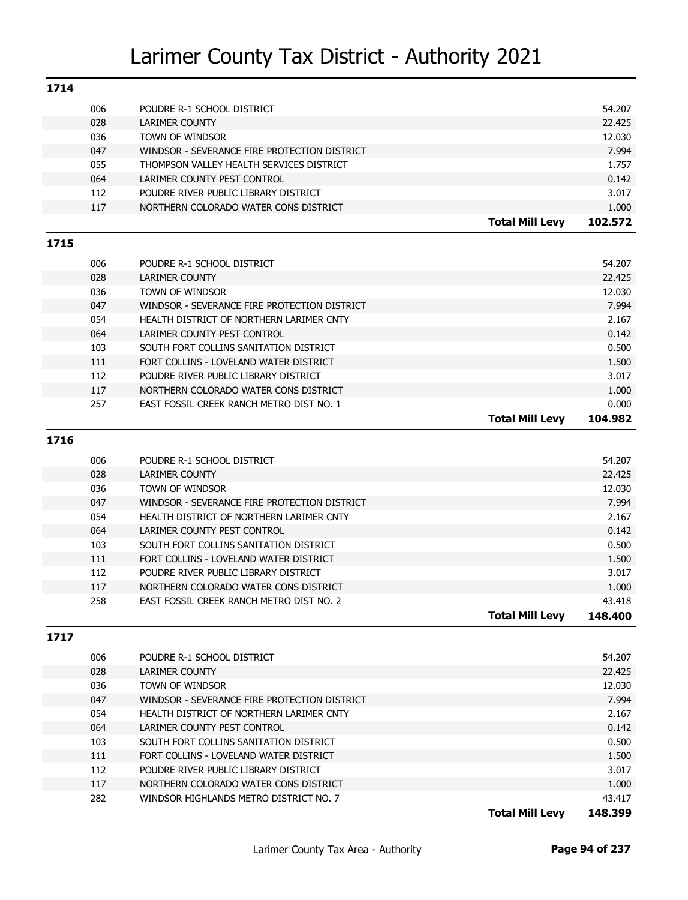# Larimer County Tax District - Authority 2021

## 1714

| Code | Authority | | Mill Levy |
|---|---|---|---|
| 006 | POUDRE R-1 SCHOOL DISTRICT | | 54.207 |
| 028 | LARIMER COUNTY | | 22.425 |
| 036 | TOWN OF WINDSOR | | 12.030 |
| 047 | WINDSOR - SEVERANCE FIRE PROTECTION DISTRICT | | 7.994 |
| 055 | THOMPSON VALLEY HEALTH SERVICES DISTRICT | | 1.757 |
| 064 | LARIMER COUNTY PEST CONTROL | | 0.142 |
| 112 | POUDRE RIVER PUBLIC LIBRARY DISTRICT | | 3.017 |
| 117 | NORTHERN COLORADO WATER CONS DISTRICT | | 1.000 |
| | | **Total Mill Levy** | **102.572** |

## 1715

| Code | Authority | | Mill Levy |
|---|---|---|---|
| 006 | POUDRE R-1 SCHOOL DISTRICT | | 54.207 |
| 028 | LARIMER COUNTY | | 22.425 |
| 036 | TOWN OF WINDSOR | | 12.030 |
| 047 | WINDSOR - SEVERANCE FIRE PROTECTION DISTRICT | | 7.994 |
| 054 | HEALTH DISTRICT OF NORTHERN LARIMER CNTY | | 2.167 |
| 064 | LARIMER COUNTY PEST CONTROL | | 0.142 |
| 103 | SOUTH FORT COLLINS SANITATION DISTRICT | | 0.500 |
| 111 | FORT COLLINS - LOVELAND WATER DISTRICT | | 1.500 |
| 112 | POUDRE RIVER PUBLIC LIBRARY DISTRICT | | 3.017 |
| 117 | NORTHERN COLORADO WATER CONS DISTRICT | | 1.000 |
| 257 | EAST FOSSIL CREEK RANCH METRO DIST NO. 1 | | 0.000 |
| | | **Total Mill Levy** | **104.982** |

## 1716

| Code | Authority | | Mill Levy |
|---|---|---|---|
| 006 | POUDRE R-1 SCHOOL DISTRICT | | 54.207 |
| 028 | LARIMER COUNTY | | 22.425 |
| 036 | TOWN OF WINDSOR | | 12.030 |
| 047 | WINDSOR - SEVERANCE FIRE PROTECTION DISTRICT | | 7.994 |
| 054 | HEALTH DISTRICT OF NORTHERN LARIMER CNTY | | 2.167 |
| 064 | LARIMER COUNTY PEST CONTROL | | 0.142 |
| 103 | SOUTH FORT COLLINS SANITATION DISTRICT | | 0.500 |
| 111 | FORT COLLINS - LOVELAND WATER DISTRICT | | 1.500 |
| 112 | POUDRE RIVER PUBLIC LIBRARY DISTRICT | | 3.017 |
| 117 | NORTHERN COLORADO WATER CONS DISTRICT | | 1.000 |
| 258 | EAST FOSSIL CREEK RANCH METRO DIST NO. 2 | | 43.418 |
| | | **Total Mill Levy** | **148.400** |

## 1717

| Code | Authority | | Mill Levy |
|---|---|---|---|
| 006 | POUDRE R-1 SCHOOL DISTRICT | | 54.207 |
| 028 | LARIMER COUNTY | | 22.425 |
| 036 | TOWN OF WINDSOR | | 12.030 |
| 047 | WINDSOR - SEVERANCE FIRE PROTECTION DISTRICT | | 7.994 |
| 054 | HEALTH DISTRICT OF NORTHERN LARIMER CNTY | | 2.167 |
| 064 | LARIMER COUNTY PEST CONTROL | | 0.142 |
| 103 | SOUTH FORT COLLINS SANITATION DISTRICT | | 0.500 |
| 111 | FORT COLLINS - LOVELAND WATER DISTRICT | | 1.500 |
| 112 | POUDRE RIVER PUBLIC LIBRARY DISTRICT | | 3.017 |
| 117 | NORTHERN COLORADO WATER CONS DISTRICT | | 1.000 |
| 282 | WINDSOR HIGHLANDS METRO DISTRICT NO. 7 | | 43.417 |
| | | **Total Mill Levy** | **148.399** |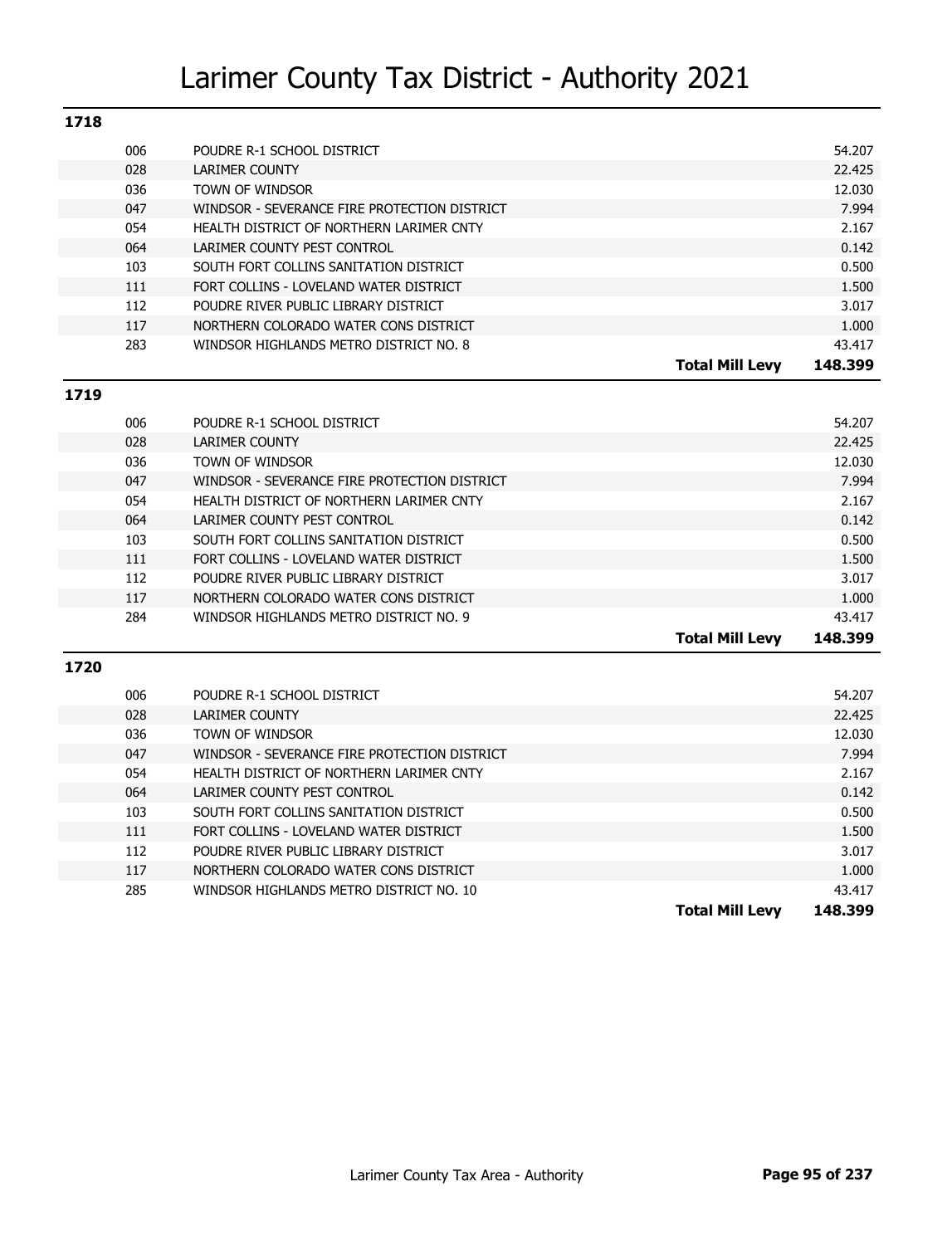# Larimer County Tax District - Authority 2021

## 1718

| Code | Authority | | Levy |
|---|---|---|---|
| 006 | POUDRE R-1 SCHOOL DISTRICT | | 54.207 |
| 028 | LARIMER COUNTY | | 22.425 |
| 036 | TOWN OF WINDSOR | | 12.030 |
| 047 | WINDSOR - SEVERANCE FIRE PROTECTION DISTRICT | | 7.994 |
| 054 | HEALTH DISTRICT OF NORTHERN LARIMER CNTY | | 2.167 |
| 064 | LARIMER COUNTY PEST CONTROL | | 0.142 |
| 103 | SOUTH FORT COLLINS SANITATION DISTRICT | | 0.500 |
| 111 | FORT COLLINS - LOVELAND WATER DISTRICT | | 1.500 |
| 112 | POUDRE RIVER PUBLIC LIBRARY DISTRICT | | 3.017 |
| 117 | NORTHERN COLORADO WATER CONS DISTRICT | | 1.000 |
| 283 | WINDSOR HIGHLANDS METRO DISTRICT NO. 8 | | 43.417 |
| | | **Total Mill Levy** | **148.399** |

## 1719

| Code | Authority | | Levy |
|---|---|---|---|
| 006 | POUDRE R-1 SCHOOL DISTRICT | | 54.207 |
| 028 | LARIMER COUNTY | | 22.425 |
| 036 | TOWN OF WINDSOR | | 12.030 |
| 047 | WINDSOR - SEVERANCE FIRE PROTECTION DISTRICT | | 7.994 |
| 054 | HEALTH DISTRICT OF NORTHERN LARIMER CNTY | | 2.167 |
| 064 | LARIMER COUNTY PEST CONTROL | | 0.142 |
| 103 | SOUTH FORT COLLINS SANITATION DISTRICT | | 0.500 |
| 111 | FORT COLLINS - LOVELAND WATER DISTRICT | | 1.500 |
| 112 | POUDRE RIVER PUBLIC LIBRARY DISTRICT | | 3.017 |
| 117 | NORTHERN COLORADO WATER CONS DISTRICT | | 1.000 |
| 284 | WINDSOR HIGHLANDS METRO DISTRICT NO. 9 | | 43.417 |
| | | **Total Mill Levy** | **148.399** |

## 1720

| Code | Authority | | Levy |
|---|---|---|---|
| 006 | POUDRE R-1 SCHOOL DISTRICT | | 54.207 |
| 028 | LARIMER COUNTY | | 22.425 |
| 036 | TOWN OF WINDSOR | | 12.030 |
| 047 | WINDSOR - SEVERANCE FIRE PROTECTION DISTRICT | | 7.994 |
| 054 | HEALTH DISTRICT OF NORTHERN LARIMER CNTY | | 2.167 |
| 064 | LARIMER COUNTY PEST CONTROL | | 0.142 |
| 103 | SOUTH FORT COLLINS SANITATION DISTRICT | | 0.500 |
| 111 | FORT COLLINS - LOVELAND WATER DISTRICT | | 1.500 |
| 112 | POUDRE RIVER PUBLIC LIBRARY DISTRICT | | 3.017 |
| 117 | NORTHERN COLORADO WATER CONS DISTRICT | | 1.000 |
| 285 | WINDSOR HIGHLANDS METRO DISTRICT NO. 10 | | 43.417 |
| | | **Total Mill Levy** | **148.399** |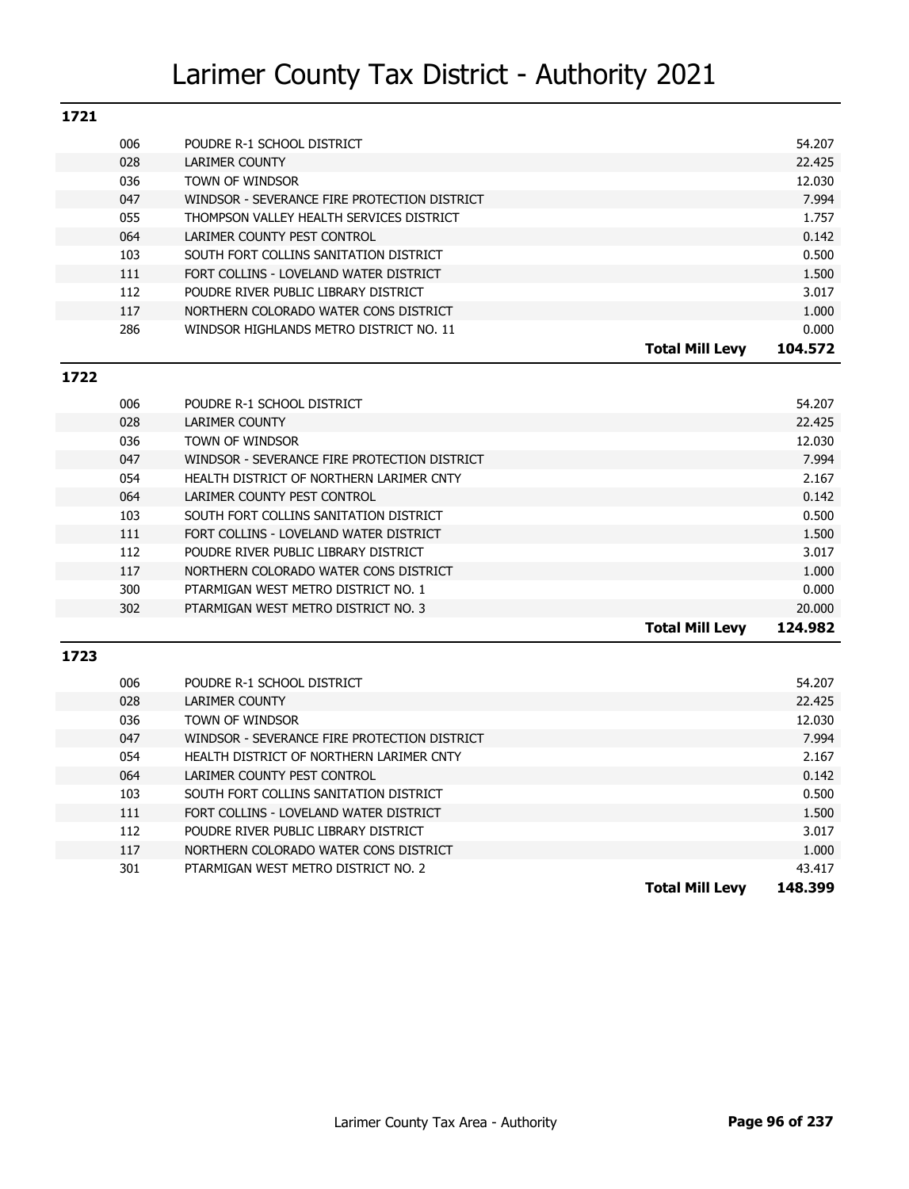# Larimer County Tax District - Authority 2021

## 1721

| Code | Authority | | Levy |
|---|---|---|---|
| 006 | POUDRE R-1 SCHOOL DISTRICT | | 54.207 |
| 028 | LARIMER COUNTY | | 22.425 |
| 036 | TOWN OF WINDSOR | | 12.030 |
| 047 | WINDSOR - SEVERANCE FIRE PROTECTION DISTRICT | | 7.994 |
| 055 | THOMPSON VALLEY HEALTH SERVICES DISTRICT | | 1.757 |
| 064 | LARIMER COUNTY PEST CONTROL | | 0.142 |
| 103 | SOUTH FORT COLLINS SANITATION DISTRICT | | 0.500 |
| 111 | FORT COLLINS - LOVELAND WATER DISTRICT | | 1.500 |
| 112 | POUDRE RIVER PUBLIC LIBRARY DISTRICT | | 3.017 |
| 117 | NORTHERN COLORADO WATER CONS DISTRICT | | 1.000 |
| 286 | WINDSOR HIGHLANDS METRO DISTRICT NO. 11 | | 0.000 |
| | | **Total Mill Levy** | **104.572** |

## 1722

| Code | Authority | | Levy |
|---|---|---|---|
| 006 | POUDRE R-1 SCHOOL DISTRICT | | 54.207 |
| 028 | LARIMER COUNTY | | 22.425 |
| 036 | TOWN OF WINDSOR | | 12.030 |
| 047 | WINDSOR - SEVERANCE FIRE PROTECTION DISTRICT | | 7.994 |
| 054 | HEALTH DISTRICT OF NORTHERN LARIMER CNTY | | 2.167 |
| 064 | LARIMER COUNTY PEST CONTROL | | 0.142 |
| 103 | SOUTH FORT COLLINS SANITATION DISTRICT | | 0.500 |
| 111 | FORT COLLINS - LOVELAND WATER DISTRICT | | 1.500 |
| 112 | POUDRE RIVER PUBLIC LIBRARY DISTRICT | | 3.017 |
| 117 | NORTHERN COLORADO WATER CONS DISTRICT | | 1.000 |
| 300 | PTARMIGAN WEST METRO DISTRICT NO. 1 | | 0.000 |
| 302 | PTARMIGAN WEST METRO DISTRICT NO. 3 | | 20.000 |
| | | **Total Mill Levy** | **124.982** |

## 1723

| Code | Authority | | Levy |
|---|---|---|---|
| 006 | POUDRE R-1 SCHOOL DISTRICT | | 54.207 |
| 028 | LARIMER COUNTY | | 22.425 |
| 036 | TOWN OF WINDSOR | | 12.030 |
| 047 | WINDSOR - SEVERANCE FIRE PROTECTION DISTRICT | | 7.994 |
| 054 | HEALTH DISTRICT OF NORTHERN LARIMER CNTY | | 2.167 |
| 064 | LARIMER COUNTY PEST CONTROL | | 0.142 |
| 103 | SOUTH FORT COLLINS SANITATION DISTRICT | | 0.500 |
| 111 | FORT COLLINS - LOVELAND WATER DISTRICT | | 1.500 |
| 112 | POUDRE RIVER PUBLIC LIBRARY DISTRICT | | 3.017 |
| 117 | NORTHERN COLORADO WATER CONS DISTRICT | | 1.000 |
| 301 | PTARMIGAN WEST METRO DISTRICT NO. 2 | | 43.417 |
| | | **Total Mill Levy** | **148.399** |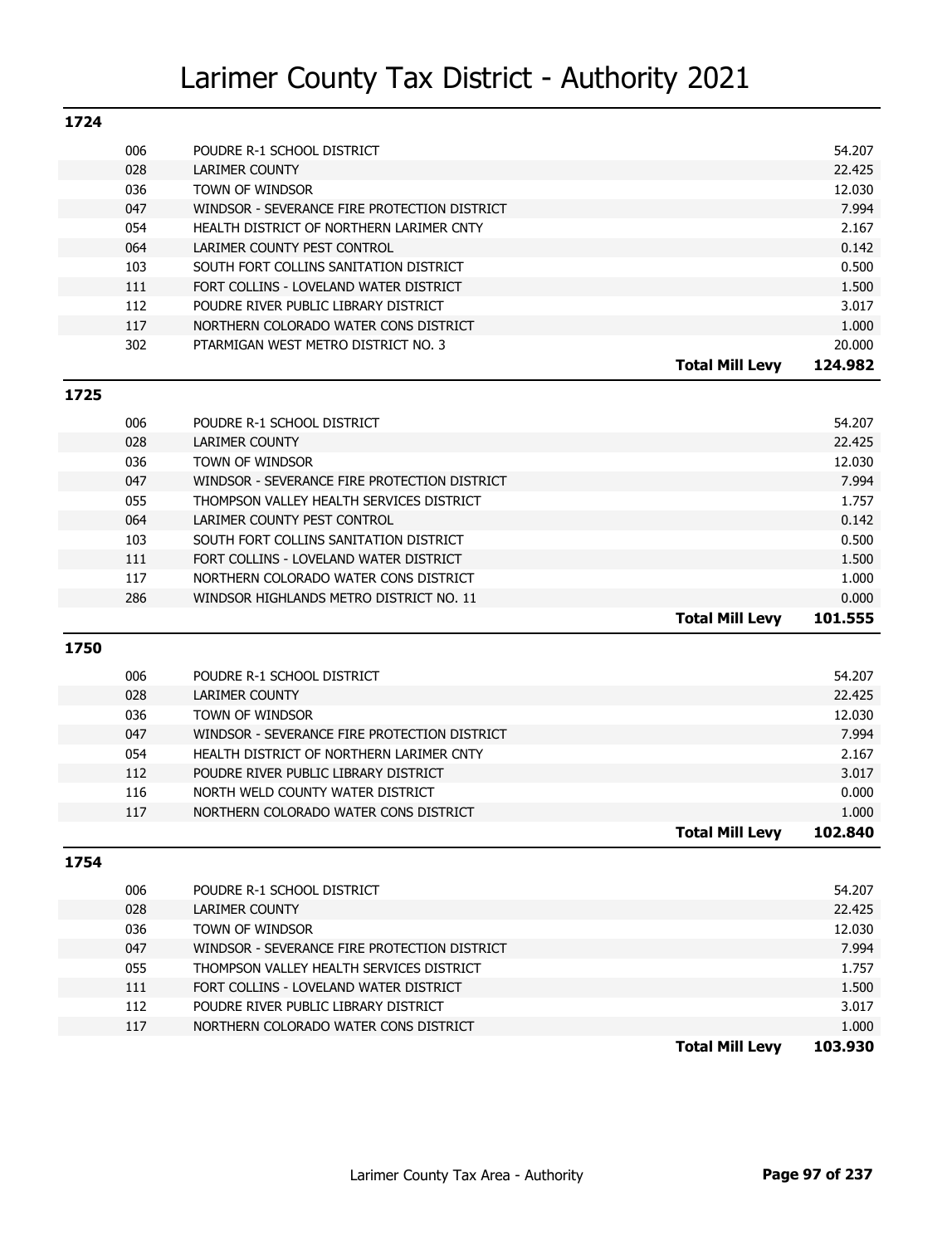# Larimer County Tax District - Authority 2021

## 1724

| Code | Authority | | Mill Levy |
|---|---|---|---|
| 006 | POUDRE R-1 SCHOOL DISTRICT | | 54.207 |
| 028 | LARIMER COUNTY | | 22.425 |
| 036 | TOWN OF WINDSOR | | 12.030 |
| 047 | WINDSOR - SEVERANCE FIRE PROTECTION DISTRICT | | 7.994 |
| 054 | HEALTH DISTRICT OF NORTHERN LARIMER CNTY | | 2.167 |
| 064 | LARIMER COUNTY PEST CONTROL | | 0.142 |
| 103 | SOUTH FORT COLLINS SANITATION DISTRICT | | 0.500 |
| 111 | FORT COLLINS - LOVELAND WATER DISTRICT | | 1.500 |
| 112 | POUDRE RIVER PUBLIC LIBRARY DISTRICT | | 3.017 |
| 117 | NORTHERN COLORADO WATER CONS DISTRICT | | 1.000 |
| 302 | PTARMIGAN WEST METRO DISTRICT NO. 3 | | 20.000 |
| | | **Total Mill Levy** | **124.982** |

## 1725

| Code | Authority | | Mill Levy |
|---|---|---|---|
| 006 | POUDRE R-1 SCHOOL DISTRICT | | 54.207 |
| 028 | LARIMER COUNTY | | 22.425 |
| 036 | TOWN OF WINDSOR | | 12.030 |
| 047 | WINDSOR - SEVERANCE FIRE PROTECTION DISTRICT | | 7.994 |
| 055 | THOMPSON VALLEY HEALTH SERVICES DISTRICT | | 1.757 |
| 064 | LARIMER COUNTY PEST CONTROL | | 0.142 |
| 103 | SOUTH FORT COLLINS SANITATION DISTRICT | | 0.500 |
| 111 | FORT COLLINS - LOVELAND WATER DISTRICT | | 1.500 |
| 117 | NORTHERN COLORADO WATER CONS DISTRICT | | 1.000 |
| 286 | WINDSOR HIGHLANDS METRO DISTRICT NO. 11 | | 0.000 |
| | | **Total Mill Levy** | **101.555** |

## 1750

| Code | Authority | | Mill Levy |
|---|---|---|---|
| 006 | POUDRE R-1 SCHOOL DISTRICT | | 54.207 |
| 028 | LARIMER COUNTY | | 22.425 |
| 036 | TOWN OF WINDSOR | | 12.030 |
| 047 | WINDSOR - SEVERANCE FIRE PROTECTION DISTRICT | | 7.994 |
| 054 | HEALTH DISTRICT OF NORTHERN LARIMER CNTY | | 2.167 |
| 112 | POUDRE RIVER PUBLIC LIBRARY DISTRICT | | 3.017 |
| 116 | NORTH WELD COUNTY WATER DISTRICT | | 0.000 |
| 117 | NORTHERN COLORADO WATER CONS DISTRICT | | 1.000 |
| | | **Total Mill Levy** | **102.840** |

## 1754

| Code | Authority | | Mill Levy |
|---|---|---|---|
| 006 | POUDRE R-1 SCHOOL DISTRICT | | 54.207 |
| 028 | LARIMER COUNTY | | 22.425 |
| 036 | TOWN OF WINDSOR | | 12.030 |
| 047 | WINDSOR - SEVERANCE FIRE PROTECTION DISTRICT | | 7.994 |
| 055 | THOMPSON VALLEY HEALTH SERVICES DISTRICT | | 1.757 |
| 111 | FORT COLLINS - LOVELAND WATER DISTRICT | | 1.500 |
| 112 | POUDRE RIVER PUBLIC LIBRARY DISTRICT | | 3.017 |
| 117 | NORTHERN COLORADO WATER CONS DISTRICT | | 1.000 |
| | | **Total Mill Levy** | **103.930** |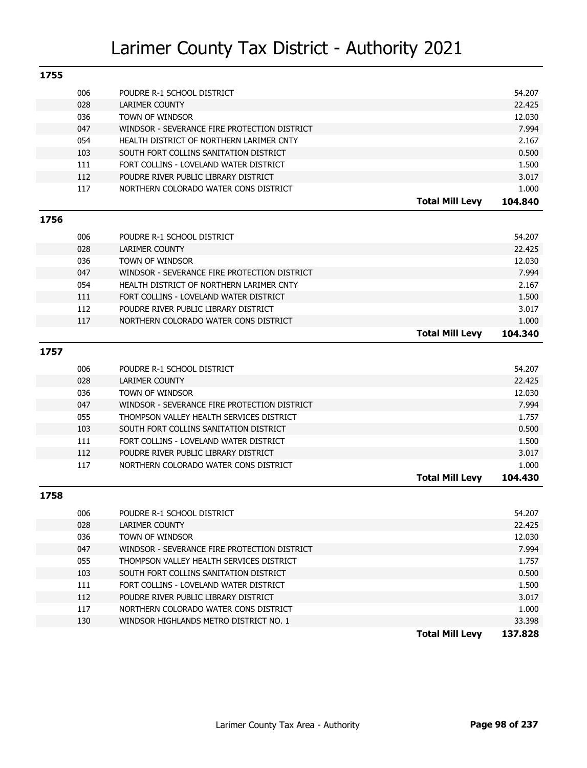# Larimer County Tax District - Authority 2021

## 1755

| Code | Authority | | Mill Levy |
|---|---|---|---|
| 006 | POUDRE R-1 SCHOOL DISTRICT | | 54.207 |
| 028 | LARIMER COUNTY | | 22.425 |
| 036 | TOWN OF WINDSOR | | 12.030 |
| 047 | WINDSOR - SEVERANCE FIRE PROTECTION DISTRICT | | 7.994 |
| 054 | HEALTH DISTRICT OF NORTHERN LARIMER CNTY | | 2.167 |
| 103 | SOUTH FORT COLLINS SANITATION DISTRICT | | 0.500 |
| 111 | FORT COLLINS - LOVELAND WATER DISTRICT | | 1.500 |
| 112 | POUDRE RIVER PUBLIC LIBRARY DISTRICT | | 3.017 |
| 117 | NORTHERN COLORADO WATER CONS DISTRICT | | 1.000 |
| | | **Total Mill Levy** | **104.840** |

## 1756

| Code | Authority | | Mill Levy |
|---|---|---|---|
| 006 | POUDRE R-1 SCHOOL DISTRICT | | 54.207 |
| 028 | LARIMER COUNTY | | 22.425 |
| 036 | TOWN OF WINDSOR | | 12.030 |
| 047 | WINDSOR - SEVERANCE FIRE PROTECTION DISTRICT | | 7.994 |
| 054 | HEALTH DISTRICT OF NORTHERN LARIMER CNTY | | 2.167 |
| 111 | FORT COLLINS - LOVELAND WATER DISTRICT | | 1.500 |
| 112 | POUDRE RIVER PUBLIC LIBRARY DISTRICT | | 3.017 |
| 117 | NORTHERN COLORADO WATER CONS DISTRICT | | 1.000 |
| | | **Total Mill Levy** | **104.340** |

## 1757

| Code | Authority | | Mill Levy |
|---|---|---|---|
| 006 | POUDRE R-1 SCHOOL DISTRICT | | 54.207 |
| 028 | LARIMER COUNTY | | 22.425 |
| 036 | TOWN OF WINDSOR | | 12.030 |
| 047 | WINDSOR - SEVERANCE FIRE PROTECTION DISTRICT | | 7.994 |
| 055 | THOMPSON VALLEY HEALTH SERVICES DISTRICT | | 1.757 |
| 103 | SOUTH FORT COLLINS SANITATION DISTRICT | | 0.500 |
| 111 | FORT COLLINS - LOVELAND WATER DISTRICT | | 1.500 |
| 112 | POUDRE RIVER PUBLIC LIBRARY DISTRICT | | 3.017 |
| 117 | NORTHERN COLORADO WATER CONS DISTRICT | | 1.000 |
| | | **Total Mill Levy** | **104.430** |

## 1758

| Code | Authority | | Mill Levy |
|---|---|---|---|
| 006 | POUDRE R-1 SCHOOL DISTRICT | | 54.207 |
| 028 | LARIMER COUNTY | | 22.425 |
| 036 | TOWN OF WINDSOR | | 12.030 |
| 047 | WINDSOR - SEVERANCE FIRE PROTECTION DISTRICT | | 7.994 |
| 055 | THOMPSON VALLEY HEALTH SERVICES DISTRICT | | 1.757 |
| 103 | SOUTH FORT COLLINS SANITATION DISTRICT | | 0.500 |
| 111 | FORT COLLINS - LOVELAND WATER DISTRICT | | 1.500 |
| 112 | POUDRE RIVER PUBLIC LIBRARY DISTRICT | | 3.017 |
| 117 | NORTHERN COLORADO WATER CONS DISTRICT | | 1.000 |
| 130 | WINDSOR HIGHLANDS METRO DISTRICT NO. 1 | | 33.398 |
| | | **Total Mill Levy** | **137.828** |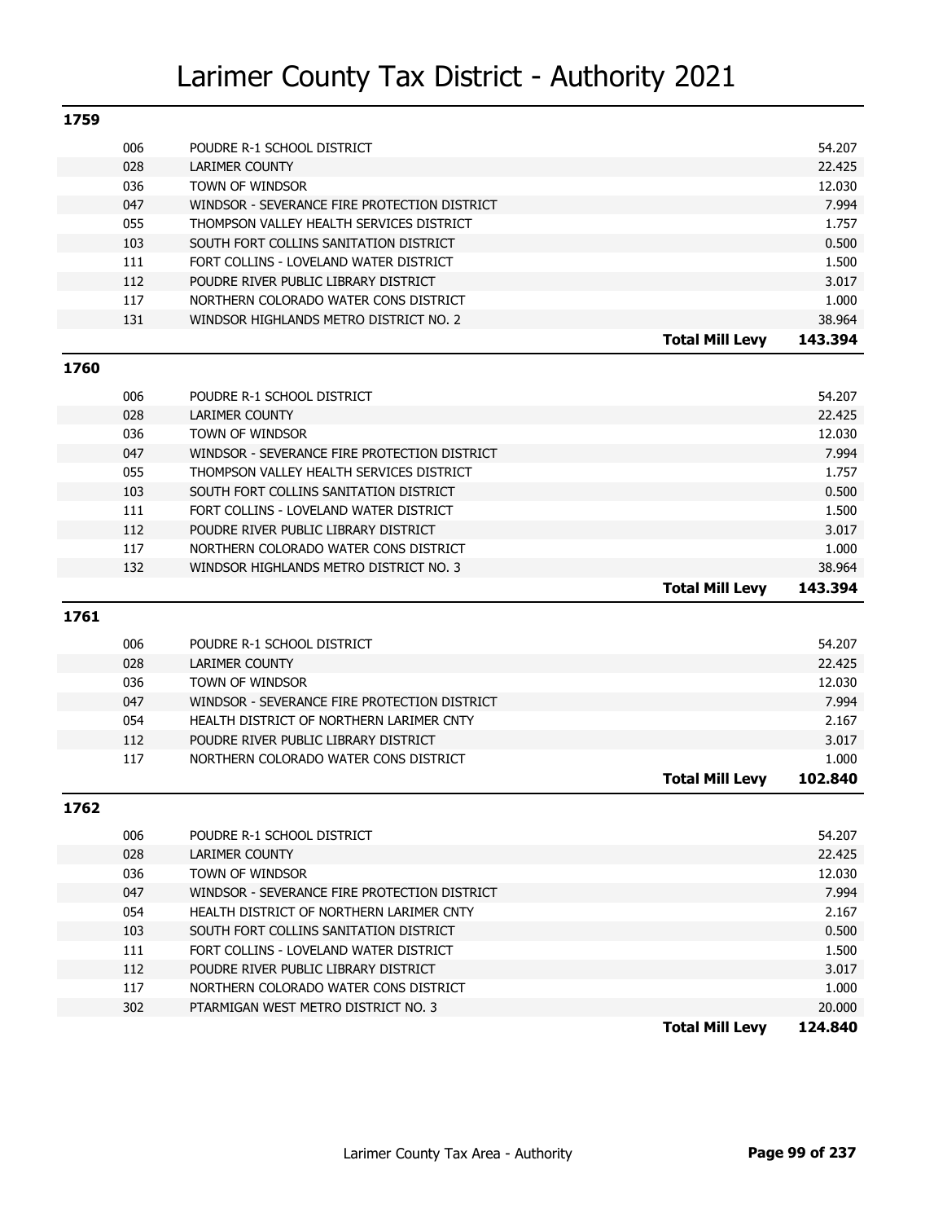# Larimer County Tax District - Authority 2021

## 1759

| Code | Authority | | Mill Levy |
|---|---|---|---|
| 006 | POUDRE R-1 SCHOOL DISTRICT | | 54.207 |
| 028 | LARIMER COUNTY | | 22.425 |
| 036 | TOWN OF WINDSOR | | 12.030 |
| 047 | WINDSOR - SEVERANCE FIRE PROTECTION DISTRICT | | 7.994 |
| 055 | THOMPSON VALLEY HEALTH SERVICES DISTRICT | | 1.757 |
| 103 | SOUTH FORT COLLINS SANITATION DISTRICT | | 0.500 |
| 111 | FORT COLLINS - LOVELAND WATER DISTRICT | | 1.500 |
| 112 | POUDRE RIVER PUBLIC LIBRARY DISTRICT | | 3.017 |
| 117 | NORTHERN COLORADO WATER CONS DISTRICT | | 1.000 |
| 131 | WINDSOR HIGHLANDS METRO DISTRICT NO. 2 | | 38.964 |
| | | **Total Mill Levy** | **143.394** |

## 1760

| Code | Authority | | Mill Levy |
|---|---|---|---|
| 006 | POUDRE R-1 SCHOOL DISTRICT | | 54.207 |
| 028 | LARIMER COUNTY | | 22.425 |
| 036 | TOWN OF WINDSOR | | 12.030 |
| 047 | WINDSOR - SEVERANCE FIRE PROTECTION DISTRICT | | 7.994 |
| 055 | THOMPSON VALLEY HEALTH SERVICES DISTRICT | | 1.757 |
| 103 | SOUTH FORT COLLINS SANITATION DISTRICT | | 0.500 |
| 111 | FORT COLLINS - LOVELAND WATER DISTRICT | | 1.500 |
| 112 | POUDRE RIVER PUBLIC LIBRARY DISTRICT | | 3.017 |
| 117 | NORTHERN COLORADO WATER CONS DISTRICT | | 1.000 |
| 132 | WINDSOR HIGHLANDS METRO DISTRICT NO. 3 | | 38.964 |
| | | **Total Mill Levy** | **143.394** |

## 1761

| Code | Authority | | Mill Levy |
|---|---|---|---|
| 006 | POUDRE R-1 SCHOOL DISTRICT | | 54.207 |
| 028 | LARIMER COUNTY | | 22.425 |
| 036 | TOWN OF WINDSOR | | 12.030 |
| 047 | WINDSOR - SEVERANCE FIRE PROTECTION DISTRICT | | 7.994 |
| 054 | HEALTH DISTRICT OF NORTHERN LARIMER CNTY | | 2.167 |
| 112 | POUDRE RIVER PUBLIC LIBRARY DISTRICT | | 3.017 |
| 117 | NORTHERN COLORADO WATER CONS DISTRICT | | 1.000 |
| | | **Total Mill Levy** | **102.840** |

## 1762

| Code | Authority | | Mill Levy |
|---|---|---|---|
| 006 | POUDRE R-1 SCHOOL DISTRICT | | 54.207 |
| 028 | LARIMER COUNTY | | 22.425 |
| 036 | TOWN OF WINDSOR | | 12.030 |
| 047 | WINDSOR - SEVERANCE FIRE PROTECTION DISTRICT | | 7.994 |
| 054 | HEALTH DISTRICT OF NORTHERN LARIMER CNTY | | 2.167 |
| 103 | SOUTH FORT COLLINS SANITATION DISTRICT | | 0.500 |
| 111 | FORT COLLINS - LOVELAND WATER DISTRICT | | 1.500 |
| 112 | POUDRE RIVER PUBLIC LIBRARY DISTRICT | | 3.017 |
| 117 | NORTHERN COLORADO WATER CONS DISTRICT | | 1.000 |
| 302 | PTARMIGAN WEST METRO DISTRICT NO. 3 | | 20.000 |
| | | **Total Mill Levy** | **124.840** |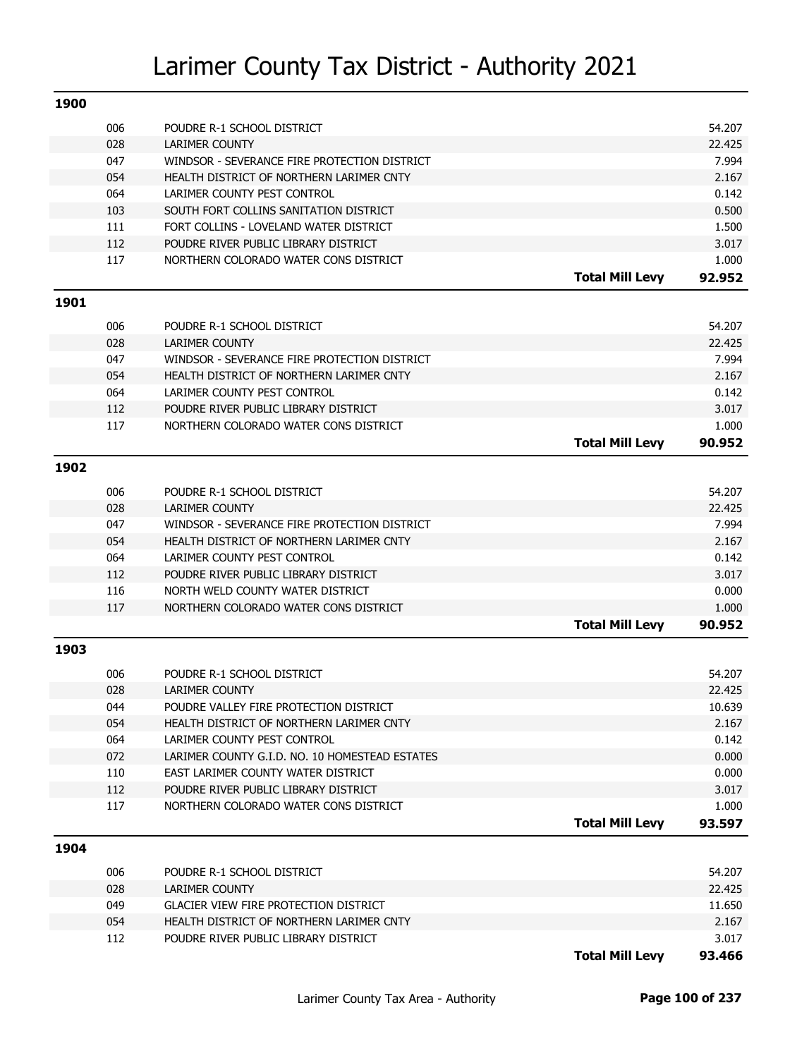# Larimer County Tax District - Authority 2021

## 1900

| Code | Authority | | Mill Levy |
|---|---|---|---|
| 006 | POUDRE R-1 SCHOOL DISTRICT | | 54.207 |
| 028 | LARIMER COUNTY | | 22.425 |
| 047 | WINDSOR - SEVERANCE FIRE PROTECTION DISTRICT | | 7.994 |
| 054 | HEALTH DISTRICT OF NORTHERN LARIMER CNTY | | 2.167 |
| 064 | LARIMER COUNTY PEST CONTROL | | 0.142 |
| 103 | SOUTH FORT COLLINS SANITATION DISTRICT | | 0.500 |
| 111 | FORT COLLINS - LOVELAND WATER DISTRICT | | 1.500 |
| 112 | POUDRE RIVER PUBLIC LIBRARY DISTRICT | | 3.017 |
| 117 | NORTHERN COLORADO WATER CONS DISTRICT | | 1.000 |
| | | **Total Mill Levy** | **92.952** |

## 1901

| Code | Authority | | Mill Levy |
|---|---|---|---|
| 006 | POUDRE R-1 SCHOOL DISTRICT | | 54.207 |
| 028 | LARIMER COUNTY | | 22.425 |
| 047 | WINDSOR - SEVERANCE FIRE PROTECTION DISTRICT | | 7.994 |
| 054 | HEALTH DISTRICT OF NORTHERN LARIMER CNTY | | 2.167 |
| 064 | LARIMER COUNTY PEST CONTROL | | 0.142 |
| 112 | POUDRE RIVER PUBLIC LIBRARY DISTRICT | | 3.017 |
| 117 | NORTHERN COLORADO WATER CONS DISTRICT | | 1.000 |
| | | **Total Mill Levy** | **90.952** |

## 1902

| Code | Authority | | Mill Levy |
|---|---|---|---|
| 006 | POUDRE R-1 SCHOOL DISTRICT | | 54.207 |
| 028 | LARIMER COUNTY | | 22.425 |
| 047 | WINDSOR - SEVERANCE FIRE PROTECTION DISTRICT | | 7.994 |
| 054 | HEALTH DISTRICT OF NORTHERN LARIMER CNTY | | 2.167 |
| 064 | LARIMER COUNTY PEST CONTROL | | 0.142 |
| 112 | POUDRE RIVER PUBLIC LIBRARY DISTRICT | | 3.017 |
| 116 | NORTH WELD COUNTY WATER DISTRICT | | 0.000 |
| 117 | NORTHERN COLORADO WATER CONS DISTRICT | | 1.000 |
| | | **Total Mill Levy** | **90.952** |

## 1903

| Code | Authority | | Mill Levy |
|---|---|---|---|
| 006 | POUDRE R-1 SCHOOL DISTRICT | | 54.207 |
| 028 | LARIMER COUNTY | | 22.425 |
| 044 | POUDRE VALLEY FIRE PROTECTION DISTRICT | | 10.639 |
| 054 | HEALTH DISTRICT OF NORTHERN LARIMER CNTY | | 2.167 |
| 064 | LARIMER COUNTY PEST CONTROL | | 0.142 |
| 072 | LARIMER COUNTY G.I.D. NO. 10 HOMESTEAD ESTATES | | 0.000 |
| 110 | EAST LARIMER COUNTY WATER DISTRICT | | 0.000 |
| 112 | POUDRE RIVER PUBLIC LIBRARY DISTRICT | | 3.017 |
| 117 | NORTHERN COLORADO WATER CONS DISTRICT | | 1.000 |
| | | **Total Mill Levy** | **93.597** |

## 1904

| Code | Authority | | Mill Levy |
|---|---|---|---|
| 006 | POUDRE R-1 SCHOOL DISTRICT | | 54.207 |
| 028 | LARIMER COUNTY | | 22.425 |
| 049 | GLACIER VIEW FIRE PROTECTION DISTRICT | | 11.650 |
| 054 | HEALTH DISTRICT OF NORTHERN LARIMER CNTY | | 2.167 |
| 112 | POUDRE RIVER PUBLIC LIBRARY DISTRICT | | 3.017 |
| | | **Total Mill Levy** | **93.466** |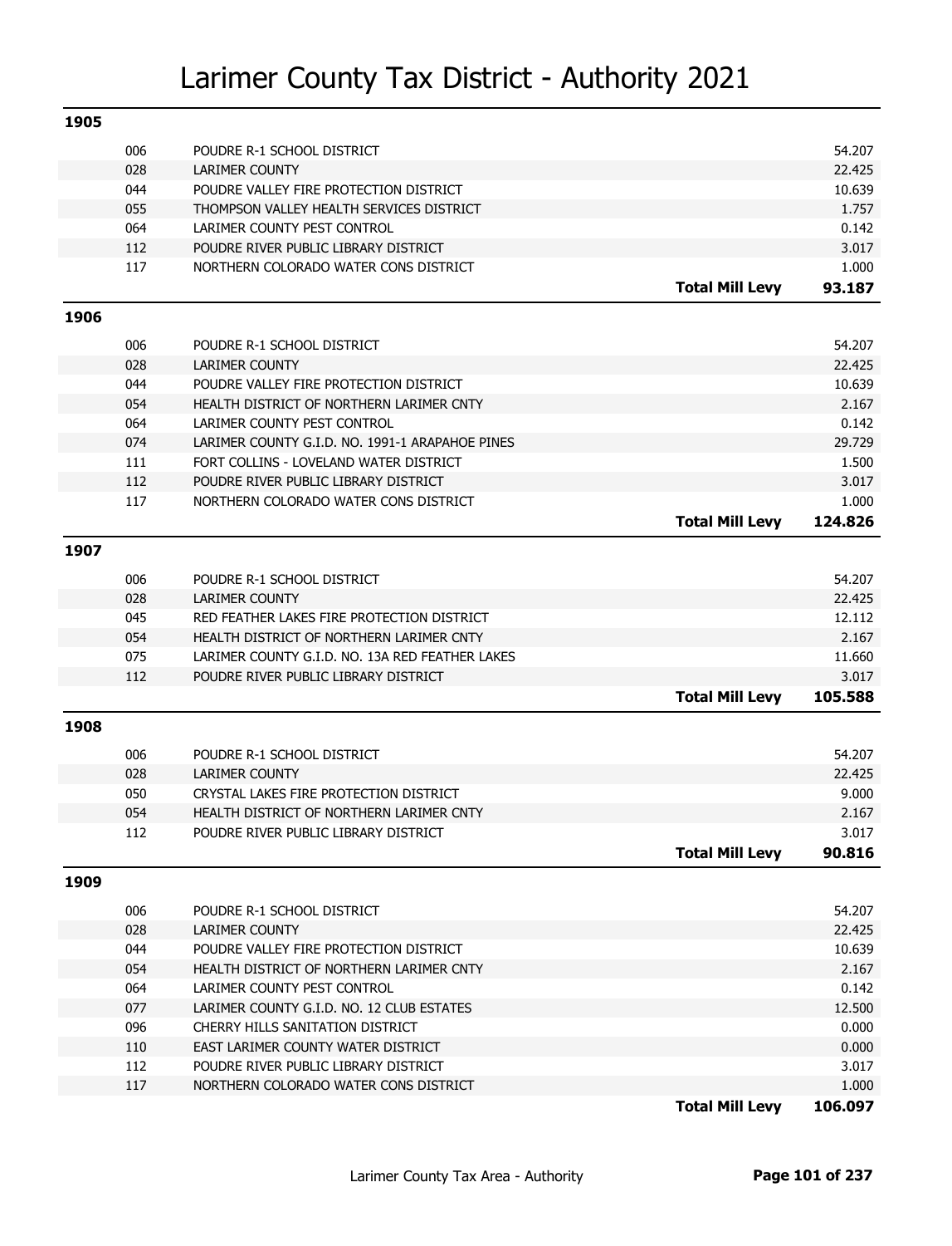# Larimer County Tax District - Authority 2021

## 1905

| Code | Authority | | Mill Levy |
|---|---|---|---|
| 006 | POUDRE R-1 SCHOOL DISTRICT | | 54.207 |
| 028 | LARIMER COUNTY | | 22.425 |
| 044 | POUDRE VALLEY FIRE PROTECTION DISTRICT | | 10.639 |
| 055 | THOMPSON VALLEY HEALTH SERVICES DISTRICT | | 1.757 |
| 064 | LARIMER COUNTY PEST CONTROL | | 0.142 |
| 112 | POUDRE RIVER PUBLIC LIBRARY DISTRICT | | 3.017 |
| 117 | NORTHERN COLORADO WATER CONS DISTRICT | | 1.000 |
| | | **Total Mill Levy** | **93.187** |

## 1906

| Code | Authority | | Mill Levy |
|---|---|---|---|
| 006 | POUDRE R-1 SCHOOL DISTRICT | | 54.207 |
| 028 | LARIMER COUNTY | | 22.425 |
| 044 | POUDRE VALLEY FIRE PROTECTION DISTRICT | | 10.639 |
| 054 | HEALTH DISTRICT OF NORTHERN LARIMER CNTY | | 2.167 |
| 064 | LARIMER COUNTY PEST CONTROL | | 0.142 |
| 074 | LARIMER COUNTY G.I.D. NO. 1991-1 ARAPAHOE PINES | | 29.729 |
| 111 | FORT COLLINS - LOVELAND WATER DISTRICT | | 1.500 |
| 112 | POUDRE RIVER PUBLIC LIBRARY DISTRICT | | 3.017 |
| 117 | NORTHERN COLORADO WATER CONS DISTRICT | | 1.000 |
| | | **Total Mill Levy** | **124.826** |

## 1907

| Code | Authority | | Mill Levy |
|---|---|---|---|
| 006 | POUDRE R-1 SCHOOL DISTRICT | | 54.207 |
| 028 | LARIMER COUNTY | | 22.425 |
| 045 | RED FEATHER LAKES FIRE PROTECTION DISTRICT | | 12.112 |
| 054 | HEALTH DISTRICT OF NORTHERN LARIMER CNTY | | 2.167 |
| 075 | LARIMER COUNTY G.I.D. NO. 13A RED FEATHER LAKES | | 11.660 |
| 112 | POUDRE RIVER PUBLIC LIBRARY DISTRICT | | 3.017 |
| | | **Total Mill Levy** | **105.588** |

## 1908

| Code | Authority | | Mill Levy |
|---|---|---|---|
| 006 | POUDRE R-1 SCHOOL DISTRICT | | 54.207 |
| 028 | LARIMER COUNTY | | 22.425 |
| 050 | CRYSTAL LAKES FIRE PROTECTION DISTRICT | | 9.000 |
| 054 | HEALTH DISTRICT OF NORTHERN LARIMER CNTY | | 2.167 |
| 112 | POUDRE RIVER PUBLIC LIBRARY DISTRICT | | 3.017 |
| | | **Total Mill Levy** | **90.816** |

## 1909

| Code | Authority | | Mill Levy |
|---|---|---|---|
| 006 | POUDRE R-1 SCHOOL DISTRICT | | 54.207 |
| 028 | LARIMER COUNTY | | 22.425 |
| 044 | POUDRE VALLEY FIRE PROTECTION DISTRICT | | 10.639 |
| 054 | HEALTH DISTRICT OF NORTHERN LARIMER CNTY | | 2.167 |
| 064 | LARIMER COUNTY PEST CONTROL | | 0.142 |
| 077 | LARIMER COUNTY G.I.D. NO. 12 CLUB ESTATES | | 12.500 |
| 096 | CHERRY HILLS SANITATION DISTRICT | | 0.000 |
| 110 | EAST LARIMER COUNTY WATER DISTRICT | | 0.000 |
| 112 | POUDRE RIVER PUBLIC LIBRARY DISTRICT | | 3.017 |
| 117 | NORTHERN COLORADO WATER CONS DISTRICT | | 1.000 |
| | | **Total Mill Levy** | **106.097** |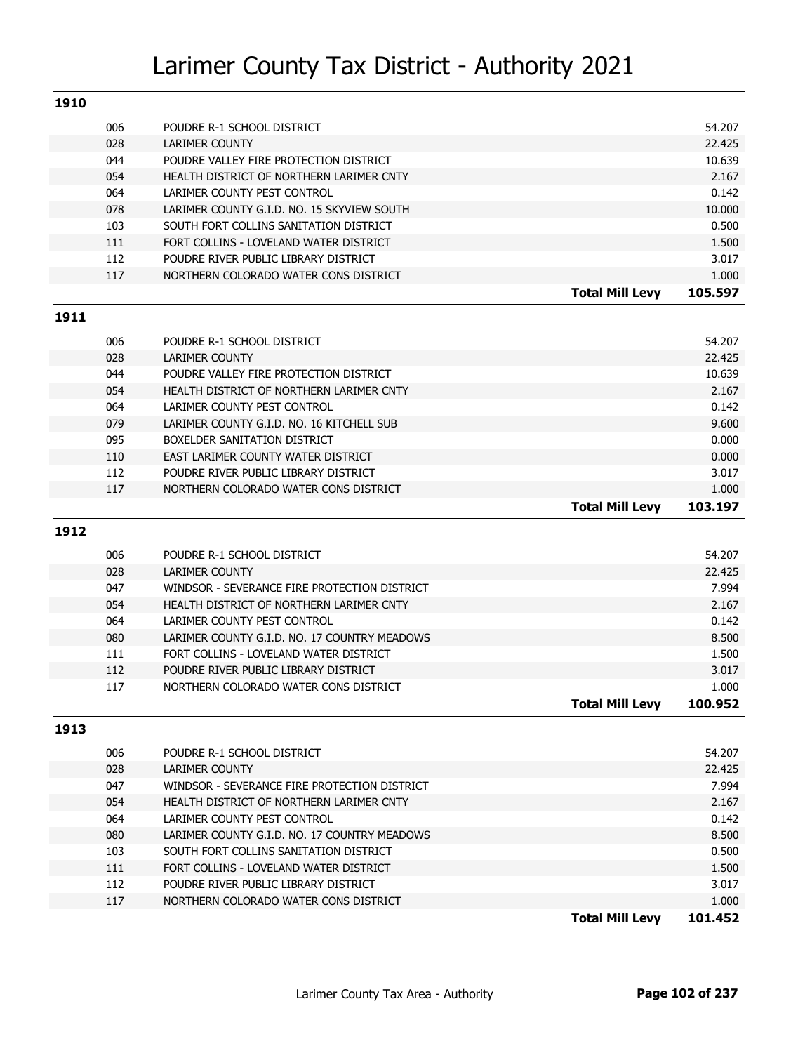# Larimer County Tax District - Authority 2021

## 1910

| Code | Authority | Mill Levy |
|---|---|---|
| 006 | POUDRE R-1 SCHOOL DISTRICT | 54.207 |
| 028 | LARIMER COUNTY | 22.425 |
| 044 | POUDRE VALLEY FIRE PROTECTION DISTRICT | 10.639 |
| 054 | HEALTH DISTRICT OF NORTHERN LARIMER CNTY | 2.167 |
| 064 | LARIMER COUNTY PEST CONTROL | 0.142 |
| 078 | LARIMER COUNTY G.I.D. NO. 15 SKYVIEW SOUTH | 10.000 |
| 103 | SOUTH FORT COLLINS SANITATION DISTRICT | 0.500 |
| 111 | FORT COLLINS - LOVELAND WATER DISTRICT | 1.500 |
| 112 | POUDRE RIVER PUBLIC LIBRARY DISTRICT | 3.017 |
| 117 | NORTHERN COLORADO WATER CONS DISTRICT | 1.000 |
| | **Total Mill Levy** | **105.597** |

## 1911

| Code | Authority | Mill Levy |
|---|---|---|
| 006 | POUDRE R-1 SCHOOL DISTRICT | 54.207 |
| 028 | LARIMER COUNTY | 22.425 |
| 044 | POUDRE VALLEY FIRE PROTECTION DISTRICT | 10.639 |
| 054 | HEALTH DISTRICT OF NORTHERN LARIMER CNTY | 2.167 |
| 064 | LARIMER COUNTY PEST CONTROL | 0.142 |
| 079 | LARIMER COUNTY G.I.D. NO. 16 KITCHELL SUB | 9.600 |
| 095 | BOXELDER SANITATION DISTRICT | 0.000 |
| 110 | EAST LARIMER COUNTY WATER DISTRICT | 0.000 |
| 112 | POUDRE RIVER PUBLIC LIBRARY DISTRICT | 3.017 |
| 117 | NORTHERN COLORADO WATER CONS DISTRICT | 1.000 |
| | **Total Mill Levy** | **103.197** |

## 1912

| Code | Authority | Mill Levy |
|---|---|---|
| 006 | POUDRE R-1 SCHOOL DISTRICT | 54.207 |
| 028 | LARIMER COUNTY | 22.425 |
| 047 | WINDSOR - SEVERANCE FIRE PROTECTION DISTRICT | 7.994 |
| 054 | HEALTH DISTRICT OF NORTHERN LARIMER CNTY | 2.167 |
| 064 | LARIMER COUNTY PEST CONTROL | 0.142 |
| 080 | LARIMER COUNTY G.I.D. NO. 17 COUNTRY MEADOWS | 8.500 |
| 111 | FORT COLLINS - LOVELAND WATER DISTRICT | 1.500 |
| 112 | POUDRE RIVER PUBLIC LIBRARY DISTRICT | 3.017 |
| 117 | NORTHERN COLORADO WATER CONS DISTRICT | 1.000 |
| | **Total Mill Levy** | **100.952** |

## 1913

| Code | Authority | Mill Levy |
|---|---|---|
| 006 | POUDRE R-1 SCHOOL DISTRICT | 54.207 |
| 028 | LARIMER COUNTY | 22.425 |
| 047 | WINDSOR - SEVERANCE FIRE PROTECTION DISTRICT | 7.994 |
| 054 | HEALTH DISTRICT OF NORTHERN LARIMER CNTY | 2.167 |
| 064 | LARIMER COUNTY PEST CONTROL | 0.142 |
| 080 | LARIMER COUNTY G.I.D. NO. 17 COUNTRY MEADOWS | 8.500 |
| 103 | SOUTH FORT COLLINS SANITATION DISTRICT | 0.500 |
| 111 | FORT COLLINS - LOVELAND WATER DISTRICT | 1.500 |
| 112 | POUDRE RIVER PUBLIC LIBRARY DISTRICT | 3.017 |
| 117 | NORTHERN COLORADO WATER CONS DISTRICT | 1.000 |
| | **Total Mill Levy** | **101.452** |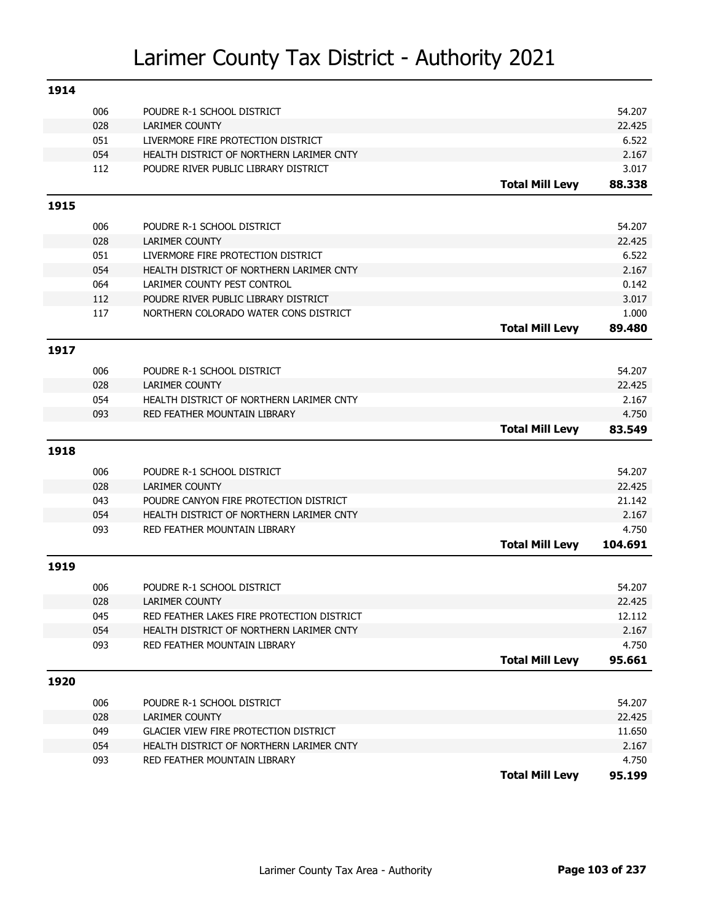# Larimer County Tax District - Authority 2021

## 1914

| Code | Authority | | Levy |
|---|---|---|---|
| 006 | POUDRE R-1 SCHOOL DISTRICT | | 54.207 |
| 028 | LARIMER COUNTY | | 22.425 |
| 051 | LIVERMORE FIRE PROTECTION DISTRICT | | 6.522 |
| 054 | HEALTH DISTRICT OF NORTHERN LARIMER CNTY | | 2.167 |
| 112 | POUDRE RIVER PUBLIC LIBRARY DISTRICT | | 3.017 |
| | | **Total Mill Levy** | **88.338** |

## 1915

| Code | Authority | | Levy |
|---|---|---|---|
| 006 | POUDRE R-1 SCHOOL DISTRICT | | 54.207 |
| 028 | LARIMER COUNTY | | 22.425 |
| 051 | LIVERMORE FIRE PROTECTION DISTRICT | | 6.522 |
| 054 | HEALTH DISTRICT OF NORTHERN LARIMER CNTY | | 2.167 |
| 064 | LARIMER COUNTY PEST CONTROL | | 0.142 |
| 112 | POUDRE RIVER PUBLIC LIBRARY DISTRICT | | 3.017 |
| 117 | NORTHERN COLORADO WATER CONS DISTRICT | | 1.000 |
| | | **Total Mill Levy** | **89.480** |

## 1917

| Code | Authority | | Levy |
|---|---|---|---|
| 006 | POUDRE R-1 SCHOOL DISTRICT | | 54.207 |
| 028 | LARIMER COUNTY | | 22.425 |
| 054 | HEALTH DISTRICT OF NORTHERN LARIMER CNTY | | 2.167 |
| 093 | RED FEATHER MOUNTAIN LIBRARY | | 4.750 |
| | | **Total Mill Levy** | **83.549** |

## 1918

| Code | Authority | | Levy |
|---|---|---|---|
| 006 | POUDRE R-1 SCHOOL DISTRICT | | 54.207 |
| 028 | LARIMER COUNTY | | 22.425 |
| 043 | POUDRE CANYON FIRE PROTECTION DISTRICT | | 21.142 |
| 054 | HEALTH DISTRICT OF NORTHERN LARIMER CNTY | | 2.167 |
| 093 | RED FEATHER MOUNTAIN LIBRARY | | 4.750 |
| | | **Total Mill Levy** | **104.691** |

## 1919

| Code | Authority | | Levy |
|---|---|---|---|
| 006 | POUDRE R-1 SCHOOL DISTRICT | | 54.207 |
| 028 | LARIMER COUNTY | | 22.425 |
| 045 | RED FEATHER LAKES FIRE PROTECTION DISTRICT | | 12.112 |
| 054 | HEALTH DISTRICT OF NORTHERN LARIMER CNTY | | 2.167 |
| 093 | RED FEATHER MOUNTAIN LIBRARY | | 4.750 |
| | | **Total Mill Levy** | **95.661** |

## 1920

| Code | Authority | | Levy |
|---|---|---|---|
| 006 | POUDRE R-1 SCHOOL DISTRICT | | 54.207 |
| 028 | LARIMER COUNTY | | 22.425 |
| 049 | GLACIER VIEW FIRE PROTECTION DISTRICT | | 11.650 |
| 054 | HEALTH DISTRICT OF NORTHERN LARIMER CNTY | | 2.167 |
| 093 | RED FEATHER MOUNTAIN LIBRARY | | 4.750 |
| | | **Total Mill Levy** | **95.199** |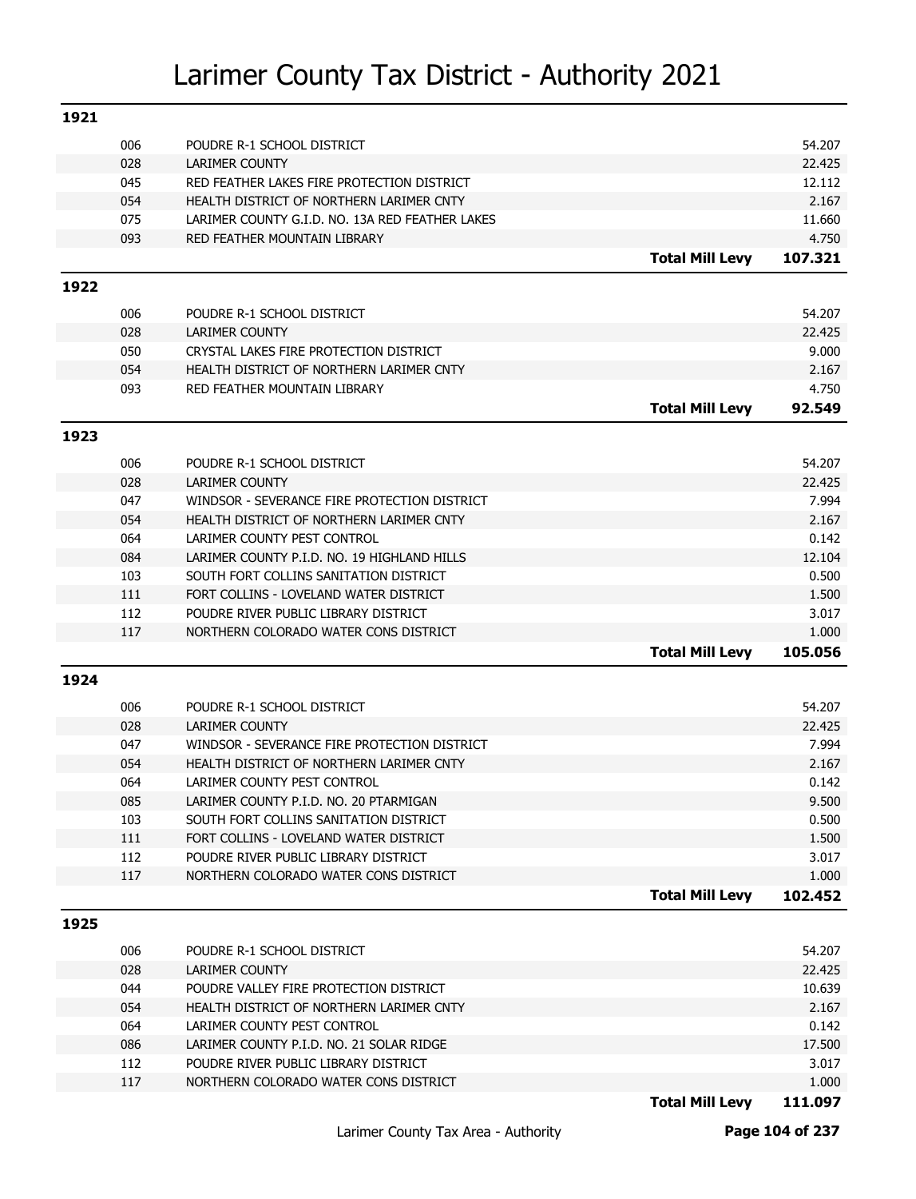# Larimer County Tax District - Authority 2021

## 1921

| Code | Authority | | Levy |
|---|---|---|---|
| 006 | POUDRE R-1 SCHOOL DISTRICT | | 54.207 |
| 028 | LARIMER COUNTY | | 22.425 |
| 045 | RED FEATHER LAKES FIRE PROTECTION DISTRICT | | 12.112 |
| 054 | HEALTH DISTRICT OF NORTHERN LARIMER CNTY | | 2.167 |
| 075 | LARIMER COUNTY G.I.D. NO. 13A RED FEATHER LAKES | | 11.660 |
| 093 | RED FEATHER MOUNTAIN LIBRARY | | 4.750 |
| | | **Total Mill Levy** | **107.321** |

## 1922

| Code | Authority | | Levy |
|---|---|---|---|
| 006 | POUDRE R-1 SCHOOL DISTRICT | | 54.207 |
| 028 | LARIMER COUNTY | | 22.425 |
| 050 | CRYSTAL LAKES FIRE PROTECTION DISTRICT | | 9.000 |
| 054 | HEALTH DISTRICT OF NORTHERN LARIMER CNTY | | 2.167 |
| 093 | RED FEATHER MOUNTAIN LIBRARY | | 4.750 |
| | | **Total Mill Levy** | **92.549** |

## 1923

| Code | Authority | | Levy |
|---|---|---|---|
| 006 | POUDRE R-1 SCHOOL DISTRICT | | 54.207 |
| 028 | LARIMER COUNTY | | 22.425 |
| 047 | WINDSOR - SEVERANCE FIRE PROTECTION DISTRICT | | 7.994 |
| 054 | HEALTH DISTRICT OF NORTHERN LARIMER CNTY | | 2.167 |
| 064 | LARIMER COUNTY PEST CONTROL | | 0.142 |
| 084 | LARIMER COUNTY P.I.D. NO. 19 HIGHLAND HILLS | | 12.104 |
| 103 | SOUTH FORT COLLINS SANITATION DISTRICT | | 0.500 |
| 111 | FORT COLLINS - LOVELAND WATER DISTRICT | | 1.500 |
| 112 | POUDRE RIVER PUBLIC LIBRARY DISTRICT | | 3.017 |
| 117 | NORTHERN COLORADO WATER CONS DISTRICT | | 1.000 |
| | | **Total Mill Levy** | **105.056** |

## 1924

| Code | Authority | | Levy |
|---|---|---|---|
| 006 | POUDRE R-1 SCHOOL DISTRICT | | 54.207 |
| 028 | LARIMER COUNTY | | 22.425 |
| 047 | WINDSOR - SEVERANCE FIRE PROTECTION DISTRICT | | 7.994 |
| 054 | HEALTH DISTRICT OF NORTHERN LARIMER CNTY | | 2.167 |
| 064 | LARIMER COUNTY PEST CONTROL | | 0.142 |
| 085 | LARIMER COUNTY P.I.D. NO. 20 PTARMIGAN | | 9.500 |
| 103 | SOUTH FORT COLLINS SANITATION DISTRICT | | 0.500 |
| 111 | FORT COLLINS - LOVELAND WATER DISTRICT | | 1.500 |
| 112 | POUDRE RIVER PUBLIC LIBRARY DISTRICT | | 3.017 |
| 117 | NORTHERN COLORADO WATER CONS DISTRICT | | 1.000 |
| | | **Total Mill Levy** | **102.452** |

## 1925

| Code | Authority | | Levy |
|---|---|---|---|
| 006 | POUDRE R-1 SCHOOL DISTRICT | | 54.207 |
| 028 | LARIMER COUNTY | | 22.425 |
| 044 | POUDRE VALLEY FIRE PROTECTION DISTRICT | | 10.639 |
| 054 | HEALTH DISTRICT OF NORTHERN LARIMER CNTY | | 2.167 |
| 064 | LARIMER COUNTY PEST CONTROL | | 0.142 |
| 086 | LARIMER COUNTY P.I.D. NO. 21 SOLAR RIDGE | | 17.500 |
| 112 | POUDRE RIVER PUBLIC LIBRARY DISTRICT | | 3.017 |
| 117 | NORTHERN COLORADO WATER CONS DISTRICT | | 1.000 |
| | | **Total Mill Levy** | **111.097** |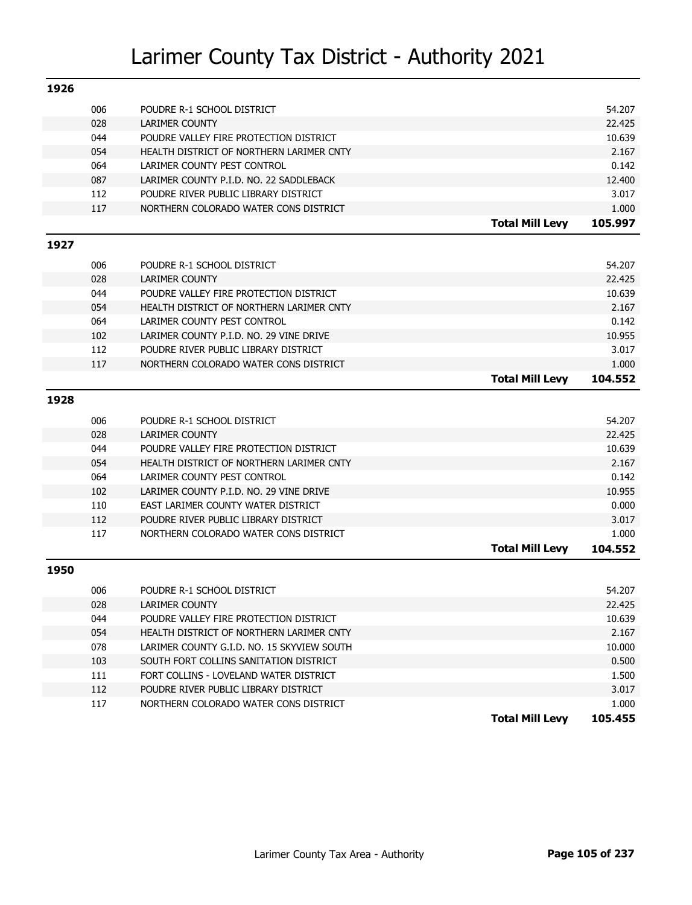# Larimer County Tax District - Authority 2021

## 1926

| Code | Authority | | Mill Levy |
|---|---|---|---|
| 006 | POUDRE R-1 SCHOOL DISTRICT | | 54.207 |
| 028 | LARIMER COUNTY | | 22.425 |
| 044 | POUDRE VALLEY FIRE PROTECTION DISTRICT | | 10.639 |
| 054 | HEALTH DISTRICT OF NORTHERN LARIMER CNTY | | 2.167 |
| 064 | LARIMER COUNTY PEST CONTROL | | 0.142 |
| 087 | LARIMER COUNTY P.I.D. NO. 22 SADDLEBACK | | 12.400 |
| 112 | POUDRE RIVER PUBLIC LIBRARY DISTRICT | | 3.017 |
| 117 | NORTHERN COLORADO WATER CONS DISTRICT | | 1.000 |
| | | **Total Mill Levy** | **105.997** |

## 1927

| Code | Authority | | Mill Levy |
|---|---|---|---|
| 006 | POUDRE R-1 SCHOOL DISTRICT | | 54.207 |
| 028 | LARIMER COUNTY | | 22.425 |
| 044 | POUDRE VALLEY FIRE PROTECTION DISTRICT | | 10.639 |
| 054 | HEALTH DISTRICT OF NORTHERN LARIMER CNTY | | 2.167 |
| 064 | LARIMER COUNTY PEST CONTROL | | 0.142 |
| 102 | LARIMER COUNTY P.I.D. NO. 29 VINE DRIVE | | 10.955 |
| 112 | POUDRE RIVER PUBLIC LIBRARY DISTRICT | | 3.017 |
| 117 | NORTHERN COLORADO WATER CONS DISTRICT | | 1.000 |
| | | **Total Mill Levy** | **104.552** |

## 1928

| Code | Authority | | Mill Levy |
|---|---|---|---|
| 006 | POUDRE R-1 SCHOOL DISTRICT | | 54.207 |
| 028 | LARIMER COUNTY | | 22.425 |
| 044 | POUDRE VALLEY FIRE PROTECTION DISTRICT | | 10.639 |
| 054 | HEALTH DISTRICT OF NORTHERN LARIMER CNTY | | 2.167 |
| 064 | LARIMER COUNTY PEST CONTROL | | 0.142 |
| 102 | LARIMER COUNTY P.I.D. NO. 29 VINE DRIVE | | 10.955 |
| 110 | EAST LARIMER COUNTY WATER DISTRICT | | 0.000 |
| 112 | POUDRE RIVER PUBLIC LIBRARY DISTRICT | | 3.017 |
| 117 | NORTHERN COLORADO WATER CONS DISTRICT | | 1.000 |
| | | **Total Mill Levy** | **104.552** |

## 1950

| Code | Authority | | Mill Levy |
|---|---|---|---|
| 006 | POUDRE R-1 SCHOOL DISTRICT | | 54.207 |
| 028 | LARIMER COUNTY | | 22.425 |
| 044 | POUDRE VALLEY FIRE PROTECTION DISTRICT | | 10.639 |
| 054 | HEALTH DISTRICT OF NORTHERN LARIMER CNTY | | 2.167 |
| 078 | LARIMER COUNTY G.I.D. NO. 15 SKYVIEW SOUTH | | 10.000 |
| 103 | SOUTH FORT COLLINS SANITATION DISTRICT | | 0.500 |
| 111 | FORT COLLINS - LOVELAND WATER DISTRICT | | 1.500 |
| 112 | POUDRE RIVER PUBLIC LIBRARY DISTRICT | | 3.017 |
| 117 | NORTHERN COLORADO WATER CONS DISTRICT | | 1.000 |
| | | **Total Mill Levy** | **105.455** |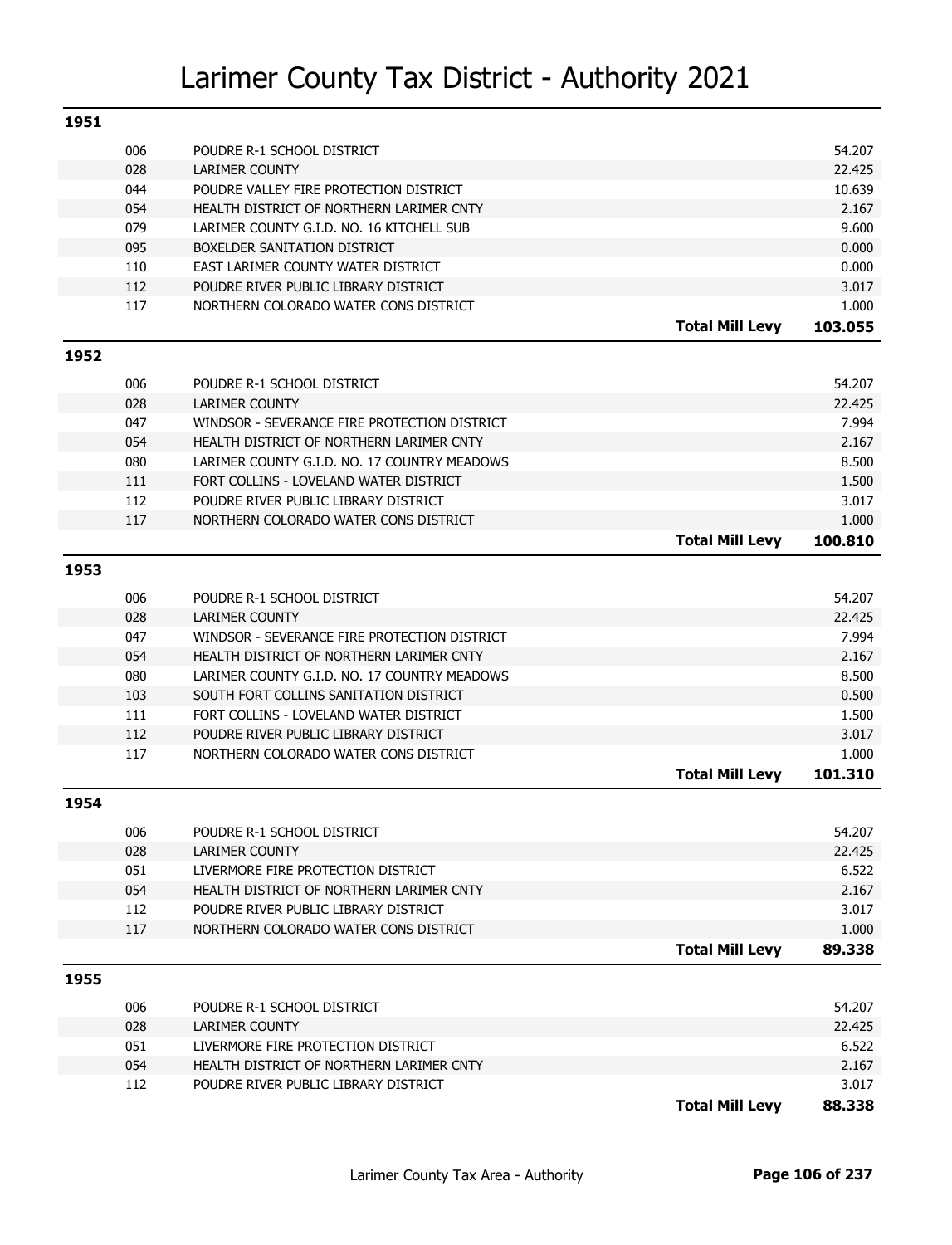# Larimer County Tax District - Authority 2021

## 1951

| Code | Authority | | Levy |
|---|---|---|---|
| 006 | POUDRE R-1 SCHOOL DISTRICT | | 54.207 |
| 028 | LARIMER COUNTY | | 22.425 |
| 044 | POUDRE VALLEY FIRE PROTECTION DISTRICT | | 10.639 |
| 054 | HEALTH DISTRICT OF NORTHERN LARIMER CNTY | | 2.167 |
| 079 | LARIMER COUNTY G.I.D. NO. 16 KITCHELL SUB | | 9.600 |
| 095 | BOXELDER SANITATION DISTRICT | | 0.000 |
| 110 | EAST LARIMER COUNTY WATER DISTRICT | | 0.000 |
| 112 | POUDRE RIVER PUBLIC LIBRARY DISTRICT | | 3.017 |
| 117 | NORTHERN COLORADO WATER CONS DISTRICT | | 1.000 |
| | | **Total Mill Levy** | **103.055** |

## 1952

| Code | Authority | | Levy |
|---|---|---|---|
| 006 | POUDRE R-1 SCHOOL DISTRICT | | 54.207 |
| 028 | LARIMER COUNTY | | 22.425 |
| 047 | WINDSOR - SEVERANCE FIRE PROTECTION DISTRICT | | 7.994 |
| 054 | HEALTH DISTRICT OF NORTHERN LARIMER CNTY | | 2.167 |
| 080 | LARIMER COUNTY G.I.D. NO. 17 COUNTRY MEADOWS | | 8.500 |
| 111 | FORT COLLINS - LOVELAND WATER DISTRICT | | 1.500 |
| 112 | POUDRE RIVER PUBLIC LIBRARY DISTRICT | | 3.017 |
| 117 | NORTHERN COLORADO WATER CONS DISTRICT | | 1.000 |
| | | **Total Mill Levy** | **100.810** |

## 1953

| Code | Authority | | Levy |
|---|---|---|---|
| 006 | POUDRE R-1 SCHOOL DISTRICT | | 54.207 |
| 028 | LARIMER COUNTY | | 22.425 |
| 047 | WINDSOR - SEVERANCE FIRE PROTECTION DISTRICT | | 7.994 |
| 054 | HEALTH DISTRICT OF NORTHERN LARIMER CNTY | | 2.167 |
| 080 | LARIMER COUNTY G.I.D. NO. 17 COUNTRY MEADOWS | | 8.500 |
| 103 | SOUTH FORT COLLINS SANITATION DISTRICT | | 0.500 |
| 111 | FORT COLLINS - LOVELAND WATER DISTRICT | | 1.500 |
| 112 | POUDRE RIVER PUBLIC LIBRARY DISTRICT | | 3.017 |
| 117 | NORTHERN COLORADO WATER CONS DISTRICT | | 1.000 |
| | | **Total Mill Levy** | **101.310** |

## 1954

| Code | Authority | | Levy |
|---|---|---|---|
| 006 | POUDRE R-1 SCHOOL DISTRICT | | 54.207 |
| 028 | LARIMER COUNTY | | 22.425 |
| 051 | LIVERMORE FIRE PROTECTION DISTRICT | | 6.522 |
| 054 | HEALTH DISTRICT OF NORTHERN LARIMER CNTY | | 2.167 |
| 112 | POUDRE RIVER PUBLIC LIBRARY DISTRICT | | 3.017 |
| 117 | NORTHERN COLORADO WATER CONS DISTRICT | | 1.000 |
| | | **Total Mill Levy** | **89.338** |

## 1955

| Code | Authority | | Levy |
|---|---|---|---|
| 006 | POUDRE R-1 SCHOOL DISTRICT | | 54.207 |
| 028 | LARIMER COUNTY | | 22.425 |
| 051 | LIVERMORE FIRE PROTECTION DISTRICT | | 6.522 |
| 054 | HEALTH DISTRICT OF NORTHERN LARIMER CNTY | | 2.167 |
| 112 | POUDRE RIVER PUBLIC LIBRARY DISTRICT | | 3.017 |
| | | **Total Mill Levy** | **88.338** |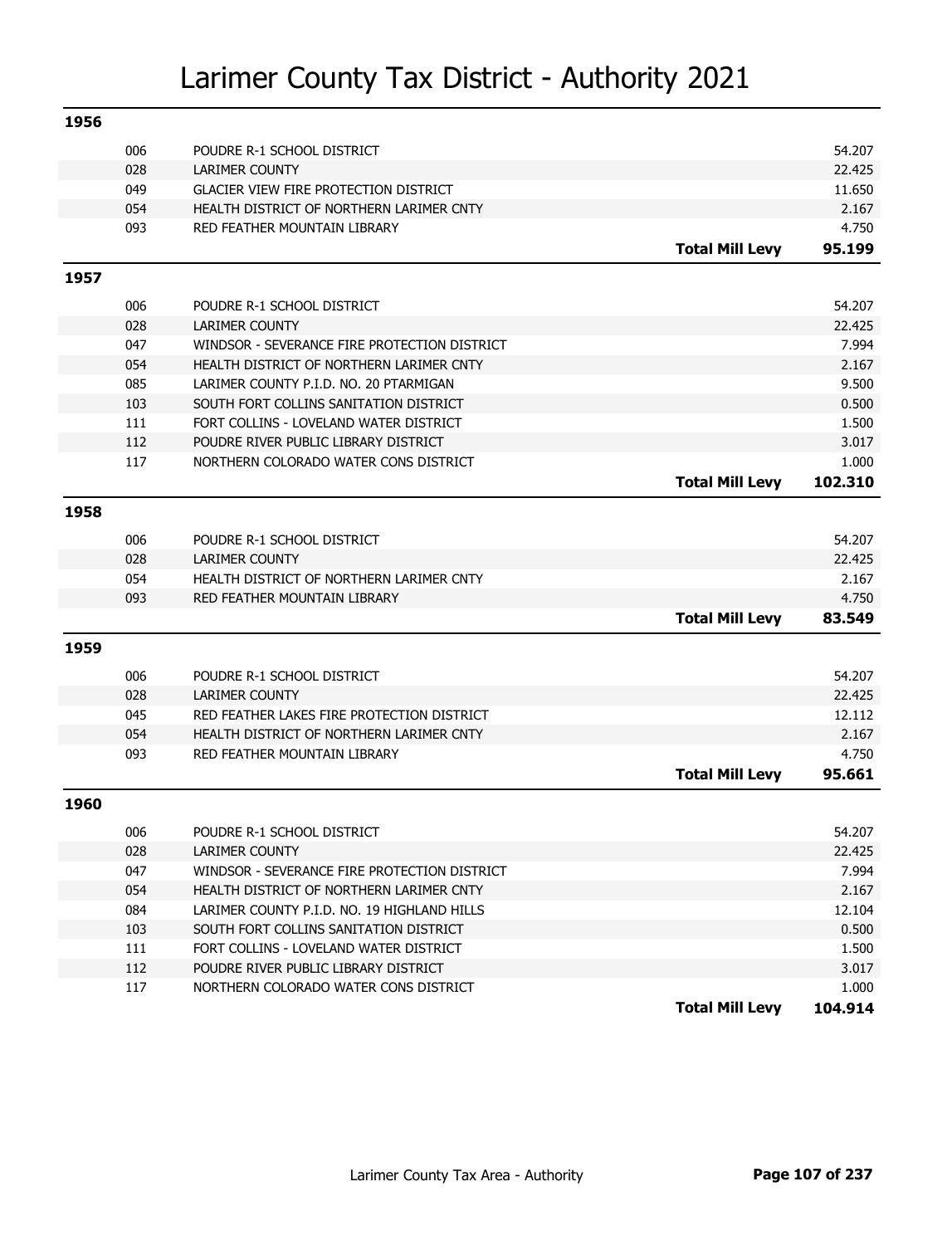# Larimer County Tax District - Authority 2021

## 1956

| Code | Authority | | Levy |
|---|---|---|---|
| 006 | POUDRE R-1 SCHOOL DISTRICT | | 54.207 |
| 028 | LARIMER COUNTY | | 22.425 |
| 049 | GLACIER VIEW FIRE PROTECTION DISTRICT | | 11.650 |
| 054 | HEALTH DISTRICT OF NORTHERN LARIMER CNTY | | 2.167 |
| 093 | RED FEATHER MOUNTAIN LIBRARY | | 4.750 |
| | | **Total Mill Levy** | **95.199** |

## 1957

| Code | Authority | | Levy |
|---|---|---|---|
| 006 | POUDRE R-1 SCHOOL DISTRICT | | 54.207 |
| 028 | LARIMER COUNTY | | 22.425 |
| 047 | WINDSOR - SEVERANCE FIRE PROTECTION DISTRICT | | 7.994 |
| 054 | HEALTH DISTRICT OF NORTHERN LARIMER CNTY | | 2.167 |
| 085 | LARIMER COUNTY P.I.D. NO. 20 PTARMIGAN | | 9.500 |
| 103 | SOUTH FORT COLLINS SANITATION DISTRICT | | 0.500 |
| 111 | FORT COLLINS - LOVELAND WATER DISTRICT | | 1.500 |
| 112 | POUDRE RIVER PUBLIC LIBRARY DISTRICT | | 3.017 |
| 117 | NORTHERN COLORADO WATER CONS DISTRICT | | 1.000 |
| | | **Total Mill Levy** | **102.310** |

## 1958

| Code | Authority | | Levy |
|---|---|---|---|
| 006 | POUDRE R-1 SCHOOL DISTRICT | | 54.207 |
| 028 | LARIMER COUNTY | | 22.425 |
| 054 | HEALTH DISTRICT OF NORTHERN LARIMER CNTY | | 2.167 |
| 093 | RED FEATHER MOUNTAIN LIBRARY | | 4.750 |
| | | **Total Mill Levy** | **83.549** |

## 1959

| Code | Authority | | Levy |
|---|---|---|---|
| 006 | POUDRE R-1 SCHOOL DISTRICT | | 54.207 |
| 028 | LARIMER COUNTY | | 22.425 |
| 045 | RED FEATHER LAKES FIRE PROTECTION DISTRICT | | 12.112 |
| 054 | HEALTH DISTRICT OF NORTHERN LARIMER CNTY | | 2.167 |
| 093 | RED FEATHER MOUNTAIN LIBRARY | | 4.750 |
| | | **Total Mill Levy** | **95.661** |

## 1960

| Code | Authority | | Levy |
|---|---|---|---|
| 006 | POUDRE R-1 SCHOOL DISTRICT | | 54.207 |
| 028 | LARIMER COUNTY | | 22.425 |
| 047 | WINDSOR - SEVERANCE FIRE PROTECTION DISTRICT | | 7.994 |
| 054 | HEALTH DISTRICT OF NORTHERN LARIMER CNTY | | 2.167 |
| 084 | LARIMER COUNTY P.I.D. NO. 19 HIGHLAND HILLS | | 12.104 |
| 103 | SOUTH FORT COLLINS SANITATION DISTRICT | | 0.500 |
| 111 | FORT COLLINS - LOVELAND WATER DISTRICT | | 1.500 |
| 112 | POUDRE RIVER PUBLIC LIBRARY DISTRICT | | 3.017 |
| 117 | NORTHERN COLORADO WATER CONS DISTRICT | | 1.000 |
| | | **Total Mill Levy** | **104.914** |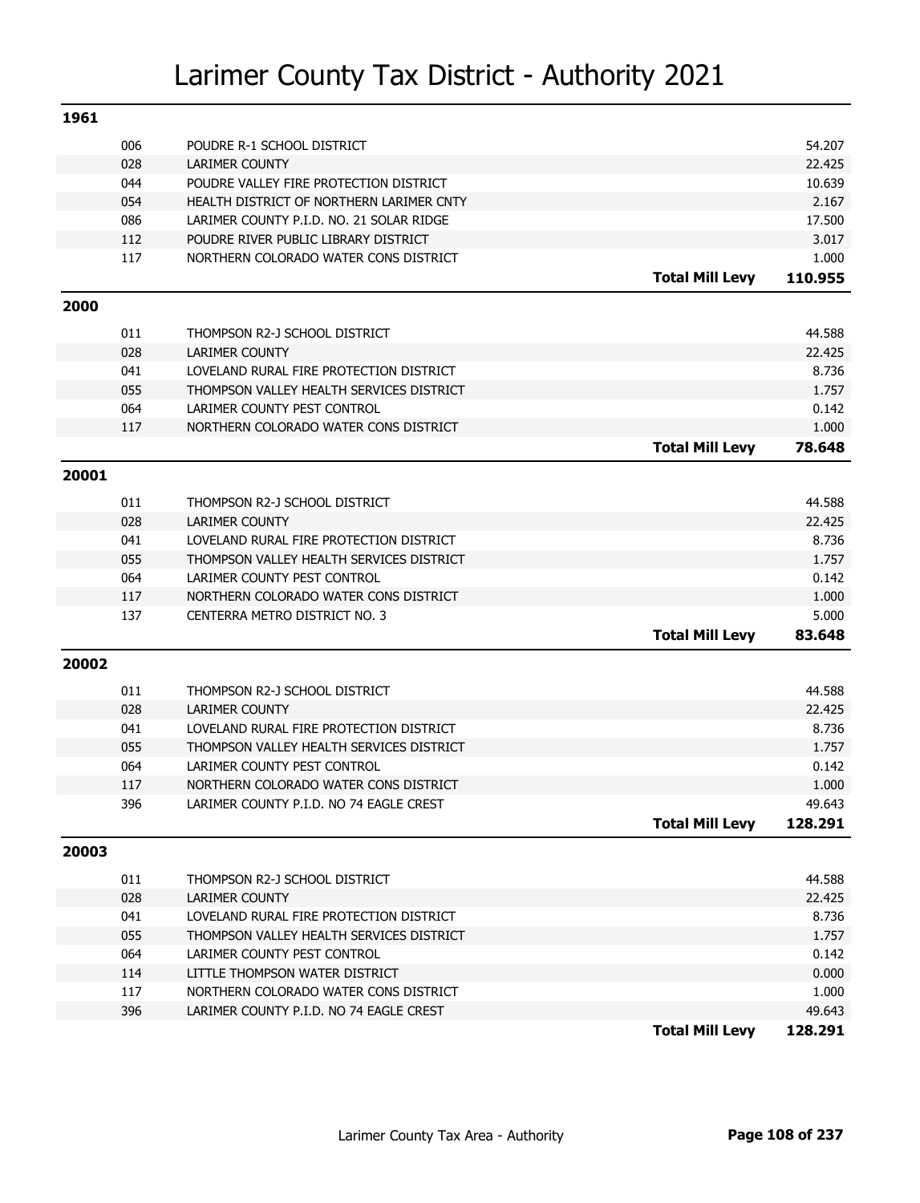# Larimer County Tax District - Authority 2021

## 1961

| Code | Authority | Mill Levy |
|---|---|---|
| 006 | POUDRE R-1 SCHOOL DISTRICT | 54.207 |
| 028 | LARIMER COUNTY | 22.425 |
| 044 | POUDRE VALLEY FIRE PROTECTION DISTRICT | 10.639 |
| 054 | HEALTH DISTRICT OF NORTHERN LARIMER CNTY | 2.167 |
| 086 | LARIMER COUNTY P.I.D. NO. 21 SOLAR RIDGE | 17.500 |
| 112 | POUDRE RIVER PUBLIC LIBRARY DISTRICT | 3.017 |
| 117 | NORTHERN COLORADO WATER CONS DISTRICT | 1.000 |
| | **Total Mill Levy** | **110.955** |

## 2000

| Code | Authority | Mill Levy |
|---|---|---|
| 011 | THOMPSON R2-J SCHOOL DISTRICT | 44.588 |
| 028 | LARIMER COUNTY | 22.425 |
| 041 | LOVELAND RURAL FIRE PROTECTION DISTRICT | 8.736 |
| 055 | THOMPSON VALLEY HEALTH SERVICES DISTRICT | 1.757 |
| 064 | LARIMER COUNTY PEST CONTROL | 0.142 |
| 117 | NORTHERN COLORADO WATER CONS DISTRICT | 1.000 |
| | **Total Mill Levy** | **78.648** |

## 20001

| Code | Authority | Mill Levy |
|---|---|---|
| 011 | THOMPSON R2-J SCHOOL DISTRICT | 44.588 |
| 028 | LARIMER COUNTY | 22.425 |
| 041 | LOVELAND RURAL FIRE PROTECTION DISTRICT | 8.736 |
| 055 | THOMPSON VALLEY HEALTH SERVICES DISTRICT | 1.757 |
| 064 | LARIMER COUNTY PEST CONTROL | 0.142 |
| 117 | NORTHERN COLORADO WATER CONS DISTRICT | 1.000 |
| 137 | CENTERRA METRO DISTRICT NO. 3 | 5.000 |
| | **Total Mill Levy** | **83.648** |

## 20002

| Code | Authority | Mill Levy |
|---|---|---|
| 011 | THOMPSON R2-J SCHOOL DISTRICT | 44.588 |
| 028 | LARIMER COUNTY | 22.425 |
| 041 | LOVELAND RURAL FIRE PROTECTION DISTRICT | 8.736 |
| 055 | THOMPSON VALLEY HEALTH SERVICES DISTRICT | 1.757 |
| 064 | LARIMER COUNTY PEST CONTROL | 0.142 |
| 117 | NORTHERN COLORADO WATER CONS DISTRICT | 1.000 |
| 396 | LARIMER COUNTY P.I.D. NO 74 EAGLE CREST | 49.643 |
| | **Total Mill Levy** | **128.291** |

## 20003

| Code | Authority | Mill Levy |
|---|---|---|
| 011 | THOMPSON R2-J SCHOOL DISTRICT | 44.588 |
| 028 | LARIMER COUNTY | 22.425 |
| 041 | LOVELAND RURAL FIRE PROTECTION DISTRICT | 8.736 |
| 055 | THOMPSON VALLEY HEALTH SERVICES DISTRICT | 1.757 |
| 064 | LARIMER COUNTY PEST CONTROL | 0.142 |
| 114 | LITTLE THOMPSON WATER DISTRICT | 0.000 |
| 117 | NORTHERN COLORADO WATER CONS DISTRICT | 1.000 |
| 396 | LARIMER COUNTY P.I.D. NO 74 EAGLE CREST | 49.643 |
| | **Total Mill Levy** | **128.291** |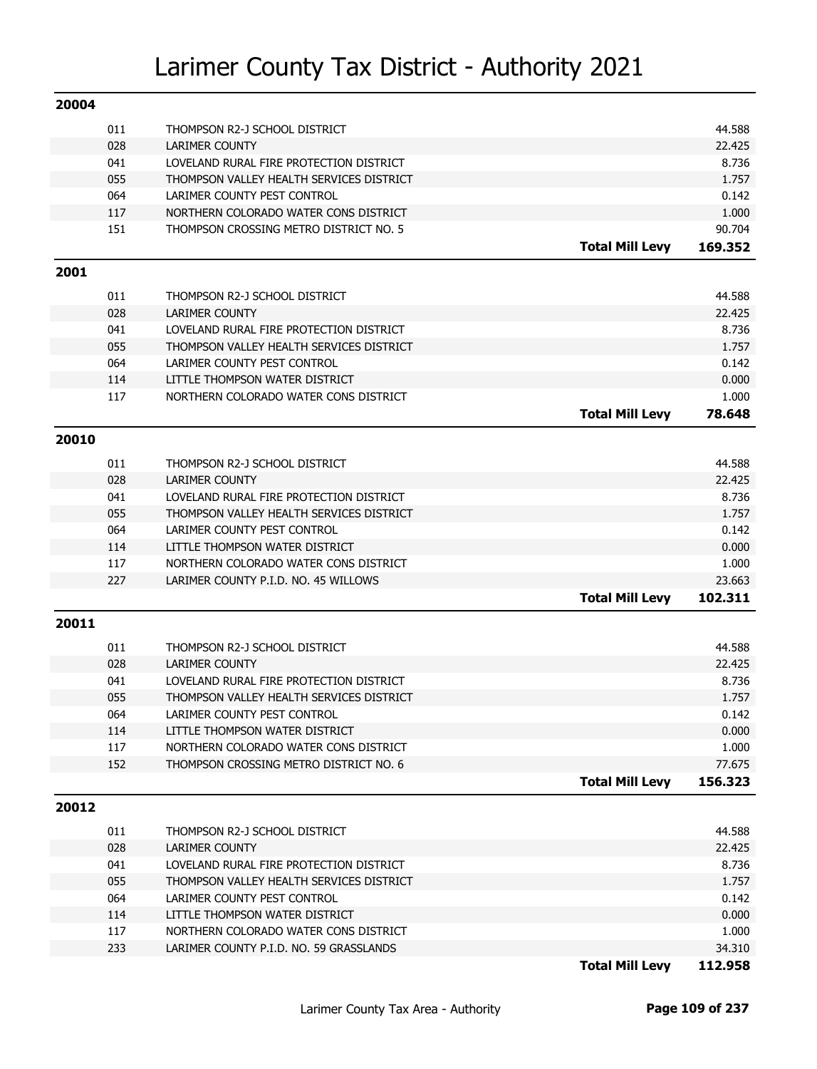# Larimer County Tax District - Authority 2021

## 20004

| Code | Authority | | Mill Levy |
|---|---|---|---|
| 011 | THOMPSON R2-J SCHOOL DISTRICT | | 44.588 |
| 028 | LARIMER COUNTY | | 22.425 |
| 041 | LOVELAND RURAL FIRE PROTECTION DISTRICT | | 8.736 |
| 055 | THOMPSON VALLEY HEALTH SERVICES DISTRICT | | 1.757 |
| 064 | LARIMER COUNTY PEST CONTROL | | 0.142 |
| 117 | NORTHERN COLORADO WATER CONS DISTRICT | | 1.000 |
| 151 | THOMPSON CROSSING METRO DISTRICT NO. 5 | | 90.704 |
| | | **Total Mill Levy** | **169.352** |

## 2001

| Code | Authority | | Mill Levy |
|---|---|---|---|
| 011 | THOMPSON R2-J SCHOOL DISTRICT | | 44.588 |
| 028 | LARIMER COUNTY | | 22.425 |
| 041 | LOVELAND RURAL FIRE PROTECTION DISTRICT | | 8.736 |
| 055 | THOMPSON VALLEY HEALTH SERVICES DISTRICT | | 1.757 |
| 064 | LARIMER COUNTY PEST CONTROL | | 0.142 |
| 114 | LITTLE THOMPSON WATER DISTRICT | | 0.000 |
| 117 | NORTHERN COLORADO WATER CONS DISTRICT | | 1.000 |
| | | **Total Mill Levy** | **78.648** |

## 20010

| Code | Authority | | Mill Levy |
|---|---|---|---|
| 011 | THOMPSON R2-J SCHOOL DISTRICT | | 44.588 |
| 028 | LARIMER COUNTY | | 22.425 |
| 041 | LOVELAND RURAL FIRE PROTECTION DISTRICT | | 8.736 |
| 055 | THOMPSON VALLEY HEALTH SERVICES DISTRICT | | 1.757 |
| 064 | LARIMER COUNTY PEST CONTROL | | 0.142 |
| 114 | LITTLE THOMPSON WATER DISTRICT | | 0.000 |
| 117 | NORTHERN COLORADO WATER CONS DISTRICT | | 1.000 |
| 227 | LARIMER COUNTY P.I.D. NO. 45 WILLOWS | | 23.663 |
| | | **Total Mill Levy** | **102.311** |

## 20011

| Code | Authority | | Mill Levy |
|---|---|---|---|
| 011 | THOMPSON R2-J SCHOOL DISTRICT | | 44.588 |
| 028 | LARIMER COUNTY | | 22.425 |
| 041 | LOVELAND RURAL FIRE PROTECTION DISTRICT | | 8.736 |
| 055 | THOMPSON VALLEY HEALTH SERVICES DISTRICT | | 1.757 |
| 064 | LARIMER COUNTY PEST CONTROL | | 0.142 |
| 114 | LITTLE THOMPSON WATER DISTRICT | | 0.000 |
| 117 | NORTHERN COLORADO WATER CONS DISTRICT | | 1.000 |
| 152 | THOMPSON CROSSING METRO DISTRICT NO. 6 | | 77.675 |
| | | **Total Mill Levy** | **156.323** |

## 20012

| Code | Authority | | Mill Levy |
|---|---|---|---|
| 011 | THOMPSON R2-J SCHOOL DISTRICT | | 44.588 |
| 028 | LARIMER COUNTY | | 22.425 |
| 041 | LOVELAND RURAL FIRE PROTECTION DISTRICT | | 8.736 |
| 055 | THOMPSON VALLEY HEALTH SERVICES DISTRICT | | 1.757 |
| 064 | LARIMER COUNTY PEST CONTROL | | 0.142 |
| 114 | LITTLE THOMPSON WATER DISTRICT | | 0.000 |
| 117 | NORTHERN COLORADO WATER CONS DISTRICT | | 1.000 |
| 233 | LARIMER COUNTY P.I.D. NO. 59 GRASSLANDS | | 34.310 |
| | | **Total Mill Levy** | **112.958** |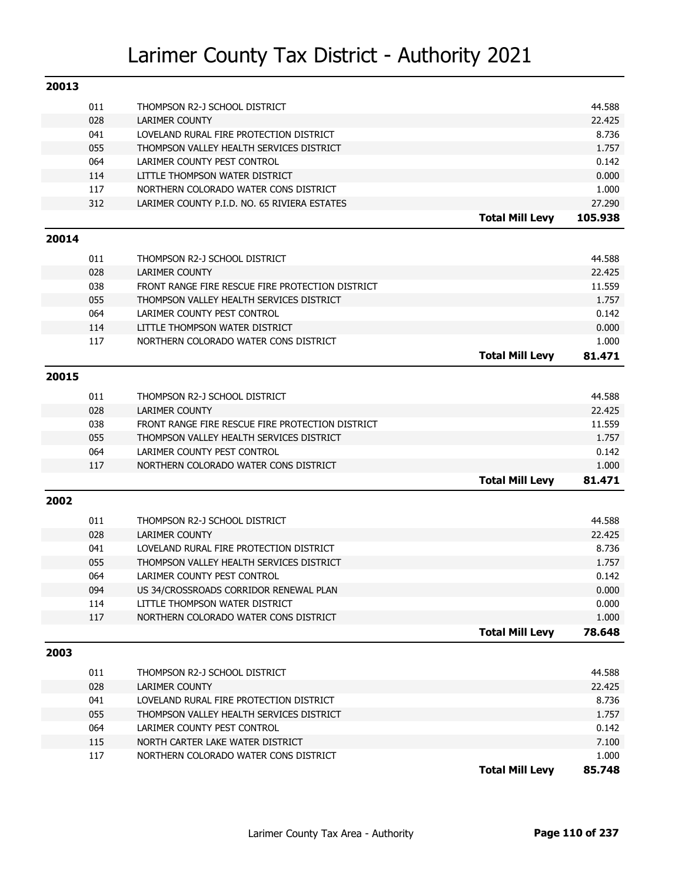# Larimer County Tax District - Authority 2021

## 20013

| Code | Authority | | Levy |
|---|---|---|---|
| 011 | THOMPSON R2-J SCHOOL DISTRICT | | 44.588 |
| 028 | LARIMER COUNTY | | 22.425 |
| 041 | LOVELAND RURAL FIRE PROTECTION DISTRICT | | 8.736 |
| 055 | THOMPSON VALLEY HEALTH SERVICES DISTRICT | | 1.757 |
| 064 | LARIMER COUNTY PEST CONTROL | | 0.142 |
| 114 | LITTLE THOMPSON WATER DISTRICT | | 0.000 |
| 117 | NORTHERN COLORADO WATER CONS DISTRICT | | 1.000 |
| 312 | LARIMER COUNTY P.I.D. NO. 65 RIVIERA ESTATES | | 27.290 |
| | | **Total Mill Levy** | **105.938** |

## 20014

| Code | Authority | | Levy |
|---|---|---|---|
| 011 | THOMPSON R2-J SCHOOL DISTRICT | | 44.588 |
| 028 | LARIMER COUNTY | | 22.425 |
| 038 | FRONT RANGE FIRE RESCUE FIRE PROTECTION DISTRICT | | 11.559 |
| 055 | THOMPSON VALLEY HEALTH SERVICES DISTRICT | | 1.757 |
| 064 | LARIMER COUNTY PEST CONTROL | | 0.142 |
| 114 | LITTLE THOMPSON WATER DISTRICT | | 0.000 |
| 117 | NORTHERN COLORADO WATER CONS DISTRICT | | 1.000 |
| | | **Total Mill Levy** | **81.471** |

## 20015

| Code | Authority | | Levy |
|---|---|---|---|
| 011 | THOMPSON R2-J SCHOOL DISTRICT | | 44.588 |
| 028 | LARIMER COUNTY | | 22.425 |
| 038 | FRONT RANGE FIRE RESCUE FIRE PROTECTION DISTRICT | | 11.559 |
| 055 | THOMPSON VALLEY HEALTH SERVICES DISTRICT | | 1.757 |
| 064 | LARIMER COUNTY PEST CONTROL | | 0.142 |
| 117 | NORTHERN COLORADO WATER CONS DISTRICT | | 1.000 |
| | | **Total Mill Levy** | **81.471** |

## 2002

| Code | Authority | | Levy |
|---|---|---|---|
| 011 | THOMPSON R2-J SCHOOL DISTRICT | | 44.588 |
| 028 | LARIMER COUNTY | | 22.425 |
| 041 | LOVELAND RURAL FIRE PROTECTION DISTRICT | | 8.736 |
| 055 | THOMPSON VALLEY HEALTH SERVICES DISTRICT | | 1.757 |
| 064 | LARIMER COUNTY PEST CONTROL | | 0.142 |
| 094 | US 34/CROSSROADS CORRIDOR RENEWAL PLAN | | 0.000 |
| 114 | LITTLE THOMPSON WATER DISTRICT | | 0.000 |
| 117 | NORTHERN COLORADO WATER CONS DISTRICT | | 1.000 |
| | | **Total Mill Levy** | **78.648** |

## 2003

| Code | Authority | | Levy |
|---|---|---|---|
| 011 | THOMPSON R2-J SCHOOL DISTRICT | | 44.588 |
| 028 | LARIMER COUNTY | | 22.425 |
| 041 | LOVELAND RURAL FIRE PROTECTION DISTRICT | | 8.736 |
| 055 | THOMPSON VALLEY HEALTH SERVICES DISTRICT | | 1.757 |
| 064 | LARIMER COUNTY PEST CONTROL | | 0.142 |
| 115 | NORTH CARTER LAKE WATER DISTRICT | | 7.100 |
| 117 | NORTHERN COLORADO WATER CONS DISTRICT | | 1.000 |
| | | **Total Mill Levy** | **85.748** |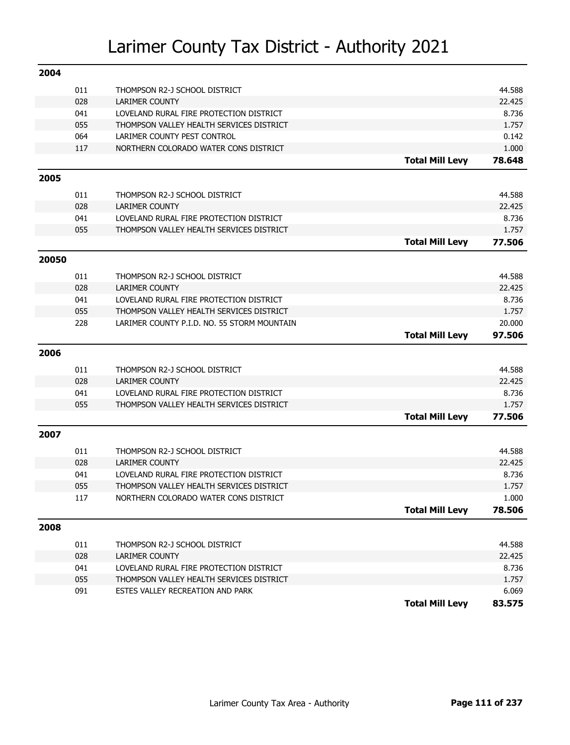# Larimer County Tax District - Authority 2021

## 2004

| Code | Authority | | Levy |
|---|---|---|---|
| 011 | THOMPSON R2-J SCHOOL DISTRICT | | 44.588 |
| 028 | LARIMER COUNTY | | 22.425 |
| 041 | LOVELAND RURAL FIRE PROTECTION DISTRICT | | 8.736 |
| 055 | THOMPSON VALLEY HEALTH SERVICES DISTRICT | | 1.757 |
| 064 | LARIMER COUNTY PEST CONTROL | | 0.142 |
| 117 | NORTHERN COLORADO WATER CONS DISTRICT | | 1.000 |
| | | **Total Mill Levy** | **78.648** |

## 2005

| Code | Authority | | Levy |
|---|---|---|---|
| 011 | THOMPSON R2-J SCHOOL DISTRICT | | 44.588 |
| 028 | LARIMER COUNTY | | 22.425 |
| 041 | LOVELAND RURAL FIRE PROTECTION DISTRICT | | 8.736 |
| 055 | THOMPSON VALLEY HEALTH SERVICES DISTRICT | | 1.757 |
| | | **Total Mill Levy** | **77.506** |

## 20050

| Code | Authority | | Levy |
|---|---|---|---|
| 011 | THOMPSON R2-J SCHOOL DISTRICT | | 44.588 |
| 028 | LARIMER COUNTY | | 22.425 |
| 041 | LOVELAND RURAL FIRE PROTECTION DISTRICT | | 8.736 |
| 055 | THOMPSON VALLEY HEALTH SERVICES DISTRICT | | 1.757 |
| 228 | LARIMER COUNTY P.I.D. NO. 55 STORM MOUNTAIN | | 20.000 |
| | | **Total Mill Levy** | **97.506** |

## 2006

| Code | Authority | | Levy |
|---|---|---|---|
| 011 | THOMPSON R2-J SCHOOL DISTRICT | | 44.588 |
| 028 | LARIMER COUNTY | | 22.425 |
| 041 | LOVELAND RURAL FIRE PROTECTION DISTRICT | | 8.736 |
| 055 | THOMPSON VALLEY HEALTH SERVICES DISTRICT | | 1.757 |
| | | **Total Mill Levy** | **77.506** |

## 2007

| Code | Authority | | Levy |
|---|---|---|---|
| 011 | THOMPSON R2-J SCHOOL DISTRICT | | 44.588 |
| 028 | LARIMER COUNTY | | 22.425 |
| 041 | LOVELAND RURAL FIRE PROTECTION DISTRICT | | 8.736 |
| 055 | THOMPSON VALLEY HEALTH SERVICES DISTRICT | | 1.757 |
| 117 | NORTHERN COLORADO WATER CONS DISTRICT | | 1.000 |
| | | **Total Mill Levy** | **78.506** |

## 2008

| Code | Authority | | Levy |
|---|---|---|---|
| 011 | THOMPSON R2-J SCHOOL DISTRICT | | 44.588 |
| 028 | LARIMER COUNTY | | 22.425 |
| 041 | LOVELAND RURAL FIRE PROTECTION DISTRICT | | 8.736 |
| 055 | THOMPSON VALLEY HEALTH SERVICES DISTRICT | | 1.757 |
| 091 | ESTES VALLEY RECREATION AND PARK | | 6.069 |
| | | **Total Mill Levy** | **83.575** |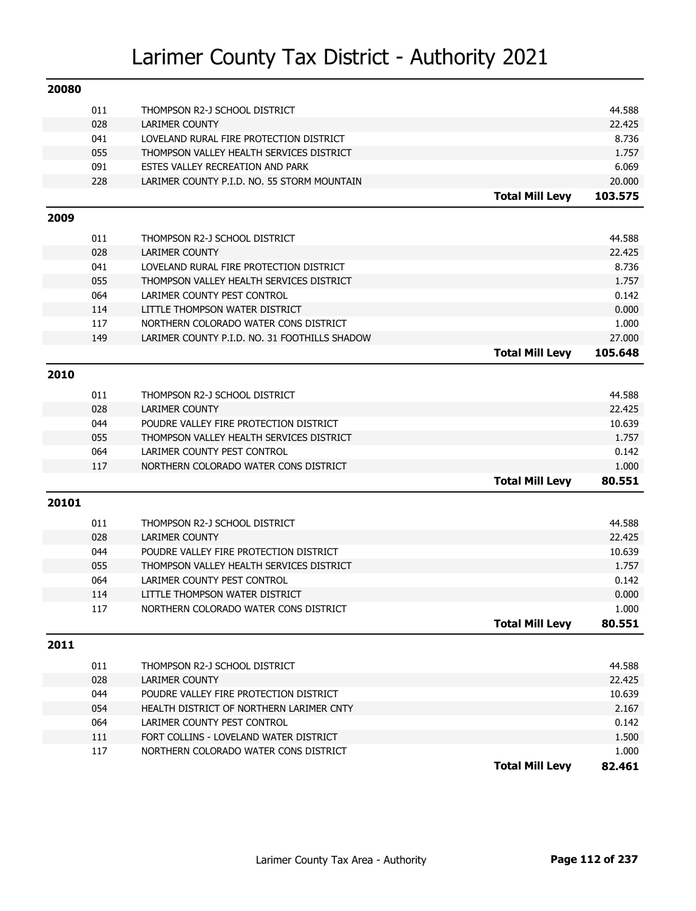# Larimer County Tax District - Authority 2021

## 20080

| Code | Authority | | Mill Levy |
|---|---|---|---|
| 011 | THOMPSON R2-J SCHOOL DISTRICT | | 44.588 |
| 028 | LARIMER COUNTY | | 22.425 |
| 041 | LOVELAND RURAL FIRE PROTECTION DISTRICT | | 8.736 |
| 055 | THOMPSON VALLEY HEALTH SERVICES DISTRICT | | 1.757 |
| 091 | ESTES VALLEY RECREATION AND PARK | | 6.069 |
| 228 | LARIMER COUNTY P.I.D. NO. 55 STORM MOUNTAIN | | 20.000 |
| | | **Total Mill Levy** | **103.575** |

## 2009

| Code | Authority | | Mill Levy |
|---|---|---|---|
| 011 | THOMPSON R2-J SCHOOL DISTRICT | | 44.588 |
| 028 | LARIMER COUNTY | | 22.425 |
| 041 | LOVELAND RURAL FIRE PROTECTION DISTRICT | | 8.736 |
| 055 | THOMPSON VALLEY HEALTH SERVICES DISTRICT | | 1.757 |
| 064 | LARIMER COUNTY PEST CONTROL | | 0.142 |
| 114 | LITTLE THOMPSON WATER DISTRICT | | 0.000 |
| 117 | NORTHERN COLORADO WATER CONS DISTRICT | | 1.000 |
| 149 | LARIMER COUNTY P.I.D. NO. 31 FOOTHILLS SHADOW | | 27.000 |
| | | **Total Mill Levy** | **105.648** |

## 2010

| Code | Authority | | Mill Levy |
|---|---|---|---|
| 011 | THOMPSON R2-J SCHOOL DISTRICT | | 44.588 |
| 028 | LARIMER COUNTY | | 22.425 |
| 044 | POUDRE VALLEY FIRE PROTECTION DISTRICT | | 10.639 |
| 055 | THOMPSON VALLEY HEALTH SERVICES DISTRICT | | 1.757 |
| 064 | LARIMER COUNTY PEST CONTROL | | 0.142 |
| 117 | NORTHERN COLORADO WATER CONS DISTRICT | | 1.000 |
| | | **Total Mill Levy** | **80.551** |

## 20101

| Code | Authority | | Mill Levy |
|---|---|---|---|
| 011 | THOMPSON R2-J SCHOOL DISTRICT | | 44.588 |
| 028 | LARIMER COUNTY | | 22.425 |
| 044 | POUDRE VALLEY FIRE PROTECTION DISTRICT | | 10.639 |
| 055 | THOMPSON VALLEY HEALTH SERVICES DISTRICT | | 1.757 |
| 064 | LARIMER COUNTY PEST CONTROL | | 0.142 |
| 114 | LITTLE THOMPSON WATER DISTRICT | | 0.000 |
| 117 | NORTHERN COLORADO WATER CONS DISTRICT | | 1.000 |
| | | **Total Mill Levy** | **80.551** |

## 2011

| Code | Authority | | Mill Levy |
|---|---|---|---|
| 011 | THOMPSON R2-J SCHOOL DISTRICT | | 44.588 |
| 028 | LARIMER COUNTY | | 22.425 |
| 044 | POUDRE VALLEY FIRE PROTECTION DISTRICT | | 10.639 |
| 054 | HEALTH DISTRICT OF NORTHERN LARIMER CNTY | | 2.167 |
| 064 | LARIMER COUNTY PEST CONTROL | | 0.142 |
| 111 | FORT COLLINS - LOVELAND WATER DISTRICT | | 1.500 |
| 117 | NORTHERN COLORADO WATER CONS DISTRICT | | 1.000 |
| | | **Total Mill Levy** | **82.461** |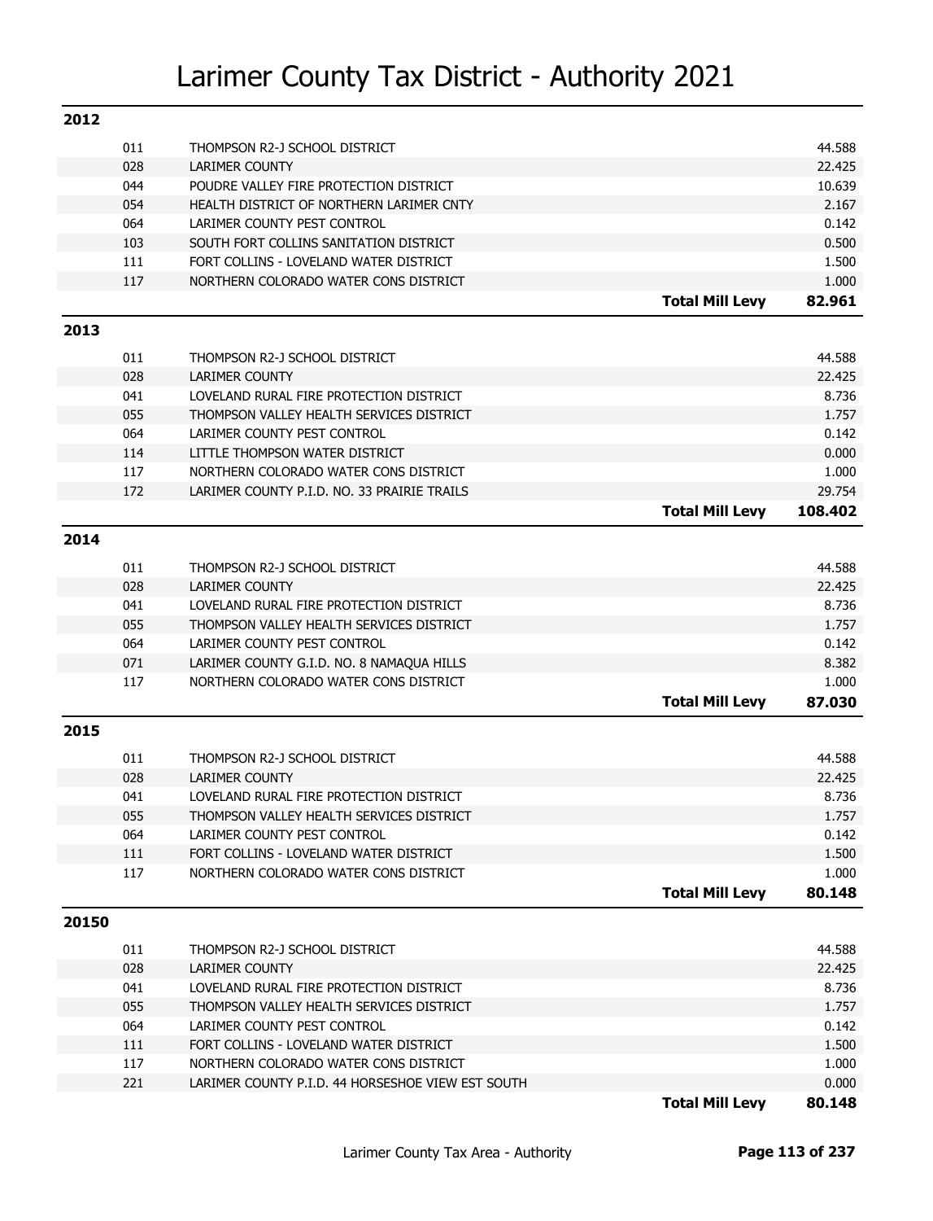# Larimer County Tax District - Authority 2021

## 2012

| Code | Authority | | Levy |
|---|---|---|---|
| 011 | THOMPSON R2-J SCHOOL DISTRICT | | 44.588 |
| 028 | LARIMER COUNTY | | 22.425 |
| 044 | POUDRE VALLEY FIRE PROTECTION DISTRICT | | 10.639 |
| 054 | HEALTH DISTRICT OF NORTHERN LARIMER CNTY | | 2.167 |
| 064 | LARIMER COUNTY PEST CONTROL | | 0.142 |
| 103 | SOUTH FORT COLLINS SANITATION DISTRICT | | 0.500 |
| 111 | FORT COLLINS - LOVELAND WATER DISTRICT | | 1.500 |
| 117 | NORTHERN COLORADO WATER CONS DISTRICT | | 1.000 |
| | | **Total Mill Levy** | **82.961** |

## 2013

| Code | Authority | | Levy |
|---|---|---|---|
| 011 | THOMPSON R2-J SCHOOL DISTRICT | | 44.588 |
| 028 | LARIMER COUNTY | | 22.425 |
| 041 | LOVELAND RURAL FIRE PROTECTION DISTRICT | | 8.736 |
| 055 | THOMPSON VALLEY HEALTH SERVICES DISTRICT | | 1.757 |
| 064 | LARIMER COUNTY PEST CONTROL | | 0.142 |
| 114 | LITTLE THOMPSON WATER DISTRICT | | 0.000 |
| 117 | NORTHERN COLORADO WATER CONS DISTRICT | | 1.000 |
| 172 | LARIMER COUNTY P.I.D. NO. 33 PRAIRIE TRAILS | | 29.754 |
| | | **Total Mill Levy** | **108.402** |

## 2014

| Code | Authority | | Levy |
|---|---|---|---|
| 011 | THOMPSON R2-J SCHOOL DISTRICT | | 44.588 |
| 028 | LARIMER COUNTY | | 22.425 |
| 041 | LOVELAND RURAL FIRE PROTECTION DISTRICT | | 8.736 |
| 055 | THOMPSON VALLEY HEALTH SERVICES DISTRICT | | 1.757 |
| 064 | LARIMER COUNTY PEST CONTROL | | 0.142 |
| 071 | LARIMER COUNTY G.I.D. NO. 8 NAMAQUA HILLS | | 8.382 |
| 117 | NORTHERN COLORADO WATER CONS DISTRICT | | 1.000 |
| | | **Total Mill Levy** | **87.030** |

## 2015

| Code | Authority | | Levy |
|---|---|---|---|
| 011 | THOMPSON R2-J SCHOOL DISTRICT | | 44.588 |
| 028 | LARIMER COUNTY | | 22.425 |
| 041 | LOVELAND RURAL FIRE PROTECTION DISTRICT | | 8.736 |
| 055 | THOMPSON VALLEY HEALTH SERVICES DISTRICT | | 1.757 |
| 064 | LARIMER COUNTY PEST CONTROL | | 0.142 |
| 111 | FORT COLLINS - LOVELAND WATER DISTRICT | | 1.500 |
| 117 | NORTHERN COLORADO WATER CONS DISTRICT | | 1.000 |
| | | **Total Mill Levy** | **80.148** |

## 20150

| Code | Authority | | Levy |
|---|---|---|---|
| 011 | THOMPSON R2-J SCHOOL DISTRICT | | 44.588 |
| 028 | LARIMER COUNTY | | 22.425 |
| 041 | LOVELAND RURAL FIRE PROTECTION DISTRICT | | 8.736 |
| 055 | THOMPSON VALLEY HEALTH SERVICES DISTRICT | | 1.757 |
| 064 | LARIMER COUNTY PEST CONTROL | | 0.142 |
| 111 | FORT COLLINS - LOVELAND WATER DISTRICT | | 1.500 |
| 117 | NORTHERN COLORADO WATER CONS DISTRICT | | 1.000 |
| 221 | LARIMER COUNTY P.I.D. 44 HORSESHOE VIEW EST SOUTH | | 0.000 |
| | | **Total Mill Levy** | **80.148** |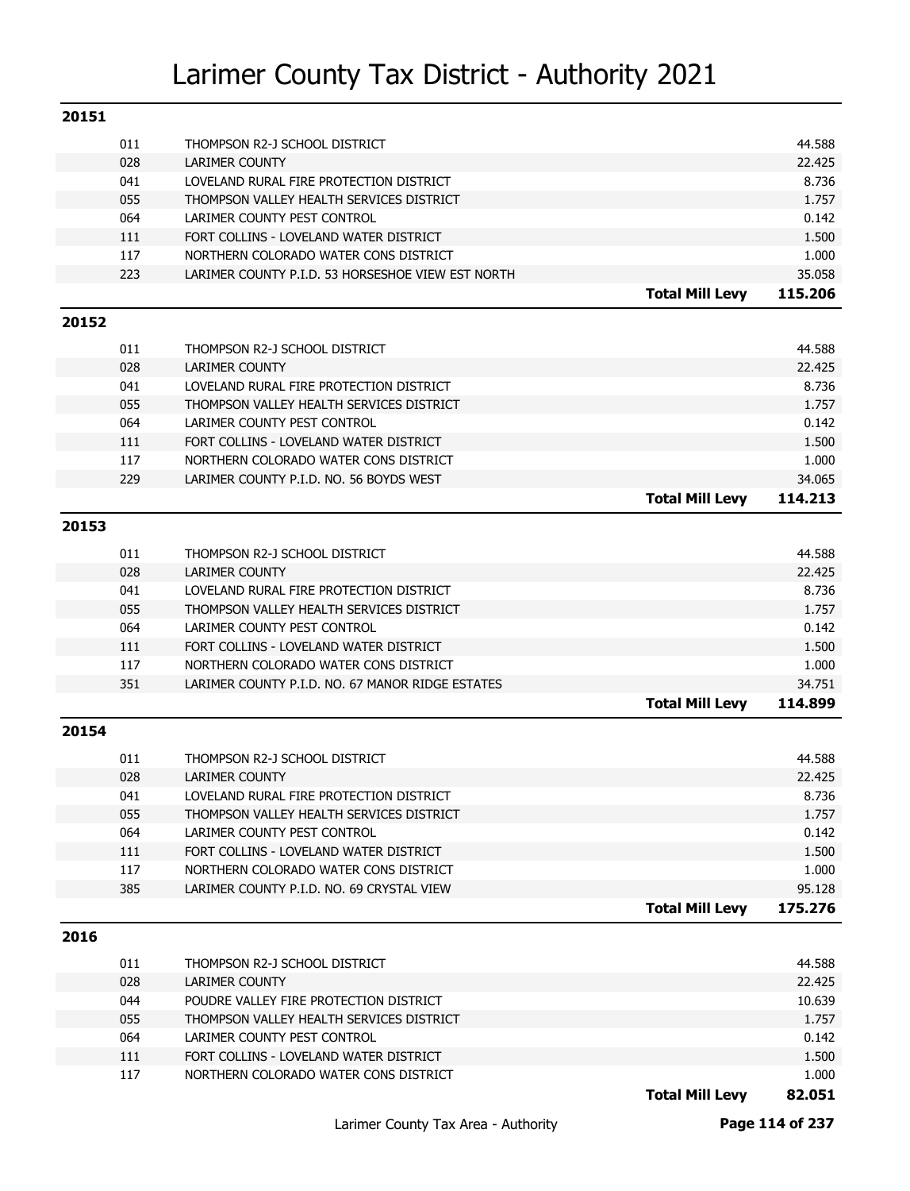# Larimer County Tax District - Authority 2021

## 20151

| Code | Authority | | Levy |
|---|---|---|---|
| 011 | THOMPSON R2-J SCHOOL DISTRICT | | 44.588 |
| 028 | LARIMER COUNTY | | 22.425 |
| 041 | LOVELAND RURAL FIRE PROTECTION DISTRICT | | 8.736 |
| 055 | THOMPSON VALLEY HEALTH SERVICES DISTRICT | | 1.757 |
| 064 | LARIMER COUNTY PEST CONTROL | | 0.142 |
| 111 | FORT COLLINS - LOVELAND WATER DISTRICT | | 1.500 |
| 117 | NORTHERN COLORADO WATER CONS DISTRICT | | 1.000 |
| 223 | LARIMER COUNTY P.I.D. 53 HORSESHOE VIEW EST NORTH | | 35.058 |
| | | **Total Mill Levy** | **115.206** |

## 20152

| Code | Authority | | Levy |
|---|---|---|---|
| 011 | THOMPSON R2-J SCHOOL DISTRICT | | 44.588 |
| 028 | LARIMER COUNTY | | 22.425 |
| 041 | LOVELAND RURAL FIRE PROTECTION DISTRICT | | 8.736 |
| 055 | THOMPSON VALLEY HEALTH SERVICES DISTRICT | | 1.757 |
| 064 | LARIMER COUNTY PEST CONTROL | | 0.142 |
| 111 | FORT COLLINS - LOVELAND WATER DISTRICT | | 1.500 |
| 117 | NORTHERN COLORADO WATER CONS DISTRICT | | 1.000 |
| 229 | LARIMER COUNTY P.I.D. NO. 56 BOYDS WEST | | 34.065 |
| | | **Total Mill Levy** | **114.213** |

## 20153

| Code | Authority | | Levy |
|---|---|---|---|
| 011 | THOMPSON R2-J SCHOOL DISTRICT | | 44.588 |
| 028 | LARIMER COUNTY | | 22.425 |
| 041 | LOVELAND RURAL FIRE PROTECTION DISTRICT | | 8.736 |
| 055 | THOMPSON VALLEY HEALTH SERVICES DISTRICT | | 1.757 |
| 064 | LARIMER COUNTY PEST CONTROL | | 0.142 |
| 111 | FORT COLLINS - LOVELAND WATER DISTRICT | | 1.500 |
| 117 | NORTHERN COLORADO WATER CONS DISTRICT | | 1.000 |
| 351 | LARIMER COUNTY P.I.D. NO. 67 MANOR RIDGE ESTATES | | 34.751 |
| | | **Total Mill Levy** | **114.899** |

## 20154

| Code | Authority | | Levy |
|---|---|---|---|
| 011 | THOMPSON R2-J SCHOOL DISTRICT | | 44.588 |
| 028 | LARIMER COUNTY | | 22.425 |
| 041 | LOVELAND RURAL FIRE PROTECTION DISTRICT | | 8.736 |
| 055 | THOMPSON VALLEY HEALTH SERVICES DISTRICT | | 1.757 |
| 064 | LARIMER COUNTY PEST CONTROL | | 0.142 |
| 111 | FORT COLLINS - LOVELAND WATER DISTRICT | | 1.500 |
| 117 | NORTHERN COLORADO WATER CONS DISTRICT | | 1.000 |
| 385 | LARIMER COUNTY P.I.D. NO. 69 CRYSTAL VIEW | | 95.128 |
| | | **Total Mill Levy** | **175.276** |

## 2016

| Code | Authority | | Levy |
|---|---|---|---|
| 011 | THOMPSON R2-J SCHOOL DISTRICT | | 44.588 |
| 028 | LARIMER COUNTY | | 22.425 |
| 044 | POUDRE VALLEY FIRE PROTECTION DISTRICT | | 10.639 |
| 055 | THOMPSON VALLEY HEALTH SERVICES DISTRICT | | 1.757 |
| 064 | LARIMER COUNTY PEST CONTROL | | 0.142 |
| 111 | FORT COLLINS - LOVELAND WATER DISTRICT | | 1.500 |
| 117 | NORTHERN COLORADO WATER CONS DISTRICT | | 1.000 |
| | | **Total Mill Levy** | **82.051** |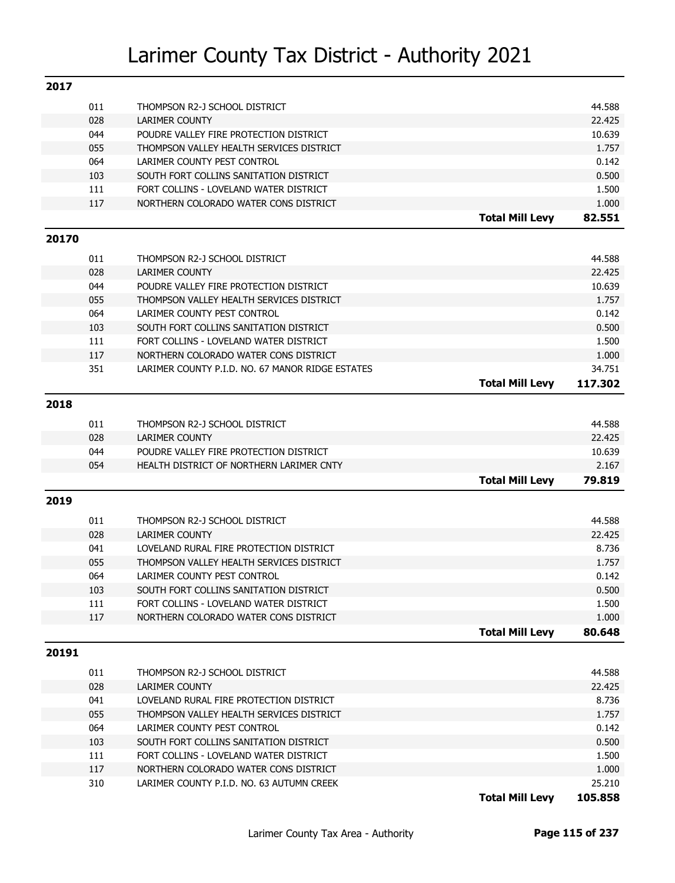# Larimer County Tax District - Authority 2021

## 2017

| Code | Authority | | Mill Levy |
|---|---|---|---|
| 011 | THOMPSON R2-J SCHOOL DISTRICT | | 44.588 |
| 028 | LARIMER COUNTY | | 22.425 |
| 044 | POUDRE VALLEY FIRE PROTECTION DISTRICT | | 10.639 |
| 055 | THOMPSON VALLEY HEALTH SERVICES DISTRICT | | 1.757 |
| 064 | LARIMER COUNTY PEST CONTROL | | 0.142 |
| 103 | SOUTH FORT COLLINS SANITATION DISTRICT | | 0.500 |
| 111 | FORT COLLINS - LOVELAND WATER DISTRICT | | 1.500 |
| 117 | NORTHERN COLORADO WATER CONS DISTRICT | | 1.000 |
| | | **Total Mill Levy** | **82.551** |

## 20170

| Code | Authority | | Mill Levy |
|---|---|---|---|
| 011 | THOMPSON R2-J SCHOOL DISTRICT | | 44.588 |
| 028 | LARIMER COUNTY | | 22.425 |
| 044 | POUDRE VALLEY FIRE PROTECTION DISTRICT | | 10.639 |
| 055 | THOMPSON VALLEY HEALTH SERVICES DISTRICT | | 1.757 |
| 064 | LARIMER COUNTY PEST CONTROL | | 0.142 |
| 103 | SOUTH FORT COLLINS SANITATION DISTRICT | | 0.500 |
| 111 | FORT COLLINS - LOVELAND WATER DISTRICT | | 1.500 |
| 117 | NORTHERN COLORADO WATER CONS DISTRICT | | 1.000 |
| 351 | LARIMER COUNTY P.I.D. NO. 67 MANOR RIDGE ESTATES | | 34.751 |
| | | **Total Mill Levy** | **117.302** |

## 2018

| Code | Authority | | Mill Levy |
|---|---|---|---|
| 011 | THOMPSON R2-J SCHOOL DISTRICT | | 44.588 |
| 028 | LARIMER COUNTY | | 22.425 |
| 044 | POUDRE VALLEY FIRE PROTECTION DISTRICT | | 10.639 |
| 054 | HEALTH DISTRICT OF NORTHERN LARIMER CNTY | | 2.167 |
| | | **Total Mill Levy** | **79.819** |

## 2019

| Code | Authority | | Mill Levy |
|---|---|---|---|
| 011 | THOMPSON R2-J SCHOOL DISTRICT | | 44.588 |
| 028 | LARIMER COUNTY | | 22.425 |
| 041 | LOVELAND RURAL FIRE PROTECTION DISTRICT | | 8.736 |
| 055 | THOMPSON VALLEY HEALTH SERVICES DISTRICT | | 1.757 |
| 064 | LARIMER COUNTY PEST CONTROL | | 0.142 |
| 103 | SOUTH FORT COLLINS SANITATION DISTRICT | | 0.500 |
| 111 | FORT COLLINS - LOVELAND WATER DISTRICT | | 1.500 |
| 117 | NORTHERN COLORADO WATER CONS DISTRICT | | 1.000 |
| | | **Total Mill Levy** | **80.648** |

## 20191

| Code | Authority | | Mill Levy |
|---|---|---|---|
| 011 | THOMPSON R2-J SCHOOL DISTRICT | | 44.588 |
| 028 | LARIMER COUNTY | | 22.425 |
| 041 | LOVELAND RURAL FIRE PROTECTION DISTRICT | | 8.736 |
| 055 | THOMPSON VALLEY HEALTH SERVICES DISTRICT | | 1.757 |
| 064 | LARIMER COUNTY PEST CONTROL | | 0.142 |
| 103 | SOUTH FORT COLLINS SANITATION DISTRICT | | 0.500 |
| 111 | FORT COLLINS - LOVELAND WATER DISTRICT | | 1.500 |
| 117 | NORTHERN COLORADO WATER CONS DISTRICT | | 1.000 |
| 310 | LARIMER COUNTY P.I.D. NO. 63 AUTUMN CREEK | | 25.210 |
| | | **Total Mill Levy** | **105.858** |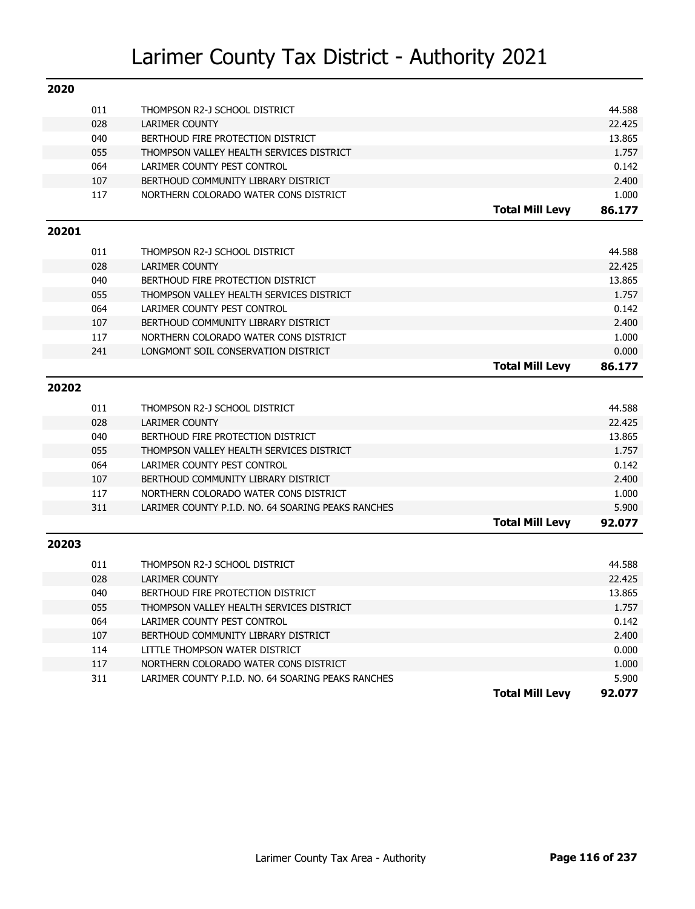# Larimer County Tax District - Authority 2021

## 2020

| Code | Authority | | Levy |
|---|---|---|---|
| 011 | THOMPSON R2-J SCHOOL DISTRICT | | 44.588 |
| 028 | LARIMER COUNTY | | 22.425 |
| 040 | BERTHOUD FIRE PROTECTION DISTRICT | | 13.865 |
| 055 | THOMPSON VALLEY HEALTH SERVICES DISTRICT | | 1.757 |
| 064 | LARIMER COUNTY PEST CONTROL | | 0.142 |
| 107 | BERTHOUD COMMUNITY LIBRARY DISTRICT | | 2.400 |
| 117 | NORTHERN COLORADO WATER CONS DISTRICT | | 1.000 |
| | | **Total Mill Levy** | **86.177** |

## 20201

| Code | Authority | | Levy |
|---|---|---|---|
| 011 | THOMPSON R2-J SCHOOL DISTRICT | | 44.588 |
| 028 | LARIMER COUNTY | | 22.425 |
| 040 | BERTHOUD FIRE PROTECTION DISTRICT | | 13.865 |
| 055 | THOMPSON VALLEY HEALTH SERVICES DISTRICT | | 1.757 |
| 064 | LARIMER COUNTY PEST CONTROL | | 0.142 |
| 107 | BERTHOUD COMMUNITY LIBRARY DISTRICT | | 2.400 |
| 117 | NORTHERN COLORADO WATER CONS DISTRICT | | 1.000 |
| 241 | LONGMONT SOIL CONSERVATION DISTRICT | | 0.000 |
| | | **Total Mill Levy** | **86.177** |

## 20202

| Code | Authority | | Levy |
|---|---|---|---|
| 011 | THOMPSON R2-J SCHOOL DISTRICT | | 44.588 |
| 028 | LARIMER COUNTY | | 22.425 |
| 040 | BERTHOUD FIRE PROTECTION DISTRICT | | 13.865 |
| 055 | THOMPSON VALLEY HEALTH SERVICES DISTRICT | | 1.757 |
| 064 | LARIMER COUNTY PEST CONTROL | | 0.142 |
| 107 | BERTHOUD COMMUNITY LIBRARY DISTRICT | | 2.400 |
| 117 | NORTHERN COLORADO WATER CONS DISTRICT | | 1.000 |
| 311 | LARIMER COUNTY P.I.D. NO. 64 SOARING PEAKS RANCHES | | 5.900 |
| | | **Total Mill Levy** | **92.077** |

## 20203

| Code | Authority | | Levy |
|---|---|---|---|
| 011 | THOMPSON R2-J SCHOOL DISTRICT | | 44.588 |
| 028 | LARIMER COUNTY | | 22.425 |
| 040 | BERTHOUD FIRE PROTECTION DISTRICT | | 13.865 |
| 055 | THOMPSON VALLEY HEALTH SERVICES DISTRICT | | 1.757 |
| 064 | LARIMER COUNTY PEST CONTROL | | 0.142 |
| 107 | BERTHOUD COMMUNITY LIBRARY DISTRICT | | 2.400 |
| 114 | LITTLE THOMPSON WATER DISTRICT | | 0.000 |
| 117 | NORTHERN COLORADO WATER CONS DISTRICT | | 1.000 |
| 311 | LARIMER COUNTY P.I.D. NO. 64 SOARING PEAKS RANCHES | | 5.900 |
| | | **Total Mill Levy** | **92.077** |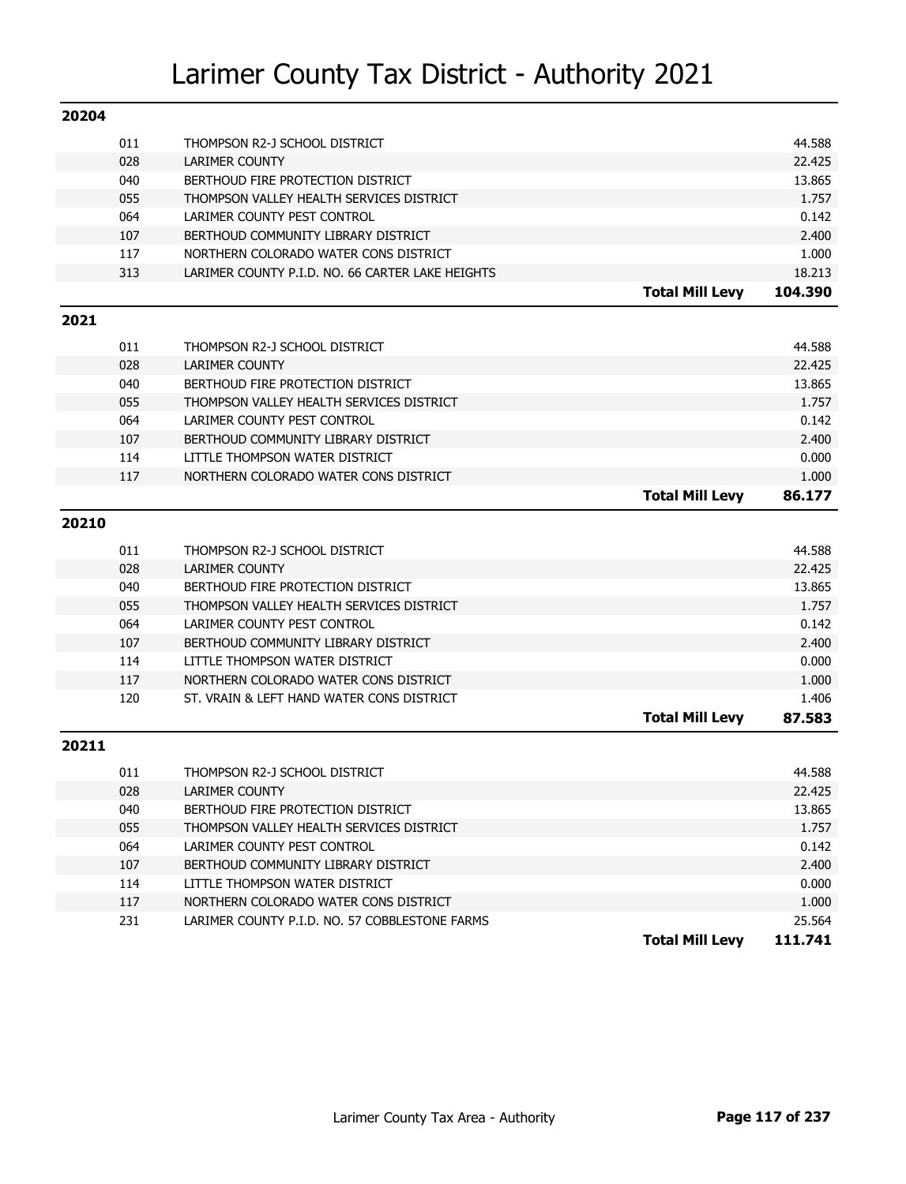# Larimer County Tax District - Authority 2021

## 20204

| Code | Authority | | Levy |
|---|---|---|---|
| 011 | THOMPSON R2-J SCHOOL DISTRICT | | 44.588 |
| 028 | LARIMER COUNTY | | 22.425 |
| 040 | BERTHOUD FIRE PROTECTION DISTRICT | | 13.865 |
| 055 | THOMPSON VALLEY HEALTH SERVICES DISTRICT | | 1.757 |
| 064 | LARIMER COUNTY PEST CONTROL | | 0.142 |
| 107 | BERTHOUD COMMUNITY LIBRARY DISTRICT | | 2.400 |
| 117 | NORTHERN COLORADO WATER CONS DISTRICT | | 1.000 |
| 313 | LARIMER COUNTY P.I.D. NO. 66 CARTER LAKE HEIGHTS | | 18.213 |
| | | **Total Mill Levy** | **104.390** |

## 2021

| Code | Authority | | Levy |
|---|---|---|---|
| 011 | THOMPSON R2-J SCHOOL DISTRICT | | 44.588 |
| 028 | LARIMER COUNTY | | 22.425 |
| 040 | BERTHOUD FIRE PROTECTION DISTRICT | | 13.865 |
| 055 | THOMPSON VALLEY HEALTH SERVICES DISTRICT | | 1.757 |
| 064 | LARIMER COUNTY PEST CONTROL | | 0.142 |
| 107 | BERTHOUD COMMUNITY LIBRARY DISTRICT | | 2.400 |
| 114 | LITTLE THOMPSON WATER DISTRICT | | 0.000 |
| 117 | NORTHERN COLORADO WATER CONS DISTRICT | | 1.000 |
| | | **Total Mill Levy** | **86.177** |

## 20210

| Code | Authority | | Levy |
|---|---|---|---|
| 011 | THOMPSON R2-J SCHOOL DISTRICT | | 44.588 |
| 028 | LARIMER COUNTY | | 22.425 |
| 040 | BERTHOUD FIRE PROTECTION DISTRICT | | 13.865 |
| 055 | THOMPSON VALLEY HEALTH SERVICES DISTRICT | | 1.757 |
| 064 | LARIMER COUNTY PEST CONTROL | | 0.142 |
| 107 | BERTHOUD COMMUNITY LIBRARY DISTRICT | | 2.400 |
| 114 | LITTLE THOMPSON WATER DISTRICT | | 0.000 |
| 117 | NORTHERN COLORADO WATER CONS DISTRICT | | 1.000 |
| 120 | ST. VRAIN & LEFT HAND WATER CONS DISTRICT | | 1.406 |
| | | **Total Mill Levy** | **87.583** |

## 20211

| Code | Authority | | Levy |
|---|---|---|---|
| 011 | THOMPSON R2-J SCHOOL DISTRICT | | 44.588 |
| 028 | LARIMER COUNTY | | 22.425 |
| 040 | BERTHOUD FIRE PROTECTION DISTRICT | | 13.865 |
| 055 | THOMPSON VALLEY HEALTH SERVICES DISTRICT | | 1.757 |
| 064 | LARIMER COUNTY PEST CONTROL | | 0.142 |
| 107 | BERTHOUD COMMUNITY LIBRARY DISTRICT | | 2.400 |
| 114 | LITTLE THOMPSON WATER DISTRICT | | 0.000 |
| 117 | NORTHERN COLORADO WATER CONS DISTRICT | | 1.000 |
| 231 | LARIMER COUNTY P.I.D. NO. 57 COBBLESTONE FARMS | | 25.564 |
| | | **Total Mill Levy** | **111.741** |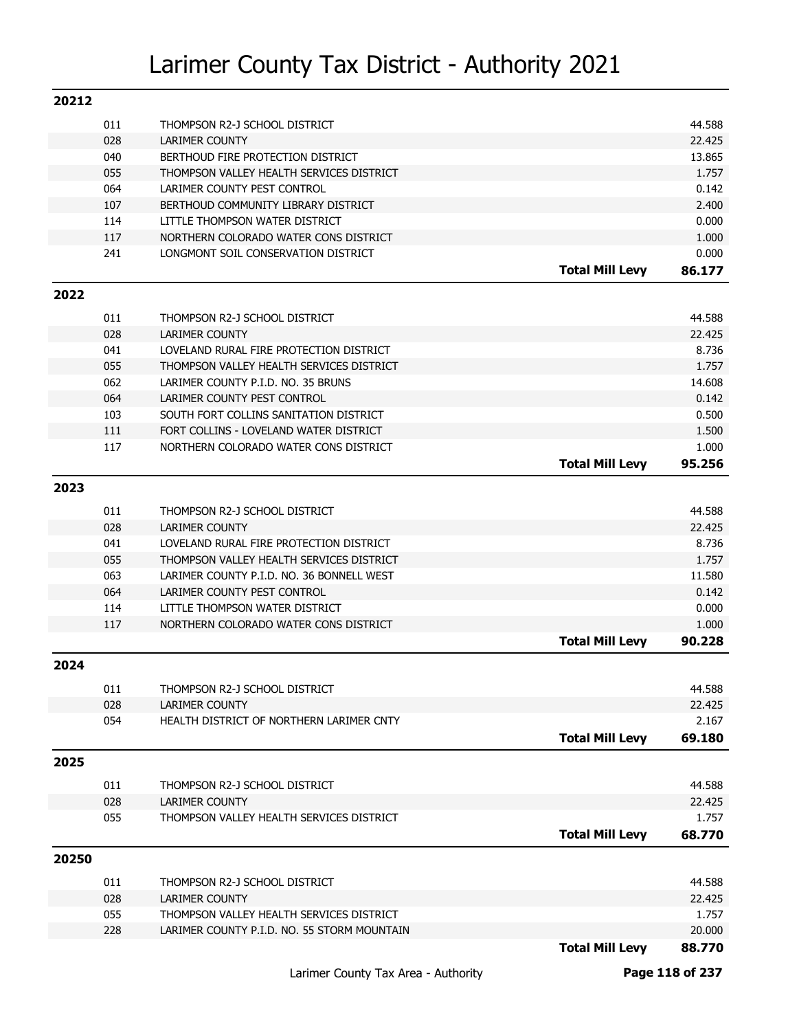# Larimer County Tax District - Authority 2021

## 20212

| Code | Authority | | Levy |
|---|---|---|---|
| 011 | THOMPSON R2-J SCHOOL DISTRICT | | 44.588 |
| 028 | LARIMER COUNTY | | 22.425 |
| 040 | BERTHOUD FIRE PROTECTION DISTRICT | | 13.865 |
| 055 | THOMPSON VALLEY HEALTH SERVICES DISTRICT | | 1.757 |
| 064 | LARIMER COUNTY PEST CONTROL | | 0.142 |
| 107 | BERTHOUD COMMUNITY LIBRARY DISTRICT | | 2.400 |
| 114 | LITTLE THOMPSON WATER DISTRICT | | 0.000 |
| 117 | NORTHERN COLORADO WATER CONS DISTRICT | | 1.000 |
| 241 | LONGMONT SOIL CONSERVATION DISTRICT | | 0.000 |
| | | **Total Mill Levy** | **86.177** |

## 2022

| Code | Authority | | Levy |
|---|---|---|---|
| 011 | THOMPSON R2-J SCHOOL DISTRICT | | 44.588 |
| 028 | LARIMER COUNTY | | 22.425 |
| 041 | LOVELAND RURAL FIRE PROTECTION DISTRICT | | 8.736 |
| 055 | THOMPSON VALLEY HEALTH SERVICES DISTRICT | | 1.757 |
| 062 | LARIMER COUNTY P.I.D. NO. 35 BRUNS | | 14.608 |
| 064 | LARIMER COUNTY PEST CONTROL | | 0.142 |
| 103 | SOUTH FORT COLLINS SANITATION DISTRICT | | 0.500 |
| 111 | FORT COLLINS - LOVELAND WATER DISTRICT | | 1.500 |
| 117 | NORTHERN COLORADO WATER CONS DISTRICT | | 1.000 |
| | | **Total Mill Levy** | **95.256** |

## 2023

| Code | Authority | | Levy |
|---|---|---|---|
| 011 | THOMPSON R2-J SCHOOL DISTRICT | | 44.588 |
| 028 | LARIMER COUNTY | | 22.425 |
| 041 | LOVELAND RURAL FIRE PROTECTION DISTRICT | | 8.736 |
| 055 | THOMPSON VALLEY HEALTH SERVICES DISTRICT | | 1.757 |
| 063 | LARIMER COUNTY P.I.D. NO. 36 BONNELL WEST | | 11.580 |
| 064 | LARIMER COUNTY PEST CONTROL | | 0.142 |
| 114 | LITTLE THOMPSON WATER DISTRICT | | 0.000 |
| 117 | NORTHERN COLORADO WATER CONS DISTRICT | | 1.000 |
| | | **Total Mill Levy** | **90.228** |

## 2024

| Code | Authority | | Levy |
|---|---|---|---|
| 011 | THOMPSON R2-J SCHOOL DISTRICT | | 44.588 |
| 028 | LARIMER COUNTY | | 22.425 |
| 054 | HEALTH DISTRICT OF NORTHERN LARIMER CNTY | | 2.167 |
| | | **Total Mill Levy** | **69.180** |

## 2025

| Code | Authority | | Levy |
|---|---|---|---|
| 011 | THOMPSON R2-J SCHOOL DISTRICT | | 44.588 |
| 028 | LARIMER COUNTY | | 22.425 |
| 055 | THOMPSON VALLEY HEALTH SERVICES DISTRICT | | 1.757 |
| | | **Total Mill Levy** | **68.770** |

## 20250

| Code | Authority | | Levy |
|---|---|---|---|
| 011 | THOMPSON R2-J SCHOOL DISTRICT | | 44.588 |
| 028 | LARIMER COUNTY | | 22.425 |
| 055 | THOMPSON VALLEY HEALTH SERVICES DISTRICT | | 1.757 |
| 228 | LARIMER COUNTY P.I.D. NO. 55 STORM MOUNTAIN | | 20.000 |
| | | **Total Mill Levy** | **88.770** |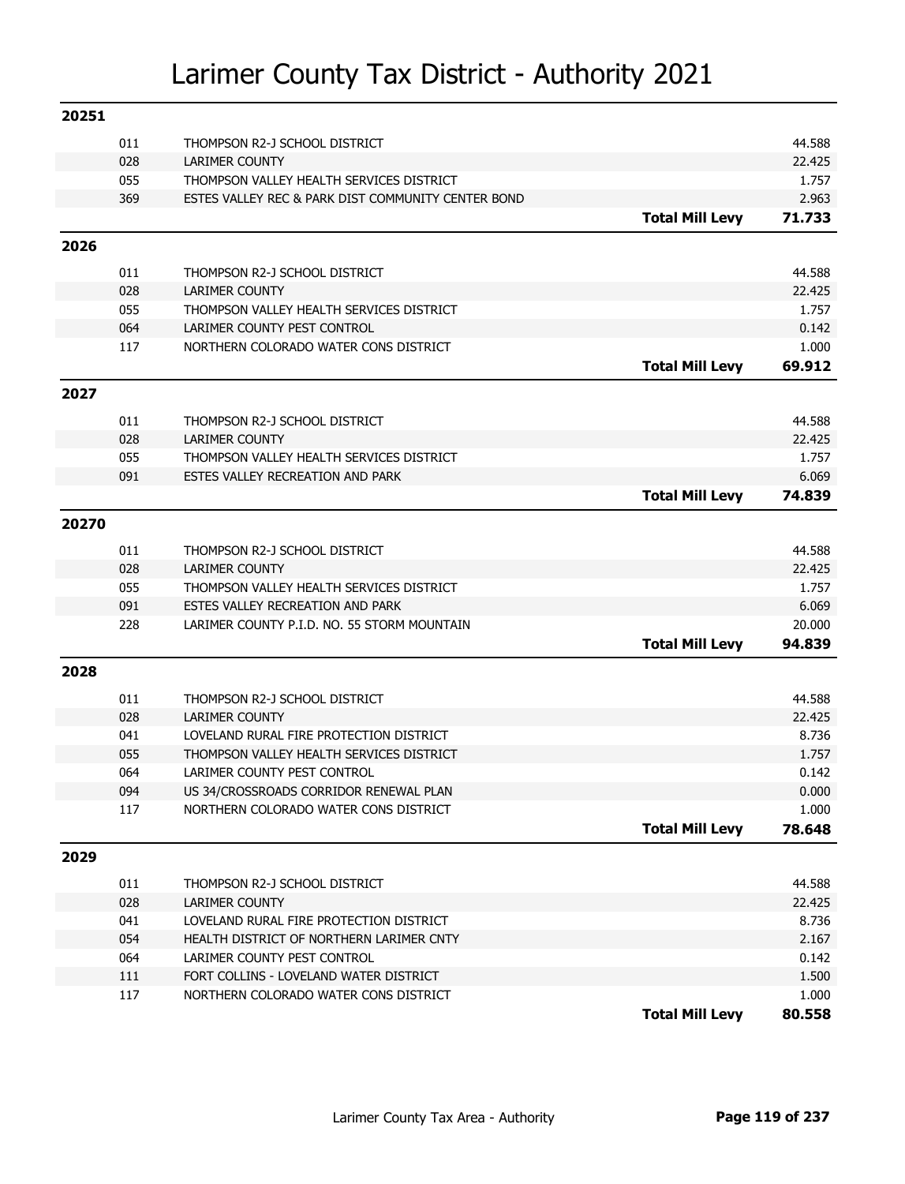# Larimer County Tax District - Authority 2021

## 20251

| Code | Authority | | Levy |
|---|---|---|---|
| 011 | THOMPSON R2-J SCHOOL DISTRICT | | 44.588 |
| 028 | LARIMER COUNTY | | 22.425 |
| 055 | THOMPSON VALLEY HEALTH SERVICES DISTRICT | | 1.757 |
| 369 | ESTES VALLEY REC & PARK DIST COMMUNITY CENTER BOND | | 2.963 |
| | | **Total Mill Levy** | **71.733** |

## 2026

| Code | Authority | | Levy |
|---|---|---|---|
| 011 | THOMPSON R2-J SCHOOL DISTRICT | | 44.588 |
| 028 | LARIMER COUNTY | | 22.425 |
| 055 | THOMPSON VALLEY HEALTH SERVICES DISTRICT | | 1.757 |
| 064 | LARIMER COUNTY PEST CONTROL | | 0.142 |
| 117 | NORTHERN COLORADO WATER CONS DISTRICT | | 1.000 |
| | | **Total Mill Levy** | **69.912** |

## 2027

| Code | Authority | | Levy |
|---|---|---|---|
| 011 | THOMPSON R2-J SCHOOL DISTRICT | | 44.588 |
| 028 | LARIMER COUNTY | | 22.425 |
| 055 | THOMPSON VALLEY HEALTH SERVICES DISTRICT | | 1.757 |
| 091 | ESTES VALLEY RECREATION AND PARK | | 6.069 |
| | | **Total Mill Levy** | **74.839** |

## 20270

| Code | Authority | | Levy |
|---|---|---|---|
| 011 | THOMPSON R2-J SCHOOL DISTRICT | | 44.588 |
| 028 | LARIMER COUNTY | | 22.425 |
| 055 | THOMPSON VALLEY HEALTH SERVICES DISTRICT | | 1.757 |
| 091 | ESTES VALLEY RECREATION AND PARK | | 6.069 |
| 228 | LARIMER COUNTY P.I.D. NO. 55 STORM MOUNTAIN | | 20.000 |
| | | **Total Mill Levy** | **94.839** |

## 2028

| Code | Authority | | Levy |
|---|---|---|---|
| 011 | THOMPSON R2-J SCHOOL DISTRICT | | 44.588 |
| 028 | LARIMER COUNTY | | 22.425 |
| 041 | LOVELAND RURAL FIRE PROTECTION DISTRICT | | 8.736 |
| 055 | THOMPSON VALLEY HEALTH SERVICES DISTRICT | | 1.757 |
| 064 | LARIMER COUNTY PEST CONTROL | | 0.142 |
| 094 | US 34/CROSSROADS CORRIDOR RENEWAL PLAN | | 0.000 |
| 117 | NORTHERN COLORADO WATER CONS DISTRICT | | 1.000 |
| | | **Total Mill Levy** | **78.648** |

## 2029

| Code | Authority | | Levy |
|---|---|---|---|
| 011 | THOMPSON R2-J SCHOOL DISTRICT | | 44.588 |
| 028 | LARIMER COUNTY | | 22.425 |
| 041 | LOVELAND RURAL FIRE PROTECTION DISTRICT | | 8.736 |
| 054 | HEALTH DISTRICT OF NORTHERN LARIMER CNTY | | 2.167 |
| 064 | LARIMER COUNTY PEST CONTROL | | 0.142 |
| 111 | FORT COLLINS - LOVELAND WATER DISTRICT | | 1.500 |
| 117 | NORTHERN COLORADO WATER CONS DISTRICT | | 1.000 |
| | | **Total Mill Levy** | **80.558** |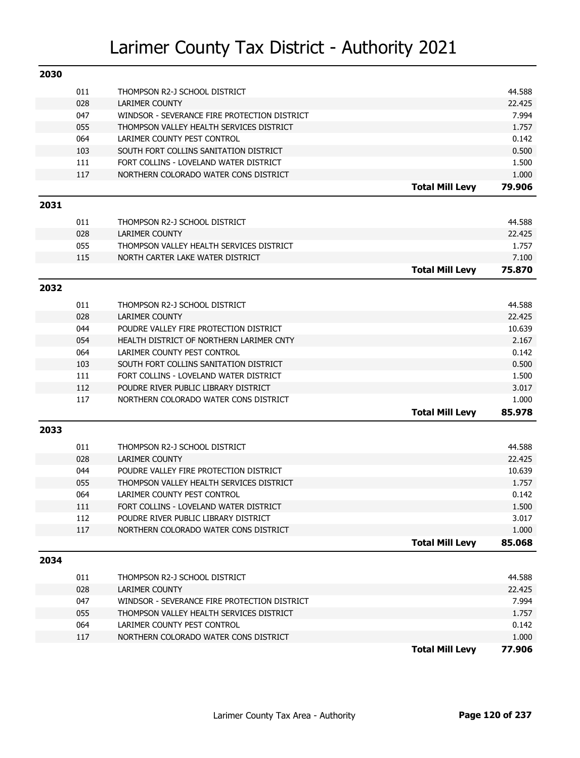# Larimer County Tax District - Authority 2021

## 2030

| Code | Authority | | Levy |
|---|---|---|---|
| 011 | THOMPSON R2-J SCHOOL DISTRICT | | 44.588 |
| 028 | LARIMER COUNTY | | 22.425 |
| 047 | WINDSOR - SEVERANCE FIRE PROTECTION DISTRICT | | 7.994 |
| 055 | THOMPSON VALLEY HEALTH SERVICES DISTRICT | | 1.757 |
| 064 | LARIMER COUNTY PEST CONTROL | | 0.142 |
| 103 | SOUTH FORT COLLINS SANITATION DISTRICT | | 0.500 |
| 111 | FORT COLLINS - LOVELAND WATER DISTRICT | | 1.500 |
| 117 | NORTHERN COLORADO WATER CONS DISTRICT | | 1.000 |
| | | **Total Mill Levy** | **79.906** |

## 2031

| Code | Authority | | Levy |
|---|---|---|---|
| 011 | THOMPSON R2-J SCHOOL DISTRICT | | 44.588 |
| 028 | LARIMER COUNTY | | 22.425 |
| 055 | THOMPSON VALLEY HEALTH SERVICES DISTRICT | | 1.757 |
| 115 | NORTH CARTER LAKE WATER DISTRICT | | 7.100 |
| | | **Total Mill Levy** | **75.870** |

## 2032

| Code | Authority | | Levy |
|---|---|---|---|
| 011 | THOMPSON R2-J SCHOOL DISTRICT | | 44.588 |
| 028 | LARIMER COUNTY | | 22.425 |
| 044 | POUDRE VALLEY FIRE PROTECTION DISTRICT | | 10.639 |
| 054 | HEALTH DISTRICT OF NORTHERN LARIMER CNTY | | 2.167 |
| 064 | LARIMER COUNTY PEST CONTROL | | 0.142 |
| 103 | SOUTH FORT COLLINS SANITATION DISTRICT | | 0.500 |
| 111 | FORT COLLINS - LOVELAND WATER DISTRICT | | 1.500 |
| 112 | POUDRE RIVER PUBLIC LIBRARY DISTRICT | | 3.017 |
| 117 | NORTHERN COLORADO WATER CONS DISTRICT | | 1.000 |
| | | **Total Mill Levy** | **85.978** |

## 2033

| Code | Authority | | Levy |
|---|---|---|---|
| 011 | THOMPSON R2-J SCHOOL DISTRICT | | 44.588 |
| 028 | LARIMER COUNTY | | 22.425 |
| 044 | POUDRE VALLEY FIRE PROTECTION DISTRICT | | 10.639 |
| 055 | THOMPSON VALLEY HEALTH SERVICES DISTRICT | | 1.757 |
| 064 | LARIMER COUNTY PEST CONTROL | | 0.142 |
| 111 | FORT COLLINS - LOVELAND WATER DISTRICT | | 1.500 |
| 112 | POUDRE RIVER PUBLIC LIBRARY DISTRICT | | 3.017 |
| 117 | NORTHERN COLORADO WATER CONS DISTRICT | | 1.000 |
| | | **Total Mill Levy** | **85.068** |

## 2034

| Code | Authority | | Levy |
|---|---|---|---|
| 011 | THOMPSON R2-J SCHOOL DISTRICT | | 44.588 |
| 028 | LARIMER COUNTY | | 22.425 |
| 047 | WINDSOR - SEVERANCE FIRE PROTECTION DISTRICT | | 7.994 |
| 055 | THOMPSON VALLEY HEALTH SERVICES DISTRICT | | 1.757 |
| 064 | LARIMER COUNTY PEST CONTROL | | 0.142 |
| 117 | NORTHERN COLORADO WATER CONS DISTRICT | | 1.000 |
| | | **Total Mill Levy** | **77.906** |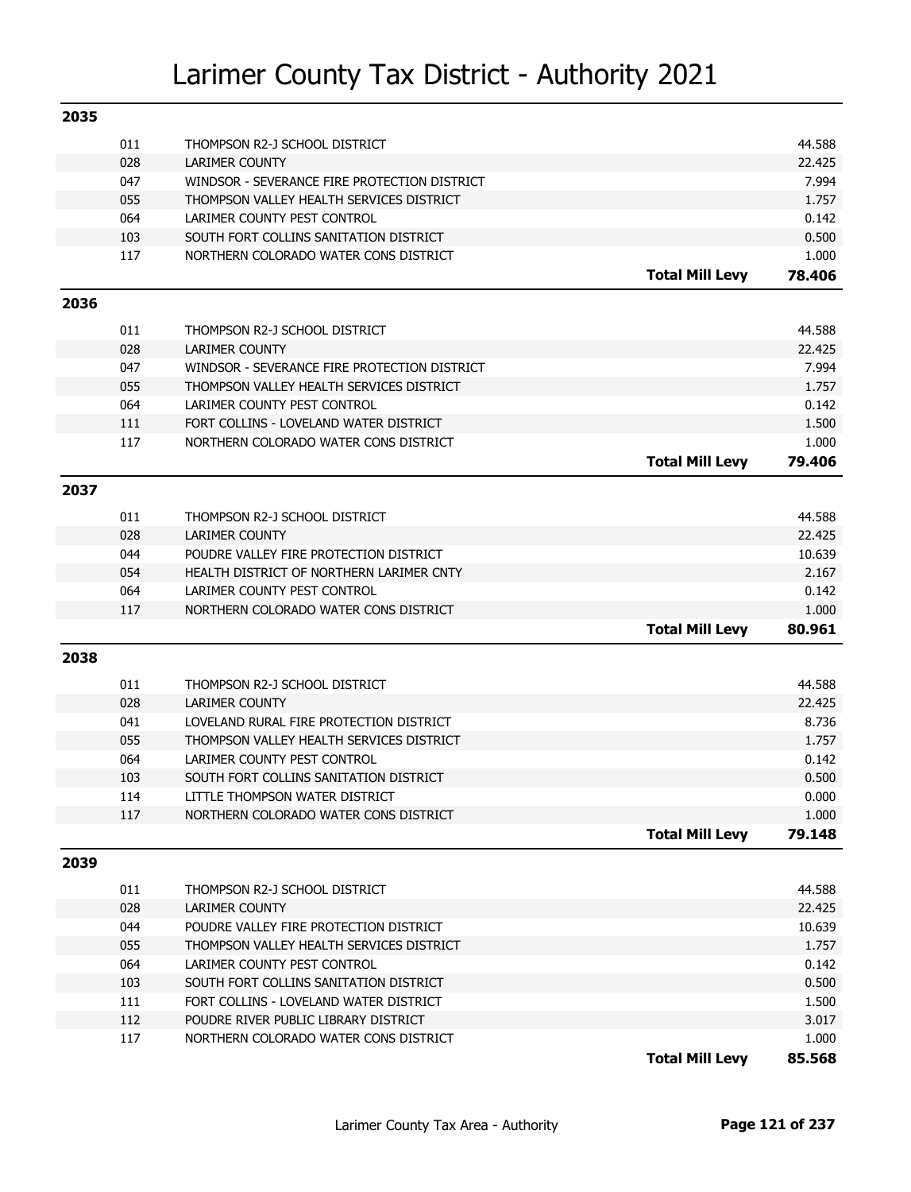# Larimer County Tax District - Authority 2021

## 2035

| Code | Authority | | Mill Levy |
|---|---|---|---|
| 011 | THOMPSON R2-J SCHOOL DISTRICT | | 44.588 |
| 028 | LARIMER COUNTY | | 22.425 |
| 047 | WINDSOR - SEVERANCE FIRE PROTECTION DISTRICT | | 7.994 |
| 055 | THOMPSON VALLEY HEALTH SERVICES DISTRICT | | 1.757 |
| 064 | LARIMER COUNTY PEST CONTROL | | 0.142 |
| 103 | SOUTH FORT COLLINS SANITATION DISTRICT | | 0.500 |
| 117 | NORTHERN COLORADO WATER CONS DISTRICT | | 1.000 |
| | | **Total Mill Levy** | **78.406** |

## 2036

| Code | Authority | | Mill Levy |
|---|---|---|---|
| 011 | THOMPSON R2-J SCHOOL DISTRICT | | 44.588 |
| 028 | LARIMER COUNTY | | 22.425 |
| 047 | WINDSOR - SEVERANCE FIRE PROTECTION DISTRICT | | 7.994 |
| 055 | THOMPSON VALLEY HEALTH SERVICES DISTRICT | | 1.757 |
| 064 | LARIMER COUNTY PEST CONTROL | | 0.142 |
| 111 | FORT COLLINS - LOVELAND WATER DISTRICT | | 1.500 |
| 117 | NORTHERN COLORADO WATER CONS DISTRICT | | 1.000 |
| | | **Total Mill Levy** | **79.406** |

## 2037

| Code | Authority | | Mill Levy |
|---|---|---|---|
| 011 | THOMPSON R2-J SCHOOL DISTRICT | | 44.588 |
| 028 | LARIMER COUNTY | | 22.425 |
| 044 | POUDRE VALLEY FIRE PROTECTION DISTRICT | | 10.639 |
| 054 | HEALTH DISTRICT OF NORTHERN LARIMER CNTY | | 2.167 |
| 064 | LARIMER COUNTY PEST CONTROL | | 0.142 |
| 117 | NORTHERN COLORADO WATER CONS DISTRICT | | 1.000 |
| | | **Total Mill Levy** | **80.961** |

## 2038

| Code | Authority | | Mill Levy |
|---|---|---|---|
| 011 | THOMPSON R2-J SCHOOL DISTRICT | | 44.588 |
| 028 | LARIMER COUNTY | | 22.425 |
| 041 | LOVELAND RURAL FIRE PROTECTION DISTRICT | | 8.736 |
| 055 | THOMPSON VALLEY HEALTH SERVICES DISTRICT | | 1.757 |
| 064 | LARIMER COUNTY PEST CONTROL | | 0.142 |
| 103 | SOUTH FORT COLLINS SANITATION DISTRICT | | 0.500 |
| 114 | LITTLE THOMPSON WATER DISTRICT | | 0.000 |
| 117 | NORTHERN COLORADO WATER CONS DISTRICT | | 1.000 |
| | | **Total Mill Levy** | **79.148** |

## 2039

| Code | Authority | | Mill Levy |
|---|---|---|---|
| 011 | THOMPSON R2-J SCHOOL DISTRICT | | 44.588 |
| 028 | LARIMER COUNTY | | 22.425 |
| 044 | POUDRE VALLEY FIRE PROTECTION DISTRICT | | 10.639 |
| 055 | THOMPSON VALLEY HEALTH SERVICES DISTRICT | | 1.757 |
| 064 | LARIMER COUNTY PEST CONTROL | | 0.142 |
| 103 | SOUTH FORT COLLINS SANITATION DISTRICT | | 0.500 |
| 111 | FORT COLLINS - LOVELAND WATER DISTRICT | | 1.500 |
| 112 | POUDRE RIVER PUBLIC LIBRARY DISTRICT | | 3.017 |
| 117 | NORTHERN COLORADO WATER CONS DISTRICT | | 1.000 |
| | | **Total Mill Levy** | **85.568** |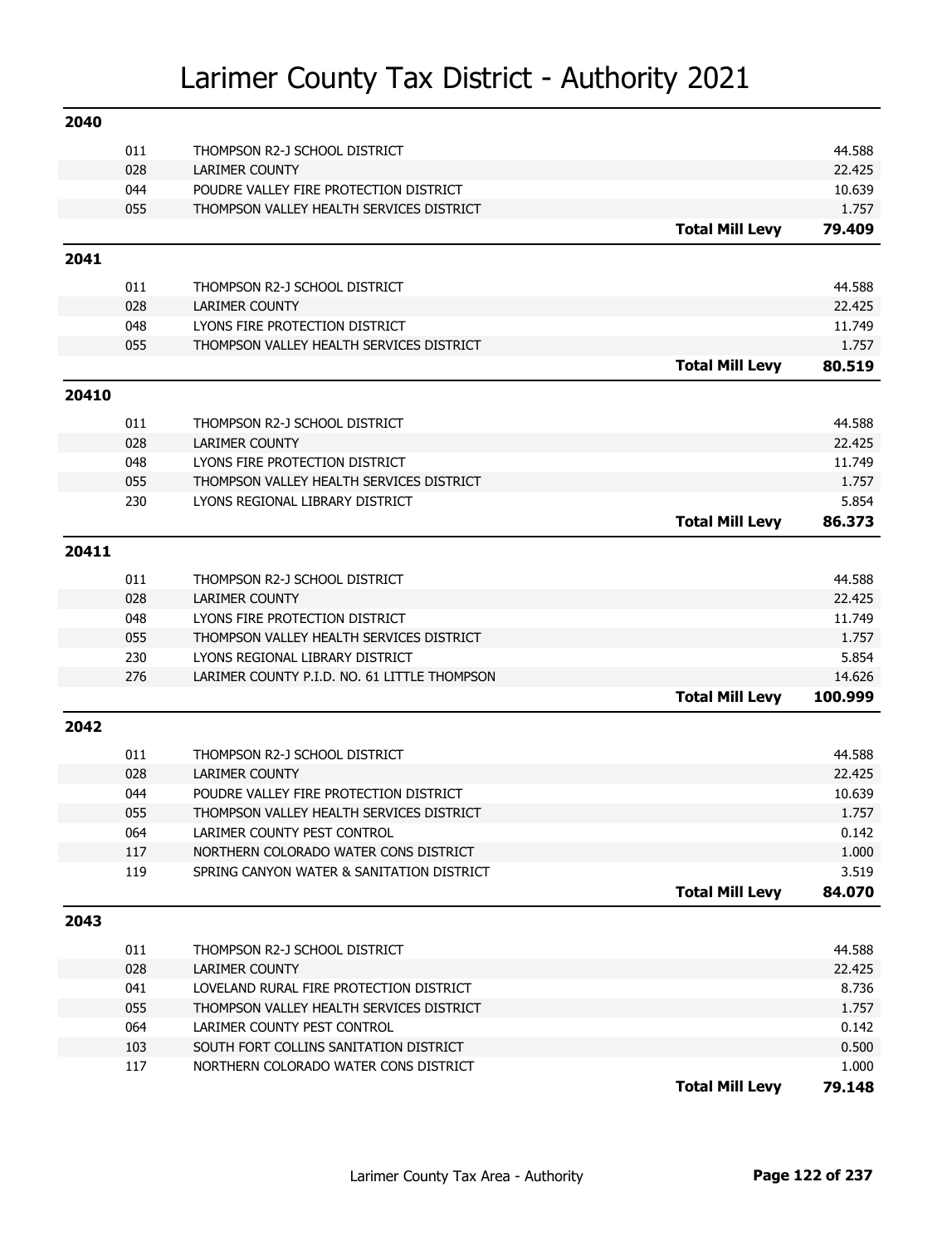# Larimer County Tax District - Authority 2021

## 2040

| Code | Authority | | Levy |
|---|---|---|---|
| 011 | THOMPSON R2-J SCHOOL DISTRICT | | 44.588 |
| 028 | LARIMER COUNTY | | 22.425 |
| 044 | POUDRE VALLEY FIRE PROTECTION DISTRICT | | 10.639 |
| 055 | THOMPSON VALLEY HEALTH SERVICES DISTRICT | | 1.757 |
| | | **Total Mill Levy** | **79.409** |

## 2041

| Code | Authority | | Levy |
|---|---|---|---|
| 011 | THOMPSON R2-J SCHOOL DISTRICT | | 44.588 |
| 028 | LARIMER COUNTY | | 22.425 |
| 048 | LYONS FIRE PROTECTION DISTRICT | | 11.749 |
| 055 | THOMPSON VALLEY HEALTH SERVICES DISTRICT | | 1.757 |
| | | **Total Mill Levy** | **80.519** |

## 20410

| Code | Authority | | Levy |
|---|---|---|---|
| 011 | THOMPSON R2-J SCHOOL DISTRICT | | 44.588 |
| 028 | LARIMER COUNTY | | 22.425 |
| 048 | LYONS FIRE PROTECTION DISTRICT | | 11.749 |
| 055 | THOMPSON VALLEY HEALTH SERVICES DISTRICT | | 1.757 |
| 230 | LYONS REGIONAL LIBRARY DISTRICT | | 5.854 |
| | | **Total Mill Levy** | **86.373** |

## 20411

| Code | Authority | | Levy |
|---|---|---|---|
| 011 | THOMPSON R2-J SCHOOL DISTRICT | | 44.588 |
| 028 | LARIMER COUNTY | | 22.425 |
| 048 | LYONS FIRE PROTECTION DISTRICT | | 11.749 |
| 055 | THOMPSON VALLEY HEALTH SERVICES DISTRICT | | 1.757 |
| 230 | LYONS REGIONAL LIBRARY DISTRICT | | 5.854 |
| 276 | LARIMER COUNTY P.I.D. NO. 61 LITTLE THOMPSON | | 14.626 |
| | | **Total Mill Levy** | **100.999** |

## 2042

| Code | Authority | | Levy |
|---|---|---|---|
| 011 | THOMPSON R2-J SCHOOL DISTRICT | | 44.588 |
| 028 | LARIMER COUNTY | | 22.425 |
| 044 | POUDRE VALLEY FIRE PROTECTION DISTRICT | | 10.639 |
| 055 | THOMPSON VALLEY HEALTH SERVICES DISTRICT | | 1.757 |
| 064 | LARIMER COUNTY PEST CONTROL | | 0.142 |
| 117 | NORTHERN COLORADO WATER CONS DISTRICT | | 1.000 |
| 119 | SPRING CANYON WATER & SANITATION DISTRICT | | 3.519 |
| | | **Total Mill Levy** | **84.070** |

## 2043

| Code | Authority | | Levy |
|---|---|---|---|
| 011 | THOMPSON R2-J SCHOOL DISTRICT | | 44.588 |
| 028 | LARIMER COUNTY | | 22.425 |
| 041 | LOVELAND RURAL FIRE PROTECTION DISTRICT | | 8.736 |
| 055 | THOMPSON VALLEY HEALTH SERVICES DISTRICT | | 1.757 |
| 064 | LARIMER COUNTY PEST CONTROL | | 0.142 |
| 103 | SOUTH FORT COLLINS SANITATION DISTRICT | | 0.500 |
| 117 | NORTHERN COLORADO WATER CONS DISTRICT | | 1.000 |
| | | **Total Mill Levy** | **79.148** |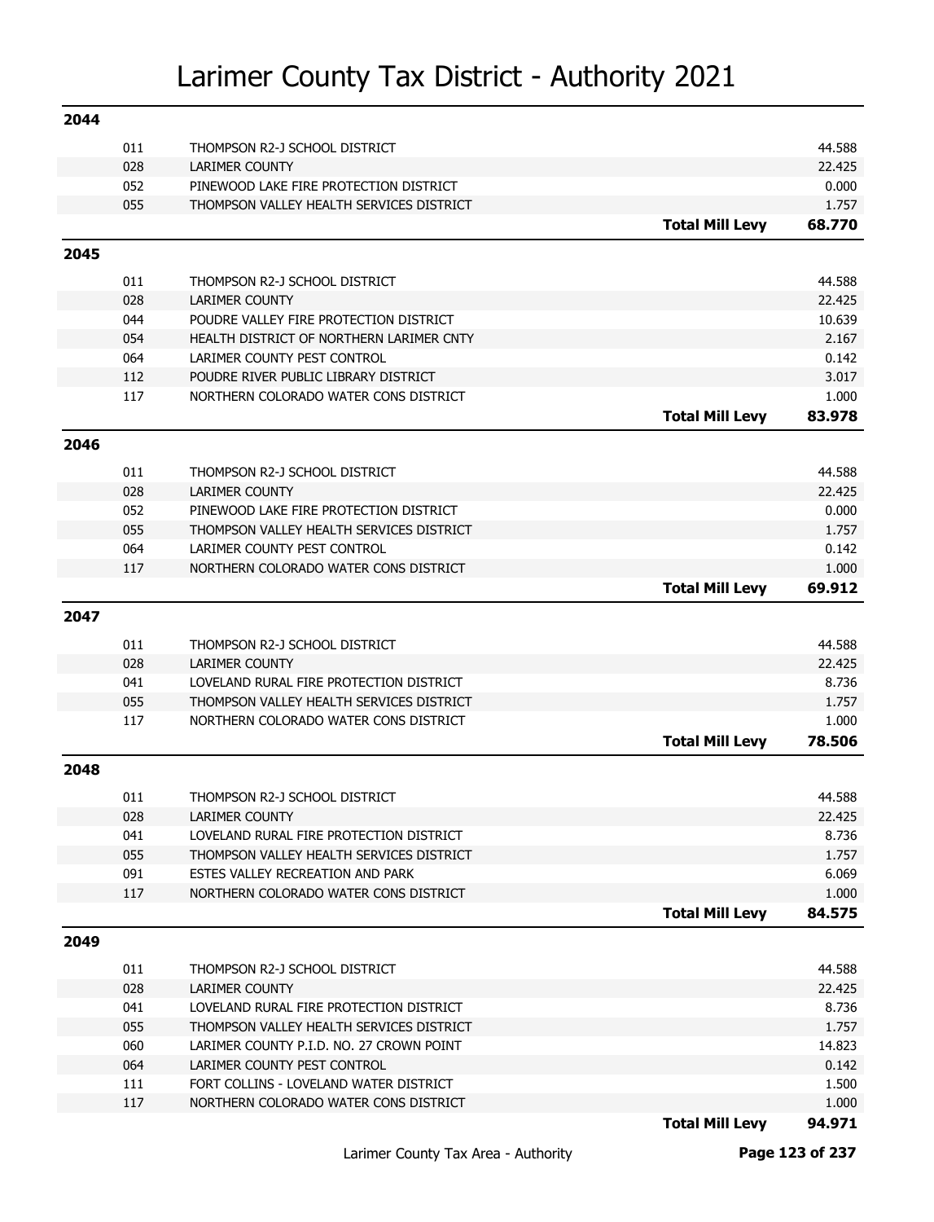# Larimer County Tax District - Authority 2021

## 2044

| Code | Authority | | Mill Levy |
|---|---|---|---|
| 011 | THOMPSON R2-J SCHOOL DISTRICT | | 44.588 |
| 028 | LARIMER COUNTY | | 22.425 |
| 052 | PINEWOOD LAKE FIRE PROTECTION DISTRICT | | 0.000 |
| 055 | THOMPSON VALLEY HEALTH SERVICES DISTRICT | | 1.757 |
| | | **Total Mill Levy** | **68.770** |

## 2045

| Code | Authority | | Mill Levy |
|---|---|---|---|
| 011 | THOMPSON R2-J SCHOOL DISTRICT | | 44.588 |
| 028 | LARIMER COUNTY | | 22.425 |
| 044 | POUDRE VALLEY FIRE PROTECTION DISTRICT | | 10.639 |
| 054 | HEALTH DISTRICT OF NORTHERN LARIMER CNTY | | 2.167 |
| 064 | LARIMER COUNTY PEST CONTROL | | 0.142 |
| 112 | POUDRE RIVER PUBLIC LIBRARY DISTRICT | | 3.017 |
| 117 | NORTHERN COLORADO WATER CONS DISTRICT | | 1.000 |
| | | **Total Mill Levy** | **83.978** |

## 2046

| Code | Authority | | Mill Levy |
|---|---|---|---|
| 011 | THOMPSON R2-J SCHOOL DISTRICT | | 44.588 |
| 028 | LARIMER COUNTY | | 22.425 |
| 052 | PINEWOOD LAKE FIRE PROTECTION DISTRICT | | 0.000 |
| 055 | THOMPSON VALLEY HEALTH SERVICES DISTRICT | | 1.757 |
| 064 | LARIMER COUNTY PEST CONTROL | | 0.142 |
| 117 | NORTHERN COLORADO WATER CONS DISTRICT | | 1.000 |
| | | **Total Mill Levy** | **69.912** |

## 2047

| Code | Authority | | Mill Levy |
|---|---|---|---|
| 011 | THOMPSON R2-J SCHOOL DISTRICT | | 44.588 |
| 028 | LARIMER COUNTY | | 22.425 |
| 041 | LOVELAND RURAL FIRE PROTECTION DISTRICT | | 8.736 |
| 055 | THOMPSON VALLEY HEALTH SERVICES DISTRICT | | 1.757 |
| 117 | NORTHERN COLORADO WATER CONS DISTRICT | | 1.000 |
| | | **Total Mill Levy** | **78.506** |

## 2048

| Code | Authority | | Mill Levy |
|---|---|---|---|
| 011 | THOMPSON R2-J SCHOOL DISTRICT | | 44.588 |
| 028 | LARIMER COUNTY | | 22.425 |
| 041 | LOVELAND RURAL FIRE PROTECTION DISTRICT | | 8.736 |
| 055 | THOMPSON VALLEY HEALTH SERVICES DISTRICT | | 1.757 |
| 091 | ESTES VALLEY RECREATION AND PARK | | 6.069 |
| 117 | NORTHERN COLORADO WATER CONS DISTRICT | | 1.000 |
| | | **Total Mill Levy** | **84.575** |

## 2049

| Code | Authority | | Mill Levy |
|---|---|---|---|
| 011 | THOMPSON R2-J SCHOOL DISTRICT | | 44.588 |
| 028 | LARIMER COUNTY | | 22.425 |
| 041 | LOVELAND RURAL FIRE PROTECTION DISTRICT | | 8.736 |
| 055 | THOMPSON VALLEY HEALTH SERVICES DISTRICT | | 1.757 |
| 060 | LARIMER COUNTY P.I.D. NO. 27 CROWN POINT | | 14.823 |
| 064 | LARIMER COUNTY PEST CONTROL | | 0.142 |
| 111 | FORT COLLINS - LOVELAND WATER DISTRICT | | 1.500 |
| 117 | NORTHERN COLORADO WATER CONS DISTRICT | | 1.000 |
| | | **Total Mill Levy** | **94.971** |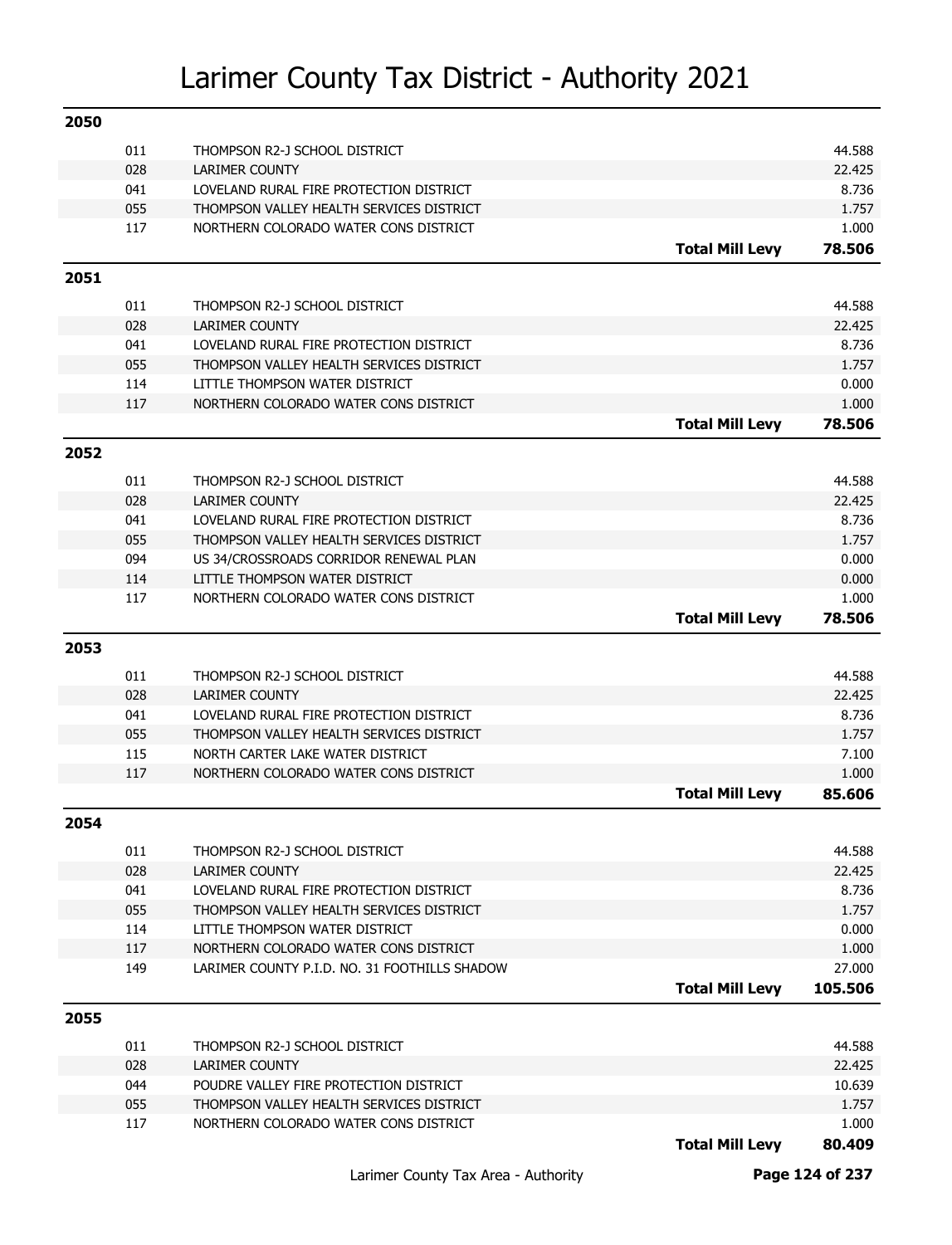# Larimer County Tax District - Authority 2021

## 2050

| Code | Authority | | Mill Levy |
|---|---|---|---|
| 011 | THOMPSON R2-J SCHOOL DISTRICT | | 44.588 |
| 028 | LARIMER COUNTY | | 22.425 |
| 041 | LOVELAND RURAL FIRE PROTECTION DISTRICT | | 8.736 |
| 055 | THOMPSON VALLEY HEALTH SERVICES DISTRICT | | 1.757 |
| 117 | NORTHERN COLORADO WATER CONS DISTRICT | | 1.000 |
| | | **Total Mill Levy** | **78.506** |

## 2051

| Code | Authority | | Mill Levy |
|---|---|---|---|
| 011 | THOMPSON R2-J SCHOOL DISTRICT | | 44.588 |
| 028 | LARIMER COUNTY | | 22.425 |
| 041 | LOVELAND RURAL FIRE PROTECTION DISTRICT | | 8.736 |
| 055 | THOMPSON VALLEY HEALTH SERVICES DISTRICT | | 1.757 |
| 114 | LITTLE THOMPSON WATER DISTRICT | | 0.000 |
| 117 | NORTHERN COLORADO WATER CONS DISTRICT | | 1.000 |
| | | **Total Mill Levy** | **78.506** |

## 2052

| Code | Authority | | Mill Levy |
|---|---|---|---|
| 011 | THOMPSON R2-J SCHOOL DISTRICT | | 44.588 |
| 028 | LARIMER COUNTY | | 22.425 |
| 041 | LOVELAND RURAL FIRE PROTECTION DISTRICT | | 8.736 |
| 055 | THOMPSON VALLEY HEALTH SERVICES DISTRICT | | 1.757 |
| 094 | US 34/CROSSROADS CORRIDOR RENEWAL PLAN | | 0.000 |
| 114 | LITTLE THOMPSON WATER DISTRICT | | 0.000 |
| 117 | NORTHERN COLORADO WATER CONS DISTRICT | | 1.000 |
| | | **Total Mill Levy** | **78.506** |

## 2053

| Code | Authority | | Mill Levy |
|---|---|---|---|
| 011 | THOMPSON R2-J SCHOOL DISTRICT | | 44.588 |
| 028 | LARIMER COUNTY | | 22.425 |
| 041 | LOVELAND RURAL FIRE PROTECTION DISTRICT | | 8.736 |
| 055 | THOMPSON VALLEY HEALTH SERVICES DISTRICT | | 1.757 |
| 115 | NORTH CARTER LAKE WATER DISTRICT | | 7.100 |
| 117 | NORTHERN COLORADO WATER CONS DISTRICT | | 1.000 |
| | | **Total Mill Levy** | **85.606** |

## 2054

| Code | Authority | | Mill Levy |
|---|---|---|---|
| 011 | THOMPSON R2-J SCHOOL DISTRICT | | 44.588 |
| 028 | LARIMER COUNTY | | 22.425 |
| 041 | LOVELAND RURAL FIRE PROTECTION DISTRICT | | 8.736 |
| 055 | THOMPSON VALLEY HEALTH SERVICES DISTRICT | | 1.757 |
| 114 | LITTLE THOMPSON WATER DISTRICT | | 0.000 |
| 117 | NORTHERN COLORADO WATER CONS DISTRICT | | 1.000 |
| 149 | LARIMER COUNTY P.I.D. NO. 31 FOOTHILLS SHADOW | | 27.000 |
| | | **Total Mill Levy** | **105.506** |

## 2055

| Code | Authority | | Mill Levy |
|---|---|---|---|
| 011 | THOMPSON R2-J SCHOOL DISTRICT | | 44.588 |
| 028 | LARIMER COUNTY | | 22.425 |
| 044 | POUDRE VALLEY FIRE PROTECTION DISTRICT | | 10.639 |
| 055 | THOMPSON VALLEY HEALTH SERVICES DISTRICT | | 1.757 |
| 117 | NORTHERN COLORADO WATER CONS DISTRICT | | 1.000 |
| | | **Total Mill Levy** | **80.409** |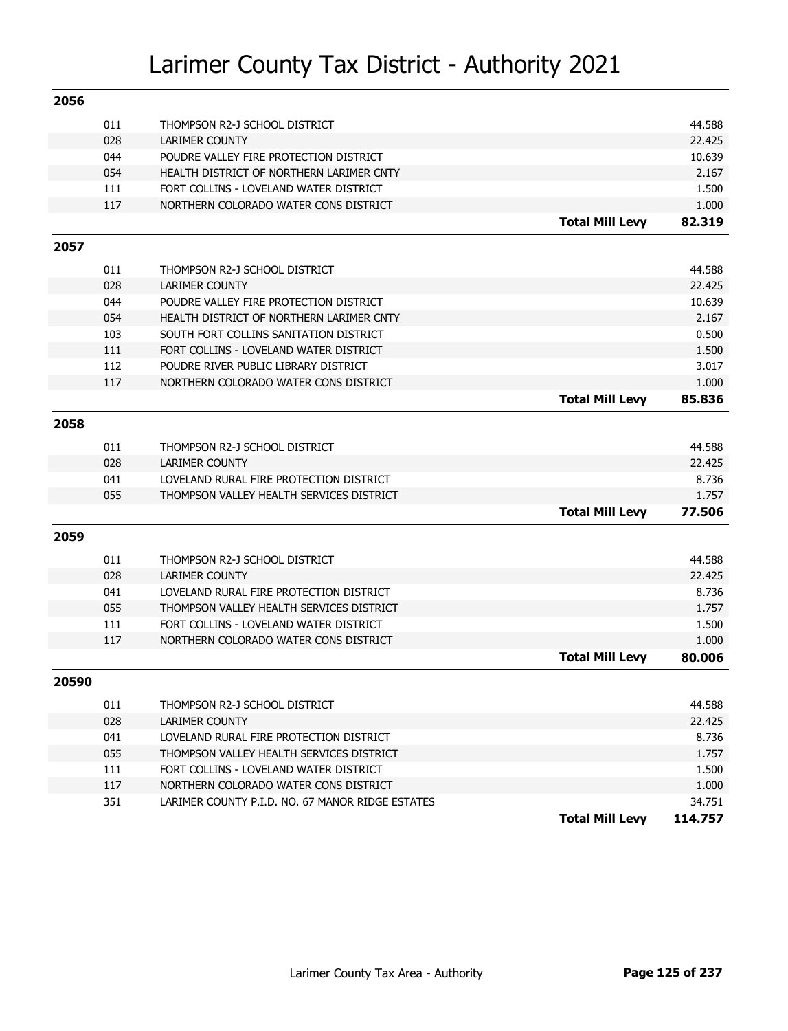# Larimer County Tax District - Authority 2021

## 2056

| Code | Authority | | Levy |
|---|---|---|---|
| 011 | THOMPSON R2-J SCHOOL DISTRICT | | 44.588 |
| 028 | LARIMER COUNTY | | 22.425 |
| 044 | POUDRE VALLEY FIRE PROTECTION DISTRICT | | 10.639 |
| 054 | HEALTH DISTRICT OF NORTHERN LARIMER CNTY | | 2.167 |
| 111 | FORT COLLINS - LOVELAND WATER DISTRICT | | 1.500 |
| 117 | NORTHERN COLORADO WATER CONS DISTRICT | | 1.000 |
| | | **Total Mill Levy** | **82.319** |

## 2057

| Code | Authority | | Levy |
|---|---|---|---|
| 011 | THOMPSON R2-J SCHOOL DISTRICT | | 44.588 |
| 028 | LARIMER COUNTY | | 22.425 |
| 044 | POUDRE VALLEY FIRE PROTECTION DISTRICT | | 10.639 |
| 054 | HEALTH DISTRICT OF NORTHERN LARIMER CNTY | | 2.167 |
| 103 | SOUTH FORT COLLINS SANITATION DISTRICT | | 0.500 |
| 111 | FORT COLLINS - LOVELAND WATER DISTRICT | | 1.500 |
| 112 | POUDRE RIVER PUBLIC LIBRARY DISTRICT | | 3.017 |
| 117 | NORTHERN COLORADO WATER CONS DISTRICT | | 1.000 |
| | | **Total Mill Levy** | **85.836** |

## 2058

| Code | Authority | | Levy |
|---|---|---|---|
| 011 | THOMPSON R2-J SCHOOL DISTRICT | | 44.588 |
| 028 | LARIMER COUNTY | | 22.425 |
| 041 | LOVELAND RURAL FIRE PROTECTION DISTRICT | | 8.736 |
| 055 | THOMPSON VALLEY HEALTH SERVICES DISTRICT | | 1.757 |
| | | **Total Mill Levy** | **77.506** |

## 2059

| Code | Authority | | Levy |
|---|---|---|---|
| 011 | THOMPSON R2-J SCHOOL DISTRICT | | 44.588 |
| 028 | LARIMER COUNTY | | 22.425 |
| 041 | LOVELAND RURAL FIRE PROTECTION DISTRICT | | 8.736 |
| 055 | THOMPSON VALLEY HEALTH SERVICES DISTRICT | | 1.757 |
| 111 | FORT COLLINS - LOVELAND WATER DISTRICT | | 1.500 |
| 117 | NORTHERN COLORADO WATER CONS DISTRICT | | 1.000 |
| | | **Total Mill Levy** | **80.006** |

## 20590

| Code | Authority | | Levy |
|---|---|---|---|
| 011 | THOMPSON R2-J SCHOOL DISTRICT | | 44.588 |
| 028 | LARIMER COUNTY | | 22.425 |
| 041 | LOVELAND RURAL FIRE PROTECTION DISTRICT | | 8.736 |
| 055 | THOMPSON VALLEY HEALTH SERVICES DISTRICT | | 1.757 |
| 111 | FORT COLLINS - LOVELAND WATER DISTRICT | | 1.500 |
| 117 | NORTHERN COLORADO WATER CONS DISTRICT | | 1.000 |
| 351 | LARIMER COUNTY P.I.D. NO. 67 MANOR RIDGE ESTATES | | 34.751 |
| | | **Total Mill Levy** | **114.757** |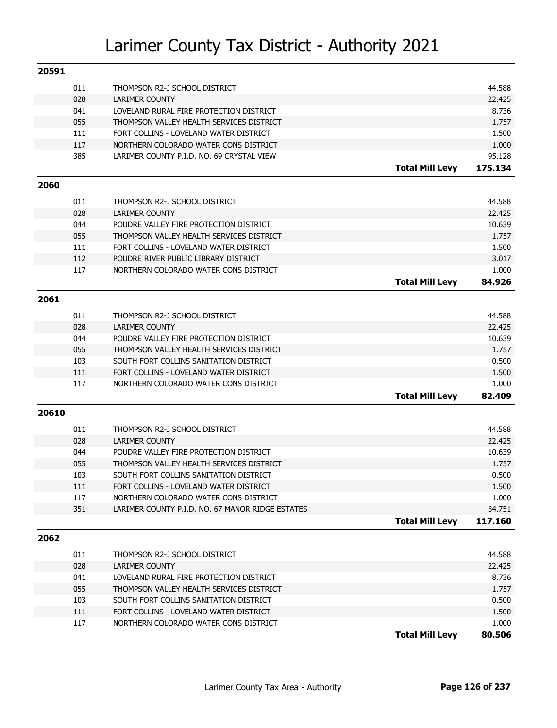# Larimer County Tax District - Authority 2021

## 20591

| Code | Authority | | Levy |
|---|---|---|---|
| 011 | THOMPSON R2-J SCHOOL DISTRICT | | 44.588 |
| 028 | LARIMER COUNTY | | 22.425 |
| 041 | LOVELAND RURAL FIRE PROTECTION DISTRICT | | 8.736 |
| 055 | THOMPSON VALLEY HEALTH SERVICES DISTRICT | | 1.757 |
| 111 | FORT COLLINS - LOVELAND WATER DISTRICT | | 1.500 |
| 117 | NORTHERN COLORADO WATER CONS DISTRICT | | 1.000 |
| 385 | LARIMER COUNTY P.I.D. NO. 69 CRYSTAL VIEW | | 95.128 |
| | | **Total Mill Levy** | **175.134** |

## 2060

| Code | Authority | | Levy |
|---|---|---|---|
| 011 | THOMPSON R2-J SCHOOL DISTRICT | | 44.588 |
| 028 | LARIMER COUNTY | | 22.425 |
| 044 | POUDRE VALLEY FIRE PROTECTION DISTRICT | | 10.639 |
| 055 | THOMPSON VALLEY HEALTH SERVICES DISTRICT | | 1.757 |
| 111 | FORT COLLINS - LOVELAND WATER DISTRICT | | 1.500 |
| 112 | POUDRE RIVER PUBLIC LIBRARY DISTRICT | | 3.017 |
| 117 | NORTHERN COLORADO WATER CONS DISTRICT | | 1.000 |
| | | **Total Mill Levy** | **84.926** |

## 2061

| Code | Authority | | Levy |
|---|---|---|---|
| 011 | THOMPSON R2-J SCHOOL DISTRICT | | 44.588 |
| 028 | LARIMER COUNTY | | 22.425 |
| 044 | POUDRE VALLEY FIRE PROTECTION DISTRICT | | 10.639 |
| 055 | THOMPSON VALLEY HEALTH SERVICES DISTRICT | | 1.757 |
| 103 | SOUTH FORT COLLINS SANITATION DISTRICT | | 0.500 |
| 111 | FORT COLLINS - LOVELAND WATER DISTRICT | | 1.500 |
| 117 | NORTHERN COLORADO WATER CONS DISTRICT | | 1.000 |
| | | **Total Mill Levy** | **82.409** |

## 20610

| Code | Authority | | Levy |
|---|---|---|---|
| 011 | THOMPSON R2-J SCHOOL DISTRICT | | 44.588 |
| 028 | LARIMER COUNTY | | 22.425 |
| 044 | POUDRE VALLEY FIRE PROTECTION DISTRICT | | 10.639 |
| 055 | THOMPSON VALLEY HEALTH SERVICES DISTRICT | | 1.757 |
| 103 | SOUTH FORT COLLINS SANITATION DISTRICT | | 0.500 |
| 111 | FORT COLLINS - LOVELAND WATER DISTRICT | | 1.500 |
| 117 | NORTHERN COLORADO WATER CONS DISTRICT | | 1.000 |
| 351 | LARIMER COUNTY P.I.D. NO. 67 MANOR RIDGE ESTATES | | 34.751 |
| | | **Total Mill Levy** | **117.160** |

## 2062

| Code | Authority | | Levy |
|---|---|---|---|
| 011 | THOMPSON R2-J SCHOOL DISTRICT | | 44.588 |
| 028 | LARIMER COUNTY | | 22.425 |
| 041 | LOVELAND RURAL FIRE PROTECTION DISTRICT | | 8.736 |
| 055 | THOMPSON VALLEY HEALTH SERVICES DISTRICT | | 1.757 |
| 103 | SOUTH FORT COLLINS SANITATION DISTRICT | | 0.500 |
| 111 | FORT COLLINS - LOVELAND WATER DISTRICT | | 1.500 |
| 117 | NORTHERN COLORADO WATER CONS DISTRICT | | 1.000 |
| | | **Total Mill Levy** | **80.506** |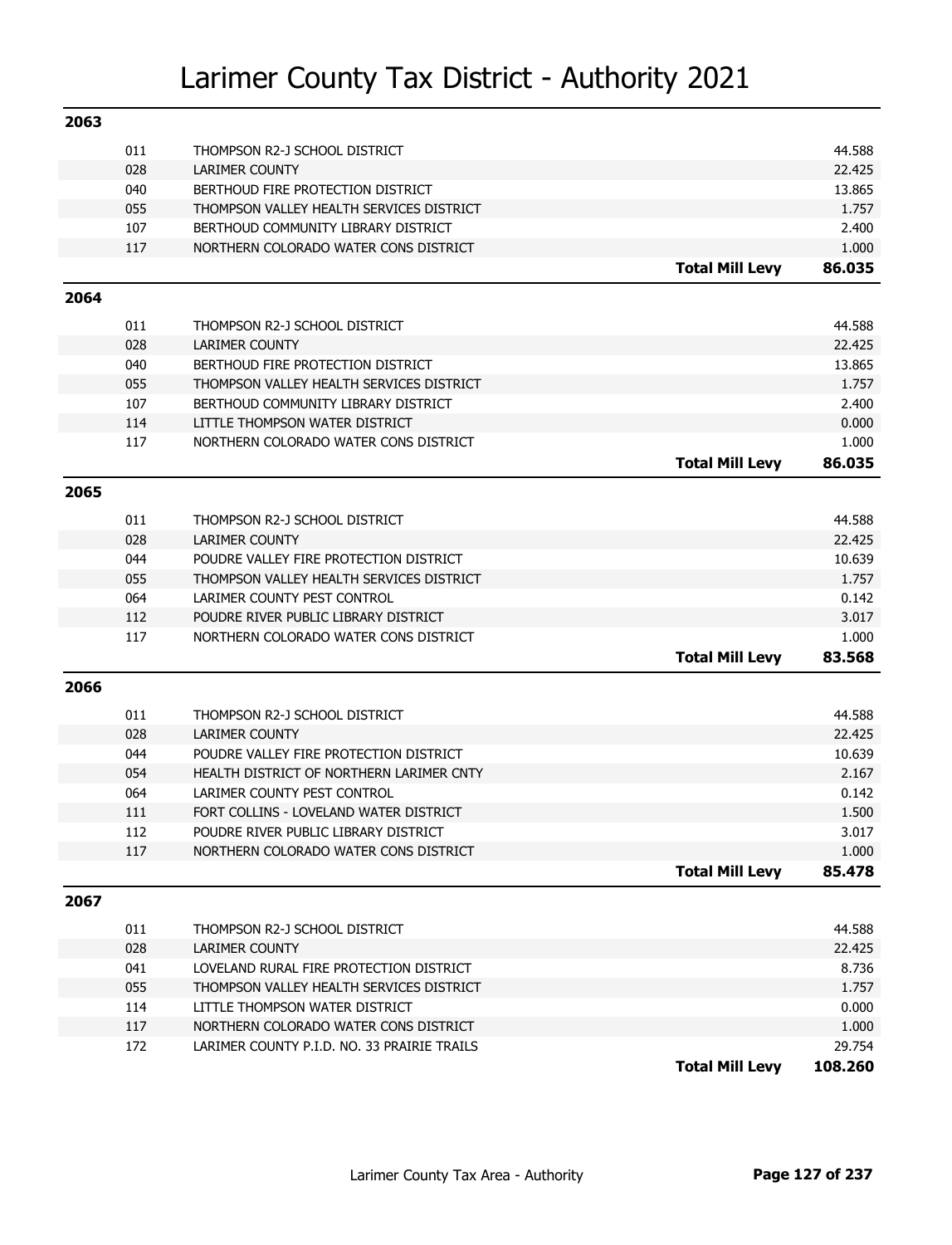# Larimer County Tax District - Authority 2021

## 2063

| Code | Authority | | Mill Levy |
|---|---|---|---|
| 011 | THOMPSON R2-J SCHOOL DISTRICT | | 44.588 |
| 028 | LARIMER COUNTY | | 22.425 |
| 040 | BERTHOUD FIRE PROTECTION DISTRICT | | 13.865 |
| 055 | THOMPSON VALLEY HEALTH SERVICES DISTRICT | | 1.757 |
| 107 | BERTHOUD COMMUNITY LIBRARY DISTRICT | | 2.400 |
| 117 | NORTHERN COLORADO WATER CONS DISTRICT | | 1.000 |
| | | **Total Mill Levy** | **86.035** |

## 2064

| Code | Authority | | Mill Levy |
|---|---|---|---|
| 011 | THOMPSON R2-J SCHOOL DISTRICT | | 44.588 |
| 028 | LARIMER COUNTY | | 22.425 |
| 040 | BERTHOUD FIRE PROTECTION DISTRICT | | 13.865 |
| 055 | THOMPSON VALLEY HEALTH SERVICES DISTRICT | | 1.757 |
| 107 | BERTHOUD COMMUNITY LIBRARY DISTRICT | | 2.400 |
| 114 | LITTLE THOMPSON WATER DISTRICT | | 0.000 |
| 117 | NORTHERN COLORADO WATER CONS DISTRICT | | 1.000 |
| | | **Total Mill Levy** | **86.035** |

## 2065

| Code | Authority | | Mill Levy |
|---|---|---|---|
| 011 | THOMPSON R2-J SCHOOL DISTRICT | | 44.588 |
| 028 | LARIMER COUNTY | | 22.425 |
| 044 | POUDRE VALLEY FIRE PROTECTION DISTRICT | | 10.639 |
| 055 | THOMPSON VALLEY HEALTH SERVICES DISTRICT | | 1.757 |
| 064 | LARIMER COUNTY PEST CONTROL | | 0.142 |
| 112 | POUDRE RIVER PUBLIC LIBRARY DISTRICT | | 3.017 |
| 117 | NORTHERN COLORADO WATER CONS DISTRICT | | 1.000 |
| | | **Total Mill Levy** | **83.568** |

## 2066

| Code | Authority | | Mill Levy |
|---|---|---|---|
| 011 | THOMPSON R2-J SCHOOL DISTRICT | | 44.588 |
| 028 | LARIMER COUNTY | | 22.425 |
| 044 | POUDRE VALLEY FIRE PROTECTION DISTRICT | | 10.639 |
| 054 | HEALTH DISTRICT OF NORTHERN LARIMER CNTY | | 2.167 |
| 064 | LARIMER COUNTY PEST CONTROL | | 0.142 |
| 111 | FORT COLLINS - LOVELAND WATER DISTRICT | | 1.500 |
| 112 | POUDRE RIVER PUBLIC LIBRARY DISTRICT | | 3.017 |
| 117 | NORTHERN COLORADO WATER CONS DISTRICT | | 1.000 |
| | | **Total Mill Levy** | **85.478** |

## 2067

| Code | Authority | | Mill Levy |
|---|---|---|---|
| 011 | THOMPSON R2-J SCHOOL DISTRICT | | 44.588 |
| 028 | LARIMER COUNTY | | 22.425 |
| 041 | LOVELAND RURAL FIRE PROTECTION DISTRICT | | 8.736 |
| 055 | THOMPSON VALLEY HEALTH SERVICES DISTRICT | | 1.757 |
| 114 | LITTLE THOMPSON WATER DISTRICT | | 0.000 |
| 117 | NORTHERN COLORADO WATER CONS DISTRICT | | 1.000 |
| 172 | LARIMER COUNTY P.I.D. NO. 33 PRAIRIE TRAILS | | 29.754 |
| | | **Total Mill Levy** | **108.260** |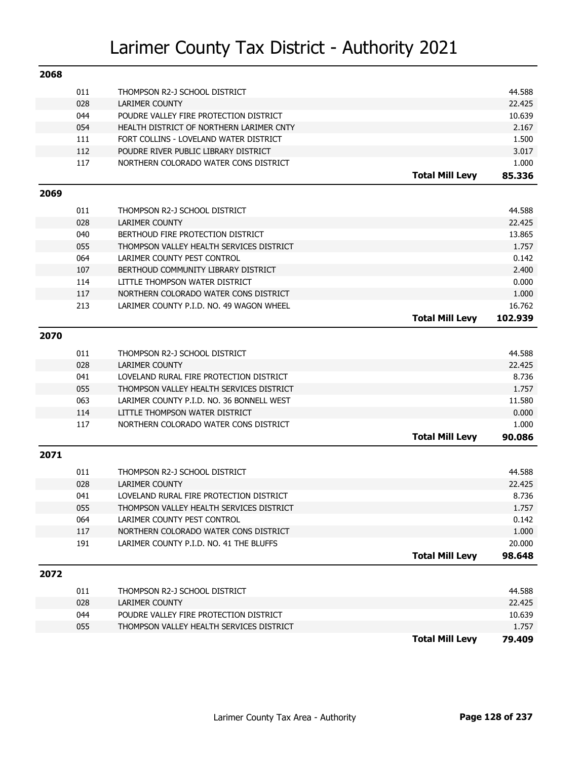# Larimer County Tax District - Authority 2021

## 2068

| Code | Authority | | Mill Levy |
|---|---|---|---|
| 011 | THOMPSON R2-J SCHOOL DISTRICT | | 44.588 |
| 028 | LARIMER COUNTY | | 22.425 |
| 044 | POUDRE VALLEY FIRE PROTECTION DISTRICT | | 10.639 |
| 054 | HEALTH DISTRICT OF NORTHERN LARIMER CNTY | | 2.167 |
| 111 | FORT COLLINS - LOVELAND WATER DISTRICT | | 1.500 |
| 112 | POUDRE RIVER PUBLIC LIBRARY DISTRICT | | 3.017 |
| 117 | NORTHERN COLORADO WATER CONS DISTRICT | | 1.000 |
| | | **Total Mill Levy** | **85.336** |

## 2069

| Code | Authority | | Mill Levy |
|---|---|---|---|
| 011 | THOMPSON R2-J SCHOOL DISTRICT | | 44.588 |
| 028 | LARIMER COUNTY | | 22.425 |
| 040 | BERTHOUD FIRE PROTECTION DISTRICT | | 13.865 |
| 055 | THOMPSON VALLEY HEALTH SERVICES DISTRICT | | 1.757 |
| 064 | LARIMER COUNTY PEST CONTROL | | 0.142 |
| 107 | BERTHOUD COMMUNITY LIBRARY DISTRICT | | 2.400 |
| 114 | LITTLE THOMPSON WATER DISTRICT | | 0.000 |
| 117 | NORTHERN COLORADO WATER CONS DISTRICT | | 1.000 |
| 213 | LARIMER COUNTY P.I.D. NO. 49 WAGON WHEEL | | 16.762 |
| | | **Total Mill Levy** | **102.939** |

## 2070

| Code | Authority | | Mill Levy |
|---|---|---|---|
| 011 | THOMPSON R2-J SCHOOL DISTRICT | | 44.588 |
| 028 | LARIMER COUNTY | | 22.425 |
| 041 | LOVELAND RURAL FIRE PROTECTION DISTRICT | | 8.736 |
| 055 | THOMPSON VALLEY HEALTH SERVICES DISTRICT | | 1.757 |
| 063 | LARIMER COUNTY P.I.D. NO. 36 BONNELL WEST | | 11.580 |
| 114 | LITTLE THOMPSON WATER DISTRICT | | 0.000 |
| 117 | NORTHERN COLORADO WATER CONS DISTRICT | | 1.000 |
| | | **Total Mill Levy** | **90.086** |

## 2071

| Code | Authority | | Mill Levy |
|---|---|---|---|
| 011 | THOMPSON R2-J SCHOOL DISTRICT | | 44.588 |
| 028 | LARIMER COUNTY | | 22.425 |
| 041 | LOVELAND RURAL FIRE PROTECTION DISTRICT | | 8.736 |
| 055 | THOMPSON VALLEY HEALTH SERVICES DISTRICT | | 1.757 |
| 064 | LARIMER COUNTY PEST CONTROL | | 0.142 |
| 117 | NORTHERN COLORADO WATER CONS DISTRICT | | 1.000 |
| 191 | LARIMER COUNTY P.I.D. NO. 41 THE BLUFFS | | 20.000 |
| | | **Total Mill Levy** | **98.648** |

## 2072

| Code | Authority | | Mill Levy |
|---|---|---|---|
| 011 | THOMPSON R2-J SCHOOL DISTRICT | | 44.588 |
| 028 | LARIMER COUNTY | | 22.425 |
| 044 | POUDRE VALLEY FIRE PROTECTION DISTRICT | | 10.639 |
| 055 | THOMPSON VALLEY HEALTH SERVICES DISTRICT | | 1.757 |
| | | **Total Mill Levy** | **79.409** |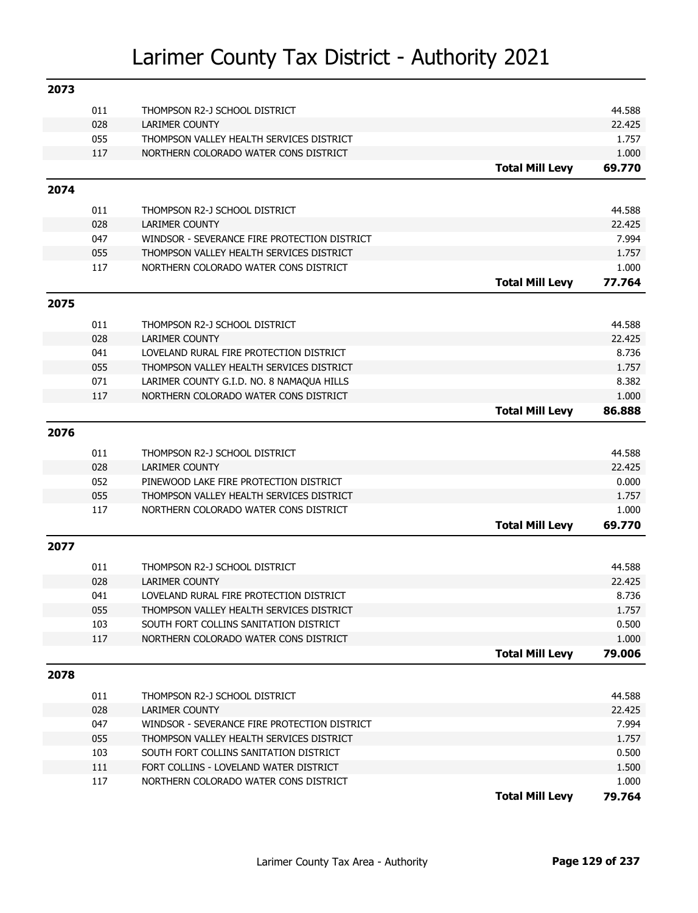# Larimer County Tax District - Authority 2021

## 2073

| Code | Authority | | Levy |
|---|---|---|---|
| 011 | THOMPSON R2-J SCHOOL DISTRICT | | 44.588 |
| 028 | LARIMER COUNTY | | 22.425 |
| 055 | THOMPSON VALLEY HEALTH SERVICES DISTRICT | | 1.757 |
| 117 | NORTHERN COLORADO WATER CONS DISTRICT | | 1.000 |
| | | **Total Mill Levy** | **69.770** |

## 2074

| Code | Authority | | Levy |
|---|---|---|---|
| 011 | THOMPSON R2-J SCHOOL DISTRICT | | 44.588 |
| 028 | LARIMER COUNTY | | 22.425 |
| 047 | WINDSOR - SEVERANCE FIRE PROTECTION DISTRICT | | 7.994 |
| 055 | THOMPSON VALLEY HEALTH SERVICES DISTRICT | | 1.757 |
| 117 | NORTHERN COLORADO WATER CONS DISTRICT | | 1.000 |
| | | **Total Mill Levy** | **77.764** |

## 2075

| Code | Authority | | Levy |
|---|---|---|---|
| 011 | THOMPSON R2-J SCHOOL DISTRICT | | 44.588 |
| 028 | LARIMER COUNTY | | 22.425 |
| 041 | LOVELAND RURAL FIRE PROTECTION DISTRICT | | 8.736 |
| 055 | THOMPSON VALLEY HEALTH SERVICES DISTRICT | | 1.757 |
| 071 | LARIMER COUNTY G.I.D. NO. 8 NAMAQUA HILLS | | 8.382 |
| 117 | NORTHERN COLORADO WATER CONS DISTRICT | | 1.000 |
| | | **Total Mill Levy** | **86.888** |

## 2076

| Code | Authority | | Levy |
|---|---|---|---|
| 011 | THOMPSON R2-J SCHOOL DISTRICT | | 44.588 |
| 028 | LARIMER COUNTY | | 22.425 |
| 052 | PINEWOOD LAKE FIRE PROTECTION DISTRICT | | 0.000 |
| 055 | THOMPSON VALLEY HEALTH SERVICES DISTRICT | | 1.757 |
| 117 | NORTHERN COLORADO WATER CONS DISTRICT | | 1.000 |
| | | **Total Mill Levy** | **69.770** |

## 2077

| Code | Authority | | Levy |
|---|---|---|---|
| 011 | THOMPSON R2-J SCHOOL DISTRICT | | 44.588 |
| 028 | LARIMER COUNTY | | 22.425 |
| 041 | LOVELAND RURAL FIRE PROTECTION DISTRICT | | 8.736 |
| 055 | THOMPSON VALLEY HEALTH SERVICES DISTRICT | | 1.757 |
| 103 | SOUTH FORT COLLINS SANITATION DISTRICT | | 0.500 |
| 117 | NORTHERN COLORADO WATER CONS DISTRICT | | 1.000 |
| | | **Total Mill Levy** | **79.006** |

## 2078

| Code | Authority | | Levy |
|---|---|---|---|
| 011 | THOMPSON R2-J SCHOOL DISTRICT | | 44.588 |
| 028 | LARIMER COUNTY | | 22.425 |
| 047 | WINDSOR - SEVERANCE FIRE PROTECTION DISTRICT | | 7.994 |
| 055 | THOMPSON VALLEY HEALTH SERVICES DISTRICT | | 1.757 |
| 103 | SOUTH FORT COLLINS SANITATION DISTRICT | | 0.500 |
| 111 | FORT COLLINS - LOVELAND WATER DISTRICT | | 1.500 |
| 117 | NORTHERN COLORADO WATER CONS DISTRICT | | 1.000 |
| | | **Total Mill Levy** | **79.764** |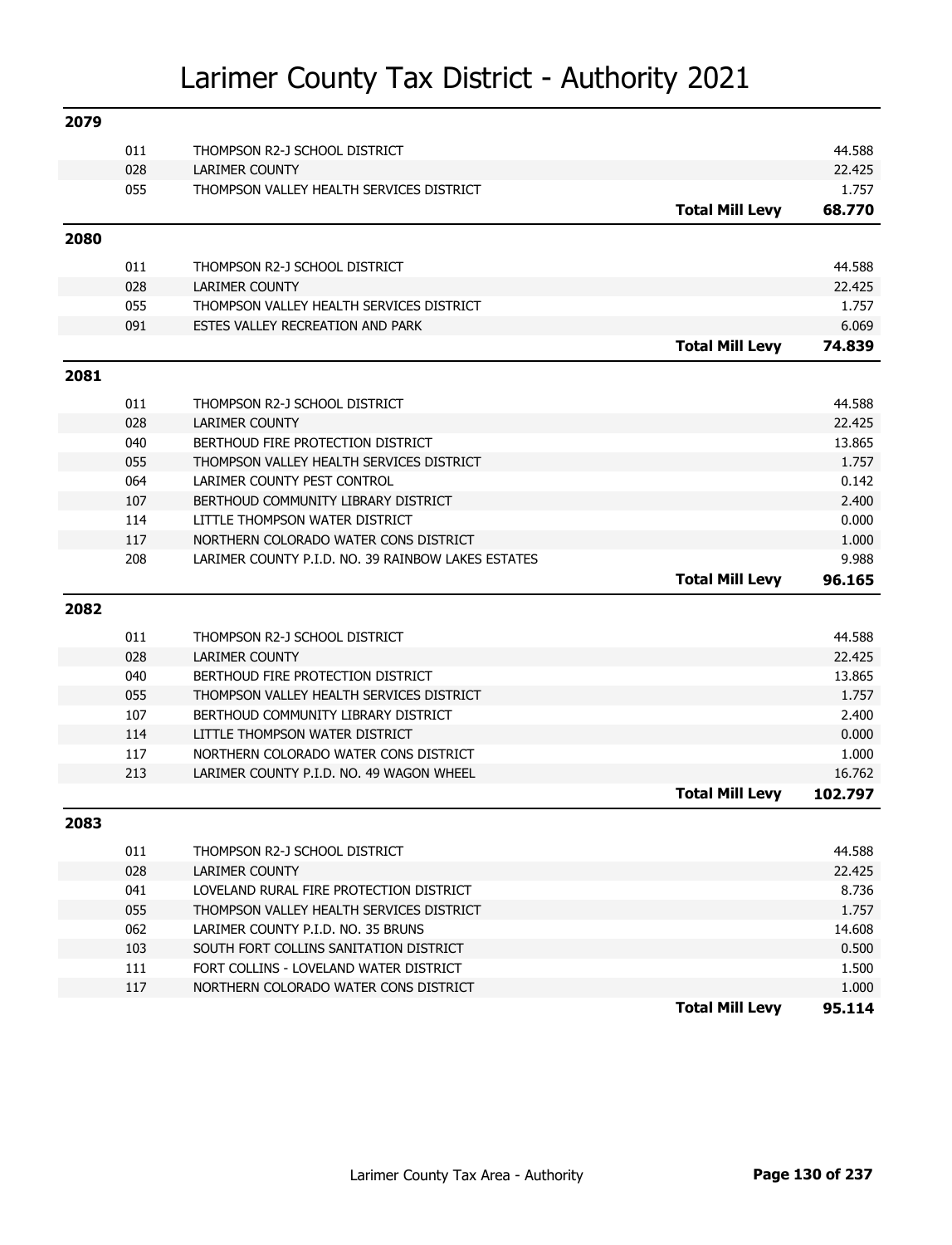# Larimer County Tax District - Authority 2021

## 2079

| Code | Authority | | Levy |
|---|---|---|---|
| 011 | THOMPSON R2-J SCHOOL DISTRICT | | 44.588 |
| 028 | LARIMER COUNTY | | 22.425 |
| 055 | THOMPSON VALLEY HEALTH SERVICES DISTRICT | | 1.757 |
| | | **Total Mill Levy** | **68.770** |

## 2080

| Code | Authority | | Levy |
|---|---|---|---|
| 011 | THOMPSON R2-J SCHOOL DISTRICT | | 44.588 |
| 028 | LARIMER COUNTY | | 22.425 |
| 055 | THOMPSON VALLEY HEALTH SERVICES DISTRICT | | 1.757 |
| 091 | ESTES VALLEY RECREATION AND PARK | | 6.069 |
| | | **Total Mill Levy** | **74.839** |

## 2081

| Code | Authority | | Levy |
|---|---|---|---|
| 011 | THOMPSON R2-J SCHOOL DISTRICT | | 44.588 |
| 028 | LARIMER COUNTY | | 22.425 |
| 040 | BERTHOUD FIRE PROTECTION DISTRICT | | 13.865 |
| 055 | THOMPSON VALLEY HEALTH SERVICES DISTRICT | | 1.757 |
| 064 | LARIMER COUNTY PEST CONTROL | | 0.142 |
| 107 | BERTHOUD COMMUNITY LIBRARY DISTRICT | | 2.400 |
| 114 | LITTLE THOMPSON WATER DISTRICT | | 0.000 |
| 117 | NORTHERN COLORADO WATER CONS DISTRICT | | 1.000 |
| 208 | LARIMER COUNTY P.I.D. NO. 39 RAINBOW LAKES ESTATES | | 9.988 |
| | | **Total Mill Levy** | **96.165** |

## 2082

| Code | Authority | | Levy |
|---|---|---|---|
| 011 | THOMPSON R2-J SCHOOL DISTRICT | | 44.588 |
| 028 | LARIMER COUNTY | | 22.425 |
| 040 | BERTHOUD FIRE PROTECTION DISTRICT | | 13.865 |
| 055 | THOMPSON VALLEY HEALTH SERVICES DISTRICT | | 1.757 |
| 107 | BERTHOUD COMMUNITY LIBRARY DISTRICT | | 2.400 |
| 114 | LITTLE THOMPSON WATER DISTRICT | | 0.000 |
| 117 | NORTHERN COLORADO WATER CONS DISTRICT | | 1.000 |
| 213 | LARIMER COUNTY P.I.D. NO. 49 WAGON WHEEL | | 16.762 |
| | | **Total Mill Levy** | **102.797** |

## 2083

| Code | Authority | | Levy |
|---|---|---|---|
| 011 | THOMPSON R2-J SCHOOL DISTRICT | | 44.588 |
| 028 | LARIMER COUNTY | | 22.425 |
| 041 | LOVELAND RURAL FIRE PROTECTION DISTRICT | | 8.736 |
| 055 | THOMPSON VALLEY HEALTH SERVICES DISTRICT | | 1.757 |
| 062 | LARIMER COUNTY P.I.D. NO. 35 BRUNS | | 14.608 |
| 103 | SOUTH FORT COLLINS SANITATION DISTRICT | | 0.500 |
| 111 | FORT COLLINS - LOVELAND WATER DISTRICT | | 1.500 |
| 117 | NORTHERN COLORADO WATER CONS DISTRICT | | 1.000 |
| | | **Total Mill Levy** | **95.114** |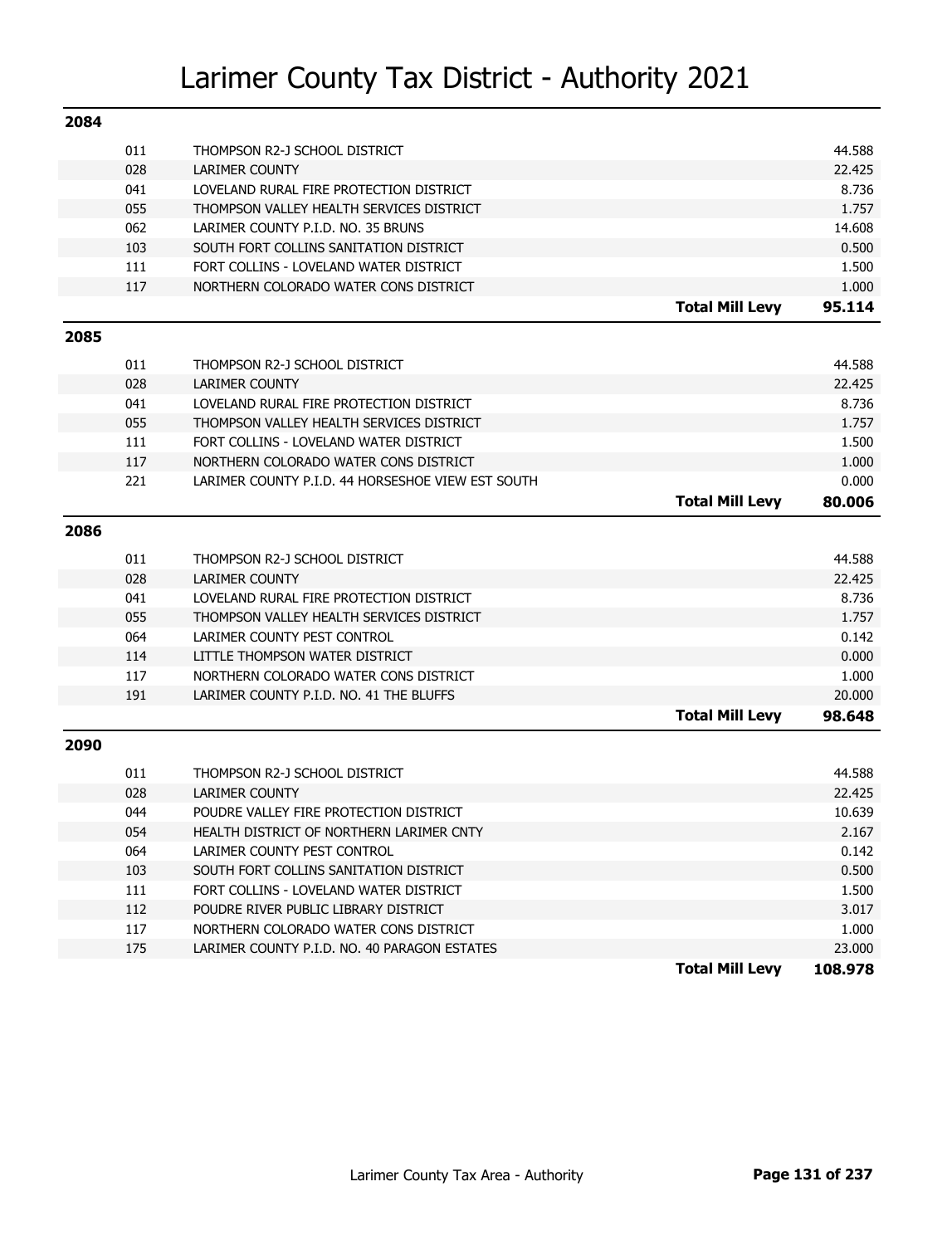# Larimer County Tax District - Authority 2021

## 2084

| Code | Authority | | Mill Levy |
|---|---|---|---|
| 011 | THOMPSON R2-J SCHOOL DISTRICT | | 44.588 |
| 028 | LARIMER COUNTY | | 22.425 |
| 041 | LOVELAND RURAL FIRE PROTECTION DISTRICT | | 8.736 |
| 055 | THOMPSON VALLEY HEALTH SERVICES DISTRICT | | 1.757 |
| 062 | LARIMER COUNTY P.I.D. NO. 35 BRUNS | | 14.608 |
| 103 | SOUTH FORT COLLINS SANITATION DISTRICT | | 0.500 |
| 111 | FORT COLLINS - LOVELAND WATER DISTRICT | | 1.500 |
| 117 | NORTHERN COLORADO WATER CONS DISTRICT | | 1.000 |
| | | **Total Mill Levy** | **95.114** |

## 2085

| Code | Authority | | Mill Levy |
|---|---|---|---|
| 011 | THOMPSON R2-J SCHOOL DISTRICT | | 44.588 |
| 028 | LARIMER COUNTY | | 22.425 |
| 041 | LOVELAND RURAL FIRE PROTECTION DISTRICT | | 8.736 |
| 055 | THOMPSON VALLEY HEALTH SERVICES DISTRICT | | 1.757 |
| 111 | FORT COLLINS - LOVELAND WATER DISTRICT | | 1.500 |
| 117 | NORTHERN COLORADO WATER CONS DISTRICT | | 1.000 |
| 221 | LARIMER COUNTY P.I.D. 44 HORSESHOE VIEW EST SOUTH | | 0.000 |
| | | **Total Mill Levy** | **80.006** |

## 2086

| Code | Authority | | Mill Levy |
|---|---|---|---|
| 011 | THOMPSON R2-J SCHOOL DISTRICT | | 44.588 |
| 028 | LARIMER COUNTY | | 22.425 |
| 041 | LOVELAND RURAL FIRE PROTECTION DISTRICT | | 8.736 |
| 055 | THOMPSON VALLEY HEALTH SERVICES DISTRICT | | 1.757 |
| 064 | LARIMER COUNTY PEST CONTROL | | 0.142 |
| 114 | LITTLE THOMPSON WATER DISTRICT | | 0.000 |
| 117 | NORTHERN COLORADO WATER CONS DISTRICT | | 1.000 |
| 191 | LARIMER COUNTY P.I.D. NO. 41 THE BLUFFS | | 20.000 |
| | | **Total Mill Levy** | **98.648** |

## 2090

| Code | Authority | | Mill Levy |
|---|---|---|---|
| 011 | THOMPSON R2-J SCHOOL DISTRICT | | 44.588 |
| 028 | LARIMER COUNTY | | 22.425 |
| 044 | POUDRE VALLEY FIRE PROTECTION DISTRICT | | 10.639 |
| 054 | HEALTH DISTRICT OF NORTHERN LARIMER CNTY | | 2.167 |
| 064 | LARIMER COUNTY PEST CONTROL | | 0.142 |
| 103 | SOUTH FORT COLLINS SANITATION DISTRICT | | 0.500 |
| 111 | FORT COLLINS - LOVELAND WATER DISTRICT | | 1.500 |
| 112 | POUDRE RIVER PUBLIC LIBRARY DISTRICT | | 3.017 |
| 117 | NORTHERN COLORADO WATER CONS DISTRICT | | 1.000 |
| 175 | LARIMER COUNTY P.I.D. NO. 40 PARAGON ESTATES | | 23.000 |
| | | **Total Mill Levy** | **108.978** |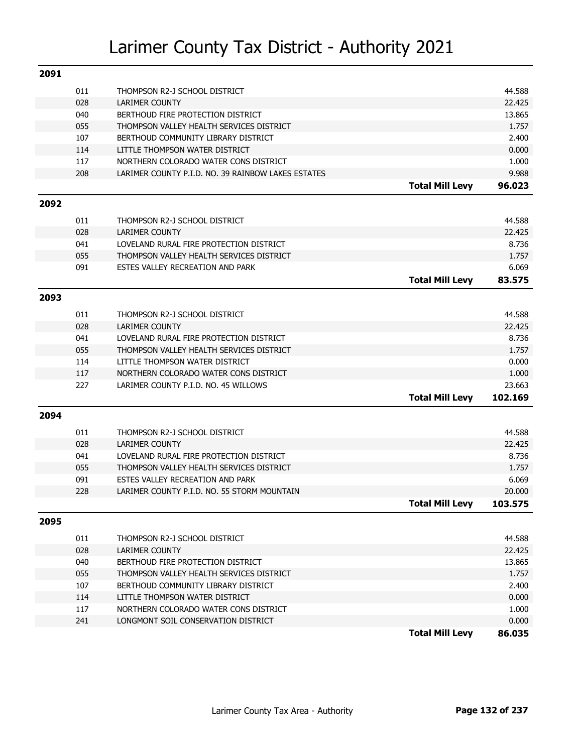# Larimer County Tax District - Authority 2021

## 2091

| Code | Authority | | Mill Levy |
|---|---|---|---|
| 011 | THOMPSON R2-J SCHOOL DISTRICT | | 44.588 |
| 028 | LARIMER COUNTY | | 22.425 |
| 040 | BERTHOUD FIRE PROTECTION DISTRICT | | 13.865 |
| 055 | THOMPSON VALLEY HEALTH SERVICES DISTRICT | | 1.757 |
| 107 | BERTHOUD COMMUNITY LIBRARY DISTRICT | | 2.400 |
| 114 | LITTLE THOMPSON WATER DISTRICT | | 0.000 |
| 117 | NORTHERN COLORADO WATER CONS DISTRICT | | 1.000 |
| 208 | LARIMER COUNTY P.I.D. NO. 39 RAINBOW LAKES ESTATES | | 9.988 |
| | | **Total Mill Levy** | **96.023** |

## 2092

| Code | Authority | | Mill Levy |
|---|---|---|---|
| 011 | THOMPSON R2-J SCHOOL DISTRICT | | 44.588 |
| 028 | LARIMER COUNTY | | 22.425 |
| 041 | LOVELAND RURAL FIRE PROTECTION DISTRICT | | 8.736 |
| 055 | THOMPSON VALLEY HEALTH SERVICES DISTRICT | | 1.757 |
| 091 | ESTES VALLEY RECREATION AND PARK | | 6.069 |
| | | **Total Mill Levy** | **83.575** |

## 2093

| Code | Authority | | Mill Levy |
|---|---|---|---|
| 011 | THOMPSON R2-J SCHOOL DISTRICT | | 44.588 |
| 028 | LARIMER COUNTY | | 22.425 |
| 041 | LOVELAND RURAL FIRE PROTECTION DISTRICT | | 8.736 |
| 055 | THOMPSON VALLEY HEALTH SERVICES DISTRICT | | 1.757 |
| 114 | LITTLE THOMPSON WATER DISTRICT | | 0.000 |
| 117 | NORTHERN COLORADO WATER CONS DISTRICT | | 1.000 |
| 227 | LARIMER COUNTY P.I.D. NO. 45 WILLOWS | | 23.663 |
| | | **Total Mill Levy** | **102.169** |

## 2094

| Code | Authority | | Mill Levy |
|---|---|---|---|
| 011 | THOMPSON R2-J SCHOOL DISTRICT | | 44.588 |
| 028 | LARIMER COUNTY | | 22.425 |
| 041 | LOVELAND RURAL FIRE PROTECTION DISTRICT | | 8.736 |
| 055 | THOMPSON VALLEY HEALTH SERVICES DISTRICT | | 1.757 |
| 091 | ESTES VALLEY RECREATION AND PARK | | 6.069 |
| 228 | LARIMER COUNTY P.I.D. NO. 55 STORM MOUNTAIN | | 20.000 |
| | | **Total Mill Levy** | **103.575** |

## 2095

| Code | Authority | | Mill Levy |
|---|---|---|---|
| 011 | THOMPSON R2-J SCHOOL DISTRICT | | 44.588 |
| 028 | LARIMER COUNTY | | 22.425 |
| 040 | BERTHOUD FIRE PROTECTION DISTRICT | | 13.865 |
| 055 | THOMPSON VALLEY HEALTH SERVICES DISTRICT | | 1.757 |
| 107 | BERTHOUD COMMUNITY LIBRARY DISTRICT | | 2.400 |
| 114 | LITTLE THOMPSON WATER DISTRICT | | 0.000 |
| 117 | NORTHERN COLORADO WATER CONS DISTRICT | | 1.000 |
| 241 | LONGMONT SOIL CONSERVATION DISTRICT | | 0.000 |
| | | **Total Mill Levy** | **86.035** |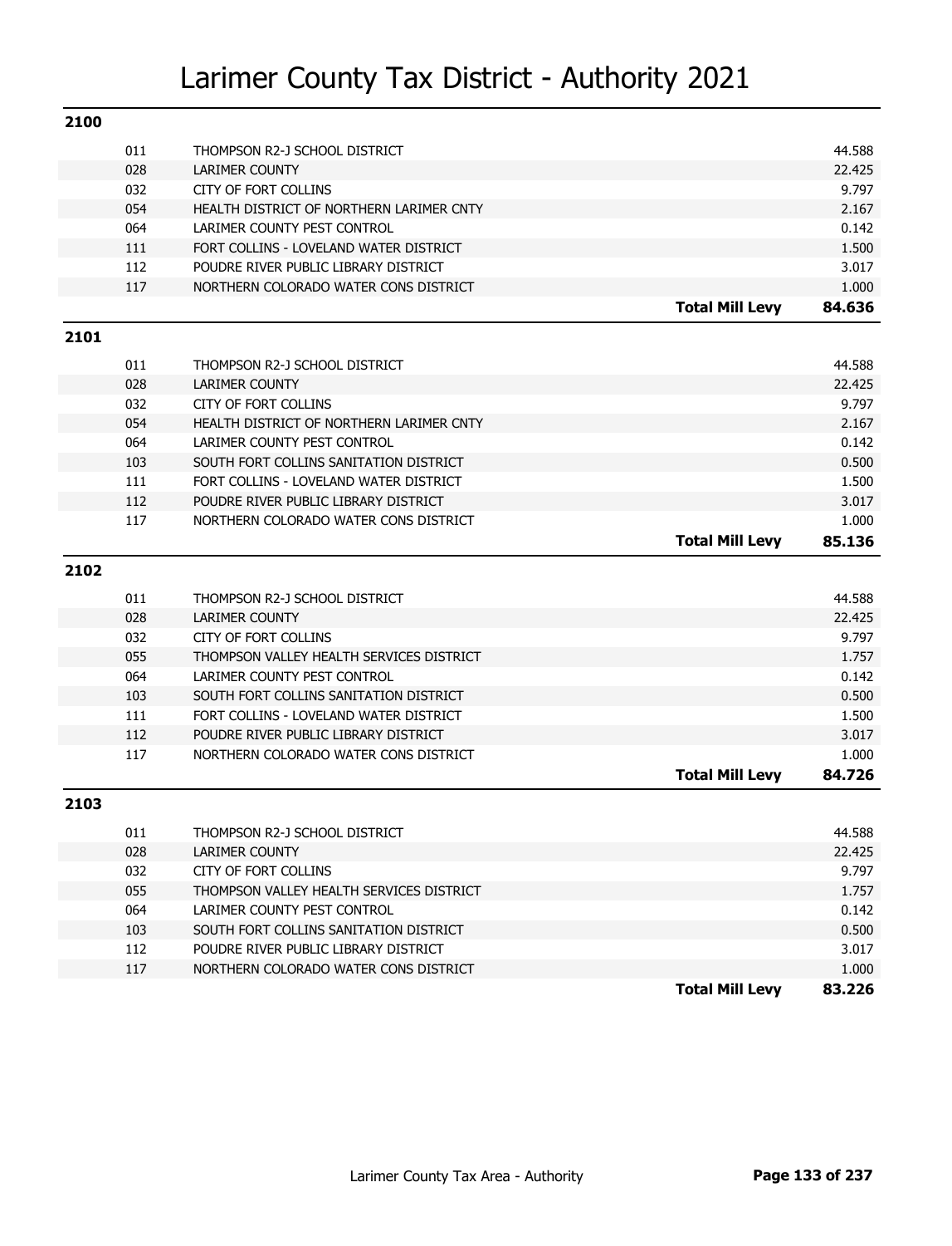# Larimer County Tax District - Authority 2021

## 2100

| Code | Authority | | Mill Levy |
|---|---|---|---|
| 011 | THOMPSON R2-J SCHOOL DISTRICT | | 44.588 |
| 028 | LARIMER COUNTY | | 22.425 |
| 032 | CITY OF FORT COLLINS | | 9.797 |
| 054 | HEALTH DISTRICT OF NORTHERN LARIMER CNTY | | 2.167 |
| 064 | LARIMER COUNTY PEST CONTROL | | 0.142 |
| 111 | FORT COLLINS - LOVELAND WATER DISTRICT | | 1.500 |
| 112 | POUDRE RIVER PUBLIC LIBRARY DISTRICT | | 3.017 |
| 117 | NORTHERN COLORADO WATER CONS DISTRICT | | 1.000 |
| | | **Total Mill Levy** | **84.636** |

## 2101

| Code | Authority | | Mill Levy |
|---|---|---|---|
| 011 | THOMPSON R2-J SCHOOL DISTRICT | | 44.588 |
| 028 | LARIMER COUNTY | | 22.425 |
| 032 | CITY OF FORT COLLINS | | 9.797 |
| 054 | HEALTH DISTRICT OF NORTHERN LARIMER CNTY | | 2.167 |
| 064 | LARIMER COUNTY PEST CONTROL | | 0.142 |
| 103 | SOUTH FORT COLLINS SANITATION DISTRICT | | 0.500 |
| 111 | FORT COLLINS - LOVELAND WATER DISTRICT | | 1.500 |
| 112 | POUDRE RIVER PUBLIC LIBRARY DISTRICT | | 3.017 |
| 117 | NORTHERN COLORADO WATER CONS DISTRICT | | 1.000 |
| | | **Total Mill Levy** | **85.136** |

## 2102

| Code | Authority | | Mill Levy |
|---|---|---|---|
| 011 | THOMPSON R2-J SCHOOL DISTRICT | | 44.588 |
| 028 | LARIMER COUNTY | | 22.425 |
| 032 | CITY OF FORT COLLINS | | 9.797 |
| 055 | THOMPSON VALLEY HEALTH SERVICES DISTRICT | | 1.757 |
| 064 | LARIMER COUNTY PEST CONTROL | | 0.142 |
| 103 | SOUTH FORT COLLINS SANITATION DISTRICT | | 0.500 |
| 111 | FORT COLLINS - LOVELAND WATER DISTRICT | | 1.500 |
| 112 | POUDRE RIVER PUBLIC LIBRARY DISTRICT | | 3.017 |
| 117 | NORTHERN COLORADO WATER CONS DISTRICT | | 1.000 |
| | | **Total Mill Levy** | **84.726** |

## 2103

| Code | Authority | | Mill Levy |
|---|---|---|---|
| 011 | THOMPSON R2-J SCHOOL DISTRICT | | 44.588 |
| 028 | LARIMER COUNTY | | 22.425 |
| 032 | CITY OF FORT COLLINS | | 9.797 |
| 055 | THOMPSON VALLEY HEALTH SERVICES DISTRICT | | 1.757 |
| 064 | LARIMER COUNTY PEST CONTROL | | 0.142 |
| 103 | SOUTH FORT COLLINS SANITATION DISTRICT | | 0.500 |
| 112 | POUDRE RIVER PUBLIC LIBRARY DISTRICT | | 3.017 |
| 117 | NORTHERN COLORADO WATER CONS DISTRICT | | 1.000 |
| | | **Total Mill Levy** | **83.226** |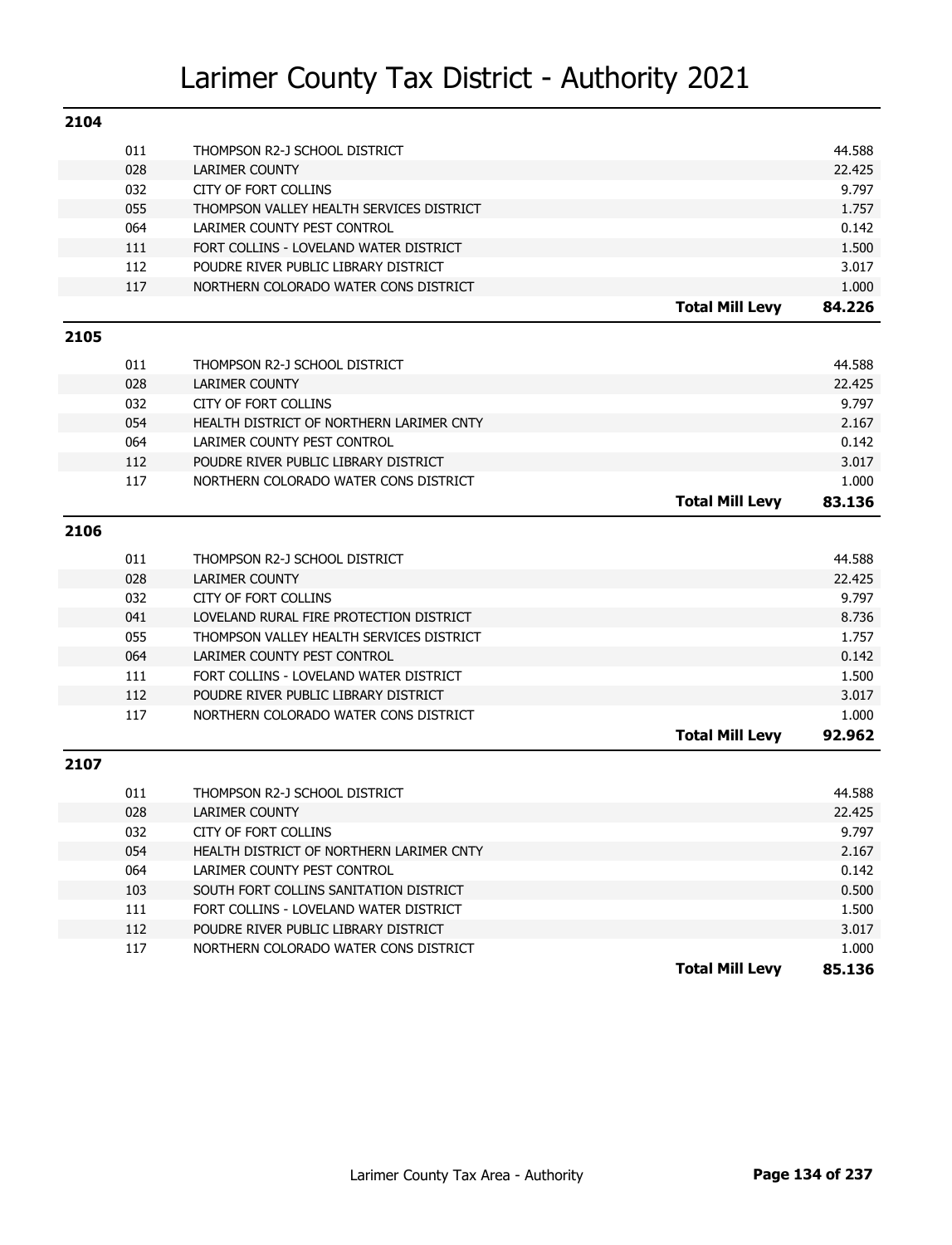# Larimer County Tax District - Authority 2021

## 2104

| Code | Authority | | Levy |
|---|---|---|---|
| 011 | THOMPSON R2-J SCHOOL DISTRICT | | 44.588 |
| 028 | LARIMER COUNTY | | 22.425 |
| 032 | CITY OF FORT COLLINS | | 9.797 |
| 055 | THOMPSON VALLEY HEALTH SERVICES DISTRICT | | 1.757 |
| 064 | LARIMER COUNTY PEST CONTROL | | 0.142 |
| 111 | FORT COLLINS - LOVELAND WATER DISTRICT | | 1.500 |
| 112 | POUDRE RIVER PUBLIC LIBRARY DISTRICT | | 3.017 |
| 117 | NORTHERN COLORADO WATER CONS DISTRICT | | 1.000 |
| | | **Total Mill Levy** | **84.226** |

## 2105

| Code | Authority | | Levy |
|---|---|---|---|
| 011 | THOMPSON R2-J SCHOOL DISTRICT | | 44.588 |
| 028 | LARIMER COUNTY | | 22.425 |
| 032 | CITY OF FORT COLLINS | | 9.797 |
| 054 | HEALTH DISTRICT OF NORTHERN LARIMER CNTY | | 2.167 |
| 064 | LARIMER COUNTY PEST CONTROL | | 0.142 |
| 112 | POUDRE RIVER PUBLIC LIBRARY DISTRICT | | 3.017 |
| 117 | NORTHERN COLORADO WATER CONS DISTRICT | | 1.000 |
| | | **Total Mill Levy** | **83.136** |

## 2106

| Code | Authority | | Levy |
|---|---|---|---|
| 011 | THOMPSON R2-J SCHOOL DISTRICT | | 44.588 |
| 028 | LARIMER COUNTY | | 22.425 |
| 032 | CITY OF FORT COLLINS | | 9.797 |
| 041 | LOVELAND RURAL FIRE PROTECTION DISTRICT | | 8.736 |
| 055 | THOMPSON VALLEY HEALTH SERVICES DISTRICT | | 1.757 |
| 064 | LARIMER COUNTY PEST CONTROL | | 0.142 |
| 111 | FORT COLLINS - LOVELAND WATER DISTRICT | | 1.500 |
| 112 | POUDRE RIVER PUBLIC LIBRARY DISTRICT | | 3.017 |
| 117 | NORTHERN COLORADO WATER CONS DISTRICT | | 1.000 |
| | | **Total Mill Levy** | **92.962** |

## 2107

| Code | Authority | | Levy |
|---|---|---|---|
| 011 | THOMPSON R2-J SCHOOL DISTRICT | | 44.588 |
| 028 | LARIMER COUNTY | | 22.425 |
| 032 | CITY OF FORT COLLINS | | 9.797 |
| 054 | HEALTH DISTRICT OF NORTHERN LARIMER CNTY | | 2.167 |
| 064 | LARIMER COUNTY PEST CONTROL | | 0.142 |
| 103 | SOUTH FORT COLLINS SANITATION DISTRICT | | 0.500 |
| 111 | FORT COLLINS - LOVELAND WATER DISTRICT | | 1.500 |
| 112 | POUDRE RIVER PUBLIC LIBRARY DISTRICT | | 3.017 |
| 117 | NORTHERN COLORADO WATER CONS DISTRICT | | 1.000 |
| | | **Total Mill Levy** | **85.136** |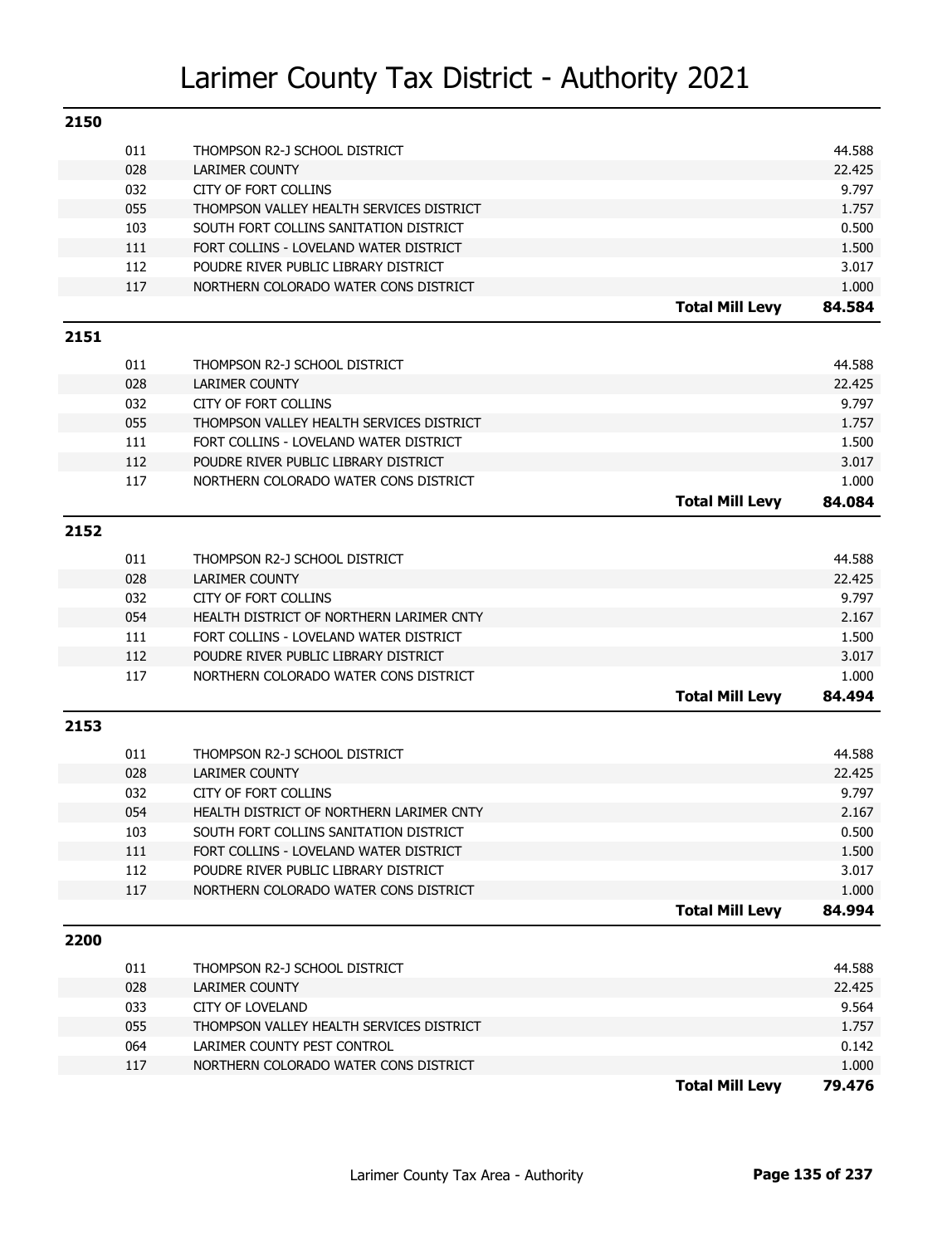# Larimer County Tax District - Authority 2021

## 2150

| | | | |
|---|---|---|---|
| 011 | THOMPSON R2-J SCHOOL DISTRICT | | 44.588 |
| 028 | LARIMER COUNTY | | 22.425 |
| 032 | CITY OF FORT COLLINS | | 9.797 |
| 055 | THOMPSON VALLEY HEALTH SERVICES DISTRICT | | 1.757 |
| 103 | SOUTH FORT COLLINS SANITATION DISTRICT | | 0.500 |
| 111 | FORT COLLINS - LOVELAND WATER DISTRICT | | 1.500 |
| 112 | POUDRE RIVER PUBLIC LIBRARY DISTRICT | | 3.017 |
| 117 | NORTHERN COLORADO WATER CONS DISTRICT | | 1.000 |
| | | **Total Mill Levy** | **84.584** |

## 2151

| | | | |
|---|---|---|---|
| 011 | THOMPSON R2-J SCHOOL DISTRICT | | 44.588 |
| 028 | LARIMER COUNTY | | 22.425 |
| 032 | CITY OF FORT COLLINS | | 9.797 |
| 055 | THOMPSON VALLEY HEALTH SERVICES DISTRICT | | 1.757 |
| 111 | FORT COLLINS - LOVELAND WATER DISTRICT | | 1.500 |
| 112 | POUDRE RIVER PUBLIC LIBRARY DISTRICT | | 3.017 |
| 117 | NORTHERN COLORADO WATER CONS DISTRICT | | 1.000 |
| | | **Total Mill Levy** | **84.084** |

## 2152

| | | | |
|---|---|---|---|
| 011 | THOMPSON R2-J SCHOOL DISTRICT | | 44.588 |
| 028 | LARIMER COUNTY | | 22.425 |
| 032 | CITY OF FORT COLLINS | | 9.797 |
| 054 | HEALTH DISTRICT OF NORTHERN LARIMER CNTY | | 2.167 |
| 111 | FORT COLLINS - LOVELAND WATER DISTRICT | | 1.500 |
| 112 | POUDRE RIVER PUBLIC LIBRARY DISTRICT | | 3.017 |
| 117 | NORTHERN COLORADO WATER CONS DISTRICT | | 1.000 |
| | | **Total Mill Levy** | **84.494** |

## 2153

| | | | |
|---|---|---|---|
| 011 | THOMPSON R2-J SCHOOL DISTRICT | | 44.588 |
| 028 | LARIMER COUNTY | | 22.425 |
| 032 | CITY OF FORT COLLINS | | 9.797 |
| 054 | HEALTH DISTRICT OF NORTHERN LARIMER CNTY | | 2.167 |
| 103 | SOUTH FORT COLLINS SANITATION DISTRICT | | 0.500 |
| 111 | FORT COLLINS - LOVELAND WATER DISTRICT | | 1.500 |
| 112 | POUDRE RIVER PUBLIC LIBRARY DISTRICT | | 3.017 |
| 117 | NORTHERN COLORADO WATER CONS DISTRICT | | 1.000 |
| | | **Total Mill Levy** | **84.994** |

## 2200

| | | | |
|---|---|---|---|
| 011 | THOMPSON R2-J SCHOOL DISTRICT | | 44.588 |
| 028 | LARIMER COUNTY | | 22.425 |
| 033 | CITY OF LOVELAND | | 9.564 |
| 055 | THOMPSON VALLEY HEALTH SERVICES DISTRICT | | 1.757 |
| 064 | LARIMER COUNTY PEST CONTROL | | 0.142 |
| 117 | NORTHERN COLORADO WATER CONS DISTRICT | | 1.000 |
| | | **Total Mill Levy** | **79.476** |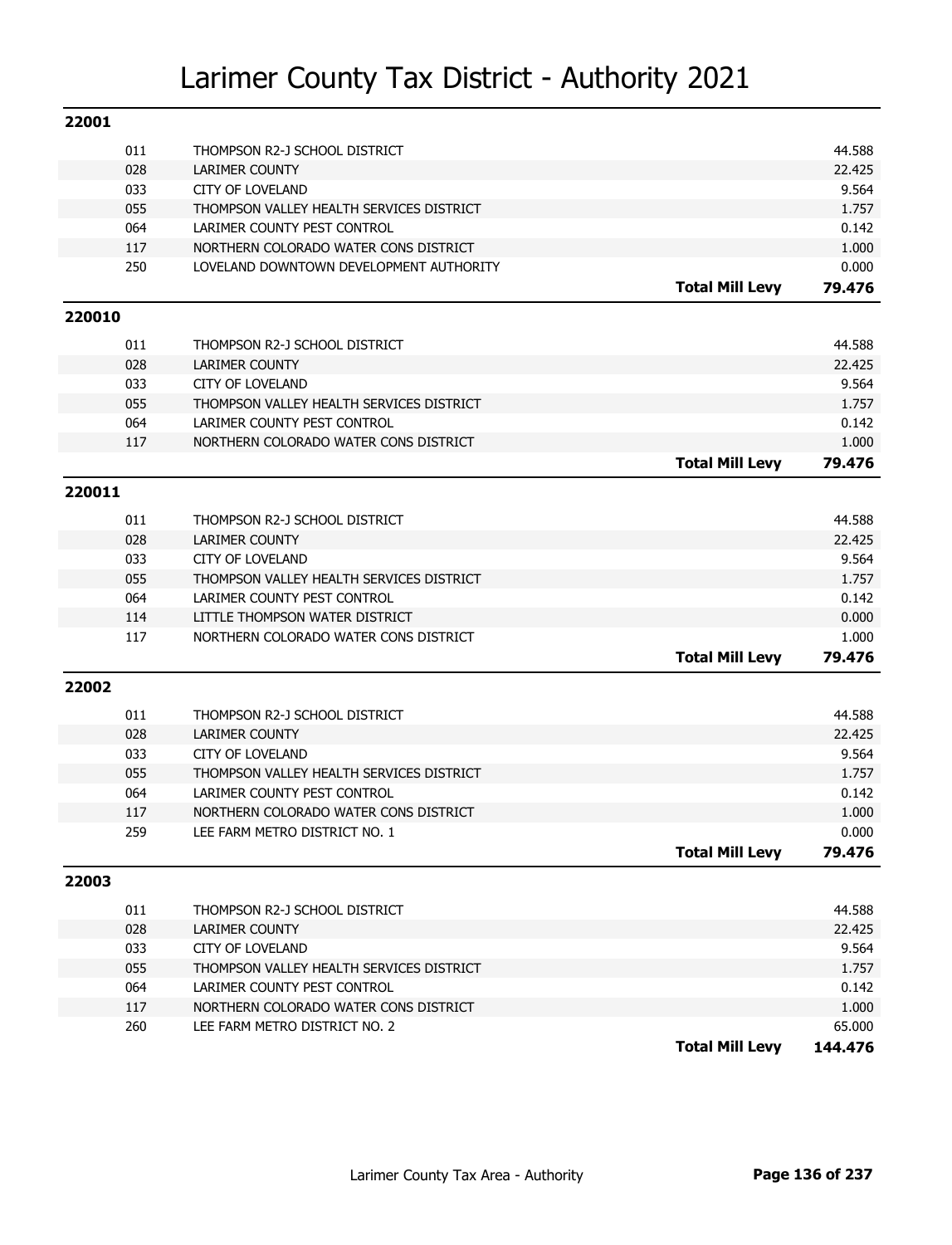# Larimer County Tax District - Authority 2021

## 22001

| Code | Authority | | Levy |
|---|---|---|---|
| 011 | THOMPSON R2-J SCHOOL DISTRICT | | 44.588 |
| 028 | LARIMER COUNTY | | 22.425 |
| 033 | CITY OF LOVELAND | | 9.564 |
| 055 | THOMPSON VALLEY HEALTH SERVICES DISTRICT | | 1.757 |
| 064 | LARIMER COUNTY PEST CONTROL | | 0.142 |
| 117 | NORTHERN COLORADO WATER CONS DISTRICT | | 1.000 |
| 250 | LOVELAND DOWNTOWN DEVELOPMENT AUTHORITY | | 0.000 |
| | | **Total Mill Levy** | **79.476** |

## 220010

| Code | Authority | | Levy |
|---|---|---|---|
| 011 | THOMPSON R2-J SCHOOL DISTRICT | | 44.588 |
| 028 | LARIMER COUNTY | | 22.425 |
| 033 | CITY OF LOVELAND | | 9.564 |
| 055 | THOMPSON VALLEY HEALTH SERVICES DISTRICT | | 1.757 |
| 064 | LARIMER COUNTY PEST CONTROL | | 0.142 |
| 117 | NORTHERN COLORADO WATER CONS DISTRICT | | 1.000 |
| | | **Total Mill Levy** | **79.476** |

## 220011

| Code | Authority | | Levy |
|---|---|---|---|
| 011 | THOMPSON R2-J SCHOOL DISTRICT | | 44.588 |
| 028 | LARIMER COUNTY | | 22.425 |
| 033 | CITY OF LOVELAND | | 9.564 |
| 055 | THOMPSON VALLEY HEALTH SERVICES DISTRICT | | 1.757 |
| 064 | LARIMER COUNTY PEST CONTROL | | 0.142 |
| 114 | LITTLE THOMPSON WATER DISTRICT | | 0.000 |
| 117 | NORTHERN COLORADO WATER CONS DISTRICT | | 1.000 |
| | | **Total Mill Levy** | **79.476** |

## 22002

| Code | Authority | | Levy |
|---|---|---|---|
| 011 | THOMPSON R2-J SCHOOL DISTRICT | | 44.588 |
| 028 | LARIMER COUNTY | | 22.425 |
| 033 | CITY OF LOVELAND | | 9.564 |
| 055 | THOMPSON VALLEY HEALTH SERVICES DISTRICT | | 1.757 |
| 064 | LARIMER COUNTY PEST CONTROL | | 0.142 |
| 117 | NORTHERN COLORADO WATER CONS DISTRICT | | 1.000 |
| 259 | LEE FARM METRO DISTRICT NO. 1 | | 0.000 |
| | | **Total Mill Levy** | **79.476** |

## 22003

| Code | Authority | | Levy |
|---|---|---|---|
| 011 | THOMPSON R2-J SCHOOL DISTRICT | | 44.588 |
| 028 | LARIMER COUNTY | | 22.425 |
| 033 | CITY OF LOVELAND | | 9.564 |
| 055 | THOMPSON VALLEY HEALTH SERVICES DISTRICT | | 1.757 |
| 064 | LARIMER COUNTY PEST CONTROL | | 0.142 |
| 117 | NORTHERN COLORADO WATER CONS DISTRICT | | 1.000 |
| 260 | LEE FARM METRO DISTRICT NO. 2 | | 65.000 |
| | | **Total Mill Levy** | **144.476** |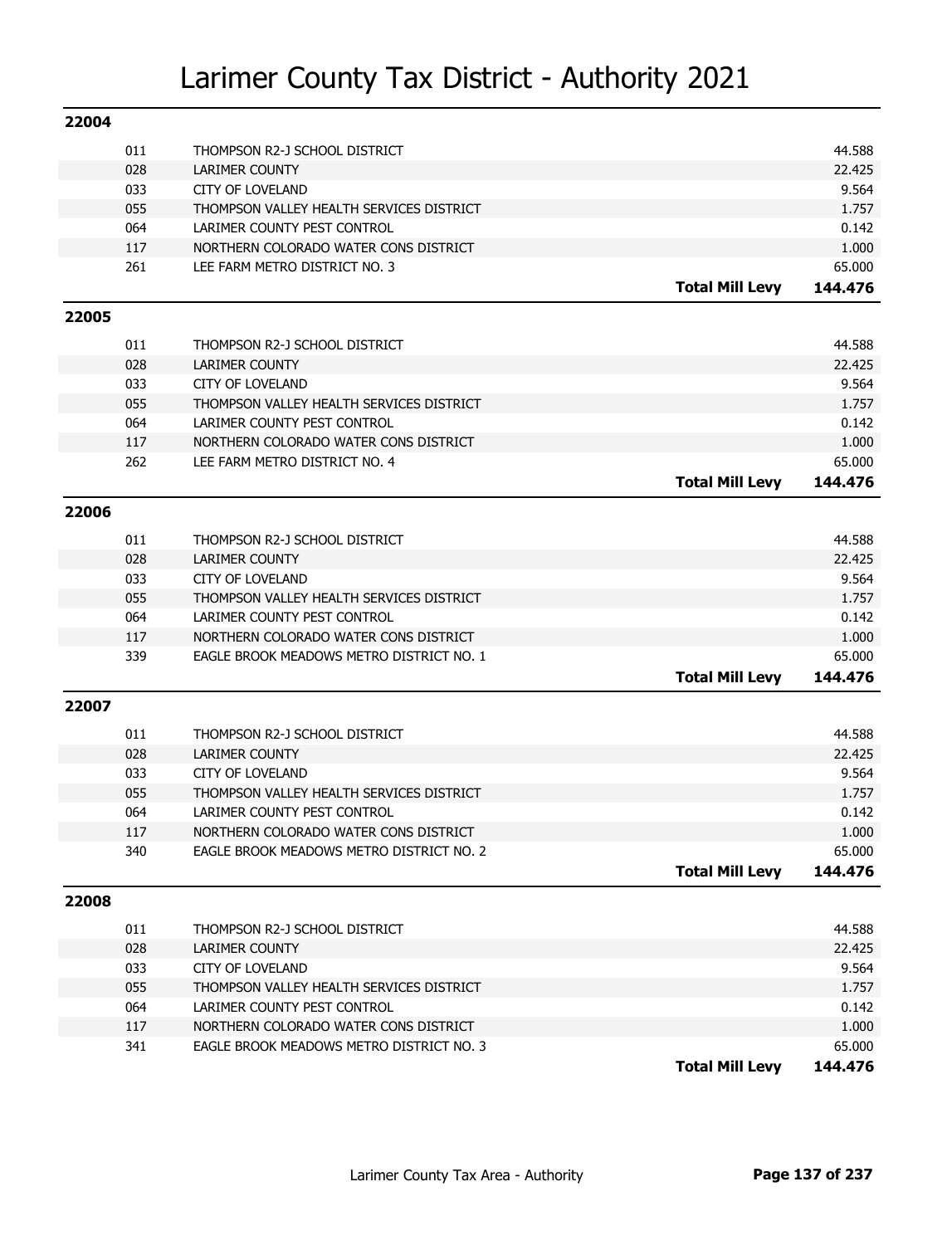# Larimer County Tax District - Authority 2021

## 22004

| | | |
|---|---|---|
| 011 | THOMPSON R2-J SCHOOL DISTRICT | 44.588 |
| 028 | LARIMER COUNTY | 22.425 |
| 033 | CITY OF LOVELAND | 9.564 |
| 055 | THOMPSON VALLEY HEALTH SERVICES DISTRICT | 1.757 |
| 064 | LARIMER COUNTY PEST CONTROL | 0.142 |
| 117 | NORTHERN COLORADO WATER CONS DISTRICT | 1.000 |
| 261 | LEE FARM METRO DISTRICT NO. 3 | 65.000 |
| | **Total Mill Levy** | **144.476** |

## 22005

| | | |
|---|---|---|
| 011 | THOMPSON R2-J SCHOOL DISTRICT | 44.588 |
| 028 | LARIMER COUNTY | 22.425 |
| 033 | CITY OF LOVELAND | 9.564 |
| 055 | THOMPSON VALLEY HEALTH SERVICES DISTRICT | 1.757 |
| 064 | LARIMER COUNTY PEST CONTROL | 0.142 |
| 117 | NORTHERN COLORADO WATER CONS DISTRICT | 1.000 |
| 262 | LEE FARM METRO DISTRICT NO. 4 | 65.000 |
| | **Total Mill Levy** | **144.476** |

## 22006

| | | |
|---|---|---|
| 011 | THOMPSON R2-J SCHOOL DISTRICT | 44.588 |
| 028 | LARIMER COUNTY | 22.425 |
| 033 | CITY OF LOVELAND | 9.564 |
| 055 | THOMPSON VALLEY HEALTH SERVICES DISTRICT | 1.757 |
| 064 | LARIMER COUNTY PEST CONTROL | 0.142 |
| 117 | NORTHERN COLORADO WATER CONS DISTRICT | 1.000 |
| 339 | EAGLE BROOK MEADOWS METRO DISTRICT NO. 1 | 65.000 |
| | **Total Mill Levy** | **144.476** |

## 22007

| | | |
|---|---|---|
| 011 | THOMPSON R2-J SCHOOL DISTRICT | 44.588 |
| 028 | LARIMER COUNTY | 22.425 |
| 033 | CITY OF LOVELAND | 9.564 |
| 055 | THOMPSON VALLEY HEALTH SERVICES DISTRICT | 1.757 |
| 064 | LARIMER COUNTY PEST CONTROL | 0.142 |
| 117 | NORTHERN COLORADO WATER CONS DISTRICT | 1.000 |
| 340 | EAGLE BROOK MEADOWS METRO DISTRICT NO. 2 | 65.000 |
| | **Total Mill Levy** | **144.476** |

## 22008

| | | |
|---|---|---|
| 011 | THOMPSON R2-J SCHOOL DISTRICT | 44.588 |
| 028 | LARIMER COUNTY | 22.425 |
| 033 | CITY OF LOVELAND | 9.564 |
| 055 | THOMPSON VALLEY HEALTH SERVICES DISTRICT | 1.757 |
| 064 | LARIMER COUNTY PEST CONTROL | 0.142 |
| 117 | NORTHERN COLORADO WATER CONS DISTRICT | 1.000 |
| 341 | EAGLE BROOK MEADOWS METRO DISTRICT NO. 3 | 65.000 |
| | **Total Mill Levy** | **144.476** |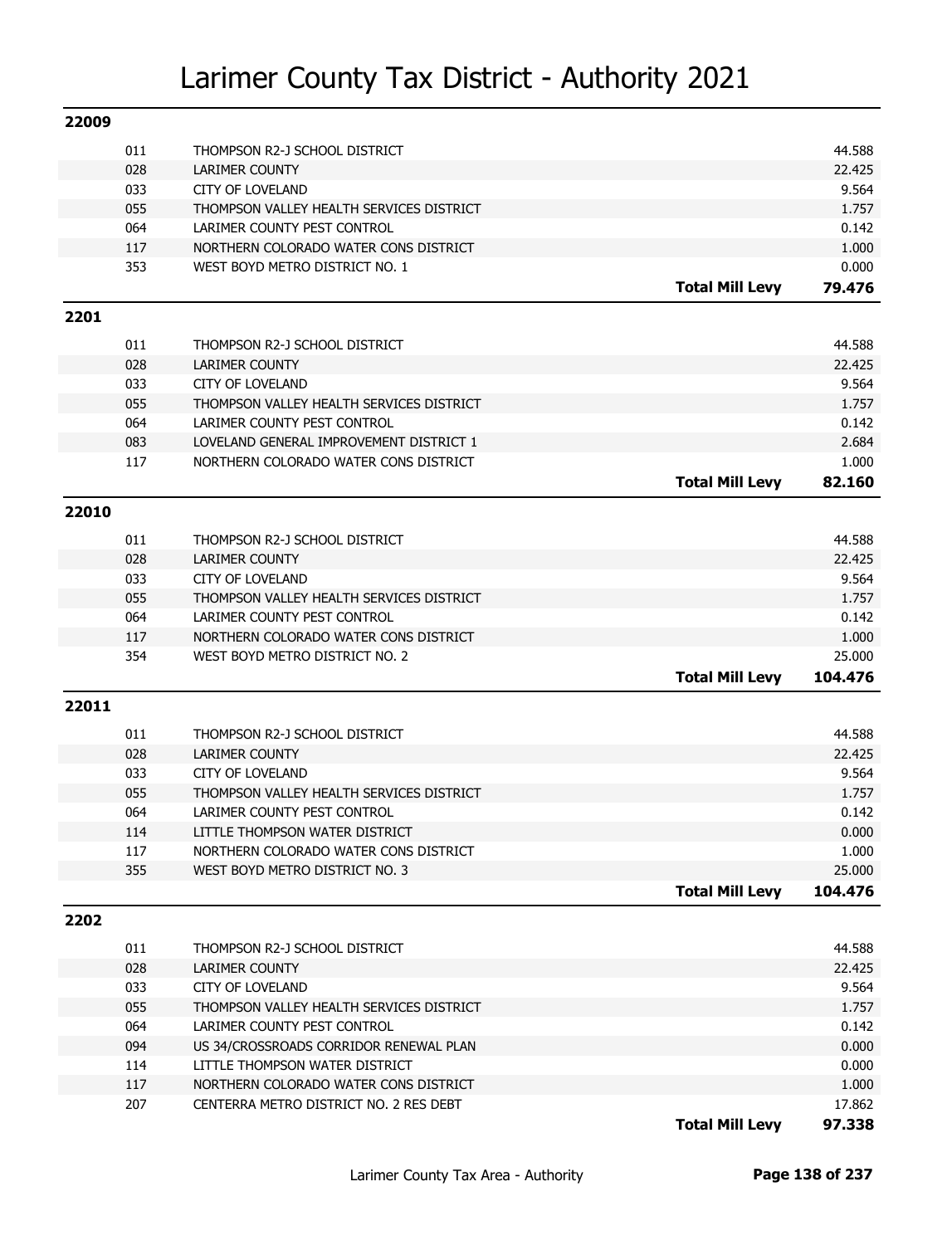# Larimer County Tax District - Authority 2021

## 22009

| Code | Authority | | Levy |
|---|---|---|---|
| 011 | THOMPSON R2-J SCHOOL DISTRICT | | 44.588 |
| 028 | LARIMER COUNTY | | 22.425 |
| 033 | CITY OF LOVELAND | | 9.564 |
| 055 | THOMPSON VALLEY HEALTH SERVICES DISTRICT | | 1.757 |
| 064 | LARIMER COUNTY PEST CONTROL | | 0.142 |
| 117 | NORTHERN COLORADO WATER CONS DISTRICT | | 1.000 |
| 353 | WEST BOYD METRO DISTRICT NO. 1 | | 0.000 |
| | | **Total Mill Levy** | **79.476** |

## 2201

| Code | Authority | | Levy |
|---|---|---|---|
| 011 | THOMPSON R2-J SCHOOL DISTRICT | | 44.588 |
| 028 | LARIMER COUNTY | | 22.425 |
| 033 | CITY OF LOVELAND | | 9.564 |
| 055 | THOMPSON VALLEY HEALTH SERVICES DISTRICT | | 1.757 |
| 064 | LARIMER COUNTY PEST CONTROL | | 0.142 |
| 083 | LOVELAND GENERAL IMPROVEMENT DISTRICT 1 | | 2.684 |
| 117 | NORTHERN COLORADO WATER CONS DISTRICT | | 1.000 |
| | | **Total Mill Levy** | **82.160** |

## 22010

| Code | Authority | | Levy |
|---|---|---|---|
| 011 | THOMPSON R2-J SCHOOL DISTRICT | | 44.588 |
| 028 | LARIMER COUNTY | | 22.425 |
| 033 | CITY OF LOVELAND | | 9.564 |
| 055 | THOMPSON VALLEY HEALTH SERVICES DISTRICT | | 1.757 |
| 064 | LARIMER COUNTY PEST CONTROL | | 0.142 |
| 117 | NORTHERN COLORADO WATER CONS DISTRICT | | 1.000 |
| 354 | WEST BOYD METRO DISTRICT NO. 2 | | 25.000 |
| | | **Total Mill Levy** | **104.476** |

## 22011

| Code | Authority | | Levy |
|---|---|---|---|
| 011 | THOMPSON R2-J SCHOOL DISTRICT | | 44.588 |
| 028 | LARIMER COUNTY | | 22.425 |
| 033 | CITY OF LOVELAND | | 9.564 |
| 055 | THOMPSON VALLEY HEALTH SERVICES DISTRICT | | 1.757 |
| 064 | LARIMER COUNTY PEST CONTROL | | 0.142 |
| 114 | LITTLE THOMPSON WATER DISTRICT | | 0.000 |
| 117 | NORTHERN COLORADO WATER CONS DISTRICT | | 1.000 |
| 355 | WEST BOYD METRO DISTRICT NO. 3 | | 25.000 |
| | | **Total Mill Levy** | **104.476** |

## 2202

| Code | Authority | | Levy |
|---|---|---|---|
| 011 | THOMPSON R2-J SCHOOL DISTRICT | | 44.588 |
| 028 | LARIMER COUNTY | | 22.425 |
| 033 | CITY OF LOVELAND | | 9.564 |
| 055 | THOMPSON VALLEY HEALTH SERVICES DISTRICT | | 1.757 |
| 064 | LARIMER COUNTY PEST CONTROL | | 0.142 |
| 094 | US 34/CROSSROADS CORRIDOR RENEWAL PLAN | | 0.000 |
| 114 | LITTLE THOMPSON WATER DISTRICT | | 0.000 |
| 117 | NORTHERN COLORADO WATER CONS DISTRICT | | 1.000 |
| 207 | CENTERRA METRO DISTRICT NO. 2 RES DEBT | | 17.862 |
| | | **Total Mill Levy** | **97.338** |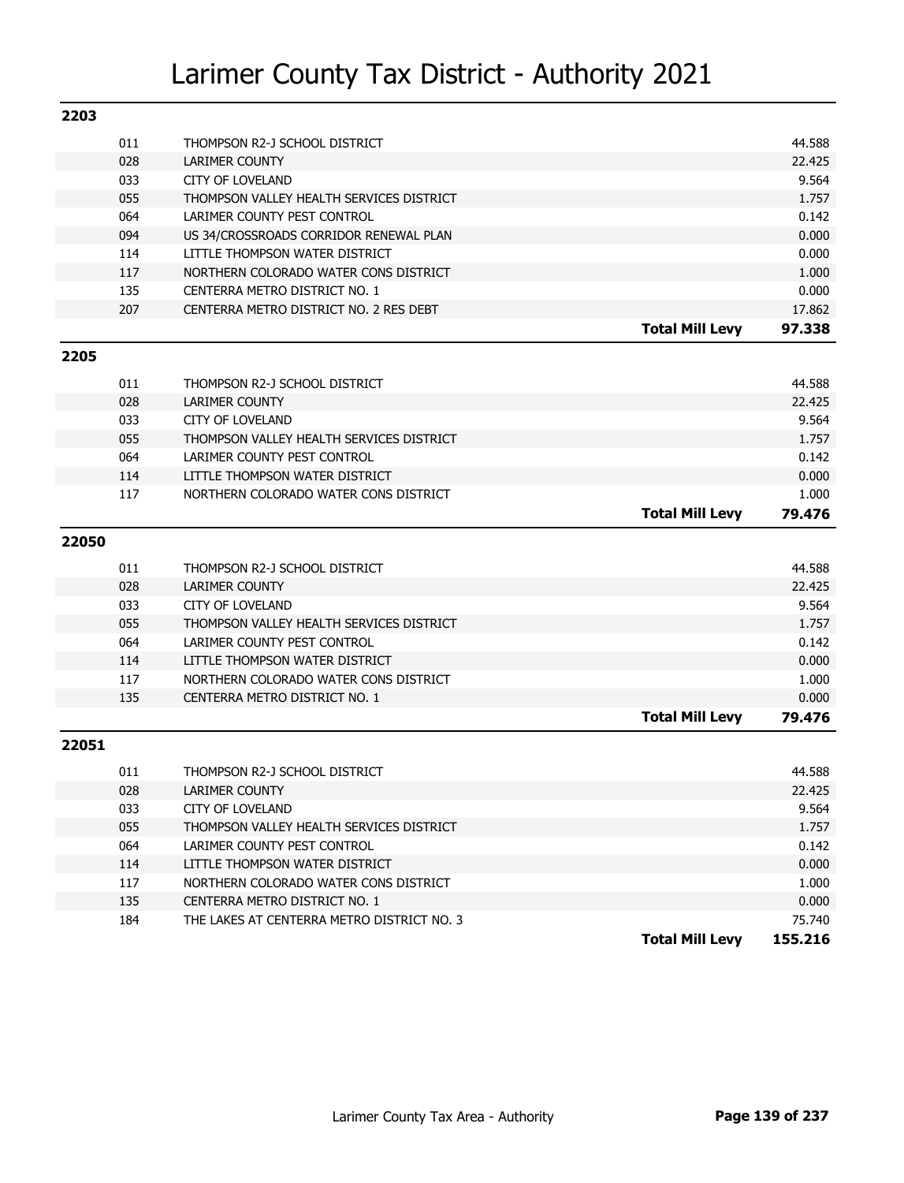# Larimer County Tax District - Authority 2021

## 2203

| Code | Authority | | Levy |
|---|---|---|---|
| 011 | THOMPSON R2-J SCHOOL DISTRICT | | 44.588 |
| 028 | LARIMER COUNTY | | 22.425 |
| 033 | CITY OF LOVELAND | | 9.564 |
| 055 | THOMPSON VALLEY HEALTH SERVICES DISTRICT | | 1.757 |
| 064 | LARIMER COUNTY PEST CONTROL | | 0.142 |
| 094 | US 34/CROSSROADS CORRIDOR RENEWAL PLAN | | 0.000 |
| 114 | LITTLE THOMPSON WATER DISTRICT | | 0.000 |
| 117 | NORTHERN COLORADO WATER CONS DISTRICT | | 1.000 |
| 135 | CENTERRA METRO DISTRICT NO. 1 | | 0.000 |
| 207 | CENTERRA METRO DISTRICT NO. 2 RES DEBT | | 17.862 |
| | | **Total Mill Levy** | **97.338** |

## 2205

| Code | Authority | | Levy |
|---|---|---|---|
| 011 | THOMPSON R2-J SCHOOL DISTRICT | | 44.588 |
| 028 | LARIMER COUNTY | | 22.425 |
| 033 | CITY OF LOVELAND | | 9.564 |
| 055 | THOMPSON VALLEY HEALTH SERVICES DISTRICT | | 1.757 |
| 064 | LARIMER COUNTY PEST CONTROL | | 0.142 |
| 114 | LITTLE THOMPSON WATER DISTRICT | | 0.000 |
| 117 | NORTHERN COLORADO WATER CONS DISTRICT | | 1.000 |
| | | **Total Mill Levy** | **79.476** |

## 22050

| Code | Authority | | Levy |
|---|---|---|---|
| 011 | THOMPSON R2-J SCHOOL DISTRICT | | 44.588 |
| 028 | LARIMER COUNTY | | 22.425 |
| 033 | CITY OF LOVELAND | | 9.564 |
| 055 | THOMPSON VALLEY HEALTH SERVICES DISTRICT | | 1.757 |
| 064 | LARIMER COUNTY PEST CONTROL | | 0.142 |
| 114 | LITTLE THOMPSON WATER DISTRICT | | 0.000 |
| 117 | NORTHERN COLORADO WATER CONS DISTRICT | | 1.000 |
| 135 | CENTERRA METRO DISTRICT NO. 1 | | 0.000 |
| | | **Total Mill Levy** | **79.476** |

## 22051

| Code | Authority | | Levy |
|---|---|---|---|
| 011 | THOMPSON R2-J SCHOOL DISTRICT | | 44.588 |
| 028 | LARIMER COUNTY | | 22.425 |
| 033 | CITY OF LOVELAND | | 9.564 |
| 055 | THOMPSON VALLEY HEALTH SERVICES DISTRICT | | 1.757 |
| 064 | LARIMER COUNTY PEST CONTROL | | 0.142 |
| 114 | LITTLE THOMPSON WATER DISTRICT | | 0.000 |
| 117 | NORTHERN COLORADO WATER CONS DISTRICT | | 1.000 |
| 135 | CENTERRA METRO DISTRICT NO. 1 | | 0.000 |
| 184 | THE LAKES AT CENTERRA METRO DISTRICT NO. 3 | | 75.740 |
| | | **Total Mill Levy** | **155.216** |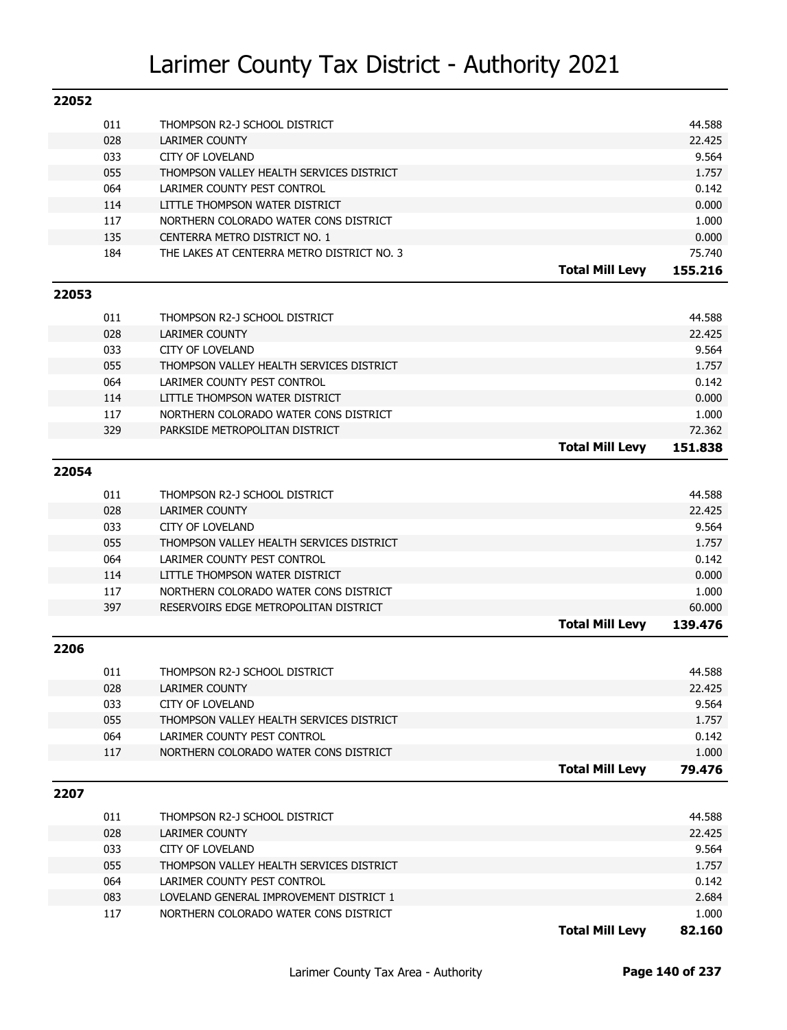# Larimer County Tax District - Authority 2021

## 22052

| Code | Authority | | Levy |
|---|---|---|---|
| 011 | THOMPSON R2-J SCHOOL DISTRICT | | 44.588 |
| 028 | LARIMER COUNTY | | 22.425 |
| 033 | CITY OF LOVELAND | | 9.564 |
| 055 | THOMPSON VALLEY HEALTH SERVICES DISTRICT | | 1.757 |
| 064 | LARIMER COUNTY PEST CONTROL | | 0.142 |
| 114 | LITTLE THOMPSON WATER DISTRICT | | 0.000 |
| 117 | NORTHERN COLORADO WATER CONS DISTRICT | | 1.000 |
| 135 | CENTERRA METRO DISTRICT NO. 1 | | 0.000 |
| 184 | THE LAKES AT CENTERRA METRO DISTRICT NO. 3 | | 75.740 |
| | | **Total Mill Levy** | **155.216** |

## 22053

| Code | Authority | | Levy |
|---|---|---|---|
| 011 | THOMPSON R2-J SCHOOL DISTRICT | | 44.588 |
| 028 | LARIMER COUNTY | | 22.425 |
| 033 | CITY OF LOVELAND | | 9.564 |
| 055 | THOMPSON VALLEY HEALTH SERVICES DISTRICT | | 1.757 |
| 064 | LARIMER COUNTY PEST CONTROL | | 0.142 |
| 114 | LITTLE THOMPSON WATER DISTRICT | | 0.000 |
| 117 | NORTHERN COLORADO WATER CONS DISTRICT | | 1.000 |
| 329 | PARKSIDE METROPOLITAN DISTRICT | | 72.362 |
| | | **Total Mill Levy** | **151.838** |

## 22054

| Code | Authority | | Levy |
|---|---|---|---|
| 011 | THOMPSON R2-J SCHOOL DISTRICT | | 44.588 |
| 028 | LARIMER COUNTY | | 22.425 |
| 033 | CITY OF LOVELAND | | 9.564 |
| 055 | THOMPSON VALLEY HEALTH SERVICES DISTRICT | | 1.757 |
| 064 | LARIMER COUNTY PEST CONTROL | | 0.142 |
| 114 | LITTLE THOMPSON WATER DISTRICT | | 0.000 |
| 117 | NORTHERN COLORADO WATER CONS DISTRICT | | 1.000 |
| 397 | RESERVOIRS EDGE METROPOLITAN DISTRICT | | 60.000 |
| | | **Total Mill Levy** | **139.476** |

## 2206

| Code | Authority | | Levy |
|---|---|---|---|
| 011 | THOMPSON R2-J SCHOOL DISTRICT | | 44.588 |
| 028 | LARIMER COUNTY | | 22.425 |
| 033 | CITY OF LOVELAND | | 9.564 |
| 055 | THOMPSON VALLEY HEALTH SERVICES DISTRICT | | 1.757 |
| 064 | LARIMER COUNTY PEST CONTROL | | 0.142 |
| 117 | NORTHERN COLORADO WATER CONS DISTRICT | | 1.000 |
| | | **Total Mill Levy** | **79.476** |

## 2207

| Code | Authority | | Levy |
|---|---|---|---|
| 011 | THOMPSON R2-J SCHOOL DISTRICT | | 44.588 |
| 028 | LARIMER COUNTY | | 22.425 |
| 033 | CITY OF LOVELAND | | 9.564 |
| 055 | THOMPSON VALLEY HEALTH SERVICES DISTRICT | | 1.757 |
| 064 | LARIMER COUNTY PEST CONTROL | | 0.142 |
| 083 | LOVELAND GENERAL IMPROVEMENT DISTRICT 1 | | 2.684 |
| 117 | NORTHERN COLORADO WATER CONS DISTRICT | | 1.000 |
| | | **Total Mill Levy** | **82.160** |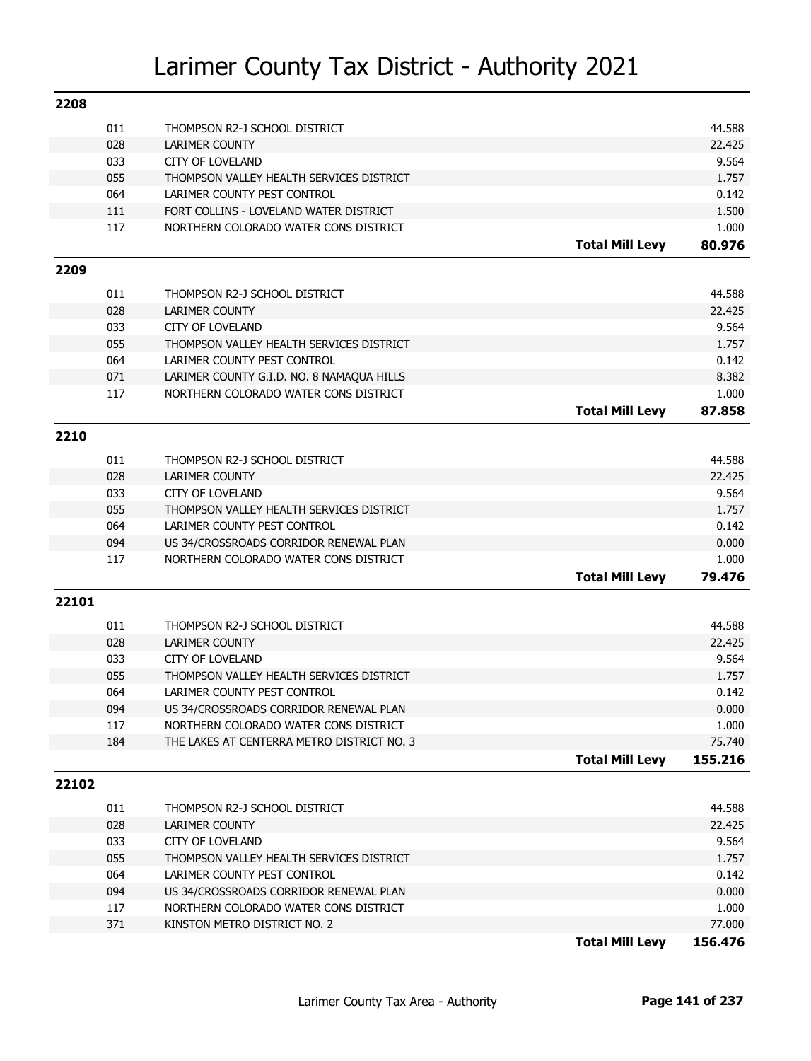# Larimer County Tax District - Authority 2021

## 2208

| Code | Authority | | Levy |
|---|---|---|---|
| 011 | THOMPSON R2-J SCHOOL DISTRICT | | 44.588 |
| 028 | LARIMER COUNTY | | 22.425 |
| 033 | CITY OF LOVELAND | | 9.564 |
| 055 | THOMPSON VALLEY HEALTH SERVICES DISTRICT | | 1.757 |
| 064 | LARIMER COUNTY PEST CONTROL | | 0.142 |
| 111 | FORT COLLINS - LOVELAND WATER DISTRICT | | 1.500 |
| 117 | NORTHERN COLORADO WATER CONS DISTRICT | | 1.000 |
| | | **Total Mill Levy** | **80.976** |

## 2209

| Code | Authority | | Levy |
|---|---|---|---|
| 011 | THOMPSON R2-J SCHOOL DISTRICT | | 44.588 |
| 028 | LARIMER COUNTY | | 22.425 |
| 033 | CITY OF LOVELAND | | 9.564 |
| 055 | THOMPSON VALLEY HEALTH SERVICES DISTRICT | | 1.757 |
| 064 | LARIMER COUNTY PEST CONTROL | | 0.142 |
| 071 | LARIMER COUNTY G.I.D. NO. 8 NAMAQUA HILLS | | 8.382 |
| 117 | NORTHERN COLORADO WATER CONS DISTRICT | | 1.000 |
| | | **Total Mill Levy** | **87.858** |

## 2210

| Code | Authority | | Levy |
|---|---|---|---|
| 011 | THOMPSON R2-J SCHOOL DISTRICT | | 44.588 |
| 028 | LARIMER COUNTY | | 22.425 |
| 033 | CITY OF LOVELAND | | 9.564 |
| 055 | THOMPSON VALLEY HEALTH SERVICES DISTRICT | | 1.757 |
| 064 | LARIMER COUNTY PEST CONTROL | | 0.142 |
| 094 | US 34/CROSSROADS CORRIDOR RENEWAL PLAN | | 0.000 |
| 117 | NORTHERN COLORADO WATER CONS DISTRICT | | 1.000 |
| | | **Total Mill Levy** | **79.476** |

## 22101

| Code | Authority | | Levy |
|---|---|---|---|
| 011 | THOMPSON R2-J SCHOOL DISTRICT | | 44.588 |
| 028 | LARIMER COUNTY | | 22.425 |
| 033 | CITY OF LOVELAND | | 9.564 |
| 055 | THOMPSON VALLEY HEALTH SERVICES DISTRICT | | 1.757 |
| 064 | LARIMER COUNTY PEST CONTROL | | 0.142 |
| 094 | US 34/CROSSROADS CORRIDOR RENEWAL PLAN | | 0.000 |
| 117 | NORTHERN COLORADO WATER CONS DISTRICT | | 1.000 |
| 184 | THE LAKES AT CENTERRA METRO DISTRICT NO. 3 | | 75.740 |
| | | **Total Mill Levy** | **155.216** |

## 22102

| Code | Authority | | Levy |
|---|---|---|---|
| 011 | THOMPSON R2-J SCHOOL DISTRICT | | 44.588 |
| 028 | LARIMER COUNTY | | 22.425 |
| 033 | CITY OF LOVELAND | | 9.564 |
| 055 | THOMPSON VALLEY HEALTH SERVICES DISTRICT | | 1.757 |
| 064 | LARIMER COUNTY PEST CONTROL | | 0.142 |
| 094 | US 34/CROSSROADS CORRIDOR RENEWAL PLAN | | 0.000 |
| 117 | NORTHERN COLORADO WATER CONS DISTRICT | | 1.000 |
| 371 | KINSTON METRO DISTRICT NO. 2 | | 77.000 |
| | | **Total Mill Levy** | **156.476** |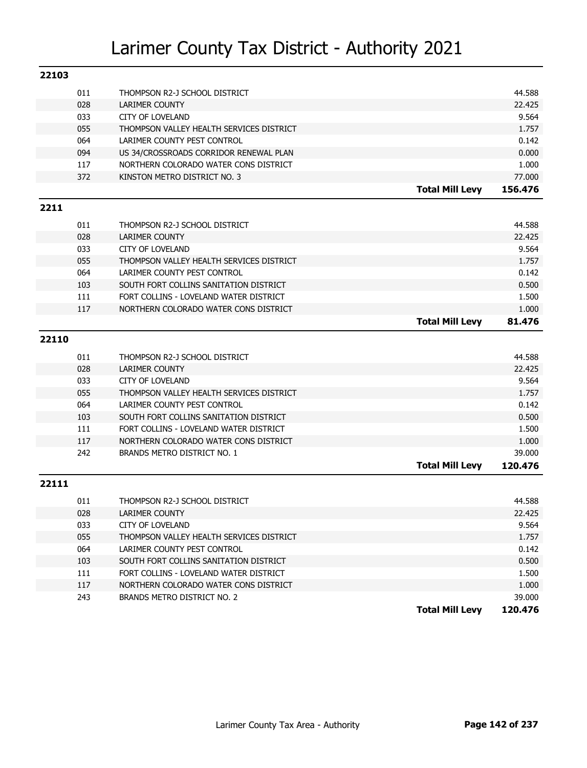# Larimer County Tax District - Authority 2021

## 22103

| Code | Authority | | Mill Levy |
|---|---|---|---|
| 011 | THOMPSON R2-J SCHOOL DISTRICT | | 44.588 |
| 028 | LARIMER COUNTY | | 22.425 |
| 033 | CITY OF LOVELAND | | 9.564 |
| 055 | THOMPSON VALLEY HEALTH SERVICES DISTRICT | | 1.757 |
| 064 | LARIMER COUNTY PEST CONTROL | | 0.142 |
| 094 | US 34/CROSSROADS CORRIDOR RENEWAL PLAN | | 0.000 |
| 117 | NORTHERN COLORADO WATER CONS DISTRICT | | 1.000 |
| 372 | KINSTON METRO DISTRICT NO. 3 | | 77.000 |
| | | **Total Mill Levy** | **156.476** |

## 2211

| Code | Authority | | Mill Levy |
|---|---|---|---|
| 011 | THOMPSON R2-J SCHOOL DISTRICT | | 44.588 |
| 028 | LARIMER COUNTY | | 22.425 |
| 033 | CITY OF LOVELAND | | 9.564 |
| 055 | THOMPSON VALLEY HEALTH SERVICES DISTRICT | | 1.757 |
| 064 | LARIMER COUNTY PEST CONTROL | | 0.142 |
| 103 | SOUTH FORT COLLINS SANITATION DISTRICT | | 0.500 |
| 111 | FORT COLLINS - LOVELAND WATER DISTRICT | | 1.500 |
| 117 | NORTHERN COLORADO WATER CONS DISTRICT | | 1.000 |
| | | **Total Mill Levy** | **81.476** |

## 22110

| Code | Authority | | Mill Levy |
|---|---|---|---|
| 011 | THOMPSON R2-J SCHOOL DISTRICT | | 44.588 |
| 028 | LARIMER COUNTY | | 22.425 |
| 033 | CITY OF LOVELAND | | 9.564 |
| 055 | THOMPSON VALLEY HEALTH SERVICES DISTRICT | | 1.757 |
| 064 | LARIMER COUNTY PEST CONTROL | | 0.142 |
| 103 | SOUTH FORT COLLINS SANITATION DISTRICT | | 0.500 |
| 111 | FORT COLLINS - LOVELAND WATER DISTRICT | | 1.500 |
| 117 | NORTHERN COLORADO WATER CONS DISTRICT | | 1.000 |
| 242 | BRANDS METRO DISTRICT NO. 1 | | 39.000 |
| | | **Total Mill Levy** | **120.476** |

## 22111

| Code | Authority | | Mill Levy |
|---|---|---|---|
| 011 | THOMPSON R2-J SCHOOL DISTRICT | | 44.588 |
| 028 | LARIMER COUNTY | | 22.425 |
| 033 | CITY OF LOVELAND | | 9.564 |
| 055 | THOMPSON VALLEY HEALTH SERVICES DISTRICT | | 1.757 |
| 064 | LARIMER COUNTY PEST CONTROL | | 0.142 |
| 103 | SOUTH FORT COLLINS SANITATION DISTRICT | | 0.500 |
| 111 | FORT COLLINS - LOVELAND WATER DISTRICT | | 1.500 |
| 117 | NORTHERN COLORADO WATER CONS DISTRICT | | 1.000 |
| 243 | BRANDS METRO DISTRICT NO. 2 | | 39.000 |
| | | **Total Mill Levy** | **120.476** |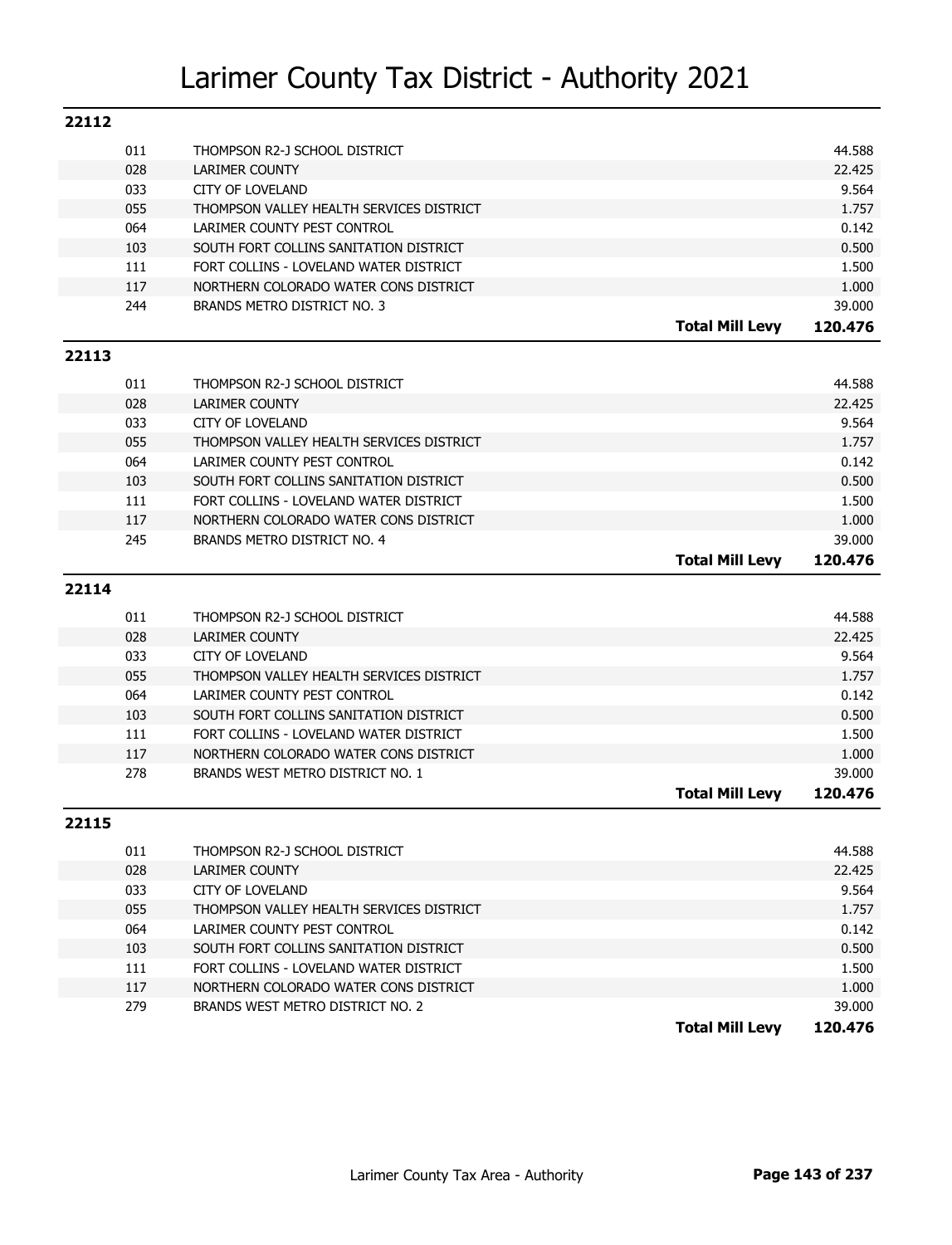# Larimer County Tax District - Authority 2021

## 22112

| | | |
|---|---|---|
| 011 | THOMPSON R2-J SCHOOL DISTRICT | 44.588 |
| 028 | LARIMER COUNTY | 22.425 |
| 033 | CITY OF LOVELAND | 9.564 |
| 055 | THOMPSON VALLEY HEALTH SERVICES DISTRICT | 1.757 |
| 064 | LARIMER COUNTY PEST CONTROL | 0.142 |
| 103 | SOUTH FORT COLLINS SANITATION DISTRICT | 0.500 |
| 111 | FORT COLLINS - LOVELAND WATER DISTRICT | 1.500 |
| 117 | NORTHERN COLORADO WATER CONS DISTRICT | 1.000 |
| 244 | BRANDS METRO DISTRICT NO. 3 | 39.000 |
| | **Total Mill Levy** | **120.476** |

## 22113

| | | |
|---|---|---|
| 011 | THOMPSON R2-J SCHOOL DISTRICT | 44.588 |
| 028 | LARIMER COUNTY | 22.425 |
| 033 | CITY OF LOVELAND | 9.564 |
| 055 | THOMPSON VALLEY HEALTH SERVICES DISTRICT | 1.757 |
| 064 | LARIMER COUNTY PEST CONTROL | 0.142 |
| 103 | SOUTH FORT COLLINS SANITATION DISTRICT | 0.500 |
| 111 | FORT COLLINS - LOVELAND WATER DISTRICT | 1.500 |
| 117 | NORTHERN COLORADO WATER CONS DISTRICT | 1.000 |
| 245 | BRANDS METRO DISTRICT NO. 4 | 39.000 |
| | **Total Mill Levy** | **120.476** |

## 22114

| | | |
|---|---|---|
| 011 | THOMPSON R2-J SCHOOL DISTRICT | 44.588 |
| 028 | LARIMER COUNTY | 22.425 |
| 033 | CITY OF LOVELAND | 9.564 |
| 055 | THOMPSON VALLEY HEALTH SERVICES DISTRICT | 1.757 |
| 064 | LARIMER COUNTY PEST CONTROL | 0.142 |
| 103 | SOUTH FORT COLLINS SANITATION DISTRICT | 0.500 |
| 111 | FORT COLLINS - LOVELAND WATER DISTRICT | 1.500 |
| 117 | NORTHERN COLORADO WATER CONS DISTRICT | 1.000 |
| 278 | BRANDS WEST METRO DISTRICT NO. 1 | 39.000 |
| | **Total Mill Levy** | **120.476** |

## 22115

| | | |
|---|---|---|
| 011 | THOMPSON R2-J SCHOOL DISTRICT | 44.588 |
| 028 | LARIMER COUNTY | 22.425 |
| 033 | CITY OF LOVELAND | 9.564 |
| 055 | THOMPSON VALLEY HEALTH SERVICES DISTRICT | 1.757 |
| 064 | LARIMER COUNTY PEST CONTROL | 0.142 |
| 103 | SOUTH FORT COLLINS SANITATION DISTRICT | 0.500 |
| 111 | FORT COLLINS - LOVELAND WATER DISTRICT | 1.500 |
| 117 | NORTHERN COLORADO WATER CONS DISTRICT | 1.000 |
| 279 | BRANDS WEST METRO DISTRICT NO. 2 | 39.000 |
| | **Total Mill Levy** | **120.476** |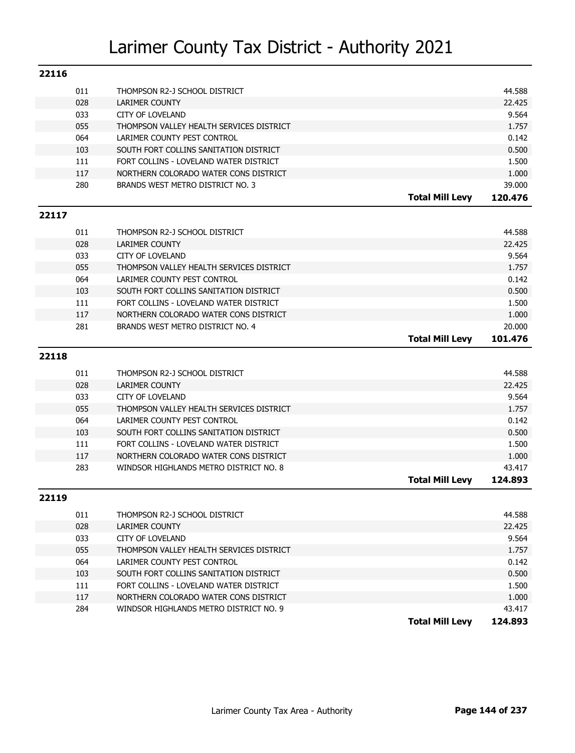# Larimer County Tax District - Authority 2021

## 22116

| | | |
|---|---|---|
| 011 | THOMPSON R2-J SCHOOL DISTRICT | 44.588 |
| 028 | LARIMER COUNTY | 22.425 |
| 033 | CITY OF LOVELAND | 9.564 |
| 055 | THOMPSON VALLEY HEALTH SERVICES DISTRICT | 1.757 |
| 064 | LARIMER COUNTY PEST CONTROL | 0.142 |
| 103 | SOUTH FORT COLLINS SANITATION DISTRICT | 0.500 |
| 111 | FORT COLLINS - LOVELAND WATER DISTRICT | 1.500 |
| 117 | NORTHERN COLORADO WATER CONS DISTRICT | 1.000 |
| 280 | BRANDS WEST METRO DISTRICT NO. 3 | 39.000 |
| | **Total Mill Levy** | **120.476** |

## 22117

| | | |
|---|---|---|
| 011 | THOMPSON R2-J SCHOOL DISTRICT | 44.588 |
| 028 | LARIMER COUNTY | 22.425 |
| 033 | CITY OF LOVELAND | 9.564 |
| 055 | THOMPSON VALLEY HEALTH SERVICES DISTRICT | 1.757 |
| 064 | LARIMER COUNTY PEST CONTROL | 0.142 |
| 103 | SOUTH FORT COLLINS SANITATION DISTRICT | 0.500 |
| 111 | FORT COLLINS - LOVELAND WATER DISTRICT | 1.500 |
| 117 | NORTHERN COLORADO WATER CONS DISTRICT | 1.000 |
| 281 | BRANDS WEST METRO DISTRICT NO. 4 | 20.000 |
| | **Total Mill Levy** | **101.476** |

## 22118

| | | |
|---|---|---|
| 011 | THOMPSON R2-J SCHOOL DISTRICT | 44.588 |
| 028 | LARIMER COUNTY | 22.425 |
| 033 | CITY OF LOVELAND | 9.564 |
| 055 | THOMPSON VALLEY HEALTH SERVICES DISTRICT | 1.757 |
| 064 | LARIMER COUNTY PEST CONTROL | 0.142 |
| 103 | SOUTH FORT COLLINS SANITATION DISTRICT | 0.500 |
| 111 | FORT COLLINS - LOVELAND WATER DISTRICT | 1.500 |
| 117 | NORTHERN COLORADO WATER CONS DISTRICT | 1.000 |
| 283 | WINDSOR HIGHLANDS METRO DISTRICT NO. 8 | 43.417 |
| | **Total Mill Levy** | **124.893** |

## 22119

| | | |
|---|---|---|
| 011 | THOMPSON R2-J SCHOOL DISTRICT | 44.588 |
| 028 | LARIMER COUNTY | 22.425 |
| 033 | CITY OF LOVELAND | 9.564 |
| 055 | THOMPSON VALLEY HEALTH SERVICES DISTRICT | 1.757 |
| 064 | LARIMER COUNTY PEST CONTROL | 0.142 |
| 103 | SOUTH FORT COLLINS SANITATION DISTRICT | 0.500 |
| 111 | FORT COLLINS - LOVELAND WATER DISTRICT | 1.500 |
| 117 | NORTHERN COLORADO WATER CONS DISTRICT | 1.000 |
| 284 | WINDSOR HIGHLANDS METRO DISTRICT NO. 9 | 43.417 |
| | **Total Mill Levy** | **124.893** |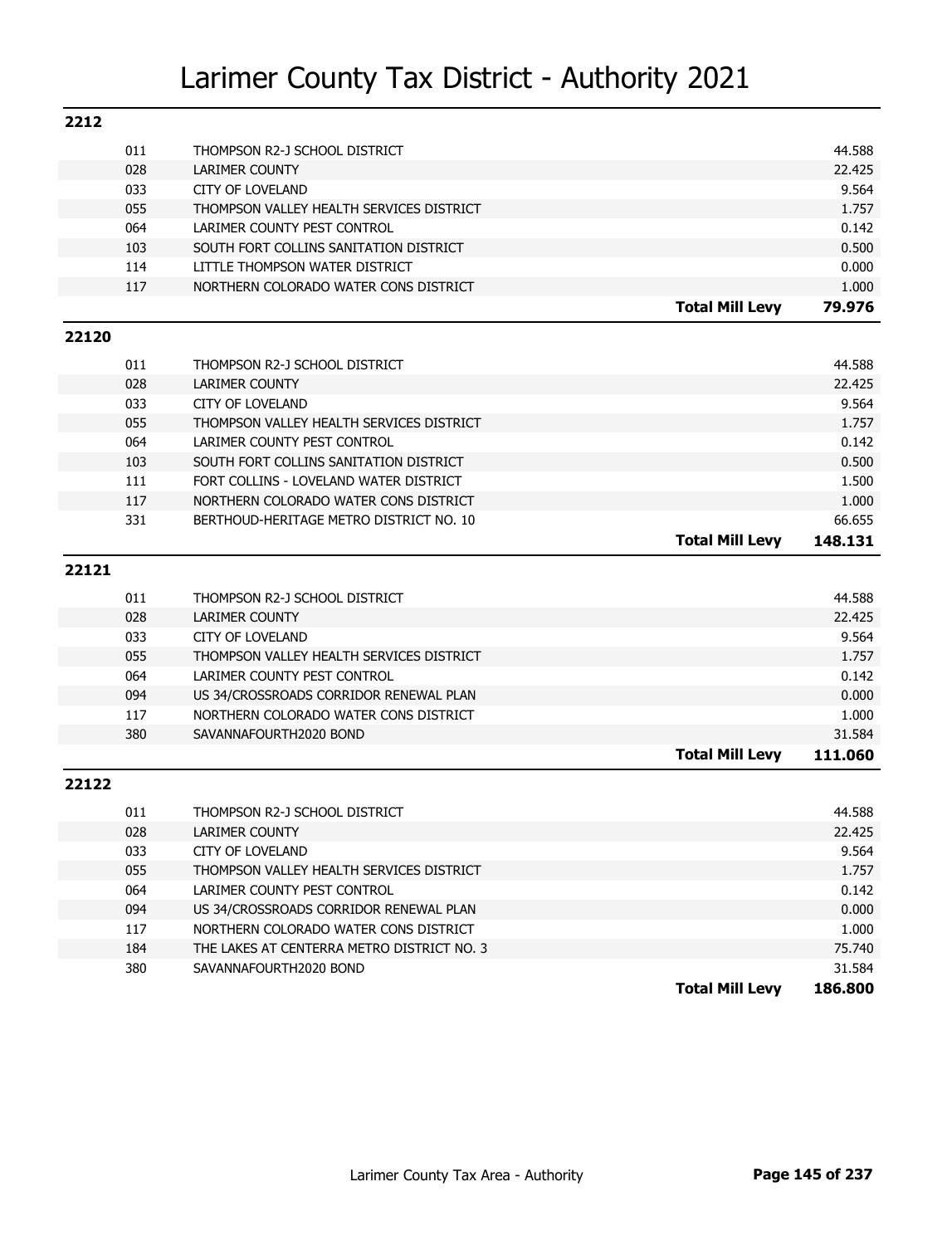# Larimer County Tax District - Authority 2021

## 2212

| Code | Authority | | Mill Levy |
|---|---|---|---|
| 011 | THOMPSON R2-J SCHOOL DISTRICT | | 44.588 |
| 028 | LARIMER COUNTY | | 22.425 |
| 033 | CITY OF LOVELAND | | 9.564 |
| 055 | THOMPSON VALLEY HEALTH SERVICES DISTRICT | | 1.757 |
| 064 | LARIMER COUNTY PEST CONTROL | | 0.142 |
| 103 | SOUTH FORT COLLINS SANITATION DISTRICT | | 0.500 |
| 114 | LITTLE THOMPSON WATER DISTRICT | | 0.000 |
| 117 | NORTHERN COLORADO WATER CONS DISTRICT | | 1.000 |
| | | **Total Mill Levy** | **79.976** |

## 22120

| Code | Authority | | Mill Levy |
|---|---|---|---|
| 011 | THOMPSON R2-J SCHOOL DISTRICT | | 44.588 |
| 028 | LARIMER COUNTY | | 22.425 |
| 033 | CITY OF LOVELAND | | 9.564 |
| 055 | THOMPSON VALLEY HEALTH SERVICES DISTRICT | | 1.757 |
| 064 | LARIMER COUNTY PEST CONTROL | | 0.142 |
| 103 | SOUTH FORT COLLINS SANITATION DISTRICT | | 0.500 |
| 111 | FORT COLLINS - LOVELAND WATER DISTRICT | | 1.500 |
| 117 | NORTHERN COLORADO WATER CONS DISTRICT | | 1.000 |
| 331 | BERTHOUD-HERITAGE METRO DISTRICT NO. 10 | | 66.655 |
| | | **Total Mill Levy** | **148.131** |

## 22121

| Code | Authority | | Mill Levy |
|---|---|---|---|
| 011 | THOMPSON R2-J SCHOOL DISTRICT | | 44.588 |
| 028 | LARIMER COUNTY | | 22.425 |
| 033 | CITY OF LOVELAND | | 9.564 |
| 055 | THOMPSON VALLEY HEALTH SERVICES DISTRICT | | 1.757 |
| 064 | LARIMER COUNTY PEST CONTROL | | 0.142 |
| 094 | US 34/CROSSROADS CORRIDOR RENEWAL PLAN | | 0.000 |
| 117 | NORTHERN COLORADO WATER CONS DISTRICT | | 1.000 |
| 380 | SAVANNAFOURTH2020 BOND | | 31.584 |
| | | **Total Mill Levy** | **111.060** |

## 22122

| Code | Authority | | Mill Levy |
|---|---|---|---|
| 011 | THOMPSON R2-J SCHOOL DISTRICT | | 44.588 |
| 028 | LARIMER COUNTY | | 22.425 |
| 033 | CITY OF LOVELAND | | 9.564 |
| 055 | THOMPSON VALLEY HEALTH SERVICES DISTRICT | | 1.757 |
| 064 | LARIMER COUNTY PEST CONTROL | | 0.142 |
| 094 | US 34/CROSSROADS CORRIDOR RENEWAL PLAN | | 0.000 |
| 117 | NORTHERN COLORADO WATER CONS DISTRICT | | 1.000 |
| 184 | THE LAKES AT CENTERRA METRO DISTRICT NO. 3 | | 75.740 |
| 380 | SAVANNAFOURTH2020 BOND | | 31.584 |
| | | **Total Mill Levy** | **186.800** |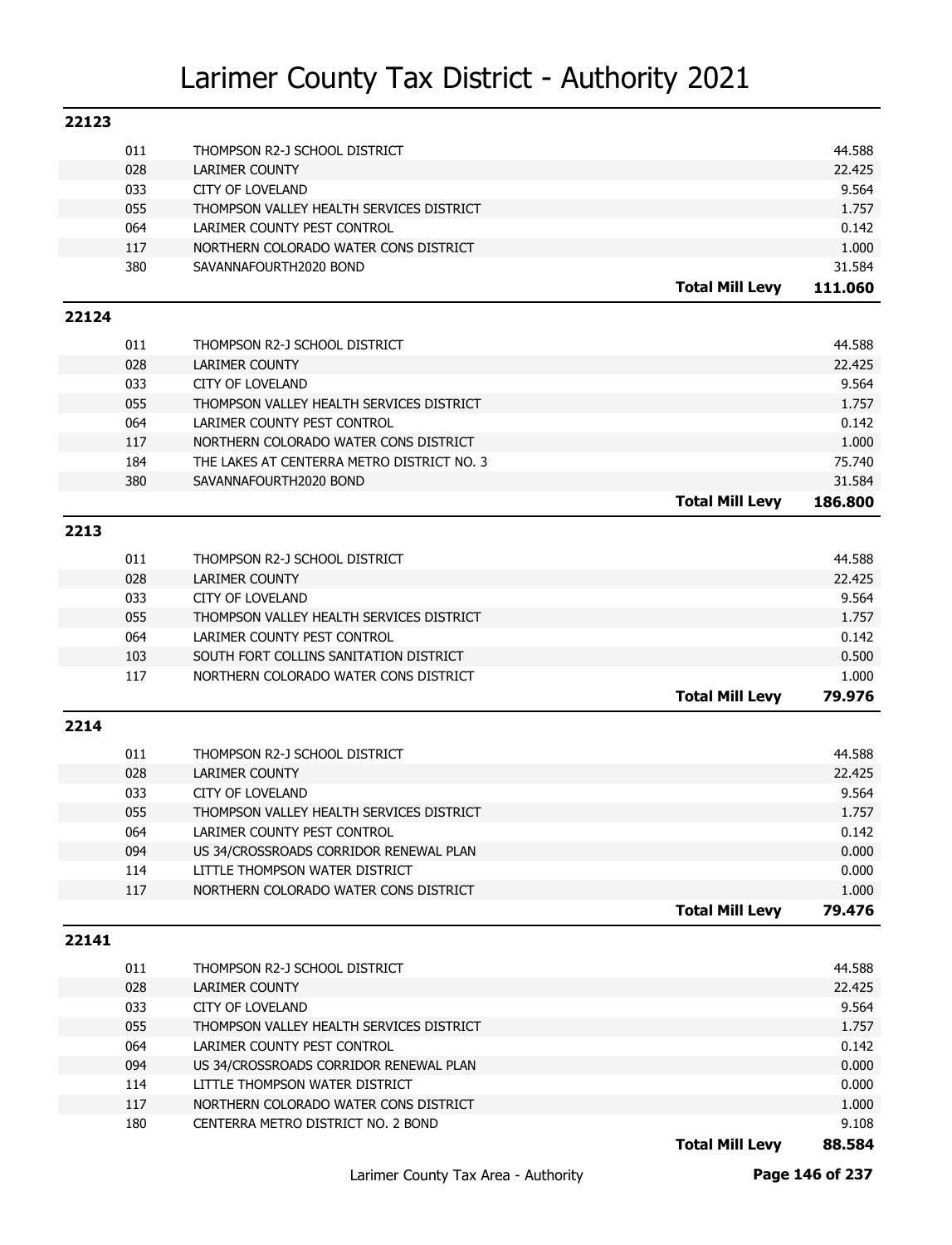# Larimer County Tax District - Authority 2021

## 22123

| | | | |
|---|---|---|---|
| 011 | THOMPSON R2-J SCHOOL DISTRICT | | 44.588 |
| 028 | LARIMER COUNTY | | 22.425 |
| 033 | CITY OF LOVELAND | | 9.564 |
| 055 | THOMPSON VALLEY HEALTH SERVICES DISTRICT | | 1.757 |
| 064 | LARIMER COUNTY PEST CONTROL | | 0.142 |
| 117 | NORTHERN COLORADO WATER CONS DISTRICT | | 1.000 |
| 380 | SAVANNAFOURTH2020 BOND | | 31.584 |
| | | **Total Mill Levy** | **111.060** |

## 22124

| | | | |
|---|---|---|---|
| 011 | THOMPSON R2-J SCHOOL DISTRICT | | 44.588 |
| 028 | LARIMER COUNTY | | 22.425 |
| 033 | CITY OF LOVELAND | | 9.564 |
| 055 | THOMPSON VALLEY HEALTH SERVICES DISTRICT | | 1.757 |
| 064 | LARIMER COUNTY PEST CONTROL | | 0.142 |
| 117 | NORTHERN COLORADO WATER CONS DISTRICT | | 1.000 |
| 184 | THE LAKES AT CENTERRA METRO DISTRICT NO. 3 | | 75.740 |
| 380 | SAVANNAFOURTH2020 BOND | | 31.584 |
| | | **Total Mill Levy** | **186.800** |

## 2213

| | | | |
|---|---|---|---|
| 011 | THOMPSON R2-J SCHOOL DISTRICT | | 44.588 |
| 028 | LARIMER COUNTY | | 22.425 |
| 033 | CITY OF LOVELAND | | 9.564 |
| 055 | THOMPSON VALLEY HEALTH SERVICES DISTRICT | | 1.757 |
| 064 | LARIMER COUNTY PEST CONTROL | | 0.142 |
| 103 | SOUTH FORT COLLINS SANITATION DISTRICT | | 0.500 |
| 117 | NORTHERN COLORADO WATER CONS DISTRICT | | 1.000 |
| | | **Total Mill Levy** | **79.976** |

## 2214

| | | | |
|---|---|---|---|
| 011 | THOMPSON R2-J SCHOOL DISTRICT | | 44.588 |
| 028 | LARIMER COUNTY | | 22.425 |
| 033 | CITY OF LOVELAND | | 9.564 |
| 055 | THOMPSON VALLEY HEALTH SERVICES DISTRICT | | 1.757 |
| 064 | LARIMER COUNTY PEST CONTROL | | 0.142 |
| 094 | US 34/CROSSROADS CORRIDOR RENEWAL PLAN | | 0.000 |
| 114 | LITTLE THOMPSON WATER DISTRICT | | 0.000 |
| 117 | NORTHERN COLORADO WATER CONS DISTRICT | | 1.000 |
| | | **Total Mill Levy** | **79.476** |

## 22141

| | | | |
|---|---|---|---|
| 011 | THOMPSON R2-J SCHOOL DISTRICT | | 44.588 |
| 028 | LARIMER COUNTY | | 22.425 |
| 033 | CITY OF LOVELAND | | 9.564 |
| 055 | THOMPSON VALLEY HEALTH SERVICES DISTRICT | | 1.757 |
| 064 | LARIMER COUNTY PEST CONTROL | | 0.142 |
| 094 | US 34/CROSSROADS CORRIDOR RENEWAL PLAN | | 0.000 |
| 114 | LITTLE THOMPSON WATER DISTRICT | | 0.000 |
| 117 | NORTHERN COLORADO WATER CONS DISTRICT | | 1.000 |
| 180 | CENTERRA METRO DISTRICT NO. 2 BOND | | 9.108 |
| | | **Total Mill Levy** | **88.584** |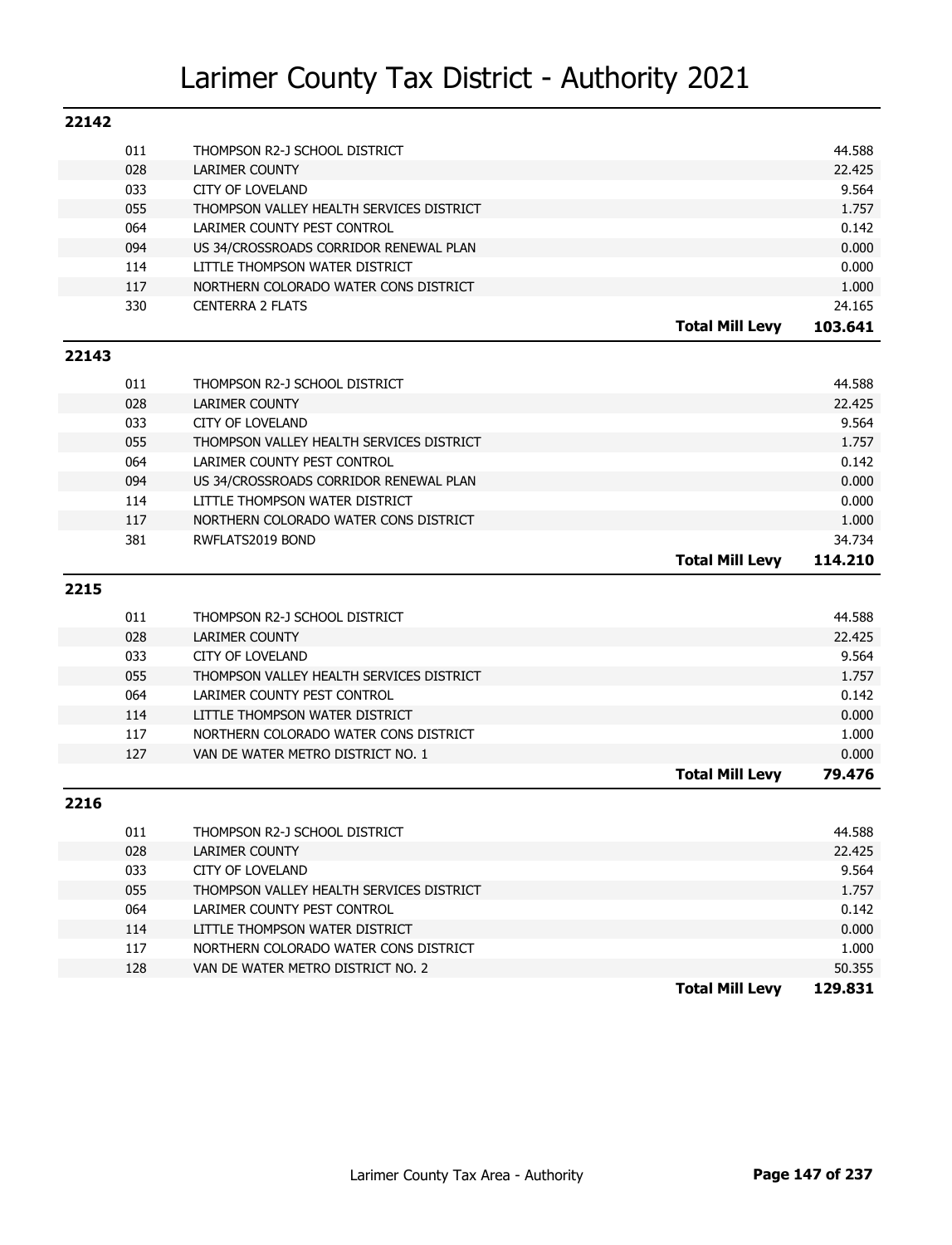# Larimer County Tax District - Authority 2021

## 22142

| Code | Authority | Mill Levy |
|---|---|---|
| 011 | THOMPSON R2-J SCHOOL DISTRICT | 44.588 |
| 028 | LARIMER COUNTY | 22.425 |
| 033 | CITY OF LOVELAND | 9.564 |
| 055 | THOMPSON VALLEY HEALTH SERVICES DISTRICT | 1.757 |
| 064 | LARIMER COUNTY PEST CONTROL | 0.142 |
| 094 | US 34/CROSSROADS CORRIDOR RENEWAL PLAN | 0.000 |
| 114 | LITTLE THOMPSON WATER DISTRICT | 0.000 |
| 117 | NORTHERN COLORADO WATER CONS DISTRICT | 1.000 |
| 330 | CENTERRA 2 FLATS | 24.165 |
| | **Total Mill Levy** | **103.641** |

## 22143

| Code | Authority | Mill Levy |
|---|---|---|
| 011 | THOMPSON R2-J SCHOOL DISTRICT | 44.588 |
| 028 | LARIMER COUNTY | 22.425 |
| 033 | CITY OF LOVELAND | 9.564 |
| 055 | THOMPSON VALLEY HEALTH SERVICES DISTRICT | 1.757 |
| 064 | LARIMER COUNTY PEST CONTROL | 0.142 |
| 094 | US 34/CROSSROADS CORRIDOR RENEWAL PLAN | 0.000 |
| 114 | LITTLE THOMPSON WATER DISTRICT | 0.000 |
| 117 | NORTHERN COLORADO WATER CONS DISTRICT | 1.000 |
| 381 | RWFLATS2019 BOND | 34.734 |
| | **Total Mill Levy** | **114.210** |

## 2215

| Code | Authority | Mill Levy |
|---|---|---|
| 011 | THOMPSON R2-J SCHOOL DISTRICT | 44.588 |
| 028 | LARIMER COUNTY | 22.425 |
| 033 | CITY OF LOVELAND | 9.564 |
| 055 | THOMPSON VALLEY HEALTH SERVICES DISTRICT | 1.757 |
| 064 | LARIMER COUNTY PEST CONTROL | 0.142 |
| 114 | LITTLE THOMPSON WATER DISTRICT | 0.000 |
| 117 | NORTHERN COLORADO WATER CONS DISTRICT | 1.000 |
| 127 | VAN DE WATER METRO DISTRICT NO. 1 | 0.000 |
| | **Total Mill Levy** | **79.476** |

## 2216

| Code | Authority | Mill Levy |
|---|---|---|
| 011 | THOMPSON R2-J SCHOOL DISTRICT | 44.588 |
| 028 | LARIMER COUNTY | 22.425 |
| 033 | CITY OF LOVELAND | 9.564 |
| 055 | THOMPSON VALLEY HEALTH SERVICES DISTRICT | 1.757 |
| 064 | LARIMER COUNTY PEST CONTROL | 0.142 |
| 114 | LITTLE THOMPSON WATER DISTRICT | 0.000 |
| 117 | NORTHERN COLORADO WATER CONS DISTRICT | 1.000 |
| 128 | VAN DE WATER METRO DISTRICT NO. 2 | 50.355 |
| | **Total Mill Levy** | **129.831** |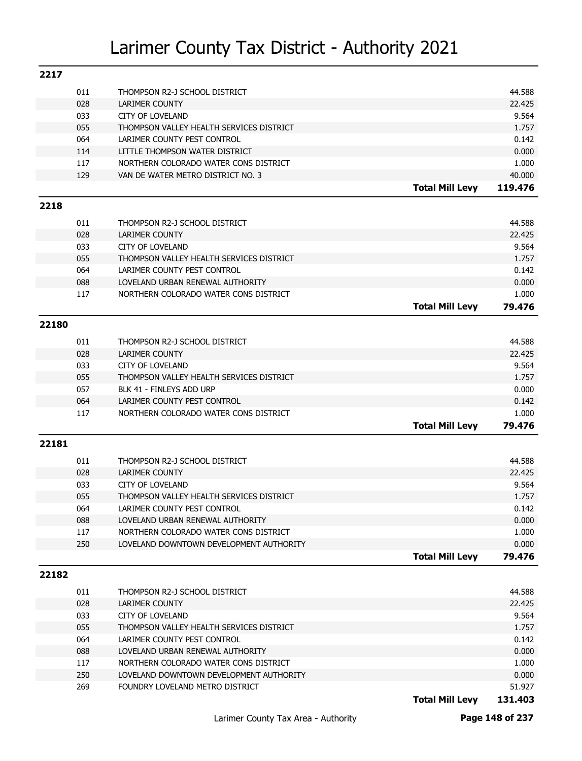# Larimer County Tax District - Authority 2021

## 2217

| Code | Authority | | Mill Levy |
|---|---|---|---|
| 011 | THOMPSON R2-J SCHOOL DISTRICT | | 44.588 |
| 028 | LARIMER COUNTY | | 22.425 |
| 033 | CITY OF LOVELAND | | 9.564 |
| 055 | THOMPSON VALLEY HEALTH SERVICES DISTRICT | | 1.757 |
| 064 | LARIMER COUNTY PEST CONTROL | | 0.142 |
| 114 | LITTLE THOMPSON WATER DISTRICT | | 0.000 |
| 117 | NORTHERN COLORADO WATER CONS DISTRICT | | 1.000 |
| 129 | VAN DE WATER METRO DISTRICT NO. 3 | | 40.000 |
| | | **Total Mill Levy** | **119.476** |

## 2218

| Code | Authority | | Mill Levy |
|---|---|---|---|
| 011 | THOMPSON R2-J SCHOOL DISTRICT | | 44.588 |
| 028 | LARIMER COUNTY | | 22.425 |
| 033 | CITY OF LOVELAND | | 9.564 |
| 055 | THOMPSON VALLEY HEALTH SERVICES DISTRICT | | 1.757 |
| 064 | LARIMER COUNTY PEST CONTROL | | 0.142 |
| 088 | LOVELAND URBAN RENEWAL AUTHORITY | | 0.000 |
| 117 | NORTHERN COLORADO WATER CONS DISTRICT | | 1.000 |
| | | **Total Mill Levy** | **79.476** |

## 22180

| Code | Authority | | Mill Levy |
|---|---|---|---|
| 011 | THOMPSON R2-J SCHOOL DISTRICT | | 44.588 |
| 028 | LARIMER COUNTY | | 22.425 |
| 033 | CITY OF LOVELAND | | 9.564 |
| 055 | THOMPSON VALLEY HEALTH SERVICES DISTRICT | | 1.757 |
| 057 | BLK 41 - FINLEYS ADD URP | | 0.000 |
| 064 | LARIMER COUNTY PEST CONTROL | | 0.142 |
| 117 | NORTHERN COLORADO WATER CONS DISTRICT | | 1.000 |
| | | **Total Mill Levy** | **79.476** |

## 22181

| Code | Authority | | Mill Levy |
|---|---|---|---|
| 011 | THOMPSON R2-J SCHOOL DISTRICT | | 44.588 |
| 028 | LARIMER COUNTY | | 22.425 |
| 033 | CITY OF LOVELAND | | 9.564 |
| 055 | THOMPSON VALLEY HEALTH SERVICES DISTRICT | | 1.757 |
| 064 | LARIMER COUNTY PEST CONTROL | | 0.142 |
| 088 | LOVELAND URBAN RENEWAL AUTHORITY | | 0.000 |
| 117 | NORTHERN COLORADO WATER CONS DISTRICT | | 1.000 |
| 250 | LOVELAND DOWNTOWN DEVELOPMENT AUTHORITY | | 0.000 |
| | | **Total Mill Levy** | **79.476** |

## 22182

| Code | Authority | | Mill Levy |
|---|---|---|---|
| 011 | THOMPSON R2-J SCHOOL DISTRICT | | 44.588 |
| 028 | LARIMER COUNTY | | 22.425 |
| 033 | CITY OF LOVELAND | | 9.564 |
| 055 | THOMPSON VALLEY HEALTH SERVICES DISTRICT | | 1.757 |
| 064 | LARIMER COUNTY PEST CONTROL | | 0.142 |
| 088 | LOVELAND URBAN RENEWAL AUTHORITY | | 0.000 |
| 117 | NORTHERN COLORADO WATER CONS DISTRICT | | 1.000 |
| 250 | LOVELAND DOWNTOWN DEVELOPMENT AUTHORITY | | 0.000 |
| 269 | FOUNDRY LOVELAND METRO DISTRICT | | 51.927 |
| | | **Total Mill Levy** | **131.403** |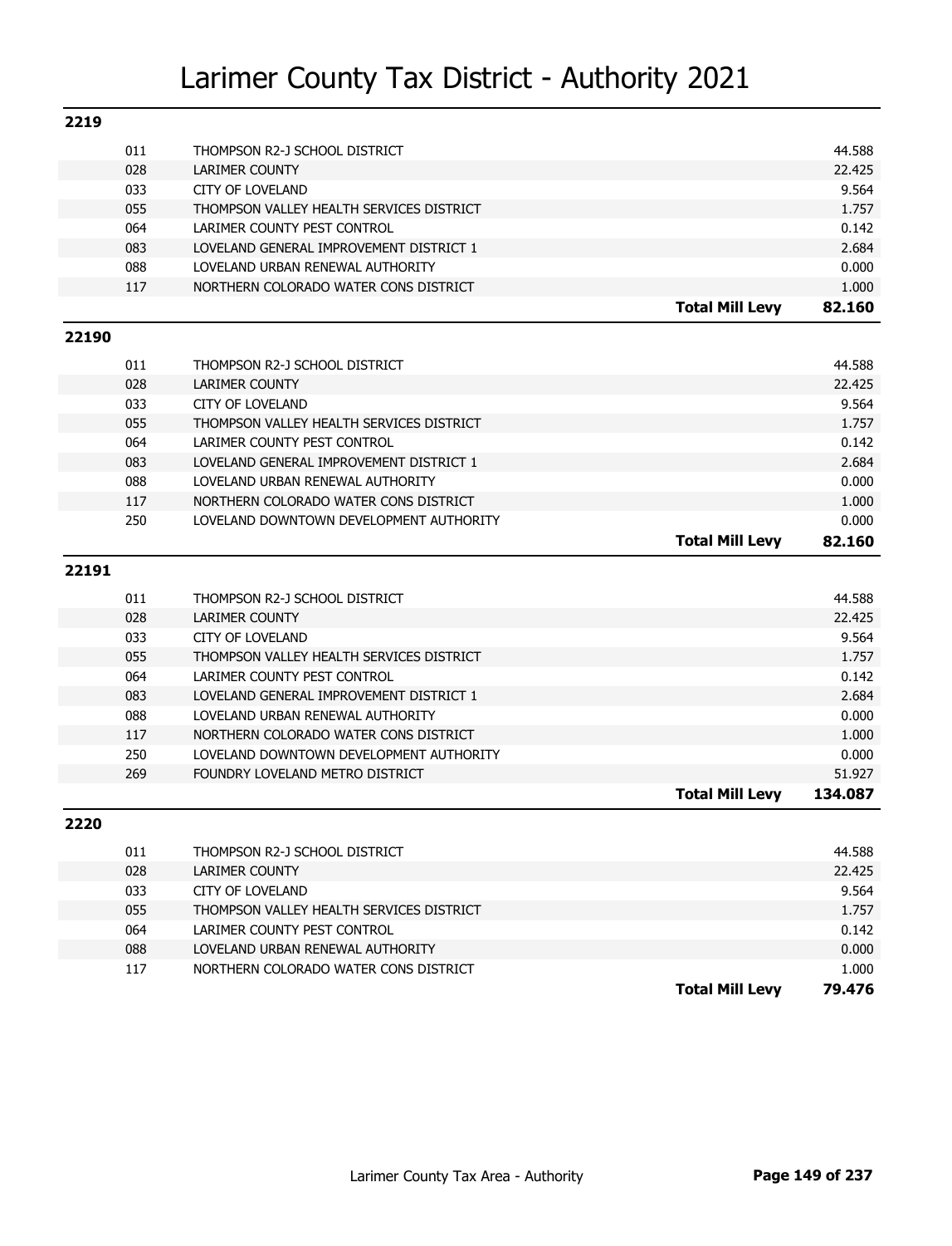# Larimer County Tax District - Authority 2021

## 2219

| Code | Authority | | Mill Levy |
|---|---|---|---|
| 011 | THOMPSON R2-J SCHOOL DISTRICT | | 44.588 |
| 028 | LARIMER COUNTY | | 22.425 |
| 033 | CITY OF LOVELAND | | 9.564 |
| 055 | THOMPSON VALLEY HEALTH SERVICES DISTRICT | | 1.757 |
| 064 | LARIMER COUNTY PEST CONTROL | | 0.142 |
| 083 | LOVELAND GENERAL IMPROVEMENT DISTRICT 1 | | 2.684 |
| 088 | LOVELAND URBAN RENEWAL AUTHORITY | | 0.000 |
| 117 | NORTHERN COLORADO WATER CONS DISTRICT | | 1.000 |
| | | **Total Mill Levy** | **82.160** |

## 22190

| Code | Authority | | Mill Levy |
|---|---|---|---|
| 011 | THOMPSON R2-J SCHOOL DISTRICT | | 44.588 |
| 028 | LARIMER COUNTY | | 22.425 |
| 033 | CITY OF LOVELAND | | 9.564 |
| 055 | THOMPSON VALLEY HEALTH SERVICES DISTRICT | | 1.757 |
| 064 | LARIMER COUNTY PEST CONTROL | | 0.142 |
| 083 | LOVELAND GENERAL IMPROVEMENT DISTRICT 1 | | 2.684 |
| 088 | LOVELAND URBAN RENEWAL AUTHORITY | | 0.000 |
| 117 | NORTHERN COLORADO WATER CONS DISTRICT | | 1.000 |
| 250 | LOVELAND DOWNTOWN DEVELOPMENT AUTHORITY | | 0.000 |
| | | **Total Mill Levy** | **82.160** |

## 22191

| Code | Authority | | Mill Levy |
|---|---|---|---|
| 011 | THOMPSON R2-J SCHOOL DISTRICT | | 44.588 |
| 028 | LARIMER COUNTY | | 22.425 |
| 033 | CITY OF LOVELAND | | 9.564 |
| 055 | THOMPSON VALLEY HEALTH SERVICES DISTRICT | | 1.757 |
| 064 | LARIMER COUNTY PEST CONTROL | | 0.142 |
| 083 | LOVELAND GENERAL IMPROVEMENT DISTRICT 1 | | 2.684 |
| 088 | LOVELAND URBAN RENEWAL AUTHORITY | | 0.000 |
| 117 | NORTHERN COLORADO WATER CONS DISTRICT | | 1.000 |
| 250 | LOVELAND DOWNTOWN DEVELOPMENT AUTHORITY | | 0.000 |
| 269 | FOUNDRY LOVELAND METRO DISTRICT | | 51.927 |
| | | **Total Mill Levy** | **134.087** |

## 2220

| Code | Authority | | Mill Levy |
|---|---|---|---|
| 011 | THOMPSON R2-J SCHOOL DISTRICT | | 44.588 |
| 028 | LARIMER COUNTY | | 22.425 |
| 033 | CITY OF LOVELAND | | 9.564 |
| 055 | THOMPSON VALLEY HEALTH SERVICES DISTRICT | | 1.757 |
| 064 | LARIMER COUNTY PEST CONTROL | | 0.142 |
| 088 | LOVELAND URBAN RENEWAL AUTHORITY | | 0.000 |
| 117 | NORTHERN COLORADO WATER CONS DISTRICT | | 1.000 |
| | | **Total Mill Levy** | **79.476** |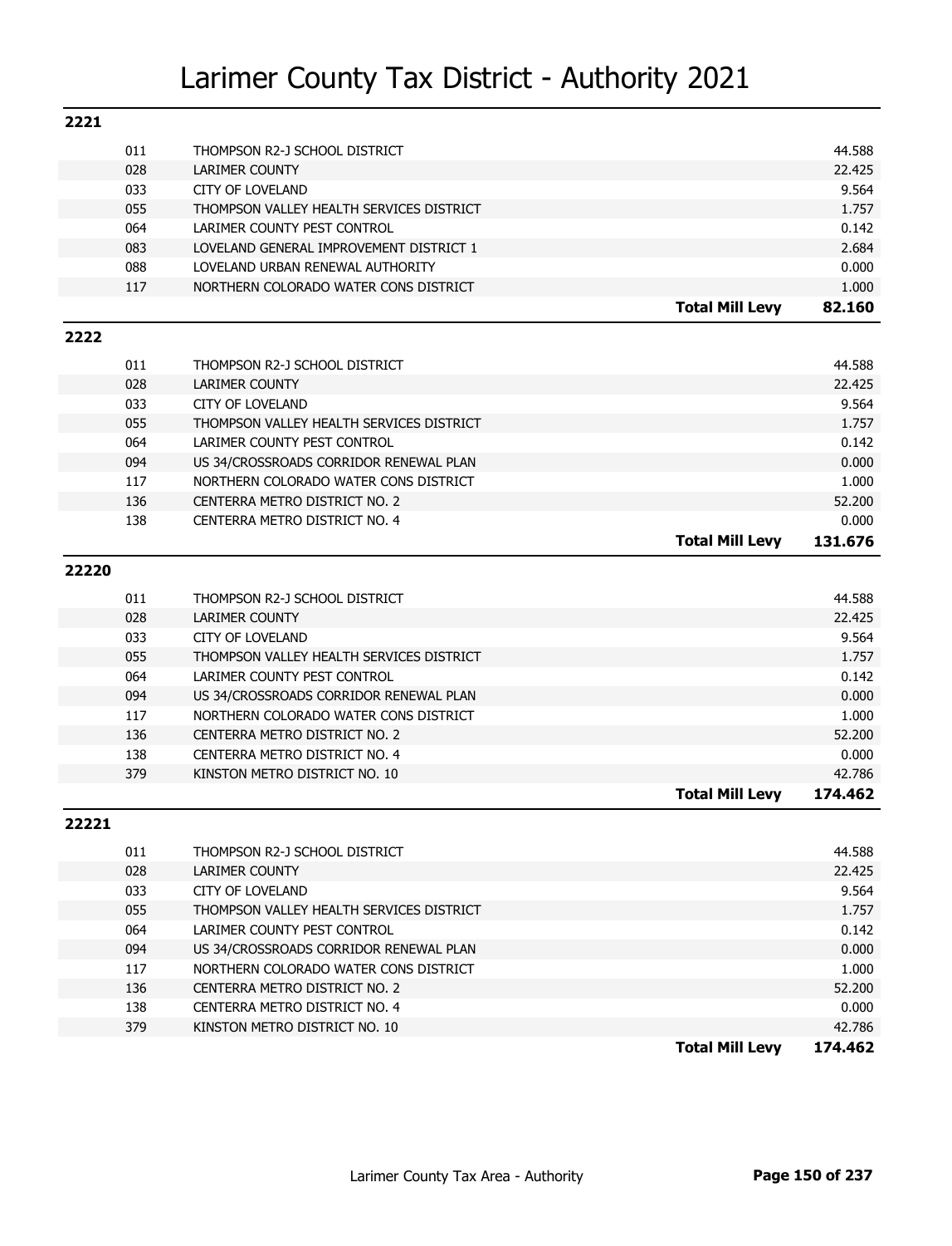# Larimer County Tax District - Authority 2021

## 2221

| Code | Authority | | Levy |
|---|---|---|---|
| 011 | THOMPSON R2-J SCHOOL DISTRICT | | 44.588 |
| 028 | LARIMER COUNTY | | 22.425 |
| 033 | CITY OF LOVELAND | | 9.564 |
| 055 | THOMPSON VALLEY HEALTH SERVICES DISTRICT | | 1.757 |
| 064 | LARIMER COUNTY PEST CONTROL | | 0.142 |
| 083 | LOVELAND GENERAL IMPROVEMENT DISTRICT 1 | | 2.684 |
| 088 | LOVELAND URBAN RENEWAL AUTHORITY | | 0.000 |
| 117 | NORTHERN COLORADO WATER CONS DISTRICT | | 1.000 |
| | | **Total Mill Levy** | **82.160** |

## 2222

| Code | Authority | | Levy |
|---|---|---|---|
| 011 | THOMPSON R2-J SCHOOL DISTRICT | | 44.588 |
| 028 | LARIMER COUNTY | | 22.425 |
| 033 | CITY OF LOVELAND | | 9.564 |
| 055 | THOMPSON VALLEY HEALTH SERVICES DISTRICT | | 1.757 |
| 064 | LARIMER COUNTY PEST CONTROL | | 0.142 |
| 094 | US 34/CROSSROADS CORRIDOR RENEWAL PLAN | | 0.000 |
| 117 | NORTHERN COLORADO WATER CONS DISTRICT | | 1.000 |
| 136 | CENTERRA METRO DISTRICT NO. 2 | | 52.200 |
| 138 | CENTERRA METRO DISTRICT NO. 4 | | 0.000 |
| | | **Total Mill Levy** | **131.676** |

## 22220

| Code | Authority | | Levy |
|---|---|---|---|
| 011 | THOMPSON R2-J SCHOOL DISTRICT | | 44.588 |
| 028 | LARIMER COUNTY | | 22.425 |
| 033 | CITY OF LOVELAND | | 9.564 |
| 055 | THOMPSON VALLEY HEALTH SERVICES DISTRICT | | 1.757 |
| 064 | LARIMER COUNTY PEST CONTROL | | 0.142 |
| 094 | US 34/CROSSROADS CORRIDOR RENEWAL PLAN | | 0.000 |
| 117 | NORTHERN COLORADO WATER CONS DISTRICT | | 1.000 |
| 136 | CENTERRA METRO DISTRICT NO. 2 | | 52.200 |
| 138 | CENTERRA METRO DISTRICT NO. 4 | | 0.000 |
| 379 | KINSTON METRO DISTRICT NO. 10 | | 42.786 |
| | | **Total Mill Levy** | **174.462** |

## 22221

| Code | Authority | | Levy |
|---|---|---|---|
| 011 | THOMPSON R2-J SCHOOL DISTRICT | | 44.588 |
| 028 | LARIMER COUNTY | | 22.425 |
| 033 | CITY OF LOVELAND | | 9.564 |
| 055 | THOMPSON VALLEY HEALTH SERVICES DISTRICT | | 1.757 |
| 064 | LARIMER COUNTY PEST CONTROL | | 0.142 |
| 094 | US 34/CROSSROADS CORRIDOR RENEWAL PLAN | | 0.000 |
| 117 | NORTHERN COLORADO WATER CONS DISTRICT | | 1.000 |
| 136 | CENTERRA METRO DISTRICT NO. 2 | | 52.200 |
| 138 | CENTERRA METRO DISTRICT NO. 4 | | 0.000 |
| 379 | KINSTON METRO DISTRICT NO. 10 | | 42.786 |
| | | **Total Mill Levy** | **174.462** |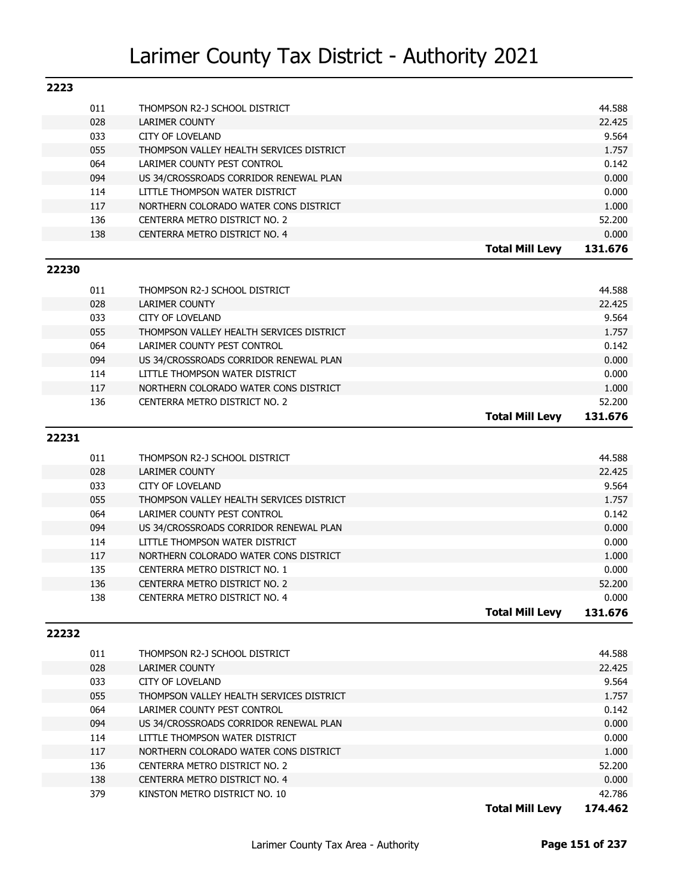# Larimer County Tax District - Authority 2021

## 2223

| Code | Authority | Mill Levy |
|---|---|---|
| 011 | THOMPSON R2-J SCHOOL DISTRICT | 44.588 |
| 028 | LARIMER COUNTY | 22.425 |
| 033 | CITY OF LOVELAND | 9.564 |
| 055 | THOMPSON VALLEY HEALTH SERVICES DISTRICT | 1.757 |
| 064 | LARIMER COUNTY PEST CONTROL | 0.142 |
| 094 | US 34/CROSSROADS CORRIDOR RENEWAL PLAN | 0.000 |
| 114 | LITTLE THOMPSON WATER DISTRICT | 0.000 |
| 117 | NORTHERN COLORADO WATER CONS DISTRICT | 1.000 |
| 136 | CENTERRA METRO DISTRICT NO. 2 | 52.200 |
| 138 | CENTERRA METRO DISTRICT NO. 4 | 0.000 |
| | **Total Mill Levy** | **131.676** |

## 22230

| Code | Authority | Mill Levy |
|---|---|---|
| 011 | THOMPSON R2-J SCHOOL DISTRICT | 44.588 |
| 028 | LARIMER COUNTY | 22.425 |
| 033 | CITY OF LOVELAND | 9.564 |
| 055 | THOMPSON VALLEY HEALTH SERVICES DISTRICT | 1.757 |
| 064 | LARIMER COUNTY PEST CONTROL | 0.142 |
| 094 | US 34/CROSSROADS CORRIDOR RENEWAL PLAN | 0.000 |
| 114 | LITTLE THOMPSON WATER DISTRICT | 0.000 |
| 117 | NORTHERN COLORADO WATER CONS DISTRICT | 1.000 |
| 136 | CENTERRA METRO DISTRICT NO. 2 | 52.200 |
| | **Total Mill Levy** | **131.676** |

## 22231

| Code | Authority | Mill Levy |
|---|---|---|
| 011 | THOMPSON R2-J SCHOOL DISTRICT | 44.588 |
| 028 | LARIMER COUNTY | 22.425 |
| 033 | CITY OF LOVELAND | 9.564 |
| 055 | THOMPSON VALLEY HEALTH SERVICES DISTRICT | 1.757 |
| 064 | LARIMER COUNTY PEST CONTROL | 0.142 |
| 094 | US 34/CROSSROADS CORRIDOR RENEWAL PLAN | 0.000 |
| 114 | LITTLE THOMPSON WATER DISTRICT | 0.000 |
| 117 | NORTHERN COLORADO WATER CONS DISTRICT | 1.000 |
| 135 | CENTERRA METRO DISTRICT NO. 1 | 0.000 |
| 136 | CENTERRA METRO DISTRICT NO. 2 | 52.200 |
| 138 | CENTERRA METRO DISTRICT NO. 4 | 0.000 |
| | **Total Mill Levy** | **131.676** |

## 22232

| Code | Authority | Mill Levy |
|---|---|---|
| 011 | THOMPSON R2-J SCHOOL DISTRICT | 44.588 |
| 028 | LARIMER COUNTY | 22.425 |
| 033 | CITY OF LOVELAND | 9.564 |
| 055 | THOMPSON VALLEY HEALTH SERVICES DISTRICT | 1.757 |
| 064 | LARIMER COUNTY PEST CONTROL | 0.142 |
| 094 | US 34/CROSSROADS CORRIDOR RENEWAL PLAN | 0.000 |
| 114 | LITTLE THOMPSON WATER DISTRICT | 0.000 |
| 117 | NORTHERN COLORADO WATER CONS DISTRICT | 1.000 |
| 136 | CENTERRA METRO DISTRICT NO. 2 | 52.200 |
| 138 | CENTERRA METRO DISTRICT NO. 4 | 0.000 |
| 379 | KINSTON METRO DISTRICT NO. 10 | 42.786 |
| | **Total Mill Levy** | **174.462** |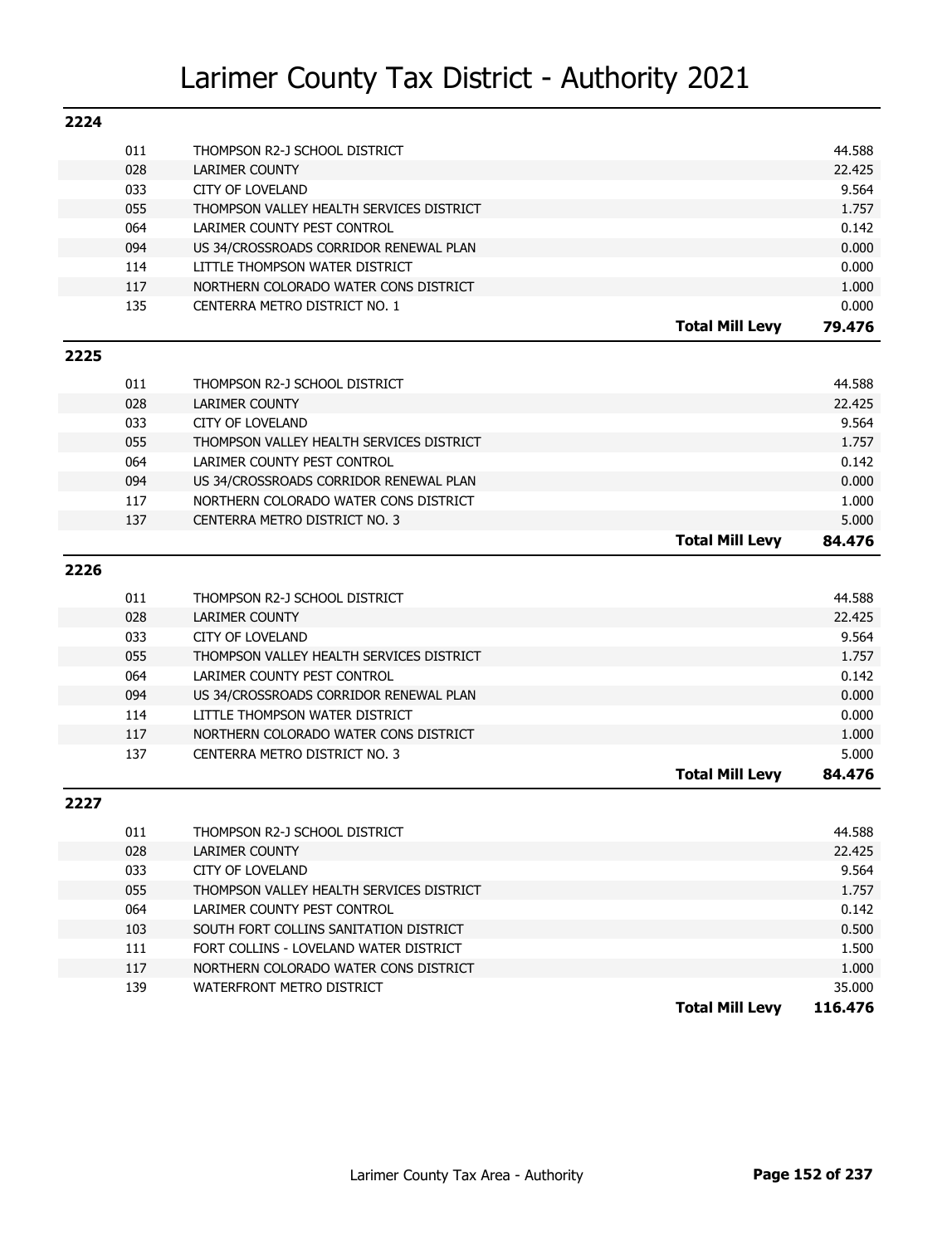# Larimer County Tax District - Authority 2021

## 2224

| Code | Authority | Mill Levy |
|---|---|---|
| 011 | THOMPSON R2-J SCHOOL DISTRICT | 44.588 |
| 028 | LARIMER COUNTY | 22.425 |
| 033 | CITY OF LOVELAND | 9.564 |
| 055 | THOMPSON VALLEY HEALTH SERVICES DISTRICT | 1.757 |
| 064 | LARIMER COUNTY PEST CONTROL | 0.142 |
| 094 | US 34/CROSSROADS CORRIDOR RENEWAL PLAN | 0.000 |
| 114 | LITTLE THOMPSON WATER DISTRICT | 0.000 |
| 117 | NORTHERN COLORADO WATER CONS DISTRICT | 1.000 |
| 135 | CENTERRA METRO DISTRICT NO. 1 | 0.000 |
| | **Total Mill Levy** | **79.476** |

## 2225

| Code | Authority | Mill Levy |
|---|---|---|
| 011 | THOMPSON R2-J SCHOOL DISTRICT | 44.588 |
| 028 | LARIMER COUNTY | 22.425 |
| 033 | CITY OF LOVELAND | 9.564 |
| 055 | THOMPSON VALLEY HEALTH SERVICES DISTRICT | 1.757 |
| 064 | LARIMER COUNTY PEST CONTROL | 0.142 |
| 094 | US 34/CROSSROADS CORRIDOR RENEWAL PLAN | 0.000 |
| 117 | NORTHERN COLORADO WATER CONS DISTRICT | 1.000 |
| 137 | CENTERRA METRO DISTRICT NO. 3 | 5.000 |
| | **Total Mill Levy** | **84.476** |

## 2226

| Code | Authority | Mill Levy |
|---|---|---|
| 011 | THOMPSON R2-J SCHOOL DISTRICT | 44.588 |
| 028 | LARIMER COUNTY | 22.425 |
| 033 | CITY OF LOVELAND | 9.564 |
| 055 | THOMPSON VALLEY HEALTH SERVICES DISTRICT | 1.757 |
| 064 | LARIMER COUNTY PEST CONTROL | 0.142 |
| 094 | US 34/CROSSROADS CORRIDOR RENEWAL PLAN | 0.000 |
| 114 | LITTLE THOMPSON WATER DISTRICT | 0.000 |
| 117 | NORTHERN COLORADO WATER CONS DISTRICT | 1.000 |
| 137 | CENTERRA METRO DISTRICT NO. 3 | 5.000 |
| | **Total Mill Levy** | **84.476** |

## 2227

| Code | Authority | Mill Levy |
|---|---|---|
| 011 | THOMPSON R2-J SCHOOL DISTRICT | 44.588 |
| 028 | LARIMER COUNTY | 22.425 |
| 033 | CITY OF LOVELAND | 9.564 |
| 055 | THOMPSON VALLEY HEALTH SERVICES DISTRICT | 1.757 |
| 064 | LARIMER COUNTY PEST CONTROL | 0.142 |
| 103 | SOUTH FORT COLLINS SANITATION DISTRICT | 0.500 |
| 111 | FORT COLLINS - LOVELAND WATER DISTRICT | 1.500 |
| 117 | NORTHERN COLORADO WATER CONS DISTRICT | 1.000 |
| 139 | WATERFRONT METRO DISTRICT | 35.000 |
| | **Total Mill Levy** | **116.476** |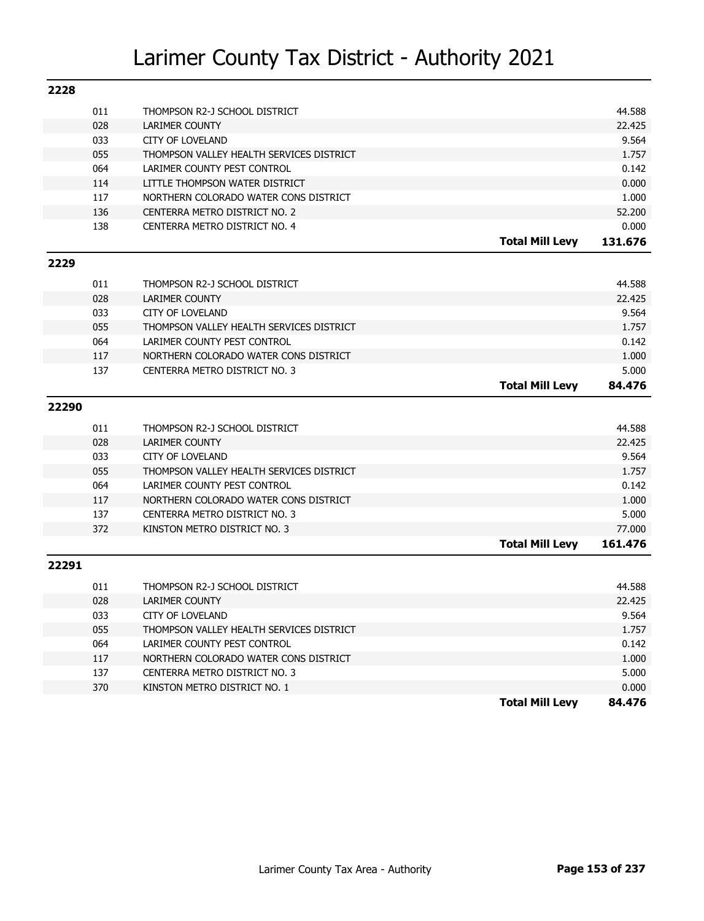# Larimer County Tax District - Authority 2021

## 2228

| Code | Authority | Levy |
|---|---|---|
| 011 | THOMPSON R2-J SCHOOL DISTRICT | 44.588 |
| 028 | LARIMER COUNTY | 22.425 |
| 033 | CITY OF LOVELAND | 9.564 |
| 055 | THOMPSON VALLEY HEALTH SERVICES DISTRICT | 1.757 |
| 064 | LARIMER COUNTY PEST CONTROL | 0.142 |
| 114 | LITTLE THOMPSON WATER DISTRICT | 0.000 |
| 117 | NORTHERN COLORADO WATER CONS DISTRICT | 1.000 |
| 136 | CENTERRA METRO DISTRICT NO. 2 | 52.200 |
| 138 | CENTERRA METRO DISTRICT NO. 4 | 0.000 |
| | **Total Mill Levy** | **131.676** |

## 2229

| Code | Authority | Levy |
|---|---|---|
| 011 | THOMPSON R2-J SCHOOL DISTRICT | 44.588 |
| 028 | LARIMER COUNTY | 22.425 |
| 033 | CITY OF LOVELAND | 9.564 |
| 055 | THOMPSON VALLEY HEALTH SERVICES DISTRICT | 1.757 |
| 064 | LARIMER COUNTY PEST CONTROL | 0.142 |
| 117 | NORTHERN COLORADO WATER CONS DISTRICT | 1.000 |
| 137 | CENTERRA METRO DISTRICT NO. 3 | 5.000 |
| | **Total Mill Levy** | **84.476** |

## 22290

| Code | Authority | Levy |
|---|---|---|
| 011 | THOMPSON R2-J SCHOOL DISTRICT | 44.588 |
| 028 | LARIMER COUNTY | 22.425 |
| 033 | CITY OF LOVELAND | 9.564 |
| 055 | THOMPSON VALLEY HEALTH SERVICES DISTRICT | 1.757 |
| 064 | LARIMER COUNTY PEST CONTROL | 0.142 |
| 117 | NORTHERN COLORADO WATER CONS DISTRICT | 1.000 |
| 137 | CENTERRA METRO DISTRICT NO. 3 | 5.000 |
| 372 | KINSTON METRO DISTRICT NO. 3 | 77.000 |
| | **Total Mill Levy** | **161.476** |

## 22291

| Code | Authority | Levy |
|---|---|---|
| 011 | THOMPSON R2-J SCHOOL DISTRICT | 44.588 |
| 028 | LARIMER COUNTY | 22.425 |
| 033 | CITY OF LOVELAND | 9.564 |
| 055 | THOMPSON VALLEY HEALTH SERVICES DISTRICT | 1.757 |
| 064 | LARIMER COUNTY PEST CONTROL | 0.142 |
| 117 | NORTHERN COLORADO WATER CONS DISTRICT | 1.000 |
| 137 | CENTERRA METRO DISTRICT NO. 3 | 5.000 |
| 370 | KINSTON METRO DISTRICT NO. 1 | 0.000 |
| | **Total Mill Levy** | **84.476** |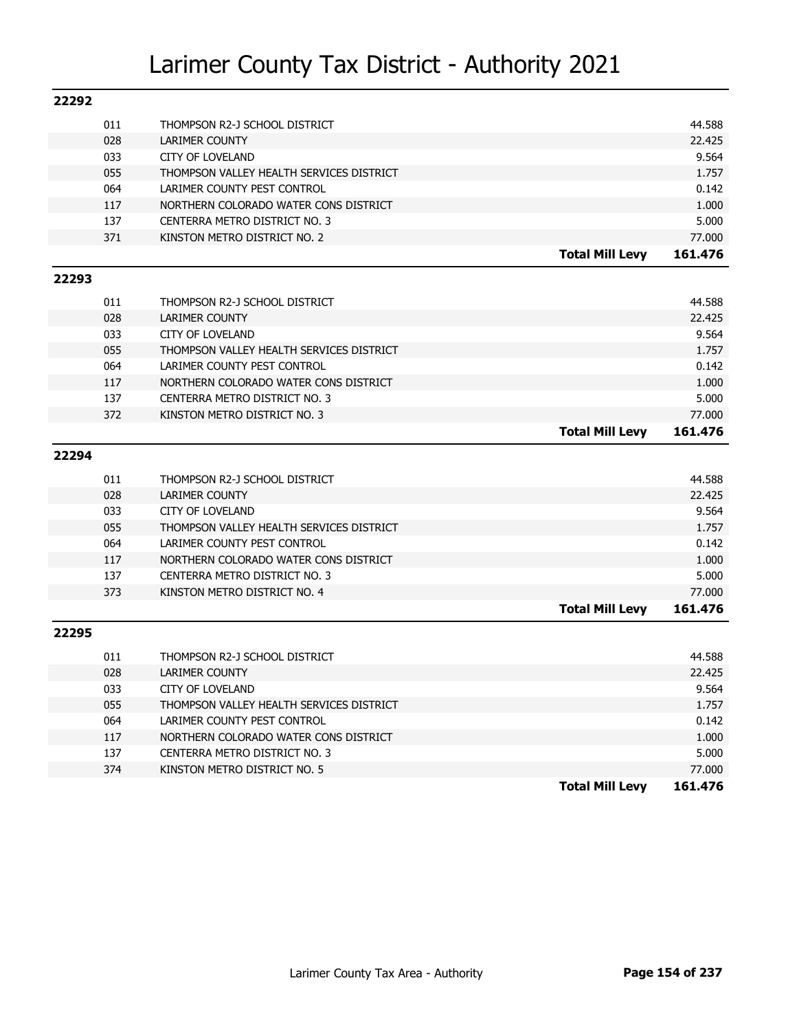# Larimer County Tax District - Authority 2021

## 22292

| | | |
|---|---|---|
| 011 | THOMPSON R2-J SCHOOL DISTRICT | 44.588 |
| 028 | LARIMER COUNTY | 22.425 |
| 033 | CITY OF LOVELAND | 9.564 |
| 055 | THOMPSON VALLEY HEALTH SERVICES DISTRICT | 1.757 |
| 064 | LARIMER COUNTY PEST CONTROL | 0.142 |
| 117 | NORTHERN COLORADO WATER CONS DISTRICT | 1.000 |
| 137 | CENTERRA METRO DISTRICT NO. 3 | 5.000 |
| 371 | KINSTON METRO DISTRICT NO. 2 | 77.000 |
| | **Total Mill Levy** | **161.476** |

## 22293

| | | |
|---|---|---|
| 011 | THOMPSON R2-J SCHOOL DISTRICT | 44.588 |
| 028 | LARIMER COUNTY | 22.425 |
| 033 | CITY OF LOVELAND | 9.564 |
| 055 | THOMPSON VALLEY HEALTH SERVICES DISTRICT | 1.757 |
| 064 | LARIMER COUNTY PEST CONTROL | 0.142 |
| 117 | NORTHERN COLORADO WATER CONS DISTRICT | 1.000 |
| 137 | CENTERRA METRO DISTRICT NO. 3 | 5.000 |
| 372 | KINSTON METRO DISTRICT NO. 3 | 77.000 |
| | **Total Mill Levy** | **161.476** |

## 22294

| | | |
|---|---|---|
| 011 | THOMPSON R2-J SCHOOL DISTRICT | 44.588 |
| 028 | LARIMER COUNTY | 22.425 |
| 033 | CITY OF LOVELAND | 9.564 |
| 055 | THOMPSON VALLEY HEALTH SERVICES DISTRICT | 1.757 |
| 064 | LARIMER COUNTY PEST CONTROL | 0.142 |
| 117 | NORTHERN COLORADO WATER CONS DISTRICT | 1.000 |
| 137 | CENTERRA METRO DISTRICT NO. 3 | 5.000 |
| 373 | KINSTON METRO DISTRICT NO. 4 | 77.000 |
| | **Total Mill Levy** | **161.476** |

## 22295

| | | |
|---|---|---|
| 011 | THOMPSON R2-J SCHOOL DISTRICT | 44.588 |
| 028 | LARIMER COUNTY | 22.425 |
| 033 | CITY OF LOVELAND | 9.564 |
| 055 | THOMPSON VALLEY HEALTH SERVICES DISTRICT | 1.757 |
| 064 | LARIMER COUNTY PEST CONTROL | 0.142 |
| 117 | NORTHERN COLORADO WATER CONS DISTRICT | 1.000 |
| 137 | CENTERRA METRO DISTRICT NO. 3 | 5.000 |
| 374 | KINSTON METRO DISTRICT NO. 5 | 77.000 |
| | **Total Mill Levy** | **161.476** |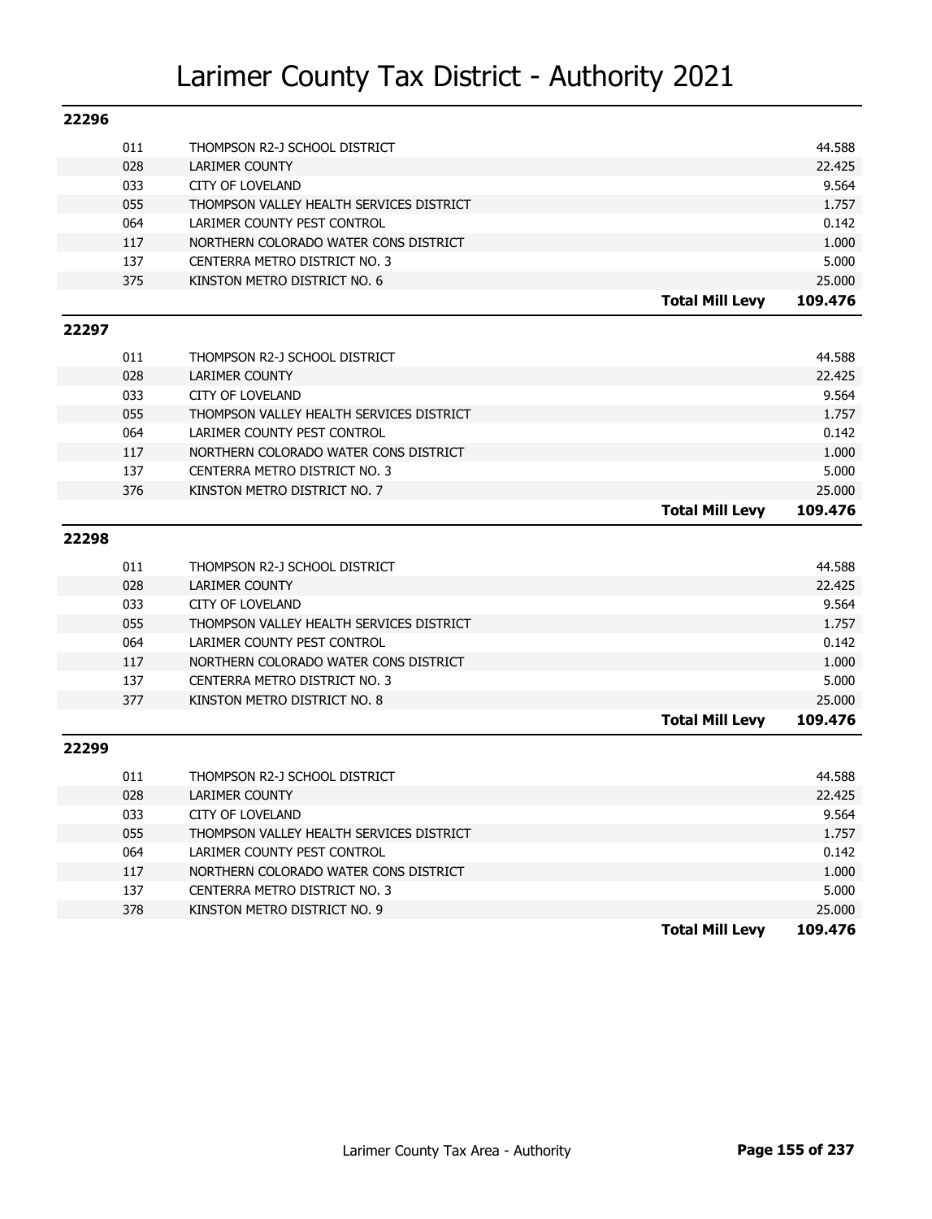# Larimer County Tax District - Authority 2021

## 22296

| Code | Authority | | Levy |
|---|---|---|---|
| 011 | THOMPSON R2-J SCHOOL DISTRICT | | 44.588 |
| 028 | LARIMER COUNTY | | 22.425 |
| 033 | CITY OF LOVELAND | | 9.564 |
| 055 | THOMPSON VALLEY HEALTH SERVICES DISTRICT | | 1.757 |
| 064 | LARIMER COUNTY PEST CONTROL | | 0.142 |
| 117 | NORTHERN COLORADO WATER CONS DISTRICT | | 1.000 |
| 137 | CENTERRA METRO DISTRICT NO. 3 | | 5.000 |
| 375 | KINSTON METRO DISTRICT NO. 6 | | 25.000 |
| | | **Total Mill Levy** | **109.476** |

## 22297

| Code | Authority | | Levy |
|---|---|---|---|
| 011 | THOMPSON R2-J SCHOOL DISTRICT | | 44.588 |
| 028 | LARIMER COUNTY | | 22.425 |
| 033 | CITY OF LOVELAND | | 9.564 |
| 055 | THOMPSON VALLEY HEALTH SERVICES DISTRICT | | 1.757 |
| 064 | LARIMER COUNTY PEST CONTROL | | 0.142 |
| 117 | NORTHERN COLORADO WATER CONS DISTRICT | | 1.000 |
| 137 | CENTERRA METRO DISTRICT NO. 3 | | 5.000 |
| 376 | KINSTON METRO DISTRICT NO. 7 | | 25.000 |
| | | **Total Mill Levy** | **109.476** |

## 22298

| Code | Authority | | Levy |
|---|---|---|---|
| 011 | THOMPSON R2-J SCHOOL DISTRICT | | 44.588 |
| 028 | LARIMER COUNTY | | 22.425 |
| 033 | CITY OF LOVELAND | | 9.564 |
| 055 | THOMPSON VALLEY HEALTH SERVICES DISTRICT | | 1.757 |
| 064 | LARIMER COUNTY PEST CONTROL | | 0.142 |
| 117 | NORTHERN COLORADO WATER CONS DISTRICT | | 1.000 |
| 137 | CENTERRA METRO DISTRICT NO. 3 | | 5.000 |
| 377 | KINSTON METRO DISTRICT NO. 8 | | 25.000 |
| | | **Total Mill Levy** | **109.476** |

## 22299

| Code | Authority | | Levy |
|---|---|---|---|
| 011 | THOMPSON R2-J SCHOOL DISTRICT | | 44.588 |
| 028 | LARIMER COUNTY | | 22.425 |
| 033 | CITY OF LOVELAND | | 9.564 |
| 055 | THOMPSON VALLEY HEALTH SERVICES DISTRICT | | 1.757 |
| 064 | LARIMER COUNTY PEST CONTROL | | 0.142 |
| 117 | NORTHERN COLORADO WATER CONS DISTRICT | | 1.000 |
| 137 | CENTERRA METRO DISTRICT NO. 3 | | 5.000 |
| 378 | KINSTON METRO DISTRICT NO. 9 | | 25.000 |
| | | **Total Mill Levy** | **109.476** |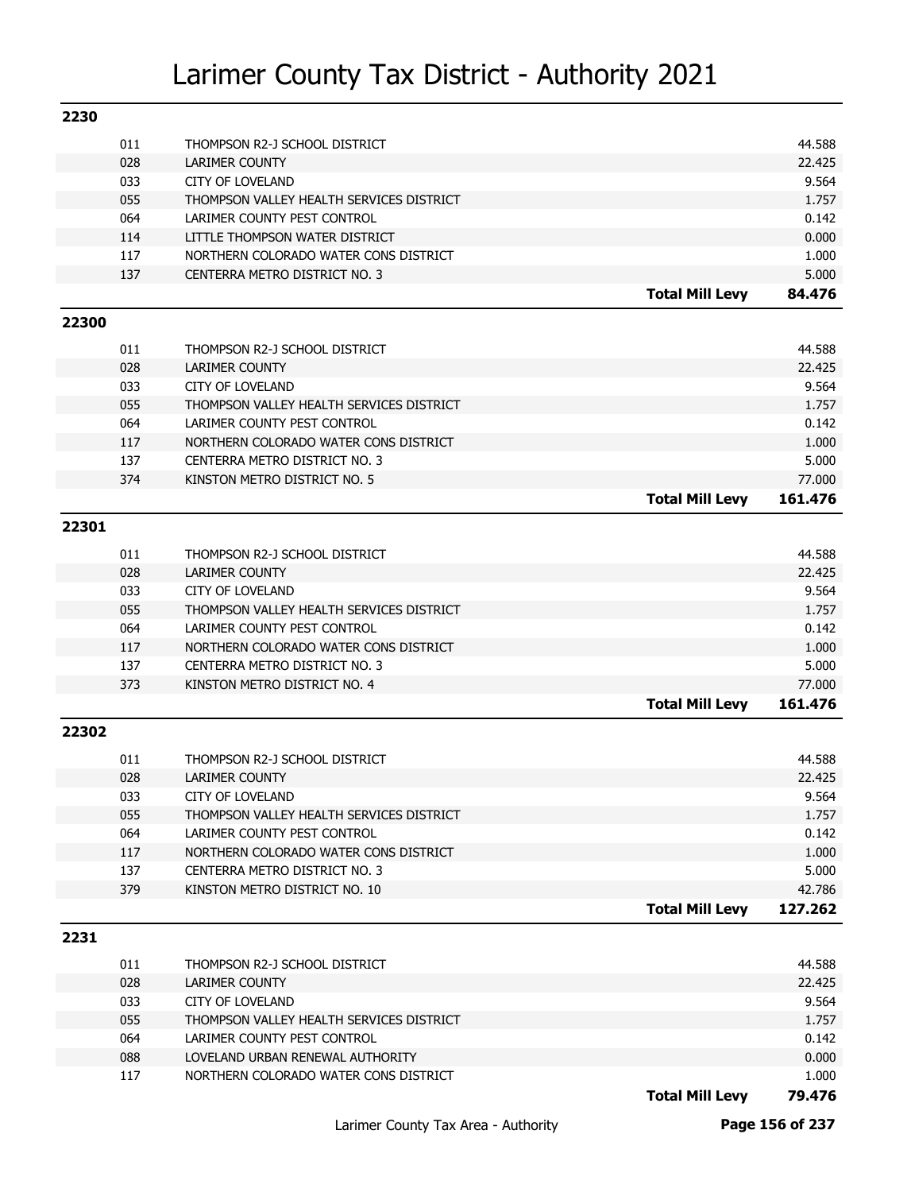# Larimer County Tax District - Authority 2021

## 2230

| Code | Authority | | Levy |
|---|---|---|---|
| 011 | THOMPSON R2-J SCHOOL DISTRICT | | 44.588 |
| 028 | LARIMER COUNTY | | 22.425 |
| 033 | CITY OF LOVELAND | | 9.564 |
| 055 | THOMPSON VALLEY HEALTH SERVICES DISTRICT | | 1.757 |
| 064 | LARIMER COUNTY PEST CONTROL | | 0.142 |
| 114 | LITTLE THOMPSON WATER DISTRICT | | 0.000 |
| 117 | NORTHERN COLORADO WATER CONS DISTRICT | | 1.000 |
| 137 | CENTERRA METRO DISTRICT NO. 3 | | 5.000 |
| | | **Total Mill Levy** | **84.476** |

## 22300

| Code | Authority | | Levy |
|---|---|---|---|
| 011 | THOMPSON R2-J SCHOOL DISTRICT | | 44.588 |
| 028 | LARIMER COUNTY | | 22.425 |
| 033 | CITY OF LOVELAND | | 9.564 |
| 055 | THOMPSON VALLEY HEALTH SERVICES DISTRICT | | 1.757 |
| 064 | LARIMER COUNTY PEST CONTROL | | 0.142 |
| 117 | NORTHERN COLORADO WATER CONS DISTRICT | | 1.000 |
| 137 | CENTERRA METRO DISTRICT NO. 3 | | 5.000 |
| 374 | KINSTON METRO DISTRICT NO. 5 | | 77.000 |
| | | **Total Mill Levy** | **161.476** |

## 22301

| Code | Authority | | Levy |
|---|---|---|---|
| 011 | THOMPSON R2-J SCHOOL DISTRICT | | 44.588 |
| 028 | LARIMER COUNTY | | 22.425 |
| 033 | CITY OF LOVELAND | | 9.564 |
| 055 | THOMPSON VALLEY HEALTH SERVICES DISTRICT | | 1.757 |
| 064 | LARIMER COUNTY PEST CONTROL | | 0.142 |
| 117 | NORTHERN COLORADO WATER CONS DISTRICT | | 1.000 |
| 137 | CENTERRA METRO DISTRICT NO. 3 | | 5.000 |
| 373 | KINSTON METRO DISTRICT NO. 4 | | 77.000 |
| | | **Total Mill Levy** | **161.476** |

## 22302

| Code | Authority | | Levy |
|---|---|---|---|
| 011 | THOMPSON R2-J SCHOOL DISTRICT | | 44.588 |
| 028 | LARIMER COUNTY | | 22.425 |
| 033 | CITY OF LOVELAND | | 9.564 |
| 055 | THOMPSON VALLEY HEALTH SERVICES DISTRICT | | 1.757 |
| 064 | LARIMER COUNTY PEST CONTROL | | 0.142 |
| 117 | NORTHERN COLORADO WATER CONS DISTRICT | | 1.000 |
| 137 | CENTERRA METRO DISTRICT NO. 3 | | 5.000 |
| 379 | KINSTON METRO DISTRICT NO. 10 | | 42.786 |
| | | **Total Mill Levy** | **127.262** |

## 2231

| Code | Authority | | Levy |
|---|---|---|---|
| 011 | THOMPSON R2-J SCHOOL DISTRICT | | 44.588 |
| 028 | LARIMER COUNTY | | 22.425 |
| 033 | CITY OF LOVELAND | | 9.564 |
| 055 | THOMPSON VALLEY HEALTH SERVICES DISTRICT | | 1.757 |
| 064 | LARIMER COUNTY PEST CONTROL | | 0.142 |
| 088 | LOVELAND URBAN RENEWAL AUTHORITY | | 0.000 |
| 117 | NORTHERN COLORADO WATER CONS DISTRICT | | 1.000 |
| | | **Total Mill Levy** | **79.476** |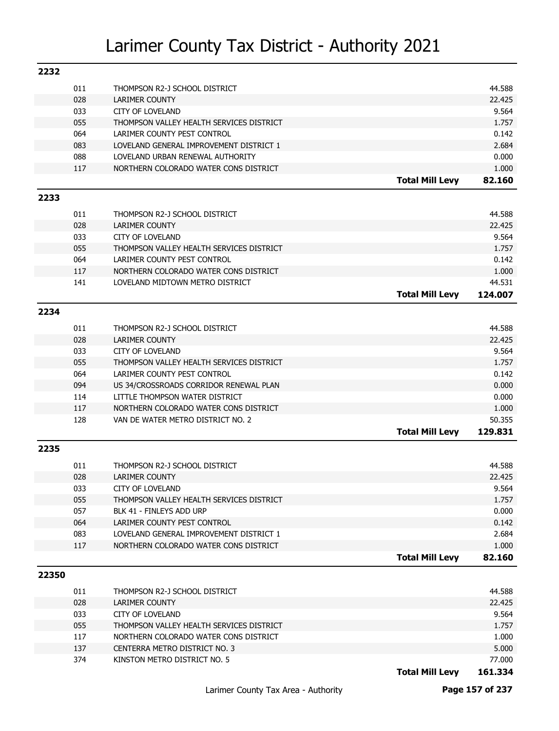# Larimer County Tax District - Authority 2021

## 2232

| Code | Authority | | Levy |
|---|---|---|---|
| 011 | THOMPSON R2-J SCHOOL DISTRICT | | 44.588 |
| 028 | LARIMER COUNTY | | 22.425 |
| 033 | CITY OF LOVELAND | | 9.564 |
| 055 | THOMPSON VALLEY HEALTH SERVICES DISTRICT | | 1.757 |
| 064 | LARIMER COUNTY PEST CONTROL | | 0.142 |
| 083 | LOVELAND GENERAL IMPROVEMENT DISTRICT 1 | | 2.684 |
| 088 | LOVELAND URBAN RENEWAL AUTHORITY | | 0.000 |
| 117 | NORTHERN COLORADO WATER CONS DISTRICT | | 1.000 |
| | | **Total Mill Levy** | **82.160** |

## 2233

| Code | Authority | | Levy |
|---|---|---|---|
| 011 | THOMPSON R2-J SCHOOL DISTRICT | | 44.588 |
| 028 | LARIMER COUNTY | | 22.425 |
| 033 | CITY OF LOVELAND | | 9.564 |
| 055 | THOMPSON VALLEY HEALTH SERVICES DISTRICT | | 1.757 |
| 064 | LARIMER COUNTY PEST CONTROL | | 0.142 |
| 117 | NORTHERN COLORADO WATER CONS DISTRICT | | 1.000 |
| 141 | LOVELAND MIDTOWN METRO DISTRICT | | 44.531 |
| | | **Total Mill Levy** | **124.007** |

## 2234

| Code | Authority | | Levy |
|---|---|---|---|
| 011 | THOMPSON R2-J SCHOOL DISTRICT | | 44.588 |
| 028 | LARIMER COUNTY | | 22.425 |
| 033 | CITY OF LOVELAND | | 9.564 |
| 055 | THOMPSON VALLEY HEALTH SERVICES DISTRICT | | 1.757 |
| 064 | LARIMER COUNTY PEST CONTROL | | 0.142 |
| 094 | US 34/CROSSROADS CORRIDOR RENEWAL PLAN | | 0.000 |
| 114 | LITTLE THOMPSON WATER DISTRICT | | 0.000 |
| 117 | NORTHERN COLORADO WATER CONS DISTRICT | | 1.000 |
| 128 | VAN DE WATER METRO DISTRICT NO. 2 | | 50.355 |
| | | **Total Mill Levy** | **129.831** |

## 2235

| Code | Authority | | Levy |
|---|---|---|---|
| 011 | THOMPSON R2-J SCHOOL DISTRICT | | 44.588 |
| 028 | LARIMER COUNTY | | 22.425 |
| 033 | CITY OF LOVELAND | | 9.564 |
| 055 | THOMPSON VALLEY HEALTH SERVICES DISTRICT | | 1.757 |
| 057 | BLK 41 - FINLEYS ADD URP | | 0.000 |
| 064 | LARIMER COUNTY PEST CONTROL | | 0.142 |
| 083 | LOVELAND GENERAL IMPROVEMENT DISTRICT 1 | | 2.684 |
| 117 | NORTHERN COLORADO WATER CONS DISTRICT | | 1.000 |
| | | **Total Mill Levy** | **82.160** |

## 22350

| Code | Authority | | Levy |
|---|---|---|---|
| 011 | THOMPSON R2-J SCHOOL DISTRICT | | 44.588 |
| 028 | LARIMER COUNTY | | 22.425 |
| 033 | CITY OF LOVELAND | | 9.564 |
| 055 | THOMPSON VALLEY HEALTH SERVICES DISTRICT | | 1.757 |
| 117 | NORTHERN COLORADO WATER CONS DISTRICT | | 1.000 |
| 137 | CENTERRA METRO DISTRICT NO. 3 | | 5.000 |
| 374 | KINSTON METRO DISTRICT NO. 5 | | 77.000 |
| | | **Total Mill Levy** | **161.334** |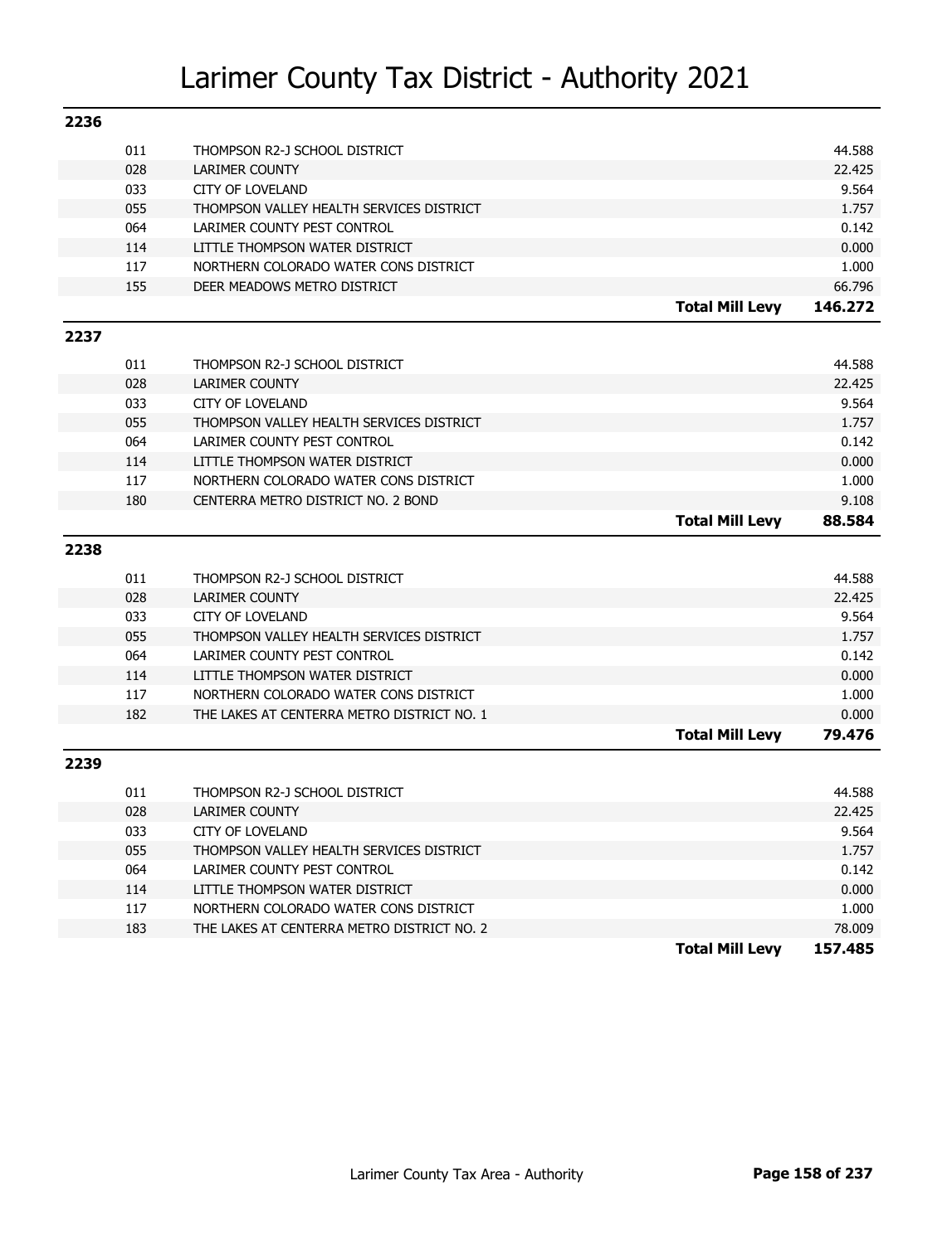# Larimer County Tax District - Authority 2021

## 2236

| Code | Authority | | Levy |
|---|---|---|---|
| 011 | THOMPSON R2-J SCHOOL DISTRICT | | 44.588 |
| 028 | LARIMER COUNTY | | 22.425 |
| 033 | CITY OF LOVELAND | | 9.564 |
| 055 | THOMPSON VALLEY HEALTH SERVICES DISTRICT | | 1.757 |
| 064 | LARIMER COUNTY PEST CONTROL | | 0.142 |
| 114 | LITTLE THOMPSON WATER DISTRICT | | 0.000 |
| 117 | NORTHERN COLORADO WATER CONS DISTRICT | | 1.000 |
| 155 | DEER MEADOWS METRO DISTRICT | | 66.796 |
| | | **Total Mill Levy** | **146.272** |

## 2237

| Code | Authority | | Levy |
|---|---|---|---|
| 011 | THOMPSON R2-J SCHOOL DISTRICT | | 44.588 |
| 028 | LARIMER COUNTY | | 22.425 |
| 033 | CITY OF LOVELAND | | 9.564 |
| 055 | THOMPSON VALLEY HEALTH SERVICES DISTRICT | | 1.757 |
| 064 | LARIMER COUNTY PEST CONTROL | | 0.142 |
| 114 | LITTLE THOMPSON WATER DISTRICT | | 0.000 |
| 117 | NORTHERN COLORADO WATER CONS DISTRICT | | 1.000 |
| 180 | CENTERRA METRO DISTRICT NO. 2 BOND | | 9.108 |
| | | **Total Mill Levy** | **88.584** |

## 2238

| Code | Authority | | Levy |
|---|---|---|---|
| 011 | THOMPSON R2-J SCHOOL DISTRICT | | 44.588 |
| 028 | LARIMER COUNTY | | 22.425 |
| 033 | CITY OF LOVELAND | | 9.564 |
| 055 | THOMPSON VALLEY HEALTH SERVICES DISTRICT | | 1.757 |
| 064 | LARIMER COUNTY PEST CONTROL | | 0.142 |
| 114 | LITTLE THOMPSON WATER DISTRICT | | 0.000 |
| 117 | NORTHERN COLORADO WATER CONS DISTRICT | | 1.000 |
| 182 | THE LAKES AT CENTERRA METRO DISTRICT NO. 1 | | 0.000 |
| | | **Total Mill Levy** | **79.476** |

## 2239

| Code | Authority | | Levy |
|---|---|---|---|
| 011 | THOMPSON R2-J SCHOOL DISTRICT | | 44.588 |
| 028 | LARIMER COUNTY | | 22.425 |
| 033 | CITY OF LOVELAND | | 9.564 |
| 055 | THOMPSON VALLEY HEALTH SERVICES DISTRICT | | 1.757 |
| 064 | LARIMER COUNTY PEST CONTROL | | 0.142 |
| 114 | LITTLE THOMPSON WATER DISTRICT | | 0.000 |
| 117 | NORTHERN COLORADO WATER CONS DISTRICT | | 1.000 |
| 183 | THE LAKES AT CENTERRA METRO DISTRICT NO. 2 | | 78.009 |
| | | **Total Mill Levy** | **157.485** |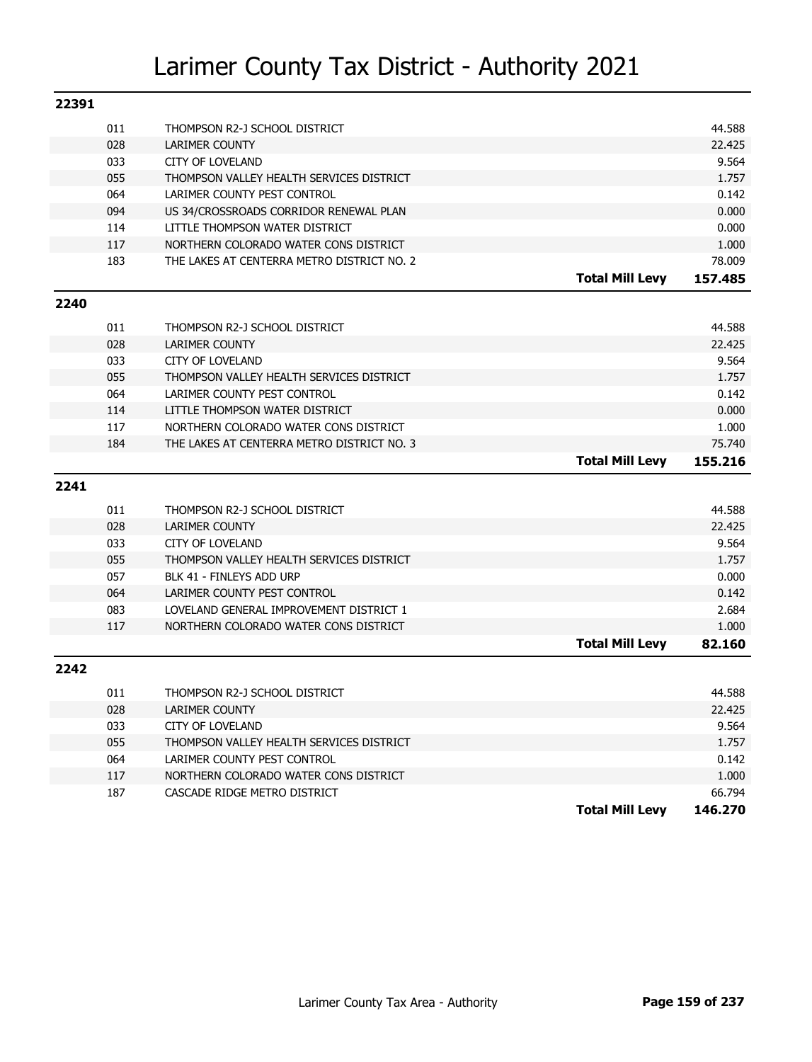# Larimer County Tax District - Authority 2021

## 22391

| Code | Authority | | Levy |
|---|---|---|---|
| 011 | THOMPSON R2-J SCHOOL DISTRICT | | 44.588 |
| 028 | LARIMER COUNTY | | 22.425 |
| 033 | CITY OF LOVELAND | | 9.564 |
| 055 | THOMPSON VALLEY HEALTH SERVICES DISTRICT | | 1.757 |
| 064 | LARIMER COUNTY PEST CONTROL | | 0.142 |
| 094 | US 34/CROSSROADS CORRIDOR RENEWAL PLAN | | 0.000 |
| 114 | LITTLE THOMPSON WATER DISTRICT | | 0.000 |
| 117 | NORTHERN COLORADO WATER CONS DISTRICT | | 1.000 |
| 183 | THE LAKES AT CENTERRA METRO DISTRICT NO. 2 | | 78.009 |
| | | **Total Mill Levy** | **157.485** |

## 2240

| Code | Authority | | Levy |
|---|---|---|---|
| 011 | THOMPSON R2-J SCHOOL DISTRICT | | 44.588 |
| 028 | LARIMER COUNTY | | 22.425 |
| 033 | CITY OF LOVELAND | | 9.564 |
| 055 | THOMPSON VALLEY HEALTH SERVICES DISTRICT | | 1.757 |
| 064 | LARIMER COUNTY PEST CONTROL | | 0.142 |
| 114 | LITTLE THOMPSON WATER DISTRICT | | 0.000 |
| 117 | NORTHERN COLORADO WATER CONS DISTRICT | | 1.000 |
| 184 | THE LAKES AT CENTERRA METRO DISTRICT NO. 3 | | 75.740 |
| | | **Total Mill Levy** | **155.216** |

## 2241

| Code | Authority | | Levy |
|---|---|---|---|
| 011 | THOMPSON R2-J SCHOOL DISTRICT | | 44.588 |
| 028 | LARIMER COUNTY | | 22.425 |
| 033 | CITY OF LOVELAND | | 9.564 |
| 055 | THOMPSON VALLEY HEALTH SERVICES DISTRICT | | 1.757 |
| 057 | BLK 41 - FINLEYS ADD URP | | 0.000 |
| 064 | LARIMER COUNTY PEST CONTROL | | 0.142 |
| 083 | LOVELAND GENERAL IMPROVEMENT DISTRICT 1 | | 2.684 |
| 117 | NORTHERN COLORADO WATER CONS DISTRICT | | 1.000 |
| | | **Total Mill Levy** | **82.160** |

## 2242

| Code | Authority | | Levy |
|---|---|---|---|
| 011 | THOMPSON R2-J SCHOOL DISTRICT | | 44.588 |
| 028 | LARIMER COUNTY | | 22.425 |
| 033 | CITY OF LOVELAND | | 9.564 |
| 055 | THOMPSON VALLEY HEALTH SERVICES DISTRICT | | 1.757 |
| 064 | LARIMER COUNTY PEST CONTROL | | 0.142 |
| 117 | NORTHERN COLORADO WATER CONS DISTRICT | | 1.000 |
| 187 | CASCADE RIDGE METRO DISTRICT | | 66.794 |
| | | **Total Mill Levy** | **146.270** |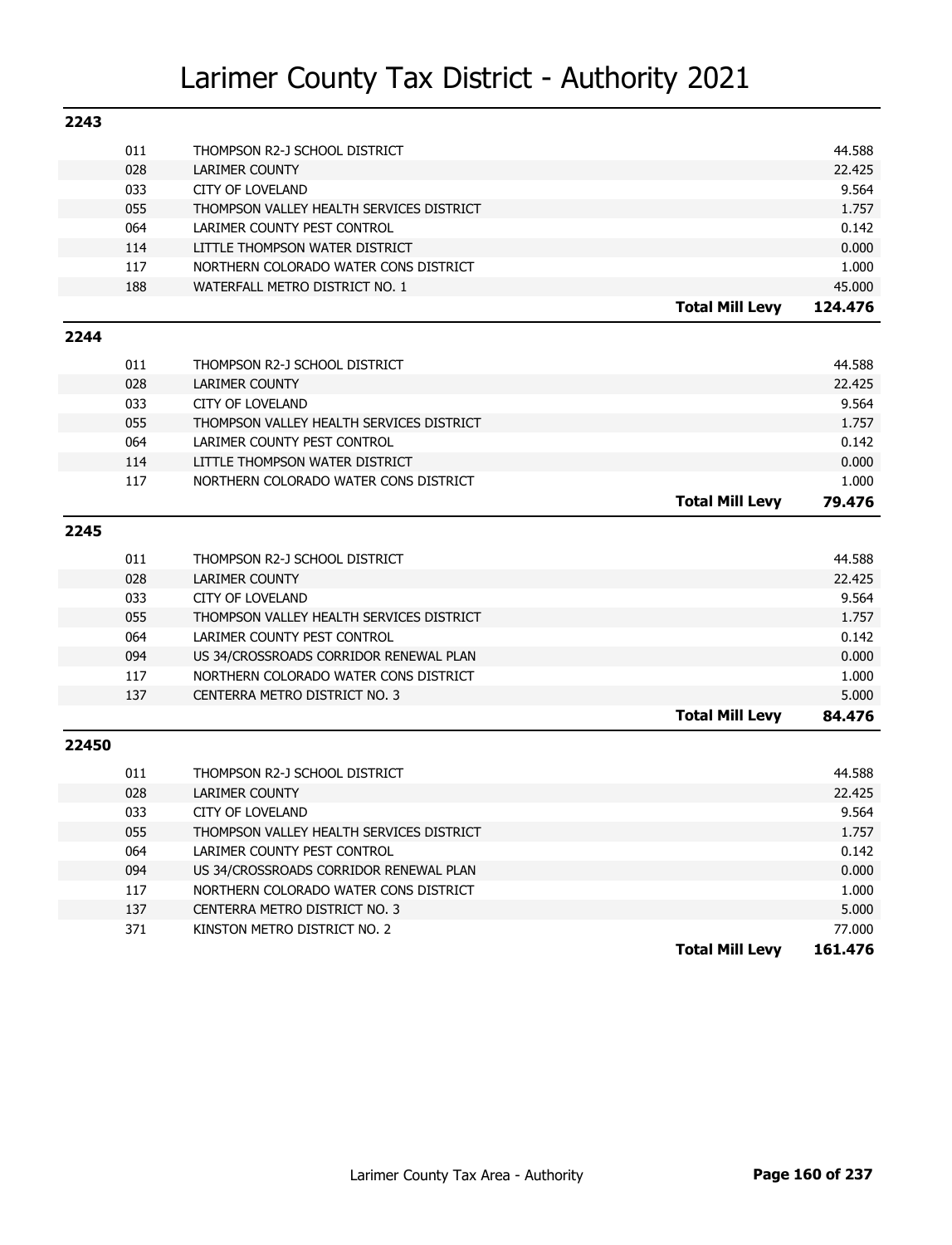# Larimer County Tax District - Authority 2021

## 2243

| Code | Authority | | Levy |
|---|---|---|---|
| 011 | THOMPSON R2-J SCHOOL DISTRICT | | 44.588 |
| 028 | LARIMER COUNTY | | 22.425 |
| 033 | CITY OF LOVELAND | | 9.564 |
| 055 | THOMPSON VALLEY HEALTH SERVICES DISTRICT | | 1.757 |
| 064 | LARIMER COUNTY PEST CONTROL | | 0.142 |
| 114 | LITTLE THOMPSON WATER DISTRICT | | 0.000 |
| 117 | NORTHERN COLORADO WATER CONS DISTRICT | | 1.000 |
| 188 | WATERFALL METRO DISTRICT NO. 1 | | 45.000 |
| | | **Total Mill Levy** | **124.476** |

## 2244

| Code | Authority | | Levy |
|---|---|---|---|
| 011 | THOMPSON R2-J SCHOOL DISTRICT | | 44.588 |
| 028 | LARIMER COUNTY | | 22.425 |
| 033 | CITY OF LOVELAND | | 9.564 |
| 055 | THOMPSON VALLEY HEALTH SERVICES DISTRICT | | 1.757 |
| 064 | LARIMER COUNTY PEST CONTROL | | 0.142 |
| 114 | LITTLE THOMPSON WATER DISTRICT | | 0.000 |
| 117 | NORTHERN COLORADO WATER CONS DISTRICT | | 1.000 |
| | | **Total Mill Levy** | **79.476** |

## 2245

| Code | Authority | | Levy |
|---|---|---|---|
| 011 | THOMPSON R2-J SCHOOL DISTRICT | | 44.588 |
| 028 | LARIMER COUNTY | | 22.425 |
| 033 | CITY OF LOVELAND | | 9.564 |
| 055 | THOMPSON VALLEY HEALTH SERVICES DISTRICT | | 1.757 |
| 064 | LARIMER COUNTY PEST CONTROL | | 0.142 |
| 094 | US 34/CROSSROADS CORRIDOR RENEWAL PLAN | | 0.000 |
| 117 | NORTHERN COLORADO WATER CONS DISTRICT | | 1.000 |
| 137 | CENTERRA METRO DISTRICT NO. 3 | | 5.000 |
| | | **Total Mill Levy** | **84.476** |

## 22450

| Code | Authority | | Levy |
|---|---|---|---|
| 011 | THOMPSON R2-J SCHOOL DISTRICT | | 44.588 |
| 028 | LARIMER COUNTY | | 22.425 |
| 033 | CITY OF LOVELAND | | 9.564 |
| 055 | THOMPSON VALLEY HEALTH SERVICES DISTRICT | | 1.757 |
| 064 | LARIMER COUNTY PEST CONTROL | | 0.142 |
| 094 | US 34/CROSSROADS CORRIDOR RENEWAL PLAN | | 0.000 |
| 117 | NORTHERN COLORADO WATER CONS DISTRICT | | 1.000 |
| 137 | CENTERRA METRO DISTRICT NO. 3 | | 5.000 |
| 371 | KINSTON METRO DISTRICT NO. 2 | | 77.000 |
| | | **Total Mill Levy** | **161.476** |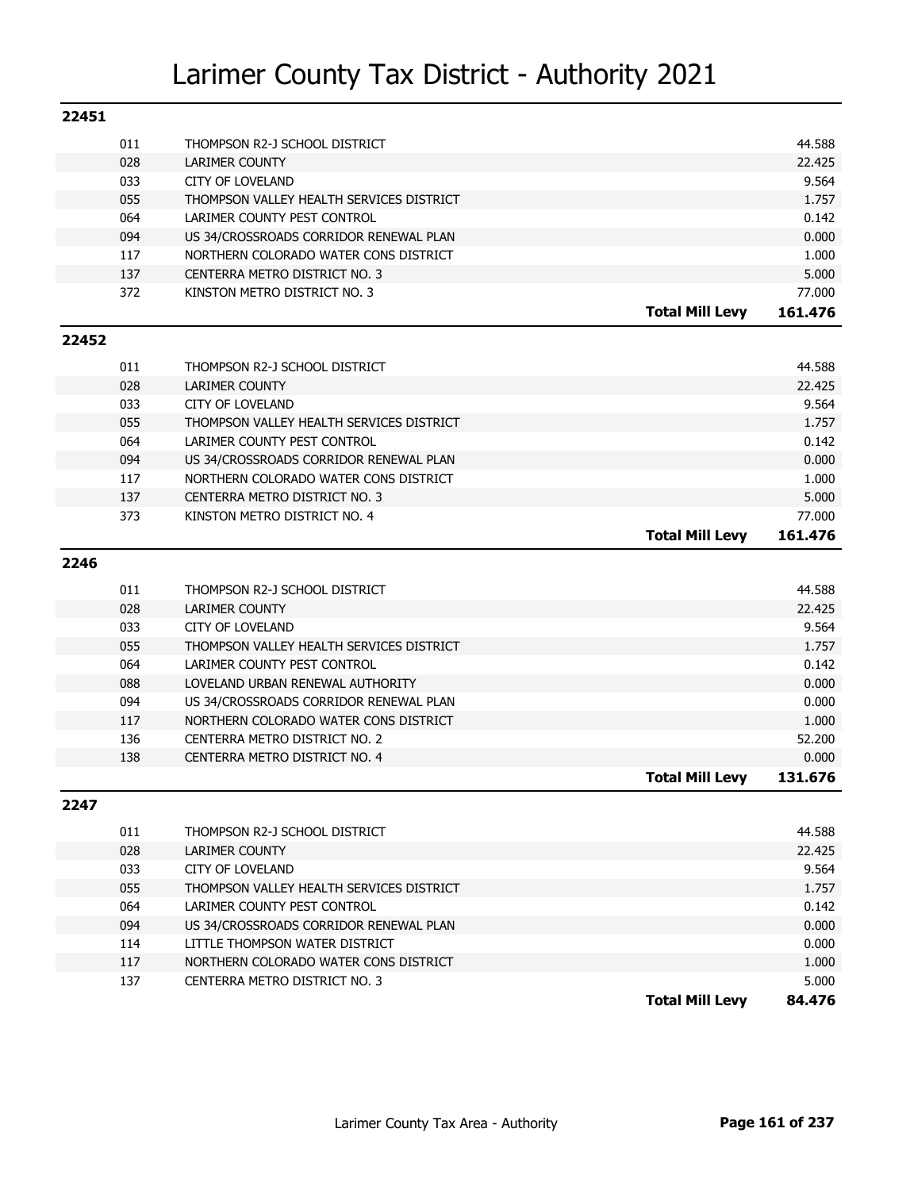# Larimer County Tax District - Authority 2021

## 22451

| Code | Authority | | Mill Levy |
|---|---|---|---|
| 011 | THOMPSON R2-J SCHOOL DISTRICT | | 44.588 |
| 028 | LARIMER COUNTY | | 22.425 |
| 033 | CITY OF LOVELAND | | 9.564 |
| 055 | THOMPSON VALLEY HEALTH SERVICES DISTRICT | | 1.757 |
| 064 | LARIMER COUNTY PEST CONTROL | | 0.142 |
| 094 | US 34/CROSSROADS CORRIDOR RENEWAL PLAN | | 0.000 |
| 117 | NORTHERN COLORADO WATER CONS DISTRICT | | 1.000 |
| 137 | CENTERRA METRO DISTRICT NO. 3 | | 5.000 |
| 372 | KINSTON METRO DISTRICT NO. 3 | | 77.000 |
| | | **Total Mill Levy** | **161.476** |

## 22452

| Code | Authority | | Mill Levy |
|---|---|---|---|
| 011 | THOMPSON R2-J SCHOOL DISTRICT | | 44.588 |
| 028 | LARIMER COUNTY | | 22.425 |
| 033 | CITY OF LOVELAND | | 9.564 |
| 055 | THOMPSON VALLEY HEALTH SERVICES DISTRICT | | 1.757 |
| 064 | LARIMER COUNTY PEST CONTROL | | 0.142 |
| 094 | US 34/CROSSROADS CORRIDOR RENEWAL PLAN | | 0.000 |
| 117 | NORTHERN COLORADO WATER CONS DISTRICT | | 1.000 |
| 137 | CENTERRA METRO DISTRICT NO. 3 | | 5.000 |
| 373 | KINSTON METRO DISTRICT NO. 4 | | 77.000 |
| | | **Total Mill Levy** | **161.476** |

## 2246

| Code | Authority | | Mill Levy |
|---|---|---|---|
| 011 | THOMPSON R2-J SCHOOL DISTRICT | | 44.588 |
| 028 | LARIMER COUNTY | | 22.425 |
| 033 | CITY OF LOVELAND | | 9.564 |
| 055 | THOMPSON VALLEY HEALTH SERVICES DISTRICT | | 1.757 |
| 064 | LARIMER COUNTY PEST CONTROL | | 0.142 |
| 088 | LOVELAND URBAN RENEWAL AUTHORITY | | 0.000 |
| 094 | US 34/CROSSROADS CORRIDOR RENEWAL PLAN | | 0.000 |
| 117 | NORTHERN COLORADO WATER CONS DISTRICT | | 1.000 |
| 136 | CENTERRA METRO DISTRICT NO. 2 | | 52.200 |
| 138 | CENTERRA METRO DISTRICT NO. 4 | | 0.000 |
| | | **Total Mill Levy** | **131.676** |

## 2247

| Code | Authority | | Mill Levy |
|---|---|---|---|
| 011 | THOMPSON R2-J SCHOOL DISTRICT | | 44.588 |
| 028 | LARIMER COUNTY | | 22.425 |
| 033 | CITY OF LOVELAND | | 9.564 |
| 055 | THOMPSON VALLEY HEALTH SERVICES DISTRICT | | 1.757 |
| 064 | LARIMER COUNTY PEST CONTROL | | 0.142 |
| 094 | US 34/CROSSROADS CORRIDOR RENEWAL PLAN | | 0.000 |
| 114 | LITTLE THOMPSON WATER DISTRICT | | 0.000 |
| 117 | NORTHERN COLORADO WATER CONS DISTRICT | | 1.000 |
| 137 | CENTERRA METRO DISTRICT NO. 3 | | 5.000 |
| | | **Total Mill Levy** | **84.476** |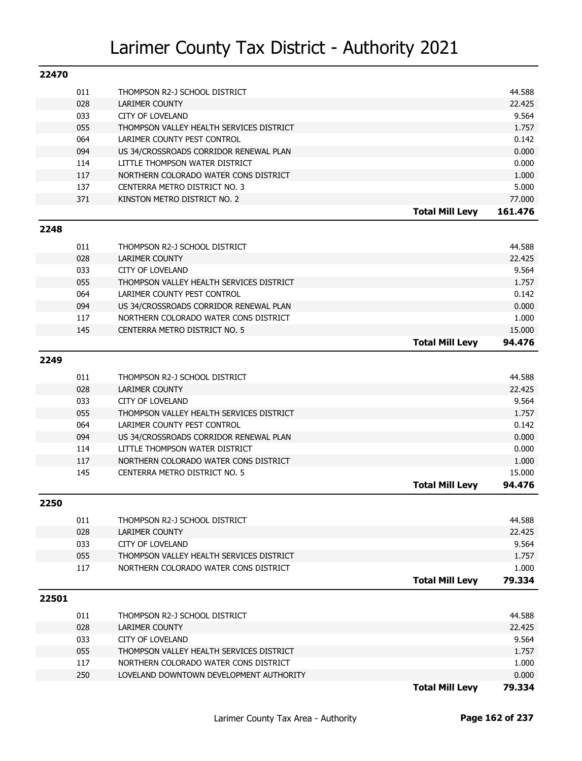# Larimer County Tax District - Authority 2021

## 22470

| Code | Authority | | Levy |
|---|---|---|---|
| 011 | THOMPSON R2-J SCHOOL DISTRICT | | 44.588 |
| 028 | LARIMER COUNTY | | 22.425 |
| 033 | CITY OF LOVELAND | | 9.564 |
| 055 | THOMPSON VALLEY HEALTH SERVICES DISTRICT | | 1.757 |
| 064 | LARIMER COUNTY PEST CONTROL | | 0.142 |
| 094 | US 34/CROSSROADS CORRIDOR RENEWAL PLAN | | 0.000 |
| 114 | LITTLE THOMPSON WATER DISTRICT | | 0.000 |
| 117 | NORTHERN COLORADO WATER CONS DISTRICT | | 1.000 |
| 137 | CENTERRA METRO DISTRICT NO. 3 | | 5.000 |
| 371 | KINSTON METRO DISTRICT NO. 2 | | 77.000 |
| | | **Total Mill Levy** | **161.476** |

## 2248

| Code | Authority | | Levy |
|---|---|---|---|
| 011 | THOMPSON R2-J SCHOOL DISTRICT | | 44.588 |
| 028 | LARIMER COUNTY | | 22.425 |
| 033 | CITY OF LOVELAND | | 9.564 |
| 055 | THOMPSON VALLEY HEALTH SERVICES DISTRICT | | 1.757 |
| 064 | LARIMER COUNTY PEST CONTROL | | 0.142 |
| 094 | US 34/CROSSROADS CORRIDOR RENEWAL PLAN | | 0.000 |
| 117 | NORTHERN COLORADO WATER CONS DISTRICT | | 1.000 |
| 145 | CENTERRA METRO DISTRICT NO. 5 | | 15.000 |
| | | **Total Mill Levy** | **94.476** |

## 2249

| Code | Authority | | Levy |
|---|---|---|---|
| 011 | THOMPSON R2-J SCHOOL DISTRICT | | 44.588 |
| 028 | LARIMER COUNTY | | 22.425 |
| 033 | CITY OF LOVELAND | | 9.564 |
| 055 | THOMPSON VALLEY HEALTH SERVICES DISTRICT | | 1.757 |
| 064 | LARIMER COUNTY PEST CONTROL | | 0.142 |
| 094 | US 34/CROSSROADS CORRIDOR RENEWAL PLAN | | 0.000 |
| 114 | LITTLE THOMPSON WATER DISTRICT | | 0.000 |
| 117 | NORTHERN COLORADO WATER CONS DISTRICT | | 1.000 |
| 145 | CENTERRA METRO DISTRICT NO. 5 | | 15.000 |
| | | **Total Mill Levy** | **94.476** |

## 2250

| Code | Authority | | Levy |
|---|---|---|---|
| 011 | THOMPSON R2-J SCHOOL DISTRICT | | 44.588 |
| 028 | LARIMER COUNTY | | 22.425 |
| 033 | CITY OF LOVELAND | | 9.564 |
| 055 | THOMPSON VALLEY HEALTH SERVICES DISTRICT | | 1.757 |
| 117 | NORTHERN COLORADO WATER CONS DISTRICT | | 1.000 |
| | | **Total Mill Levy** | **79.334** |

## 22501

| Code | Authority | | Levy |
|---|---|---|---|
| 011 | THOMPSON R2-J SCHOOL DISTRICT | | 44.588 |
| 028 | LARIMER COUNTY | | 22.425 |
| 033 | CITY OF LOVELAND | | 9.564 |
| 055 | THOMPSON VALLEY HEALTH SERVICES DISTRICT | | 1.757 |
| 117 | NORTHERN COLORADO WATER CONS DISTRICT | | 1.000 |
| 250 | LOVELAND DOWNTOWN DEVELOPMENT AUTHORITY | | 0.000 |
| | | **Total Mill Levy** | **79.334** |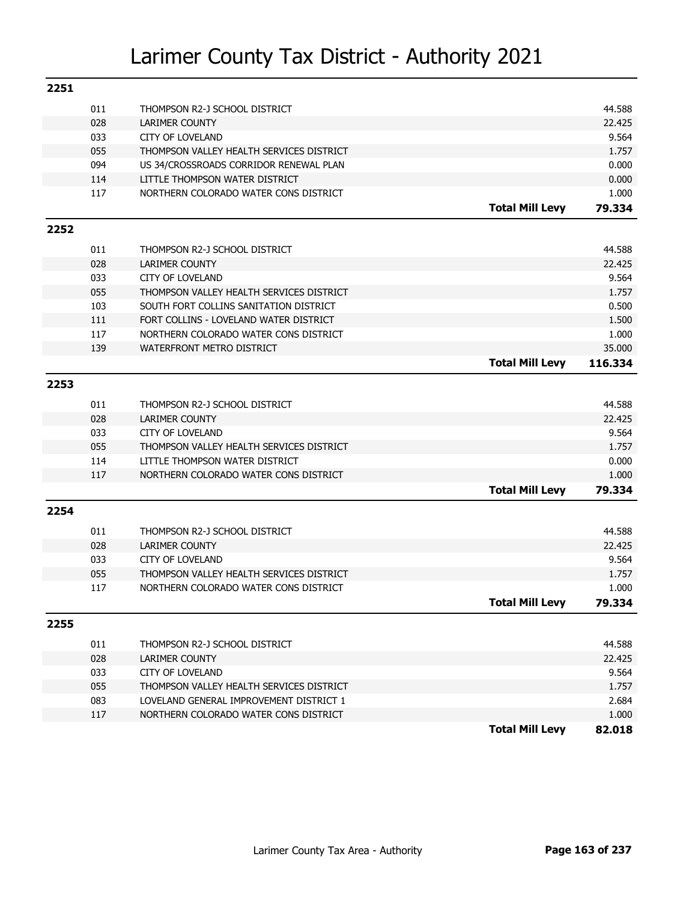# Larimer County Tax District - Authority 2021

## 2251

| | | |
|---|---|---|
| 011 | THOMPSON R2-J SCHOOL DISTRICT | 44.588 |
| 028 | LARIMER COUNTY | 22.425 |
| 033 | CITY OF LOVELAND | 9.564 |
| 055 | THOMPSON VALLEY HEALTH SERVICES DISTRICT | 1.757 |
| 094 | US 34/CROSSROADS CORRIDOR RENEWAL PLAN | 0.000 |
| 114 | LITTLE THOMPSON WATER DISTRICT | 0.000 |
| 117 | NORTHERN COLORADO WATER CONS DISTRICT | 1.000 |
| | **Total Mill Levy** | **79.334** |

## 2252

| | | |
|---|---|---|
| 011 | THOMPSON R2-J SCHOOL DISTRICT | 44.588 |
| 028 | LARIMER COUNTY | 22.425 |
| 033 | CITY OF LOVELAND | 9.564 |
| 055 | THOMPSON VALLEY HEALTH SERVICES DISTRICT | 1.757 |
| 103 | SOUTH FORT COLLINS SANITATION DISTRICT | 0.500 |
| 111 | FORT COLLINS - LOVELAND WATER DISTRICT | 1.500 |
| 117 | NORTHERN COLORADO WATER CONS DISTRICT | 1.000 |
| 139 | WATERFRONT METRO DISTRICT | 35.000 |
| | **Total Mill Levy** | **116.334** |

## 2253

| | | |
|---|---|---|
| 011 | THOMPSON R2-J SCHOOL DISTRICT | 44.588 |
| 028 | LARIMER COUNTY | 22.425 |
| 033 | CITY OF LOVELAND | 9.564 |
| 055 | THOMPSON VALLEY HEALTH SERVICES DISTRICT | 1.757 |
| 114 | LITTLE THOMPSON WATER DISTRICT | 0.000 |
| 117 | NORTHERN COLORADO WATER CONS DISTRICT | 1.000 |
| | **Total Mill Levy** | **79.334** |

## 2254

| | | |
|---|---|---|
| 011 | THOMPSON R2-J SCHOOL DISTRICT | 44.588 |
| 028 | LARIMER COUNTY | 22.425 |
| 033 | CITY OF LOVELAND | 9.564 |
| 055 | THOMPSON VALLEY HEALTH SERVICES DISTRICT | 1.757 |
| 117 | NORTHERN COLORADO WATER CONS DISTRICT | 1.000 |
| | **Total Mill Levy** | **79.334** |

## 2255

| | | |
|---|---|---|
| 011 | THOMPSON R2-J SCHOOL DISTRICT | 44.588 |
| 028 | LARIMER COUNTY | 22.425 |
| 033 | CITY OF LOVELAND | 9.564 |
| 055 | THOMPSON VALLEY HEALTH SERVICES DISTRICT | 1.757 |
| 083 | LOVELAND GENERAL IMPROVEMENT DISTRICT 1 | 2.684 |
| 117 | NORTHERN COLORADO WATER CONS DISTRICT | 1.000 |
| | **Total Mill Levy** | **82.018** |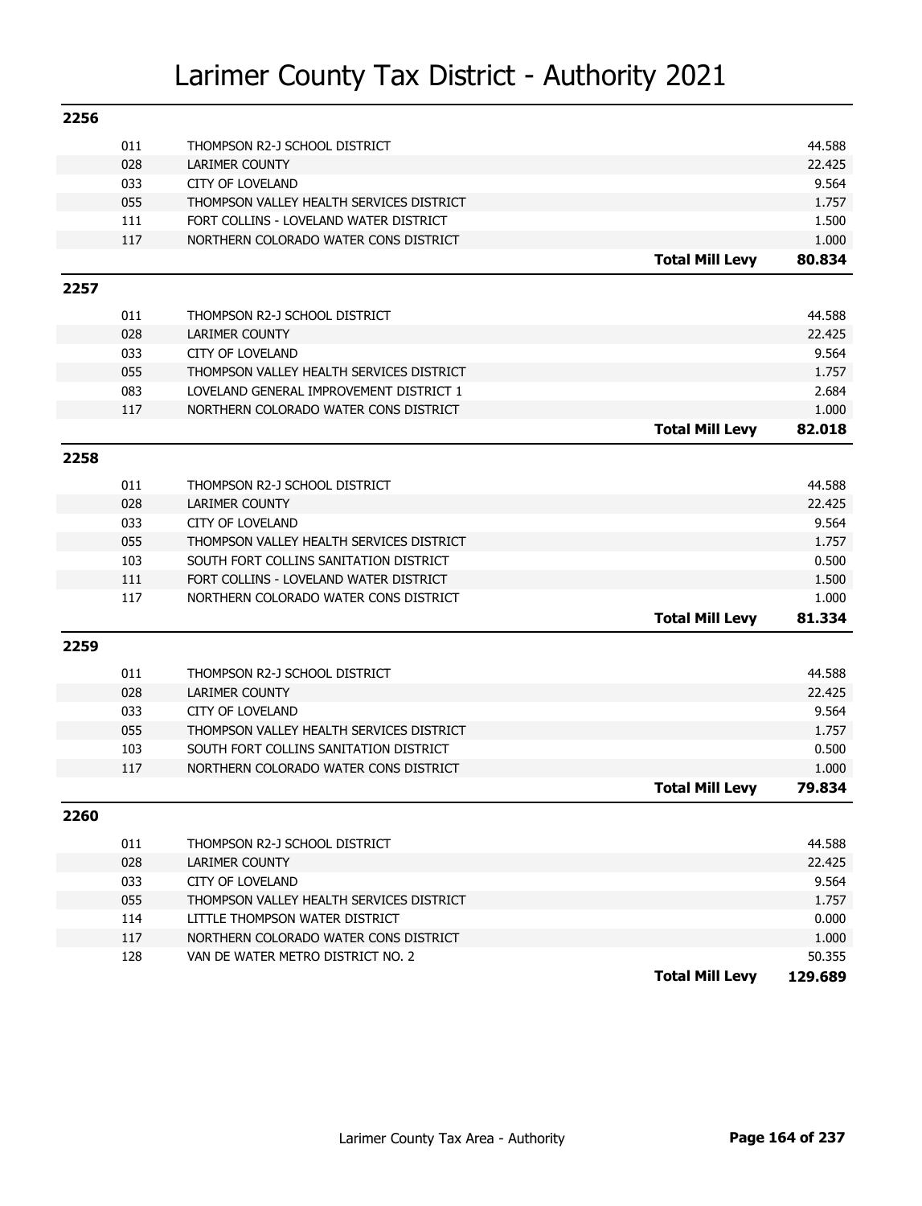# Larimer County Tax District - Authority 2021

## 2256

| Code | Authority | | Levy |
|---|---|---|---|
| 011 | THOMPSON R2-J SCHOOL DISTRICT | | 44.588 |
| 028 | LARIMER COUNTY | | 22.425 |
| 033 | CITY OF LOVELAND | | 9.564 |
| 055 | THOMPSON VALLEY HEALTH SERVICES DISTRICT | | 1.757 |
| 111 | FORT COLLINS - LOVELAND WATER DISTRICT | | 1.500 |
| 117 | NORTHERN COLORADO WATER CONS DISTRICT | | 1.000 |
| | | **Total Mill Levy** | **80.834** |

## 2257

| Code | Authority | | Levy |
|---|---|---|---|
| 011 | THOMPSON R2-J SCHOOL DISTRICT | | 44.588 |
| 028 | LARIMER COUNTY | | 22.425 |
| 033 | CITY OF LOVELAND | | 9.564 |
| 055 | THOMPSON VALLEY HEALTH SERVICES DISTRICT | | 1.757 |
| 083 | LOVELAND GENERAL IMPROVEMENT DISTRICT 1 | | 2.684 |
| 117 | NORTHERN COLORADO WATER CONS DISTRICT | | 1.000 |
| | | **Total Mill Levy** | **82.018** |

## 2258

| Code | Authority | | Levy |
|---|---|---|---|
| 011 | THOMPSON R2-J SCHOOL DISTRICT | | 44.588 |
| 028 | LARIMER COUNTY | | 22.425 |
| 033 | CITY OF LOVELAND | | 9.564 |
| 055 | THOMPSON VALLEY HEALTH SERVICES DISTRICT | | 1.757 |
| 103 | SOUTH FORT COLLINS SANITATION DISTRICT | | 0.500 |
| 111 | FORT COLLINS - LOVELAND WATER DISTRICT | | 1.500 |
| 117 | NORTHERN COLORADO WATER CONS DISTRICT | | 1.000 |
| | | **Total Mill Levy** | **81.334** |

## 2259

| Code | Authority | | Levy |
|---|---|---|---|
| 011 | THOMPSON R2-J SCHOOL DISTRICT | | 44.588 |
| 028 | LARIMER COUNTY | | 22.425 |
| 033 | CITY OF LOVELAND | | 9.564 |
| 055 | THOMPSON VALLEY HEALTH SERVICES DISTRICT | | 1.757 |
| 103 | SOUTH FORT COLLINS SANITATION DISTRICT | | 0.500 |
| 117 | NORTHERN COLORADO WATER CONS DISTRICT | | 1.000 |
| | | **Total Mill Levy** | **79.834** |

## 2260

| Code | Authority | | Levy |
|---|---|---|---|
| 011 | THOMPSON R2-J SCHOOL DISTRICT | | 44.588 |
| 028 | LARIMER COUNTY | | 22.425 |
| 033 | CITY OF LOVELAND | | 9.564 |
| 055 | THOMPSON VALLEY HEALTH SERVICES DISTRICT | | 1.757 |
| 114 | LITTLE THOMPSON WATER DISTRICT | | 0.000 |
| 117 | NORTHERN COLORADO WATER CONS DISTRICT | | 1.000 |
| 128 | VAN DE WATER METRO DISTRICT NO. 2 | | 50.355 |
| | | **Total Mill Levy** | **129.689** |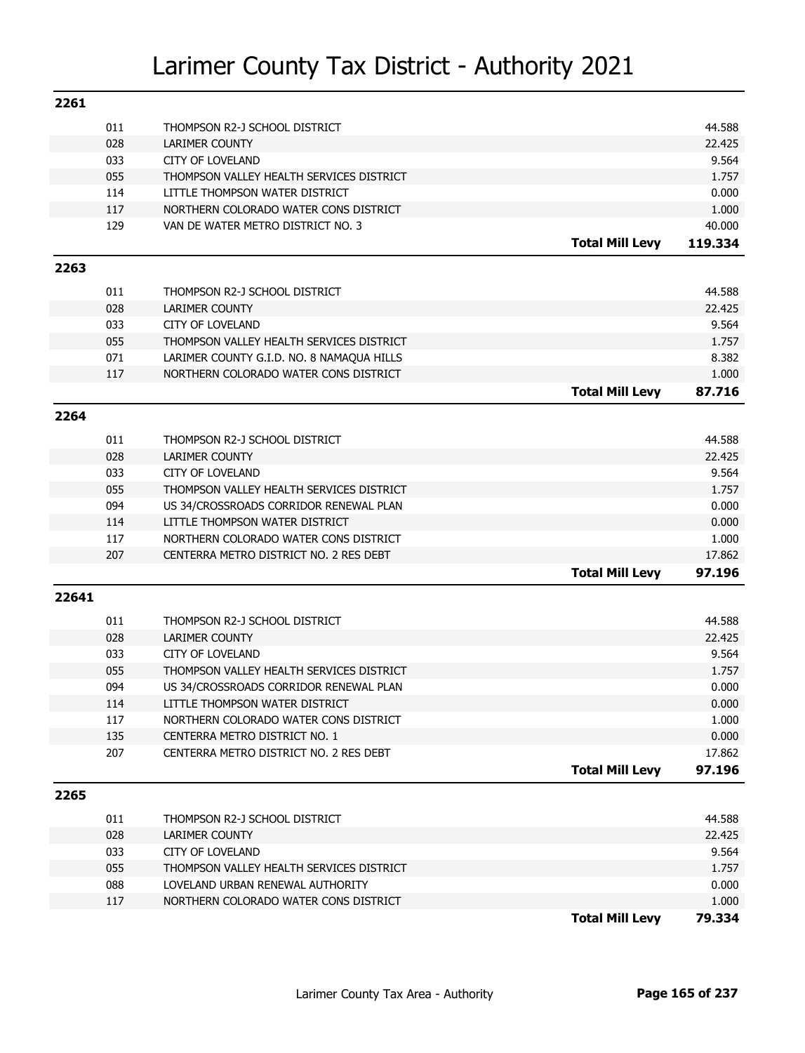# Larimer County Tax District - Authority 2021

## 2261

| | | |
|---|---|---|
| 011 | THOMPSON R2-J SCHOOL DISTRICT | 44.588 |
| 028 | LARIMER COUNTY | 22.425 |
| 033 | CITY OF LOVELAND | 9.564 |
| 055 | THOMPSON VALLEY HEALTH SERVICES DISTRICT | 1.757 |
| 114 | LITTLE THOMPSON WATER DISTRICT | 0.000 |
| 117 | NORTHERN COLORADO WATER CONS DISTRICT | 1.000 |
| 129 | VAN DE WATER METRO DISTRICT NO. 3 | 40.000 |
| | **Total Mill Levy** | **119.334** |

## 2263

| | | |
|---|---|---|
| 011 | THOMPSON R2-J SCHOOL DISTRICT | 44.588 |
| 028 | LARIMER COUNTY | 22.425 |
| 033 | CITY OF LOVELAND | 9.564 |
| 055 | THOMPSON VALLEY HEALTH SERVICES DISTRICT | 1.757 |
| 071 | LARIMER COUNTY G.I.D. NO. 8 NAMAQUA HILLS | 8.382 |
| 117 | NORTHERN COLORADO WATER CONS DISTRICT | 1.000 |
| | **Total Mill Levy** | **87.716** |

## 2264

| | | |
|---|---|---|
| 011 | THOMPSON R2-J SCHOOL DISTRICT | 44.588 |
| 028 | LARIMER COUNTY | 22.425 |
| 033 | CITY OF LOVELAND | 9.564 |
| 055 | THOMPSON VALLEY HEALTH SERVICES DISTRICT | 1.757 |
| 094 | US 34/CROSSROADS CORRIDOR RENEWAL PLAN | 0.000 |
| 114 | LITTLE THOMPSON WATER DISTRICT | 0.000 |
| 117 | NORTHERN COLORADO WATER CONS DISTRICT | 1.000 |
| 207 | CENTERRA METRO DISTRICT NO. 2 RES DEBT | 17.862 |
| | **Total Mill Levy** | **97.196** |

## 22641

| | | |
|---|---|---|
| 011 | THOMPSON R2-J SCHOOL DISTRICT | 44.588 |
| 028 | LARIMER COUNTY | 22.425 |
| 033 | CITY OF LOVELAND | 9.564 |
| 055 | THOMPSON VALLEY HEALTH SERVICES DISTRICT | 1.757 |
| 094 | US 34/CROSSROADS CORRIDOR RENEWAL PLAN | 0.000 |
| 114 | LITTLE THOMPSON WATER DISTRICT | 0.000 |
| 117 | NORTHERN COLORADO WATER CONS DISTRICT | 1.000 |
| 135 | CENTERRA METRO DISTRICT NO. 1 | 0.000 |
| 207 | CENTERRA METRO DISTRICT NO. 2 RES DEBT | 17.862 |
| | **Total Mill Levy** | **97.196** |

## 2265

| | | |
|---|---|---|
| 011 | THOMPSON R2-J SCHOOL DISTRICT | 44.588 |
| 028 | LARIMER COUNTY | 22.425 |
| 033 | CITY OF LOVELAND | 9.564 |
| 055 | THOMPSON VALLEY HEALTH SERVICES DISTRICT | 1.757 |
| 088 | LOVELAND URBAN RENEWAL AUTHORITY | 0.000 |
| 117 | NORTHERN COLORADO WATER CONS DISTRICT | 1.000 |
| | **Total Mill Levy** | **79.334** |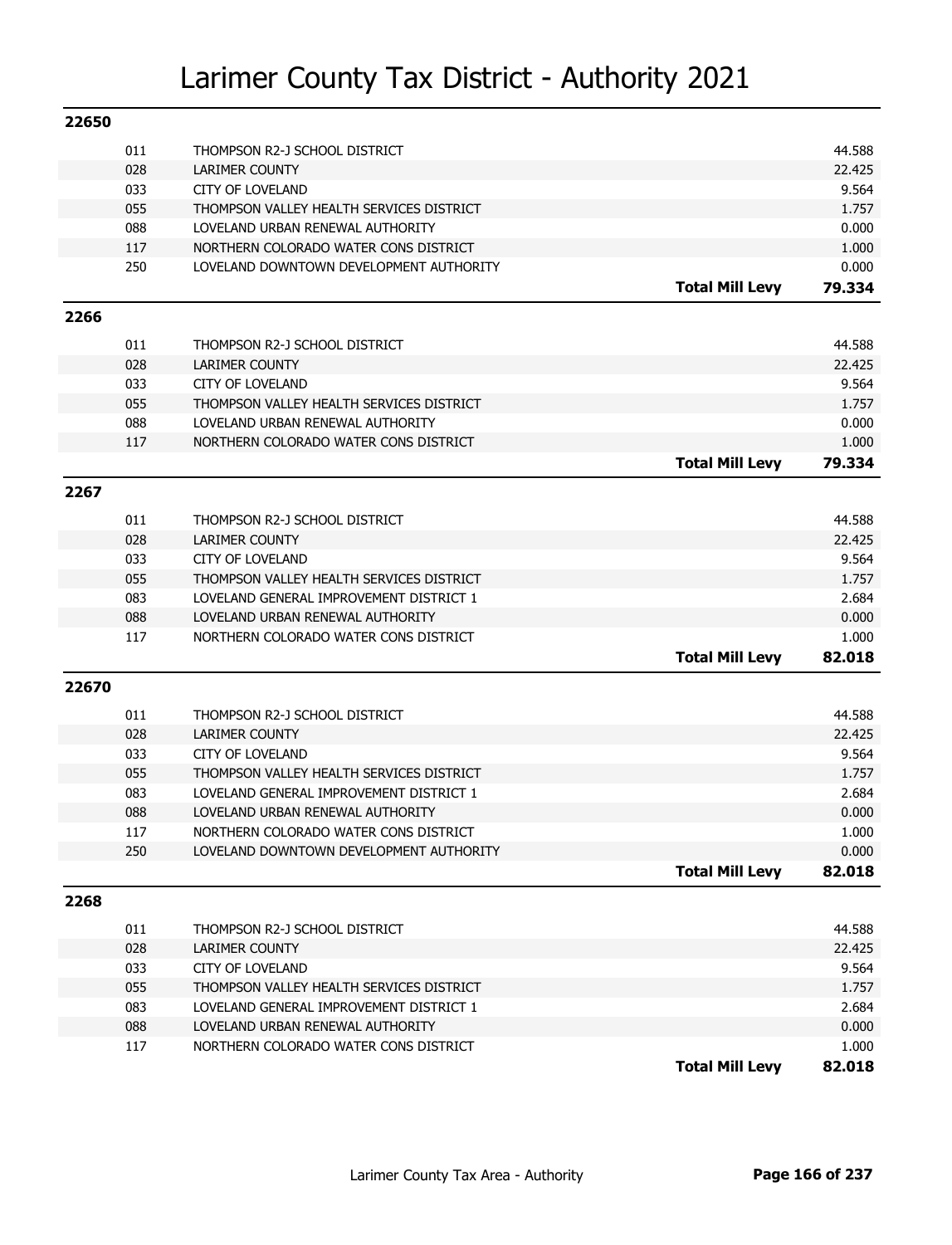# Larimer County Tax District - Authority 2021

## 22650

| Code | Authority | | Levy |
|---|---|---|---|
| 011 | THOMPSON R2-J SCHOOL DISTRICT | | 44.588 |
| 028 | LARIMER COUNTY | | 22.425 |
| 033 | CITY OF LOVELAND | | 9.564 |
| 055 | THOMPSON VALLEY HEALTH SERVICES DISTRICT | | 1.757 |
| 088 | LOVELAND URBAN RENEWAL AUTHORITY | | 0.000 |
| 117 | NORTHERN COLORADO WATER CONS DISTRICT | | 1.000 |
| 250 | LOVELAND DOWNTOWN DEVELOPMENT AUTHORITY | | 0.000 |
| | | **Total Mill Levy** | **79.334** |

## 2266

| Code | Authority | | Levy |
|---|---|---|---|
| 011 | THOMPSON R2-J SCHOOL DISTRICT | | 44.588 |
| 028 | LARIMER COUNTY | | 22.425 |
| 033 | CITY OF LOVELAND | | 9.564 |
| 055 | THOMPSON VALLEY HEALTH SERVICES DISTRICT | | 1.757 |
| 088 | LOVELAND URBAN RENEWAL AUTHORITY | | 0.000 |
| 117 | NORTHERN COLORADO WATER CONS DISTRICT | | 1.000 |
| | | **Total Mill Levy** | **79.334** |

## 2267

| Code | Authority | | Levy |
|---|---|---|---|
| 011 | THOMPSON R2-J SCHOOL DISTRICT | | 44.588 |
| 028 | LARIMER COUNTY | | 22.425 |
| 033 | CITY OF LOVELAND | | 9.564 |
| 055 | THOMPSON VALLEY HEALTH SERVICES DISTRICT | | 1.757 |
| 083 | LOVELAND GENERAL IMPROVEMENT DISTRICT 1 | | 2.684 |
| 088 | LOVELAND URBAN RENEWAL AUTHORITY | | 0.000 |
| 117 | NORTHERN COLORADO WATER CONS DISTRICT | | 1.000 |
| | | **Total Mill Levy** | **82.018** |

## 22670

| Code | Authority | | Levy |
|---|---|---|---|
| 011 | THOMPSON R2-J SCHOOL DISTRICT | | 44.588 |
| 028 | LARIMER COUNTY | | 22.425 |
| 033 | CITY OF LOVELAND | | 9.564 |
| 055 | THOMPSON VALLEY HEALTH SERVICES DISTRICT | | 1.757 |
| 083 | LOVELAND GENERAL IMPROVEMENT DISTRICT 1 | | 2.684 |
| 088 | LOVELAND URBAN RENEWAL AUTHORITY | | 0.000 |
| 117 | NORTHERN COLORADO WATER CONS DISTRICT | | 1.000 |
| 250 | LOVELAND DOWNTOWN DEVELOPMENT AUTHORITY | | 0.000 |
| | | **Total Mill Levy** | **82.018** |

## 2268

| Code | Authority | | Levy |
|---|---|---|---|
| 011 | THOMPSON R2-J SCHOOL DISTRICT | | 44.588 |
| 028 | LARIMER COUNTY | | 22.425 |
| 033 | CITY OF LOVELAND | | 9.564 |
| 055 | THOMPSON VALLEY HEALTH SERVICES DISTRICT | | 1.757 |
| 083 | LOVELAND GENERAL IMPROVEMENT DISTRICT 1 | | 2.684 |
| 088 | LOVELAND URBAN RENEWAL AUTHORITY | | 0.000 |
| 117 | NORTHERN COLORADO WATER CONS DISTRICT | | 1.000 |
| | | **Total Mill Levy** | **82.018** |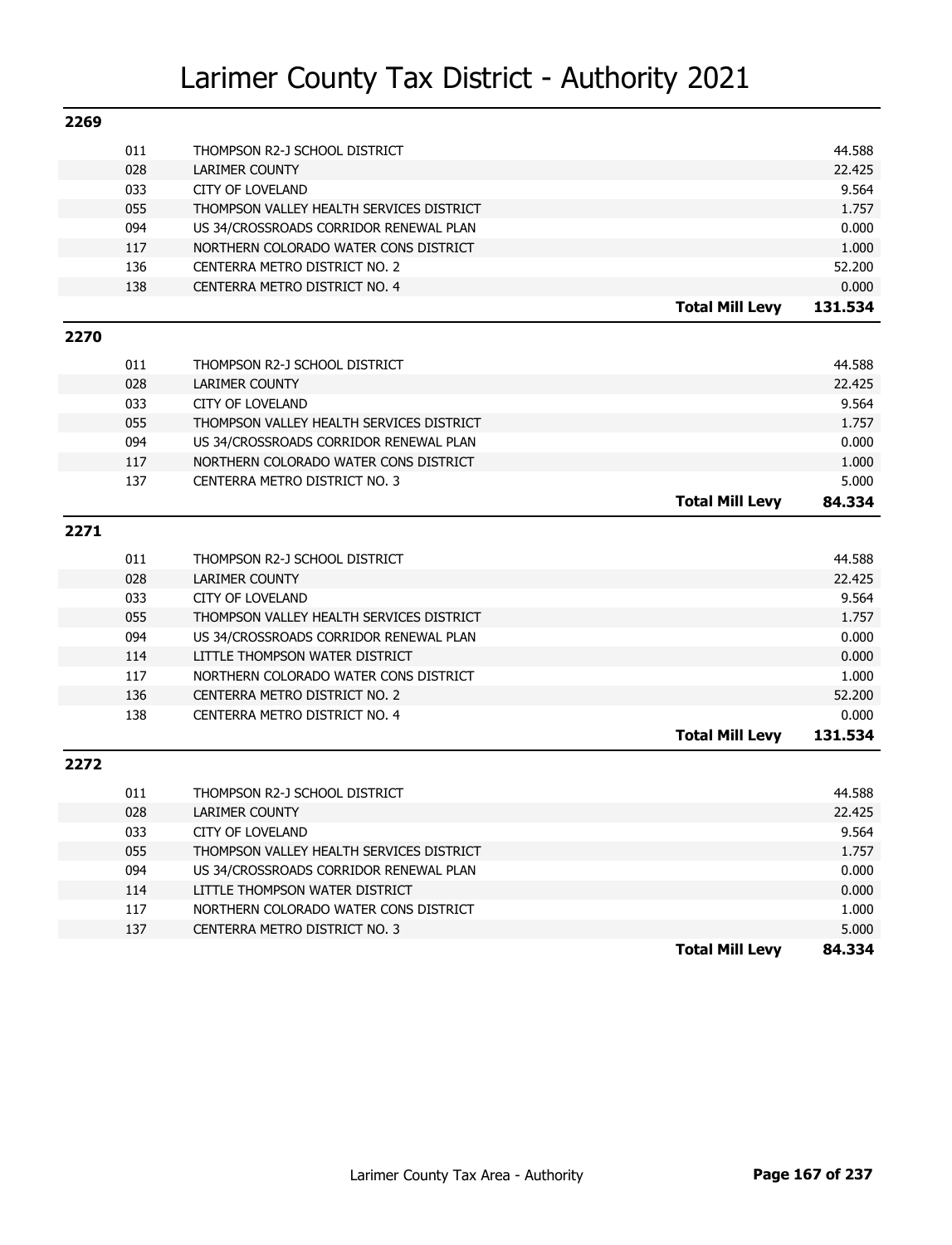# Larimer County Tax District - Authority 2021

## 2269

| | | |
|---|---|---|
| 011 | THOMPSON R2-J SCHOOL DISTRICT | 44.588 |
| 028 | LARIMER COUNTY | 22.425 |
| 033 | CITY OF LOVELAND | 9.564 |
| 055 | THOMPSON VALLEY HEALTH SERVICES DISTRICT | 1.757 |
| 094 | US 34/CROSSROADS CORRIDOR RENEWAL PLAN | 0.000 |
| 117 | NORTHERN COLORADO WATER CONS DISTRICT | 1.000 |
| 136 | CENTERRA METRO DISTRICT NO. 2 | 52.200 |
| 138 | CENTERRA METRO DISTRICT NO. 4 | 0.000 |
| | **Total Mill Levy** | **131.534** |

## 2270

| | | |
|---|---|---|
| 011 | THOMPSON R2-J SCHOOL DISTRICT | 44.588 |
| 028 | LARIMER COUNTY | 22.425 |
| 033 | CITY OF LOVELAND | 9.564 |
| 055 | THOMPSON VALLEY HEALTH SERVICES DISTRICT | 1.757 |
| 094 | US 34/CROSSROADS CORRIDOR RENEWAL PLAN | 0.000 |
| 117 | NORTHERN COLORADO WATER CONS DISTRICT | 1.000 |
| 137 | CENTERRA METRO DISTRICT NO. 3 | 5.000 |
| | **Total Mill Levy** | **84.334** |

## 2271

| | | |
|---|---|---|
| 011 | THOMPSON R2-J SCHOOL DISTRICT | 44.588 |
| 028 | LARIMER COUNTY | 22.425 |
| 033 | CITY OF LOVELAND | 9.564 |
| 055 | THOMPSON VALLEY HEALTH SERVICES DISTRICT | 1.757 |
| 094 | US 34/CROSSROADS CORRIDOR RENEWAL PLAN | 0.000 |
| 114 | LITTLE THOMPSON WATER DISTRICT | 0.000 |
| 117 | NORTHERN COLORADO WATER CONS DISTRICT | 1.000 |
| 136 | CENTERRA METRO DISTRICT NO. 2 | 52.200 |
| 138 | CENTERRA METRO DISTRICT NO. 4 | 0.000 |
| | **Total Mill Levy** | **131.534** |

## 2272

| | | |
|---|---|---|
| 011 | THOMPSON R2-J SCHOOL DISTRICT | 44.588 |
| 028 | LARIMER COUNTY | 22.425 |
| 033 | CITY OF LOVELAND | 9.564 |
| 055 | THOMPSON VALLEY HEALTH SERVICES DISTRICT | 1.757 |
| 094 | US 34/CROSSROADS CORRIDOR RENEWAL PLAN | 0.000 |
| 114 | LITTLE THOMPSON WATER DISTRICT | 0.000 |
| 117 | NORTHERN COLORADO WATER CONS DISTRICT | 1.000 |
| 137 | CENTERRA METRO DISTRICT NO. 3 | 5.000 |
| | **Total Mill Levy** | **84.334** |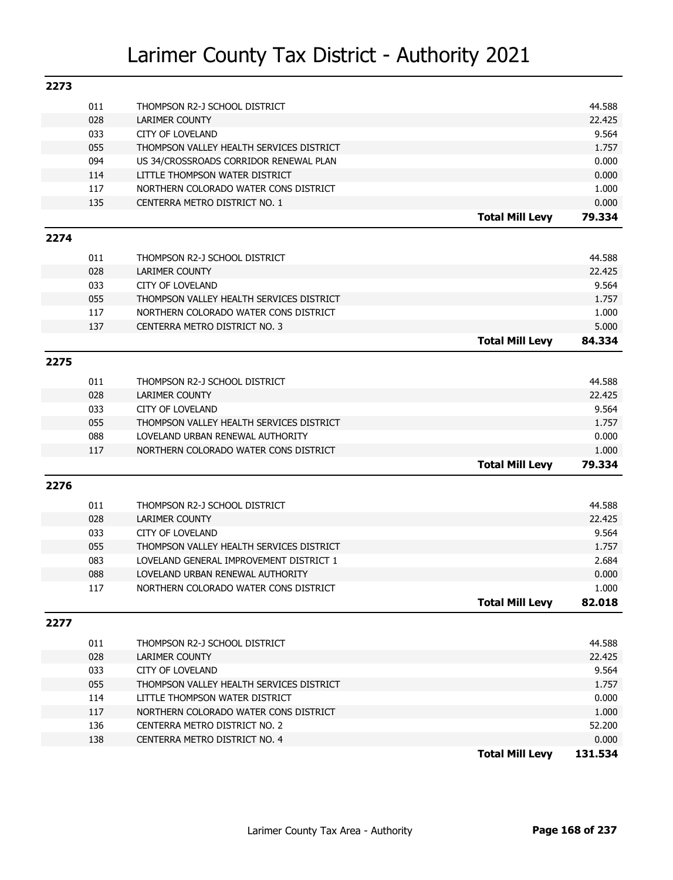# Larimer County Tax District - Authority 2021

## 2273

| | | |
|---|---|---|
| 011 | THOMPSON R2-J SCHOOL DISTRICT | 44.588 |
| 028 | LARIMER COUNTY | 22.425 |
| 033 | CITY OF LOVELAND | 9.564 |
| 055 | THOMPSON VALLEY HEALTH SERVICES DISTRICT | 1.757 |
| 094 | US 34/CROSSROADS CORRIDOR RENEWAL PLAN | 0.000 |
| 114 | LITTLE THOMPSON WATER DISTRICT | 0.000 |
| 117 | NORTHERN COLORADO WATER CONS DISTRICT | 1.000 |
| 135 | CENTERRA METRO DISTRICT NO. 1 | 0.000 |
| | **Total Mill Levy** | **79.334** |

## 2274

| | | |
|---|---|---|
| 011 | THOMPSON R2-J SCHOOL DISTRICT | 44.588 |
| 028 | LARIMER COUNTY | 22.425 |
| 033 | CITY OF LOVELAND | 9.564 |
| 055 | THOMPSON VALLEY HEALTH SERVICES DISTRICT | 1.757 |
| 117 | NORTHERN COLORADO WATER CONS DISTRICT | 1.000 |
| 137 | CENTERRA METRO DISTRICT NO. 3 | 5.000 |
| | **Total Mill Levy** | **84.334** |

## 2275

| | | |
|---|---|---|
| 011 | THOMPSON R2-J SCHOOL DISTRICT | 44.588 |
| 028 | LARIMER COUNTY | 22.425 |
| 033 | CITY OF LOVELAND | 9.564 |
| 055 | THOMPSON VALLEY HEALTH SERVICES DISTRICT | 1.757 |
| 088 | LOVELAND URBAN RENEWAL AUTHORITY | 0.000 |
| 117 | NORTHERN COLORADO WATER CONS DISTRICT | 1.000 |
| | **Total Mill Levy** | **79.334** |

## 2276

| | | |
|---|---|---|
| 011 | THOMPSON R2-J SCHOOL DISTRICT | 44.588 |
| 028 | LARIMER COUNTY | 22.425 |
| 033 | CITY OF LOVELAND | 9.564 |
| 055 | THOMPSON VALLEY HEALTH SERVICES DISTRICT | 1.757 |
| 083 | LOVELAND GENERAL IMPROVEMENT DISTRICT 1 | 2.684 |
| 088 | LOVELAND URBAN RENEWAL AUTHORITY | 0.000 |
| 117 | NORTHERN COLORADO WATER CONS DISTRICT | 1.000 |
| | **Total Mill Levy** | **82.018** |

## 2277

| | | |
|---|---|---|
| 011 | THOMPSON R2-J SCHOOL DISTRICT | 44.588 |
| 028 | LARIMER COUNTY | 22.425 |
| 033 | CITY OF LOVELAND | 9.564 |
| 055 | THOMPSON VALLEY HEALTH SERVICES DISTRICT | 1.757 |
| 114 | LITTLE THOMPSON WATER DISTRICT | 0.000 |
| 117 | NORTHERN COLORADO WATER CONS DISTRICT | 1.000 |
| 136 | CENTERRA METRO DISTRICT NO. 2 | 52.200 |
| 138 | CENTERRA METRO DISTRICT NO. 4 | 0.000 |
| | **Total Mill Levy** | **131.534** |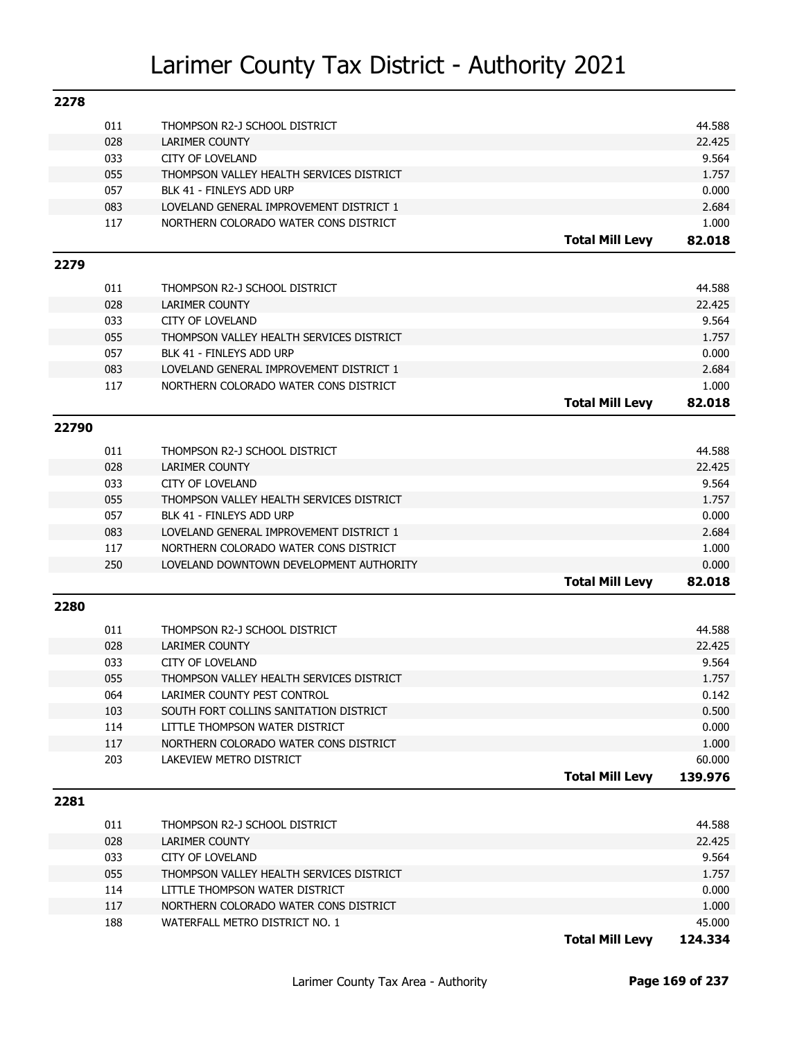# Larimer County Tax District - Authority 2021

## 2278

| Code | Authority | | Mill Levy |
|---|---|---|---|
| 011 | THOMPSON R2-J SCHOOL DISTRICT | | 44.588 |
| 028 | LARIMER COUNTY | | 22.425 |
| 033 | CITY OF LOVELAND | | 9.564 |
| 055 | THOMPSON VALLEY HEALTH SERVICES DISTRICT | | 1.757 |
| 057 | BLK 41 - FINLEYS ADD URP | | 0.000 |
| 083 | LOVELAND GENERAL IMPROVEMENT DISTRICT 1 | | 2.684 |
| 117 | NORTHERN COLORADO WATER CONS DISTRICT | | 1.000 |
| | | **Total Mill Levy** | **82.018** |

## 2279

| Code | Authority | | Mill Levy |
|---|---|---|---|
| 011 | THOMPSON R2-J SCHOOL DISTRICT | | 44.588 |
| 028 | LARIMER COUNTY | | 22.425 |
| 033 | CITY OF LOVELAND | | 9.564 |
| 055 | THOMPSON VALLEY HEALTH SERVICES DISTRICT | | 1.757 |
| 057 | BLK 41 - FINLEYS ADD URP | | 0.000 |
| 083 | LOVELAND GENERAL IMPROVEMENT DISTRICT 1 | | 2.684 |
| 117 | NORTHERN COLORADO WATER CONS DISTRICT | | 1.000 |
| | | **Total Mill Levy** | **82.018** |

## 22790

| Code | Authority | | Mill Levy |
|---|---|---|---|
| 011 | THOMPSON R2-J SCHOOL DISTRICT | | 44.588 |
| 028 | LARIMER COUNTY | | 22.425 |
| 033 | CITY OF LOVELAND | | 9.564 |
| 055 | THOMPSON VALLEY HEALTH SERVICES DISTRICT | | 1.757 |
| 057 | BLK 41 - FINLEYS ADD URP | | 0.000 |
| 083 | LOVELAND GENERAL IMPROVEMENT DISTRICT 1 | | 2.684 |
| 117 | NORTHERN COLORADO WATER CONS DISTRICT | | 1.000 |
| 250 | LOVELAND DOWNTOWN DEVELOPMENT AUTHORITY | | 0.000 |
| | | **Total Mill Levy** | **82.018** |

## 2280

| Code | Authority | | Mill Levy |
|---|---|---|---|
| 011 | THOMPSON R2-J SCHOOL DISTRICT | | 44.588 |
| 028 | LARIMER COUNTY | | 22.425 |
| 033 | CITY OF LOVELAND | | 9.564 |
| 055 | THOMPSON VALLEY HEALTH SERVICES DISTRICT | | 1.757 |
| 064 | LARIMER COUNTY PEST CONTROL | | 0.142 |
| 103 | SOUTH FORT COLLINS SANITATION DISTRICT | | 0.500 |
| 114 | LITTLE THOMPSON WATER DISTRICT | | 0.000 |
| 117 | NORTHERN COLORADO WATER CONS DISTRICT | | 1.000 |
| 203 | LAKEVIEW METRO DISTRICT | | 60.000 |
| | | **Total Mill Levy** | **139.976** |

## 2281

| Code | Authority | | Mill Levy |
|---|---|---|---|
| 011 | THOMPSON R2-J SCHOOL DISTRICT | | 44.588 |
| 028 | LARIMER COUNTY | | 22.425 |
| 033 | CITY OF LOVELAND | | 9.564 |
| 055 | THOMPSON VALLEY HEALTH SERVICES DISTRICT | | 1.757 |
| 114 | LITTLE THOMPSON WATER DISTRICT | | 0.000 |
| 117 | NORTHERN COLORADO WATER CONS DISTRICT | | 1.000 |
| 188 | WATERFALL METRO DISTRICT NO. 1 | | 45.000 |
| | | **Total Mill Levy** | **124.334** |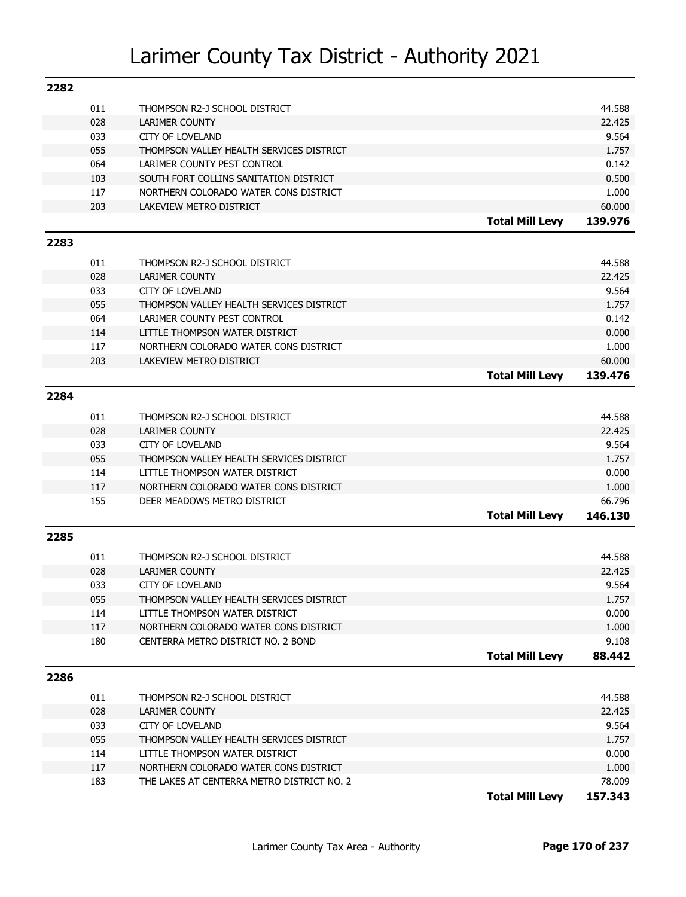# Larimer County Tax District - Authority 2021

## 2282

| Code | Authority | | Levy |
|---|---|---|---|
| 011 | THOMPSON R2-J SCHOOL DISTRICT | | 44.588 |
| 028 | LARIMER COUNTY | | 22.425 |
| 033 | CITY OF LOVELAND | | 9.564 |
| 055 | THOMPSON VALLEY HEALTH SERVICES DISTRICT | | 1.757 |
| 064 | LARIMER COUNTY PEST CONTROL | | 0.142 |
| 103 | SOUTH FORT COLLINS SANITATION DISTRICT | | 0.500 |
| 117 | NORTHERN COLORADO WATER CONS DISTRICT | | 1.000 |
| 203 | LAKEVIEW METRO DISTRICT | | 60.000 |
| | | **Total Mill Levy** | **139.976** |

## 2283

| Code | Authority | | Levy |
|---|---|---|---|
| 011 | THOMPSON R2-J SCHOOL DISTRICT | | 44.588 |
| 028 | LARIMER COUNTY | | 22.425 |
| 033 | CITY OF LOVELAND | | 9.564 |
| 055 | THOMPSON VALLEY HEALTH SERVICES DISTRICT | | 1.757 |
| 064 | LARIMER COUNTY PEST CONTROL | | 0.142 |
| 114 | LITTLE THOMPSON WATER DISTRICT | | 0.000 |
| 117 | NORTHERN COLORADO WATER CONS DISTRICT | | 1.000 |
| 203 | LAKEVIEW METRO DISTRICT | | 60.000 |
| | | **Total Mill Levy** | **139.476** |

## 2284

| Code | Authority | | Levy |
|---|---|---|---|
| 011 | THOMPSON R2-J SCHOOL DISTRICT | | 44.588 |
| 028 | LARIMER COUNTY | | 22.425 |
| 033 | CITY OF LOVELAND | | 9.564 |
| 055 | THOMPSON VALLEY HEALTH SERVICES DISTRICT | | 1.757 |
| 114 | LITTLE THOMPSON WATER DISTRICT | | 0.000 |
| 117 | NORTHERN COLORADO WATER CONS DISTRICT | | 1.000 |
| 155 | DEER MEADOWS METRO DISTRICT | | 66.796 |
| | | **Total Mill Levy** | **146.130** |

## 2285

| Code | Authority | | Levy |
|---|---|---|---|
| 011 | THOMPSON R2-J SCHOOL DISTRICT | | 44.588 |
| 028 | LARIMER COUNTY | | 22.425 |
| 033 | CITY OF LOVELAND | | 9.564 |
| 055 | THOMPSON VALLEY HEALTH SERVICES DISTRICT | | 1.757 |
| 114 | LITTLE THOMPSON WATER DISTRICT | | 0.000 |
| 117 | NORTHERN COLORADO WATER CONS DISTRICT | | 1.000 |
| 180 | CENTERRA METRO DISTRICT NO. 2 BOND | | 9.108 |
| | | **Total Mill Levy** | **88.442** |

## 2286

| Code | Authority | | Levy |
|---|---|---|---|
| 011 | THOMPSON R2-J SCHOOL DISTRICT | | 44.588 |
| 028 | LARIMER COUNTY | | 22.425 |
| 033 | CITY OF LOVELAND | | 9.564 |
| 055 | THOMPSON VALLEY HEALTH SERVICES DISTRICT | | 1.757 |
| 114 | LITTLE THOMPSON WATER DISTRICT | | 0.000 |
| 117 | NORTHERN COLORADO WATER CONS DISTRICT | | 1.000 |
| 183 | THE LAKES AT CENTERRA METRO DISTRICT NO. 2 | | 78.009 |
| | | **Total Mill Levy** | **157.343** |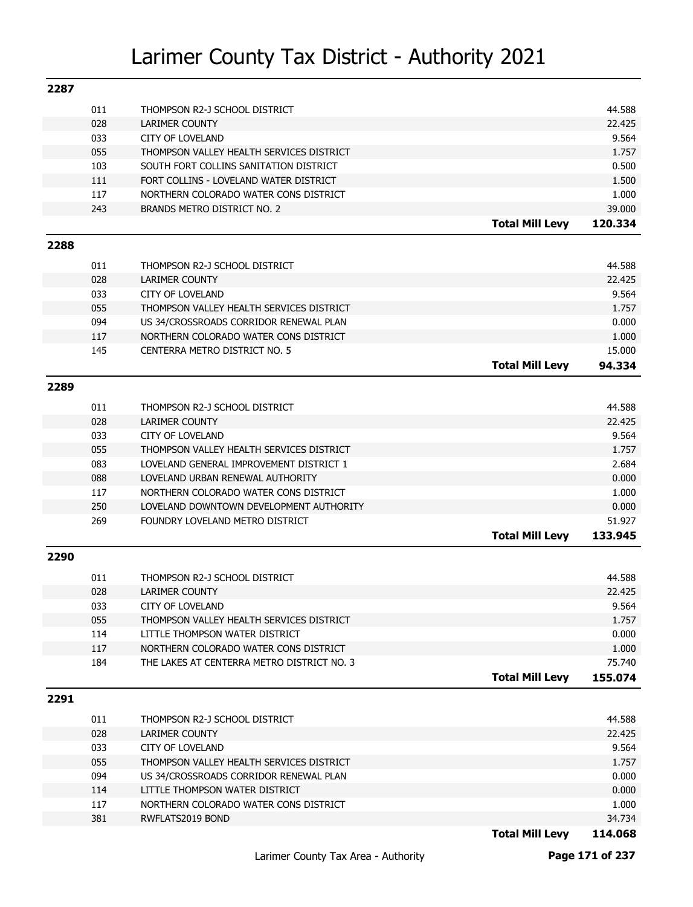# Larimer County Tax District - Authority 2021

## 2287

| Code | Authority | | Levy |
|---|---|---|---|
| 011 | THOMPSON R2-J SCHOOL DISTRICT | | 44.588 |
| 028 | LARIMER COUNTY | | 22.425 |
| 033 | CITY OF LOVELAND | | 9.564 |
| 055 | THOMPSON VALLEY HEALTH SERVICES DISTRICT | | 1.757 |
| 103 | SOUTH FORT COLLINS SANITATION DISTRICT | | 0.500 |
| 111 | FORT COLLINS - LOVELAND WATER DISTRICT | | 1.500 |
| 117 | NORTHERN COLORADO WATER CONS DISTRICT | | 1.000 |
| 243 | BRANDS METRO DISTRICT NO. 2 | | 39.000 |
| | | **Total Mill Levy** | **120.334** |

## 2288

| Code | Authority | | Levy |
|---|---|---|---|
| 011 | THOMPSON R2-J SCHOOL DISTRICT | | 44.588 |
| 028 | LARIMER COUNTY | | 22.425 |
| 033 | CITY OF LOVELAND | | 9.564 |
| 055 | THOMPSON VALLEY HEALTH SERVICES DISTRICT | | 1.757 |
| 094 | US 34/CROSSROADS CORRIDOR RENEWAL PLAN | | 0.000 |
| 117 | NORTHERN COLORADO WATER CONS DISTRICT | | 1.000 |
| 145 | CENTERRA METRO DISTRICT NO. 5 | | 15.000 |
| | | **Total Mill Levy** | **94.334** |

## 2289

| Code | Authority | | Levy |
|---|---|---|---|
| 011 | THOMPSON R2-J SCHOOL DISTRICT | | 44.588 |
| 028 | LARIMER COUNTY | | 22.425 |
| 033 | CITY OF LOVELAND | | 9.564 |
| 055 | THOMPSON VALLEY HEALTH SERVICES DISTRICT | | 1.757 |
| 083 | LOVELAND GENERAL IMPROVEMENT DISTRICT 1 | | 2.684 |
| 088 | LOVELAND URBAN RENEWAL AUTHORITY | | 0.000 |
| 117 | NORTHERN COLORADO WATER CONS DISTRICT | | 1.000 |
| 250 | LOVELAND DOWNTOWN DEVELOPMENT AUTHORITY | | 0.000 |
| 269 | FOUNDRY LOVELAND METRO DISTRICT | | 51.927 |
| | | **Total Mill Levy** | **133.945** |

## 2290

| Code | Authority | | Levy |
|---|---|---|---|
| 011 | THOMPSON R2-J SCHOOL DISTRICT | | 44.588 |
| 028 | LARIMER COUNTY | | 22.425 |
| 033 | CITY OF LOVELAND | | 9.564 |
| 055 | THOMPSON VALLEY HEALTH SERVICES DISTRICT | | 1.757 |
| 114 | LITTLE THOMPSON WATER DISTRICT | | 0.000 |
| 117 | NORTHERN COLORADO WATER CONS DISTRICT | | 1.000 |
| 184 | THE LAKES AT CENTERRA METRO DISTRICT NO. 3 | | 75.740 |
| | | **Total Mill Levy** | **155.074** |

## 2291

| Code | Authority | | Levy |
|---|---|---|---|
| 011 | THOMPSON R2-J SCHOOL DISTRICT | | 44.588 |
| 028 | LARIMER COUNTY | | 22.425 |
| 033 | CITY OF LOVELAND | | 9.564 |
| 055 | THOMPSON VALLEY HEALTH SERVICES DISTRICT | | 1.757 |
| 094 | US 34/CROSSROADS CORRIDOR RENEWAL PLAN | | 0.000 |
| 114 | LITTLE THOMPSON WATER DISTRICT | | 0.000 |
| 117 | NORTHERN COLORADO WATER CONS DISTRICT | | 1.000 |
| 381 | RWFLATS2019 BOND | | 34.734 |
| | | **Total Mill Levy** | **114.068** |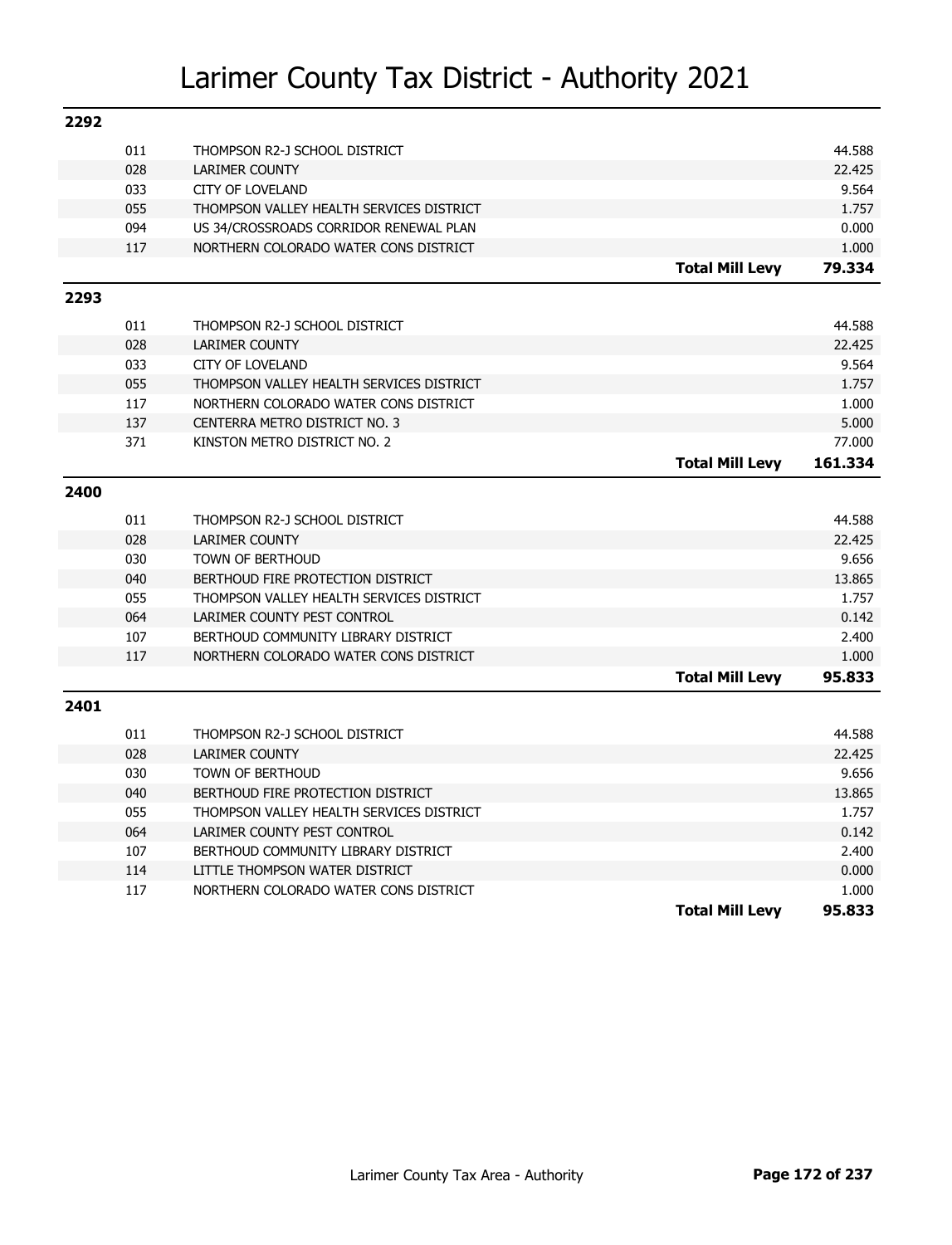# Larimer County Tax District - Authority 2021

## 2292

| Code | Authority | | Levy |
|---|---|---|---|
| 011 | THOMPSON R2-J SCHOOL DISTRICT | | 44.588 |
| 028 | LARIMER COUNTY | | 22.425 |
| 033 | CITY OF LOVELAND | | 9.564 |
| 055 | THOMPSON VALLEY HEALTH SERVICES DISTRICT | | 1.757 |
| 094 | US 34/CROSSROADS CORRIDOR RENEWAL PLAN | | 0.000 |
| 117 | NORTHERN COLORADO WATER CONS DISTRICT | | 1.000 |
| | | **Total Mill Levy** | **79.334** |

## 2293

| Code | Authority | | Levy |
|---|---|---|---|
| 011 | THOMPSON R2-J SCHOOL DISTRICT | | 44.588 |
| 028 | LARIMER COUNTY | | 22.425 |
| 033 | CITY OF LOVELAND | | 9.564 |
| 055 | THOMPSON VALLEY HEALTH SERVICES DISTRICT | | 1.757 |
| 117 | NORTHERN COLORADO WATER CONS DISTRICT | | 1.000 |
| 137 | CENTERRA METRO DISTRICT NO. 3 | | 5.000 |
| 371 | KINSTON METRO DISTRICT NO. 2 | | 77.000 |
| | | **Total Mill Levy** | **161.334** |

## 2400

| Code | Authority | | Levy |
|---|---|---|---|
| 011 | THOMPSON R2-J SCHOOL DISTRICT | | 44.588 |
| 028 | LARIMER COUNTY | | 22.425 |
| 030 | TOWN OF BERTHOUD | | 9.656 |
| 040 | BERTHOUD FIRE PROTECTION DISTRICT | | 13.865 |
| 055 | THOMPSON VALLEY HEALTH SERVICES DISTRICT | | 1.757 |
| 064 | LARIMER COUNTY PEST CONTROL | | 0.142 |
| 107 | BERTHOUD COMMUNITY LIBRARY DISTRICT | | 2.400 |
| 117 | NORTHERN COLORADO WATER CONS DISTRICT | | 1.000 |
| | | **Total Mill Levy** | **95.833** |

## 2401

| Code | Authority | | Levy |
|---|---|---|---|
| 011 | THOMPSON R2-J SCHOOL DISTRICT | | 44.588 |
| 028 | LARIMER COUNTY | | 22.425 |
| 030 | TOWN OF BERTHOUD | | 9.656 |
| 040 | BERTHOUD FIRE PROTECTION DISTRICT | | 13.865 |
| 055 | THOMPSON VALLEY HEALTH SERVICES DISTRICT | | 1.757 |
| 064 | LARIMER COUNTY PEST CONTROL | | 0.142 |
| 107 | BERTHOUD COMMUNITY LIBRARY DISTRICT | | 2.400 |
| 114 | LITTLE THOMPSON WATER DISTRICT | | 0.000 |
| 117 | NORTHERN COLORADO WATER CONS DISTRICT | | 1.000 |
| | | **Total Mill Levy** | **95.833** |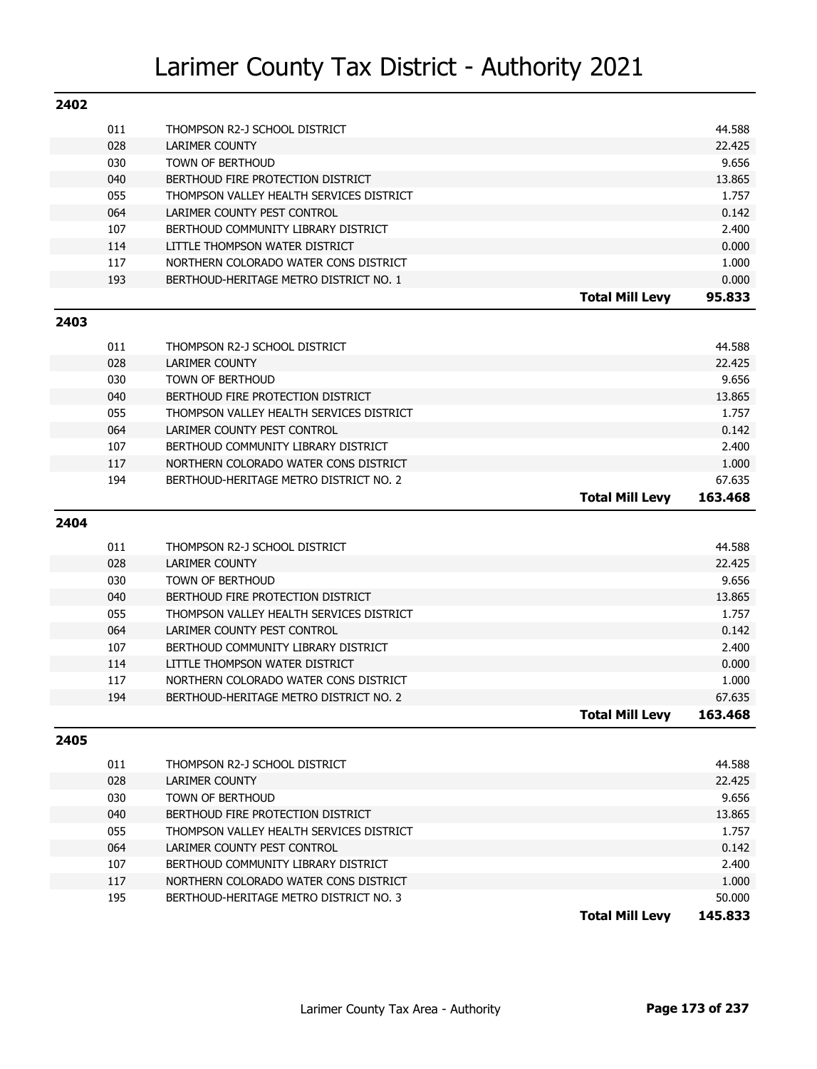# Larimer County Tax District - Authority 2021

## 2402

| Code | Authority | | Mill Levy |
|---|---|---|---|
| 011 | THOMPSON R2-J SCHOOL DISTRICT | | 44.588 |
| 028 | LARIMER COUNTY | | 22.425 |
| 030 | TOWN OF BERTHOUD | | 9.656 |
| 040 | BERTHOUD FIRE PROTECTION DISTRICT | | 13.865 |
| 055 | THOMPSON VALLEY HEALTH SERVICES DISTRICT | | 1.757 |
| 064 | LARIMER COUNTY PEST CONTROL | | 0.142 |
| 107 | BERTHOUD COMMUNITY LIBRARY DISTRICT | | 2.400 |
| 114 | LITTLE THOMPSON WATER DISTRICT | | 0.000 |
| 117 | NORTHERN COLORADO WATER CONS DISTRICT | | 1.000 |
| 193 | BERTHOUD-HERITAGE METRO DISTRICT NO. 1 | | 0.000 |
| | | **Total Mill Levy** | **95.833** |

## 2403

| Code | Authority | | Mill Levy |
|---|---|---|---|
| 011 | THOMPSON R2-J SCHOOL DISTRICT | | 44.588 |
| 028 | LARIMER COUNTY | | 22.425 |
| 030 | TOWN OF BERTHOUD | | 9.656 |
| 040 | BERTHOUD FIRE PROTECTION DISTRICT | | 13.865 |
| 055 | THOMPSON VALLEY HEALTH SERVICES DISTRICT | | 1.757 |
| 064 | LARIMER COUNTY PEST CONTROL | | 0.142 |
| 107 | BERTHOUD COMMUNITY LIBRARY DISTRICT | | 2.400 |
| 117 | NORTHERN COLORADO WATER CONS DISTRICT | | 1.000 |
| 194 | BERTHOUD-HERITAGE METRO DISTRICT NO. 2 | | 67.635 |
| | | **Total Mill Levy** | **163.468** |

## 2404

| Code | Authority | | Mill Levy |
|---|---|---|---|
| 011 | THOMPSON R2-J SCHOOL DISTRICT | | 44.588 |
| 028 | LARIMER COUNTY | | 22.425 |
| 030 | TOWN OF BERTHOUD | | 9.656 |
| 040 | BERTHOUD FIRE PROTECTION DISTRICT | | 13.865 |
| 055 | THOMPSON VALLEY HEALTH SERVICES DISTRICT | | 1.757 |
| 064 | LARIMER COUNTY PEST CONTROL | | 0.142 |
| 107 | BERTHOUD COMMUNITY LIBRARY DISTRICT | | 2.400 |
| 114 | LITTLE THOMPSON WATER DISTRICT | | 0.000 |
| 117 | NORTHERN COLORADO WATER CONS DISTRICT | | 1.000 |
| 194 | BERTHOUD-HERITAGE METRO DISTRICT NO. 2 | | 67.635 |
| | | **Total Mill Levy** | **163.468** |

## 2405

| Code | Authority | | Mill Levy |
|---|---|---|---|
| 011 | THOMPSON R2-J SCHOOL DISTRICT | | 44.588 |
| 028 | LARIMER COUNTY | | 22.425 |
| 030 | TOWN OF BERTHOUD | | 9.656 |
| 040 | BERTHOUD FIRE PROTECTION DISTRICT | | 13.865 |
| 055 | THOMPSON VALLEY HEALTH SERVICES DISTRICT | | 1.757 |
| 064 | LARIMER COUNTY PEST CONTROL | | 0.142 |
| 107 | BERTHOUD COMMUNITY LIBRARY DISTRICT | | 2.400 |
| 117 | NORTHERN COLORADO WATER CONS DISTRICT | | 1.000 |
| 195 | BERTHOUD-HERITAGE METRO DISTRICT NO. 3 | | 50.000 |
| | | **Total Mill Levy** | **145.833** |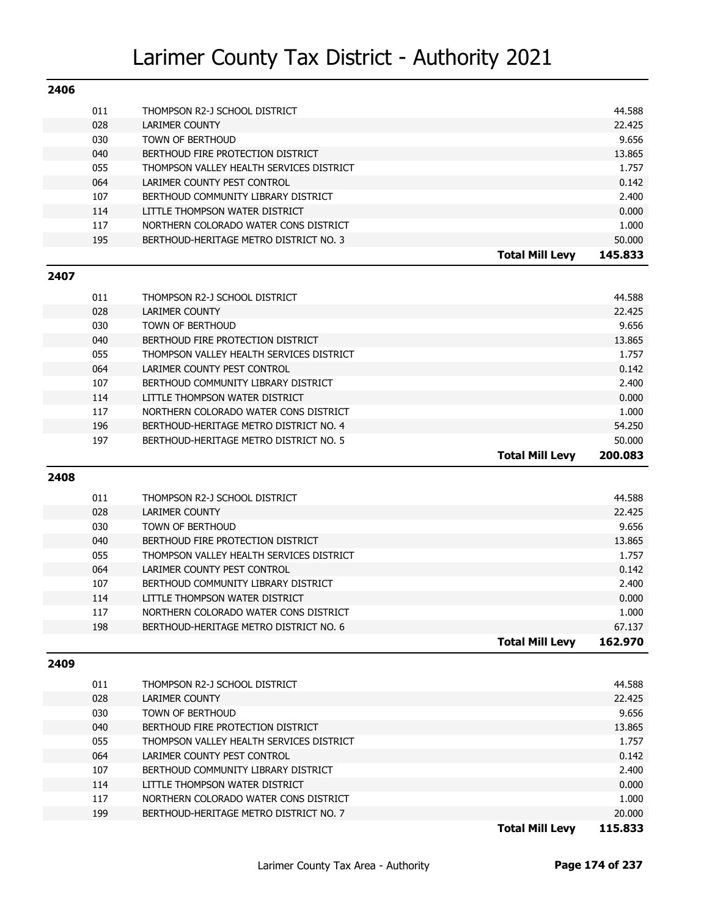# Larimer County Tax District - Authority 2021

## 2406

| Code | Authority | | Levy |
|---|---|---|---|
| 011 | THOMPSON R2-J SCHOOL DISTRICT | | 44.588 |
| 028 | LARIMER COUNTY | | 22.425 |
| 030 | TOWN OF BERTHOUD | | 9.656 |
| 040 | BERTHOUD FIRE PROTECTION DISTRICT | | 13.865 |
| 055 | THOMPSON VALLEY HEALTH SERVICES DISTRICT | | 1.757 |
| 064 | LARIMER COUNTY PEST CONTROL | | 0.142 |
| 107 | BERTHOUD COMMUNITY LIBRARY DISTRICT | | 2.400 |
| 114 | LITTLE THOMPSON WATER DISTRICT | | 0.000 |
| 117 | NORTHERN COLORADO WATER CONS DISTRICT | | 1.000 |
| 195 | BERTHOUD-HERITAGE METRO DISTRICT NO. 3 | | 50.000 |
| | | **Total Mill Levy** | **145.833** |

## 2407

| Code | Authority | | Levy |
|---|---|---|---|
| 011 | THOMPSON R2-J SCHOOL DISTRICT | | 44.588 |
| 028 | LARIMER COUNTY | | 22.425 |
| 030 | TOWN OF BERTHOUD | | 9.656 |
| 040 | BERTHOUD FIRE PROTECTION DISTRICT | | 13.865 |
| 055 | THOMPSON VALLEY HEALTH SERVICES DISTRICT | | 1.757 |
| 064 | LARIMER COUNTY PEST CONTROL | | 0.142 |
| 107 | BERTHOUD COMMUNITY LIBRARY DISTRICT | | 2.400 |
| 114 | LITTLE THOMPSON WATER DISTRICT | | 0.000 |
| 117 | NORTHERN COLORADO WATER CONS DISTRICT | | 1.000 |
| 196 | BERTHOUD-HERITAGE METRO DISTRICT NO. 4 | | 54.250 |
| 197 | BERTHOUD-HERITAGE METRO DISTRICT NO. 5 | | 50.000 |
| | | **Total Mill Levy** | **200.083** |

## 2408

| Code | Authority | | Levy |
|---|---|---|---|
| 011 | THOMPSON R2-J SCHOOL DISTRICT | | 44.588 |
| 028 | LARIMER COUNTY | | 22.425 |
| 030 | TOWN OF BERTHOUD | | 9.656 |
| 040 | BERTHOUD FIRE PROTECTION DISTRICT | | 13.865 |
| 055 | THOMPSON VALLEY HEALTH SERVICES DISTRICT | | 1.757 |
| 064 | LARIMER COUNTY PEST CONTROL | | 0.142 |
| 107 | BERTHOUD COMMUNITY LIBRARY DISTRICT | | 2.400 |
| 114 | LITTLE THOMPSON WATER DISTRICT | | 0.000 |
| 117 | NORTHERN COLORADO WATER CONS DISTRICT | | 1.000 |
| 198 | BERTHOUD-HERITAGE METRO DISTRICT NO. 6 | | 67.137 |
| | | **Total Mill Levy** | **162.970** |

## 2409

| Code | Authority | | Levy |
|---|---|---|---|
| 011 | THOMPSON R2-J SCHOOL DISTRICT | | 44.588 |
| 028 | LARIMER COUNTY | | 22.425 |
| 030 | TOWN OF BERTHOUD | | 9.656 |
| 040 | BERTHOUD FIRE PROTECTION DISTRICT | | 13.865 |
| 055 | THOMPSON VALLEY HEALTH SERVICES DISTRICT | | 1.757 |
| 064 | LARIMER COUNTY PEST CONTROL | | 0.142 |
| 107 | BERTHOUD COMMUNITY LIBRARY DISTRICT | | 2.400 |
| 114 | LITTLE THOMPSON WATER DISTRICT | | 0.000 |
| 117 | NORTHERN COLORADO WATER CONS DISTRICT | | 1.000 |
| 199 | BERTHOUD-HERITAGE METRO DISTRICT NO. 7 | | 20.000 |
| | | **Total Mill Levy** | **115.833** |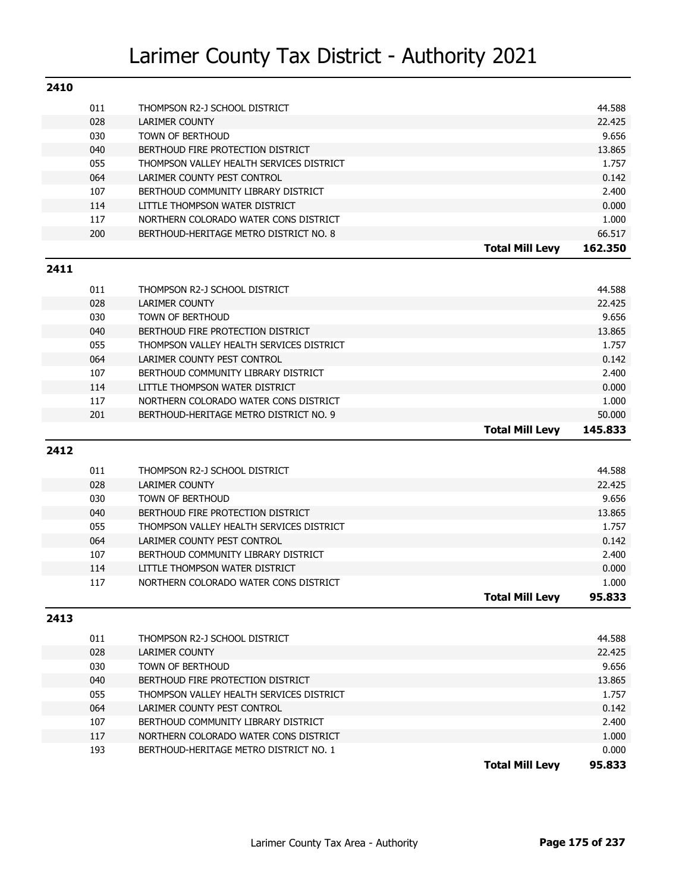# Larimer County Tax District - Authority 2021

## 2410

| Code | Authority | Mill Levy |
|---|---|---|
| 011 | THOMPSON R2-J SCHOOL DISTRICT | 44.588 |
| 028 | LARIMER COUNTY | 22.425 |
| 030 | TOWN OF BERTHOUD | 9.656 |
| 040 | BERTHOUD FIRE PROTECTION DISTRICT | 13.865 |
| 055 | THOMPSON VALLEY HEALTH SERVICES DISTRICT | 1.757 |
| 064 | LARIMER COUNTY PEST CONTROL | 0.142 |
| 107 | BERTHOUD COMMUNITY LIBRARY DISTRICT | 2.400 |
| 114 | LITTLE THOMPSON WATER DISTRICT | 0.000 |
| 117 | NORTHERN COLORADO WATER CONS DISTRICT | 1.000 |
| 200 | BERTHOUD-HERITAGE METRO DISTRICT NO. 8 | 66.517 |
| | **Total Mill Levy** | **162.350** |

## 2411

| Code | Authority | Mill Levy |
|---|---|---|
| 011 | THOMPSON R2-J SCHOOL DISTRICT | 44.588 |
| 028 | LARIMER COUNTY | 22.425 |
| 030 | TOWN OF BERTHOUD | 9.656 |
| 040 | BERTHOUD FIRE PROTECTION DISTRICT | 13.865 |
| 055 | THOMPSON VALLEY HEALTH SERVICES DISTRICT | 1.757 |
| 064 | LARIMER COUNTY PEST CONTROL | 0.142 |
| 107 | BERTHOUD COMMUNITY LIBRARY DISTRICT | 2.400 |
| 114 | LITTLE THOMPSON WATER DISTRICT | 0.000 |
| 117 | NORTHERN COLORADO WATER CONS DISTRICT | 1.000 |
| 201 | BERTHOUD-HERITAGE METRO DISTRICT NO. 9 | 50.000 |
| | **Total Mill Levy** | **145.833** |

## 2412

| Code | Authority | Mill Levy |
|---|---|---|
| 011 | THOMPSON R2-J SCHOOL DISTRICT | 44.588 |
| 028 | LARIMER COUNTY | 22.425 |
| 030 | TOWN OF BERTHOUD | 9.656 |
| 040 | BERTHOUD FIRE PROTECTION DISTRICT | 13.865 |
| 055 | THOMPSON VALLEY HEALTH SERVICES DISTRICT | 1.757 |
| 064 | LARIMER COUNTY PEST CONTROL | 0.142 |
| 107 | BERTHOUD COMMUNITY LIBRARY DISTRICT | 2.400 |
| 114 | LITTLE THOMPSON WATER DISTRICT | 0.000 |
| 117 | NORTHERN COLORADO WATER CONS DISTRICT | 1.000 |
| | **Total Mill Levy** | **95.833** |

## 2413

| Code | Authority | Mill Levy |
|---|---|---|
| 011 | THOMPSON R2-J SCHOOL DISTRICT | 44.588 |
| 028 | LARIMER COUNTY | 22.425 |
| 030 | TOWN OF BERTHOUD | 9.656 |
| 040 | BERTHOUD FIRE PROTECTION DISTRICT | 13.865 |
| 055 | THOMPSON VALLEY HEALTH SERVICES DISTRICT | 1.757 |
| 064 | LARIMER COUNTY PEST CONTROL | 0.142 |
| 107 | BERTHOUD COMMUNITY LIBRARY DISTRICT | 2.400 |
| 117 | NORTHERN COLORADO WATER CONS DISTRICT | 1.000 |
| 193 | BERTHOUD-HERITAGE METRO DISTRICT NO. 1 | 0.000 |
| | **Total Mill Levy** | **95.833** |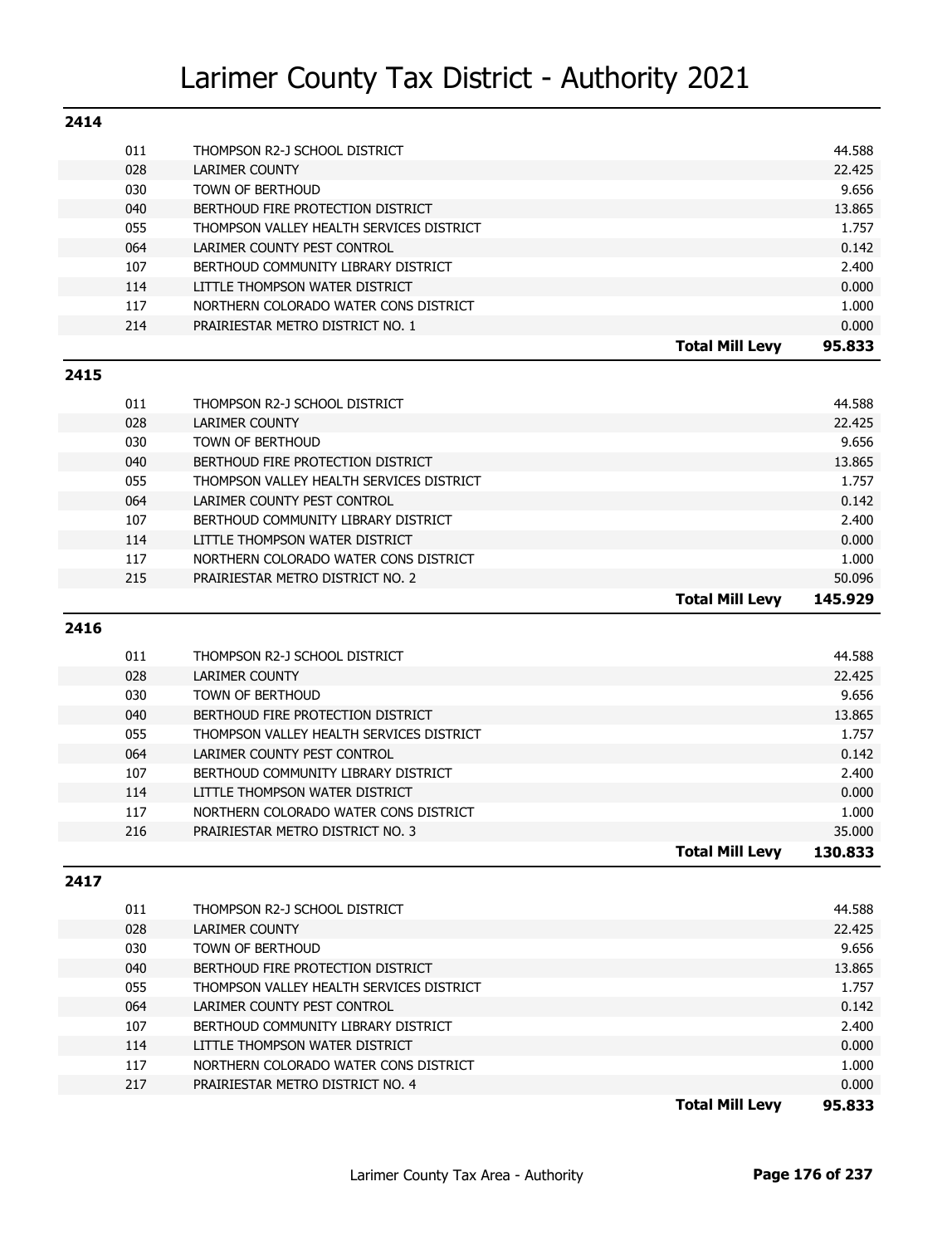# Larimer County Tax District - Authority 2021

## 2414

| Code | Authority | | Mill Levy |
|---|---|---|---|
| 011 | THOMPSON R2-J SCHOOL DISTRICT | | 44.588 |
| 028 | LARIMER COUNTY | | 22.425 |
| 030 | TOWN OF BERTHOUD | | 9.656 |
| 040 | BERTHOUD FIRE PROTECTION DISTRICT | | 13.865 |
| 055 | THOMPSON VALLEY HEALTH SERVICES DISTRICT | | 1.757 |
| 064 | LARIMER COUNTY PEST CONTROL | | 0.142 |
| 107 | BERTHOUD COMMUNITY LIBRARY DISTRICT | | 2.400 |
| 114 | LITTLE THOMPSON WATER DISTRICT | | 0.000 |
| 117 | NORTHERN COLORADO WATER CONS DISTRICT | | 1.000 |
| 214 | PRAIRIESTAR METRO DISTRICT NO. 1 | | 0.000 |
| | | **Total Mill Levy** | **95.833** |

## 2415

| Code | Authority | | Mill Levy |
|---|---|---|---|
| 011 | THOMPSON R2-J SCHOOL DISTRICT | | 44.588 |
| 028 | LARIMER COUNTY | | 22.425 |
| 030 | TOWN OF BERTHOUD | | 9.656 |
| 040 | BERTHOUD FIRE PROTECTION DISTRICT | | 13.865 |
| 055 | THOMPSON VALLEY HEALTH SERVICES DISTRICT | | 1.757 |
| 064 | LARIMER COUNTY PEST CONTROL | | 0.142 |
| 107 | BERTHOUD COMMUNITY LIBRARY DISTRICT | | 2.400 |
| 114 | LITTLE THOMPSON WATER DISTRICT | | 0.000 |
| 117 | NORTHERN COLORADO WATER CONS DISTRICT | | 1.000 |
| 215 | PRAIRIESTAR METRO DISTRICT NO. 2 | | 50.096 |
| | | **Total Mill Levy** | **145.929** |

## 2416

| Code | Authority | | Mill Levy |
|---|---|---|---|
| 011 | THOMPSON R2-J SCHOOL DISTRICT | | 44.588 |
| 028 | LARIMER COUNTY | | 22.425 |
| 030 | TOWN OF BERTHOUD | | 9.656 |
| 040 | BERTHOUD FIRE PROTECTION DISTRICT | | 13.865 |
| 055 | THOMPSON VALLEY HEALTH SERVICES DISTRICT | | 1.757 |
| 064 | LARIMER COUNTY PEST CONTROL | | 0.142 |
| 107 | BERTHOUD COMMUNITY LIBRARY DISTRICT | | 2.400 |
| 114 | LITTLE THOMPSON WATER DISTRICT | | 0.000 |
| 117 | NORTHERN COLORADO WATER CONS DISTRICT | | 1.000 |
| 216 | PRAIRIESTAR METRO DISTRICT NO. 3 | | 35.000 |
| | | **Total Mill Levy** | **130.833** |

## 2417

| Code | Authority | | Mill Levy |
|---|---|---|---|
| 011 | THOMPSON R2-J SCHOOL DISTRICT | | 44.588 |
| 028 | LARIMER COUNTY | | 22.425 |
| 030 | TOWN OF BERTHOUD | | 9.656 |
| 040 | BERTHOUD FIRE PROTECTION DISTRICT | | 13.865 |
| 055 | THOMPSON VALLEY HEALTH SERVICES DISTRICT | | 1.757 |
| 064 | LARIMER COUNTY PEST CONTROL | | 0.142 |
| 107 | BERTHOUD COMMUNITY LIBRARY DISTRICT | | 2.400 |
| 114 | LITTLE THOMPSON WATER DISTRICT | | 0.000 |
| 117 | NORTHERN COLORADO WATER CONS DISTRICT | | 1.000 |
| 217 | PRAIRIESTAR METRO DISTRICT NO. 4 | | 0.000 |
| | | **Total Mill Levy** | **95.833** |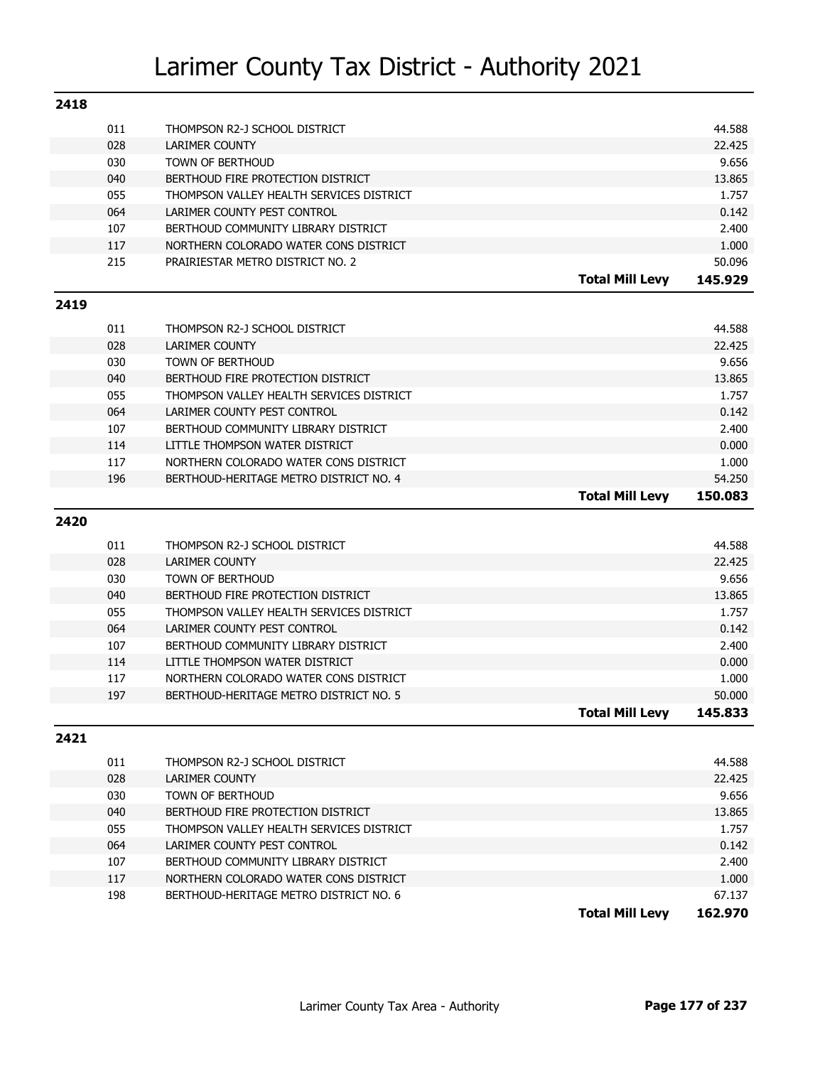# Larimer County Tax District - Authority 2021

## 2418

| Code | Authority | Mill Levy |
|---|---|---|
| 011 | THOMPSON R2-J SCHOOL DISTRICT | 44.588 |
| 028 | LARIMER COUNTY | 22.425 |
| 030 | TOWN OF BERTHOUD | 9.656 |
| 040 | BERTHOUD FIRE PROTECTION DISTRICT | 13.865 |
| 055 | THOMPSON VALLEY HEALTH SERVICES DISTRICT | 1.757 |
| 064 | LARIMER COUNTY PEST CONTROL | 0.142 |
| 107 | BERTHOUD COMMUNITY LIBRARY DISTRICT | 2.400 |
| 117 | NORTHERN COLORADO WATER CONS DISTRICT | 1.000 |
| 215 | PRAIRIESTAR METRO DISTRICT NO. 2 | 50.096 |
| | **Total Mill Levy** | **145.929** |

## 2419

| Code | Authority | Mill Levy |
|---|---|---|
| 011 | THOMPSON R2-J SCHOOL DISTRICT | 44.588 |
| 028 | LARIMER COUNTY | 22.425 |
| 030 | TOWN OF BERTHOUD | 9.656 |
| 040 | BERTHOUD FIRE PROTECTION DISTRICT | 13.865 |
| 055 | THOMPSON VALLEY HEALTH SERVICES DISTRICT | 1.757 |
| 064 | LARIMER COUNTY PEST CONTROL | 0.142 |
| 107 | BERTHOUD COMMUNITY LIBRARY DISTRICT | 2.400 |
| 114 | LITTLE THOMPSON WATER DISTRICT | 0.000 |
| 117 | NORTHERN COLORADO WATER CONS DISTRICT | 1.000 |
| 196 | BERTHOUD-HERITAGE METRO DISTRICT NO. 4 | 54.250 |
| | **Total Mill Levy** | **150.083** |

## 2420

| Code | Authority | Mill Levy |
|---|---|---|
| 011 | THOMPSON R2-J SCHOOL DISTRICT | 44.588 |
| 028 | LARIMER COUNTY | 22.425 |
| 030 | TOWN OF BERTHOUD | 9.656 |
| 040 | BERTHOUD FIRE PROTECTION DISTRICT | 13.865 |
| 055 | THOMPSON VALLEY HEALTH SERVICES DISTRICT | 1.757 |
| 064 | LARIMER COUNTY PEST CONTROL | 0.142 |
| 107 | BERTHOUD COMMUNITY LIBRARY DISTRICT | 2.400 |
| 114 | LITTLE THOMPSON WATER DISTRICT | 0.000 |
| 117 | NORTHERN COLORADO WATER CONS DISTRICT | 1.000 |
| 197 | BERTHOUD-HERITAGE METRO DISTRICT NO. 5 | 50.000 |
| | **Total Mill Levy** | **145.833** |

## 2421

| Code | Authority | Mill Levy |
|---|---|---|
| 011 | THOMPSON R2-J SCHOOL DISTRICT | 44.588 |
| 028 | LARIMER COUNTY | 22.425 |
| 030 | TOWN OF BERTHOUD | 9.656 |
| 040 | BERTHOUD FIRE PROTECTION DISTRICT | 13.865 |
| 055 | THOMPSON VALLEY HEALTH SERVICES DISTRICT | 1.757 |
| 064 | LARIMER COUNTY PEST CONTROL | 0.142 |
| 107 | BERTHOUD COMMUNITY LIBRARY DISTRICT | 2.400 |
| 117 | NORTHERN COLORADO WATER CONS DISTRICT | 1.000 |
| 198 | BERTHOUD-HERITAGE METRO DISTRICT NO. 6 | 67.137 |
| | **Total Mill Levy** | **162.970** |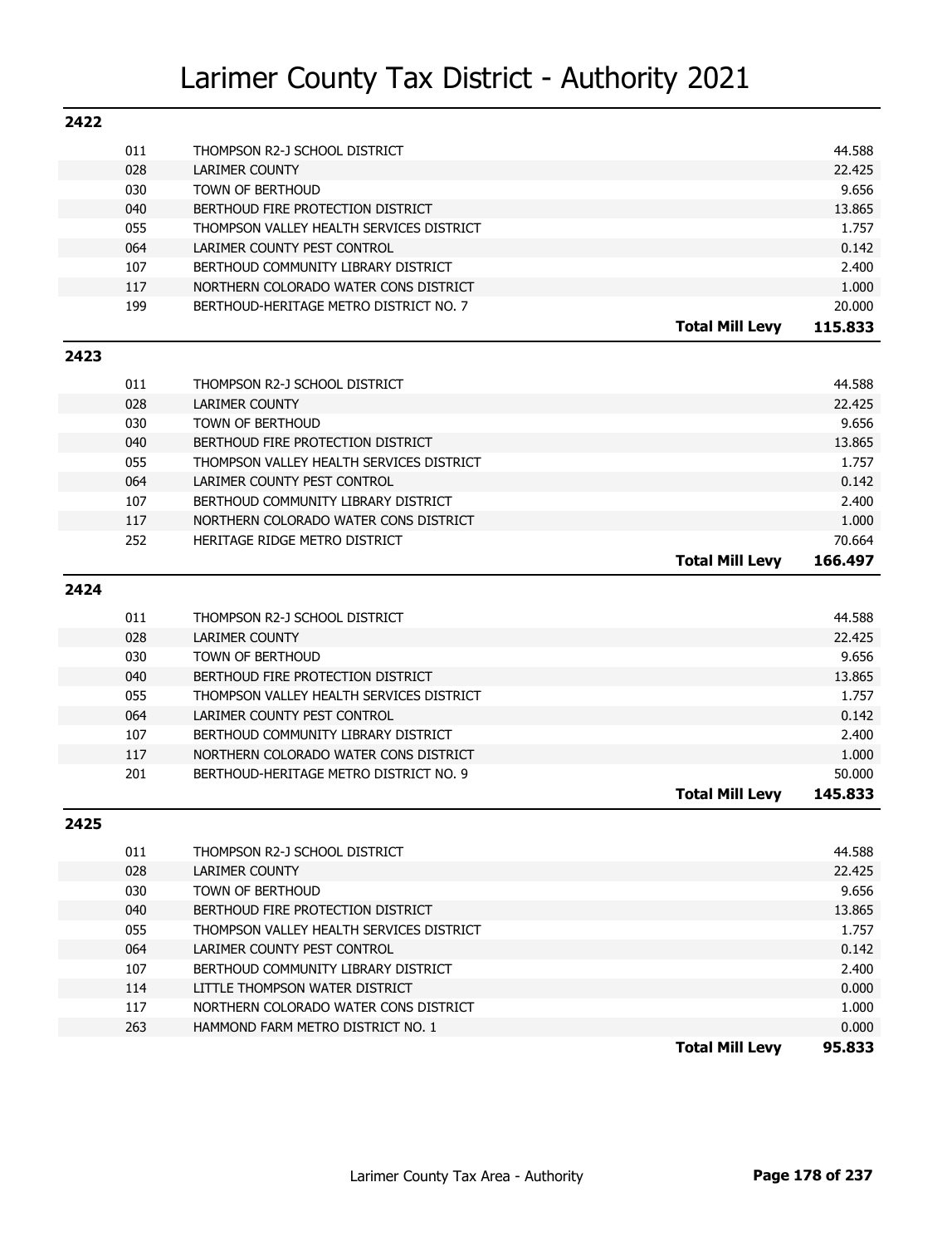# Larimer County Tax District - Authority 2021

## 2422

| Code | Authority | Mill Levy |
|---|---|---|
| 011 | THOMPSON R2-J SCHOOL DISTRICT | 44.588 |
| 028 | LARIMER COUNTY | 22.425 |
| 030 | TOWN OF BERTHOUD | 9.656 |
| 040 | BERTHOUD FIRE PROTECTION DISTRICT | 13.865 |
| 055 | THOMPSON VALLEY HEALTH SERVICES DISTRICT | 1.757 |
| 064 | LARIMER COUNTY PEST CONTROL | 0.142 |
| 107 | BERTHOUD COMMUNITY LIBRARY DISTRICT | 2.400 |
| 117 | NORTHERN COLORADO WATER CONS DISTRICT | 1.000 |
| 199 | BERTHOUD-HERITAGE METRO DISTRICT NO. 7 | 20.000 |
| | **Total Mill Levy** | **115.833** |

## 2423

| Code | Authority | Mill Levy |
|---|---|---|
| 011 | THOMPSON R2-J SCHOOL DISTRICT | 44.588 |
| 028 | LARIMER COUNTY | 22.425 |
| 030 | TOWN OF BERTHOUD | 9.656 |
| 040 | BERTHOUD FIRE PROTECTION DISTRICT | 13.865 |
| 055 | THOMPSON VALLEY HEALTH SERVICES DISTRICT | 1.757 |
| 064 | LARIMER COUNTY PEST CONTROL | 0.142 |
| 107 | BERTHOUD COMMUNITY LIBRARY DISTRICT | 2.400 |
| 117 | NORTHERN COLORADO WATER CONS DISTRICT | 1.000 |
| 252 | HERITAGE RIDGE METRO DISTRICT | 70.664 |
| | **Total Mill Levy** | **166.497** |

## 2424

| Code | Authority | Mill Levy |
|---|---|---|
| 011 | THOMPSON R2-J SCHOOL DISTRICT | 44.588 |
| 028 | LARIMER COUNTY | 22.425 |
| 030 | TOWN OF BERTHOUD | 9.656 |
| 040 | BERTHOUD FIRE PROTECTION DISTRICT | 13.865 |
| 055 | THOMPSON VALLEY HEALTH SERVICES DISTRICT | 1.757 |
| 064 | LARIMER COUNTY PEST CONTROL | 0.142 |
| 107 | BERTHOUD COMMUNITY LIBRARY DISTRICT | 2.400 |
| 117 | NORTHERN COLORADO WATER CONS DISTRICT | 1.000 |
| 201 | BERTHOUD-HERITAGE METRO DISTRICT NO. 9 | 50.000 |
| | **Total Mill Levy** | **145.833** |

## 2425

| Code | Authority | Mill Levy |
|---|---|---|
| 011 | THOMPSON R2-J SCHOOL DISTRICT | 44.588 |
| 028 | LARIMER COUNTY | 22.425 |
| 030 | TOWN OF BERTHOUD | 9.656 |
| 040 | BERTHOUD FIRE PROTECTION DISTRICT | 13.865 |
| 055 | THOMPSON VALLEY HEALTH SERVICES DISTRICT | 1.757 |
| 064 | LARIMER COUNTY PEST CONTROL | 0.142 |
| 107 | BERTHOUD COMMUNITY LIBRARY DISTRICT | 2.400 |
| 114 | LITTLE THOMPSON WATER DISTRICT | 0.000 |
| 117 | NORTHERN COLORADO WATER CONS DISTRICT | 1.000 |
| 263 | HAMMOND FARM METRO DISTRICT NO. 1 | 0.000 |
| | **Total Mill Levy** | **95.833** |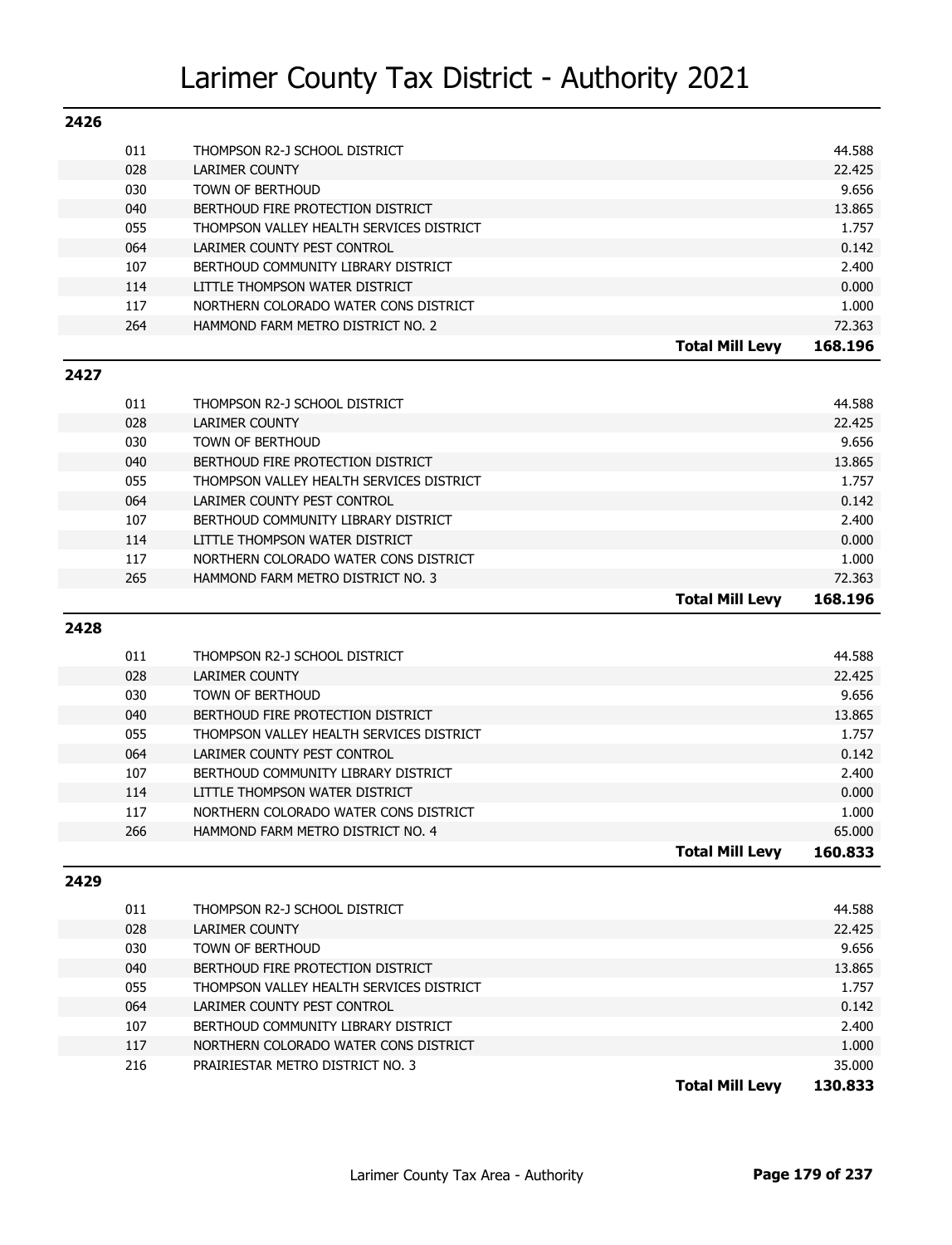# Larimer County Tax District - Authority 2021

## 2426

| Code | Authority | | Levy |
|---|---|---|---|
| 011 | THOMPSON R2-J SCHOOL DISTRICT | | 44.588 |
| 028 | LARIMER COUNTY | | 22.425 |
| 030 | TOWN OF BERTHOUD | | 9.656 |
| 040 | BERTHOUD FIRE PROTECTION DISTRICT | | 13.865 |
| 055 | THOMPSON VALLEY HEALTH SERVICES DISTRICT | | 1.757 |
| 064 | LARIMER COUNTY PEST CONTROL | | 0.142 |
| 107 | BERTHOUD COMMUNITY LIBRARY DISTRICT | | 2.400 |
| 114 | LITTLE THOMPSON WATER DISTRICT | | 0.000 |
| 117 | NORTHERN COLORADO WATER CONS DISTRICT | | 1.000 |
| 264 | HAMMOND FARM METRO DISTRICT NO. 2 | | 72.363 |
| | | **Total Mill Levy** | **168.196** |

## 2427

| Code | Authority | | Levy |
|---|---|---|---|
| 011 | THOMPSON R2-J SCHOOL DISTRICT | | 44.588 |
| 028 | LARIMER COUNTY | | 22.425 |
| 030 | TOWN OF BERTHOUD | | 9.656 |
| 040 | BERTHOUD FIRE PROTECTION DISTRICT | | 13.865 |
| 055 | THOMPSON VALLEY HEALTH SERVICES DISTRICT | | 1.757 |
| 064 | LARIMER COUNTY PEST CONTROL | | 0.142 |
| 107 | BERTHOUD COMMUNITY LIBRARY DISTRICT | | 2.400 |
| 114 | LITTLE THOMPSON WATER DISTRICT | | 0.000 |
| 117 | NORTHERN COLORADO WATER CONS DISTRICT | | 1.000 |
| 265 | HAMMOND FARM METRO DISTRICT NO. 3 | | 72.363 |
| | | **Total Mill Levy** | **168.196** |

## 2428

| Code | Authority | | Levy |
|---|---|---|---|
| 011 | THOMPSON R2-J SCHOOL DISTRICT | | 44.588 |
| 028 | LARIMER COUNTY | | 22.425 |
| 030 | TOWN OF BERTHOUD | | 9.656 |
| 040 | BERTHOUD FIRE PROTECTION DISTRICT | | 13.865 |
| 055 | THOMPSON VALLEY HEALTH SERVICES DISTRICT | | 1.757 |
| 064 | LARIMER COUNTY PEST CONTROL | | 0.142 |
| 107 | BERTHOUD COMMUNITY LIBRARY DISTRICT | | 2.400 |
| 114 | LITTLE THOMPSON WATER DISTRICT | | 0.000 |
| 117 | NORTHERN COLORADO WATER CONS DISTRICT | | 1.000 |
| 266 | HAMMOND FARM METRO DISTRICT NO. 4 | | 65.000 |
| | | **Total Mill Levy** | **160.833** |

## 2429

| Code | Authority | | Levy |
|---|---|---|---|
| 011 | THOMPSON R2-J SCHOOL DISTRICT | | 44.588 |
| 028 | LARIMER COUNTY | | 22.425 |
| 030 | TOWN OF BERTHOUD | | 9.656 |
| 040 | BERTHOUD FIRE PROTECTION DISTRICT | | 13.865 |
| 055 | THOMPSON VALLEY HEALTH SERVICES DISTRICT | | 1.757 |
| 064 | LARIMER COUNTY PEST CONTROL | | 0.142 |
| 107 | BERTHOUD COMMUNITY LIBRARY DISTRICT | | 2.400 |
| 117 | NORTHERN COLORADO WATER CONS DISTRICT | | 1.000 |
| 216 | PRAIRIESTAR METRO DISTRICT NO. 3 | | 35.000 |
| | | **Total Mill Levy** | **130.833** |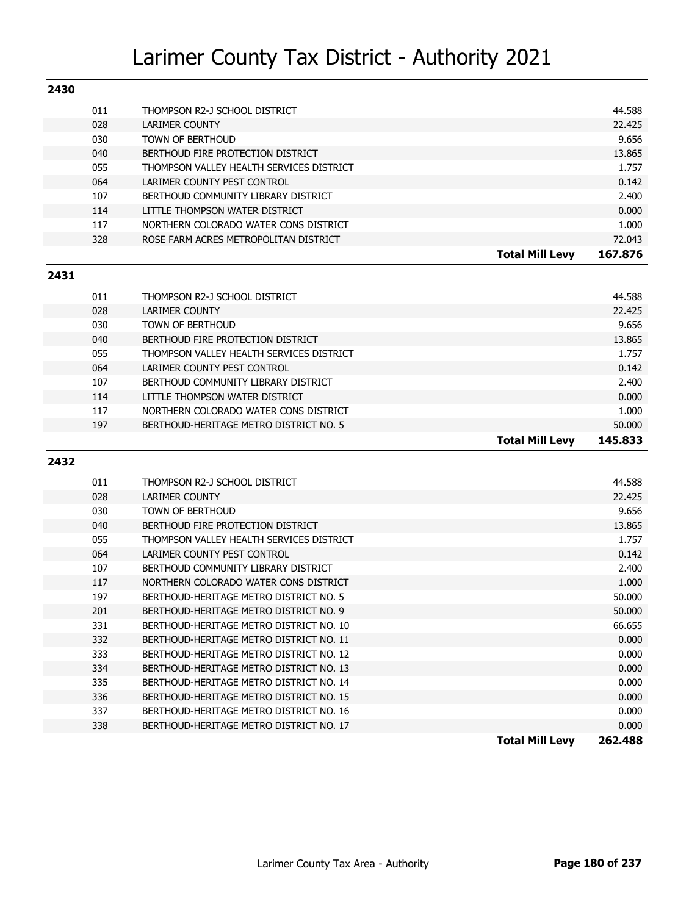# Larimer County Tax District - Authority 2021

## 2430

| Code | Authority | Mill Levy |
|---|---|---|
| 011 | THOMPSON R2-J SCHOOL DISTRICT | 44.588 |
| 028 | LARIMER COUNTY | 22.425 |
| 030 | TOWN OF BERTHOUD | 9.656 |
| 040 | BERTHOUD FIRE PROTECTION DISTRICT | 13.865 |
| 055 | THOMPSON VALLEY HEALTH SERVICES DISTRICT | 1.757 |
| 064 | LARIMER COUNTY PEST CONTROL | 0.142 |
| 107 | BERTHOUD COMMUNITY LIBRARY DISTRICT | 2.400 |
| 114 | LITTLE THOMPSON WATER DISTRICT | 0.000 |
| 117 | NORTHERN COLORADO WATER CONS DISTRICT | 1.000 |
| 328 | ROSE FARM ACRES METROPOLITAN DISTRICT | 72.043 |
| | **Total Mill Levy** | **167.876** |

## 2431

| Code | Authority | Mill Levy |
|---|---|---|
| 011 | THOMPSON R2-J SCHOOL DISTRICT | 44.588 |
| 028 | LARIMER COUNTY | 22.425 |
| 030 | TOWN OF BERTHOUD | 9.656 |
| 040 | BERTHOUD FIRE PROTECTION DISTRICT | 13.865 |
| 055 | THOMPSON VALLEY HEALTH SERVICES DISTRICT | 1.757 |
| 064 | LARIMER COUNTY PEST CONTROL | 0.142 |
| 107 | BERTHOUD COMMUNITY LIBRARY DISTRICT | 2.400 |
| 114 | LITTLE THOMPSON WATER DISTRICT | 0.000 |
| 117 | NORTHERN COLORADO WATER CONS DISTRICT | 1.000 |
| 197 | BERTHOUD-HERITAGE METRO DISTRICT NO. 5 | 50.000 |
| | **Total Mill Levy** | **145.833** |

## 2432

| Code | Authority | Mill Levy |
|---|---|---|
| 011 | THOMPSON R2-J SCHOOL DISTRICT | 44.588 |
| 028 | LARIMER COUNTY | 22.425 |
| 030 | TOWN OF BERTHOUD | 9.656 |
| 040 | BERTHOUD FIRE PROTECTION DISTRICT | 13.865 |
| 055 | THOMPSON VALLEY HEALTH SERVICES DISTRICT | 1.757 |
| 064 | LARIMER COUNTY PEST CONTROL | 0.142 |
| 107 | BERTHOUD COMMUNITY LIBRARY DISTRICT | 2.400 |
| 117 | NORTHERN COLORADO WATER CONS DISTRICT | 1.000 |
| 197 | BERTHOUD-HERITAGE METRO DISTRICT NO. 5 | 50.000 |
| 201 | BERTHOUD-HERITAGE METRO DISTRICT NO. 9 | 50.000 |
| 331 | BERTHOUD-HERITAGE METRO DISTRICT NO. 10 | 66.655 |
| 332 | BERTHOUD-HERITAGE METRO DISTRICT NO. 11 | 0.000 |
| 333 | BERTHOUD-HERITAGE METRO DISTRICT NO. 12 | 0.000 |
| 334 | BERTHOUD-HERITAGE METRO DISTRICT NO. 13 | 0.000 |
| 335 | BERTHOUD-HERITAGE METRO DISTRICT NO. 14 | 0.000 |
| 336 | BERTHOUD-HERITAGE METRO DISTRICT NO. 15 | 0.000 |
| 337 | BERTHOUD-HERITAGE METRO DISTRICT NO. 16 | 0.000 |
| 338 | BERTHOUD-HERITAGE METRO DISTRICT NO. 17 | 0.000 |
| | **Total Mill Levy** | **262.488** |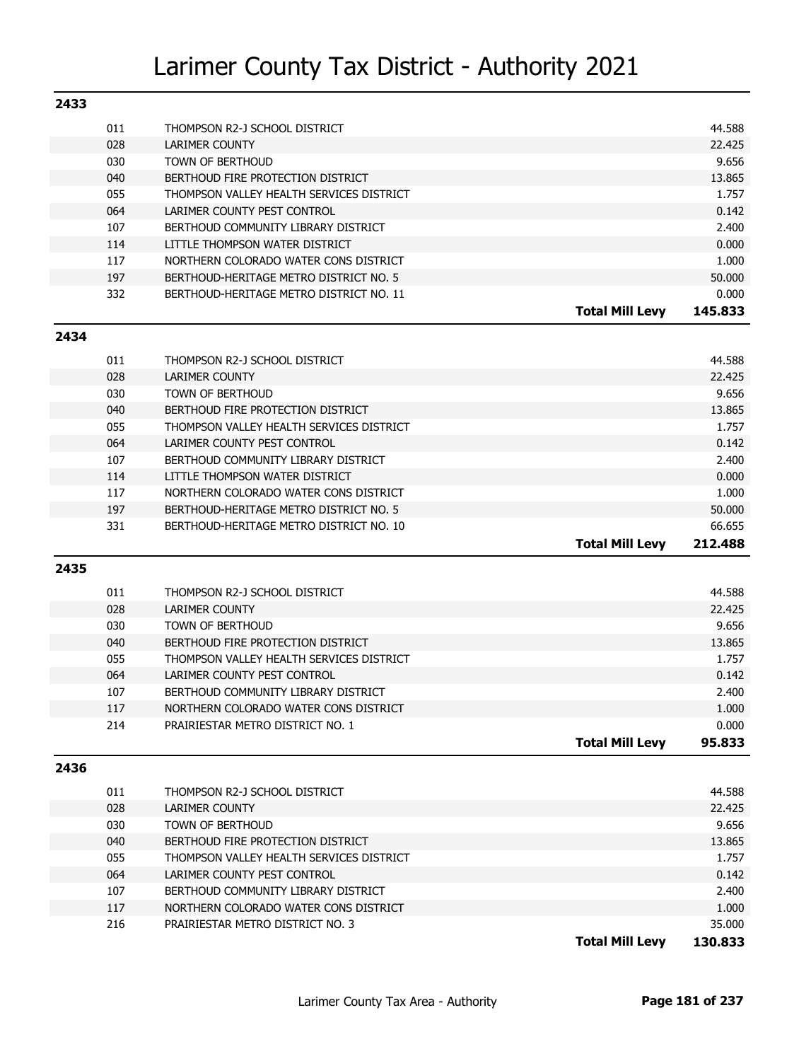# Larimer County Tax District - Authority 2021

## 2433

| Code | Authority | Mill Levy |
|---|---|---|
| 011 | THOMPSON R2-J SCHOOL DISTRICT | 44.588 |
| 028 | LARIMER COUNTY | 22.425 |
| 030 | TOWN OF BERTHOUD | 9.656 |
| 040 | BERTHOUD FIRE PROTECTION DISTRICT | 13.865 |
| 055 | THOMPSON VALLEY HEALTH SERVICES DISTRICT | 1.757 |
| 064 | LARIMER COUNTY PEST CONTROL | 0.142 |
| 107 | BERTHOUD COMMUNITY LIBRARY DISTRICT | 2.400 |
| 114 | LITTLE THOMPSON WATER DISTRICT | 0.000 |
| 117 | NORTHERN COLORADO WATER CONS DISTRICT | 1.000 |
| 197 | BERTHOUD-HERITAGE METRO DISTRICT NO. 5 | 50.000 |
| 332 | BERTHOUD-HERITAGE METRO DISTRICT NO. 11 | 0.000 |
| | **Total Mill Levy** | **145.833** |

## 2434

| Code | Authority | Mill Levy |
|---|---|---|
| 011 | THOMPSON R2-J SCHOOL DISTRICT | 44.588 |
| 028 | LARIMER COUNTY | 22.425 |
| 030 | TOWN OF BERTHOUD | 9.656 |
| 040 | BERTHOUD FIRE PROTECTION DISTRICT | 13.865 |
| 055 | THOMPSON VALLEY HEALTH SERVICES DISTRICT | 1.757 |
| 064 | LARIMER COUNTY PEST CONTROL | 0.142 |
| 107 | BERTHOUD COMMUNITY LIBRARY DISTRICT | 2.400 |
| 114 | LITTLE THOMPSON WATER DISTRICT | 0.000 |
| 117 | NORTHERN COLORADO WATER CONS DISTRICT | 1.000 |
| 197 | BERTHOUD-HERITAGE METRO DISTRICT NO. 5 | 50.000 |
| 331 | BERTHOUD-HERITAGE METRO DISTRICT NO. 10 | 66.655 |
| | **Total Mill Levy** | **212.488** |

## 2435

| Code | Authority | Mill Levy |
|---|---|---|
| 011 | THOMPSON R2-J SCHOOL DISTRICT | 44.588 |
| 028 | LARIMER COUNTY | 22.425 |
| 030 | TOWN OF BERTHOUD | 9.656 |
| 040 | BERTHOUD FIRE PROTECTION DISTRICT | 13.865 |
| 055 | THOMPSON VALLEY HEALTH SERVICES DISTRICT | 1.757 |
| 064 | LARIMER COUNTY PEST CONTROL | 0.142 |
| 107 | BERTHOUD COMMUNITY LIBRARY DISTRICT | 2.400 |
| 117 | NORTHERN COLORADO WATER CONS DISTRICT | 1.000 |
| 214 | PRAIRIESTAR METRO DISTRICT NO. 1 | 0.000 |
| | **Total Mill Levy** | **95.833** |

## 2436

| Code | Authority | Mill Levy |
|---|---|---|
| 011 | THOMPSON R2-J SCHOOL DISTRICT | 44.588 |
| 028 | LARIMER COUNTY | 22.425 |
| 030 | TOWN OF BERTHOUD | 9.656 |
| 040 | BERTHOUD FIRE PROTECTION DISTRICT | 13.865 |
| 055 | THOMPSON VALLEY HEALTH SERVICES DISTRICT | 1.757 |
| 064 | LARIMER COUNTY PEST CONTROL | 0.142 |
| 107 | BERTHOUD COMMUNITY LIBRARY DISTRICT | 2.400 |
| 117 | NORTHERN COLORADO WATER CONS DISTRICT | 1.000 |
| 216 | PRAIRIESTAR METRO DISTRICT NO. 3 | 35.000 |
| | **Total Mill Levy** | **130.833** |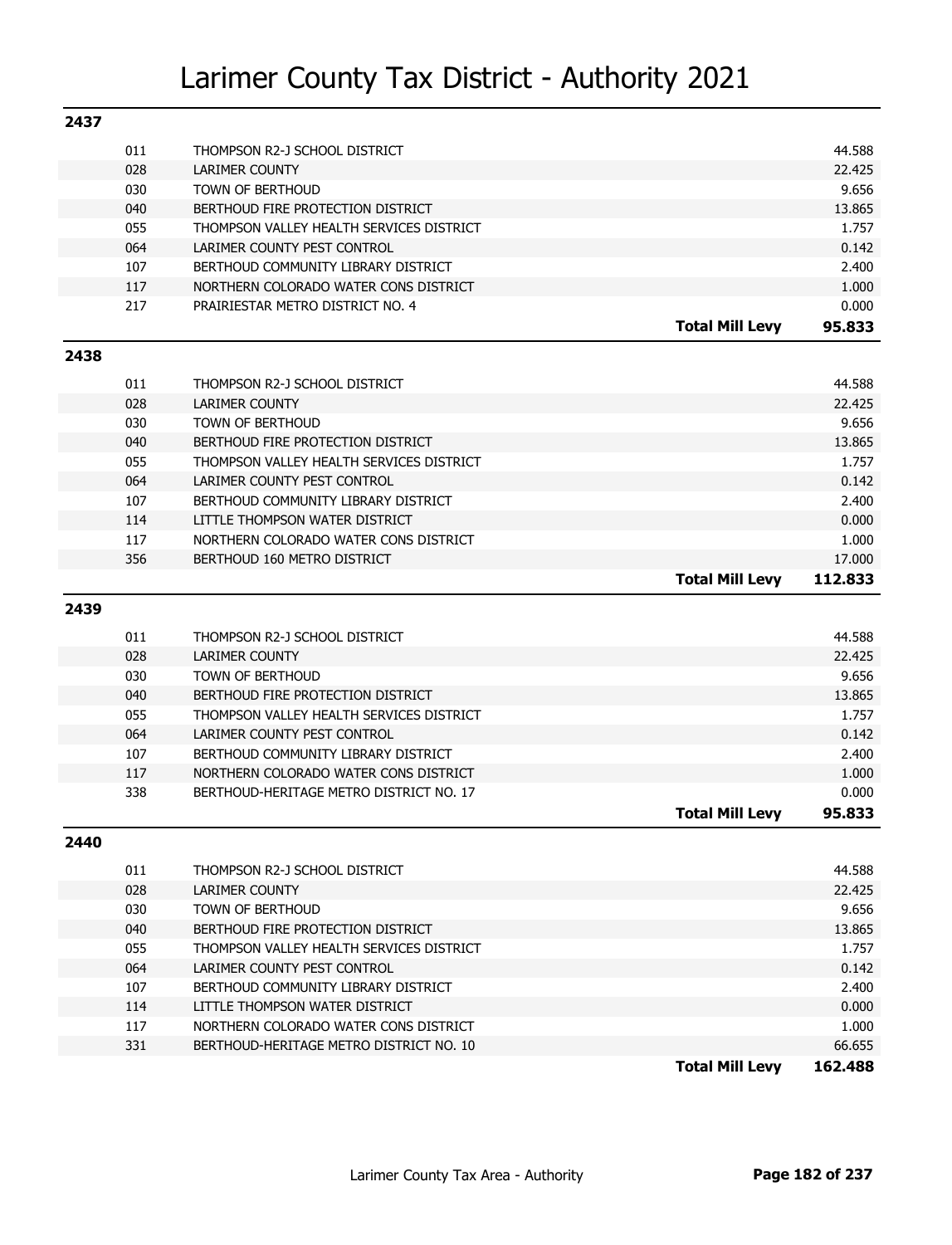# Larimer County Tax District - Authority 2021

## 2437

| Code | Authority | | Mill Levy |
|---|---|---|---|
| 011 | THOMPSON R2-J SCHOOL DISTRICT | | 44.588 |
| 028 | LARIMER COUNTY | | 22.425 |
| 030 | TOWN OF BERTHOUD | | 9.656 |
| 040 | BERTHOUD FIRE PROTECTION DISTRICT | | 13.865 |
| 055 | THOMPSON VALLEY HEALTH SERVICES DISTRICT | | 1.757 |
| 064 | LARIMER COUNTY PEST CONTROL | | 0.142 |
| 107 | BERTHOUD COMMUNITY LIBRARY DISTRICT | | 2.400 |
| 117 | NORTHERN COLORADO WATER CONS DISTRICT | | 1.000 |
| 217 | PRAIRIESTAR METRO DISTRICT NO. 4 | | 0.000 |
| | | **Total Mill Levy** | **95.833** |

## 2438

| Code | Authority | | Mill Levy |
|---|---|---|---|
| 011 | THOMPSON R2-J SCHOOL DISTRICT | | 44.588 |
| 028 | LARIMER COUNTY | | 22.425 |
| 030 | TOWN OF BERTHOUD | | 9.656 |
| 040 | BERTHOUD FIRE PROTECTION DISTRICT | | 13.865 |
| 055 | THOMPSON VALLEY HEALTH SERVICES DISTRICT | | 1.757 |
| 064 | LARIMER COUNTY PEST CONTROL | | 0.142 |
| 107 | BERTHOUD COMMUNITY LIBRARY DISTRICT | | 2.400 |
| 114 | LITTLE THOMPSON WATER DISTRICT | | 0.000 |
| 117 | NORTHERN COLORADO WATER CONS DISTRICT | | 1.000 |
| 356 | BERTHOUD 160 METRO DISTRICT | | 17.000 |
| | | **Total Mill Levy** | **112.833** |

## 2439

| Code | Authority | | Mill Levy |
|---|---|---|---|
| 011 | THOMPSON R2-J SCHOOL DISTRICT | | 44.588 |
| 028 | LARIMER COUNTY | | 22.425 |
| 030 | TOWN OF BERTHOUD | | 9.656 |
| 040 | BERTHOUD FIRE PROTECTION DISTRICT | | 13.865 |
| 055 | THOMPSON VALLEY HEALTH SERVICES DISTRICT | | 1.757 |
| 064 | LARIMER COUNTY PEST CONTROL | | 0.142 |
| 107 | BERTHOUD COMMUNITY LIBRARY DISTRICT | | 2.400 |
| 117 | NORTHERN COLORADO WATER CONS DISTRICT | | 1.000 |
| 338 | BERTHOUD-HERITAGE METRO DISTRICT NO. 17 | | 0.000 |
| | | **Total Mill Levy** | **95.833** |

## 2440

| Code | Authority | | Mill Levy |
|---|---|---|---|
| 011 | THOMPSON R2-J SCHOOL DISTRICT | | 44.588 |
| 028 | LARIMER COUNTY | | 22.425 |
| 030 | TOWN OF BERTHOUD | | 9.656 |
| 040 | BERTHOUD FIRE PROTECTION DISTRICT | | 13.865 |
| 055 | THOMPSON VALLEY HEALTH SERVICES DISTRICT | | 1.757 |
| 064 | LARIMER COUNTY PEST CONTROL | | 0.142 |
| 107 | BERTHOUD COMMUNITY LIBRARY DISTRICT | | 2.400 |
| 114 | LITTLE THOMPSON WATER DISTRICT | | 0.000 |
| 117 | NORTHERN COLORADO WATER CONS DISTRICT | | 1.000 |
| 331 | BERTHOUD-HERITAGE METRO DISTRICT NO. 10 | | 66.655 |
| | | **Total Mill Levy** | **162.488** |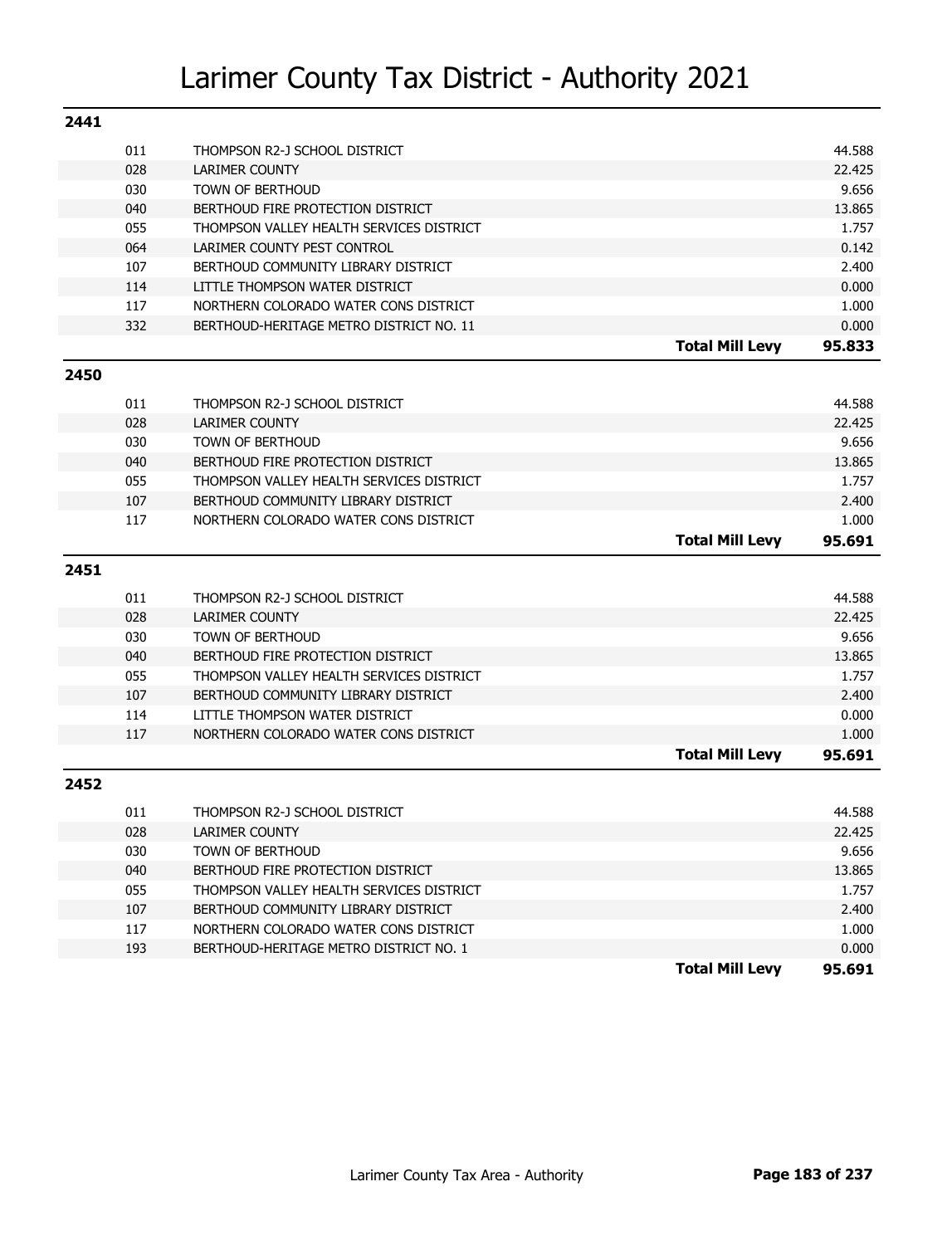# Larimer County Tax District - Authority 2021

## 2441

| Code | Authority | | Levy |
|---|---|---|---|
| 011 | THOMPSON R2-J SCHOOL DISTRICT | | 44.588 |
| 028 | LARIMER COUNTY | | 22.425 |
| 030 | TOWN OF BERTHOUD | | 9.656 |
| 040 | BERTHOUD FIRE PROTECTION DISTRICT | | 13.865 |
| 055 | THOMPSON VALLEY HEALTH SERVICES DISTRICT | | 1.757 |
| 064 | LARIMER COUNTY PEST CONTROL | | 0.142 |
| 107 | BERTHOUD COMMUNITY LIBRARY DISTRICT | | 2.400 |
| 114 | LITTLE THOMPSON WATER DISTRICT | | 0.000 |
| 117 | NORTHERN COLORADO WATER CONS DISTRICT | | 1.000 |
| 332 | BERTHOUD-HERITAGE METRO DISTRICT NO. 11 | | 0.000 |
| | | **Total Mill Levy** | **95.833** |

## 2450

| Code | Authority | | Levy |
|---|---|---|---|
| 011 | THOMPSON R2-J SCHOOL DISTRICT | | 44.588 |
| 028 | LARIMER COUNTY | | 22.425 |
| 030 | TOWN OF BERTHOUD | | 9.656 |
| 040 | BERTHOUD FIRE PROTECTION DISTRICT | | 13.865 |
| 055 | THOMPSON VALLEY HEALTH SERVICES DISTRICT | | 1.757 |
| 107 | BERTHOUD COMMUNITY LIBRARY DISTRICT | | 2.400 |
| 117 | NORTHERN COLORADO WATER CONS DISTRICT | | 1.000 |
| | | **Total Mill Levy** | **95.691** |

## 2451

| Code | Authority | | Levy |
|---|---|---|---|
| 011 | THOMPSON R2-J SCHOOL DISTRICT | | 44.588 |
| 028 | LARIMER COUNTY | | 22.425 |
| 030 | TOWN OF BERTHOUD | | 9.656 |
| 040 | BERTHOUD FIRE PROTECTION DISTRICT | | 13.865 |
| 055 | THOMPSON VALLEY HEALTH SERVICES DISTRICT | | 1.757 |
| 107 | BERTHOUD COMMUNITY LIBRARY DISTRICT | | 2.400 |
| 114 | LITTLE THOMPSON WATER DISTRICT | | 0.000 |
| 117 | NORTHERN COLORADO WATER CONS DISTRICT | | 1.000 |
| | | **Total Mill Levy** | **95.691** |

## 2452

| Code | Authority | | Levy |
|---|---|---|---|
| 011 | THOMPSON R2-J SCHOOL DISTRICT | | 44.588 |
| 028 | LARIMER COUNTY | | 22.425 |
| 030 | TOWN OF BERTHOUD | | 9.656 |
| 040 | BERTHOUD FIRE PROTECTION DISTRICT | | 13.865 |
| 055 | THOMPSON VALLEY HEALTH SERVICES DISTRICT | | 1.757 |
| 107 | BERTHOUD COMMUNITY LIBRARY DISTRICT | | 2.400 |
| 117 | NORTHERN COLORADO WATER CONS DISTRICT | | 1.000 |
| 193 | BERTHOUD-HERITAGE METRO DISTRICT NO. 1 | | 0.000 |
| | | **Total Mill Levy** | **95.691** |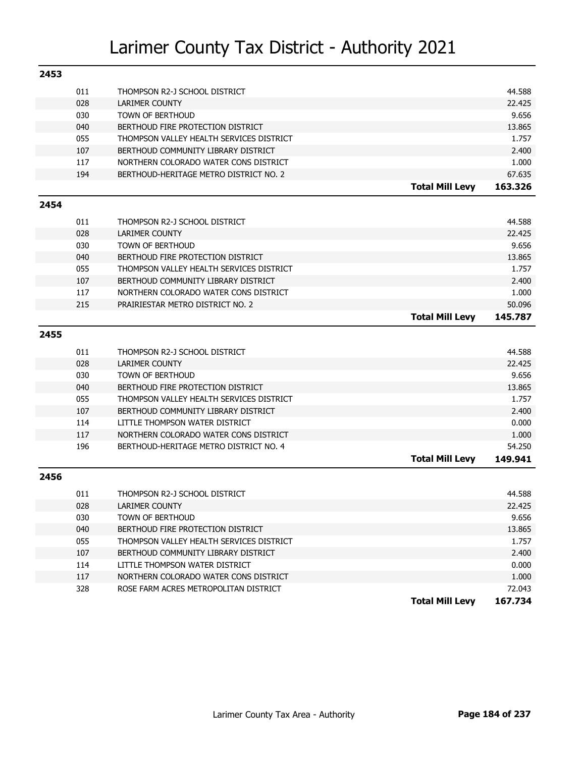# Larimer County Tax District - Authority 2021

## 2453

| Code | Authority | | Levy |
|---|---|---|---|
| 011 | THOMPSON R2-J SCHOOL DISTRICT | | 44.588 |
| 028 | LARIMER COUNTY | | 22.425 |
| 030 | TOWN OF BERTHOUD | | 9.656 |
| 040 | BERTHOUD FIRE PROTECTION DISTRICT | | 13.865 |
| 055 | THOMPSON VALLEY HEALTH SERVICES DISTRICT | | 1.757 |
| 107 | BERTHOUD COMMUNITY LIBRARY DISTRICT | | 2.400 |
| 117 | NORTHERN COLORADO WATER CONS DISTRICT | | 1.000 |
| 194 | BERTHOUD-HERITAGE METRO DISTRICT NO. 2 | | 67.635 |
| | | **Total Mill Levy** | **163.326** |

## 2454

| Code | Authority | | Levy |
|---|---|---|---|
| 011 | THOMPSON R2-J SCHOOL DISTRICT | | 44.588 |
| 028 | LARIMER COUNTY | | 22.425 |
| 030 | TOWN OF BERTHOUD | | 9.656 |
| 040 | BERTHOUD FIRE PROTECTION DISTRICT | | 13.865 |
| 055 | THOMPSON VALLEY HEALTH SERVICES DISTRICT | | 1.757 |
| 107 | BERTHOUD COMMUNITY LIBRARY DISTRICT | | 2.400 |
| 117 | NORTHERN COLORADO WATER CONS DISTRICT | | 1.000 |
| 215 | PRAIRIESTAR METRO DISTRICT NO. 2 | | 50.096 |
| | | **Total Mill Levy** | **145.787** |

## 2455

| Code | Authority | | Levy |
|---|---|---|---|
| 011 | THOMPSON R2-J SCHOOL DISTRICT | | 44.588 |
| 028 | LARIMER COUNTY | | 22.425 |
| 030 | TOWN OF BERTHOUD | | 9.656 |
| 040 | BERTHOUD FIRE PROTECTION DISTRICT | | 13.865 |
| 055 | THOMPSON VALLEY HEALTH SERVICES DISTRICT | | 1.757 |
| 107 | BERTHOUD COMMUNITY LIBRARY DISTRICT | | 2.400 |
| 114 | LITTLE THOMPSON WATER DISTRICT | | 0.000 |
| 117 | NORTHERN COLORADO WATER CONS DISTRICT | | 1.000 |
| 196 | BERTHOUD-HERITAGE METRO DISTRICT NO. 4 | | 54.250 |
| | | **Total Mill Levy** | **149.941** |

## 2456

| Code | Authority | | Levy |
|---|---|---|---|
| 011 | THOMPSON R2-J SCHOOL DISTRICT | | 44.588 |
| 028 | LARIMER COUNTY | | 22.425 |
| 030 | TOWN OF BERTHOUD | | 9.656 |
| 040 | BERTHOUD FIRE PROTECTION DISTRICT | | 13.865 |
| 055 | THOMPSON VALLEY HEALTH SERVICES DISTRICT | | 1.757 |
| 107 | BERTHOUD COMMUNITY LIBRARY DISTRICT | | 2.400 |
| 114 | LITTLE THOMPSON WATER DISTRICT | | 0.000 |
| 117 | NORTHERN COLORADO WATER CONS DISTRICT | | 1.000 |
| 328 | ROSE FARM ACRES METROPOLITAN DISTRICT | | 72.043 |
| | | **Total Mill Levy** | **167.734** |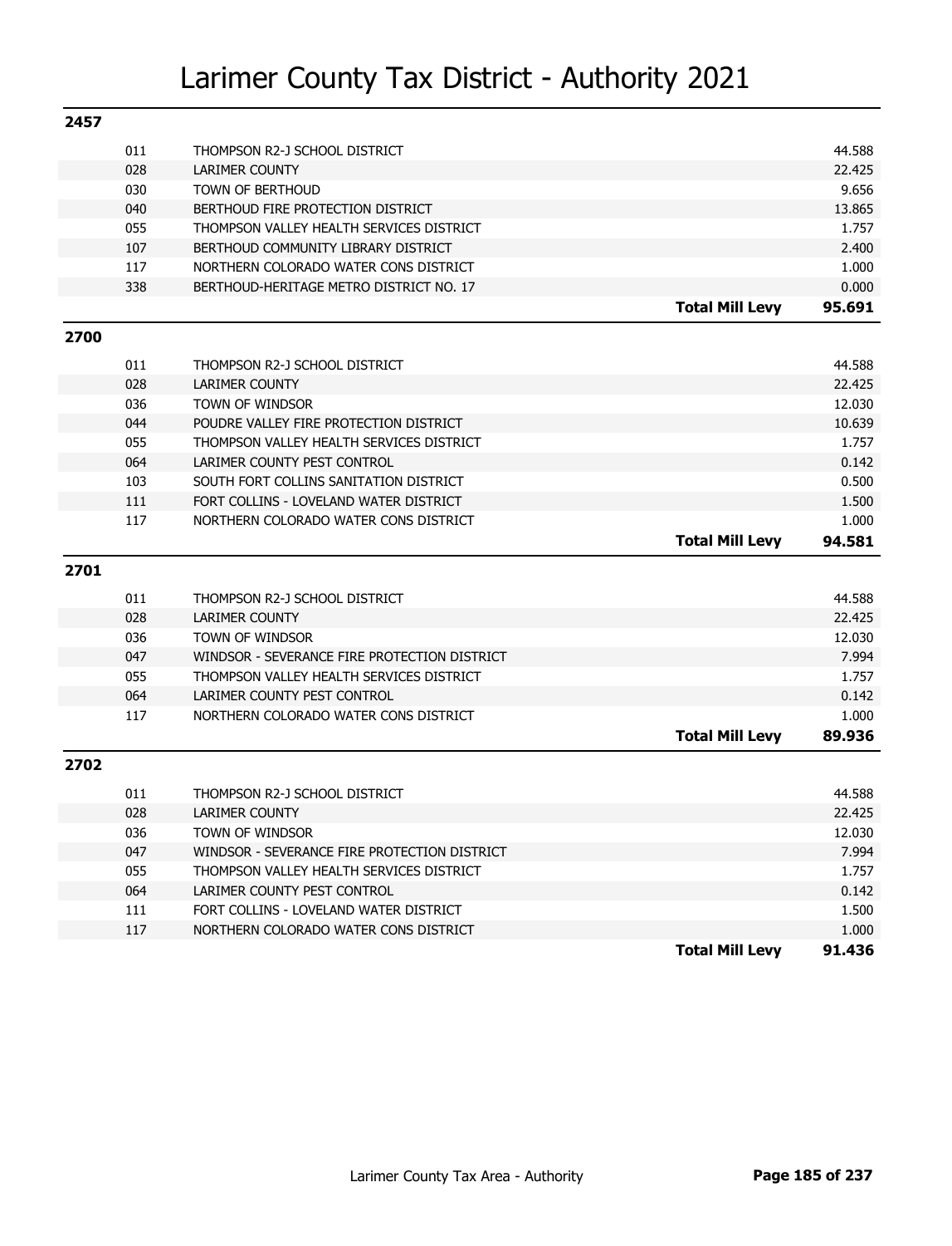# Larimer County Tax District - Authority 2021

## 2457

| Code | Authority | | Levy |
|---|---|---|---|
| 011 | THOMPSON R2-J SCHOOL DISTRICT | | 44.588 |
| 028 | LARIMER COUNTY | | 22.425 |
| 030 | TOWN OF BERTHOUD | | 9.656 |
| 040 | BERTHOUD FIRE PROTECTION DISTRICT | | 13.865 |
| 055 | THOMPSON VALLEY HEALTH SERVICES DISTRICT | | 1.757 |
| 107 | BERTHOUD COMMUNITY LIBRARY DISTRICT | | 2.400 |
| 117 | NORTHERN COLORADO WATER CONS DISTRICT | | 1.000 |
| 338 | BERTHOUD-HERITAGE METRO DISTRICT NO. 17 | | 0.000 |
| | | **Total Mill Levy** | **95.691** |

## 2700

| Code | Authority | | Levy |
|---|---|---|---|
| 011 | THOMPSON R2-J SCHOOL DISTRICT | | 44.588 |
| 028 | LARIMER COUNTY | | 22.425 |
| 036 | TOWN OF WINDSOR | | 12.030 |
| 044 | POUDRE VALLEY FIRE PROTECTION DISTRICT | | 10.639 |
| 055 | THOMPSON VALLEY HEALTH SERVICES DISTRICT | | 1.757 |
| 064 | LARIMER COUNTY PEST CONTROL | | 0.142 |
| 103 | SOUTH FORT COLLINS SANITATION DISTRICT | | 0.500 |
| 111 | FORT COLLINS - LOVELAND WATER DISTRICT | | 1.500 |
| 117 | NORTHERN COLORADO WATER CONS DISTRICT | | 1.000 |
| | | **Total Mill Levy** | **94.581** |

## 2701

| Code | Authority | | Levy |
|---|---|---|---|
| 011 | THOMPSON R2-J SCHOOL DISTRICT | | 44.588 |
| 028 | LARIMER COUNTY | | 22.425 |
| 036 | TOWN OF WINDSOR | | 12.030 |
| 047 | WINDSOR - SEVERANCE FIRE PROTECTION DISTRICT | | 7.994 |
| 055 | THOMPSON VALLEY HEALTH SERVICES DISTRICT | | 1.757 |
| 064 | LARIMER COUNTY PEST CONTROL | | 0.142 |
| 117 | NORTHERN COLORADO WATER CONS DISTRICT | | 1.000 |
| | | **Total Mill Levy** | **89.936** |

## 2702

| Code | Authority | | Levy |
|---|---|---|---|
| 011 | THOMPSON R2-J SCHOOL DISTRICT | | 44.588 |
| 028 | LARIMER COUNTY | | 22.425 |
| 036 | TOWN OF WINDSOR | | 12.030 |
| 047 | WINDSOR - SEVERANCE FIRE PROTECTION DISTRICT | | 7.994 |
| 055 | THOMPSON VALLEY HEALTH SERVICES DISTRICT | | 1.757 |
| 064 | LARIMER COUNTY PEST CONTROL | | 0.142 |
| 111 | FORT COLLINS - LOVELAND WATER DISTRICT | | 1.500 |
| 117 | NORTHERN COLORADO WATER CONS DISTRICT | | 1.000 |
| | | **Total Mill Levy** | **91.436** |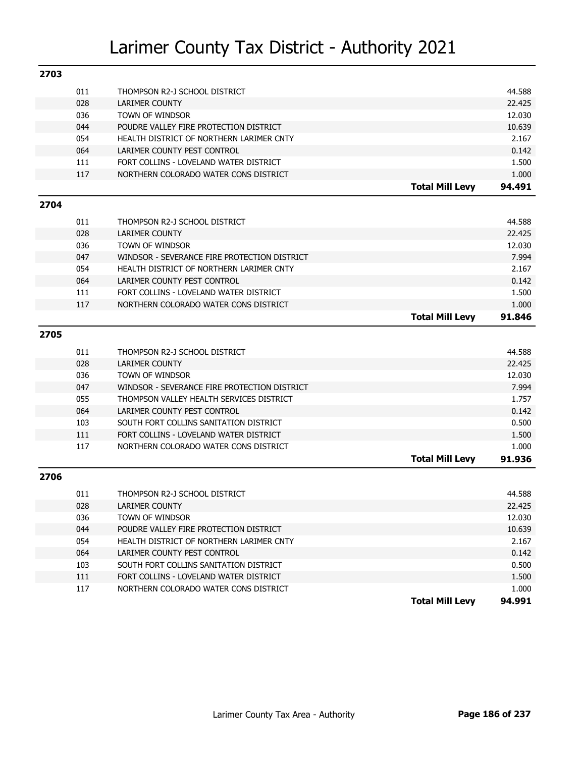# Larimer County Tax District - Authority 2021

## 2703

| Code | Authority | | Levy |
|---|---|---|---|
| 011 | THOMPSON R2-J SCHOOL DISTRICT | | 44.588 |
| 028 | LARIMER COUNTY | | 22.425 |
| 036 | TOWN OF WINDSOR | | 12.030 |
| 044 | POUDRE VALLEY FIRE PROTECTION DISTRICT | | 10.639 |
| 054 | HEALTH DISTRICT OF NORTHERN LARIMER CNTY | | 2.167 |
| 064 | LARIMER COUNTY PEST CONTROL | | 0.142 |
| 111 | FORT COLLINS - LOVELAND WATER DISTRICT | | 1.500 |
| 117 | NORTHERN COLORADO WATER CONS DISTRICT | | 1.000 |
| | | **Total Mill Levy** | **94.491** |

## 2704

| Code | Authority | | Levy |
|---|---|---|---|
| 011 | THOMPSON R2-J SCHOOL DISTRICT | | 44.588 |
| 028 | LARIMER COUNTY | | 22.425 |
| 036 | TOWN OF WINDSOR | | 12.030 |
| 047 | WINDSOR - SEVERANCE FIRE PROTECTION DISTRICT | | 7.994 |
| 054 | HEALTH DISTRICT OF NORTHERN LARIMER CNTY | | 2.167 |
| 064 | LARIMER COUNTY PEST CONTROL | | 0.142 |
| 111 | FORT COLLINS - LOVELAND WATER DISTRICT | | 1.500 |
| 117 | NORTHERN COLORADO WATER CONS DISTRICT | | 1.000 |
| | | **Total Mill Levy** | **91.846** |

## 2705

| Code | Authority | | Levy |
|---|---|---|---|
| 011 | THOMPSON R2-J SCHOOL DISTRICT | | 44.588 |
| 028 | LARIMER COUNTY | | 22.425 |
| 036 | TOWN OF WINDSOR | | 12.030 |
| 047 | WINDSOR - SEVERANCE FIRE PROTECTION DISTRICT | | 7.994 |
| 055 | THOMPSON VALLEY HEALTH SERVICES DISTRICT | | 1.757 |
| 064 | LARIMER COUNTY PEST CONTROL | | 0.142 |
| 103 | SOUTH FORT COLLINS SANITATION DISTRICT | | 0.500 |
| 111 | FORT COLLINS - LOVELAND WATER DISTRICT | | 1.500 |
| 117 | NORTHERN COLORADO WATER CONS DISTRICT | | 1.000 |
| | | **Total Mill Levy** | **91.936** |

## 2706

| Code | Authority | | Levy |
|---|---|---|---|
| 011 | THOMPSON R2-J SCHOOL DISTRICT | | 44.588 |
| 028 | LARIMER COUNTY | | 22.425 |
| 036 | TOWN OF WINDSOR | | 12.030 |
| 044 | POUDRE VALLEY FIRE PROTECTION DISTRICT | | 10.639 |
| 054 | HEALTH DISTRICT OF NORTHERN LARIMER CNTY | | 2.167 |
| 064 | LARIMER COUNTY PEST CONTROL | | 0.142 |
| 103 | SOUTH FORT COLLINS SANITATION DISTRICT | | 0.500 |
| 111 | FORT COLLINS - LOVELAND WATER DISTRICT | | 1.500 |
| 117 | NORTHERN COLORADO WATER CONS DISTRICT | | 1.000 |
| | | **Total Mill Levy** | **94.991** |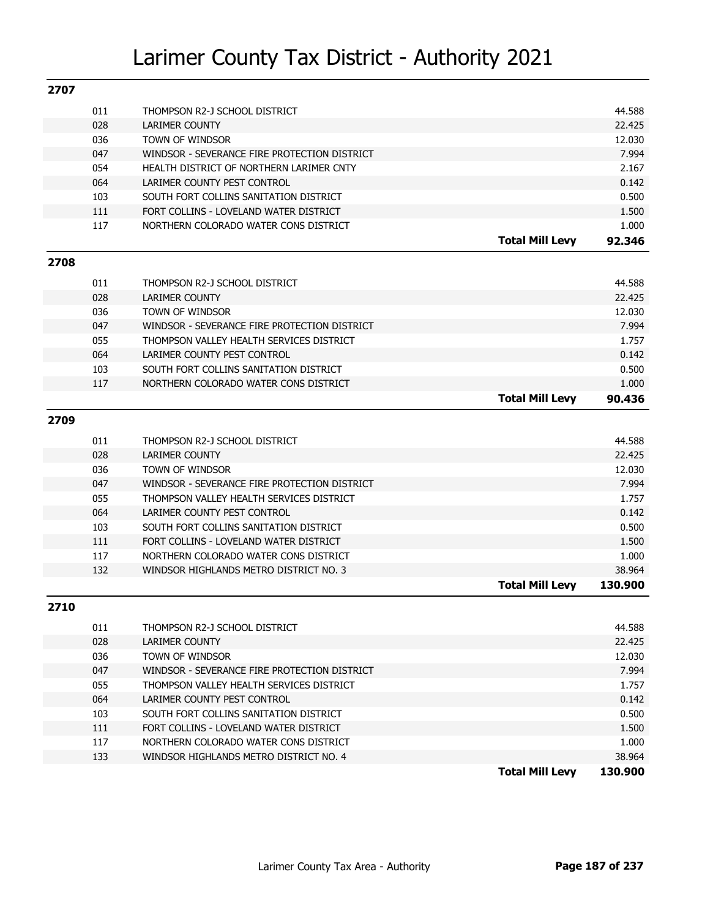# Larimer County Tax District - Authority 2021

## 2707

| | | | |
|---|---|---|---|
| 011 | THOMPSON R2-J SCHOOL DISTRICT | | 44.588 |
| 028 | LARIMER COUNTY | | 22.425 |
| 036 | TOWN OF WINDSOR | | 12.030 |
| 047 | WINDSOR - SEVERANCE FIRE PROTECTION DISTRICT | | 7.994 |
| 054 | HEALTH DISTRICT OF NORTHERN LARIMER CNTY | | 2.167 |
| 064 | LARIMER COUNTY PEST CONTROL | | 0.142 |
| 103 | SOUTH FORT COLLINS SANITATION DISTRICT | | 0.500 |
| 111 | FORT COLLINS - LOVELAND WATER DISTRICT | | 1.500 |
| 117 | NORTHERN COLORADO WATER CONS DISTRICT | | 1.000 |
| | | **Total Mill Levy** | **92.346** |

## 2708

| | | | |
|---|---|---|---|
| 011 | THOMPSON R2-J SCHOOL DISTRICT | | 44.588 |
| 028 | LARIMER COUNTY | | 22.425 |
| 036 | TOWN OF WINDSOR | | 12.030 |
| 047 | WINDSOR - SEVERANCE FIRE PROTECTION DISTRICT | | 7.994 |
| 055 | THOMPSON VALLEY HEALTH SERVICES DISTRICT | | 1.757 |
| 064 | LARIMER COUNTY PEST CONTROL | | 0.142 |
| 103 | SOUTH FORT COLLINS SANITATION DISTRICT | | 0.500 |
| 117 | NORTHERN COLORADO WATER CONS DISTRICT | | 1.000 |
| | | **Total Mill Levy** | **90.436** |

## 2709

| | | | |
|---|---|---|---|
| 011 | THOMPSON R2-J SCHOOL DISTRICT | | 44.588 |
| 028 | LARIMER COUNTY | | 22.425 |
| 036 | TOWN OF WINDSOR | | 12.030 |
| 047 | WINDSOR - SEVERANCE FIRE PROTECTION DISTRICT | | 7.994 |
| 055 | THOMPSON VALLEY HEALTH SERVICES DISTRICT | | 1.757 |
| 064 | LARIMER COUNTY PEST CONTROL | | 0.142 |
| 103 | SOUTH FORT COLLINS SANITATION DISTRICT | | 0.500 |
| 111 | FORT COLLINS - LOVELAND WATER DISTRICT | | 1.500 |
| 117 | NORTHERN COLORADO WATER CONS DISTRICT | | 1.000 |
| 132 | WINDSOR HIGHLANDS METRO DISTRICT NO. 3 | | 38.964 |
| | | **Total Mill Levy** | **130.900** |

## 2710

| | | | |
|---|---|---|---|
| 011 | THOMPSON R2-J SCHOOL DISTRICT | | 44.588 |
| 028 | LARIMER COUNTY | | 22.425 |
| 036 | TOWN OF WINDSOR | | 12.030 |
| 047 | WINDSOR - SEVERANCE FIRE PROTECTION DISTRICT | | 7.994 |
| 055 | THOMPSON VALLEY HEALTH SERVICES DISTRICT | | 1.757 |
| 064 | LARIMER COUNTY PEST CONTROL | | 0.142 |
| 103 | SOUTH FORT COLLINS SANITATION DISTRICT | | 0.500 |
| 111 | FORT COLLINS - LOVELAND WATER DISTRICT | | 1.500 |
| 117 | NORTHERN COLORADO WATER CONS DISTRICT | | 1.000 |
| 133 | WINDSOR HIGHLANDS METRO DISTRICT NO. 4 | | 38.964 |
| | | **Total Mill Levy** | **130.900** |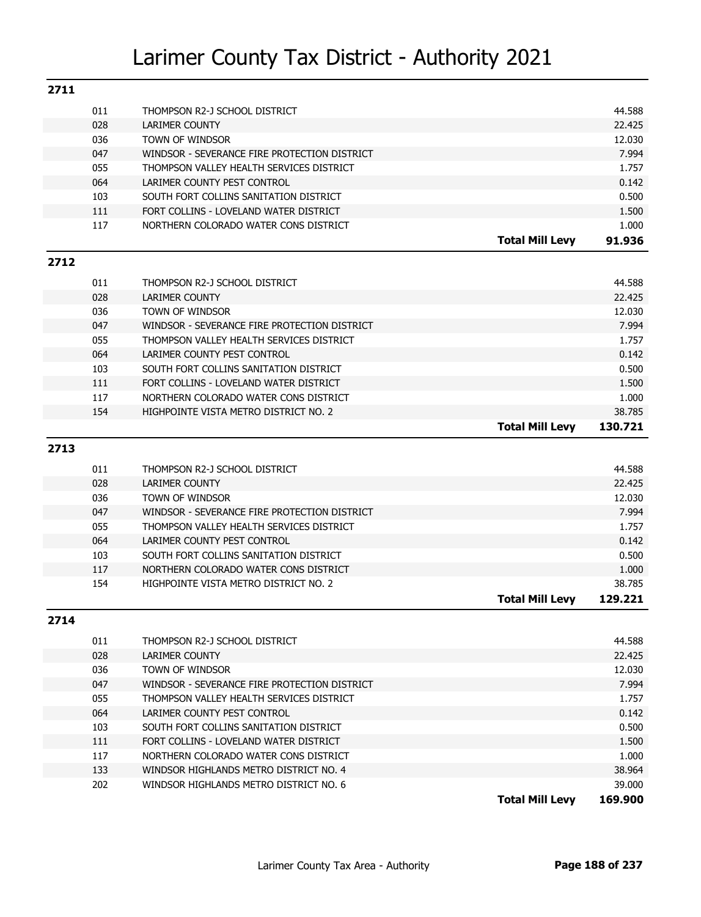# Larimer County Tax District - Authority 2021

## 2711

| Code | Authority | | Mill Levy |
|---|---|---|---|
| 011 | THOMPSON R2-J SCHOOL DISTRICT | | 44.588 |
| 028 | LARIMER COUNTY | | 22.425 |
| 036 | TOWN OF WINDSOR | | 12.030 |
| 047 | WINDSOR - SEVERANCE FIRE PROTECTION DISTRICT | | 7.994 |
| 055 | THOMPSON VALLEY HEALTH SERVICES DISTRICT | | 1.757 |
| 064 | LARIMER COUNTY PEST CONTROL | | 0.142 |
| 103 | SOUTH FORT COLLINS SANITATION DISTRICT | | 0.500 |
| 111 | FORT COLLINS - LOVELAND WATER DISTRICT | | 1.500 |
| 117 | NORTHERN COLORADO WATER CONS DISTRICT | | 1.000 |
| | | **Total Mill Levy** | **91.936** |

## 2712

| Code | Authority | | Mill Levy |
|---|---|---|---|
| 011 | THOMPSON R2-J SCHOOL DISTRICT | | 44.588 |
| 028 | LARIMER COUNTY | | 22.425 |
| 036 | TOWN OF WINDSOR | | 12.030 |
| 047 | WINDSOR - SEVERANCE FIRE PROTECTION DISTRICT | | 7.994 |
| 055 | THOMPSON VALLEY HEALTH SERVICES DISTRICT | | 1.757 |
| 064 | LARIMER COUNTY PEST CONTROL | | 0.142 |
| 103 | SOUTH FORT COLLINS SANITATION DISTRICT | | 0.500 |
| 111 | FORT COLLINS - LOVELAND WATER DISTRICT | | 1.500 |
| 117 | NORTHERN COLORADO WATER CONS DISTRICT | | 1.000 |
| 154 | HIGHPOINTE VISTA METRO DISTRICT NO. 2 | | 38.785 |
| | | **Total Mill Levy** | **130.721** |

## 2713

| Code | Authority | | Mill Levy |
|---|---|---|---|
| 011 | THOMPSON R2-J SCHOOL DISTRICT | | 44.588 |
| 028 | LARIMER COUNTY | | 22.425 |
| 036 | TOWN OF WINDSOR | | 12.030 |
| 047 | WINDSOR - SEVERANCE FIRE PROTECTION DISTRICT | | 7.994 |
| 055 | THOMPSON VALLEY HEALTH SERVICES DISTRICT | | 1.757 |
| 064 | LARIMER COUNTY PEST CONTROL | | 0.142 |
| 103 | SOUTH FORT COLLINS SANITATION DISTRICT | | 0.500 |
| 117 | NORTHERN COLORADO WATER CONS DISTRICT | | 1.000 |
| 154 | HIGHPOINTE VISTA METRO DISTRICT NO. 2 | | 38.785 |
| | | **Total Mill Levy** | **129.221** |

## 2714

| Code | Authority | | Mill Levy |
|---|---|---|---|
| 011 | THOMPSON R2-J SCHOOL DISTRICT | | 44.588 |
| 028 | LARIMER COUNTY | | 22.425 |
| 036 | TOWN OF WINDSOR | | 12.030 |
| 047 | WINDSOR - SEVERANCE FIRE PROTECTION DISTRICT | | 7.994 |
| 055 | THOMPSON VALLEY HEALTH SERVICES DISTRICT | | 1.757 |
| 064 | LARIMER COUNTY PEST CONTROL | | 0.142 |
| 103 | SOUTH FORT COLLINS SANITATION DISTRICT | | 0.500 |
| 111 | FORT COLLINS - LOVELAND WATER DISTRICT | | 1.500 |
| 117 | NORTHERN COLORADO WATER CONS DISTRICT | | 1.000 |
| 133 | WINDSOR HIGHLANDS METRO DISTRICT NO. 4 | | 38.964 |
| 202 | WINDSOR HIGHLANDS METRO DISTRICT NO. 6 | | 39.000 |
| | | **Total Mill Levy** | **169.900** |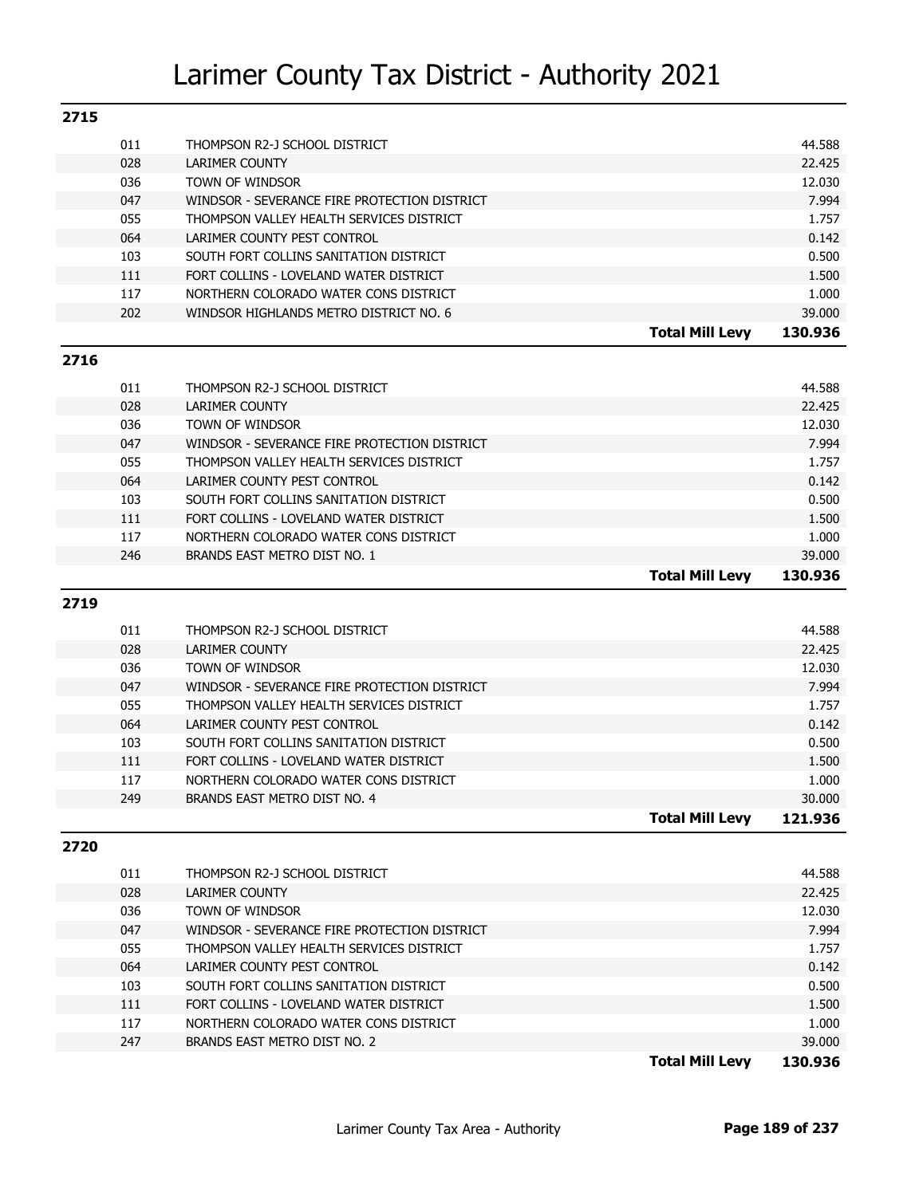# Larimer County Tax District - Authority 2021

## 2715

| Code | Authority | | Levy |
|---|---|---|---|
| 011 | THOMPSON R2-J SCHOOL DISTRICT | | 44.588 |
| 028 | LARIMER COUNTY | | 22.425 |
| 036 | TOWN OF WINDSOR | | 12.030 |
| 047 | WINDSOR - SEVERANCE FIRE PROTECTION DISTRICT | | 7.994 |
| 055 | THOMPSON VALLEY HEALTH SERVICES DISTRICT | | 1.757 |
| 064 | LARIMER COUNTY PEST CONTROL | | 0.142 |
| 103 | SOUTH FORT COLLINS SANITATION DISTRICT | | 0.500 |
| 111 | FORT COLLINS - LOVELAND WATER DISTRICT | | 1.500 |
| 117 | NORTHERN COLORADO WATER CONS DISTRICT | | 1.000 |
| 202 | WINDSOR HIGHLANDS METRO DISTRICT NO. 6 | | 39.000 |
| | | **Total Mill Levy** | **130.936** |

## 2716

| Code | Authority | | Levy |
|---|---|---|---|
| 011 | THOMPSON R2-J SCHOOL DISTRICT | | 44.588 |
| 028 | LARIMER COUNTY | | 22.425 |
| 036 | TOWN OF WINDSOR | | 12.030 |
| 047 | WINDSOR - SEVERANCE FIRE PROTECTION DISTRICT | | 7.994 |
| 055 | THOMPSON VALLEY HEALTH SERVICES DISTRICT | | 1.757 |
| 064 | LARIMER COUNTY PEST CONTROL | | 0.142 |
| 103 | SOUTH FORT COLLINS SANITATION DISTRICT | | 0.500 |
| 111 | FORT COLLINS - LOVELAND WATER DISTRICT | | 1.500 |
| 117 | NORTHERN COLORADO WATER CONS DISTRICT | | 1.000 |
| 246 | BRANDS EAST METRO DIST NO. 1 | | 39.000 |
| | | **Total Mill Levy** | **130.936** |

## 2719

| Code | Authority | | Levy |
|---|---|---|---|
| 011 | THOMPSON R2-J SCHOOL DISTRICT | | 44.588 |
| 028 | LARIMER COUNTY | | 22.425 |
| 036 | TOWN OF WINDSOR | | 12.030 |
| 047 | WINDSOR - SEVERANCE FIRE PROTECTION DISTRICT | | 7.994 |
| 055 | THOMPSON VALLEY HEALTH SERVICES DISTRICT | | 1.757 |
| 064 | LARIMER COUNTY PEST CONTROL | | 0.142 |
| 103 | SOUTH FORT COLLINS SANITATION DISTRICT | | 0.500 |
| 111 | FORT COLLINS - LOVELAND WATER DISTRICT | | 1.500 |
| 117 | NORTHERN COLORADO WATER CONS DISTRICT | | 1.000 |
| 249 | BRANDS EAST METRO DIST NO. 4 | | 30.000 |
| | | **Total Mill Levy** | **121.936** |

## 2720

| Code | Authority | | Levy |
|---|---|---|---|
| 011 | THOMPSON R2-J SCHOOL DISTRICT | | 44.588 |
| 028 | LARIMER COUNTY | | 22.425 |
| 036 | TOWN OF WINDSOR | | 12.030 |
| 047 | WINDSOR - SEVERANCE FIRE PROTECTION DISTRICT | | 7.994 |
| 055 | THOMPSON VALLEY HEALTH SERVICES DISTRICT | | 1.757 |
| 064 | LARIMER COUNTY PEST CONTROL | | 0.142 |
| 103 | SOUTH FORT COLLINS SANITATION DISTRICT | | 0.500 |
| 111 | FORT COLLINS - LOVELAND WATER DISTRICT | | 1.500 |
| 117 | NORTHERN COLORADO WATER CONS DISTRICT | | 1.000 |
| 247 | BRANDS EAST METRO DIST NO. 2 | | 39.000 |
| | | **Total Mill Levy** | **130.936** |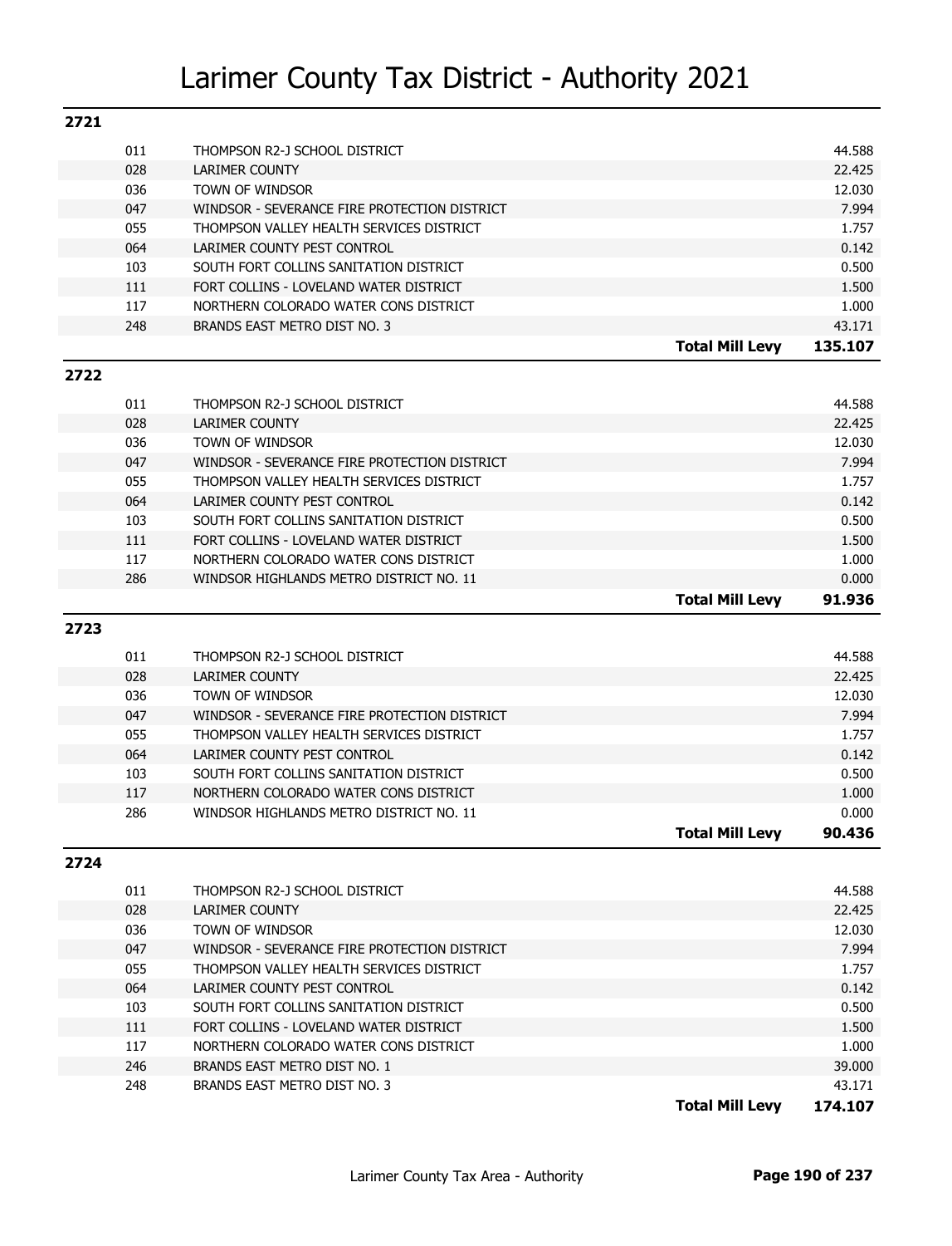# Larimer County Tax District - Authority 2021

## 2721

| Code | Authority | | Mill Levy |
|---|---|---|---|
| 011 | THOMPSON R2-J SCHOOL DISTRICT | | 44.588 |
| 028 | LARIMER COUNTY | | 22.425 |
| 036 | TOWN OF WINDSOR | | 12.030 |
| 047 | WINDSOR - SEVERANCE FIRE PROTECTION DISTRICT | | 7.994 |
| 055 | THOMPSON VALLEY HEALTH SERVICES DISTRICT | | 1.757 |
| 064 | LARIMER COUNTY PEST CONTROL | | 0.142 |
| 103 | SOUTH FORT COLLINS SANITATION DISTRICT | | 0.500 |
| 111 | FORT COLLINS - LOVELAND WATER DISTRICT | | 1.500 |
| 117 | NORTHERN COLORADO WATER CONS DISTRICT | | 1.000 |
| 248 | BRANDS EAST METRO DIST NO. 3 | | 43.171 |
| | | **Total Mill Levy** | **135.107** |

## 2722

| Code | Authority | | Mill Levy |
|---|---|---|---|
| 011 | THOMPSON R2-J SCHOOL DISTRICT | | 44.588 |
| 028 | LARIMER COUNTY | | 22.425 |
| 036 | TOWN OF WINDSOR | | 12.030 |
| 047 | WINDSOR - SEVERANCE FIRE PROTECTION DISTRICT | | 7.994 |
| 055 | THOMPSON VALLEY HEALTH SERVICES DISTRICT | | 1.757 |
| 064 | LARIMER COUNTY PEST CONTROL | | 0.142 |
| 103 | SOUTH FORT COLLINS SANITATION DISTRICT | | 0.500 |
| 111 | FORT COLLINS - LOVELAND WATER DISTRICT | | 1.500 |
| 117 | NORTHERN COLORADO WATER CONS DISTRICT | | 1.000 |
| 286 | WINDSOR HIGHLANDS METRO DISTRICT NO. 11 | | 0.000 |
| | | **Total Mill Levy** | **91.936** |

## 2723

| Code | Authority | | Mill Levy |
|---|---|---|---|
| 011 | THOMPSON R2-J SCHOOL DISTRICT | | 44.588 |
| 028 | LARIMER COUNTY | | 22.425 |
| 036 | TOWN OF WINDSOR | | 12.030 |
| 047 | WINDSOR - SEVERANCE FIRE PROTECTION DISTRICT | | 7.994 |
| 055 | THOMPSON VALLEY HEALTH SERVICES DISTRICT | | 1.757 |
| 064 | LARIMER COUNTY PEST CONTROL | | 0.142 |
| 103 | SOUTH FORT COLLINS SANITATION DISTRICT | | 0.500 |
| 117 | NORTHERN COLORADO WATER CONS DISTRICT | | 1.000 |
| 286 | WINDSOR HIGHLANDS METRO DISTRICT NO. 11 | | 0.000 |
| | | **Total Mill Levy** | **90.436** |

## 2724

| Code | Authority | | Mill Levy |
|---|---|---|---|
| 011 | THOMPSON R2-J SCHOOL DISTRICT | | 44.588 |
| 028 | LARIMER COUNTY | | 22.425 |
| 036 | TOWN OF WINDSOR | | 12.030 |
| 047 | WINDSOR - SEVERANCE FIRE PROTECTION DISTRICT | | 7.994 |
| 055 | THOMPSON VALLEY HEALTH SERVICES DISTRICT | | 1.757 |
| 064 | LARIMER COUNTY PEST CONTROL | | 0.142 |
| 103 | SOUTH FORT COLLINS SANITATION DISTRICT | | 0.500 |
| 111 | FORT COLLINS - LOVELAND WATER DISTRICT | | 1.500 |
| 117 | NORTHERN COLORADO WATER CONS DISTRICT | | 1.000 |
| 246 | BRANDS EAST METRO DIST NO. 1 | | 39.000 |
| 248 | BRANDS EAST METRO DIST NO. 3 | | 43.171 |
| | | **Total Mill Levy** | **174.107** |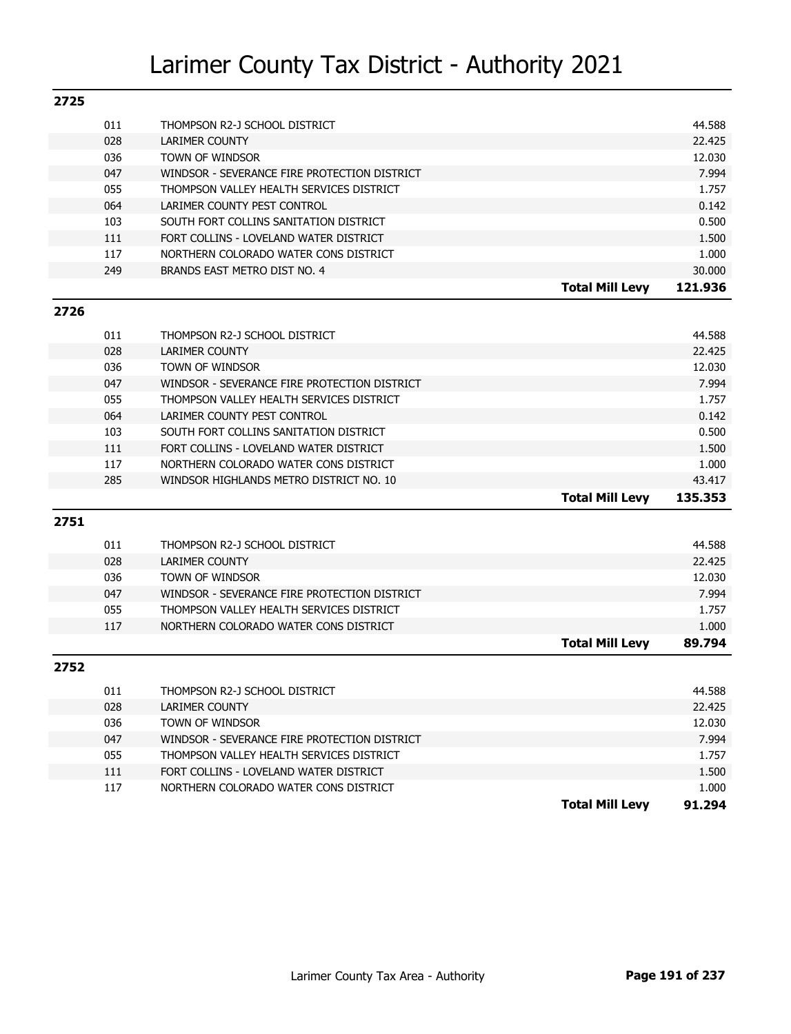# Larimer County Tax District - Authority 2021

## 2725

| Code | Authority | | Levy |
|---|---|---|---|
| 011 | THOMPSON R2-J SCHOOL DISTRICT | | 44.588 |
| 028 | LARIMER COUNTY | | 22.425 |
| 036 | TOWN OF WINDSOR | | 12.030 |
| 047 | WINDSOR - SEVERANCE FIRE PROTECTION DISTRICT | | 7.994 |
| 055 | THOMPSON VALLEY HEALTH SERVICES DISTRICT | | 1.757 |
| 064 | LARIMER COUNTY PEST CONTROL | | 0.142 |
| 103 | SOUTH FORT COLLINS SANITATION DISTRICT | | 0.500 |
| 111 | FORT COLLINS - LOVELAND WATER DISTRICT | | 1.500 |
| 117 | NORTHERN COLORADO WATER CONS DISTRICT | | 1.000 |
| 249 | BRANDS EAST METRO DIST NO. 4 | | 30.000 |
| | | **Total Mill Levy** | **121.936** |

## 2726

| Code | Authority | | Levy |
|---|---|---|---|
| 011 | THOMPSON R2-J SCHOOL DISTRICT | | 44.588 |
| 028 | LARIMER COUNTY | | 22.425 |
| 036 | TOWN OF WINDSOR | | 12.030 |
| 047 | WINDSOR - SEVERANCE FIRE PROTECTION DISTRICT | | 7.994 |
| 055 | THOMPSON VALLEY HEALTH SERVICES DISTRICT | | 1.757 |
| 064 | LARIMER COUNTY PEST CONTROL | | 0.142 |
| 103 | SOUTH FORT COLLINS SANITATION DISTRICT | | 0.500 |
| 111 | FORT COLLINS - LOVELAND WATER DISTRICT | | 1.500 |
| 117 | NORTHERN COLORADO WATER CONS DISTRICT | | 1.000 |
| 285 | WINDSOR HIGHLANDS METRO DISTRICT NO. 10 | | 43.417 |
| | | **Total Mill Levy** | **135.353** |

## 2751

| Code | Authority | | Levy |
|---|---|---|---|
| 011 | THOMPSON R2-J SCHOOL DISTRICT | | 44.588 |
| 028 | LARIMER COUNTY | | 22.425 |
| 036 | TOWN OF WINDSOR | | 12.030 |
| 047 | WINDSOR - SEVERANCE FIRE PROTECTION DISTRICT | | 7.994 |
| 055 | THOMPSON VALLEY HEALTH SERVICES DISTRICT | | 1.757 |
| 117 | NORTHERN COLORADO WATER CONS DISTRICT | | 1.000 |
| | | **Total Mill Levy** | **89.794** |

## 2752

| Code | Authority | | Levy |
|---|---|---|---|
| 011 | THOMPSON R2-J SCHOOL DISTRICT | | 44.588 |
| 028 | LARIMER COUNTY | | 22.425 |
| 036 | TOWN OF WINDSOR | | 12.030 |
| 047 | WINDSOR - SEVERANCE FIRE PROTECTION DISTRICT | | 7.994 |
| 055 | THOMPSON VALLEY HEALTH SERVICES DISTRICT | | 1.757 |
| 111 | FORT COLLINS - LOVELAND WATER DISTRICT | | 1.500 |
| 117 | NORTHERN COLORADO WATER CONS DISTRICT | | 1.000 |
| | | **Total Mill Levy** | **91.294** |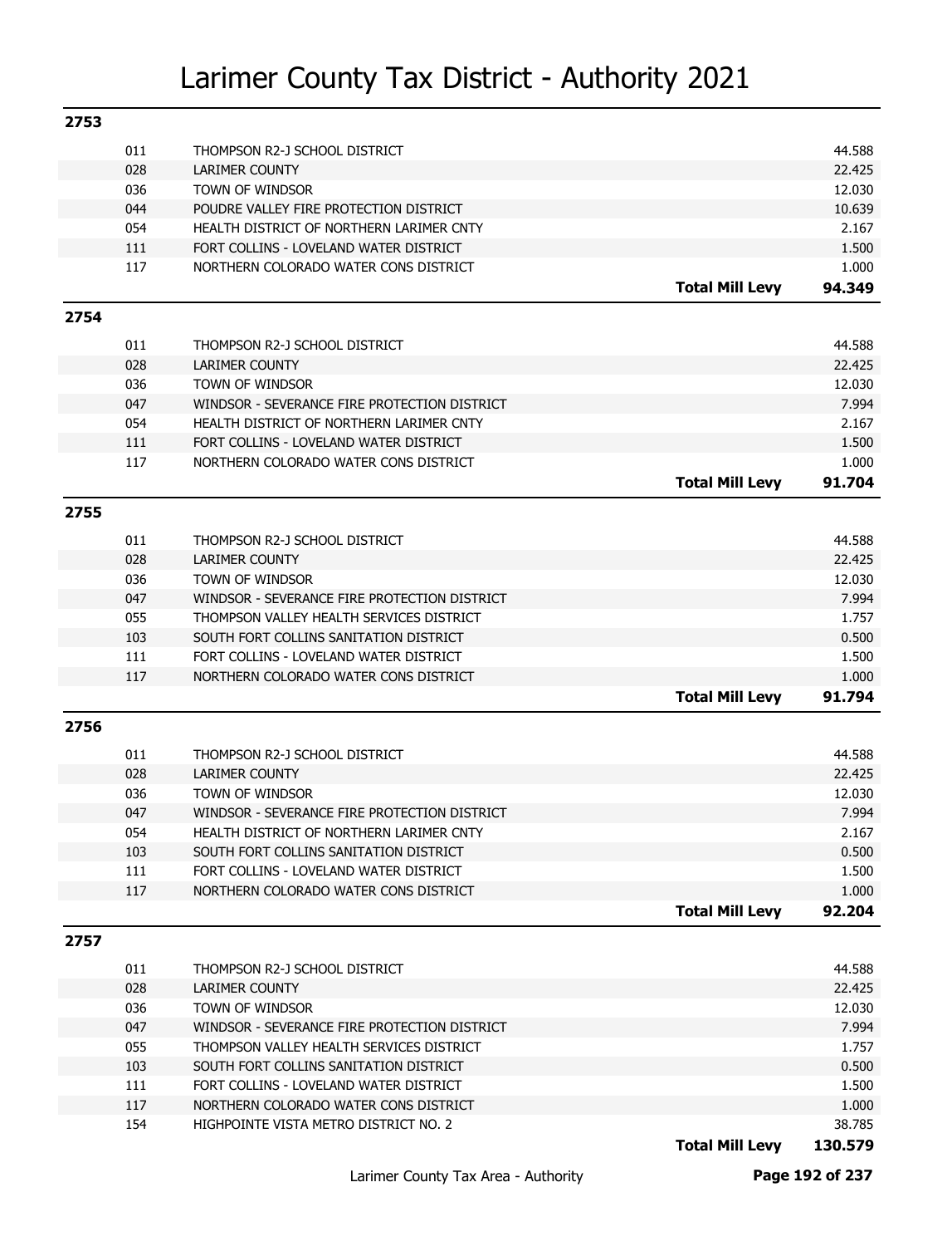# Larimer County Tax District - Authority 2021

## 2753

| Code | Authority | | Levy |
|---|---|---|---|
| 011 | THOMPSON R2-J SCHOOL DISTRICT | | 44.588 |
| 028 | LARIMER COUNTY | | 22.425 |
| 036 | TOWN OF WINDSOR | | 12.030 |
| 044 | POUDRE VALLEY FIRE PROTECTION DISTRICT | | 10.639 |
| 054 | HEALTH DISTRICT OF NORTHERN LARIMER CNTY | | 2.167 |
| 111 | FORT COLLINS - LOVELAND WATER DISTRICT | | 1.500 |
| 117 | NORTHERN COLORADO WATER CONS DISTRICT | | 1.000 |
| | | **Total Mill Levy** | **94.349** |

## 2754

| Code | Authority | | Levy |
|---|---|---|---|
| 011 | THOMPSON R2-J SCHOOL DISTRICT | | 44.588 |
| 028 | LARIMER COUNTY | | 22.425 |
| 036 | TOWN OF WINDSOR | | 12.030 |
| 047 | WINDSOR - SEVERANCE FIRE PROTECTION DISTRICT | | 7.994 |
| 054 | HEALTH DISTRICT OF NORTHERN LARIMER CNTY | | 2.167 |
| 111 | FORT COLLINS - LOVELAND WATER DISTRICT | | 1.500 |
| 117 | NORTHERN COLORADO WATER CONS DISTRICT | | 1.000 |
| | | **Total Mill Levy** | **91.704** |

## 2755

| Code | Authority | | Levy |
|---|---|---|---|
| 011 | THOMPSON R2-J SCHOOL DISTRICT | | 44.588 |
| 028 | LARIMER COUNTY | | 22.425 |
| 036 | TOWN OF WINDSOR | | 12.030 |
| 047 | WINDSOR - SEVERANCE FIRE PROTECTION DISTRICT | | 7.994 |
| 055 | THOMPSON VALLEY HEALTH SERVICES DISTRICT | | 1.757 |
| 103 | SOUTH FORT COLLINS SANITATION DISTRICT | | 0.500 |
| 111 | FORT COLLINS - LOVELAND WATER DISTRICT | | 1.500 |
| 117 | NORTHERN COLORADO WATER CONS DISTRICT | | 1.000 |
| | | **Total Mill Levy** | **91.794** |

## 2756

| Code | Authority | | Levy |
|---|---|---|---|
| 011 | THOMPSON R2-J SCHOOL DISTRICT | | 44.588 |
| 028 | LARIMER COUNTY | | 22.425 |
| 036 | TOWN OF WINDSOR | | 12.030 |
| 047 | WINDSOR - SEVERANCE FIRE PROTECTION DISTRICT | | 7.994 |
| 054 | HEALTH DISTRICT OF NORTHERN LARIMER CNTY | | 2.167 |
| 103 | SOUTH FORT COLLINS SANITATION DISTRICT | | 0.500 |
| 111 | FORT COLLINS - LOVELAND WATER DISTRICT | | 1.500 |
| 117 | NORTHERN COLORADO WATER CONS DISTRICT | | 1.000 |
| | | **Total Mill Levy** | **92.204** |

## 2757

| Code | Authority | | Levy |
|---|---|---|---|
| 011 | THOMPSON R2-J SCHOOL DISTRICT | | 44.588 |
| 028 | LARIMER COUNTY | | 22.425 |
| 036 | TOWN OF WINDSOR | | 12.030 |
| 047 | WINDSOR - SEVERANCE FIRE PROTECTION DISTRICT | | 7.994 |
| 055 | THOMPSON VALLEY HEALTH SERVICES DISTRICT | | 1.757 |
| 103 | SOUTH FORT COLLINS SANITATION DISTRICT | | 0.500 |
| 111 | FORT COLLINS - LOVELAND WATER DISTRICT | | 1.500 |
| 117 | NORTHERN COLORADO WATER CONS DISTRICT | | 1.000 |
| 154 | HIGHPOINTE VISTA METRO DISTRICT NO. 2 | | 38.785 |
| | | **Total Mill Levy** | **130.579** |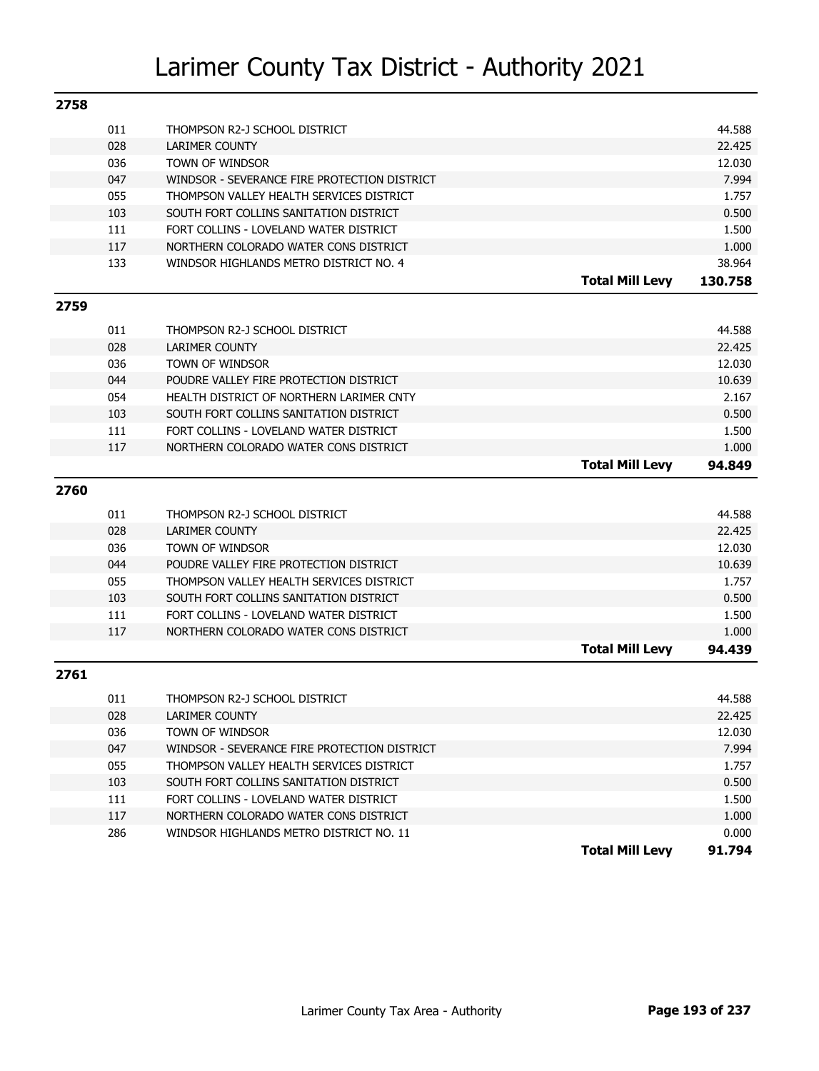# Larimer County Tax District - Authority 2021

## 2758

| Code | Authority | | Levy |
|---|---|---|---|
| 011 | THOMPSON R2-J SCHOOL DISTRICT | | 44.588 |
| 028 | LARIMER COUNTY | | 22.425 |
| 036 | TOWN OF WINDSOR | | 12.030 |
| 047 | WINDSOR - SEVERANCE FIRE PROTECTION DISTRICT | | 7.994 |
| 055 | THOMPSON VALLEY HEALTH SERVICES DISTRICT | | 1.757 |
| 103 | SOUTH FORT COLLINS SANITATION DISTRICT | | 0.500 |
| 111 | FORT COLLINS - LOVELAND WATER DISTRICT | | 1.500 |
| 117 | NORTHERN COLORADO WATER CONS DISTRICT | | 1.000 |
| 133 | WINDSOR HIGHLANDS METRO DISTRICT NO. 4 | | 38.964 |
| | | **Total Mill Levy** | **130.758** |

## 2759

| Code | Authority | | Levy |
|---|---|---|---|
| 011 | THOMPSON R2-J SCHOOL DISTRICT | | 44.588 |
| 028 | LARIMER COUNTY | | 22.425 |
| 036 | TOWN OF WINDSOR | | 12.030 |
| 044 | POUDRE VALLEY FIRE PROTECTION DISTRICT | | 10.639 |
| 054 | HEALTH DISTRICT OF NORTHERN LARIMER CNTY | | 2.167 |
| 103 | SOUTH FORT COLLINS SANITATION DISTRICT | | 0.500 |
| 111 | FORT COLLINS - LOVELAND WATER DISTRICT | | 1.500 |
| 117 | NORTHERN COLORADO WATER CONS DISTRICT | | 1.000 |
| | | **Total Mill Levy** | **94.849** |

## 2760

| Code | Authority | | Levy |
|---|---|---|---|
| 011 | THOMPSON R2-J SCHOOL DISTRICT | | 44.588 |
| 028 | LARIMER COUNTY | | 22.425 |
| 036 | TOWN OF WINDSOR | | 12.030 |
| 044 | POUDRE VALLEY FIRE PROTECTION DISTRICT | | 10.639 |
| 055 | THOMPSON VALLEY HEALTH SERVICES DISTRICT | | 1.757 |
| 103 | SOUTH FORT COLLINS SANITATION DISTRICT | | 0.500 |
| 111 | FORT COLLINS - LOVELAND WATER DISTRICT | | 1.500 |
| 117 | NORTHERN COLORADO WATER CONS DISTRICT | | 1.000 |
| | | **Total Mill Levy** | **94.439** |

## 2761

| Code | Authority | | Levy |
|---|---|---|---|
| 011 | THOMPSON R2-J SCHOOL DISTRICT | | 44.588 |
| 028 | LARIMER COUNTY | | 22.425 |
| 036 | TOWN OF WINDSOR | | 12.030 |
| 047 | WINDSOR - SEVERANCE FIRE PROTECTION DISTRICT | | 7.994 |
| 055 | THOMPSON VALLEY HEALTH SERVICES DISTRICT | | 1.757 |
| 103 | SOUTH FORT COLLINS SANITATION DISTRICT | | 0.500 |
| 111 | FORT COLLINS - LOVELAND WATER DISTRICT | | 1.500 |
| 117 | NORTHERN COLORADO WATER CONS DISTRICT | | 1.000 |
| 286 | WINDSOR HIGHLANDS METRO DISTRICT NO. 11 | | 0.000 |
| | | **Total Mill Levy** | **91.794** |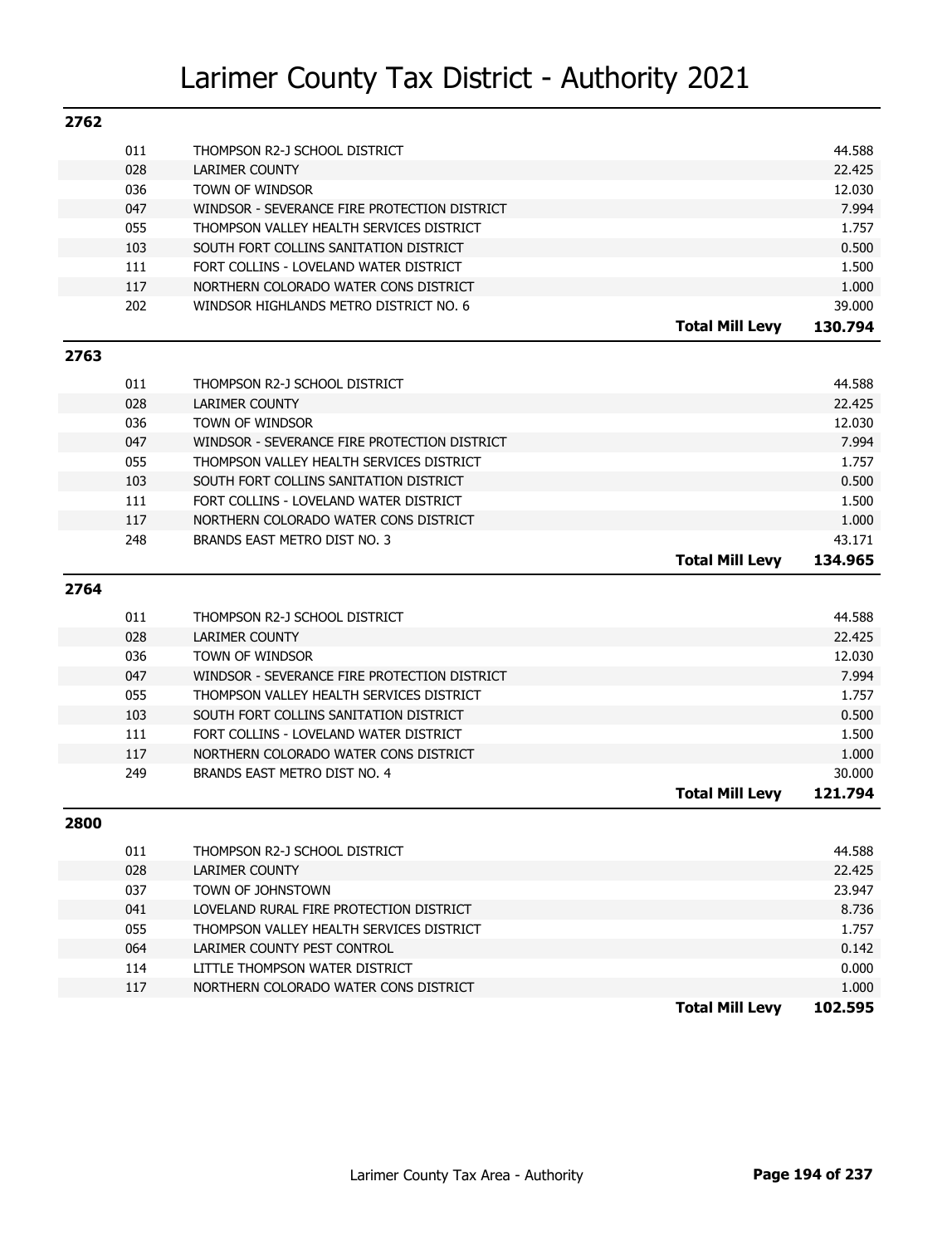# Larimer County Tax District - Authority 2021

## 2762

| Code | Authority | | Mill Levy |
|---|---|---|---|
| 011 | THOMPSON R2-J SCHOOL DISTRICT | | 44.588 |
| 028 | LARIMER COUNTY | | 22.425 |
| 036 | TOWN OF WINDSOR | | 12.030 |
| 047 | WINDSOR - SEVERANCE FIRE PROTECTION DISTRICT | | 7.994 |
| 055 | THOMPSON VALLEY HEALTH SERVICES DISTRICT | | 1.757 |
| 103 | SOUTH FORT COLLINS SANITATION DISTRICT | | 0.500 |
| 111 | FORT COLLINS - LOVELAND WATER DISTRICT | | 1.500 |
| 117 | NORTHERN COLORADO WATER CONS DISTRICT | | 1.000 |
| 202 | WINDSOR HIGHLANDS METRO DISTRICT NO. 6 | | 39.000 |
| | | **Total Mill Levy** | **130.794** |

## 2763

| Code | Authority | | Mill Levy |
|---|---|---|---|
| 011 | THOMPSON R2-J SCHOOL DISTRICT | | 44.588 |
| 028 | LARIMER COUNTY | | 22.425 |
| 036 | TOWN OF WINDSOR | | 12.030 |
| 047 | WINDSOR - SEVERANCE FIRE PROTECTION DISTRICT | | 7.994 |
| 055 | THOMPSON VALLEY HEALTH SERVICES DISTRICT | | 1.757 |
| 103 | SOUTH FORT COLLINS SANITATION DISTRICT | | 0.500 |
| 111 | FORT COLLINS - LOVELAND WATER DISTRICT | | 1.500 |
| 117 | NORTHERN COLORADO WATER CONS DISTRICT | | 1.000 |
| 248 | BRANDS EAST METRO DIST NO. 3 | | 43.171 |
| | | **Total Mill Levy** | **134.965** |

## 2764

| Code | Authority | | Mill Levy |
|---|---|---|---|
| 011 | THOMPSON R2-J SCHOOL DISTRICT | | 44.588 |
| 028 | LARIMER COUNTY | | 22.425 |
| 036 | TOWN OF WINDSOR | | 12.030 |
| 047 | WINDSOR - SEVERANCE FIRE PROTECTION DISTRICT | | 7.994 |
| 055 | THOMPSON VALLEY HEALTH SERVICES DISTRICT | | 1.757 |
| 103 | SOUTH FORT COLLINS SANITATION DISTRICT | | 0.500 |
| 111 | FORT COLLINS - LOVELAND WATER DISTRICT | | 1.500 |
| 117 | NORTHERN COLORADO WATER CONS DISTRICT | | 1.000 |
| 249 | BRANDS EAST METRO DIST NO. 4 | | 30.000 |
| | | **Total Mill Levy** | **121.794** |

## 2800

| Code | Authority | | Mill Levy |
|---|---|---|---|
| 011 | THOMPSON R2-J SCHOOL DISTRICT | | 44.588 |
| 028 | LARIMER COUNTY | | 22.425 |
| 037 | TOWN OF JOHNSTOWN | | 23.947 |
| 041 | LOVELAND RURAL FIRE PROTECTION DISTRICT | | 8.736 |
| 055 | THOMPSON VALLEY HEALTH SERVICES DISTRICT | | 1.757 |
| 064 | LARIMER COUNTY PEST CONTROL | | 0.142 |
| 114 | LITTLE THOMPSON WATER DISTRICT | | 0.000 |
| 117 | NORTHERN COLORADO WATER CONS DISTRICT | | 1.000 |
| | | **Total Mill Levy** | **102.595** |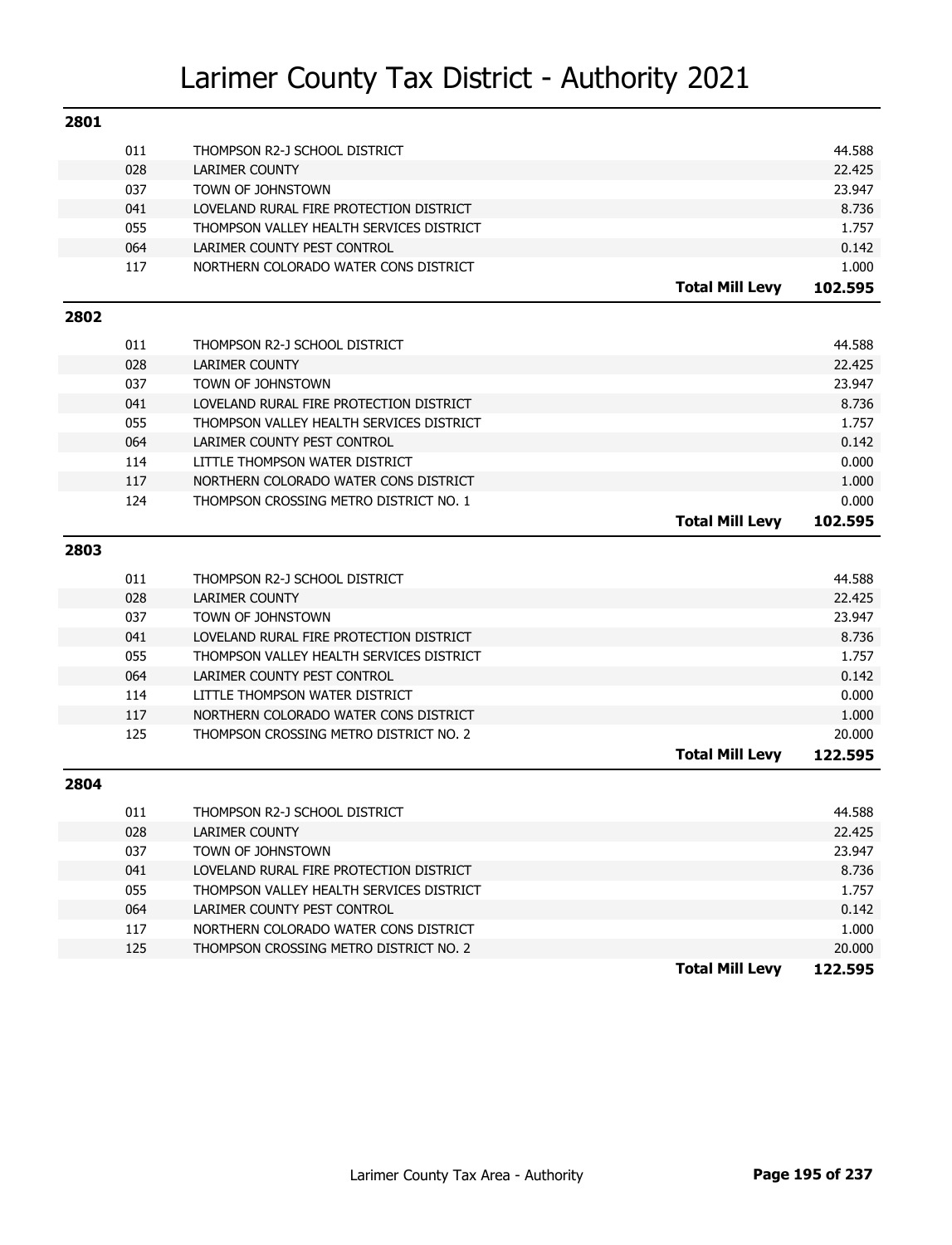# Larimer County Tax District - Authority 2021

## 2801

| Code | Authority | Mill Levy |
|---|---|---|
| 011 | THOMPSON R2-J SCHOOL DISTRICT | 44.588 |
| 028 | LARIMER COUNTY | 22.425 |
| 037 | TOWN OF JOHNSTOWN | 23.947 |
| 041 | LOVELAND RURAL FIRE PROTECTION DISTRICT | 8.736 |
| 055 | THOMPSON VALLEY HEALTH SERVICES DISTRICT | 1.757 |
| 064 | LARIMER COUNTY PEST CONTROL | 0.142 |
| 117 | NORTHERN COLORADO WATER CONS DISTRICT | 1.000 |
| | **Total Mill Levy** | **102.595** |

## 2802

| Code | Authority | Mill Levy |
|---|---|---|
| 011 | THOMPSON R2-J SCHOOL DISTRICT | 44.588 |
| 028 | LARIMER COUNTY | 22.425 |
| 037 | TOWN OF JOHNSTOWN | 23.947 |
| 041 | LOVELAND RURAL FIRE PROTECTION DISTRICT | 8.736 |
| 055 | THOMPSON VALLEY HEALTH SERVICES DISTRICT | 1.757 |
| 064 | LARIMER COUNTY PEST CONTROL | 0.142 |
| 114 | LITTLE THOMPSON WATER DISTRICT | 0.000 |
| 117 | NORTHERN COLORADO WATER CONS DISTRICT | 1.000 |
| 124 | THOMPSON CROSSING METRO DISTRICT NO. 1 | 0.000 |
| | **Total Mill Levy** | **102.595** |

## 2803

| Code | Authority | Mill Levy |
|---|---|---|
| 011 | THOMPSON R2-J SCHOOL DISTRICT | 44.588 |
| 028 | LARIMER COUNTY | 22.425 |
| 037 | TOWN OF JOHNSTOWN | 23.947 |
| 041 | LOVELAND RURAL FIRE PROTECTION DISTRICT | 8.736 |
| 055 | THOMPSON VALLEY HEALTH SERVICES DISTRICT | 1.757 |
| 064 | LARIMER COUNTY PEST CONTROL | 0.142 |
| 114 | LITTLE THOMPSON WATER DISTRICT | 0.000 |
| 117 | NORTHERN COLORADO WATER CONS DISTRICT | 1.000 |
| 125 | THOMPSON CROSSING METRO DISTRICT NO. 2 | 20.000 |
| | **Total Mill Levy** | **122.595** |

## 2804

| Code | Authority | Mill Levy |
|---|---|---|
| 011 | THOMPSON R2-J SCHOOL DISTRICT | 44.588 |
| 028 | LARIMER COUNTY | 22.425 |
| 037 | TOWN OF JOHNSTOWN | 23.947 |
| 041 | LOVELAND RURAL FIRE PROTECTION DISTRICT | 8.736 |
| 055 | THOMPSON VALLEY HEALTH SERVICES DISTRICT | 1.757 |
| 064 | LARIMER COUNTY PEST CONTROL | 0.142 |
| 117 | NORTHERN COLORADO WATER CONS DISTRICT | 1.000 |
| 125 | THOMPSON CROSSING METRO DISTRICT NO. 2 | 20.000 |
| | **Total Mill Levy** | **122.595** |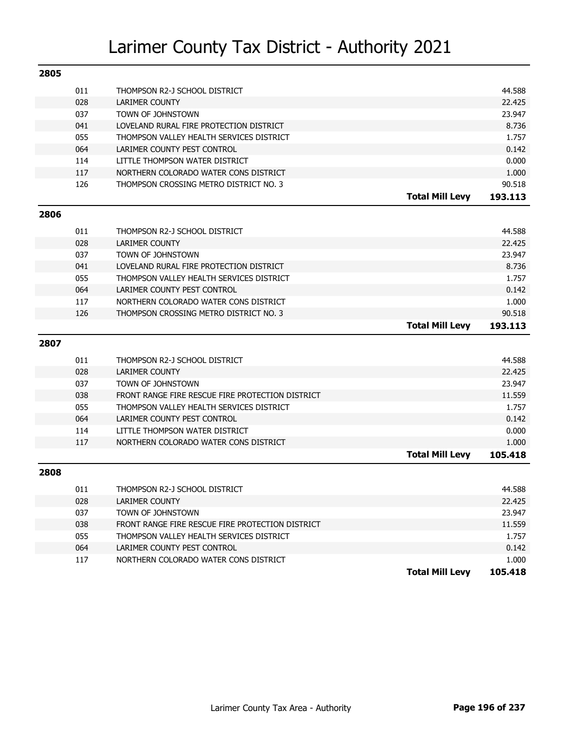# Larimer County Tax District - Authority 2021

## 2805

| Code | Authority | Levy |
|---|---|---|
| 011 | THOMPSON R2-J SCHOOL DISTRICT | 44.588 |
| 028 | LARIMER COUNTY | 22.425 |
| 037 | TOWN OF JOHNSTOWN | 23.947 |
| 041 | LOVELAND RURAL FIRE PROTECTION DISTRICT | 8.736 |
| 055 | THOMPSON VALLEY HEALTH SERVICES DISTRICT | 1.757 |
| 064 | LARIMER COUNTY PEST CONTROL | 0.142 |
| 114 | LITTLE THOMPSON WATER DISTRICT | 0.000 |
| 117 | NORTHERN COLORADO WATER CONS DISTRICT | 1.000 |
| 126 | THOMPSON CROSSING METRO DISTRICT NO. 3 | 90.518 |
| | **Total Mill Levy** | **193.113** |

## 2806

| Code | Authority | Levy |
|---|---|---|
| 011 | THOMPSON R2-J SCHOOL DISTRICT | 44.588 |
| 028 | LARIMER COUNTY | 22.425 |
| 037 | TOWN OF JOHNSTOWN | 23.947 |
| 041 | LOVELAND RURAL FIRE PROTECTION DISTRICT | 8.736 |
| 055 | THOMPSON VALLEY HEALTH SERVICES DISTRICT | 1.757 |
| 064 | LARIMER COUNTY PEST CONTROL | 0.142 |
| 117 | NORTHERN COLORADO WATER CONS DISTRICT | 1.000 |
| 126 | THOMPSON CROSSING METRO DISTRICT NO. 3 | 90.518 |
| | **Total Mill Levy** | **193.113** |

## 2807

| Code | Authority | Levy |
|---|---|---|
| 011 | THOMPSON R2-J SCHOOL DISTRICT | 44.588 |
| 028 | LARIMER COUNTY | 22.425 |
| 037 | TOWN OF JOHNSTOWN | 23.947 |
| 038 | FRONT RANGE FIRE RESCUE FIRE PROTECTION DISTRICT | 11.559 |
| 055 | THOMPSON VALLEY HEALTH SERVICES DISTRICT | 1.757 |
| 064 | LARIMER COUNTY PEST CONTROL | 0.142 |
| 114 | LITTLE THOMPSON WATER DISTRICT | 0.000 |
| 117 | NORTHERN COLORADO WATER CONS DISTRICT | 1.000 |
| | **Total Mill Levy** | **105.418** |

## 2808

| Code | Authority | Levy |
|---|---|---|
| 011 | THOMPSON R2-J SCHOOL DISTRICT | 44.588 |
| 028 | LARIMER COUNTY | 22.425 |
| 037 | TOWN OF JOHNSTOWN | 23.947 |
| 038 | FRONT RANGE FIRE RESCUE FIRE PROTECTION DISTRICT | 11.559 |
| 055 | THOMPSON VALLEY HEALTH SERVICES DISTRICT | 1.757 |
| 064 | LARIMER COUNTY PEST CONTROL | 0.142 |
| 117 | NORTHERN COLORADO WATER CONS DISTRICT | 1.000 |
| | **Total Mill Levy** | **105.418** |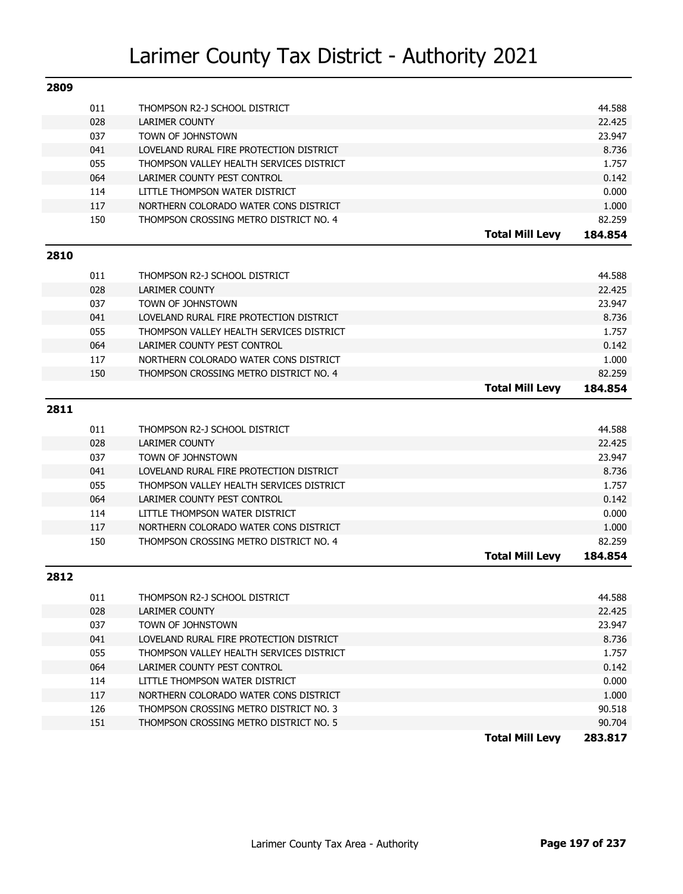# Larimer County Tax District - Authority 2021

## 2809

| Code | Authority | | Mill Levy |
|---|---|---|---|
| 011 | THOMPSON R2-J SCHOOL DISTRICT | | 44.588 |
| 028 | LARIMER COUNTY | | 22.425 |
| 037 | TOWN OF JOHNSTOWN | | 23.947 |
| 041 | LOVELAND RURAL FIRE PROTECTION DISTRICT | | 8.736 |
| 055 | THOMPSON VALLEY HEALTH SERVICES DISTRICT | | 1.757 |
| 064 | LARIMER COUNTY PEST CONTROL | | 0.142 |
| 114 | LITTLE THOMPSON WATER DISTRICT | | 0.000 |
| 117 | NORTHERN COLORADO WATER CONS DISTRICT | | 1.000 |
| 150 | THOMPSON CROSSING METRO DISTRICT NO. 4 | | 82.259 |
| | | **Total Mill Levy** | **184.854** |

## 2810

| Code | Authority | | Mill Levy |
|---|---|---|---|
| 011 | THOMPSON R2-J SCHOOL DISTRICT | | 44.588 |
| 028 | LARIMER COUNTY | | 22.425 |
| 037 | TOWN OF JOHNSTOWN | | 23.947 |
| 041 | LOVELAND RURAL FIRE PROTECTION DISTRICT | | 8.736 |
| 055 | THOMPSON VALLEY HEALTH SERVICES DISTRICT | | 1.757 |
| 064 | LARIMER COUNTY PEST CONTROL | | 0.142 |
| 117 | NORTHERN COLORADO WATER CONS DISTRICT | | 1.000 |
| 150 | THOMPSON CROSSING METRO DISTRICT NO. 4 | | 82.259 |
| | | **Total Mill Levy** | **184.854** |

## 2811

| Code | Authority | | Mill Levy |
|---|---|---|---|
| 011 | THOMPSON R2-J SCHOOL DISTRICT | | 44.588 |
| 028 | LARIMER COUNTY | | 22.425 |
| 037 | TOWN OF JOHNSTOWN | | 23.947 |
| 041 | LOVELAND RURAL FIRE PROTECTION DISTRICT | | 8.736 |
| 055 | THOMPSON VALLEY HEALTH SERVICES DISTRICT | | 1.757 |
| 064 | LARIMER COUNTY PEST CONTROL | | 0.142 |
| 114 | LITTLE THOMPSON WATER DISTRICT | | 0.000 |
| 117 | NORTHERN COLORADO WATER CONS DISTRICT | | 1.000 |
| 150 | THOMPSON CROSSING METRO DISTRICT NO. 4 | | 82.259 |
| | | **Total Mill Levy** | **184.854** |

## 2812

| Code | Authority | | Mill Levy |
|---|---|---|---|
| 011 | THOMPSON R2-J SCHOOL DISTRICT | | 44.588 |
| 028 | LARIMER COUNTY | | 22.425 |
| 037 | TOWN OF JOHNSTOWN | | 23.947 |
| 041 | LOVELAND RURAL FIRE PROTECTION DISTRICT | | 8.736 |
| 055 | THOMPSON VALLEY HEALTH SERVICES DISTRICT | | 1.757 |
| 064 | LARIMER COUNTY PEST CONTROL | | 0.142 |
| 114 | LITTLE THOMPSON WATER DISTRICT | | 0.000 |
| 117 | NORTHERN COLORADO WATER CONS DISTRICT | | 1.000 |
| 126 | THOMPSON CROSSING METRO DISTRICT NO. 3 | | 90.518 |
| 151 | THOMPSON CROSSING METRO DISTRICT NO. 5 | | 90.704 |
| | | **Total Mill Levy** | **283.817** |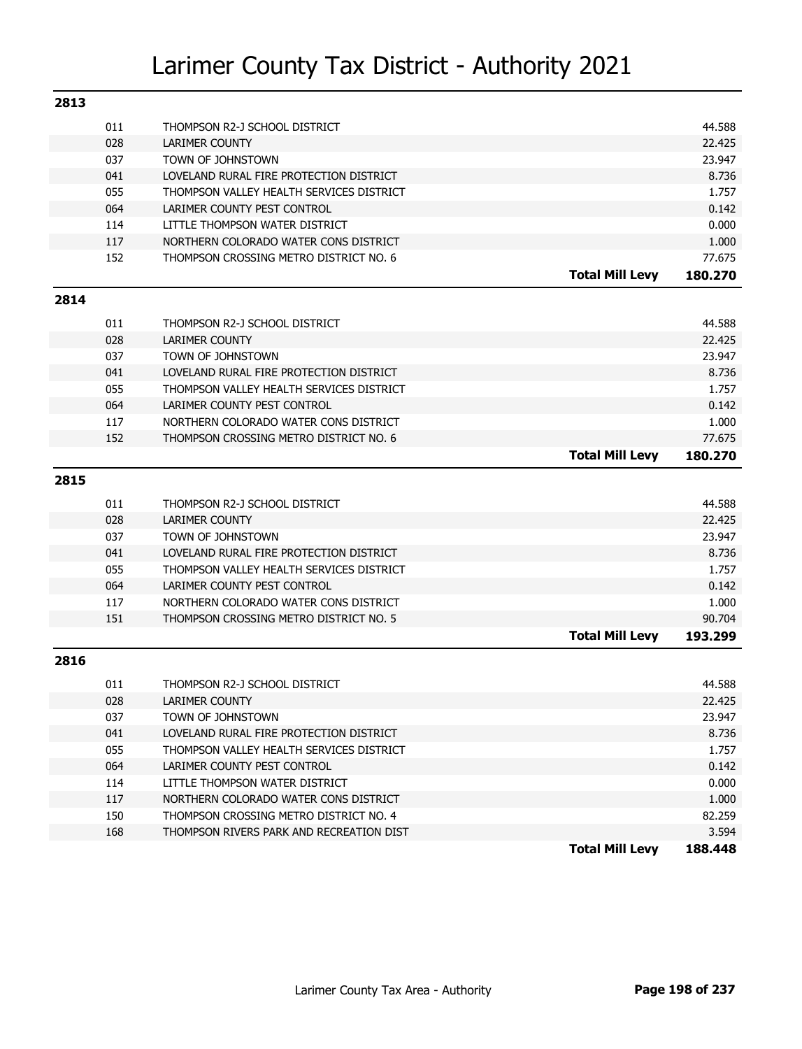# Larimer County Tax District - Authority 2021

## 2813

| Code | Authority | | Levy |
|---|---|---|---|
| 011 | THOMPSON R2-J SCHOOL DISTRICT | | 44.588 |
| 028 | LARIMER COUNTY | | 22.425 |
| 037 | TOWN OF JOHNSTOWN | | 23.947 |
| 041 | LOVELAND RURAL FIRE PROTECTION DISTRICT | | 8.736 |
| 055 | THOMPSON VALLEY HEALTH SERVICES DISTRICT | | 1.757 |
| 064 | LARIMER COUNTY PEST CONTROL | | 0.142 |
| 114 | LITTLE THOMPSON WATER DISTRICT | | 0.000 |
| 117 | NORTHERN COLORADO WATER CONS DISTRICT | | 1.000 |
| 152 | THOMPSON CROSSING METRO DISTRICT NO. 6 | | 77.675 |
| | | **Total Mill Levy** | **180.270** |

## 2814

| Code | Authority | | Levy |
|---|---|---|---|
| 011 | THOMPSON R2-J SCHOOL DISTRICT | | 44.588 |
| 028 | LARIMER COUNTY | | 22.425 |
| 037 | TOWN OF JOHNSTOWN | | 23.947 |
| 041 | LOVELAND RURAL FIRE PROTECTION DISTRICT | | 8.736 |
| 055 | THOMPSON VALLEY HEALTH SERVICES DISTRICT | | 1.757 |
| 064 | LARIMER COUNTY PEST CONTROL | | 0.142 |
| 117 | NORTHERN COLORADO WATER CONS DISTRICT | | 1.000 |
| 152 | THOMPSON CROSSING METRO DISTRICT NO. 6 | | 77.675 |
| | | **Total Mill Levy** | **180.270** |

## 2815

| Code | Authority | | Levy |
|---|---|---|---|
| 011 | THOMPSON R2-J SCHOOL DISTRICT | | 44.588 |
| 028 | LARIMER COUNTY | | 22.425 |
| 037 | TOWN OF JOHNSTOWN | | 23.947 |
| 041 | LOVELAND RURAL FIRE PROTECTION DISTRICT | | 8.736 |
| 055 | THOMPSON VALLEY HEALTH SERVICES DISTRICT | | 1.757 |
| 064 | LARIMER COUNTY PEST CONTROL | | 0.142 |
| 117 | NORTHERN COLORADO WATER CONS DISTRICT | | 1.000 |
| 151 | THOMPSON CROSSING METRO DISTRICT NO. 5 | | 90.704 |
| | | **Total Mill Levy** | **193.299** |

## 2816

| Code | Authority | | Levy |
|---|---|---|---|
| 011 | THOMPSON R2-J SCHOOL DISTRICT | | 44.588 |
| 028 | LARIMER COUNTY | | 22.425 |
| 037 | TOWN OF JOHNSTOWN | | 23.947 |
| 041 | LOVELAND RURAL FIRE PROTECTION DISTRICT | | 8.736 |
| 055 | THOMPSON VALLEY HEALTH SERVICES DISTRICT | | 1.757 |
| 064 | LARIMER COUNTY PEST CONTROL | | 0.142 |
| 114 | LITTLE THOMPSON WATER DISTRICT | | 0.000 |
| 117 | NORTHERN COLORADO WATER CONS DISTRICT | | 1.000 |
| 150 | THOMPSON CROSSING METRO DISTRICT NO. 4 | | 82.259 |
| 168 | THOMPSON RIVERS PARK AND RECREATION DIST | | 3.594 |
| | | **Total Mill Levy** | **188.448** |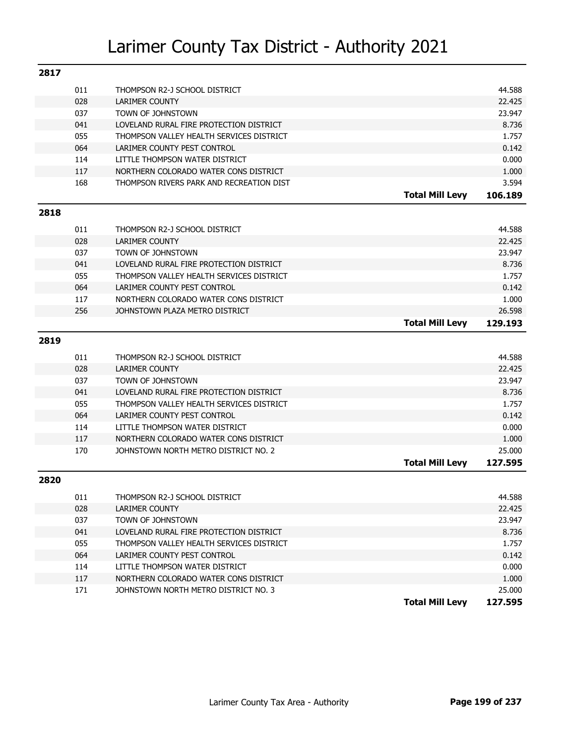# Larimer County Tax District - Authority 2021

## 2817

| Code | Authority | | Levy |
|---|---|---|---|
| 011 | THOMPSON R2-J SCHOOL DISTRICT | | 44.588 |
| 028 | LARIMER COUNTY | | 22.425 |
| 037 | TOWN OF JOHNSTOWN | | 23.947 |
| 041 | LOVELAND RURAL FIRE PROTECTION DISTRICT | | 8.736 |
| 055 | THOMPSON VALLEY HEALTH SERVICES DISTRICT | | 1.757 |
| 064 | LARIMER COUNTY PEST CONTROL | | 0.142 |
| 114 | LITTLE THOMPSON WATER DISTRICT | | 0.000 |
| 117 | NORTHERN COLORADO WATER CONS DISTRICT | | 1.000 |
| 168 | THOMPSON RIVERS PARK AND RECREATION DIST | | 3.594 |
| | | **Total Mill Levy** | **106.189** |

## 2818

| Code | Authority | | Levy |
|---|---|---|---|
| 011 | THOMPSON R2-J SCHOOL DISTRICT | | 44.588 |
| 028 | LARIMER COUNTY | | 22.425 |
| 037 | TOWN OF JOHNSTOWN | | 23.947 |
| 041 | LOVELAND RURAL FIRE PROTECTION DISTRICT | | 8.736 |
| 055 | THOMPSON VALLEY HEALTH SERVICES DISTRICT | | 1.757 |
| 064 | LARIMER COUNTY PEST CONTROL | | 0.142 |
| 117 | NORTHERN COLORADO WATER CONS DISTRICT | | 1.000 |
| 256 | JOHNSTOWN PLAZA METRO DISTRICT | | 26.598 |
| | | **Total Mill Levy** | **129.193** |

## 2819

| Code | Authority | | Levy |
|---|---|---|---|
| 011 | THOMPSON R2-J SCHOOL DISTRICT | | 44.588 |
| 028 | LARIMER COUNTY | | 22.425 |
| 037 | TOWN OF JOHNSTOWN | | 23.947 |
| 041 | LOVELAND RURAL FIRE PROTECTION DISTRICT | | 8.736 |
| 055 | THOMPSON VALLEY HEALTH SERVICES DISTRICT | | 1.757 |
| 064 | LARIMER COUNTY PEST CONTROL | | 0.142 |
| 114 | LITTLE THOMPSON WATER DISTRICT | | 0.000 |
| 117 | NORTHERN COLORADO WATER CONS DISTRICT | | 1.000 |
| 170 | JOHNSTOWN NORTH METRO DISTRICT NO. 2 | | 25.000 |
| | | **Total Mill Levy** | **127.595** |

## 2820

| Code | Authority | | Levy |
|---|---|---|---|
| 011 | THOMPSON R2-J SCHOOL DISTRICT | | 44.588 |
| 028 | LARIMER COUNTY | | 22.425 |
| 037 | TOWN OF JOHNSTOWN | | 23.947 |
| 041 | LOVELAND RURAL FIRE PROTECTION DISTRICT | | 8.736 |
| 055 | THOMPSON VALLEY HEALTH SERVICES DISTRICT | | 1.757 |
| 064 | LARIMER COUNTY PEST CONTROL | | 0.142 |
| 114 | LITTLE THOMPSON WATER DISTRICT | | 0.000 |
| 117 | NORTHERN COLORADO WATER CONS DISTRICT | | 1.000 |
| 171 | JOHNSTOWN NORTH METRO DISTRICT NO. 3 | | 25.000 |
| | | **Total Mill Levy** | **127.595** |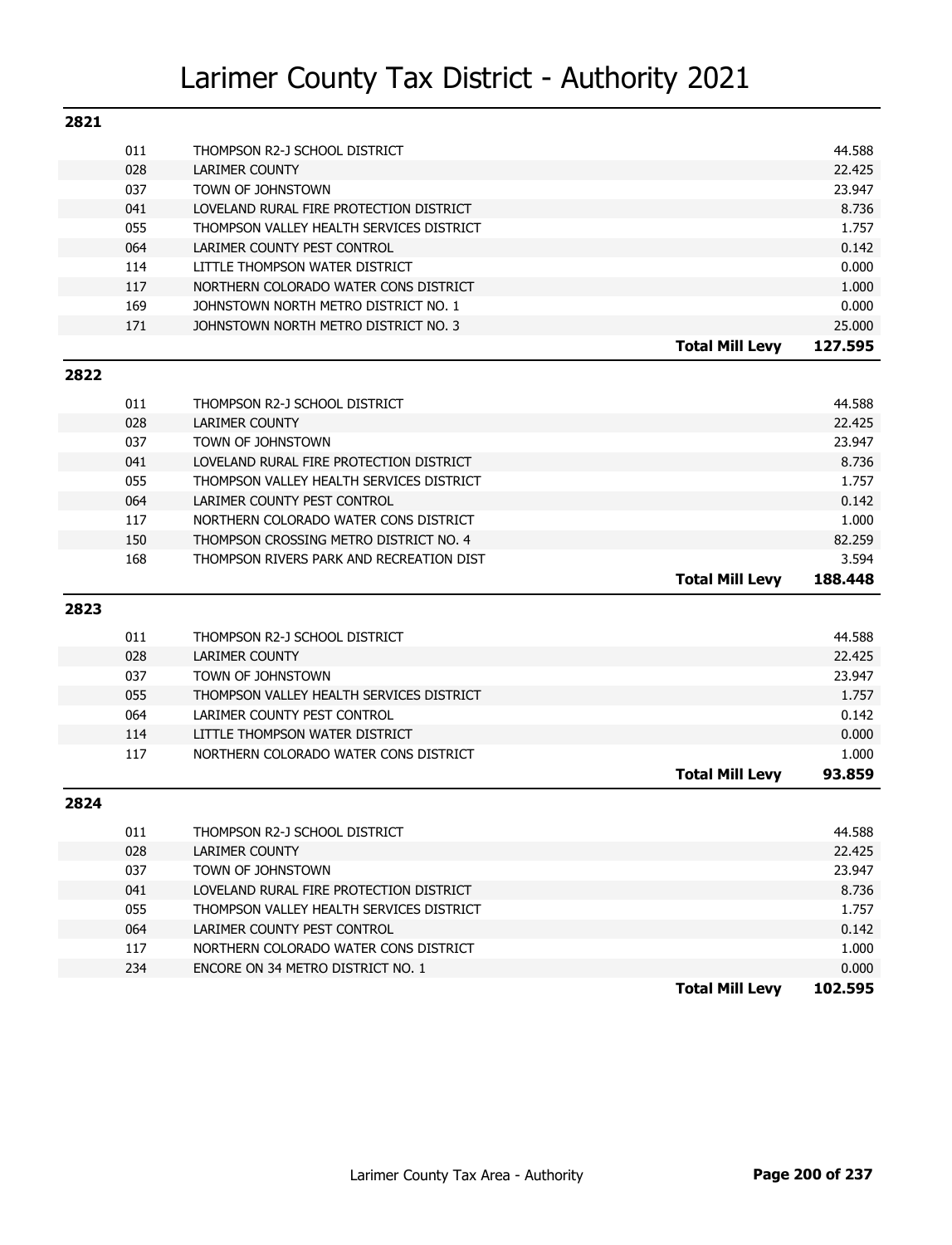# Larimer County Tax District - Authority 2021

## 2821

| Code | Authority | | Levy |
|---|---|---|---|
| 011 | THOMPSON R2-J SCHOOL DISTRICT | | 44.588 |
| 028 | LARIMER COUNTY | | 22.425 |
| 037 | TOWN OF JOHNSTOWN | | 23.947 |
| 041 | LOVELAND RURAL FIRE PROTECTION DISTRICT | | 8.736 |
| 055 | THOMPSON VALLEY HEALTH SERVICES DISTRICT | | 1.757 |
| 064 | LARIMER COUNTY PEST CONTROL | | 0.142 |
| 114 | LITTLE THOMPSON WATER DISTRICT | | 0.000 |
| 117 | NORTHERN COLORADO WATER CONS DISTRICT | | 1.000 |
| 169 | JOHNSTOWN NORTH METRO DISTRICT NO. 1 | | 0.000 |
| 171 | JOHNSTOWN NORTH METRO DISTRICT NO. 3 | | 25.000 |
| | | **Total Mill Levy** | **127.595** |

## 2822

| Code | Authority | | Levy |
|---|---|---|---|
| 011 | THOMPSON R2-J SCHOOL DISTRICT | | 44.588 |
| 028 | LARIMER COUNTY | | 22.425 |
| 037 | TOWN OF JOHNSTOWN | | 23.947 |
| 041 | LOVELAND RURAL FIRE PROTECTION DISTRICT | | 8.736 |
| 055 | THOMPSON VALLEY HEALTH SERVICES DISTRICT | | 1.757 |
| 064 | LARIMER COUNTY PEST CONTROL | | 0.142 |
| 117 | NORTHERN COLORADO WATER CONS DISTRICT | | 1.000 |
| 150 | THOMPSON CROSSING METRO DISTRICT NO. 4 | | 82.259 |
| 168 | THOMPSON RIVERS PARK AND RECREATION DIST | | 3.594 |
| | | **Total Mill Levy** | **188.448** |

## 2823

| Code | Authority | | Levy |
|---|---|---|---|
| 011 | THOMPSON R2-J SCHOOL DISTRICT | | 44.588 |
| 028 | LARIMER COUNTY | | 22.425 |
| 037 | TOWN OF JOHNSTOWN | | 23.947 |
| 055 | THOMPSON VALLEY HEALTH SERVICES DISTRICT | | 1.757 |
| 064 | LARIMER COUNTY PEST CONTROL | | 0.142 |
| 114 | LITTLE THOMPSON WATER DISTRICT | | 0.000 |
| 117 | NORTHERN COLORADO WATER CONS DISTRICT | | 1.000 |
| | | **Total Mill Levy** | **93.859** |

## 2824

| Code | Authority | | Levy |
|---|---|---|---|
| 011 | THOMPSON R2-J SCHOOL DISTRICT | | 44.588 |
| 028 | LARIMER COUNTY | | 22.425 |
| 037 | TOWN OF JOHNSTOWN | | 23.947 |
| 041 | LOVELAND RURAL FIRE PROTECTION DISTRICT | | 8.736 |
| 055 | THOMPSON VALLEY HEALTH SERVICES DISTRICT | | 1.757 |
| 064 | LARIMER COUNTY PEST CONTROL | | 0.142 |
| 117 | NORTHERN COLORADO WATER CONS DISTRICT | | 1.000 |
| 234 | ENCORE ON 34 METRO DISTRICT NO. 1 | | 0.000 |
| | | **Total Mill Levy** | **102.595** |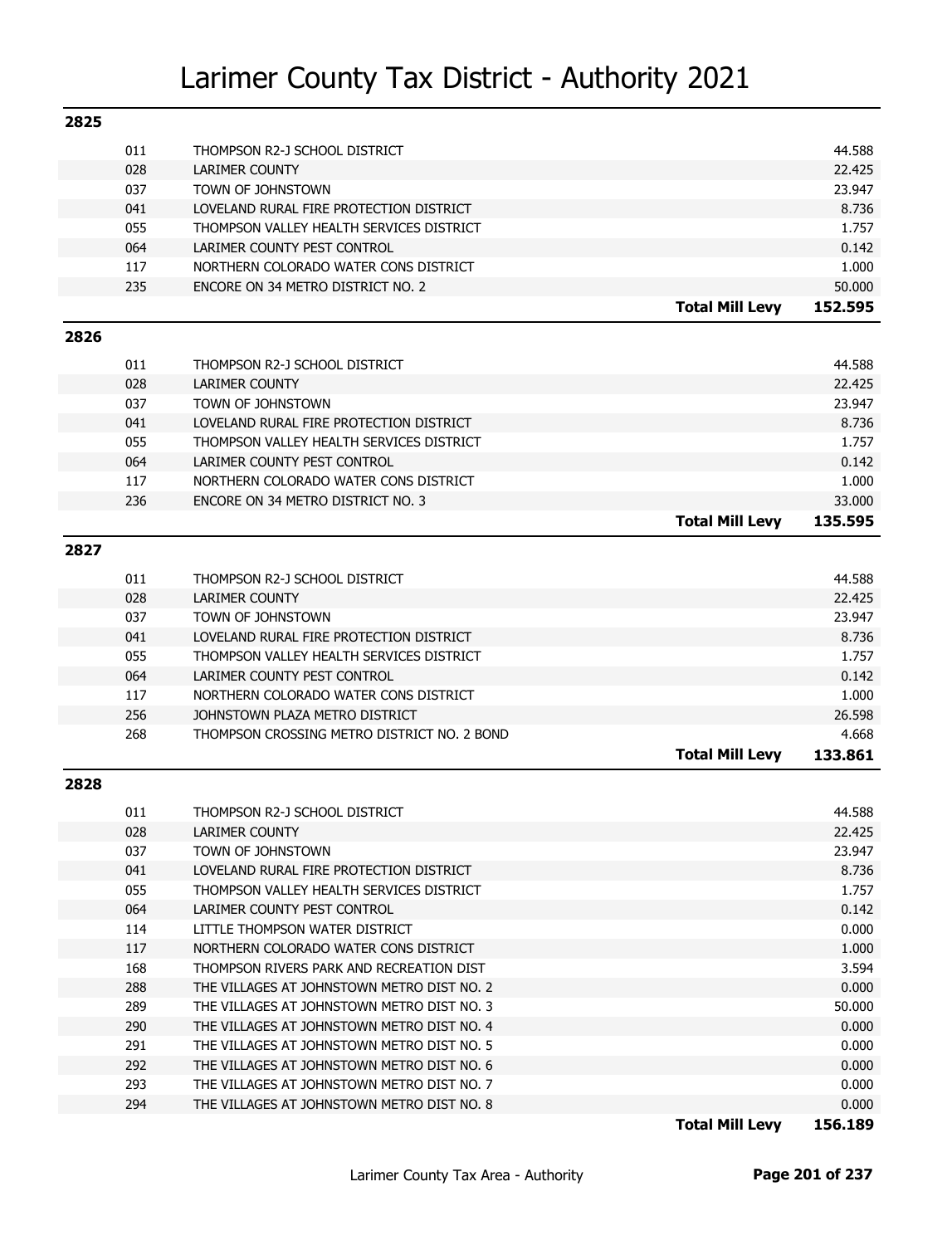# Larimer County Tax District - Authority 2021

## 2825

| Code | Authority | | Levy |
|---|---|---|---|
| 011 | THOMPSON R2-J SCHOOL DISTRICT | | 44.588 |
| 028 | LARIMER COUNTY | | 22.425 |
| 037 | TOWN OF JOHNSTOWN | | 23.947 |
| 041 | LOVELAND RURAL FIRE PROTECTION DISTRICT | | 8.736 |
| 055 | THOMPSON VALLEY HEALTH SERVICES DISTRICT | | 1.757 |
| 064 | LARIMER COUNTY PEST CONTROL | | 0.142 |
| 117 | NORTHERN COLORADO WATER CONS DISTRICT | | 1.000 |
| 235 | ENCORE ON 34 METRO DISTRICT NO. 2 | | 50.000 |
| | | **Total Mill Levy** | **152.595** |

## 2826

| Code | Authority | | Levy |
|---|---|---|---|
| 011 | THOMPSON R2-J SCHOOL DISTRICT | | 44.588 |
| 028 | LARIMER COUNTY | | 22.425 |
| 037 | TOWN OF JOHNSTOWN | | 23.947 |
| 041 | LOVELAND RURAL FIRE PROTECTION DISTRICT | | 8.736 |
| 055 | THOMPSON VALLEY HEALTH SERVICES DISTRICT | | 1.757 |
| 064 | LARIMER COUNTY PEST CONTROL | | 0.142 |
| 117 | NORTHERN COLORADO WATER CONS DISTRICT | | 1.000 |
| 236 | ENCORE ON 34 METRO DISTRICT NO. 3 | | 33.000 |
| | | **Total Mill Levy** | **135.595** |

## 2827

| Code | Authority | | Levy |
|---|---|---|---|
| 011 | THOMPSON R2-J SCHOOL DISTRICT | | 44.588 |
| 028 | LARIMER COUNTY | | 22.425 |
| 037 | TOWN OF JOHNSTOWN | | 23.947 |
| 041 | LOVELAND RURAL FIRE PROTECTION DISTRICT | | 8.736 |
| 055 | THOMPSON VALLEY HEALTH SERVICES DISTRICT | | 1.757 |
| 064 | LARIMER COUNTY PEST CONTROL | | 0.142 |
| 117 | NORTHERN COLORADO WATER CONS DISTRICT | | 1.000 |
| 256 | JOHNSTOWN PLAZA METRO DISTRICT | | 26.598 |
| 268 | THOMPSON CROSSING METRO DISTRICT NO. 2 BOND | | 4.668 |
| | | **Total Mill Levy** | **133.861** |

## 2828

| Code | Authority | | Levy |
|---|---|---|---|
| 011 | THOMPSON R2-J SCHOOL DISTRICT | | 44.588 |
| 028 | LARIMER COUNTY | | 22.425 |
| 037 | TOWN OF JOHNSTOWN | | 23.947 |
| 041 | LOVELAND RURAL FIRE PROTECTION DISTRICT | | 8.736 |
| 055 | THOMPSON VALLEY HEALTH SERVICES DISTRICT | | 1.757 |
| 064 | LARIMER COUNTY PEST CONTROL | | 0.142 |
| 114 | LITTLE THOMPSON WATER DISTRICT | | 0.000 |
| 117 | NORTHERN COLORADO WATER CONS DISTRICT | | 1.000 |
| 168 | THOMPSON RIVERS PARK AND RECREATION DIST | | 3.594 |
| 288 | THE VILLAGES AT JOHNSTOWN METRO DIST NO. 2 | | 0.000 |
| 289 | THE VILLAGES AT JOHNSTOWN METRO DIST NO. 3 | | 50.000 |
| 290 | THE VILLAGES AT JOHNSTOWN METRO DIST NO. 4 | | 0.000 |
| 291 | THE VILLAGES AT JOHNSTOWN METRO DIST NO. 5 | | 0.000 |
| 292 | THE VILLAGES AT JOHNSTOWN METRO DIST NO. 6 | | 0.000 |
| 293 | THE VILLAGES AT JOHNSTOWN METRO DIST NO. 7 | | 0.000 |
| 294 | THE VILLAGES AT JOHNSTOWN METRO DIST NO. 8 | | 0.000 |
| | | **Total Mill Levy** | **156.189** |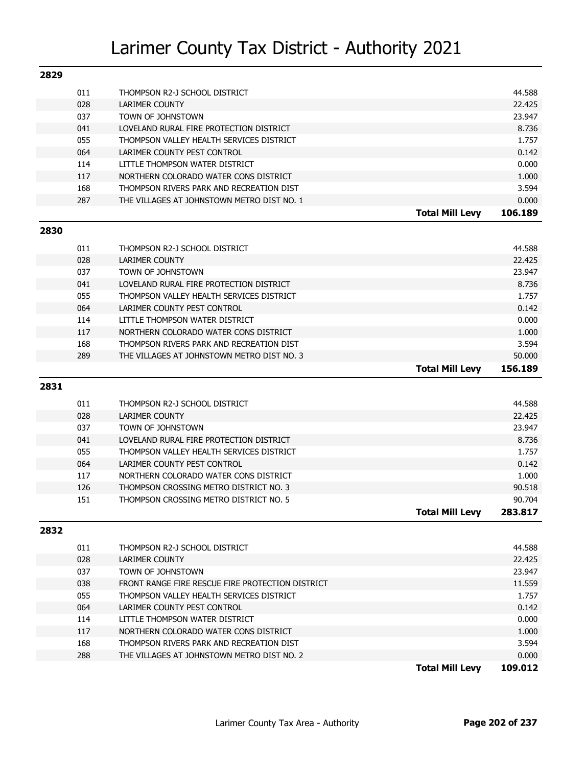# Larimer County Tax District - Authority 2021

## 2829

| | | |
|---|---|---|
| 011 | THOMPSON R2-J SCHOOL DISTRICT | 44.588 |
| 028 | LARIMER COUNTY | 22.425 |
| 037 | TOWN OF JOHNSTOWN | 23.947 |
| 041 | LOVELAND RURAL FIRE PROTECTION DISTRICT | 8.736 |
| 055 | THOMPSON VALLEY HEALTH SERVICES DISTRICT | 1.757 |
| 064 | LARIMER COUNTY PEST CONTROL | 0.142 |
| 114 | LITTLE THOMPSON WATER DISTRICT | 0.000 |
| 117 | NORTHERN COLORADO WATER CONS DISTRICT | 1.000 |
| 168 | THOMPSON RIVERS PARK AND RECREATION DIST | 3.594 |
| 287 | THE VILLAGES AT JOHNSTOWN METRO DIST NO. 1 | 0.000 |
| | **Total Mill Levy** | **106.189** |

## 2830

| | | |
|---|---|---|
| 011 | THOMPSON R2-J SCHOOL DISTRICT | 44.588 |
| 028 | LARIMER COUNTY | 22.425 |
| 037 | TOWN OF JOHNSTOWN | 23.947 |
| 041 | LOVELAND RURAL FIRE PROTECTION DISTRICT | 8.736 |
| 055 | THOMPSON VALLEY HEALTH SERVICES DISTRICT | 1.757 |
| 064 | LARIMER COUNTY PEST CONTROL | 0.142 |
| 114 | LITTLE THOMPSON WATER DISTRICT | 0.000 |
| 117 | NORTHERN COLORADO WATER CONS DISTRICT | 1.000 |
| 168 | THOMPSON RIVERS PARK AND RECREATION DIST | 3.594 |
| 289 | THE VILLAGES AT JOHNSTOWN METRO DIST NO. 3 | 50.000 |
| | **Total Mill Levy** | **156.189** |

## 2831

| | | |
|---|---|---|
| 011 | THOMPSON R2-J SCHOOL DISTRICT | 44.588 |
| 028 | LARIMER COUNTY | 22.425 |
| 037 | TOWN OF JOHNSTOWN | 23.947 |
| 041 | LOVELAND RURAL FIRE PROTECTION DISTRICT | 8.736 |
| 055 | THOMPSON VALLEY HEALTH SERVICES DISTRICT | 1.757 |
| 064 | LARIMER COUNTY PEST CONTROL | 0.142 |
| 117 | NORTHERN COLORADO WATER CONS DISTRICT | 1.000 |
| 126 | THOMPSON CROSSING METRO DISTRICT NO. 3 | 90.518 |
| 151 | THOMPSON CROSSING METRO DISTRICT NO. 5 | 90.704 |
| | **Total Mill Levy** | **283.817** |

## 2832

| | | |
|---|---|---|
| 011 | THOMPSON R2-J SCHOOL DISTRICT | 44.588 |
| 028 | LARIMER COUNTY | 22.425 |
| 037 | TOWN OF JOHNSTOWN | 23.947 |
| 038 | FRONT RANGE FIRE RESCUE FIRE PROTECTION DISTRICT | 11.559 |
| 055 | THOMPSON VALLEY HEALTH SERVICES DISTRICT | 1.757 |
| 064 | LARIMER COUNTY PEST CONTROL | 0.142 |
| 114 | LITTLE THOMPSON WATER DISTRICT | 0.000 |
| 117 | NORTHERN COLORADO WATER CONS DISTRICT | 1.000 |
| 168 | THOMPSON RIVERS PARK AND RECREATION DIST | 3.594 |
| 288 | THE VILLAGES AT JOHNSTOWN METRO DIST NO. 2 | 0.000 |
| | **Total Mill Levy** | **109.012** |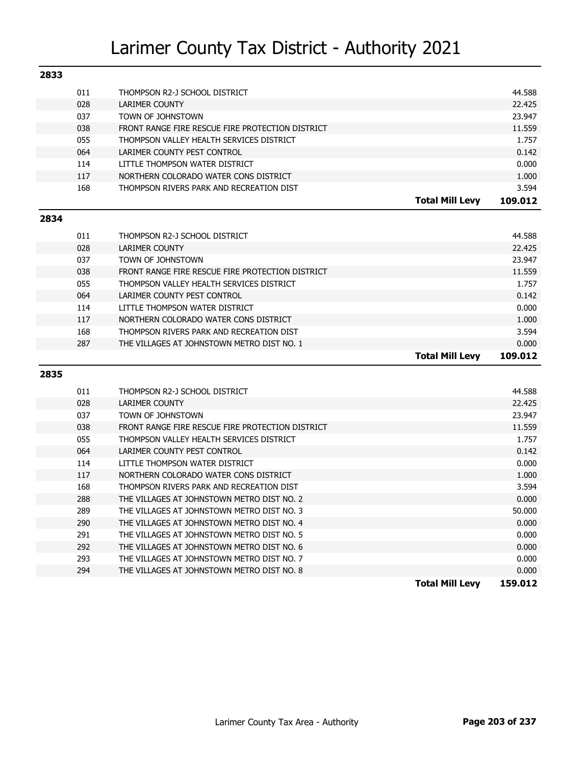# Larimer County Tax District - Authority 2021

## 2833

| Code | Authority | | Mill Levy |
|---|---|---|---|
| 011 | THOMPSON R2-J SCHOOL DISTRICT | | 44.588 |
| 028 | LARIMER COUNTY | | 22.425 |
| 037 | TOWN OF JOHNSTOWN | | 23.947 |
| 038 | FRONT RANGE FIRE RESCUE FIRE PROTECTION DISTRICT | | 11.559 |
| 055 | THOMPSON VALLEY HEALTH SERVICES DISTRICT | | 1.757 |
| 064 | LARIMER COUNTY PEST CONTROL | | 0.142 |
| 114 | LITTLE THOMPSON WATER DISTRICT | | 0.000 |
| 117 | NORTHERN COLORADO WATER CONS DISTRICT | | 1.000 |
| 168 | THOMPSON RIVERS PARK AND RECREATION DIST | | 3.594 |
| | | **Total Mill Levy** | **109.012** |

## 2834

| Code | Authority | | Mill Levy |
|---|---|---|---|
| 011 | THOMPSON R2-J SCHOOL DISTRICT | | 44.588 |
| 028 | LARIMER COUNTY | | 22.425 |
| 037 | TOWN OF JOHNSTOWN | | 23.947 |
| 038 | FRONT RANGE FIRE RESCUE FIRE PROTECTION DISTRICT | | 11.559 |
| 055 | THOMPSON VALLEY HEALTH SERVICES DISTRICT | | 1.757 |
| 064 | LARIMER COUNTY PEST CONTROL | | 0.142 |
| 114 | LITTLE THOMPSON WATER DISTRICT | | 0.000 |
| 117 | NORTHERN COLORADO WATER CONS DISTRICT | | 1.000 |
| 168 | THOMPSON RIVERS PARK AND RECREATION DIST | | 3.594 |
| 287 | THE VILLAGES AT JOHNSTOWN METRO DIST NO. 1 | | 0.000 |
| | | **Total Mill Levy** | **109.012** |

## 2835

| Code | Authority | | Mill Levy |
|---|---|---|---|
| 011 | THOMPSON R2-J SCHOOL DISTRICT | | 44.588 |
| 028 | LARIMER COUNTY | | 22.425 |
| 037 | TOWN OF JOHNSTOWN | | 23.947 |
| 038 | FRONT RANGE FIRE RESCUE FIRE PROTECTION DISTRICT | | 11.559 |
| 055 | THOMPSON VALLEY HEALTH SERVICES DISTRICT | | 1.757 |
| 064 | LARIMER COUNTY PEST CONTROL | | 0.142 |
| 114 | LITTLE THOMPSON WATER DISTRICT | | 0.000 |
| 117 | NORTHERN COLORADO WATER CONS DISTRICT | | 1.000 |
| 168 | THOMPSON RIVERS PARK AND RECREATION DIST | | 3.594 |
| 288 | THE VILLAGES AT JOHNSTOWN METRO DIST NO. 2 | | 0.000 |
| 289 | THE VILLAGES AT JOHNSTOWN METRO DIST NO. 3 | | 50.000 |
| 290 | THE VILLAGES AT JOHNSTOWN METRO DIST NO. 4 | | 0.000 |
| 291 | THE VILLAGES AT JOHNSTOWN METRO DIST NO. 5 | | 0.000 |
| 292 | THE VILLAGES AT JOHNSTOWN METRO DIST NO. 6 | | 0.000 |
| 293 | THE VILLAGES AT JOHNSTOWN METRO DIST NO. 7 | | 0.000 |
| 294 | THE VILLAGES AT JOHNSTOWN METRO DIST NO. 8 | | 0.000 |
| | | **Total Mill Levy** | **159.012** |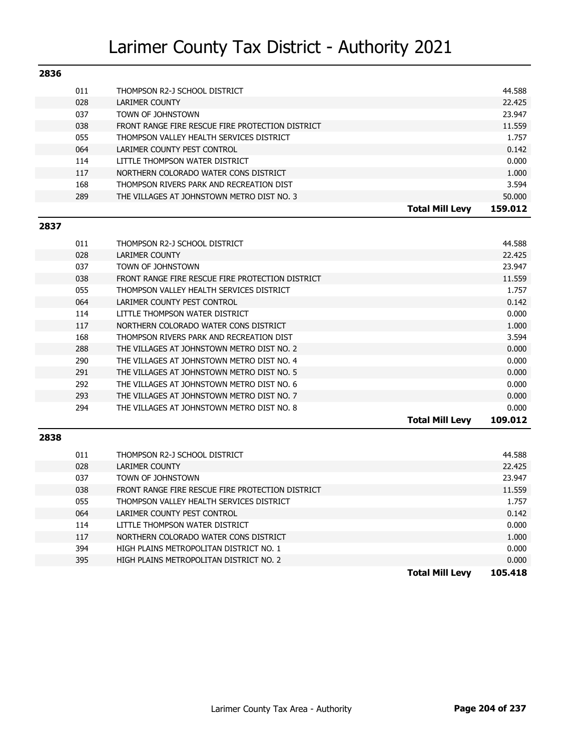# Larimer County Tax District - Authority 2021

## 2836

| Code | Authority | Mill Levy |
|---|---|---|
| 011 | THOMPSON R2-J SCHOOL DISTRICT | 44.588 |
| 028 | LARIMER COUNTY | 22.425 |
| 037 | TOWN OF JOHNSTOWN | 23.947 |
| 038 | FRONT RANGE FIRE RESCUE FIRE PROTECTION DISTRICT | 11.559 |
| 055 | THOMPSON VALLEY HEALTH SERVICES DISTRICT | 1.757 |
| 064 | LARIMER COUNTY PEST CONTROL | 0.142 |
| 114 | LITTLE THOMPSON WATER DISTRICT | 0.000 |
| 117 | NORTHERN COLORADO WATER CONS DISTRICT | 1.000 |
| 168 | THOMPSON RIVERS PARK AND RECREATION DIST | 3.594 |
| 289 | THE VILLAGES AT JOHNSTOWN METRO DIST NO. 3 | 50.000 |
| | **Total Mill Levy** | **159.012** |

## 2837

| Code | Authority | Mill Levy |
|---|---|---|
| 011 | THOMPSON R2-J SCHOOL DISTRICT | 44.588 |
| 028 | LARIMER COUNTY | 22.425 |
| 037 | TOWN OF JOHNSTOWN | 23.947 |
| 038 | FRONT RANGE FIRE RESCUE FIRE PROTECTION DISTRICT | 11.559 |
| 055 | THOMPSON VALLEY HEALTH SERVICES DISTRICT | 1.757 |
| 064 | LARIMER COUNTY PEST CONTROL | 0.142 |
| 114 | LITTLE THOMPSON WATER DISTRICT | 0.000 |
| 117 | NORTHERN COLORADO WATER CONS DISTRICT | 1.000 |
| 168 | THOMPSON RIVERS PARK AND RECREATION DIST | 3.594 |
| 288 | THE VILLAGES AT JOHNSTOWN METRO DIST NO. 2 | 0.000 |
| 290 | THE VILLAGES AT JOHNSTOWN METRO DIST NO. 4 | 0.000 |
| 291 | THE VILLAGES AT JOHNSTOWN METRO DIST NO. 5 | 0.000 |
| 292 | THE VILLAGES AT JOHNSTOWN METRO DIST NO. 6 | 0.000 |
| 293 | THE VILLAGES AT JOHNSTOWN METRO DIST NO. 7 | 0.000 |
| 294 | THE VILLAGES AT JOHNSTOWN METRO DIST NO. 8 | 0.000 |
| | **Total Mill Levy** | **109.012** |

## 2838

| Code | Authority | Mill Levy |
|---|---|---|
| 011 | THOMPSON R2-J SCHOOL DISTRICT | 44.588 |
| 028 | LARIMER COUNTY | 22.425 |
| 037 | TOWN OF JOHNSTOWN | 23.947 |
| 038 | FRONT RANGE FIRE RESCUE FIRE PROTECTION DISTRICT | 11.559 |
| 055 | THOMPSON VALLEY HEALTH SERVICES DISTRICT | 1.757 |
| 064 | LARIMER COUNTY PEST CONTROL | 0.142 |
| 114 | LITTLE THOMPSON WATER DISTRICT | 0.000 |
| 117 | NORTHERN COLORADO WATER CONS DISTRICT | 1.000 |
| 394 | HIGH PLAINS METROPOLITAN DISTRICT NO. 1 | 0.000 |
| 395 | HIGH PLAINS METROPOLITAN DISTRICT NO. 2 | 0.000 |
| | **Total Mill Levy** | **105.418** |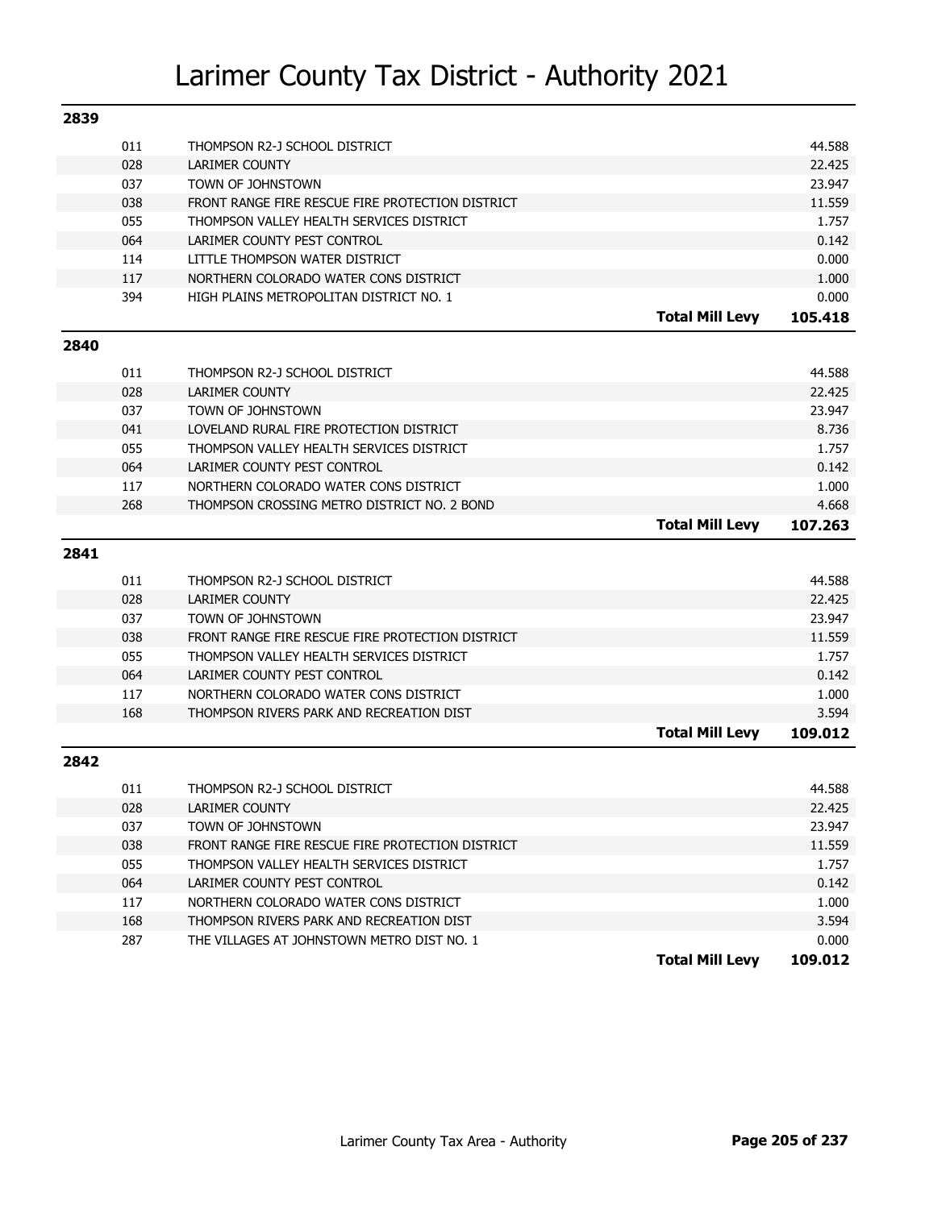# Larimer County Tax District - Authority 2021

## 2839

| Code | Authority | | Mill Levy |
|---|---|---|---|
| 011 | THOMPSON R2-J SCHOOL DISTRICT | | 44.588 |
| 028 | LARIMER COUNTY | | 22.425 |
| 037 | TOWN OF JOHNSTOWN | | 23.947 |
| 038 | FRONT RANGE FIRE RESCUE FIRE PROTECTION DISTRICT | | 11.559 |
| 055 | THOMPSON VALLEY HEALTH SERVICES DISTRICT | | 1.757 |
| 064 | LARIMER COUNTY PEST CONTROL | | 0.142 |
| 114 | LITTLE THOMPSON WATER DISTRICT | | 0.000 |
| 117 | NORTHERN COLORADO WATER CONS DISTRICT | | 1.000 |
| 394 | HIGH PLAINS METROPOLITAN DISTRICT NO. 1 | | 0.000 |
| | | **Total Mill Levy** | **105.418** |

## 2840

| Code | Authority | | Mill Levy |
|---|---|---|---|
| 011 | THOMPSON R2-J SCHOOL DISTRICT | | 44.588 |
| 028 | LARIMER COUNTY | | 22.425 |
| 037 | TOWN OF JOHNSTOWN | | 23.947 |
| 041 | LOVELAND RURAL FIRE PROTECTION DISTRICT | | 8.736 |
| 055 | THOMPSON VALLEY HEALTH SERVICES DISTRICT | | 1.757 |
| 064 | LARIMER COUNTY PEST CONTROL | | 0.142 |
| 117 | NORTHERN COLORADO WATER CONS DISTRICT | | 1.000 |
| 268 | THOMPSON CROSSING METRO DISTRICT NO. 2 BOND | | 4.668 |
| | | **Total Mill Levy** | **107.263** |

## 2841

| Code | Authority | | Mill Levy |
|---|---|---|---|
| 011 | THOMPSON R2-J SCHOOL DISTRICT | | 44.588 |
| 028 | LARIMER COUNTY | | 22.425 |
| 037 | TOWN OF JOHNSTOWN | | 23.947 |
| 038 | FRONT RANGE FIRE RESCUE FIRE PROTECTION DISTRICT | | 11.559 |
| 055 | THOMPSON VALLEY HEALTH SERVICES DISTRICT | | 1.757 |
| 064 | LARIMER COUNTY PEST CONTROL | | 0.142 |
| 117 | NORTHERN COLORADO WATER CONS DISTRICT | | 1.000 |
| 168 | THOMPSON RIVERS PARK AND RECREATION DIST | | 3.594 |
| | | **Total Mill Levy** | **109.012** |

## 2842

| Code | Authority | | Mill Levy |
|---|---|---|---|
| 011 | THOMPSON R2-J SCHOOL DISTRICT | | 44.588 |
| 028 | LARIMER COUNTY | | 22.425 |
| 037 | TOWN OF JOHNSTOWN | | 23.947 |
| 038 | FRONT RANGE FIRE RESCUE FIRE PROTECTION DISTRICT | | 11.559 |
| 055 | THOMPSON VALLEY HEALTH SERVICES DISTRICT | | 1.757 |
| 064 | LARIMER COUNTY PEST CONTROL | | 0.142 |
| 117 | NORTHERN COLORADO WATER CONS DISTRICT | | 1.000 |
| 168 | THOMPSON RIVERS PARK AND RECREATION DIST | | 3.594 |
| 287 | THE VILLAGES AT JOHNSTOWN METRO DIST NO. 1 | | 0.000 |
| | | **Total Mill Levy** | **109.012** |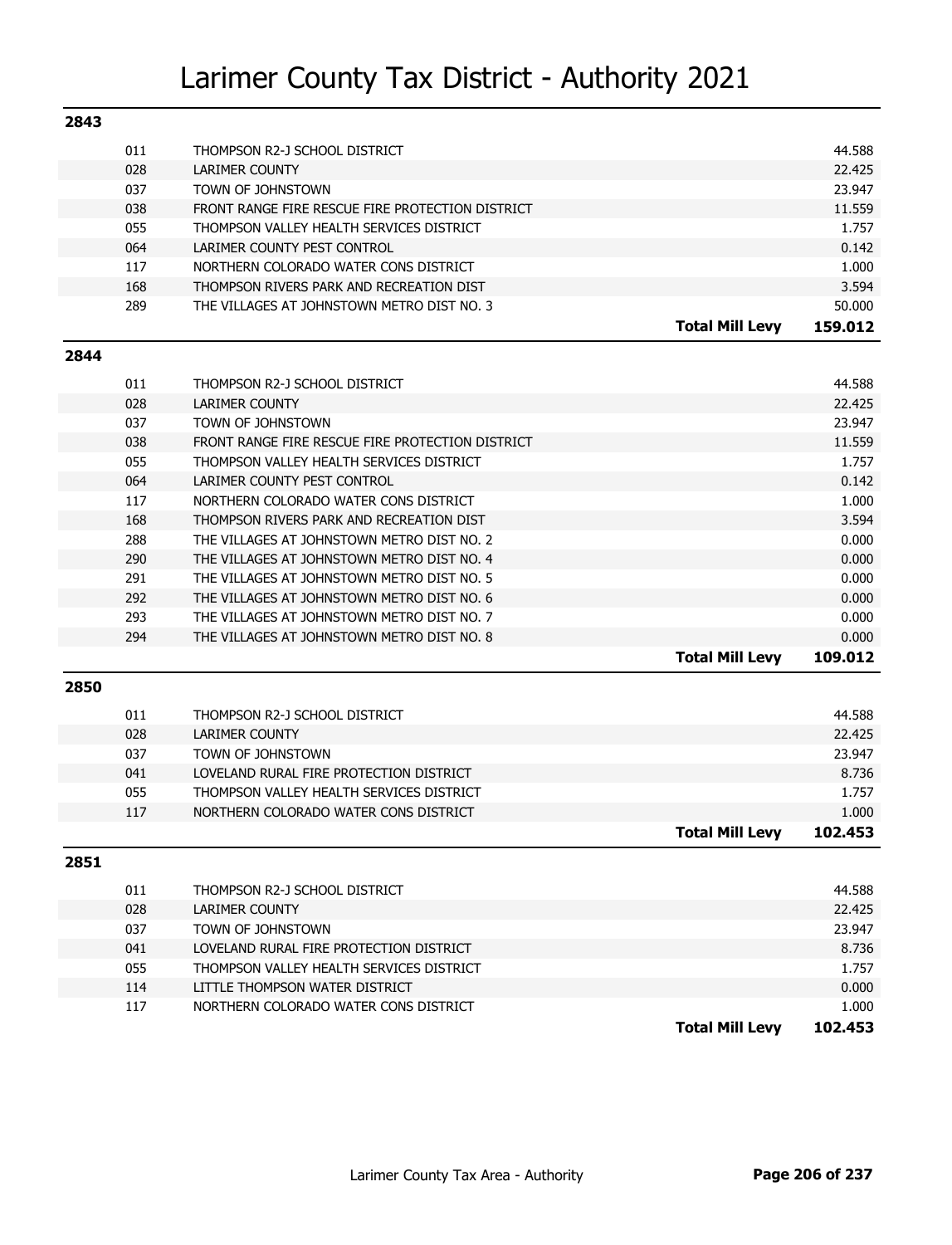# Larimer County Tax District - Authority 2021

## 2843

| Code | Authority | Mill Levy |
|---|---|---|
| 011 | THOMPSON R2-J SCHOOL DISTRICT | 44.588 |
| 028 | LARIMER COUNTY | 22.425 |
| 037 | TOWN OF JOHNSTOWN | 23.947 |
| 038 | FRONT RANGE FIRE RESCUE FIRE PROTECTION DISTRICT | 11.559 |
| 055 | THOMPSON VALLEY HEALTH SERVICES DISTRICT | 1.757 |
| 064 | LARIMER COUNTY PEST CONTROL | 0.142 |
| 117 | NORTHERN COLORADO WATER CONS DISTRICT | 1.000 |
| 168 | THOMPSON RIVERS PARK AND RECREATION DIST | 3.594 |
| 289 | THE VILLAGES AT JOHNSTOWN METRO DIST NO. 3 | 50.000 |
| | **Total Mill Levy** | **159.012** |

## 2844

| Code | Authority | Mill Levy |
|---|---|---|
| 011 | THOMPSON R2-J SCHOOL DISTRICT | 44.588 |
| 028 | LARIMER COUNTY | 22.425 |
| 037 | TOWN OF JOHNSTOWN | 23.947 |
| 038 | FRONT RANGE FIRE RESCUE FIRE PROTECTION DISTRICT | 11.559 |
| 055 | THOMPSON VALLEY HEALTH SERVICES DISTRICT | 1.757 |
| 064 | LARIMER COUNTY PEST CONTROL | 0.142 |
| 117 | NORTHERN COLORADO WATER CONS DISTRICT | 1.000 |
| 168 | THOMPSON RIVERS PARK AND RECREATION DIST | 3.594 |
| 288 | THE VILLAGES AT JOHNSTOWN METRO DIST NO. 2 | 0.000 |
| 290 | THE VILLAGES AT JOHNSTOWN METRO DIST NO. 4 | 0.000 |
| 291 | THE VILLAGES AT JOHNSTOWN METRO DIST NO. 5 | 0.000 |
| 292 | THE VILLAGES AT JOHNSTOWN METRO DIST NO. 6 | 0.000 |
| 293 | THE VILLAGES AT JOHNSTOWN METRO DIST NO. 7 | 0.000 |
| 294 | THE VILLAGES AT JOHNSTOWN METRO DIST NO. 8 | 0.000 |
| | **Total Mill Levy** | **109.012** |

## 2850

| Code | Authority | Mill Levy |
|---|---|---|
| 011 | THOMPSON R2-J SCHOOL DISTRICT | 44.588 |
| 028 | LARIMER COUNTY | 22.425 |
| 037 | TOWN OF JOHNSTOWN | 23.947 |
| 041 | LOVELAND RURAL FIRE PROTECTION DISTRICT | 8.736 |
| 055 | THOMPSON VALLEY HEALTH SERVICES DISTRICT | 1.757 |
| 117 | NORTHERN COLORADO WATER CONS DISTRICT | 1.000 |
| | **Total Mill Levy** | **102.453** |

## 2851

| Code | Authority | Mill Levy |
|---|---|---|
| 011 | THOMPSON R2-J SCHOOL DISTRICT | 44.588 |
| 028 | LARIMER COUNTY | 22.425 |
| 037 | TOWN OF JOHNSTOWN | 23.947 |
| 041 | LOVELAND RURAL FIRE PROTECTION DISTRICT | 8.736 |
| 055 | THOMPSON VALLEY HEALTH SERVICES DISTRICT | 1.757 |
| 114 | LITTLE THOMPSON WATER DISTRICT | 0.000 |
| 117 | NORTHERN COLORADO WATER CONS DISTRICT | 1.000 |
| | **Total Mill Levy** | **102.453** |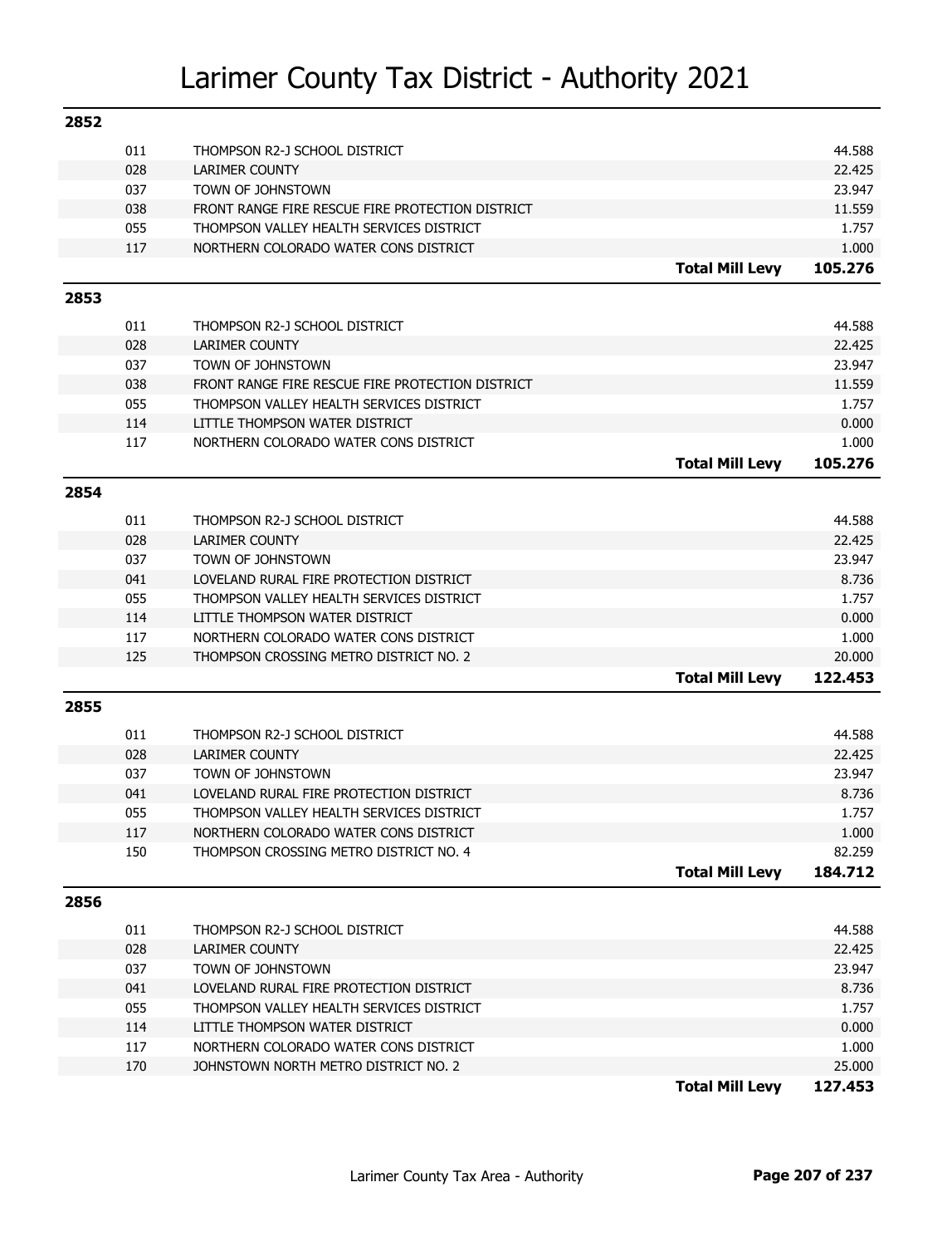# Larimer County Tax District - Authority 2021

## 2852

| Code | Authority | | Levy |
|---|---|---|---|
| 011 | THOMPSON R2-J SCHOOL DISTRICT | | 44.588 |
| 028 | LARIMER COUNTY | | 22.425 |
| 037 | TOWN OF JOHNSTOWN | | 23.947 |
| 038 | FRONT RANGE FIRE RESCUE FIRE PROTECTION DISTRICT | | 11.559 |
| 055 | THOMPSON VALLEY HEALTH SERVICES DISTRICT | | 1.757 |
| 117 | NORTHERN COLORADO WATER CONS DISTRICT | | 1.000 |
| | | **Total Mill Levy** | **105.276** |

## 2853

| Code | Authority | | Levy |
|---|---|---|---|
| 011 | THOMPSON R2-J SCHOOL DISTRICT | | 44.588 |
| 028 | LARIMER COUNTY | | 22.425 |
| 037 | TOWN OF JOHNSTOWN | | 23.947 |
| 038 | FRONT RANGE FIRE RESCUE FIRE PROTECTION DISTRICT | | 11.559 |
| 055 | THOMPSON VALLEY HEALTH SERVICES DISTRICT | | 1.757 |
| 114 | LITTLE THOMPSON WATER DISTRICT | | 0.000 |
| 117 | NORTHERN COLORADO WATER CONS DISTRICT | | 1.000 |
| | | **Total Mill Levy** | **105.276** |

## 2854

| Code | Authority | | Levy |
|---|---|---|---|
| 011 | THOMPSON R2-J SCHOOL DISTRICT | | 44.588 |
| 028 | LARIMER COUNTY | | 22.425 |
| 037 | TOWN OF JOHNSTOWN | | 23.947 |
| 041 | LOVELAND RURAL FIRE PROTECTION DISTRICT | | 8.736 |
| 055 | THOMPSON VALLEY HEALTH SERVICES DISTRICT | | 1.757 |
| 114 | LITTLE THOMPSON WATER DISTRICT | | 0.000 |
| 117 | NORTHERN COLORADO WATER CONS DISTRICT | | 1.000 |
| 125 | THOMPSON CROSSING METRO DISTRICT NO. 2 | | 20.000 |
| | | **Total Mill Levy** | **122.453** |

## 2855

| Code | Authority | | Levy |
|---|---|---|---|
| 011 | THOMPSON R2-J SCHOOL DISTRICT | | 44.588 |
| 028 | LARIMER COUNTY | | 22.425 |
| 037 | TOWN OF JOHNSTOWN | | 23.947 |
| 041 | LOVELAND RURAL FIRE PROTECTION DISTRICT | | 8.736 |
| 055 | THOMPSON VALLEY HEALTH SERVICES DISTRICT | | 1.757 |
| 117 | NORTHERN COLORADO WATER CONS DISTRICT | | 1.000 |
| 150 | THOMPSON CROSSING METRO DISTRICT NO. 4 | | 82.259 |
| | | **Total Mill Levy** | **184.712** |

## 2856

| Code | Authority | | Levy |
|---|---|---|---|
| 011 | THOMPSON R2-J SCHOOL DISTRICT | | 44.588 |
| 028 | LARIMER COUNTY | | 22.425 |
| 037 | TOWN OF JOHNSTOWN | | 23.947 |
| 041 | LOVELAND RURAL FIRE PROTECTION DISTRICT | | 8.736 |
| 055 | THOMPSON VALLEY HEALTH SERVICES DISTRICT | | 1.757 |
| 114 | LITTLE THOMPSON WATER DISTRICT | | 0.000 |
| 117 | NORTHERN COLORADO WATER CONS DISTRICT | | 1.000 |
| 170 | JOHNSTOWN NORTH METRO DISTRICT NO. 2 | | 25.000 |
| | | **Total Mill Levy** | **127.453** |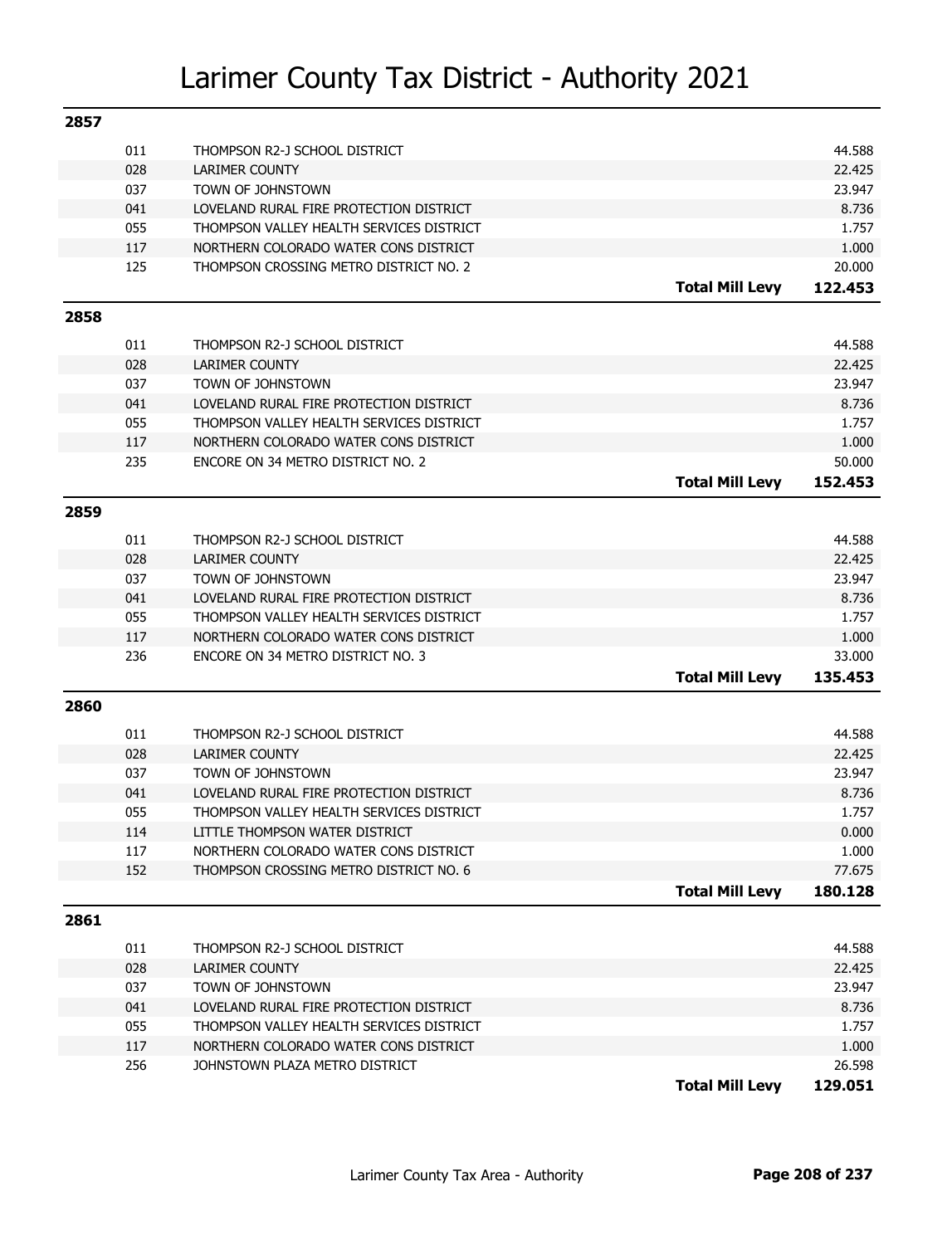# Larimer County Tax District - Authority 2021

## 2857

| Code | Authority | | Levy |
|---|---|---|---|
| 011 | THOMPSON R2-J SCHOOL DISTRICT | | 44.588 |
| 028 | LARIMER COUNTY | | 22.425 |
| 037 | TOWN OF JOHNSTOWN | | 23.947 |
| 041 | LOVELAND RURAL FIRE PROTECTION DISTRICT | | 8.736 |
| 055 | THOMPSON VALLEY HEALTH SERVICES DISTRICT | | 1.757 |
| 117 | NORTHERN COLORADO WATER CONS DISTRICT | | 1.000 |
| 125 | THOMPSON CROSSING METRO DISTRICT NO. 2 | | 20.000 |
| | | **Total Mill Levy** | **122.453** |

## 2858

| Code | Authority | | Levy |
|---|---|---|---|
| 011 | THOMPSON R2-J SCHOOL DISTRICT | | 44.588 |
| 028 | LARIMER COUNTY | | 22.425 |
| 037 | TOWN OF JOHNSTOWN | | 23.947 |
| 041 | LOVELAND RURAL FIRE PROTECTION DISTRICT | | 8.736 |
| 055 | THOMPSON VALLEY HEALTH SERVICES DISTRICT | | 1.757 |
| 117 | NORTHERN COLORADO WATER CONS DISTRICT | | 1.000 |
| 235 | ENCORE ON 34 METRO DISTRICT NO. 2 | | 50.000 |
| | | **Total Mill Levy** | **152.453** |

## 2859

| Code | Authority | | Levy |
|---|---|---|---|
| 011 | THOMPSON R2-J SCHOOL DISTRICT | | 44.588 |
| 028 | LARIMER COUNTY | | 22.425 |
| 037 | TOWN OF JOHNSTOWN | | 23.947 |
| 041 | LOVELAND RURAL FIRE PROTECTION DISTRICT | | 8.736 |
| 055 | THOMPSON VALLEY HEALTH SERVICES DISTRICT | | 1.757 |
| 117 | NORTHERN COLORADO WATER CONS DISTRICT | | 1.000 |
| 236 | ENCORE ON 34 METRO DISTRICT NO. 3 | | 33.000 |
| | | **Total Mill Levy** | **135.453** |

## 2860

| Code | Authority | | Levy |
|---|---|---|---|
| 011 | THOMPSON R2-J SCHOOL DISTRICT | | 44.588 |
| 028 | LARIMER COUNTY | | 22.425 |
| 037 | TOWN OF JOHNSTOWN | | 23.947 |
| 041 | LOVELAND RURAL FIRE PROTECTION DISTRICT | | 8.736 |
| 055 | THOMPSON VALLEY HEALTH SERVICES DISTRICT | | 1.757 |
| 114 | LITTLE THOMPSON WATER DISTRICT | | 0.000 |
| 117 | NORTHERN COLORADO WATER CONS DISTRICT | | 1.000 |
| 152 | THOMPSON CROSSING METRO DISTRICT NO. 6 | | 77.675 |
| | | **Total Mill Levy** | **180.128** |

## 2861

| Code | Authority | | Levy |
|---|---|---|---|
| 011 | THOMPSON R2-J SCHOOL DISTRICT | | 44.588 |
| 028 | LARIMER COUNTY | | 22.425 |
| 037 | TOWN OF JOHNSTOWN | | 23.947 |
| 041 | LOVELAND RURAL FIRE PROTECTION DISTRICT | | 8.736 |
| 055 | THOMPSON VALLEY HEALTH SERVICES DISTRICT | | 1.757 |
| 117 | NORTHERN COLORADO WATER CONS DISTRICT | | 1.000 |
| 256 | JOHNSTOWN PLAZA METRO DISTRICT | | 26.598 |
| | | **Total Mill Levy** | **129.051** |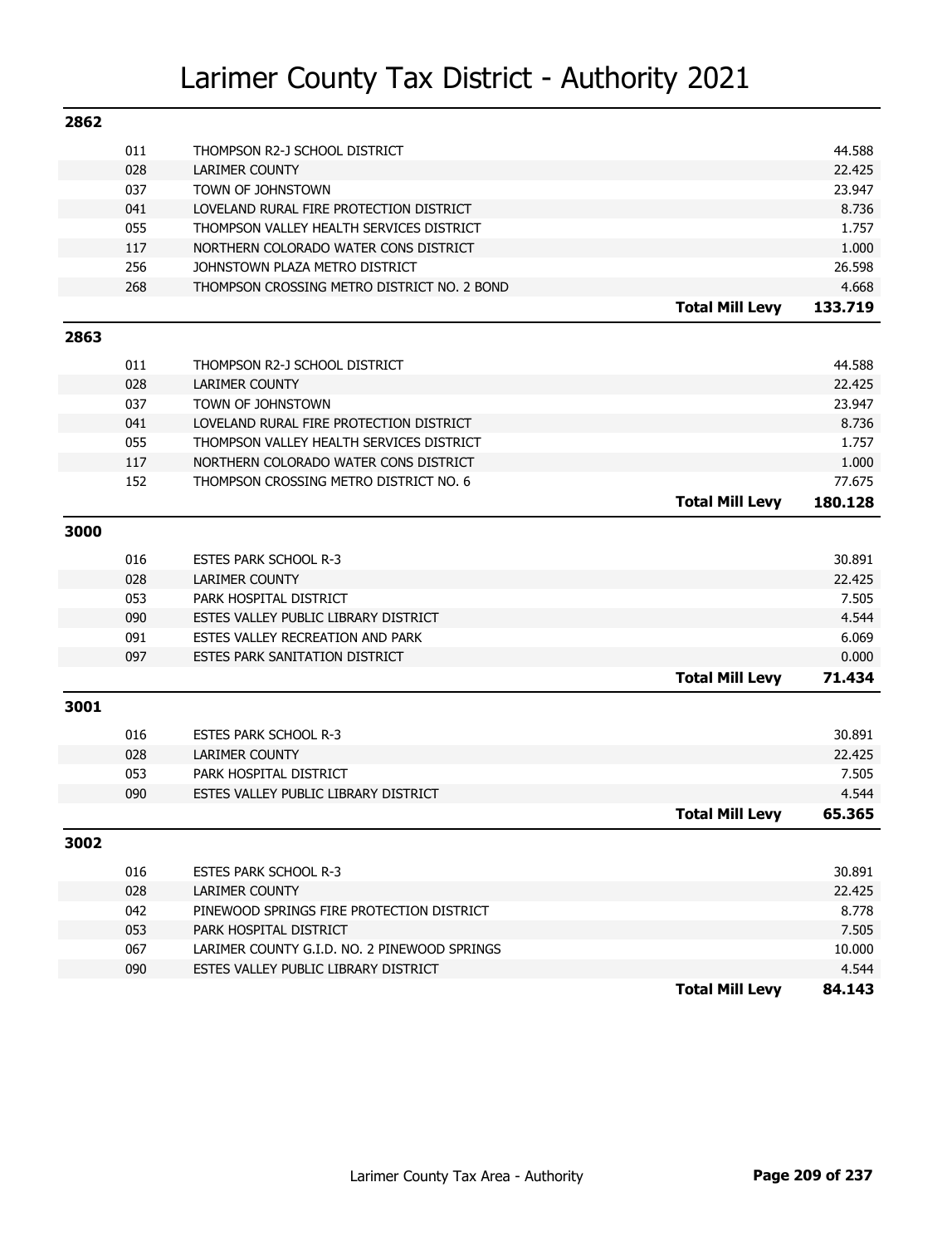# Larimer County Tax District - Authority 2021

## 2862

| Code | Authority | | Mill Levy |
|---|---|---|---|
| 011 | THOMPSON R2-J SCHOOL DISTRICT | | 44.588 |
| 028 | LARIMER COUNTY | | 22.425 |
| 037 | TOWN OF JOHNSTOWN | | 23.947 |
| 041 | LOVELAND RURAL FIRE PROTECTION DISTRICT | | 8.736 |
| 055 | THOMPSON VALLEY HEALTH SERVICES DISTRICT | | 1.757 |
| 117 | NORTHERN COLORADO WATER CONS DISTRICT | | 1.000 |
| 256 | JOHNSTOWN PLAZA METRO DISTRICT | | 26.598 |
| 268 | THOMPSON CROSSING METRO DISTRICT NO. 2 BOND | | 4.668 |
| | | **Total Mill Levy** | **133.719** |

## 2863

| Code | Authority | | Mill Levy |
|---|---|---|---|
| 011 | THOMPSON R2-J SCHOOL DISTRICT | | 44.588 |
| 028 | LARIMER COUNTY | | 22.425 |
| 037 | TOWN OF JOHNSTOWN | | 23.947 |
| 041 | LOVELAND RURAL FIRE PROTECTION DISTRICT | | 8.736 |
| 055 | THOMPSON VALLEY HEALTH SERVICES DISTRICT | | 1.757 |
| 117 | NORTHERN COLORADO WATER CONS DISTRICT | | 1.000 |
| 152 | THOMPSON CROSSING METRO DISTRICT NO. 6 | | 77.675 |
| | | **Total Mill Levy** | **180.128** |

## 3000

| Code | Authority | | Mill Levy |
|---|---|---|---|
| 016 | ESTES PARK SCHOOL R-3 | | 30.891 |
| 028 | LARIMER COUNTY | | 22.425 |
| 053 | PARK HOSPITAL DISTRICT | | 7.505 |
| 090 | ESTES VALLEY PUBLIC LIBRARY DISTRICT | | 4.544 |
| 091 | ESTES VALLEY RECREATION AND PARK | | 6.069 |
| 097 | ESTES PARK SANITATION DISTRICT | | 0.000 |
| | | **Total Mill Levy** | **71.434** |

## 3001

| Code | Authority | | Mill Levy |
|---|---|---|---|
| 016 | ESTES PARK SCHOOL R-3 | | 30.891 |
| 028 | LARIMER COUNTY | | 22.425 |
| 053 | PARK HOSPITAL DISTRICT | | 7.505 |
| 090 | ESTES VALLEY PUBLIC LIBRARY DISTRICT | | 4.544 |
| | | **Total Mill Levy** | **65.365** |

## 3002

| Code | Authority | | Mill Levy |
|---|---|---|---|
| 016 | ESTES PARK SCHOOL R-3 | | 30.891 |
| 028 | LARIMER COUNTY | | 22.425 |
| 042 | PINEWOOD SPRINGS FIRE PROTECTION DISTRICT | | 8.778 |
| 053 | PARK HOSPITAL DISTRICT | | 7.505 |
| 067 | LARIMER COUNTY G.I.D. NO. 2 PINEWOOD SPRINGS | | 10.000 |
| 090 | ESTES VALLEY PUBLIC LIBRARY DISTRICT | | 4.544 |
| | | **Total Mill Levy** | **84.143** |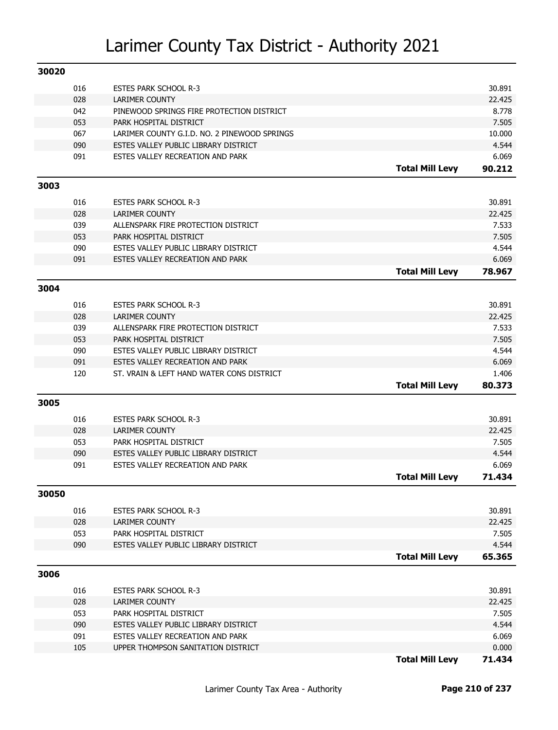# Larimer County Tax District - Authority 2021

## 30020

| Code | Authority | Mill Levy |
|---|---|---|
| 016 | ESTES PARK SCHOOL R-3 | 30.891 |
| 028 | LARIMER COUNTY | 22.425 |
| 042 | PINEWOOD SPRINGS FIRE PROTECTION DISTRICT | 8.778 |
| 053 | PARK HOSPITAL DISTRICT | 7.505 |
| 067 | LARIMER COUNTY G.I.D. NO. 2 PINEWOOD SPRINGS | 10.000 |
| 090 | ESTES VALLEY PUBLIC LIBRARY DISTRICT | 4.544 |
| 091 | ESTES VALLEY RECREATION AND PARK | 6.069 |
| | **Total Mill Levy** | **90.212** |

## 3003

| Code | Authority | Mill Levy |
|---|---|---|
| 016 | ESTES PARK SCHOOL R-3 | 30.891 |
| 028 | LARIMER COUNTY | 22.425 |
| 039 | ALLENSPARK FIRE PROTECTION DISTRICT | 7.533 |
| 053 | PARK HOSPITAL DISTRICT | 7.505 |
| 090 | ESTES VALLEY PUBLIC LIBRARY DISTRICT | 4.544 |
| 091 | ESTES VALLEY RECREATION AND PARK | 6.069 |
| | **Total Mill Levy** | **78.967** |

## 3004

| Code | Authority | Mill Levy |
|---|---|---|
| 016 | ESTES PARK SCHOOL R-3 | 30.891 |
| 028 | LARIMER COUNTY | 22.425 |
| 039 | ALLENSPARK FIRE PROTECTION DISTRICT | 7.533 |
| 053 | PARK HOSPITAL DISTRICT | 7.505 |
| 090 | ESTES VALLEY PUBLIC LIBRARY DISTRICT | 4.544 |
| 091 | ESTES VALLEY RECREATION AND PARK | 6.069 |
| 120 | ST. VRAIN & LEFT HAND WATER CONS DISTRICT | 1.406 |
| | **Total Mill Levy** | **80.373** |

## 3005

| Code | Authority | Mill Levy |
|---|---|---|
| 016 | ESTES PARK SCHOOL R-3 | 30.891 |
| 028 | LARIMER COUNTY | 22.425 |
| 053 | PARK HOSPITAL DISTRICT | 7.505 |
| 090 | ESTES VALLEY PUBLIC LIBRARY DISTRICT | 4.544 |
| 091 | ESTES VALLEY RECREATION AND PARK | 6.069 |
| | **Total Mill Levy** | **71.434** |

## 30050

| Code | Authority | Mill Levy |
|---|---|---|
| 016 | ESTES PARK SCHOOL R-3 | 30.891 |
| 028 | LARIMER COUNTY | 22.425 |
| 053 | PARK HOSPITAL DISTRICT | 7.505 |
| 090 | ESTES VALLEY PUBLIC LIBRARY DISTRICT | 4.544 |
| | **Total Mill Levy** | **65.365** |

## 3006

| Code | Authority | Mill Levy |
|---|---|---|
| 016 | ESTES PARK SCHOOL R-3 | 30.891 |
| 028 | LARIMER COUNTY | 22.425 |
| 053 | PARK HOSPITAL DISTRICT | 7.505 |
| 090 | ESTES VALLEY PUBLIC LIBRARY DISTRICT | 4.544 |
| 091 | ESTES VALLEY RECREATION AND PARK | 6.069 |
| 105 | UPPER THOMPSON SANITATION DISTRICT | 0.000 |
| | **Total Mill Levy** | **71.434** |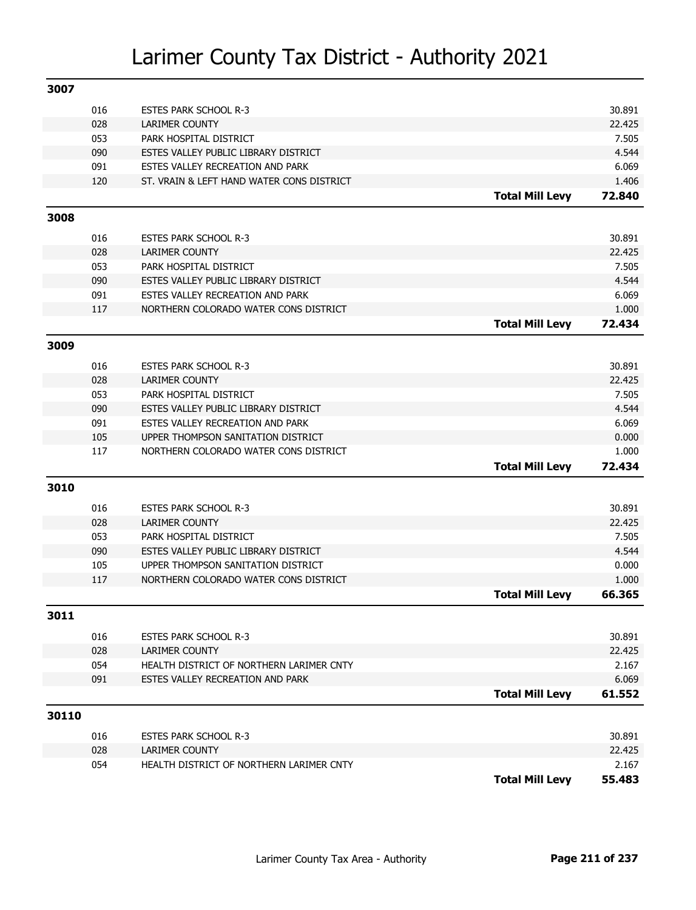# Larimer County Tax District - Authority 2021

## 3007

| Code | Authority | | Levy |
|---|---|---|---|
| 016 | ESTES PARK SCHOOL R-3 | | 30.891 |
| 028 | LARIMER COUNTY | | 22.425 |
| 053 | PARK HOSPITAL DISTRICT | | 7.505 |
| 090 | ESTES VALLEY PUBLIC LIBRARY DISTRICT | | 4.544 |
| 091 | ESTES VALLEY RECREATION AND PARK | | 6.069 |
| 120 | ST. VRAIN & LEFT HAND WATER CONS DISTRICT | | 1.406 |
| | | **Total Mill Levy** | **72.840** |

## 3008

| Code | Authority | | Levy |
|---|---|---|---|
| 016 | ESTES PARK SCHOOL R-3 | | 30.891 |
| 028 | LARIMER COUNTY | | 22.425 |
| 053 | PARK HOSPITAL DISTRICT | | 7.505 |
| 090 | ESTES VALLEY PUBLIC LIBRARY DISTRICT | | 4.544 |
| 091 | ESTES VALLEY RECREATION AND PARK | | 6.069 |
| 117 | NORTHERN COLORADO WATER CONS DISTRICT | | 1.000 |
| | | **Total Mill Levy** | **72.434** |

## 3009

| Code | Authority | | Levy |
|---|---|---|---|
| 016 | ESTES PARK SCHOOL R-3 | | 30.891 |
| 028 | LARIMER COUNTY | | 22.425 |
| 053 | PARK HOSPITAL DISTRICT | | 7.505 |
| 090 | ESTES VALLEY PUBLIC LIBRARY DISTRICT | | 4.544 |
| 091 | ESTES VALLEY RECREATION AND PARK | | 6.069 |
| 105 | UPPER THOMPSON SANITATION DISTRICT | | 0.000 |
| 117 | NORTHERN COLORADO WATER CONS DISTRICT | | 1.000 |
| | | **Total Mill Levy** | **72.434** |

## 3010

| Code | Authority | | Levy |
|---|---|---|---|
| 016 | ESTES PARK SCHOOL R-3 | | 30.891 |
| 028 | LARIMER COUNTY | | 22.425 |
| 053 | PARK HOSPITAL DISTRICT | | 7.505 |
| 090 | ESTES VALLEY PUBLIC LIBRARY DISTRICT | | 4.544 |
| 105 | UPPER THOMPSON SANITATION DISTRICT | | 0.000 |
| 117 | NORTHERN COLORADO WATER CONS DISTRICT | | 1.000 |
| | | **Total Mill Levy** | **66.365** |

## 3011

| Code | Authority | | Levy |
|---|---|---|---|
| 016 | ESTES PARK SCHOOL R-3 | | 30.891 |
| 028 | LARIMER COUNTY | | 22.425 |
| 054 | HEALTH DISTRICT OF NORTHERN LARIMER CNTY | | 2.167 |
| 091 | ESTES VALLEY RECREATION AND PARK | | 6.069 |
| | | **Total Mill Levy** | **61.552** |

## 30110

| Code | Authority | | Levy |
|---|---|---|---|
| 016 | ESTES PARK SCHOOL R-3 | | 30.891 |
| 028 | LARIMER COUNTY | | 22.425 |
| 054 | HEALTH DISTRICT OF NORTHERN LARIMER CNTY | | 2.167 |
| | | **Total Mill Levy** | **55.483** |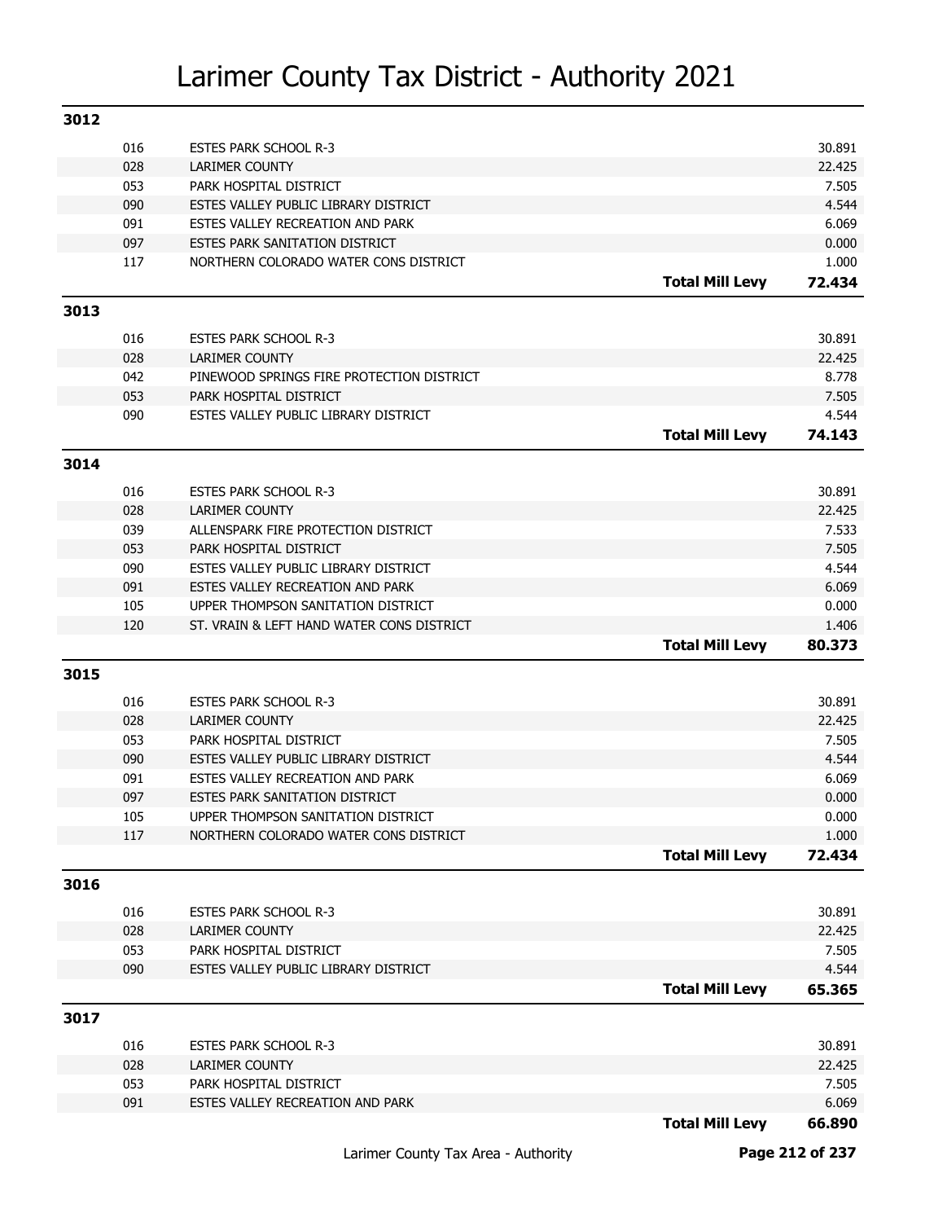# Larimer County Tax District - Authority 2021

## 3012

| Code | Authority | | Levy |
|---|---|---|---|
| 016 | ESTES PARK SCHOOL R-3 | | 30.891 |
| 028 | LARIMER COUNTY | | 22.425 |
| 053 | PARK HOSPITAL DISTRICT | | 7.505 |
| 090 | ESTES VALLEY PUBLIC LIBRARY DISTRICT | | 4.544 |
| 091 | ESTES VALLEY RECREATION AND PARK | | 6.069 |
| 097 | ESTES PARK SANITATION DISTRICT | | 0.000 |
| 117 | NORTHERN COLORADO WATER CONS DISTRICT | | 1.000 |
| | | **Total Mill Levy** | **72.434** |

## 3013

| Code | Authority | | Levy |
|---|---|---|---|
| 016 | ESTES PARK SCHOOL R-3 | | 30.891 |
| 028 | LARIMER COUNTY | | 22.425 |
| 042 | PINEWOOD SPRINGS FIRE PROTECTION DISTRICT | | 8.778 |
| 053 | PARK HOSPITAL DISTRICT | | 7.505 |
| 090 | ESTES VALLEY PUBLIC LIBRARY DISTRICT | | 4.544 |
| | | **Total Mill Levy** | **74.143** |

## 3014

| Code | Authority | | Levy |
|---|---|---|---|
| 016 | ESTES PARK SCHOOL R-3 | | 30.891 |
| 028 | LARIMER COUNTY | | 22.425 |
| 039 | ALLENSPARK FIRE PROTECTION DISTRICT | | 7.533 |
| 053 | PARK HOSPITAL DISTRICT | | 7.505 |
| 090 | ESTES VALLEY PUBLIC LIBRARY DISTRICT | | 4.544 |
| 091 | ESTES VALLEY RECREATION AND PARK | | 6.069 |
| 105 | UPPER THOMPSON SANITATION DISTRICT | | 0.000 |
| 120 | ST. VRAIN & LEFT HAND WATER CONS DISTRICT | | 1.406 |
| | | **Total Mill Levy** | **80.373** |

## 3015

| Code | Authority | | Levy |
|---|---|---|---|
| 016 | ESTES PARK SCHOOL R-3 | | 30.891 |
| 028 | LARIMER COUNTY | | 22.425 |
| 053 | PARK HOSPITAL DISTRICT | | 7.505 |
| 090 | ESTES VALLEY PUBLIC LIBRARY DISTRICT | | 4.544 |
| 091 | ESTES VALLEY RECREATION AND PARK | | 6.069 |
| 097 | ESTES PARK SANITATION DISTRICT | | 0.000 |
| 105 | UPPER THOMPSON SANITATION DISTRICT | | 0.000 |
| 117 | NORTHERN COLORADO WATER CONS DISTRICT | | 1.000 |
| | | **Total Mill Levy** | **72.434** |

## 3016

| Code | Authority | | Levy |
|---|---|---|---|
| 016 | ESTES PARK SCHOOL R-3 | | 30.891 |
| 028 | LARIMER COUNTY | | 22.425 |
| 053 | PARK HOSPITAL DISTRICT | | 7.505 |
| 090 | ESTES VALLEY PUBLIC LIBRARY DISTRICT | | 4.544 |
| | | **Total Mill Levy** | **65.365** |

## 3017

| Code | Authority | | Levy |
|---|---|---|---|
| 016 | ESTES PARK SCHOOL R-3 | | 30.891 |
| 028 | LARIMER COUNTY | | 22.425 |
| 053 | PARK HOSPITAL DISTRICT | | 7.505 |
| 091 | ESTES VALLEY RECREATION AND PARK | | 6.069 |
| | | **Total Mill Levy** | **66.890** |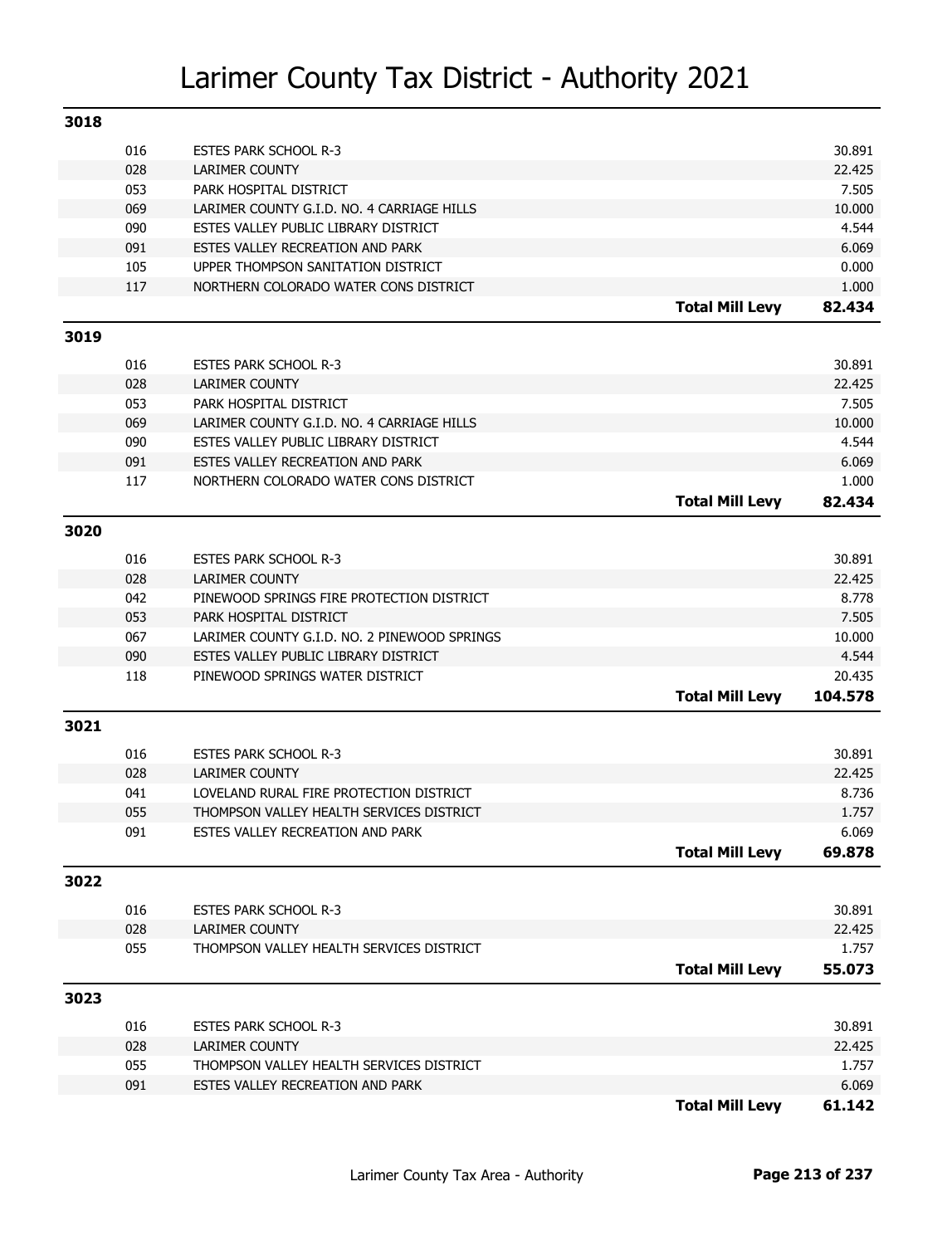# Larimer County Tax District - Authority 2021

## 3018

| Code | Authority | | Mill Levy |
|---|---|---|---|
| 016 | ESTES PARK SCHOOL R-3 | | 30.891 |
| 028 | LARIMER COUNTY | | 22.425 |
| 053 | PARK HOSPITAL DISTRICT | | 7.505 |
| 069 | LARIMER COUNTY G.I.D. NO. 4 CARRIAGE HILLS | | 10.000 |
| 090 | ESTES VALLEY PUBLIC LIBRARY DISTRICT | | 4.544 |
| 091 | ESTES VALLEY RECREATION AND PARK | | 6.069 |
| 105 | UPPER THOMPSON SANITATION DISTRICT | | 0.000 |
| 117 | NORTHERN COLORADO WATER CONS DISTRICT | | 1.000 |
| | | **Total Mill Levy** | **82.434** |

## 3019

| Code | Authority | | Mill Levy |
|---|---|---|---|
| 016 | ESTES PARK SCHOOL R-3 | | 30.891 |
| 028 | LARIMER COUNTY | | 22.425 |
| 053 | PARK HOSPITAL DISTRICT | | 7.505 |
| 069 | LARIMER COUNTY G.I.D. NO. 4 CARRIAGE HILLS | | 10.000 |
| 090 | ESTES VALLEY PUBLIC LIBRARY DISTRICT | | 4.544 |
| 091 | ESTES VALLEY RECREATION AND PARK | | 6.069 |
| 117 | NORTHERN COLORADO WATER CONS DISTRICT | | 1.000 |
| | | **Total Mill Levy** | **82.434** |

## 3020

| Code | Authority | | Mill Levy |
|---|---|---|---|
| 016 | ESTES PARK SCHOOL R-3 | | 30.891 |
| 028 | LARIMER COUNTY | | 22.425 |
| 042 | PINEWOOD SPRINGS FIRE PROTECTION DISTRICT | | 8.778 |
| 053 | PARK HOSPITAL DISTRICT | | 7.505 |
| 067 | LARIMER COUNTY G.I.D. NO. 2 PINEWOOD SPRINGS | | 10.000 |
| 090 | ESTES VALLEY PUBLIC LIBRARY DISTRICT | | 4.544 |
| 118 | PINEWOOD SPRINGS WATER DISTRICT | | 20.435 |
| | | **Total Mill Levy** | **104.578** |

## 3021

| Code | Authority | | Mill Levy |
|---|---|---|---|
| 016 | ESTES PARK SCHOOL R-3 | | 30.891 |
| 028 | LARIMER COUNTY | | 22.425 |
| 041 | LOVELAND RURAL FIRE PROTECTION DISTRICT | | 8.736 |
| 055 | THOMPSON VALLEY HEALTH SERVICES DISTRICT | | 1.757 |
| 091 | ESTES VALLEY RECREATION AND PARK | | 6.069 |
| | | **Total Mill Levy** | **69.878** |

## 3022

| Code | Authority | | Mill Levy |
|---|---|---|---|
| 016 | ESTES PARK SCHOOL R-3 | | 30.891 |
| 028 | LARIMER COUNTY | | 22.425 |
| 055 | THOMPSON VALLEY HEALTH SERVICES DISTRICT | | 1.757 |
| | | **Total Mill Levy** | **55.073** |

## 3023

| Code | Authority | | Mill Levy |
|---|---|---|---|
| 016 | ESTES PARK SCHOOL R-3 | | 30.891 |
| 028 | LARIMER COUNTY | | 22.425 |
| 055 | THOMPSON VALLEY HEALTH SERVICES DISTRICT | | 1.757 |
| 091 | ESTES VALLEY RECREATION AND PARK | | 6.069 |
| | | **Total Mill Levy** | **61.142** |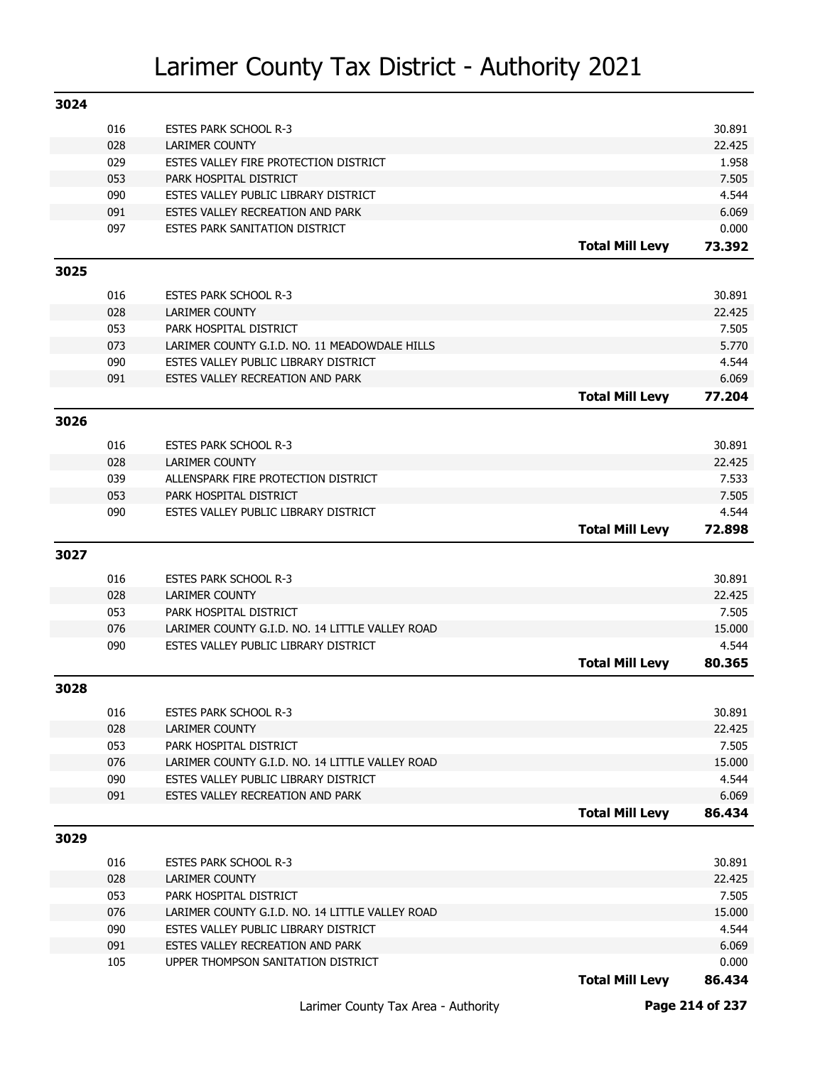# Larimer County Tax District - Authority 2021

## 3024

| Code | Authority | | Levy |
|---|---|---|---|
| 016 | ESTES PARK SCHOOL R-3 | | 30.891 |
| 028 | LARIMER COUNTY | | 22.425 |
| 029 | ESTES VALLEY FIRE PROTECTION DISTRICT | | 1.958 |
| 053 | PARK HOSPITAL DISTRICT | | 7.505 |
| 090 | ESTES VALLEY PUBLIC LIBRARY DISTRICT | | 4.544 |
| 091 | ESTES VALLEY RECREATION AND PARK | | 6.069 |
| 097 | ESTES PARK SANITATION DISTRICT | | 0.000 |
| | | **Total Mill Levy** | **73.392** |

## 3025

| Code | Authority | | Levy |
|---|---|---|---|
| 016 | ESTES PARK SCHOOL R-3 | | 30.891 |
| 028 | LARIMER COUNTY | | 22.425 |
| 053 | PARK HOSPITAL DISTRICT | | 7.505 |
| 073 | LARIMER COUNTY G.I.D. NO. 11 MEADOWDALE HILLS | | 5.770 |
| 090 | ESTES VALLEY PUBLIC LIBRARY DISTRICT | | 4.544 |
| 091 | ESTES VALLEY RECREATION AND PARK | | 6.069 |
| | | **Total Mill Levy** | **77.204** |

## 3026

| Code | Authority | | Levy |
|---|---|---|---|
| 016 | ESTES PARK SCHOOL R-3 | | 30.891 |
| 028 | LARIMER COUNTY | | 22.425 |
| 039 | ALLENSPARK FIRE PROTECTION DISTRICT | | 7.533 |
| 053 | PARK HOSPITAL DISTRICT | | 7.505 |
| 090 | ESTES VALLEY PUBLIC LIBRARY DISTRICT | | 4.544 |
| | | **Total Mill Levy** | **72.898** |

## 3027

| Code | Authority | | Levy |
|---|---|---|---|
| 016 | ESTES PARK SCHOOL R-3 | | 30.891 |
| 028 | LARIMER COUNTY | | 22.425 |
| 053 | PARK HOSPITAL DISTRICT | | 7.505 |
| 076 | LARIMER COUNTY G.I.D. NO. 14 LITTLE VALLEY ROAD | | 15.000 |
| 090 | ESTES VALLEY PUBLIC LIBRARY DISTRICT | | 4.544 |
| | | **Total Mill Levy** | **80.365** |

## 3028

| Code | Authority | | Levy |
|---|---|---|---|
| 016 | ESTES PARK SCHOOL R-3 | | 30.891 |
| 028 | LARIMER COUNTY | | 22.425 |
| 053 | PARK HOSPITAL DISTRICT | | 7.505 |
| 076 | LARIMER COUNTY G.I.D. NO. 14 LITTLE VALLEY ROAD | | 15.000 |
| 090 | ESTES VALLEY PUBLIC LIBRARY DISTRICT | | 4.544 |
| 091 | ESTES VALLEY RECREATION AND PARK | | 6.069 |
| | | **Total Mill Levy** | **86.434** |

## 3029

| Code | Authority | | Levy |
|---|---|---|---|
| 016 | ESTES PARK SCHOOL R-3 | | 30.891 |
| 028 | LARIMER COUNTY | | 22.425 |
| 053 | PARK HOSPITAL DISTRICT | | 7.505 |
| 076 | LARIMER COUNTY G.I.D. NO. 14 LITTLE VALLEY ROAD | | 15.000 |
| 090 | ESTES VALLEY PUBLIC LIBRARY DISTRICT | | 4.544 |
| 091 | ESTES VALLEY RECREATION AND PARK | | 6.069 |
| 105 | UPPER THOMPSON SANITATION DISTRICT | | 0.000 |
| | | **Total Mill Levy** | **86.434** |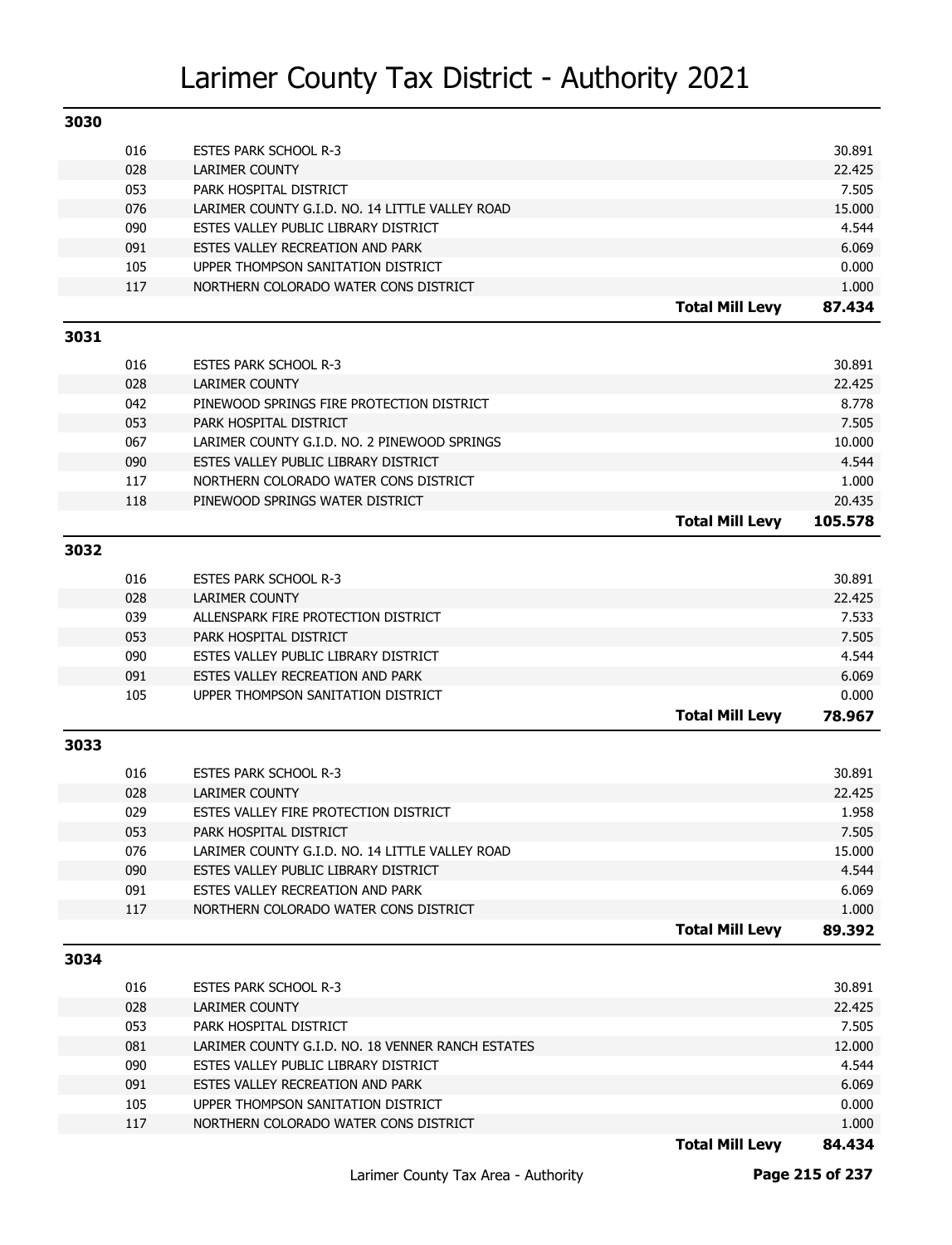# Larimer County Tax District - Authority 2021

## 3030

| Code | Authority | | Mill Levy |
|---|---|---|---|
| 016 | ESTES PARK SCHOOL R-3 | | 30.891 |
| 028 | LARIMER COUNTY | | 22.425 |
| 053 | PARK HOSPITAL DISTRICT | | 7.505 |
| 076 | LARIMER COUNTY G.I.D. NO. 14 LITTLE VALLEY ROAD | | 15.000 |
| 090 | ESTES VALLEY PUBLIC LIBRARY DISTRICT | | 4.544 |
| 091 | ESTES VALLEY RECREATION AND PARK | | 6.069 |
| 105 | UPPER THOMPSON SANITATION DISTRICT | | 0.000 |
| 117 | NORTHERN COLORADO WATER CONS DISTRICT | | 1.000 |
| | | **Total Mill Levy** | **87.434** |

## 3031

| Code | Authority | | Mill Levy |
|---|---|---|---|
| 016 | ESTES PARK SCHOOL R-3 | | 30.891 |
| 028 | LARIMER COUNTY | | 22.425 |
| 042 | PINEWOOD SPRINGS FIRE PROTECTION DISTRICT | | 8.778 |
| 053 | PARK HOSPITAL DISTRICT | | 7.505 |
| 067 | LARIMER COUNTY G.I.D. NO. 2 PINEWOOD SPRINGS | | 10.000 |
| 090 | ESTES VALLEY PUBLIC LIBRARY DISTRICT | | 4.544 |
| 117 | NORTHERN COLORADO WATER CONS DISTRICT | | 1.000 |
| 118 | PINEWOOD SPRINGS WATER DISTRICT | | 20.435 |
| | | **Total Mill Levy** | **105.578** |

## 3032

| Code | Authority | | Mill Levy |
|---|---|---|---|
| 016 | ESTES PARK SCHOOL R-3 | | 30.891 |
| 028 | LARIMER COUNTY | | 22.425 |
| 039 | ALLENSPARK FIRE PROTECTION DISTRICT | | 7.533 |
| 053 | PARK HOSPITAL DISTRICT | | 7.505 |
| 090 | ESTES VALLEY PUBLIC LIBRARY DISTRICT | | 4.544 |
| 091 | ESTES VALLEY RECREATION AND PARK | | 6.069 |
| 105 | UPPER THOMPSON SANITATION DISTRICT | | 0.000 |
| | | **Total Mill Levy** | **78.967** |

## 3033

| Code | Authority | | Mill Levy |
|---|---|---|---|
| 016 | ESTES PARK SCHOOL R-3 | | 30.891 |
| 028 | LARIMER COUNTY | | 22.425 |
| 029 | ESTES VALLEY FIRE PROTECTION DISTRICT | | 1.958 |
| 053 | PARK HOSPITAL DISTRICT | | 7.505 |
| 076 | LARIMER COUNTY G.I.D. NO. 14 LITTLE VALLEY ROAD | | 15.000 |
| 090 | ESTES VALLEY PUBLIC LIBRARY DISTRICT | | 4.544 |
| 091 | ESTES VALLEY RECREATION AND PARK | | 6.069 |
| 117 | NORTHERN COLORADO WATER CONS DISTRICT | | 1.000 |
| | | **Total Mill Levy** | **89.392** |

## 3034

| Code | Authority | | Mill Levy |
|---|---|---|---|
| 016 | ESTES PARK SCHOOL R-3 | | 30.891 |
| 028 | LARIMER COUNTY | | 22.425 |
| 053 | PARK HOSPITAL DISTRICT | | 7.505 |
| 081 | LARIMER COUNTY G.I.D. NO. 18 VENNER RANCH ESTATES | | 12.000 |
| 090 | ESTES VALLEY PUBLIC LIBRARY DISTRICT | | 4.544 |
| 091 | ESTES VALLEY RECREATION AND PARK | | 6.069 |
| 105 | UPPER THOMPSON SANITATION DISTRICT | | 0.000 |
| 117 | NORTHERN COLORADO WATER CONS DISTRICT | | 1.000 |
| | | **Total Mill Levy** | **84.434** |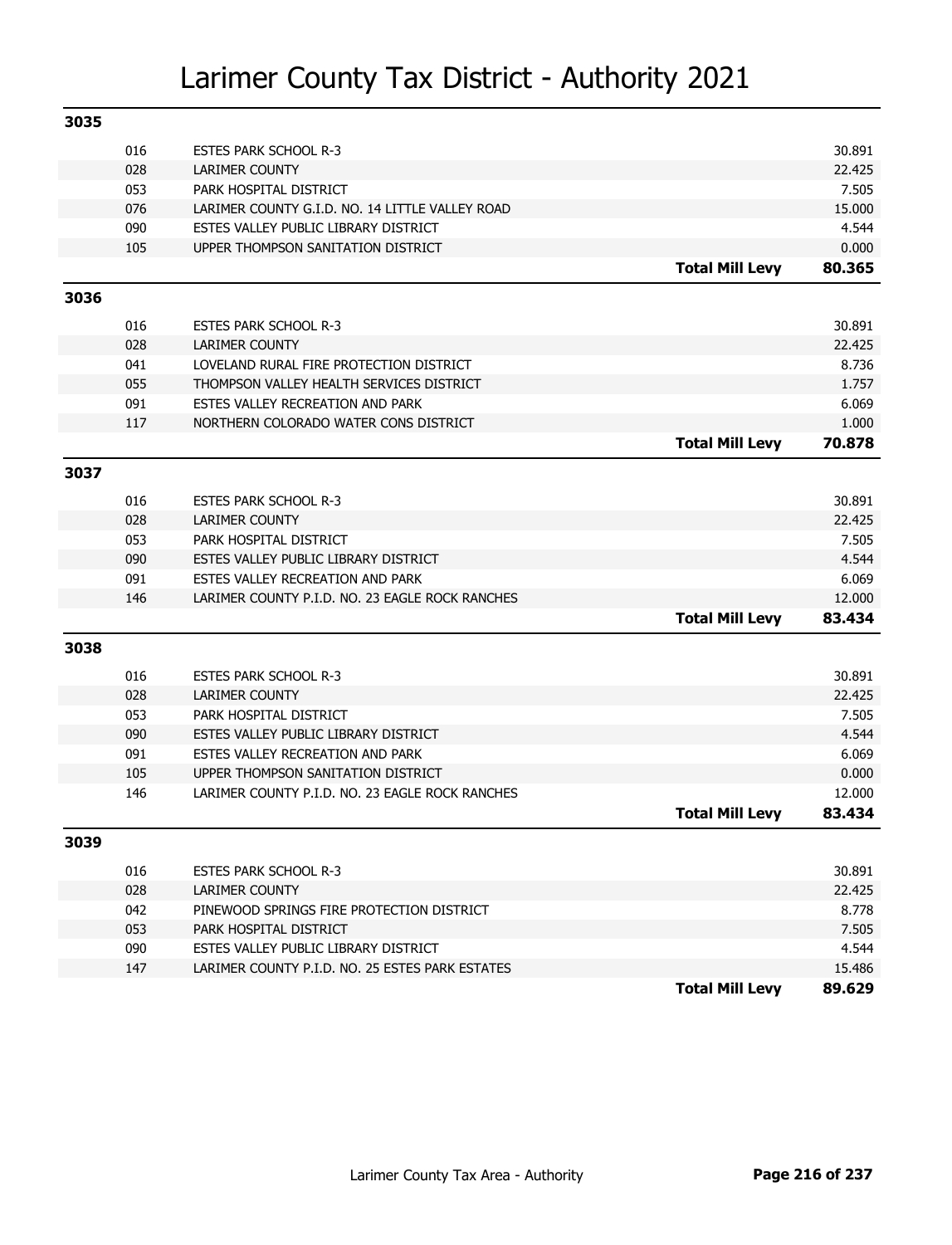# Larimer County Tax District - Authority 2021

## 3035

| Code | Authority | | Levy |
|---|---|---|---|
| 016 | ESTES PARK SCHOOL R-3 | | 30.891 |
| 028 | LARIMER COUNTY | | 22.425 |
| 053 | PARK HOSPITAL DISTRICT | | 7.505 |
| 076 | LARIMER COUNTY G.I.D. NO. 14 LITTLE VALLEY ROAD | | 15.000 |
| 090 | ESTES VALLEY PUBLIC LIBRARY DISTRICT | | 4.544 |
| 105 | UPPER THOMPSON SANITATION DISTRICT | | 0.000 |
| | | **Total Mill Levy** | **80.365** |

## 3036

| Code | Authority | | Levy |
|---|---|---|---|
| 016 | ESTES PARK SCHOOL R-3 | | 30.891 |
| 028 | LARIMER COUNTY | | 22.425 |
| 041 | LOVELAND RURAL FIRE PROTECTION DISTRICT | | 8.736 |
| 055 | THOMPSON VALLEY HEALTH SERVICES DISTRICT | | 1.757 |
| 091 | ESTES VALLEY RECREATION AND PARK | | 6.069 |
| 117 | NORTHERN COLORADO WATER CONS DISTRICT | | 1.000 |
| | | **Total Mill Levy** | **70.878** |

## 3037

| Code | Authority | | Levy |
|---|---|---|---|
| 016 | ESTES PARK SCHOOL R-3 | | 30.891 |
| 028 | LARIMER COUNTY | | 22.425 |
| 053 | PARK HOSPITAL DISTRICT | | 7.505 |
| 090 | ESTES VALLEY PUBLIC LIBRARY DISTRICT | | 4.544 |
| 091 | ESTES VALLEY RECREATION AND PARK | | 6.069 |
| 146 | LARIMER COUNTY P.I.D. NO. 23 EAGLE ROCK RANCHES | | 12.000 |
| | | **Total Mill Levy** | **83.434** |

## 3038

| Code | Authority | | Levy |
|---|---|---|---|
| 016 | ESTES PARK SCHOOL R-3 | | 30.891 |
| 028 | LARIMER COUNTY | | 22.425 |
| 053 | PARK HOSPITAL DISTRICT | | 7.505 |
| 090 | ESTES VALLEY PUBLIC LIBRARY DISTRICT | | 4.544 |
| 091 | ESTES VALLEY RECREATION AND PARK | | 6.069 |
| 105 | UPPER THOMPSON SANITATION DISTRICT | | 0.000 |
| 146 | LARIMER COUNTY P.I.D. NO. 23 EAGLE ROCK RANCHES | | 12.000 |
| | | **Total Mill Levy** | **83.434** |

## 3039

| Code | Authority | | Levy |
|---|---|---|---|
| 016 | ESTES PARK SCHOOL R-3 | | 30.891 |
| 028 | LARIMER COUNTY | | 22.425 |
| 042 | PINEWOOD SPRINGS FIRE PROTECTION DISTRICT | | 8.778 |
| 053 | PARK HOSPITAL DISTRICT | | 7.505 |
| 090 | ESTES VALLEY PUBLIC LIBRARY DISTRICT | | 4.544 |
| 147 | LARIMER COUNTY P.I.D. NO. 25 ESTES PARK ESTATES | | 15.486 |
| | | **Total Mill Levy** | **89.629** |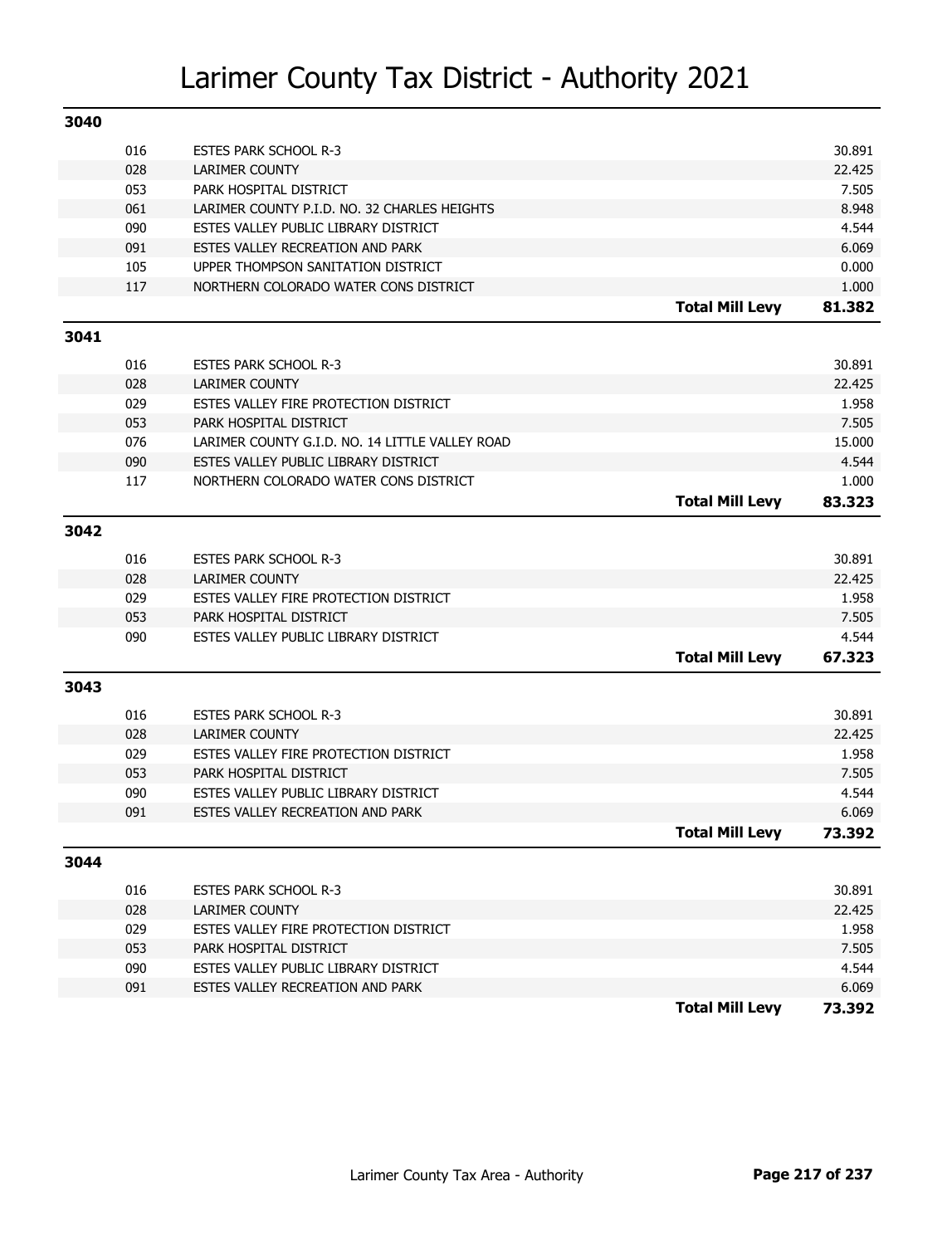# Larimer County Tax District - Authority 2021

## 3040

| Code | Authority | | Mill Levy |
|---|---|---|---|
| 016 | ESTES PARK SCHOOL R-3 | | 30.891 |
| 028 | LARIMER COUNTY | | 22.425 |
| 053 | PARK HOSPITAL DISTRICT | | 7.505 |
| 061 | LARIMER COUNTY P.I.D. NO. 32 CHARLES HEIGHTS | | 8.948 |
| 090 | ESTES VALLEY PUBLIC LIBRARY DISTRICT | | 4.544 |
| 091 | ESTES VALLEY RECREATION AND PARK | | 6.069 |
| 105 | UPPER THOMPSON SANITATION DISTRICT | | 0.000 |
| 117 | NORTHERN COLORADO WATER CONS DISTRICT | | 1.000 |
| | | **Total Mill Levy** | **81.382** |

## 3041

| Code | Authority | | Mill Levy |
|---|---|---|---|
| 016 | ESTES PARK SCHOOL R-3 | | 30.891 |
| 028 | LARIMER COUNTY | | 22.425 |
| 029 | ESTES VALLEY FIRE PROTECTION DISTRICT | | 1.958 |
| 053 | PARK HOSPITAL DISTRICT | | 7.505 |
| 076 | LARIMER COUNTY G.I.D. NO. 14 LITTLE VALLEY ROAD | | 15.000 |
| 090 | ESTES VALLEY PUBLIC LIBRARY DISTRICT | | 4.544 |
| 117 | NORTHERN COLORADO WATER CONS DISTRICT | | 1.000 |
| | | **Total Mill Levy** | **83.323** |

## 3042

| Code | Authority | | Mill Levy |
|---|---|---|---|
| 016 | ESTES PARK SCHOOL R-3 | | 30.891 |
| 028 | LARIMER COUNTY | | 22.425 |
| 029 | ESTES VALLEY FIRE PROTECTION DISTRICT | | 1.958 |
| 053 | PARK HOSPITAL DISTRICT | | 7.505 |
| 090 | ESTES VALLEY PUBLIC LIBRARY DISTRICT | | 4.544 |
| | | **Total Mill Levy** | **67.323** |

## 3043

| Code | Authority | | Mill Levy |
|---|---|---|---|
| 016 | ESTES PARK SCHOOL R-3 | | 30.891 |
| 028 | LARIMER COUNTY | | 22.425 |
| 029 | ESTES VALLEY FIRE PROTECTION DISTRICT | | 1.958 |
| 053 | PARK HOSPITAL DISTRICT | | 7.505 |
| 090 | ESTES VALLEY PUBLIC LIBRARY DISTRICT | | 4.544 |
| 091 | ESTES VALLEY RECREATION AND PARK | | 6.069 |
| | | **Total Mill Levy** | **73.392** |

## 3044

| Code | Authority | | Mill Levy |
|---|---|---|---|
| 016 | ESTES PARK SCHOOL R-3 | | 30.891 |
| 028 | LARIMER COUNTY | | 22.425 |
| 029 | ESTES VALLEY FIRE PROTECTION DISTRICT | | 1.958 |
| 053 | PARK HOSPITAL DISTRICT | | 7.505 |
| 090 | ESTES VALLEY PUBLIC LIBRARY DISTRICT | | 4.544 |
| 091 | ESTES VALLEY RECREATION AND PARK | | 6.069 |
| | | **Total Mill Levy** | **73.392** |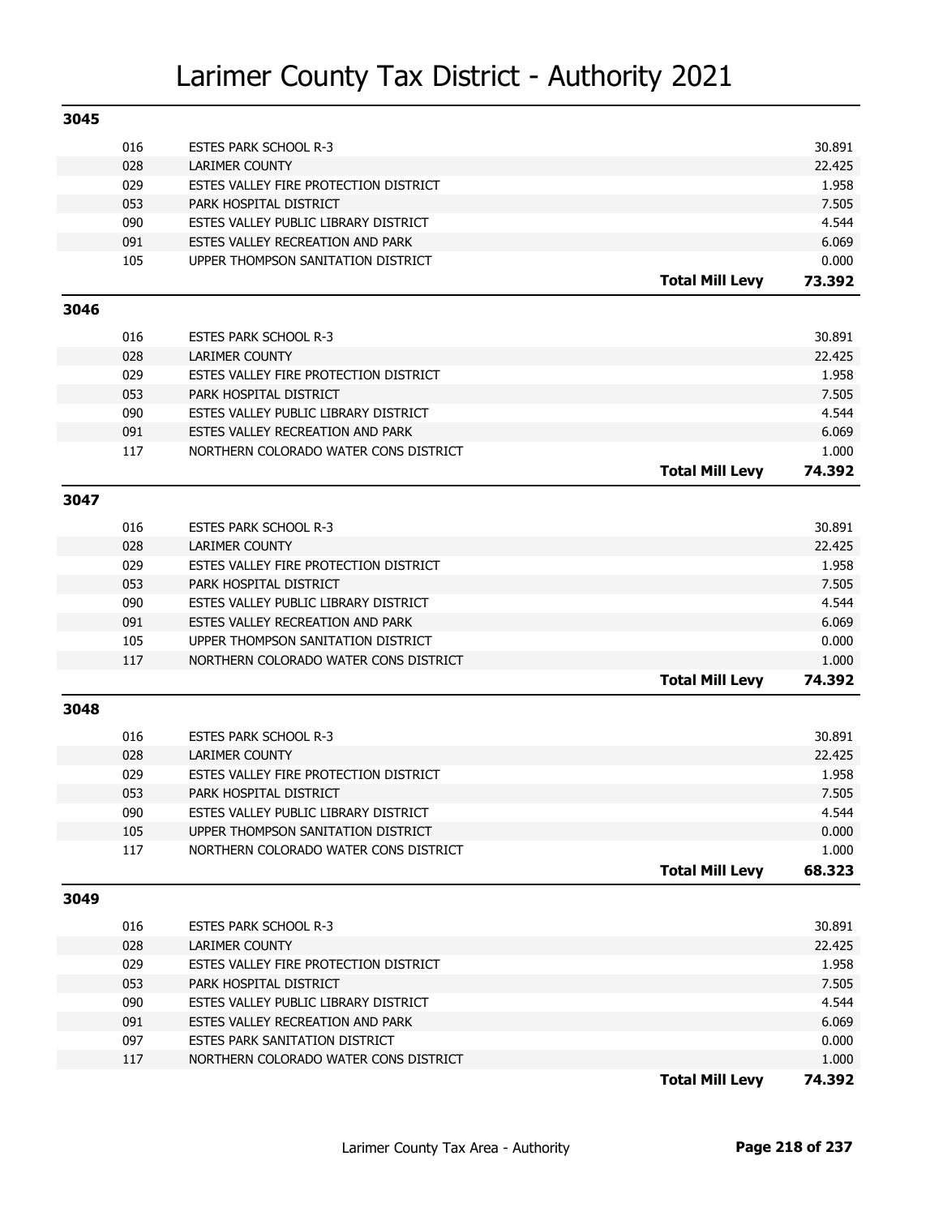# Larimer County Tax District - Authority 2021

## 3045

| Code | Authority | | Levy |
|---|---|---|---|
| 016 | ESTES PARK SCHOOL R-3 | | 30.891 |
| 028 | LARIMER COUNTY | | 22.425 |
| 029 | ESTES VALLEY FIRE PROTECTION DISTRICT | | 1.958 |
| 053 | PARK HOSPITAL DISTRICT | | 7.505 |
| 090 | ESTES VALLEY PUBLIC LIBRARY DISTRICT | | 4.544 |
| 091 | ESTES VALLEY RECREATION AND PARK | | 6.069 |
| 105 | UPPER THOMPSON SANITATION DISTRICT | | 0.000 |
| | | **Total Mill Levy** | **73.392** |

## 3046

| Code | Authority | | Levy |
|---|---|---|---|
| 016 | ESTES PARK SCHOOL R-3 | | 30.891 |
| 028 | LARIMER COUNTY | | 22.425 |
| 029 | ESTES VALLEY FIRE PROTECTION DISTRICT | | 1.958 |
| 053 | PARK HOSPITAL DISTRICT | | 7.505 |
| 090 | ESTES VALLEY PUBLIC LIBRARY DISTRICT | | 4.544 |
| 091 | ESTES VALLEY RECREATION AND PARK | | 6.069 |
| 117 | NORTHERN COLORADO WATER CONS DISTRICT | | 1.000 |
| | | **Total Mill Levy** | **74.392** |

## 3047

| Code | Authority | | Levy |
|---|---|---|---|
| 016 | ESTES PARK SCHOOL R-3 | | 30.891 |
| 028 | LARIMER COUNTY | | 22.425 |
| 029 | ESTES VALLEY FIRE PROTECTION DISTRICT | | 1.958 |
| 053 | PARK HOSPITAL DISTRICT | | 7.505 |
| 090 | ESTES VALLEY PUBLIC LIBRARY DISTRICT | | 4.544 |
| 091 | ESTES VALLEY RECREATION AND PARK | | 6.069 |
| 105 | UPPER THOMPSON SANITATION DISTRICT | | 0.000 |
| 117 | NORTHERN COLORADO WATER CONS DISTRICT | | 1.000 |
| | | **Total Mill Levy** | **74.392** |

## 3048

| Code | Authority | | Levy |
|---|---|---|---|
| 016 | ESTES PARK SCHOOL R-3 | | 30.891 |
| 028 | LARIMER COUNTY | | 22.425 |
| 029 | ESTES VALLEY FIRE PROTECTION DISTRICT | | 1.958 |
| 053 | PARK HOSPITAL DISTRICT | | 7.505 |
| 090 | ESTES VALLEY PUBLIC LIBRARY DISTRICT | | 4.544 |
| 105 | UPPER THOMPSON SANITATION DISTRICT | | 0.000 |
| 117 | NORTHERN COLORADO WATER CONS DISTRICT | | 1.000 |
| | | **Total Mill Levy** | **68.323** |

## 3049

| Code | Authority | | Levy |
|---|---|---|---|
| 016 | ESTES PARK SCHOOL R-3 | | 30.891 |
| 028 | LARIMER COUNTY | | 22.425 |
| 029 | ESTES VALLEY FIRE PROTECTION DISTRICT | | 1.958 |
| 053 | PARK HOSPITAL DISTRICT | | 7.505 |
| 090 | ESTES VALLEY PUBLIC LIBRARY DISTRICT | | 4.544 |
| 091 | ESTES VALLEY RECREATION AND PARK | | 6.069 |
| 097 | ESTES PARK SANITATION DISTRICT | | 0.000 |
| 117 | NORTHERN COLORADO WATER CONS DISTRICT | | 1.000 |
| | | **Total Mill Levy** | **74.392** |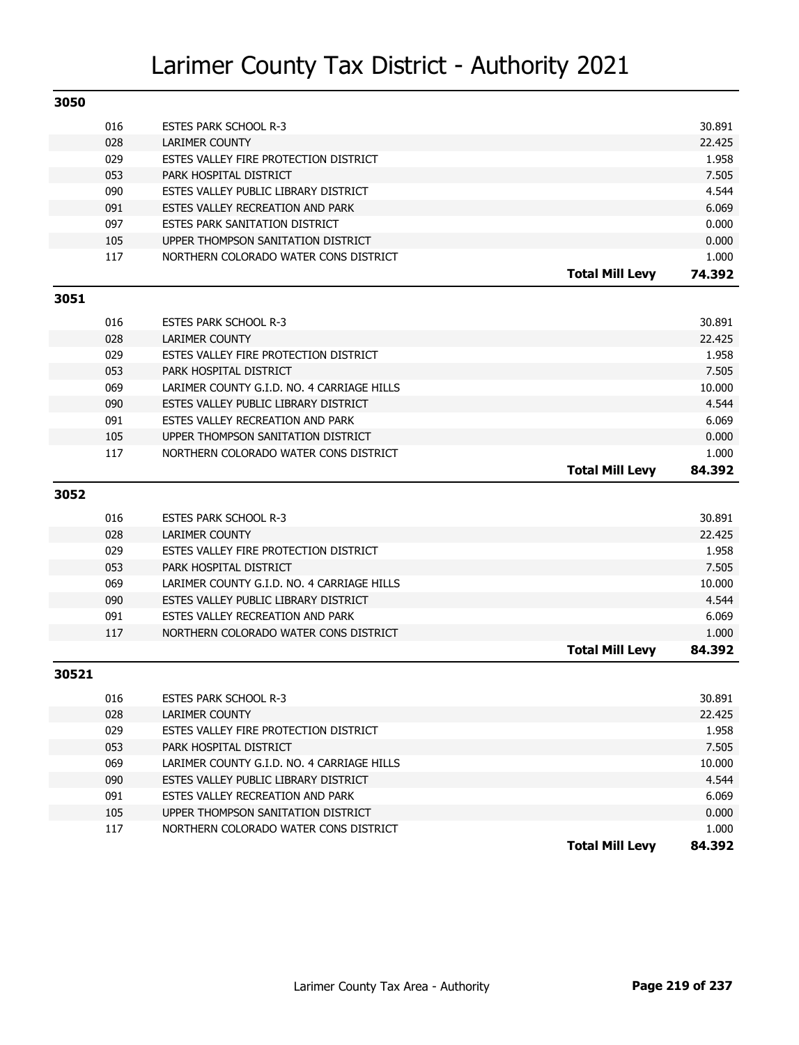# Larimer County Tax District - Authority 2021

## 3050

| Code | Authority | | Levy |
|---|---|---|---|
| 016 | ESTES PARK SCHOOL R-3 | | 30.891 |
| 028 | LARIMER COUNTY | | 22.425 |
| 029 | ESTES VALLEY FIRE PROTECTION DISTRICT | | 1.958 |
| 053 | PARK HOSPITAL DISTRICT | | 7.505 |
| 090 | ESTES VALLEY PUBLIC LIBRARY DISTRICT | | 4.544 |
| 091 | ESTES VALLEY RECREATION AND PARK | | 6.069 |
| 097 | ESTES PARK SANITATION DISTRICT | | 0.000 |
| 105 | UPPER THOMPSON SANITATION DISTRICT | | 0.000 |
| 117 | NORTHERN COLORADO WATER CONS DISTRICT | | 1.000 |
| | | **Total Mill Levy** | **74.392** |

## 3051

| Code | Authority | | Levy |
|---|---|---|---|
| 016 | ESTES PARK SCHOOL R-3 | | 30.891 |
| 028 | LARIMER COUNTY | | 22.425 |
| 029 | ESTES VALLEY FIRE PROTECTION DISTRICT | | 1.958 |
| 053 | PARK HOSPITAL DISTRICT | | 7.505 |
| 069 | LARIMER COUNTY G.I.D. NO. 4 CARRIAGE HILLS | | 10.000 |
| 090 | ESTES VALLEY PUBLIC LIBRARY DISTRICT | | 4.544 |
| 091 | ESTES VALLEY RECREATION AND PARK | | 6.069 |
| 105 | UPPER THOMPSON SANITATION DISTRICT | | 0.000 |
| 117 | NORTHERN COLORADO WATER CONS DISTRICT | | 1.000 |
| | | **Total Mill Levy** | **84.392** |

## 3052

| Code | Authority | | Levy |
|---|---|---|---|
| 016 | ESTES PARK SCHOOL R-3 | | 30.891 |
| 028 | LARIMER COUNTY | | 22.425 |
| 029 | ESTES VALLEY FIRE PROTECTION DISTRICT | | 1.958 |
| 053 | PARK HOSPITAL DISTRICT | | 7.505 |
| 069 | LARIMER COUNTY G.I.D. NO. 4 CARRIAGE HILLS | | 10.000 |
| 090 | ESTES VALLEY PUBLIC LIBRARY DISTRICT | | 4.544 |
| 091 | ESTES VALLEY RECREATION AND PARK | | 6.069 |
| 117 | NORTHERN COLORADO WATER CONS DISTRICT | | 1.000 |
| | | **Total Mill Levy** | **84.392** |

## 30521

| Code | Authority | | Levy |
|---|---|---|---|
| 016 | ESTES PARK SCHOOL R-3 | | 30.891 |
| 028 | LARIMER COUNTY | | 22.425 |
| 029 | ESTES VALLEY FIRE PROTECTION DISTRICT | | 1.958 |
| 053 | PARK HOSPITAL DISTRICT | | 7.505 |
| 069 | LARIMER COUNTY G.I.D. NO. 4 CARRIAGE HILLS | | 10.000 |
| 090 | ESTES VALLEY PUBLIC LIBRARY DISTRICT | | 4.544 |
| 091 | ESTES VALLEY RECREATION AND PARK | | 6.069 |
| 105 | UPPER THOMPSON SANITATION DISTRICT | | 0.000 |
| 117 | NORTHERN COLORADO WATER CONS DISTRICT | | 1.000 |
| | | **Total Mill Levy** | **84.392** |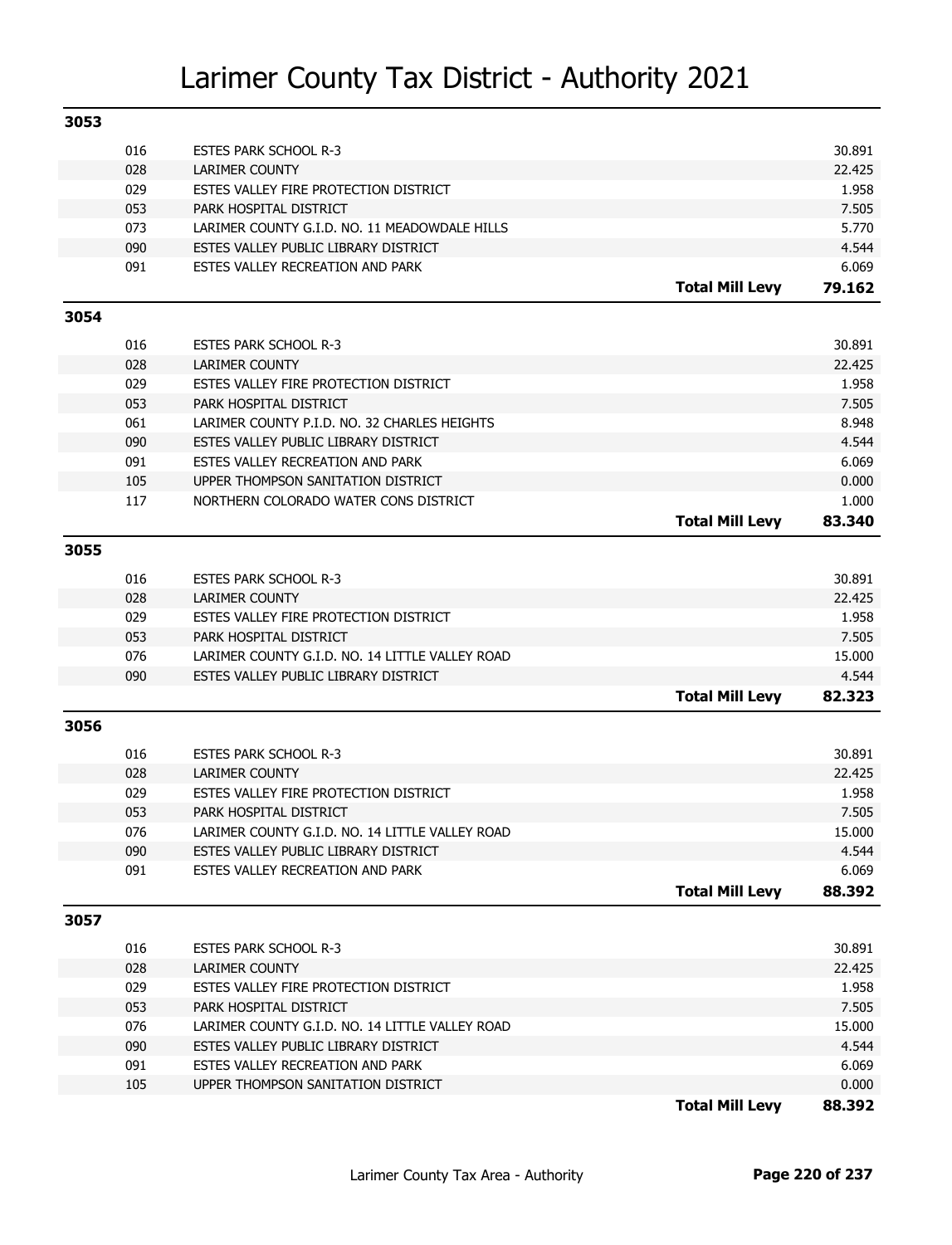# Larimer County Tax District - Authority 2021

## 3053

| Code | Authority | | Levy |
|---|---|---|---|
| 016 | ESTES PARK SCHOOL R-3 | | 30.891 |
| 028 | LARIMER COUNTY | | 22.425 |
| 029 | ESTES VALLEY FIRE PROTECTION DISTRICT | | 1.958 |
| 053 | PARK HOSPITAL DISTRICT | | 7.505 |
| 073 | LARIMER COUNTY G.I.D. NO. 11 MEADOWDALE HILLS | | 5.770 |
| 090 | ESTES VALLEY PUBLIC LIBRARY DISTRICT | | 4.544 |
| 091 | ESTES VALLEY RECREATION AND PARK | | 6.069 |
| | | **Total Mill Levy** | **79.162** |

## 3054

| Code | Authority | | Levy |
|---|---|---|---|
| 016 | ESTES PARK SCHOOL R-3 | | 30.891 |
| 028 | LARIMER COUNTY | | 22.425 |
| 029 | ESTES VALLEY FIRE PROTECTION DISTRICT | | 1.958 |
| 053 | PARK HOSPITAL DISTRICT | | 7.505 |
| 061 | LARIMER COUNTY P.I.D. NO. 32 CHARLES HEIGHTS | | 8.948 |
| 090 | ESTES VALLEY PUBLIC LIBRARY DISTRICT | | 4.544 |
| 091 | ESTES VALLEY RECREATION AND PARK | | 6.069 |
| 105 | UPPER THOMPSON SANITATION DISTRICT | | 0.000 |
| 117 | NORTHERN COLORADO WATER CONS DISTRICT | | 1.000 |
| | | **Total Mill Levy** | **83.340** |

## 3055

| Code | Authority | | Levy |
|---|---|---|---|
| 016 | ESTES PARK SCHOOL R-3 | | 30.891 |
| 028 | LARIMER COUNTY | | 22.425 |
| 029 | ESTES VALLEY FIRE PROTECTION DISTRICT | | 1.958 |
| 053 | PARK HOSPITAL DISTRICT | | 7.505 |
| 076 | LARIMER COUNTY G.I.D. NO. 14 LITTLE VALLEY ROAD | | 15.000 |
| 090 | ESTES VALLEY PUBLIC LIBRARY DISTRICT | | 4.544 |
| | | **Total Mill Levy** | **82.323** |

## 3056

| Code | Authority | | Levy |
|---|---|---|---|
| 016 | ESTES PARK SCHOOL R-3 | | 30.891 |
| 028 | LARIMER COUNTY | | 22.425 |
| 029 | ESTES VALLEY FIRE PROTECTION DISTRICT | | 1.958 |
| 053 | PARK HOSPITAL DISTRICT | | 7.505 |
| 076 | LARIMER COUNTY G.I.D. NO. 14 LITTLE VALLEY ROAD | | 15.000 |
| 090 | ESTES VALLEY PUBLIC LIBRARY DISTRICT | | 4.544 |
| 091 | ESTES VALLEY RECREATION AND PARK | | 6.069 |
| | | **Total Mill Levy** | **88.392** |

## 3057

| Code | Authority | | Levy |
|---|---|---|---|
| 016 | ESTES PARK SCHOOL R-3 | | 30.891 |
| 028 | LARIMER COUNTY | | 22.425 |
| 029 | ESTES VALLEY FIRE PROTECTION DISTRICT | | 1.958 |
| 053 | PARK HOSPITAL DISTRICT | | 7.505 |
| 076 | LARIMER COUNTY G.I.D. NO. 14 LITTLE VALLEY ROAD | | 15.000 |
| 090 | ESTES VALLEY PUBLIC LIBRARY DISTRICT | | 4.544 |
| 091 | ESTES VALLEY RECREATION AND PARK | | 6.069 |
| 105 | UPPER THOMPSON SANITATION DISTRICT | | 0.000 |
| | | **Total Mill Levy** | **88.392** |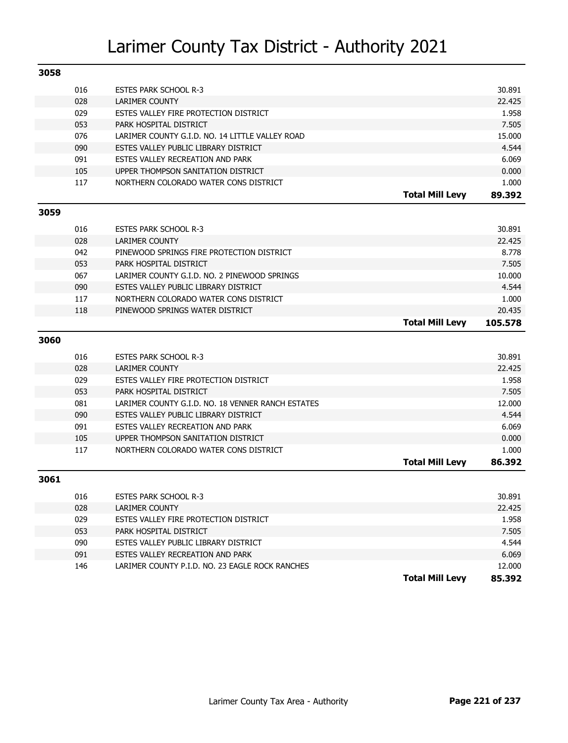# Larimer County Tax District - Authority 2021

## 3058

| Code | Authority | Mill Levy |
|---|---|---|
| 016 | ESTES PARK SCHOOL R-3 | 30.891 |
| 028 | LARIMER COUNTY | 22.425 |
| 029 | ESTES VALLEY FIRE PROTECTION DISTRICT | 1.958 |
| 053 | PARK HOSPITAL DISTRICT | 7.505 |
| 076 | LARIMER COUNTY G.I.D. NO. 14 LITTLE VALLEY ROAD | 15.000 |
| 090 | ESTES VALLEY PUBLIC LIBRARY DISTRICT | 4.544 |
| 091 | ESTES VALLEY RECREATION AND PARK | 6.069 |
| 105 | UPPER THOMPSON SANITATION DISTRICT | 0.000 |
| 117 | NORTHERN COLORADO WATER CONS DISTRICT | 1.000 |
| | **Total Mill Levy** | **89.392** |

## 3059

| Code | Authority | Mill Levy |
|---|---|---|
| 016 | ESTES PARK SCHOOL R-3 | 30.891 |
| 028 | LARIMER COUNTY | 22.425 |
| 042 | PINEWOOD SPRINGS FIRE PROTECTION DISTRICT | 8.778 |
| 053 | PARK HOSPITAL DISTRICT | 7.505 |
| 067 | LARIMER COUNTY G.I.D. NO. 2 PINEWOOD SPRINGS | 10.000 |
| 090 | ESTES VALLEY PUBLIC LIBRARY DISTRICT | 4.544 |
| 117 | NORTHERN COLORADO WATER CONS DISTRICT | 1.000 |
| 118 | PINEWOOD SPRINGS WATER DISTRICT | 20.435 |
| | **Total Mill Levy** | **105.578** |

## 3060

| Code | Authority | Mill Levy |
|---|---|---|
| 016 | ESTES PARK SCHOOL R-3 | 30.891 |
| 028 | LARIMER COUNTY | 22.425 |
| 029 | ESTES VALLEY FIRE PROTECTION DISTRICT | 1.958 |
| 053 | PARK HOSPITAL DISTRICT | 7.505 |
| 081 | LARIMER COUNTY G.I.D. NO. 18 VENNER RANCH ESTATES | 12.000 |
| 090 | ESTES VALLEY PUBLIC LIBRARY DISTRICT | 4.544 |
| 091 | ESTES VALLEY RECREATION AND PARK | 6.069 |
| 105 | UPPER THOMPSON SANITATION DISTRICT | 0.000 |
| 117 | NORTHERN COLORADO WATER CONS DISTRICT | 1.000 |
| | **Total Mill Levy** | **86.392** |

## 3061

| Code | Authority | Mill Levy |
|---|---|---|
| 016 | ESTES PARK SCHOOL R-3 | 30.891 |
| 028 | LARIMER COUNTY | 22.425 |
| 029 | ESTES VALLEY FIRE PROTECTION DISTRICT | 1.958 |
| 053 | PARK HOSPITAL DISTRICT | 7.505 |
| 090 | ESTES VALLEY PUBLIC LIBRARY DISTRICT | 4.544 |
| 091 | ESTES VALLEY RECREATION AND PARK | 6.069 |
| 146 | LARIMER COUNTY P.I.D. NO. 23 EAGLE ROCK RANCHES | 12.000 |
| | **Total Mill Levy** | **85.392** |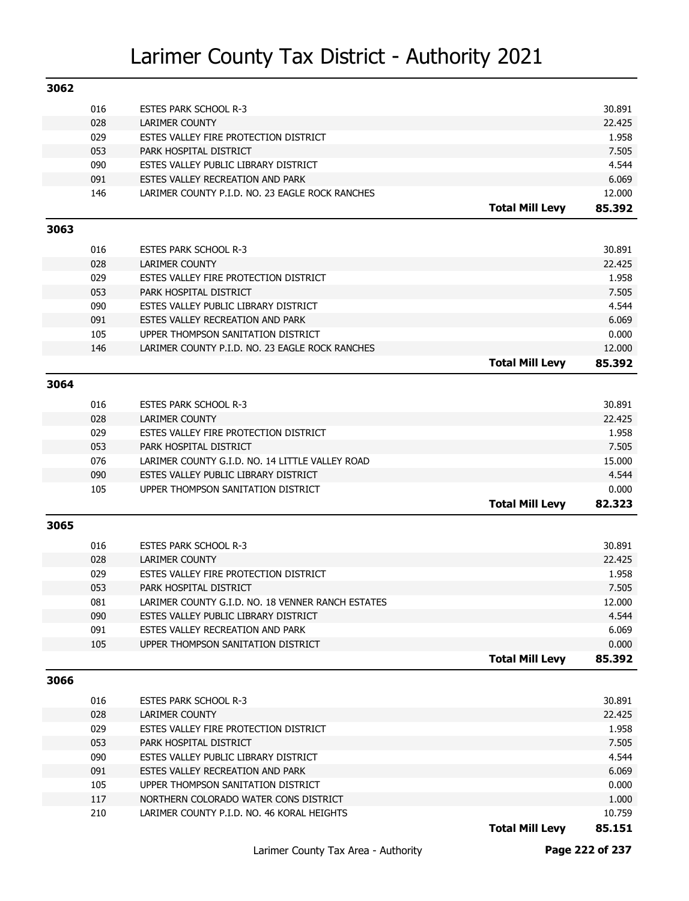# Larimer County Tax District - Authority 2021

## 3062

| Code | Authority | | Levy |
|---|---|---|---|
| 016 | ESTES PARK SCHOOL R-3 | | 30.891 |
| 028 | LARIMER COUNTY | | 22.425 |
| 029 | ESTES VALLEY FIRE PROTECTION DISTRICT | | 1.958 |
| 053 | PARK HOSPITAL DISTRICT | | 7.505 |
| 090 | ESTES VALLEY PUBLIC LIBRARY DISTRICT | | 4.544 |
| 091 | ESTES VALLEY RECREATION AND PARK | | 6.069 |
| 146 | LARIMER COUNTY P.I.D. NO. 23 EAGLE ROCK RANCHES | | 12.000 |
| | | **Total Mill Levy** | **85.392** |

## 3063

| Code | Authority | | Levy |
|---|---|---|---|
| 016 | ESTES PARK SCHOOL R-3 | | 30.891 |
| 028 | LARIMER COUNTY | | 22.425 |
| 029 | ESTES VALLEY FIRE PROTECTION DISTRICT | | 1.958 |
| 053 | PARK HOSPITAL DISTRICT | | 7.505 |
| 090 | ESTES VALLEY PUBLIC LIBRARY DISTRICT | | 4.544 |
| 091 | ESTES VALLEY RECREATION AND PARK | | 6.069 |
| 105 | UPPER THOMPSON SANITATION DISTRICT | | 0.000 |
| 146 | LARIMER COUNTY P.I.D. NO. 23 EAGLE ROCK RANCHES | | 12.000 |
| | | **Total Mill Levy** | **85.392** |

## 3064

| Code | Authority | | Levy |
|---|---|---|---|
| 016 | ESTES PARK SCHOOL R-3 | | 30.891 |
| 028 | LARIMER COUNTY | | 22.425 |
| 029 | ESTES VALLEY FIRE PROTECTION DISTRICT | | 1.958 |
| 053 | PARK HOSPITAL DISTRICT | | 7.505 |
| 076 | LARIMER COUNTY G.I.D. NO. 14 LITTLE VALLEY ROAD | | 15.000 |
| 090 | ESTES VALLEY PUBLIC LIBRARY DISTRICT | | 4.544 |
| 105 | UPPER THOMPSON SANITATION DISTRICT | | 0.000 |
| | | **Total Mill Levy** | **82.323** |

## 3065

| Code | Authority | | Levy |
|---|---|---|---|
| 016 | ESTES PARK SCHOOL R-3 | | 30.891 |
| 028 | LARIMER COUNTY | | 22.425 |
| 029 | ESTES VALLEY FIRE PROTECTION DISTRICT | | 1.958 |
| 053 | PARK HOSPITAL DISTRICT | | 7.505 |
| 081 | LARIMER COUNTY G.I.D. NO. 18 VENNER RANCH ESTATES | | 12.000 |
| 090 | ESTES VALLEY PUBLIC LIBRARY DISTRICT | | 4.544 |
| 091 | ESTES VALLEY RECREATION AND PARK | | 6.069 |
| 105 | UPPER THOMPSON SANITATION DISTRICT | | 0.000 |
| | | **Total Mill Levy** | **85.392** |

## 3066

| Code | Authority | | Levy |
|---|---|---|---|
| 016 | ESTES PARK SCHOOL R-3 | | 30.891 |
| 028 | LARIMER COUNTY | | 22.425 |
| 029 | ESTES VALLEY FIRE PROTECTION DISTRICT | | 1.958 |
| 053 | PARK HOSPITAL DISTRICT | | 7.505 |
| 090 | ESTES VALLEY PUBLIC LIBRARY DISTRICT | | 4.544 |
| 091 | ESTES VALLEY RECREATION AND PARK | | 6.069 |
| 105 | UPPER THOMPSON SANITATION DISTRICT | | 0.000 |
| 117 | NORTHERN COLORADO WATER CONS DISTRICT | | 1.000 |
| 210 | LARIMER COUNTY P.I.D. NO. 46 KORAL HEIGHTS | | 10.759 |
| | | **Total Mill Levy** | **85.151** |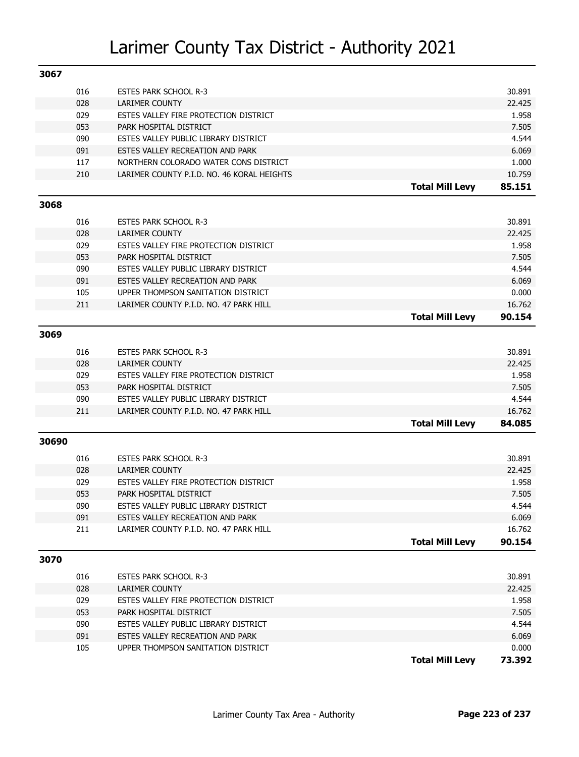# Larimer County Tax District - Authority 2021

## 3067

| Code | Authority | | Levy |
|---|---|---|---|
| 016 | ESTES PARK SCHOOL R-3 | | 30.891 |
| 028 | LARIMER COUNTY | | 22.425 |
| 029 | ESTES VALLEY FIRE PROTECTION DISTRICT | | 1.958 |
| 053 | PARK HOSPITAL DISTRICT | | 7.505 |
| 090 | ESTES VALLEY PUBLIC LIBRARY DISTRICT | | 4.544 |
| 091 | ESTES VALLEY RECREATION AND PARK | | 6.069 |
| 117 | NORTHERN COLORADO WATER CONS DISTRICT | | 1.000 |
| 210 | LARIMER COUNTY P.I.D. NO. 46 KORAL HEIGHTS | | 10.759 |
| | | **Total Mill Levy** | **85.151** |

## 3068

| Code | Authority | | Levy |
|---|---|---|---|
| 016 | ESTES PARK SCHOOL R-3 | | 30.891 |
| 028 | LARIMER COUNTY | | 22.425 |
| 029 | ESTES VALLEY FIRE PROTECTION DISTRICT | | 1.958 |
| 053 | PARK HOSPITAL DISTRICT | | 7.505 |
| 090 | ESTES VALLEY PUBLIC LIBRARY DISTRICT | | 4.544 |
| 091 | ESTES VALLEY RECREATION AND PARK | | 6.069 |
| 105 | UPPER THOMPSON SANITATION DISTRICT | | 0.000 |
| 211 | LARIMER COUNTY P.I.D. NO. 47 PARK HILL | | 16.762 |
| | | **Total Mill Levy** | **90.154** |

## 3069

| Code | Authority | | Levy |
|---|---|---|---|
| 016 | ESTES PARK SCHOOL R-3 | | 30.891 |
| 028 | LARIMER COUNTY | | 22.425 |
| 029 | ESTES VALLEY FIRE PROTECTION DISTRICT | | 1.958 |
| 053 | PARK HOSPITAL DISTRICT | | 7.505 |
| 090 | ESTES VALLEY PUBLIC LIBRARY DISTRICT | | 4.544 |
| 211 | LARIMER COUNTY P.I.D. NO. 47 PARK HILL | | 16.762 |
| | | **Total Mill Levy** | **84.085** |

## 30690

| Code | Authority | | Levy |
|---|---|---|---|
| 016 | ESTES PARK SCHOOL R-3 | | 30.891 |
| 028 | LARIMER COUNTY | | 22.425 |
| 029 | ESTES VALLEY FIRE PROTECTION DISTRICT | | 1.958 |
| 053 | PARK HOSPITAL DISTRICT | | 7.505 |
| 090 | ESTES VALLEY PUBLIC LIBRARY DISTRICT | | 4.544 |
| 091 | ESTES VALLEY RECREATION AND PARK | | 6.069 |
| 211 | LARIMER COUNTY P.I.D. NO. 47 PARK HILL | | 16.762 |
| | | **Total Mill Levy** | **90.154** |

## 3070

| Code | Authority | | Levy |
|---|---|---|---|
| 016 | ESTES PARK SCHOOL R-3 | | 30.891 |
| 028 | LARIMER COUNTY | | 22.425 |
| 029 | ESTES VALLEY FIRE PROTECTION DISTRICT | | 1.958 |
| 053 | PARK HOSPITAL DISTRICT | | 7.505 |
| 090 | ESTES VALLEY PUBLIC LIBRARY DISTRICT | | 4.544 |
| 091 | ESTES VALLEY RECREATION AND PARK | | 6.069 |
| 105 | UPPER THOMPSON SANITATION DISTRICT | | 0.000 |
| | | **Total Mill Levy** | **73.392** |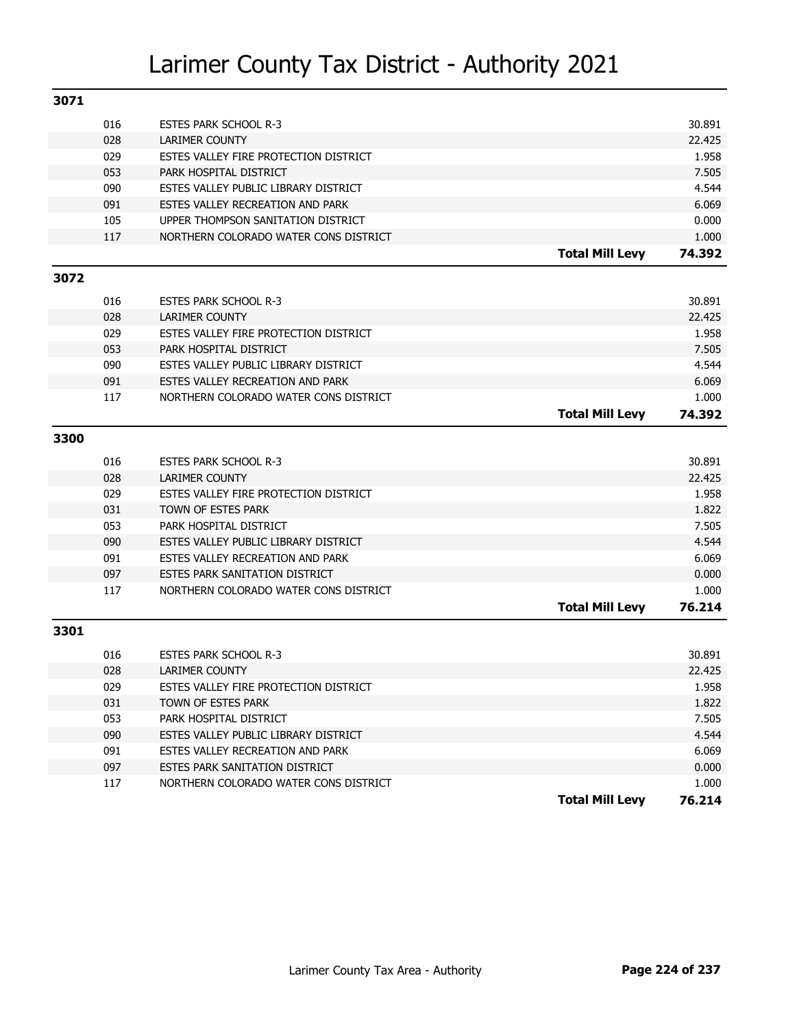# Larimer County Tax District - Authority 2021

## 3071

| Code | Authority | | Levy |
|---|---|---|---|
| 016 | ESTES PARK SCHOOL R-3 | | 30.891 |
| 028 | LARIMER COUNTY | | 22.425 |
| 029 | ESTES VALLEY FIRE PROTECTION DISTRICT | | 1.958 |
| 053 | PARK HOSPITAL DISTRICT | | 7.505 |
| 090 | ESTES VALLEY PUBLIC LIBRARY DISTRICT | | 4.544 |
| 091 | ESTES VALLEY RECREATION AND PARK | | 6.069 |
| 105 | UPPER THOMPSON SANITATION DISTRICT | | 0.000 |
| 117 | NORTHERN COLORADO WATER CONS DISTRICT | | 1.000 |
| | | **Total Mill Levy** | **74.392** |

## 3072

| Code | Authority | | Levy |
|---|---|---|---|
| 016 | ESTES PARK SCHOOL R-3 | | 30.891 |
| 028 | LARIMER COUNTY | | 22.425 |
| 029 | ESTES VALLEY FIRE PROTECTION DISTRICT | | 1.958 |
| 053 | PARK HOSPITAL DISTRICT | | 7.505 |
| 090 | ESTES VALLEY PUBLIC LIBRARY DISTRICT | | 4.544 |
| 091 | ESTES VALLEY RECREATION AND PARK | | 6.069 |
| 117 | NORTHERN COLORADO WATER CONS DISTRICT | | 1.000 |
| | | **Total Mill Levy** | **74.392** |

## 3300

| Code | Authority | | Levy |
|---|---|---|---|
| 016 | ESTES PARK SCHOOL R-3 | | 30.891 |
| 028 | LARIMER COUNTY | | 22.425 |
| 029 | ESTES VALLEY FIRE PROTECTION DISTRICT | | 1.958 |
| 031 | TOWN OF ESTES PARK | | 1.822 |
| 053 | PARK HOSPITAL DISTRICT | | 7.505 |
| 090 | ESTES VALLEY PUBLIC LIBRARY DISTRICT | | 4.544 |
| 091 | ESTES VALLEY RECREATION AND PARK | | 6.069 |
| 097 | ESTES PARK SANITATION DISTRICT | | 0.000 |
| 117 | NORTHERN COLORADO WATER CONS DISTRICT | | 1.000 |
| | | **Total Mill Levy** | **76.214** |

## 3301

| Code | Authority | | Levy |
|---|---|---|---|
| 016 | ESTES PARK SCHOOL R-3 | | 30.891 |
| 028 | LARIMER COUNTY | | 22.425 |
| 029 | ESTES VALLEY FIRE PROTECTION DISTRICT | | 1.958 |
| 031 | TOWN OF ESTES PARK | | 1.822 |
| 053 | PARK HOSPITAL DISTRICT | | 7.505 |
| 090 | ESTES VALLEY PUBLIC LIBRARY DISTRICT | | 4.544 |
| 091 | ESTES VALLEY RECREATION AND PARK | | 6.069 |
| 097 | ESTES PARK SANITATION DISTRICT | | 0.000 |
| 117 | NORTHERN COLORADO WATER CONS DISTRICT | | 1.000 |
| | | **Total Mill Levy** | **76.214** |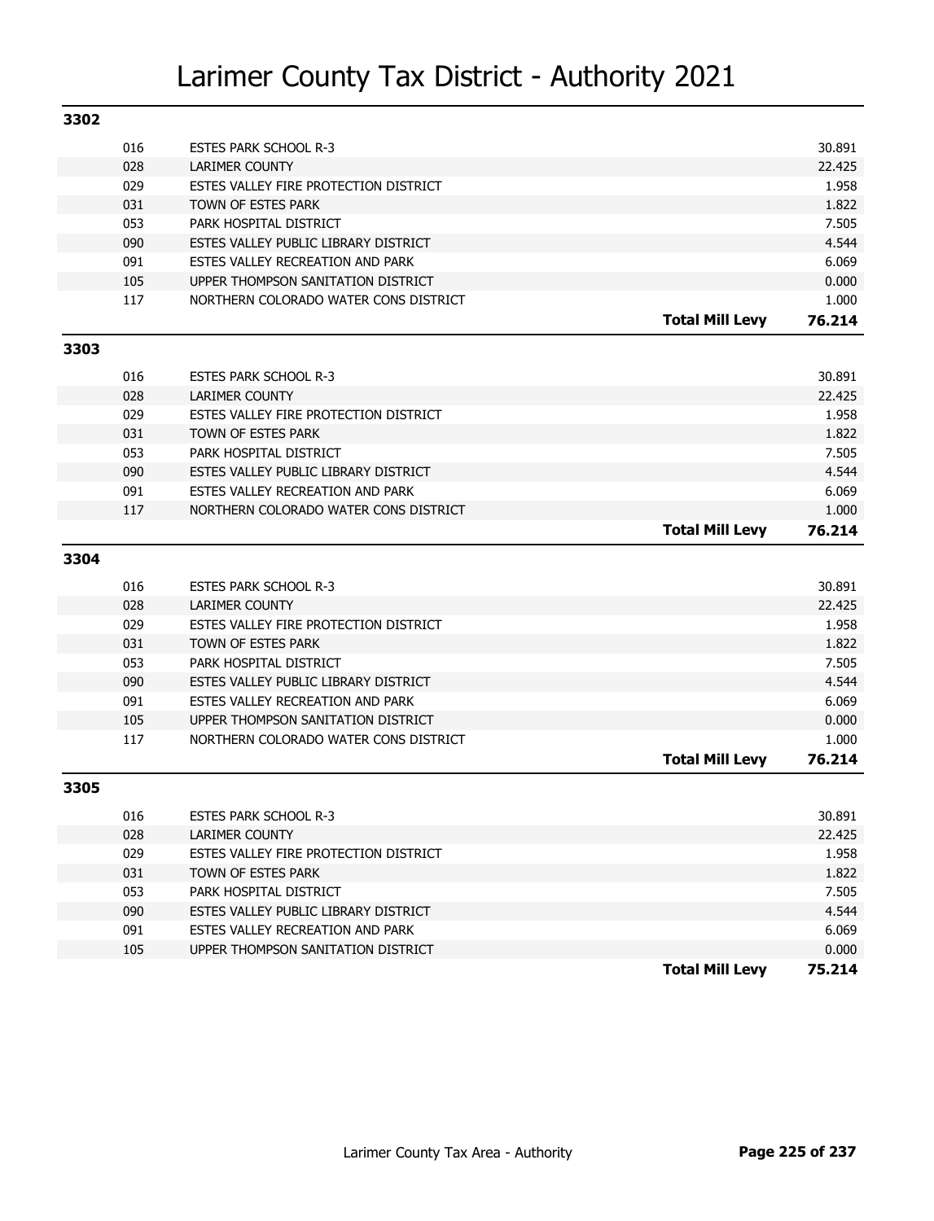# Larimer County Tax District - Authority 2021

## 3302

| Code | Authority | Mill Levy |
|---|---|---|
| 016 | ESTES PARK SCHOOL R-3 | 30.891 |
| 028 | LARIMER COUNTY | 22.425 |
| 029 | ESTES VALLEY FIRE PROTECTION DISTRICT | 1.958 |
| 031 | TOWN OF ESTES PARK | 1.822 |
| 053 | PARK HOSPITAL DISTRICT | 7.505 |
| 090 | ESTES VALLEY PUBLIC LIBRARY DISTRICT | 4.544 |
| 091 | ESTES VALLEY RECREATION AND PARK | 6.069 |
| 105 | UPPER THOMPSON SANITATION DISTRICT | 0.000 |
| 117 | NORTHERN COLORADO WATER CONS DISTRICT | 1.000 |
| | **Total Mill Levy** | **76.214** |

## 3303

| Code | Authority | Mill Levy |
|---|---|---|
| 016 | ESTES PARK SCHOOL R-3 | 30.891 |
| 028 | LARIMER COUNTY | 22.425 |
| 029 | ESTES VALLEY FIRE PROTECTION DISTRICT | 1.958 |
| 031 | TOWN OF ESTES PARK | 1.822 |
| 053 | PARK HOSPITAL DISTRICT | 7.505 |
| 090 | ESTES VALLEY PUBLIC LIBRARY DISTRICT | 4.544 |
| 091 | ESTES VALLEY RECREATION AND PARK | 6.069 |
| 117 | NORTHERN COLORADO WATER CONS DISTRICT | 1.000 |
| | **Total Mill Levy** | **76.214** |

## 3304

| Code | Authority | Mill Levy |
|---|---|---|
| 016 | ESTES PARK SCHOOL R-3 | 30.891 |
| 028 | LARIMER COUNTY | 22.425 |
| 029 | ESTES VALLEY FIRE PROTECTION DISTRICT | 1.958 |
| 031 | TOWN OF ESTES PARK | 1.822 |
| 053 | PARK HOSPITAL DISTRICT | 7.505 |
| 090 | ESTES VALLEY PUBLIC LIBRARY DISTRICT | 4.544 |
| 091 | ESTES VALLEY RECREATION AND PARK | 6.069 |
| 105 | UPPER THOMPSON SANITATION DISTRICT | 0.000 |
| 117 | NORTHERN COLORADO WATER CONS DISTRICT | 1.000 |
| | **Total Mill Levy** | **76.214** |

## 3305

| Code | Authority | Mill Levy |
|---|---|---|
| 016 | ESTES PARK SCHOOL R-3 | 30.891 |
| 028 | LARIMER COUNTY | 22.425 |
| 029 | ESTES VALLEY FIRE PROTECTION DISTRICT | 1.958 |
| 031 | TOWN OF ESTES PARK | 1.822 |
| 053 | PARK HOSPITAL DISTRICT | 7.505 |
| 090 | ESTES VALLEY PUBLIC LIBRARY DISTRICT | 4.544 |
| 091 | ESTES VALLEY RECREATION AND PARK | 6.069 |
| 105 | UPPER THOMPSON SANITATION DISTRICT | 0.000 |
| | **Total Mill Levy** | **75.214** |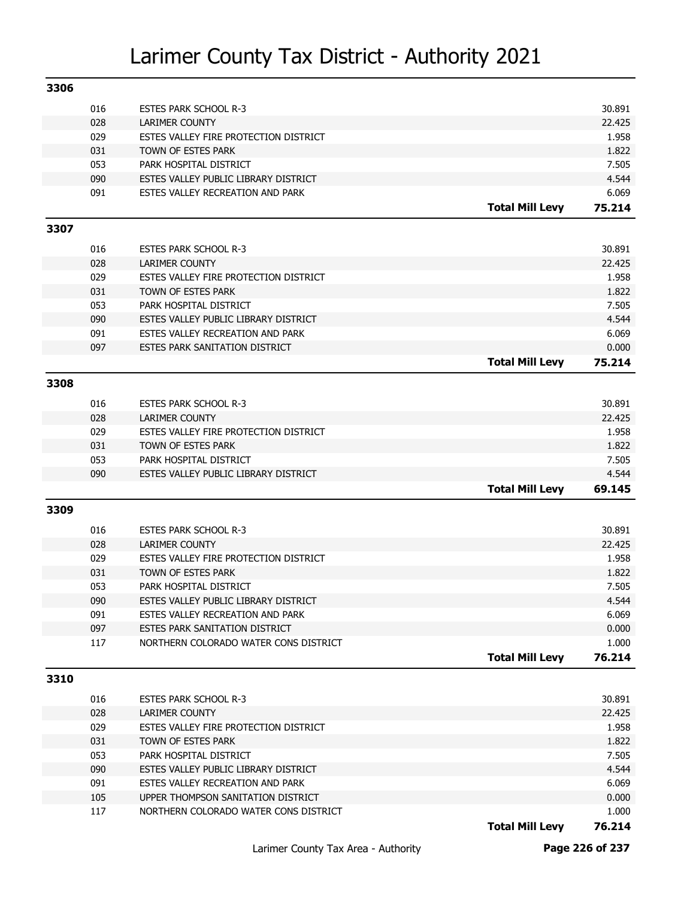# Larimer County Tax District - Authority 2021

## 3306

| Code | Authority | | Mill Levy |
|---|---|---|---|
| 016 | ESTES PARK SCHOOL R-3 | | 30.891 |
| 028 | LARIMER COUNTY | | 22.425 |
| 029 | ESTES VALLEY FIRE PROTECTION DISTRICT | | 1.958 |
| 031 | TOWN OF ESTES PARK | | 1.822 |
| 053 | PARK HOSPITAL DISTRICT | | 7.505 |
| 090 | ESTES VALLEY PUBLIC LIBRARY DISTRICT | | 4.544 |
| 091 | ESTES VALLEY RECREATION AND PARK | | 6.069 |
| | | **Total Mill Levy** | **75.214** |

## 3307

| Code | Authority | | Mill Levy |
|---|---|---|---|
| 016 | ESTES PARK SCHOOL R-3 | | 30.891 |
| 028 | LARIMER COUNTY | | 22.425 |
| 029 | ESTES VALLEY FIRE PROTECTION DISTRICT | | 1.958 |
| 031 | TOWN OF ESTES PARK | | 1.822 |
| 053 | PARK HOSPITAL DISTRICT | | 7.505 |
| 090 | ESTES VALLEY PUBLIC LIBRARY DISTRICT | | 4.544 |
| 091 | ESTES VALLEY RECREATION AND PARK | | 6.069 |
| 097 | ESTES PARK SANITATION DISTRICT | | 0.000 |
| | | **Total Mill Levy** | **75.214** |

## 3308

| Code | Authority | | Mill Levy |
|---|---|---|---|
| 016 | ESTES PARK SCHOOL R-3 | | 30.891 |
| 028 | LARIMER COUNTY | | 22.425 |
| 029 | ESTES VALLEY FIRE PROTECTION DISTRICT | | 1.958 |
| 031 | TOWN OF ESTES PARK | | 1.822 |
| 053 | PARK HOSPITAL DISTRICT | | 7.505 |
| 090 | ESTES VALLEY PUBLIC LIBRARY DISTRICT | | 4.544 |
| | | **Total Mill Levy** | **69.145** |

## 3309

| Code | Authority | | Mill Levy |
|---|---|---|---|
| 016 | ESTES PARK SCHOOL R-3 | | 30.891 |
| 028 | LARIMER COUNTY | | 22.425 |
| 029 | ESTES VALLEY FIRE PROTECTION DISTRICT | | 1.958 |
| 031 | TOWN OF ESTES PARK | | 1.822 |
| 053 | PARK HOSPITAL DISTRICT | | 7.505 |
| 090 | ESTES VALLEY PUBLIC LIBRARY DISTRICT | | 4.544 |
| 091 | ESTES VALLEY RECREATION AND PARK | | 6.069 |
| 097 | ESTES PARK SANITATION DISTRICT | | 0.000 |
| 117 | NORTHERN COLORADO WATER CONS DISTRICT | | 1.000 |
| | | **Total Mill Levy** | **76.214** |

## 3310

| Code | Authority | | Mill Levy |
|---|---|---|---|
| 016 | ESTES PARK SCHOOL R-3 | | 30.891 |
| 028 | LARIMER COUNTY | | 22.425 |
| 029 | ESTES VALLEY FIRE PROTECTION DISTRICT | | 1.958 |
| 031 | TOWN OF ESTES PARK | | 1.822 |
| 053 | PARK HOSPITAL DISTRICT | | 7.505 |
| 090 | ESTES VALLEY PUBLIC LIBRARY DISTRICT | | 4.544 |
| 091 | ESTES VALLEY RECREATION AND PARK | | 6.069 |
| 105 | UPPER THOMPSON SANITATION DISTRICT | | 0.000 |
| 117 | NORTHERN COLORADO WATER CONS DISTRICT | | 1.000 |
| | | **Total Mill Levy** | **76.214** |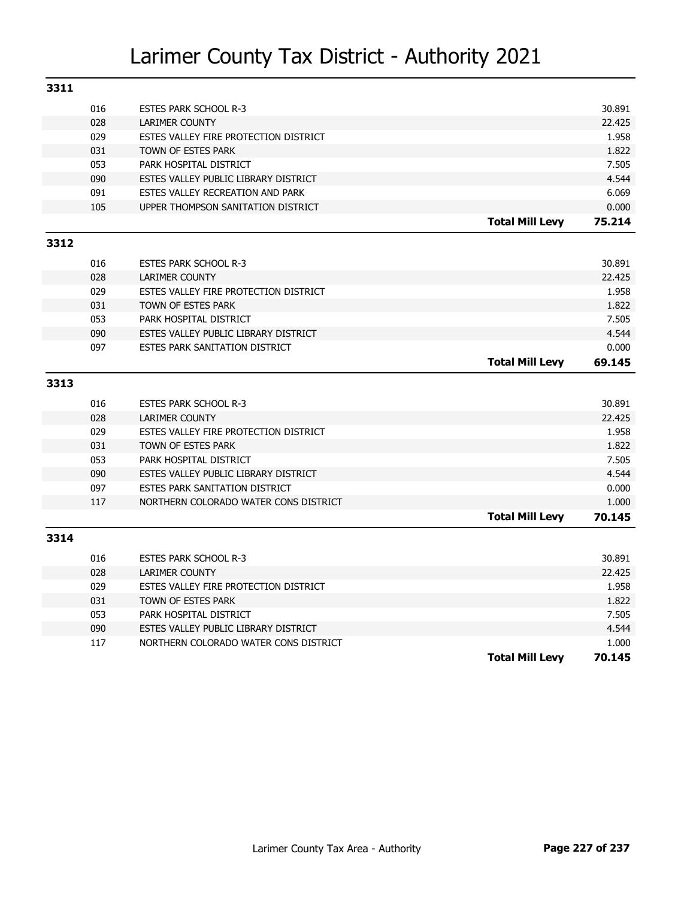# Larimer County Tax District - Authority 2021

## 3311

| Code | Authority | | Levy |
|---|---|---|---|
| 016 | ESTES PARK SCHOOL R-3 | | 30.891 |
| 028 | LARIMER COUNTY | | 22.425 |
| 029 | ESTES VALLEY FIRE PROTECTION DISTRICT | | 1.958 |
| 031 | TOWN OF ESTES PARK | | 1.822 |
| 053 | PARK HOSPITAL DISTRICT | | 7.505 |
| 090 | ESTES VALLEY PUBLIC LIBRARY DISTRICT | | 4.544 |
| 091 | ESTES VALLEY RECREATION AND PARK | | 6.069 |
| 105 | UPPER THOMPSON SANITATION DISTRICT | | 0.000 |
| | | **Total Mill Levy** | **75.214** |

## 3312

| Code | Authority | | Levy |
|---|---|---|---|
| 016 | ESTES PARK SCHOOL R-3 | | 30.891 |
| 028 | LARIMER COUNTY | | 22.425 |
| 029 | ESTES VALLEY FIRE PROTECTION DISTRICT | | 1.958 |
| 031 | TOWN OF ESTES PARK | | 1.822 |
| 053 | PARK HOSPITAL DISTRICT | | 7.505 |
| 090 | ESTES VALLEY PUBLIC LIBRARY DISTRICT | | 4.544 |
| 097 | ESTES PARK SANITATION DISTRICT | | 0.000 |
| | | **Total Mill Levy** | **69.145** |

## 3313

| Code | Authority | | Levy |
|---|---|---|---|
| 016 | ESTES PARK SCHOOL R-3 | | 30.891 |
| 028 | LARIMER COUNTY | | 22.425 |
| 029 | ESTES VALLEY FIRE PROTECTION DISTRICT | | 1.958 |
| 031 | TOWN OF ESTES PARK | | 1.822 |
| 053 | PARK HOSPITAL DISTRICT | | 7.505 |
| 090 | ESTES VALLEY PUBLIC LIBRARY DISTRICT | | 4.544 |
| 097 | ESTES PARK SANITATION DISTRICT | | 0.000 |
| 117 | NORTHERN COLORADO WATER CONS DISTRICT | | 1.000 |
| | | **Total Mill Levy** | **70.145** |

## 3314

| Code | Authority | | Levy |
|---|---|---|---|
| 016 | ESTES PARK SCHOOL R-3 | | 30.891 |
| 028 | LARIMER COUNTY | | 22.425 |
| 029 | ESTES VALLEY FIRE PROTECTION DISTRICT | | 1.958 |
| 031 | TOWN OF ESTES PARK | | 1.822 |
| 053 | PARK HOSPITAL DISTRICT | | 7.505 |
| 090 | ESTES VALLEY PUBLIC LIBRARY DISTRICT | | 4.544 |
| 117 | NORTHERN COLORADO WATER CONS DISTRICT | | 1.000 |
| | | **Total Mill Levy** | **70.145** |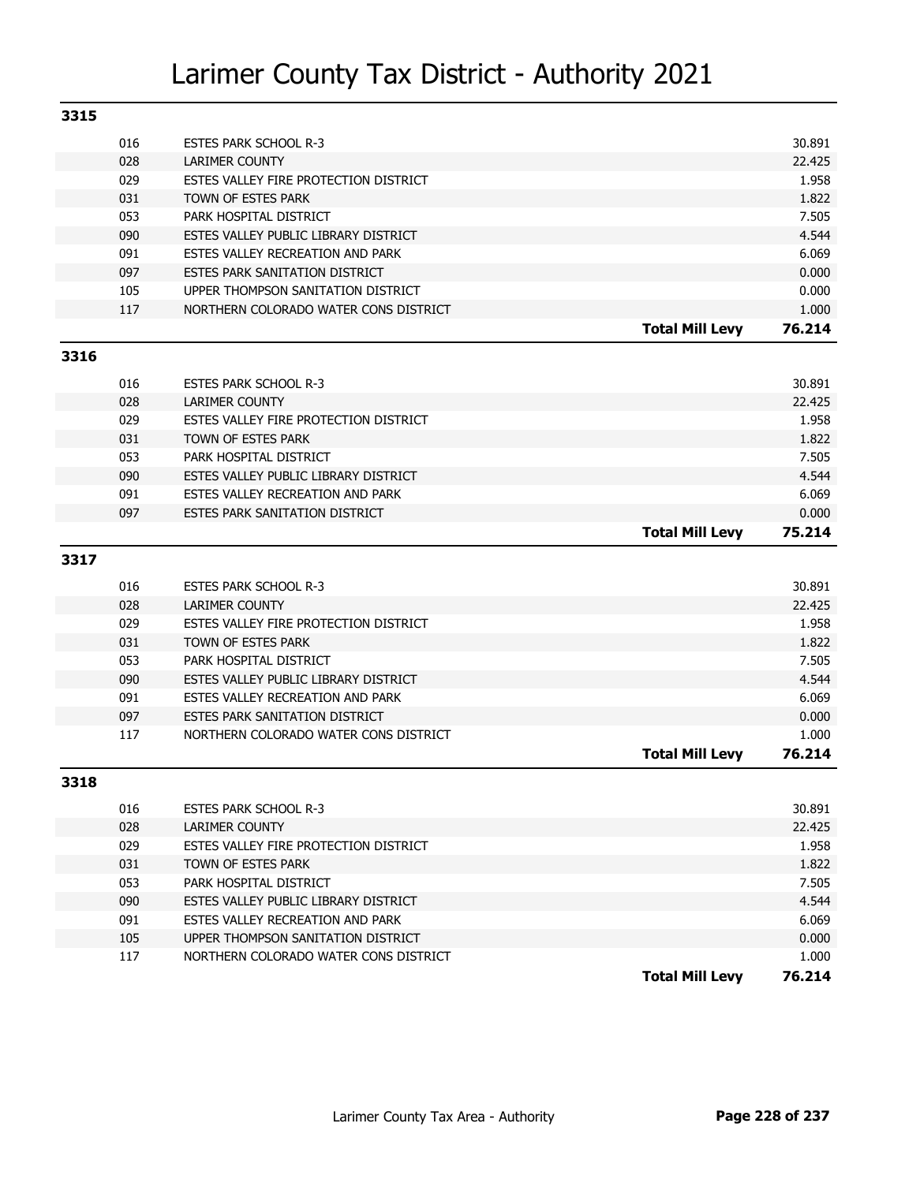# Larimer County Tax District - Authority 2021

## 3315

| | | | |
|---|---|---|---|
| 016 | ESTES PARK SCHOOL R-3 | | 30.891 |
| 028 | LARIMER COUNTY | | 22.425 |
| 029 | ESTES VALLEY FIRE PROTECTION DISTRICT | | 1.958 |
| 031 | TOWN OF ESTES PARK | | 1.822 |
| 053 | PARK HOSPITAL DISTRICT | | 7.505 |
| 090 | ESTES VALLEY PUBLIC LIBRARY DISTRICT | | 4.544 |
| 091 | ESTES VALLEY RECREATION AND PARK | | 6.069 |
| 097 | ESTES PARK SANITATION DISTRICT | | 0.000 |
| 105 | UPPER THOMPSON SANITATION DISTRICT | | 0.000 |
| 117 | NORTHERN COLORADO WATER CONS DISTRICT | | 1.000 |
| | | **Total Mill Levy** | **76.214** |

## 3316

| | | | |
|---|---|---|---|
| 016 | ESTES PARK SCHOOL R-3 | | 30.891 |
| 028 | LARIMER COUNTY | | 22.425 |
| 029 | ESTES VALLEY FIRE PROTECTION DISTRICT | | 1.958 |
| 031 | TOWN OF ESTES PARK | | 1.822 |
| 053 | PARK HOSPITAL DISTRICT | | 7.505 |
| 090 | ESTES VALLEY PUBLIC LIBRARY DISTRICT | | 4.544 |
| 091 | ESTES VALLEY RECREATION AND PARK | | 6.069 |
| 097 | ESTES PARK SANITATION DISTRICT | | 0.000 |
| | | **Total Mill Levy** | **75.214** |

## 3317

| | | | |
|---|---|---|---|
| 016 | ESTES PARK SCHOOL R-3 | | 30.891 |
| 028 | LARIMER COUNTY | | 22.425 |
| 029 | ESTES VALLEY FIRE PROTECTION DISTRICT | | 1.958 |
| 031 | TOWN OF ESTES PARK | | 1.822 |
| 053 | PARK HOSPITAL DISTRICT | | 7.505 |
| 090 | ESTES VALLEY PUBLIC LIBRARY DISTRICT | | 4.544 |
| 091 | ESTES VALLEY RECREATION AND PARK | | 6.069 |
| 097 | ESTES PARK SANITATION DISTRICT | | 0.000 |
| 117 | NORTHERN COLORADO WATER CONS DISTRICT | | 1.000 |
| | | **Total Mill Levy** | **76.214** |

## 3318

| | | | |
|---|---|---|---|
| 016 | ESTES PARK SCHOOL R-3 | | 30.891 |
| 028 | LARIMER COUNTY | | 22.425 |
| 029 | ESTES VALLEY FIRE PROTECTION DISTRICT | | 1.958 |
| 031 | TOWN OF ESTES PARK | | 1.822 |
| 053 | PARK HOSPITAL DISTRICT | | 7.505 |
| 090 | ESTES VALLEY PUBLIC LIBRARY DISTRICT | | 4.544 |
| 091 | ESTES VALLEY RECREATION AND PARK | | 6.069 |
| 105 | UPPER THOMPSON SANITATION DISTRICT | | 0.000 |
| 117 | NORTHERN COLORADO WATER CONS DISTRICT | | 1.000 |
| | | **Total Mill Levy** | **76.214** |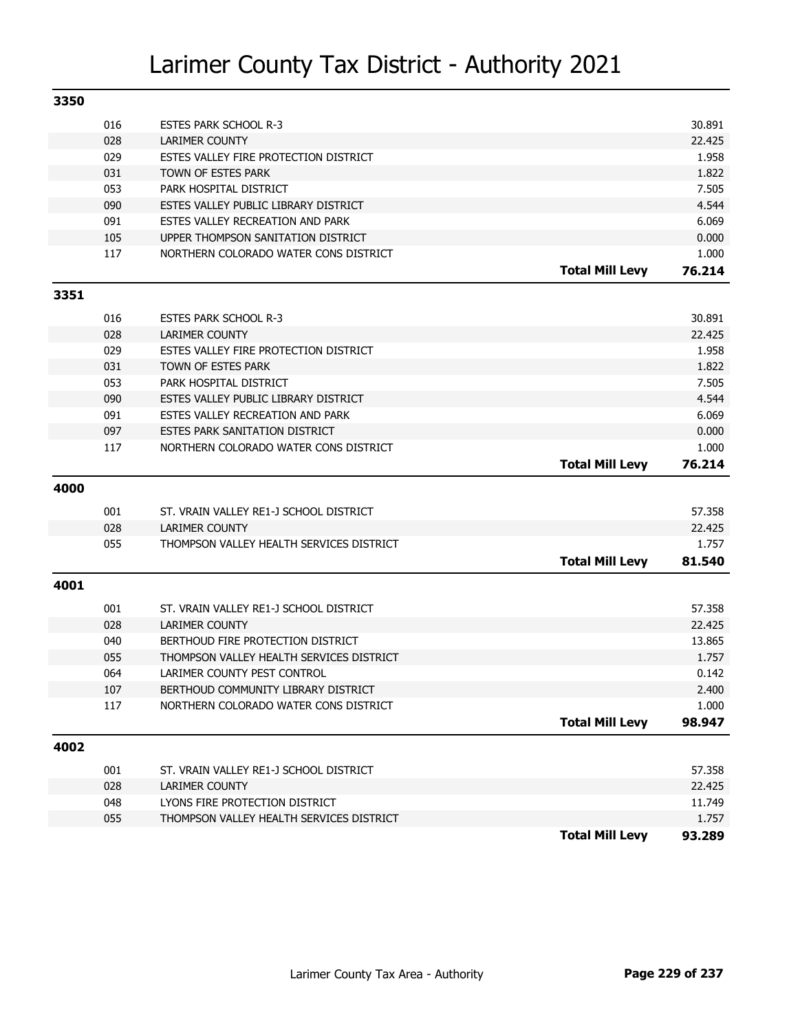# Larimer County Tax District - Authority 2021

## 3350

| Code | Authority | | Levy |
|---|---|---|---|
| 016 | ESTES PARK SCHOOL R-3 | | 30.891 |
| 028 | LARIMER COUNTY | | 22.425 |
| 029 | ESTES VALLEY FIRE PROTECTION DISTRICT | | 1.958 |
| 031 | TOWN OF ESTES PARK | | 1.822 |
| 053 | PARK HOSPITAL DISTRICT | | 7.505 |
| 090 | ESTES VALLEY PUBLIC LIBRARY DISTRICT | | 4.544 |
| 091 | ESTES VALLEY RECREATION AND PARK | | 6.069 |
| 105 | UPPER THOMPSON SANITATION DISTRICT | | 0.000 |
| 117 | NORTHERN COLORADO WATER CONS DISTRICT | | 1.000 |
| | | **Total Mill Levy** | **76.214** |

## 3351

| Code | Authority | | Levy |
|---|---|---|---|
| 016 | ESTES PARK SCHOOL R-3 | | 30.891 |
| 028 | LARIMER COUNTY | | 22.425 |
| 029 | ESTES VALLEY FIRE PROTECTION DISTRICT | | 1.958 |
| 031 | TOWN OF ESTES PARK | | 1.822 |
| 053 | PARK HOSPITAL DISTRICT | | 7.505 |
| 090 | ESTES VALLEY PUBLIC LIBRARY DISTRICT | | 4.544 |
| 091 | ESTES VALLEY RECREATION AND PARK | | 6.069 |
| 097 | ESTES PARK SANITATION DISTRICT | | 0.000 |
| 117 | NORTHERN COLORADO WATER CONS DISTRICT | | 1.000 |
| | | **Total Mill Levy** | **76.214** |

## 4000

| Code | Authority | | Levy |
|---|---|---|---|
| 001 | ST. VRAIN VALLEY RE1-J SCHOOL DISTRICT | | 57.358 |
| 028 | LARIMER COUNTY | | 22.425 |
| 055 | THOMPSON VALLEY HEALTH SERVICES DISTRICT | | 1.757 |
| | | **Total Mill Levy** | **81.540** |

## 4001

| Code | Authority | | Levy |
|---|---|---|---|
| 001 | ST. VRAIN VALLEY RE1-J SCHOOL DISTRICT | | 57.358 |
| 028 | LARIMER COUNTY | | 22.425 |
| 040 | BERTHOUD FIRE PROTECTION DISTRICT | | 13.865 |
| 055 | THOMPSON VALLEY HEALTH SERVICES DISTRICT | | 1.757 |
| 064 | LARIMER COUNTY PEST CONTROL | | 0.142 |
| 107 | BERTHOUD COMMUNITY LIBRARY DISTRICT | | 2.400 |
| 117 | NORTHERN COLORADO WATER CONS DISTRICT | | 1.000 |
| | | **Total Mill Levy** | **98.947** |

## 4002

| Code | Authority | | Levy |
|---|---|---|---|
| 001 | ST. VRAIN VALLEY RE1-J SCHOOL DISTRICT | | 57.358 |
| 028 | LARIMER COUNTY | | 22.425 |
| 048 | LYONS FIRE PROTECTION DISTRICT | | 11.749 |
| 055 | THOMPSON VALLEY HEALTH SERVICES DISTRICT | | 1.757 |
| | | **Total Mill Levy** | **93.289** |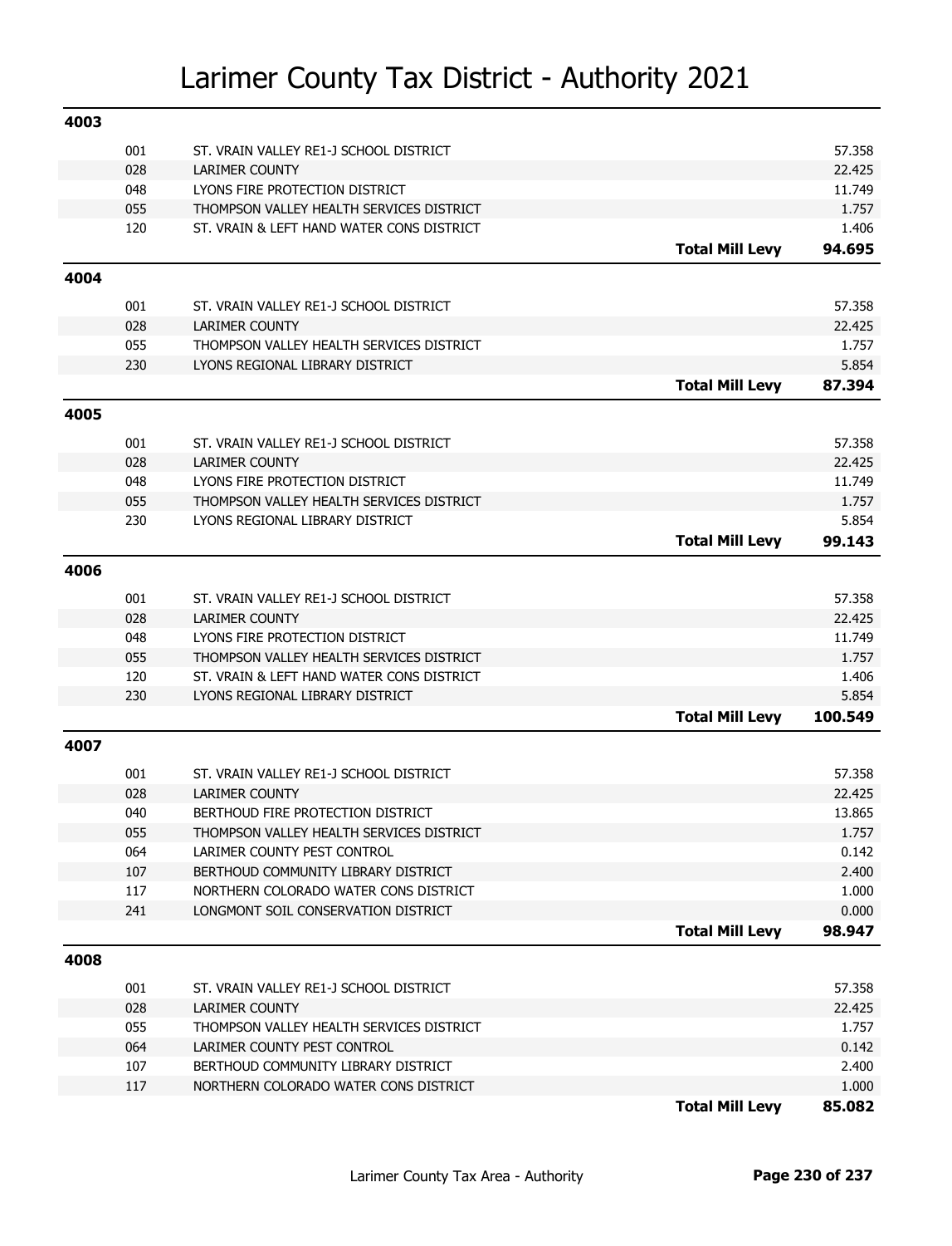# Larimer County Tax District - Authority 2021

## 4003

| Code | Authority | | Levy |
|---|---|---|---|
| 001 | ST. VRAIN VALLEY RE1-J SCHOOL DISTRICT | | 57.358 |
| 028 | LARIMER COUNTY | | 22.425 |
| 048 | LYONS FIRE PROTECTION DISTRICT | | 11.749 |
| 055 | THOMPSON VALLEY HEALTH SERVICES DISTRICT | | 1.757 |
| 120 | ST. VRAIN & LEFT HAND WATER CONS DISTRICT | | 1.406 |
| | | **Total Mill Levy** | **94.695** |

## 4004

| Code | Authority | | Levy |
|---|---|---|---|
| 001 | ST. VRAIN VALLEY RE1-J SCHOOL DISTRICT | | 57.358 |
| 028 | LARIMER COUNTY | | 22.425 |
| 055 | THOMPSON VALLEY HEALTH SERVICES DISTRICT | | 1.757 |
| 230 | LYONS REGIONAL LIBRARY DISTRICT | | 5.854 |
| | | **Total Mill Levy** | **87.394** |

## 4005

| Code | Authority | | Levy |
|---|---|---|---|
| 001 | ST. VRAIN VALLEY RE1-J SCHOOL DISTRICT | | 57.358 |
| 028 | LARIMER COUNTY | | 22.425 |
| 048 | LYONS FIRE PROTECTION DISTRICT | | 11.749 |
| 055 | THOMPSON VALLEY HEALTH SERVICES DISTRICT | | 1.757 |
| 230 | LYONS REGIONAL LIBRARY DISTRICT | | 5.854 |
| | | **Total Mill Levy** | **99.143** |

## 4006

| Code | Authority | | Levy |
|---|---|---|---|
| 001 | ST. VRAIN VALLEY RE1-J SCHOOL DISTRICT | | 57.358 |
| 028 | LARIMER COUNTY | | 22.425 |
| 048 | LYONS FIRE PROTECTION DISTRICT | | 11.749 |
| 055 | THOMPSON VALLEY HEALTH SERVICES DISTRICT | | 1.757 |
| 120 | ST. VRAIN & LEFT HAND WATER CONS DISTRICT | | 1.406 |
| 230 | LYONS REGIONAL LIBRARY DISTRICT | | 5.854 |
| | | **Total Mill Levy** | **100.549** |

## 4007

| Code | Authority | | Levy |
|---|---|---|---|
| 001 | ST. VRAIN VALLEY RE1-J SCHOOL DISTRICT | | 57.358 |
| 028 | LARIMER COUNTY | | 22.425 |
| 040 | BERTHOUD FIRE PROTECTION DISTRICT | | 13.865 |
| 055 | THOMPSON VALLEY HEALTH SERVICES DISTRICT | | 1.757 |
| 064 | LARIMER COUNTY PEST CONTROL | | 0.142 |
| 107 | BERTHOUD COMMUNITY LIBRARY DISTRICT | | 2.400 |
| 117 | NORTHERN COLORADO WATER CONS DISTRICT | | 1.000 |
| 241 | LONGMONT SOIL CONSERVATION DISTRICT | | 0.000 |
| | | **Total Mill Levy** | **98.947** |

## 4008

| Code | Authority | | Levy |
|---|---|---|---|
| 001 | ST. VRAIN VALLEY RE1-J SCHOOL DISTRICT | | 57.358 |
| 028 | LARIMER COUNTY | | 22.425 |
| 055 | THOMPSON VALLEY HEALTH SERVICES DISTRICT | | 1.757 |
| 064 | LARIMER COUNTY PEST CONTROL | | 0.142 |
| 107 | BERTHOUD COMMUNITY LIBRARY DISTRICT | | 2.400 |
| 117 | NORTHERN COLORADO WATER CONS DISTRICT | | 1.000 |
| | | **Total Mill Levy** | **85.082** |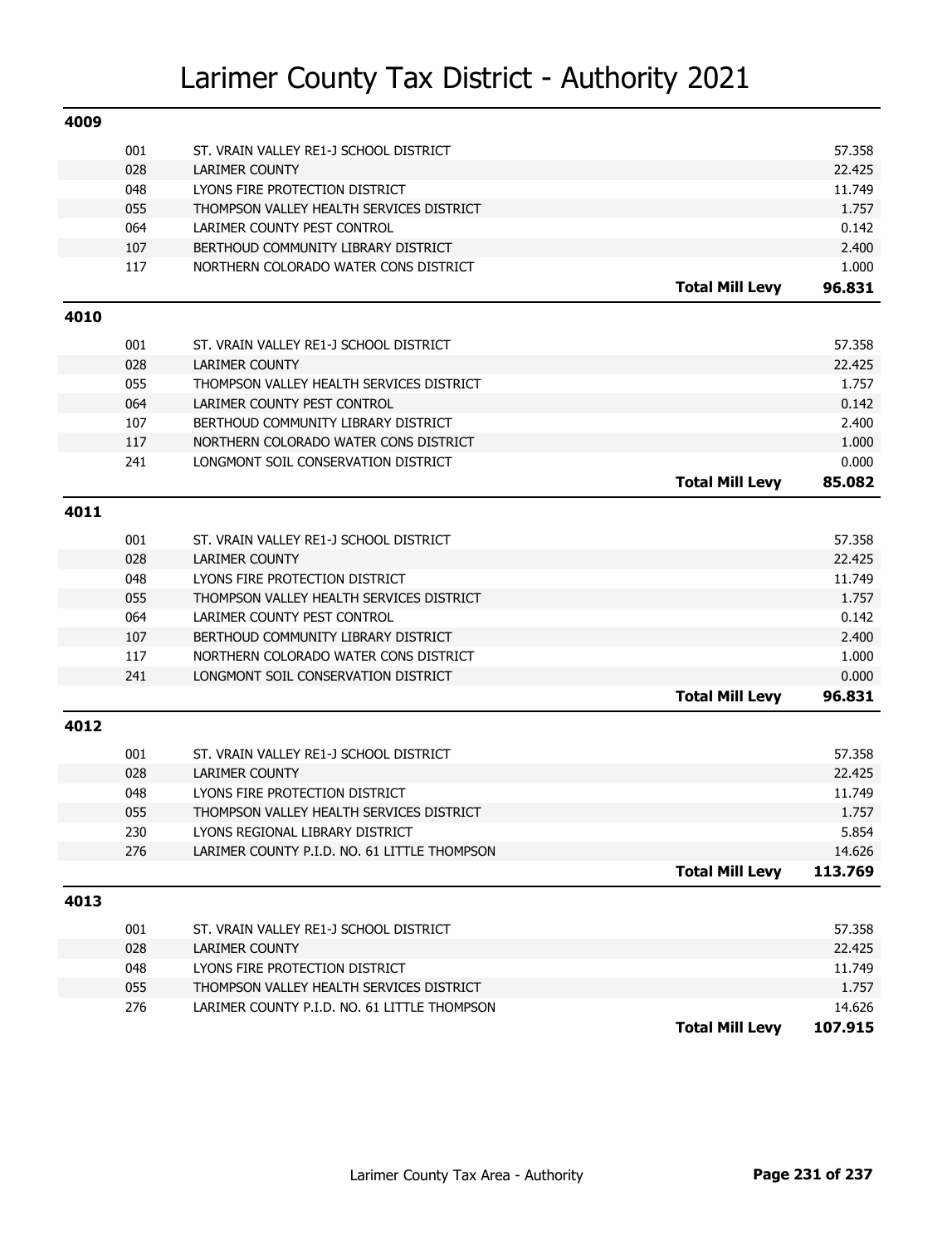# Larimer County Tax District - Authority 2021

## 4009

| Code | Authority | | Mill Levy |
|---|---|---|---|
| 001 | ST. VRAIN VALLEY RE1-J SCHOOL DISTRICT | | 57.358 |
| 028 | LARIMER COUNTY | | 22.425 |
| 048 | LYONS FIRE PROTECTION DISTRICT | | 11.749 |
| 055 | THOMPSON VALLEY HEALTH SERVICES DISTRICT | | 1.757 |
| 064 | LARIMER COUNTY PEST CONTROL | | 0.142 |
| 107 | BERTHOUD COMMUNITY LIBRARY DISTRICT | | 2.400 |
| 117 | NORTHERN COLORADO WATER CONS DISTRICT | | 1.000 |
| | | **Total Mill Levy** | **96.831** |

## 4010

| Code | Authority | | Mill Levy |
|---|---|---|---|
| 001 | ST. VRAIN VALLEY RE1-J SCHOOL DISTRICT | | 57.358 |
| 028 | LARIMER COUNTY | | 22.425 |
| 055 | THOMPSON VALLEY HEALTH SERVICES DISTRICT | | 1.757 |
| 064 | LARIMER COUNTY PEST CONTROL | | 0.142 |
| 107 | BERTHOUD COMMUNITY LIBRARY DISTRICT | | 2.400 |
| 117 | NORTHERN COLORADO WATER CONS DISTRICT | | 1.000 |
| 241 | LONGMONT SOIL CONSERVATION DISTRICT | | 0.000 |
| | | **Total Mill Levy** | **85.082** |

## 4011

| Code | Authority | | Mill Levy |
|---|---|---|---|
| 001 | ST. VRAIN VALLEY RE1-J SCHOOL DISTRICT | | 57.358 |
| 028 | LARIMER COUNTY | | 22.425 |
| 048 | LYONS FIRE PROTECTION DISTRICT | | 11.749 |
| 055 | THOMPSON VALLEY HEALTH SERVICES DISTRICT | | 1.757 |
| 064 | LARIMER COUNTY PEST CONTROL | | 0.142 |
| 107 | BERTHOUD COMMUNITY LIBRARY DISTRICT | | 2.400 |
| 117 | NORTHERN COLORADO WATER CONS DISTRICT | | 1.000 |
| 241 | LONGMONT SOIL CONSERVATION DISTRICT | | 0.000 |
| | | **Total Mill Levy** | **96.831** |

## 4012

| Code | Authority | | Mill Levy |
|---|---|---|---|
| 001 | ST. VRAIN VALLEY RE1-J SCHOOL DISTRICT | | 57.358 |
| 028 | LARIMER COUNTY | | 22.425 |
| 048 | LYONS FIRE PROTECTION DISTRICT | | 11.749 |
| 055 | THOMPSON VALLEY HEALTH SERVICES DISTRICT | | 1.757 |
| 230 | LYONS REGIONAL LIBRARY DISTRICT | | 5.854 |
| 276 | LARIMER COUNTY P.I.D. NO. 61 LITTLE THOMPSON | | 14.626 |
| | | **Total Mill Levy** | **113.769** |

## 4013

| Code | Authority | | Mill Levy |
|---|---|---|---|
| 001 | ST. VRAIN VALLEY RE1-J SCHOOL DISTRICT | | 57.358 |
| 028 | LARIMER COUNTY | | 22.425 |
| 048 | LYONS FIRE PROTECTION DISTRICT | | 11.749 |
| 055 | THOMPSON VALLEY HEALTH SERVICES DISTRICT | | 1.757 |
| 276 | LARIMER COUNTY P.I.D. NO. 61 LITTLE THOMPSON | | 14.626 |
| | | **Total Mill Levy** | **107.915** |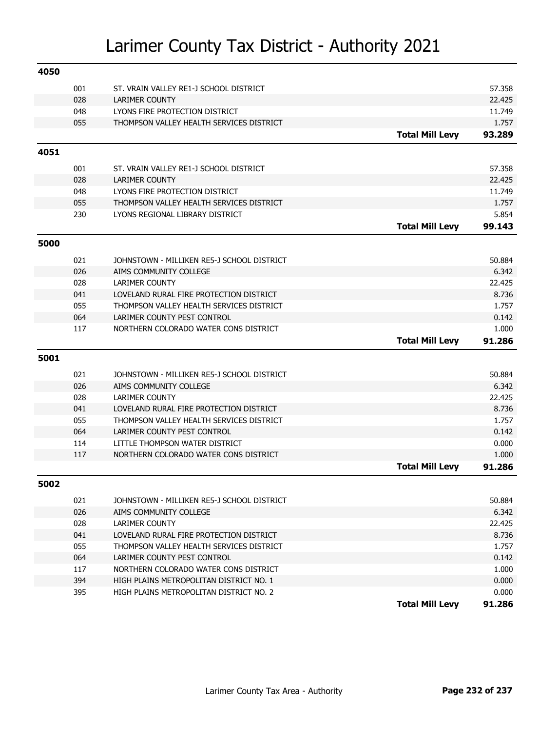# Larimer County Tax District - Authority 2021

## 4050

| Code | Authority | | Levy |
|---|---|---|---|
| 001 | ST. VRAIN VALLEY RE1-J SCHOOL DISTRICT | | 57.358 |
| 028 | LARIMER COUNTY | | 22.425 |
| 048 | LYONS FIRE PROTECTION DISTRICT | | 11.749 |
| 055 | THOMPSON VALLEY HEALTH SERVICES DISTRICT | | 1.757 |
| | | **Total Mill Levy** | **93.289** |

## 4051

| Code | Authority | | Levy |
|---|---|---|---|
| 001 | ST. VRAIN VALLEY RE1-J SCHOOL DISTRICT | | 57.358 |
| 028 | LARIMER COUNTY | | 22.425 |
| 048 | LYONS FIRE PROTECTION DISTRICT | | 11.749 |
| 055 | THOMPSON VALLEY HEALTH SERVICES DISTRICT | | 1.757 |
| 230 | LYONS REGIONAL LIBRARY DISTRICT | | 5.854 |
| | | **Total Mill Levy** | **99.143** |

## 5000

| Code | Authority | | Levy |
|---|---|---|---|
| 021 | JOHNSTOWN - MILLIKEN RE5-J SCHOOL DISTRICT | | 50.884 |
| 026 | AIMS COMMUNITY COLLEGE | | 6.342 |
| 028 | LARIMER COUNTY | | 22.425 |
| 041 | LOVELAND RURAL FIRE PROTECTION DISTRICT | | 8.736 |
| 055 | THOMPSON VALLEY HEALTH SERVICES DISTRICT | | 1.757 |
| 064 | LARIMER COUNTY PEST CONTROL | | 0.142 |
| 117 | NORTHERN COLORADO WATER CONS DISTRICT | | 1.000 |
| | | **Total Mill Levy** | **91.286** |

## 5001

| Code | Authority | | Levy |
|---|---|---|---|
| 021 | JOHNSTOWN - MILLIKEN RE5-J SCHOOL DISTRICT | | 50.884 |
| 026 | AIMS COMMUNITY COLLEGE | | 6.342 |
| 028 | LARIMER COUNTY | | 22.425 |
| 041 | LOVELAND RURAL FIRE PROTECTION DISTRICT | | 8.736 |
| 055 | THOMPSON VALLEY HEALTH SERVICES DISTRICT | | 1.757 |
| 064 | LARIMER COUNTY PEST CONTROL | | 0.142 |
| 114 | LITTLE THOMPSON WATER DISTRICT | | 0.000 |
| 117 | NORTHERN COLORADO WATER CONS DISTRICT | | 1.000 |
| | | **Total Mill Levy** | **91.286** |

## 5002

| Code | Authority | | Levy |
|---|---|---|---|
| 021 | JOHNSTOWN - MILLIKEN RE5-J SCHOOL DISTRICT | | 50.884 |
| 026 | AIMS COMMUNITY COLLEGE | | 6.342 |
| 028 | LARIMER COUNTY | | 22.425 |
| 041 | LOVELAND RURAL FIRE PROTECTION DISTRICT | | 8.736 |
| 055 | THOMPSON VALLEY HEALTH SERVICES DISTRICT | | 1.757 |
| 064 | LARIMER COUNTY PEST CONTROL | | 0.142 |
| 117 | NORTHERN COLORADO WATER CONS DISTRICT | | 1.000 |
| 394 | HIGH PLAINS METROPOLITAN DISTRICT NO. 1 | | 0.000 |
| 395 | HIGH PLAINS METROPOLITAN DISTRICT NO. 2 | | 0.000 |
| | | **Total Mill Levy** | **91.286** |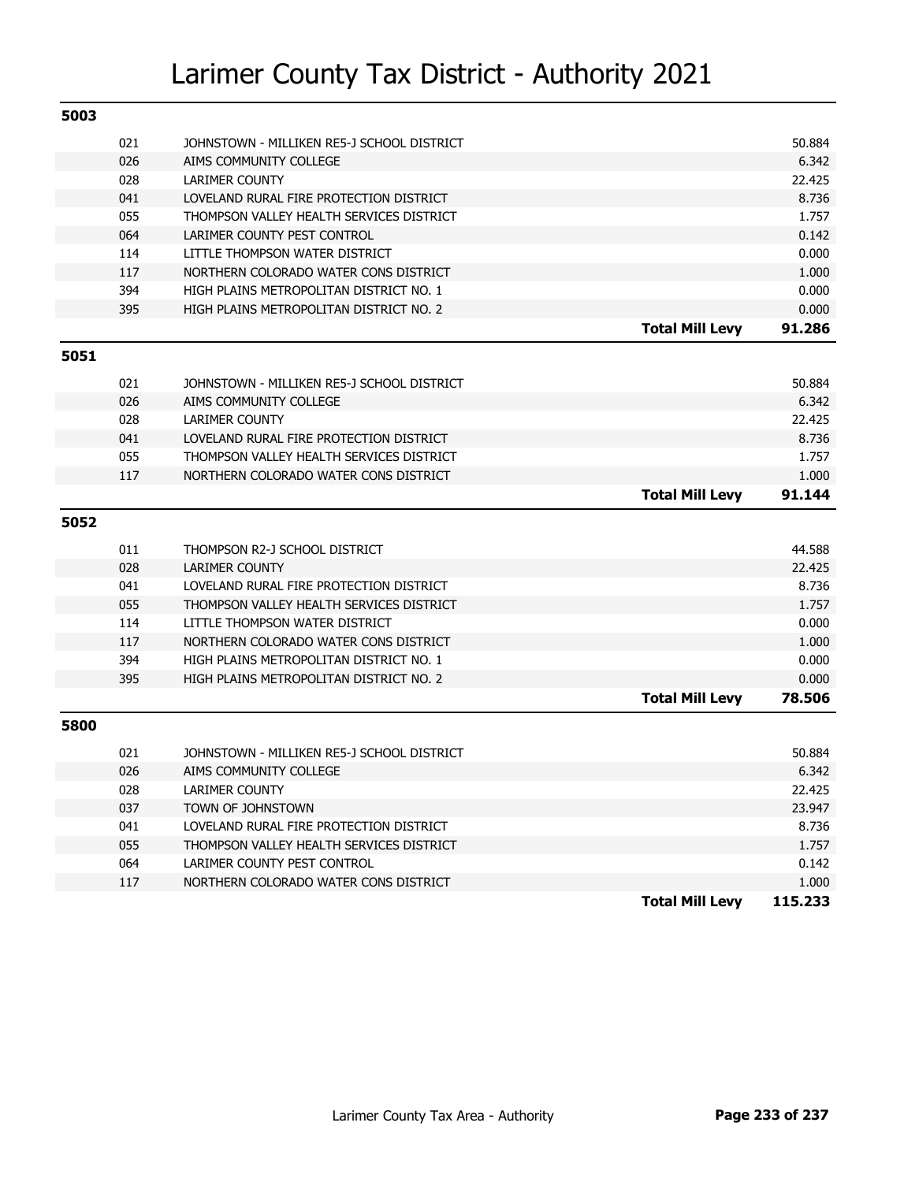# Larimer County Tax District - Authority 2021

## 5003

| | | | |
|---|---|---|---|
| 021 | JOHNSTOWN - MILLIKEN RE5-J SCHOOL DISTRICT | | 50.884 |
| 026 | AIMS COMMUNITY COLLEGE | | 6.342 |
| 028 | LARIMER COUNTY | | 22.425 |
| 041 | LOVELAND RURAL FIRE PROTECTION DISTRICT | | 8.736 |
| 055 | THOMPSON VALLEY HEALTH SERVICES DISTRICT | | 1.757 |
| 064 | LARIMER COUNTY PEST CONTROL | | 0.142 |
| 114 | LITTLE THOMPSON WATER DISTRICT | | 0.000 |
| 117 | NORTHERN COLORADO WATER CONS DISTRICT | | 1.000 |
| 394 | HIGH PLAINS METROPOLITAN DISTRICT NO. 1 | | 0.000 |
| 395 | HIGH PLAINS METROPOLITAN DISTRICT NO. 2 | | 0.000 |
| | | **Total Mill Levy** | **91.286** |

## 5051

| | | | |
|---|---|---|---|
| 021 | JOHNSTOWN - MILLIKEN RE5-J SCHOOL DISTRICT | | 50.884 |
| 026 | AIMS COMMUNITY COLLEGE | | 6.342 |
| 028 | LARIMER COUNTY | | 22.425 |
| 041 | LOVELAND RURAL FIRE PROTECTION DISTRICT | | 8.736 |
| 055 | THOMPSON VALLEY HEALTH SERVICES DISTRICT | | 1.757 |
| 117 | NORTHERN COLORADO WATER CONS DISTRICT | | 1.000 |
| | | **Total Mill Levy** | **91.144** |

## 5052

| | | | |
|---|---|---|---|
| 011 | THOMPSON R2-J SCHOOL DISTRICT | | 44.588 |
| 028 | LARIMER COUNTY | | 22.425 |
| 041 | LOVELAND RURAL FIRE PROTECTION DISTRICT | | 8.736 |
| 055 | THOMPSON VALLEY HEALTH SERVICES DISTRICT | | 1.757 |
| 114 | LITTLE THOMPSON WATER DISTRICT | | 0.000 |
| 117 | NORTHERN COLORADO WATER CONS DISTRICT | | 1.000 |
| 394 | HIGH PLAINS METROPOLITAN DISTRICT NO. 1 | | 0.000 |
| 395 | HIGH PLAINS METROPOLITAN DISTRICT NO. 2 | | 0.000 |
| | | **Total Mill Levy** | **78.506** |

## 5800

| | | | |
|---|---|---|---|
| 021 | JOHNSTOWN - MILLIKEN RE5-J SCHOOL DISTRICT | | 50.884 |
| 026 | AIMS COMMUNITY COLLEGE | | 6.342 |
| 028 | LARIMER COUNTY | | 22.425 |
| 037 | TOWN OF JOHNSTOWN | | 23.947 |
| 041 | LOVELAND RURAL FIRE PROTECTION DISTRICT | | 8.736 |
| 055 | THOMPSON VALLEY HEALTH SERVICES DISTRICT | | 1.757 |
| 064 | LARIMER COUNTY PEST CONTROL | | 0.142 |
| 117 | NORTHERN COLORADO WATER CONS DISTRICT | | 1.000 |
| | | **Total Mill Levy** | **115.233** |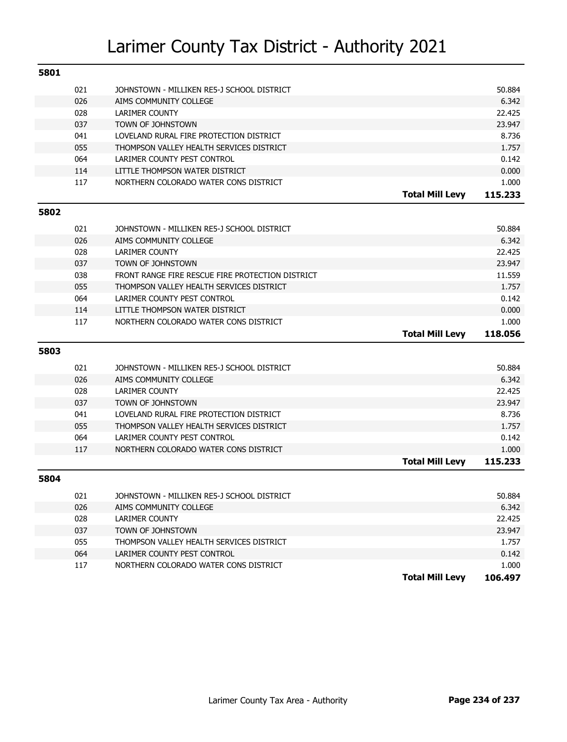# Larimer County Tax District - Authority 2021

## 5801

| Code | Authority | | Levy |
|---|---|---|---|
| 021 | JOHNSTOWN - MILLIKEN RE5-J SCHOOL DISTRICT | | 50.884 |
| 026 | AIMS COMMUNITY COLLEGE | | 6.342 |
| 028 | LARIMER COUNTY | | 22.425 |
| 037 | TOWN OF JOHNSTOWN | | 23.947 |
| 041 | LOVELAND RURAL FIRE PROTECTION DISTRICT | | 8.736 |
| 055 | THOMPSON VALLEY HEALTH SERVICES DISTRICT | | 1.757 |
| 064 | LARIMER COUNTY PEST CONTROL | | 0.142 |
| 114 | LITTLE THOMPSON WATER DISTRICT | | 0.000 |
| 117 | NORTHERN COLORADO WATER CONS DISTRICT | | 1.000 |
| | | **Total Mill Levy** | **115.233** |

## 5802

| Code | Authority | | Levy |
|---|---|---|---|
| 021 | JOHNSTOWN - MILLIKEN RE5-J SCHOOL DISTRICT | | 50.884 |
| 026 | AIMS COMMUNITY COLLEGE | | 6.342 |
| 028 | LARIMER COUNTY | | 22.425 |
| 037 | TOWN OF JOHNSTOWN | | 23.947 |
| 038 | FRONT RANGE FIRE RESCUE FIRE PROTECTION DISTRICT | | 11.559 |
| 055 | THOMPSON VALLEY HEALTH SERVICES DISTRICT | | 1.757 |
| 064 | LARIMER COUNTY PEST CONTROL | | 0.142 |
| 114 | LITTLE THOMPSON WATER DISTRICT | | 0.000 |
| 117 | NORTHERN COLORADO WATER CONS DISTRICT | | 1.000 |
| | | **Total Mill Levy** | **118.056** |

## 5803

| Code | Authority | | Levy |
|---|---|---|---|
| 021 | JOHNSTOWN - MILLIKEN RE5-J SCHOOL DISTRICT | | 50.884 |
| 026 | AIMS COMMUNITY COLLEGE | | 6.342 |
| 028 | LARIMER COUNTY | | 22.425 |
| 037 | TOWN OF JOHNSTOWN | | 23.947 |
| 041 | LOVELAND RURAL FIRE PROTECTION DISTRICT | | 8.736 |
| 055 | THOMPSON VALLEY HEALTH SERVICES DISTRICT | | 1.757 |
| 064 | LARIMER COUNTY PEST CONTROL | | 0.142 |
| 117 | NORTHERN COLORADO WATER CONS DISTRICT | | 1.000 |
| | | **Total Mill Levy** | **115.233** |

## 5804

| Code | Authority | | Levy |
|---|---|---|---|
| 021 | JOHNSTOWN - MILLIKEN RE5-J SCHOOL DISTRICT | | 50.884 |
| 026 | AIMS COMMUNITY COLLEGE | | 6.342 |
| 028 | LARIMER COUNTY | | 22.425 |
| 037 | TOWN OF JOHNSTOWN | | 23.947 |
| 055 | THOMPSON VALLEY HEALTH SERVICES DISTRICT | | 1.757 |
| 064 | LARIMER COUNTY PEST CONTROL | | 0.142 |
| 117 | NORTHERN COLORADO WATER CONS DISTRICT | | 1.000 |
| | | **Total Mill Levy** | **106.497** |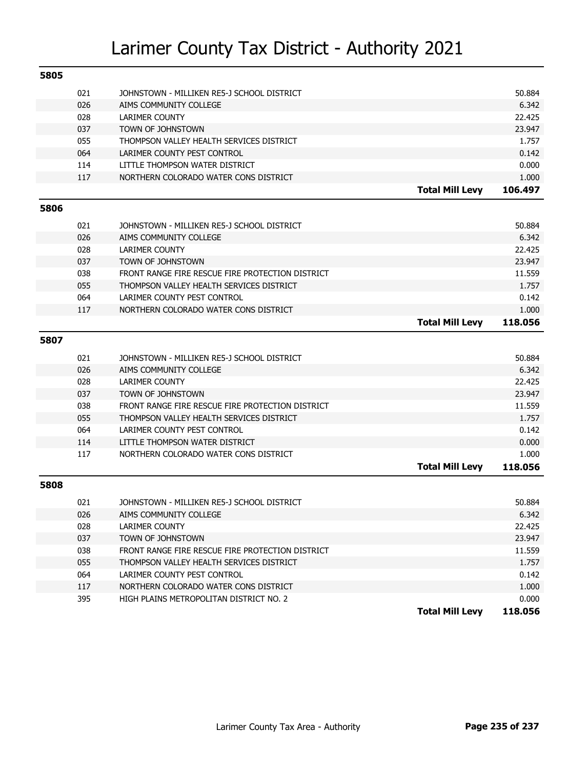# Larimer County Tax District - Authority 2021

**5805**

| | | | |
|---|---|---|---|
| 021 | JOHNSTOWN - MILLIKEN RE5-J SCHOOL DISTRICT | | 50.884 |
| 026 | AIMS COMMUNITY COLLEGE | | 6.342 |
| 028 | LARIMER COUNTY | | 22.425 |
| 037 | TOWN OF JOHNSTOWN | | 23.947 |
| 055 | THOMPSON VALLEY HEALTH SERVICES DISTRICT | | 1.757 |
| 064 | LARIMER COUNTY PEST CONTROL | | 0.142 |
| 114 | LITTLE THOMPSON WATER DISTRICT | | 0.000 |
| 117 | NORTHERN COLORADO WATER CONS DISTRICT | | 1.000 |
| | | **Total Mill Levy** | **106.497** |

**5806**

| | | | |
|---|---|---|---|
| 021 | JOHNSTOWN - MILLIKEN RE5-J SCHOOL DISTRICT | | 50.884 |
| 026 | AIMS COMMUNITY COLLEGE | | 6.342 |
| 028 | LARIMER COUNTY | | 22.425 |
| 037 | TOWN OF JOHNSTOWN | | 23.947 |
| 038 | FRONT RANGE FIRE RESCUE FIRE PROTECTION DISTRICT | | 11.559 |
| 055 | THOMPSON VALLEY HEALTH SERVICES DISTRICT | | 1.757 |
| 064 | LARIMER COUNTY PEST CONTROL | | 0.142 |
| 117 | NORTHERN COLORADO WATER CONS DISTRICT | | 1.000 |
| | | **Total Mill Levy** | **118.056** |

**5807**

| | | | |
|---|---|---|---|
| 021 | JOHNSTOWN - MILLIKEN RE5-J SCHOOL DISTRICT | | 50.884 |
| 026 | AIMS COMMUNITY COLLEGE | | 6.342 |
| 028 | LARIMER COUNTY | | 22.425 |
| 037 | TOWN OF JOHNSTOWN | | 23.947 |
| 038 | FRONT RANGE FIRE RESCUE FIRE PROTECTION DISTRICT | | 11.559 |
| 055 | THOMPSON VALLEY HEALTH SERVICES DISTRICT | | 1.757 |
| 064 | LARIMER COUNTY PEST CONTROL | | 0.142 |
| 114 | LITTLE THOMPSON WATER DISTRICT | | 0.000 |
| 117 | NORTHERN COLORADO WATER CONS DISTRICT | | 1.000 |
| | | **Total Mill Levy** | **118.056** |

**5808**

| | | | |
|---|---|---|---|
| 021 | JOHNSTOWN - MILLIKEN RE5-J SCHOOL DISTRICT | | 50.884 |
| 026 | AIMS COMMUNITY COLLEGE | | 6.342 |
| 028 | LARIMER COUNTY | | 22.425 |
| 037 | TOWN OF JOHNSTOWN | | 23.947 |
| 038 | FRONT RANGE FIRE RESCUE FIRE PROTECTION DISTRICT | | 11.559 |
| 055 | THOMPSON VALLEY HEALTH SERVICES DISTRICT | | 1.757 |
| 064 | LARIMER COUNTY PEST CONTROL | | 0.142 |
| 117 | NORTHERN COLORADO WATER CONS DISTRICT | | 1.000 |
| 395 | HIGH PLAINS METROPOLITAN DISTRICT NO. 2 | | 0.000 |
| | | **Total Mill Levy** | **118.056** |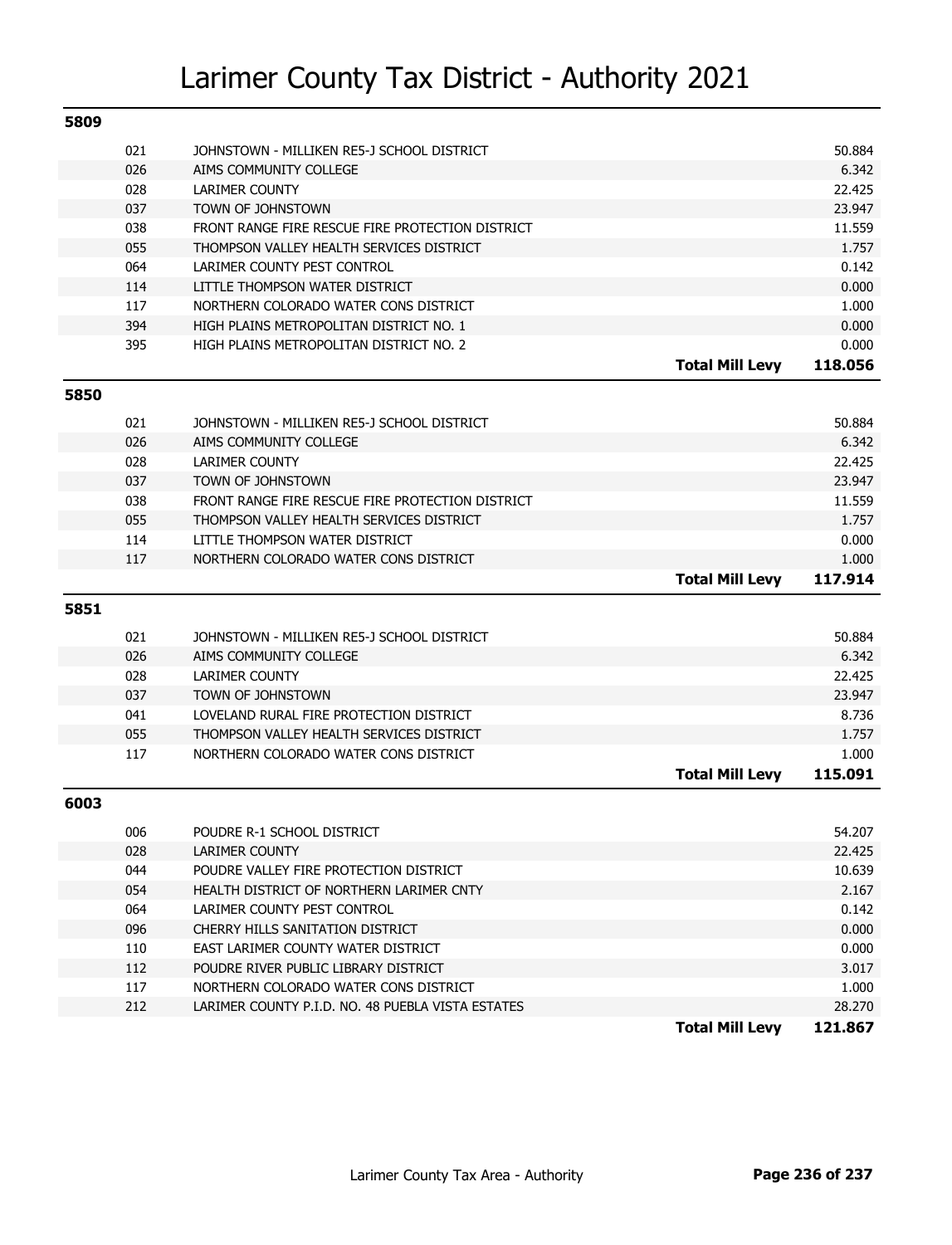# Larimer County Tax District - Authority 2021

## 5809

| Code | Authority | | Mill Levy |
|---|---|---|---|
| 021 | JOHNSTOWN - MILLIKEN RE5-J SCHOOL DISTRICT | | 50.884 |
| 026 | AIMS COMMUNITY COLLEGE | | 6.342 |
| 028 | LARIMER COUNTY | | 22.425 |
| 037 | TOWN OF JOHNSTOWN | | 23.947 |
| 038 | FRONT RANGE FIRE RESCUE FIRE PROTECTION DISTRICT | | 11.559 |
| 055 | THOMPSON VALLEY HEALTH SERVICES DISTRICT | | 1.757 |
| 064 | LARIMER COUNTY PEST CONTROL | | 0.142 |
| 114 | LITTLE THOMPSON WATER DISTRICT | | 0.000 |
| 117 | NORTHERN COLORADO WATER CONS DISTRICT | | 1.000 |
| 394 | HIGH PLAINS METROPOLITAN DISTRICT NO. 1 | | 0.000 |
| 395 | HIGH PLAINS METROPOLITAN DISTRICT NO. 2 | | 0.000 |
| | | **Total Mill Levy** | **118.056** |

## 5850

| Code | Authority | | Mill Levy |
|---|---|---|---|
| 021 | JOHNSTOWN - MILLIKEN RE5-J SCHOOL DISTRICT | | 50.884 |
| 026 | AIMS COMMUNITY COLLEGE | | 6.342 |
| 028 | LARIMER COUNTY | | 22.425 |
| 037 | TOWN OF JOHNSTOWN | | 23.947 |
| 038 | FRONT RANGE FIRE RESCUE FIRE PROTECTION DISTRICT | | 11.559 |
| 055 | THOMPSON VALLEY HEALTH SERVICES DISTRICT | | 1.757 |
| 114 | LITTLE THOMPSON WATER DISTRICT | | 0.000 |
| 117 | NORTHERN COLORADO WATER CONS DISTRICT | | 1.000 |
| | | **Total Mill Levy** | **117.914** |

## 5851

| Code | Authority | | Mill Levy |
|---|---|---|---|
| 021 | JOHNSTOWN - MILLIKEN RE5-J SCHOOL DISTRICT | | 50.884 |
| 026 | AIMS COMMUNITY COLLEGE | | 6.342 |
| 028 | LARIMER COUNTY | | 22.425 |
| 037 | TOWN OF JOHNSTOWN | | 23.947 |
| 041 | LOVELAND RURAL FIRE PROTECTION DISTRICT | | 8.736 |
| 055 | THOMPSON VALLEY HEALTH SERVICES DISTRICT | | 1.757 |
| 117 | NORTHERN COLORADO WATER CONS DISTRICT | | 1.000 |
| | | **Total Mill Levy** | **115.091** |

## 6003

| Code | Authority | | Mill Levy |
|---|---|---|---|
| 006 | POUDRE R-1 SCHOOL DISTRICT | | 54.207 |
| 028 | LARIMER COUNTY | | 22.425 |
| 044 | POUDRE VALLEY FIRE PROTECTION DISTRICT | | 10.639 |
| 054 | HEALTH DISTRICT OF NORTHERN LARIMER CNTY | | 2.167 |
| 064 | LARIMER COUNTY PEST CONTROL | | 0.142 |
| 096 | CHERRY HILLS SANITATION DISTRICT | | 0.000 |
| 110 | EAST LARIMER COUNTY WATER DISTRICT | | 0.000 |
| 112 | POUDRE RIVER PUBLIC LIBRARY DISTRICT | | 3.017 |
| 117 | NORTHERN COLORADO WATER CONS DISTRICT | | 1.000 |
| 212 | LARIMER COUNTY P.I.D. NO. 48 PUEBLA VISTA ESTATES | | 28.270 |
| | | **Total Mill Levy** | **121.867** |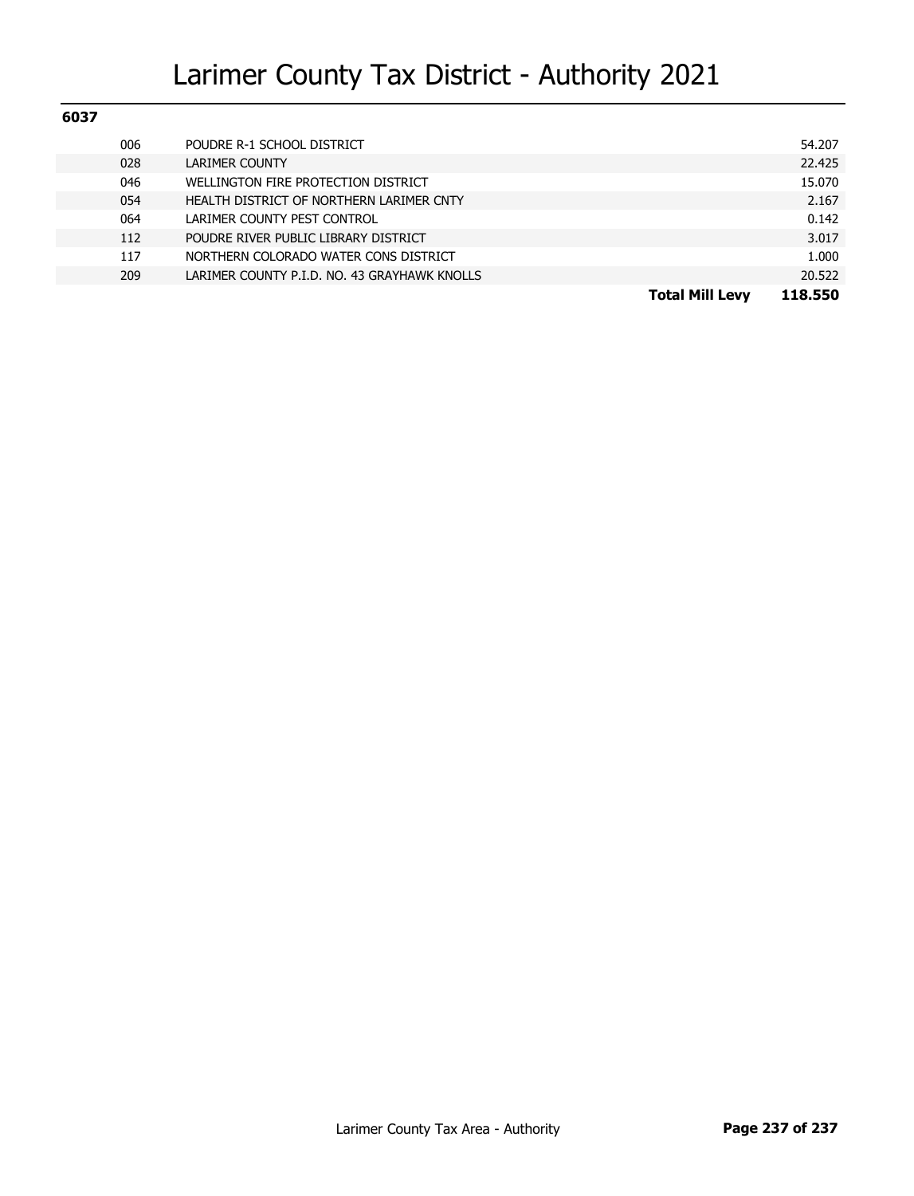# Larimer County Tax District - Authority 2021

**6037**

| | | | |
|---|---|---|---|
| 006 | POUDRE R-1 SCHOOL DISTRICT | | 54.207 |
| 028 | LARIMER COUNTY | | 22.425 |
| 046 | WELLINGTON FIRE PROTECTION DISTRICT | | 15.070 |
| 054 | HEALTH DISTRICT OF NORTHERN LARIMER CNTY | | 2.167 |
| 064 | LARIMER COUNTY PEST CONTROL | | 0.142 |
| 112 | POUDRE RIVER PUBLIC LIBRARY DISTRICT | | 3.017 |
| 117 | NORTHERN COLORADO WATER CONS DISTRICT | | 1.000 |
| 209 | LARIMER COUNTY P.I.D. NO. 43 GRAYHAWK KNOLLS | | 20.522 |
| | | **Total Mill Levy** | **118.550** |